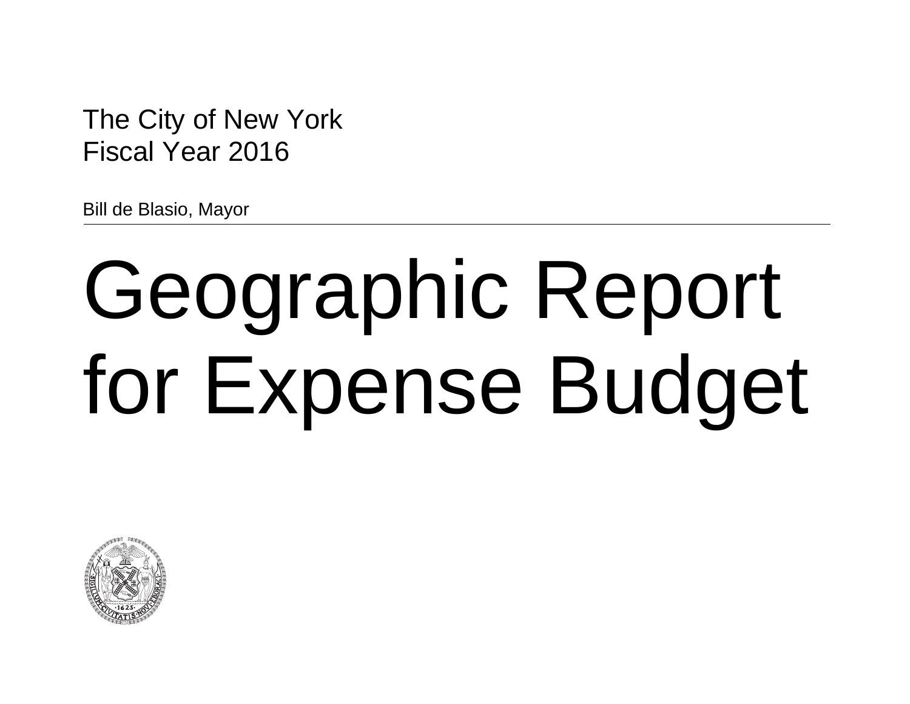The City of New York
Fiscal Year 2016

Bill de Blasio, Mayor

# Geographic Report for Expense Budget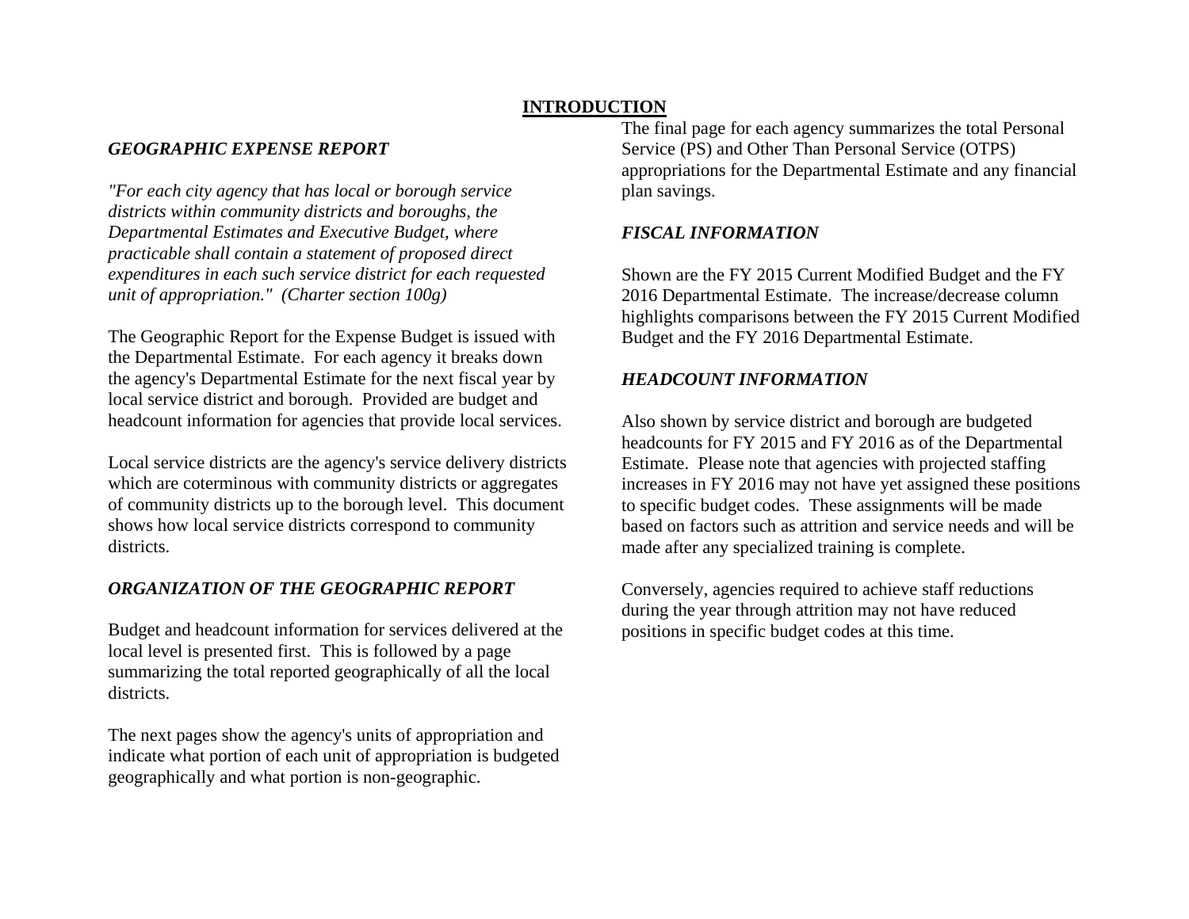# INTRODUCTION

### *GEOGRAPHIC EXPENSE REPORT*

*"For each city agency that has local or borough service districts within community districts and boroughs, the Departmental Estimates and Executive Budget, where practicable shall contain a statement of proposed direct expenditures in each such service district for each requested unit of appropriation." (Charter section 100g)*

The Geographic Report for the Expense Budget is issued with the Departmental Estimate. For each agency it breaks down the agency's Departmental Estimate for the next fiscal year by local service district and borough. Provided are budget and headcount information for agencies that provide local services.

Local service districts are the agency's service delivery districts which are coterminous with community districts or aggregates of community districts up to the borough level. This document shows how local service districts correspond to community districts.

### *ORGANIZATION OF THE GEOGRAPHIC REPORT*

Budget and headcount information for services delivered at the local level is presented first. This is followed by a page summarizing the total reported geographically of all the local districts.

The next pages show the agency's units of appropriation and indicate what portion of each unit of appropriation is budgeted geographically and what portion is non-geographic.

The final page for each agency summarizes the total Personal Service (PS) and Other Than Personal Service (OTPS) appropriations for the Departmental Estimate and any financial plan savings.

### *FISCAL INFORMATION*

Shown are the FY 2015 Current Modified Budget and the FY 2016 Departmental Estimate. The increase/decrease column highlights comparisons between the FY 2015 Current Modified Budget and the FY 2016 Departmental Estimate.

### *HEADCOUNT INFORMATION*

Also shown by service district and borough are budgeted headcounts for FY 2015 and FY 2016 as of the Departmental Estimate. Please note that agencies with projected staffing increases in FY 2016 may not have yet assigned these positions to specific budget codes. These assignments will be made based on factors such as attrition and service needs and will be made after any specialized training is complete.

Conversely, agencies required to achieve staff reductions during the year through attrition may not have reduced positions in specific budget codes at this time.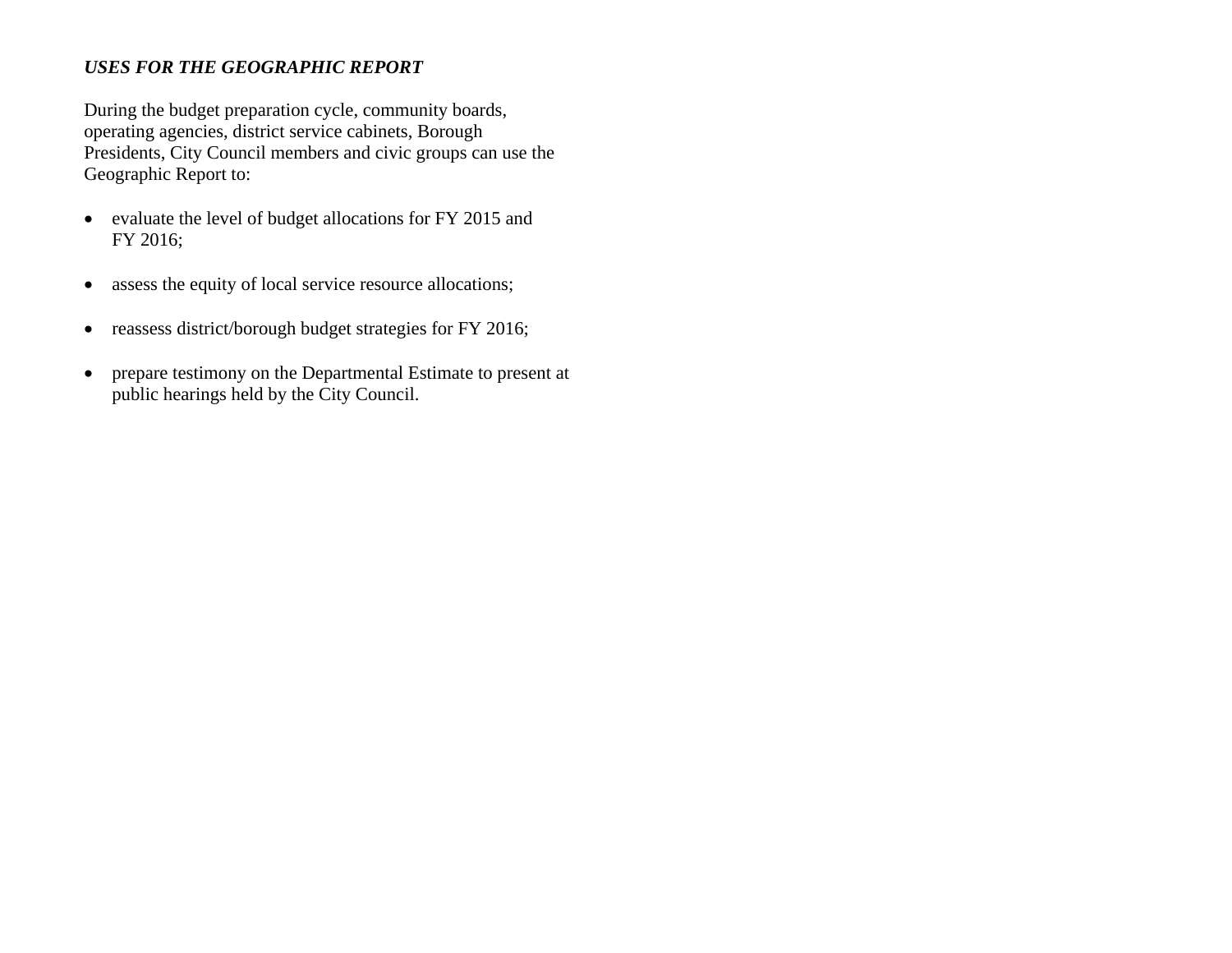***USES FOR THE GEOGRAPHIC REPORT***

During the budget preparation cycle, community boards, operating agencies, district service cabinets, Borough Presidents, City Council members and civic groups can use the Geographic Report to:

- evaluate the level of budget allocations for FY 2015 and FY 2016;
- assess the equity of local service resource allocations;
- reassess district/borough budget strategies for FY 2016;
- prepare testimony on the Departmental Estimate to present at public hearings held by the City Council.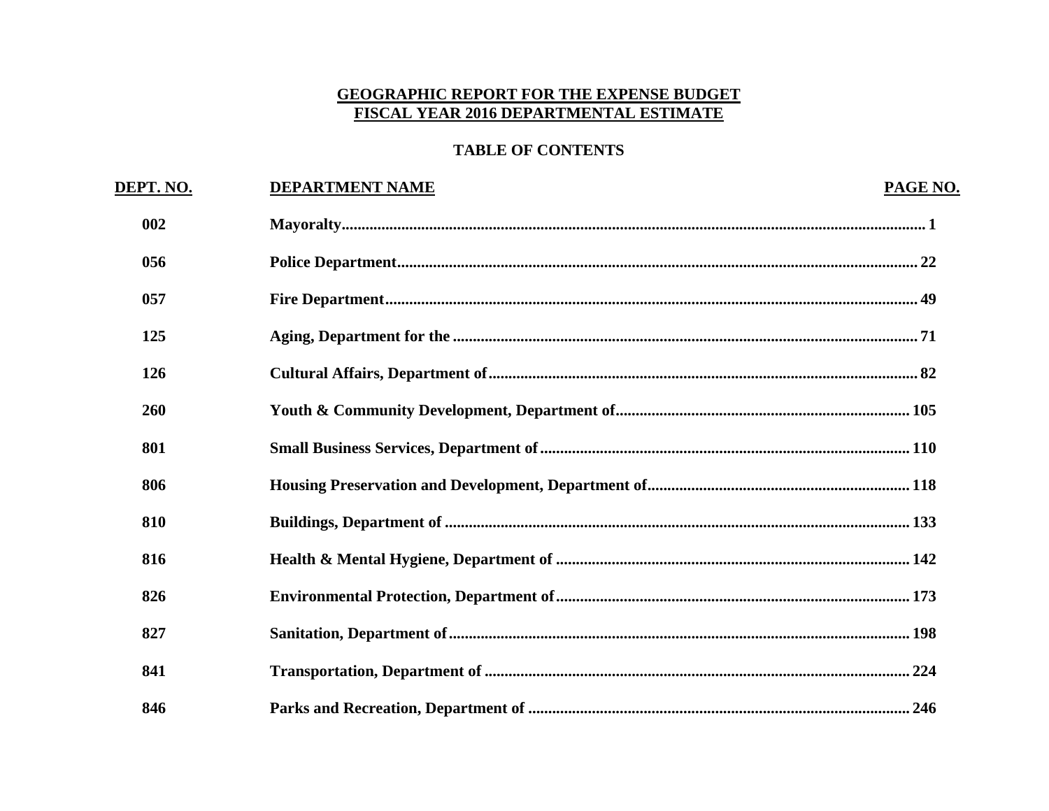# GEOGRAPHIC REPORT FOR THE EXPENSE BUDGET
# FISCAL YEAR 2016 DEPARTMENTAL ESTIMATE

## TABLE OF CONTENTS

| DEPT. NO. | DEPARTMENT NAME | PAGE NO. |
|---|---|---|
| 002 | Mayoralty | 1 |
| 056 | Police Department | 22 |
| 057 | Fire Department | 49 |
| 125 | Aging, Department for the | 71 |
| 126 | Cultural Affairs, Department of | 82 |
| 260 | Youth & Community Development, Department of | 105 |
| 801 | Small Business Services, Department of | 110 |
| 806 | Housing Preservation and Development, Department of | 118 |
| 810 | Buildings, Department of | 133 |
| 816 | Health & Mental Hygiene, Department of | 142 |
| 826 | Environmental Protection, Department of | 173 |
| 827 | Sanitation, Department of | 198 |
| 841 | Transportation, Department of | 224 |
| 846 | Parks and Recreation, Department of | 246 |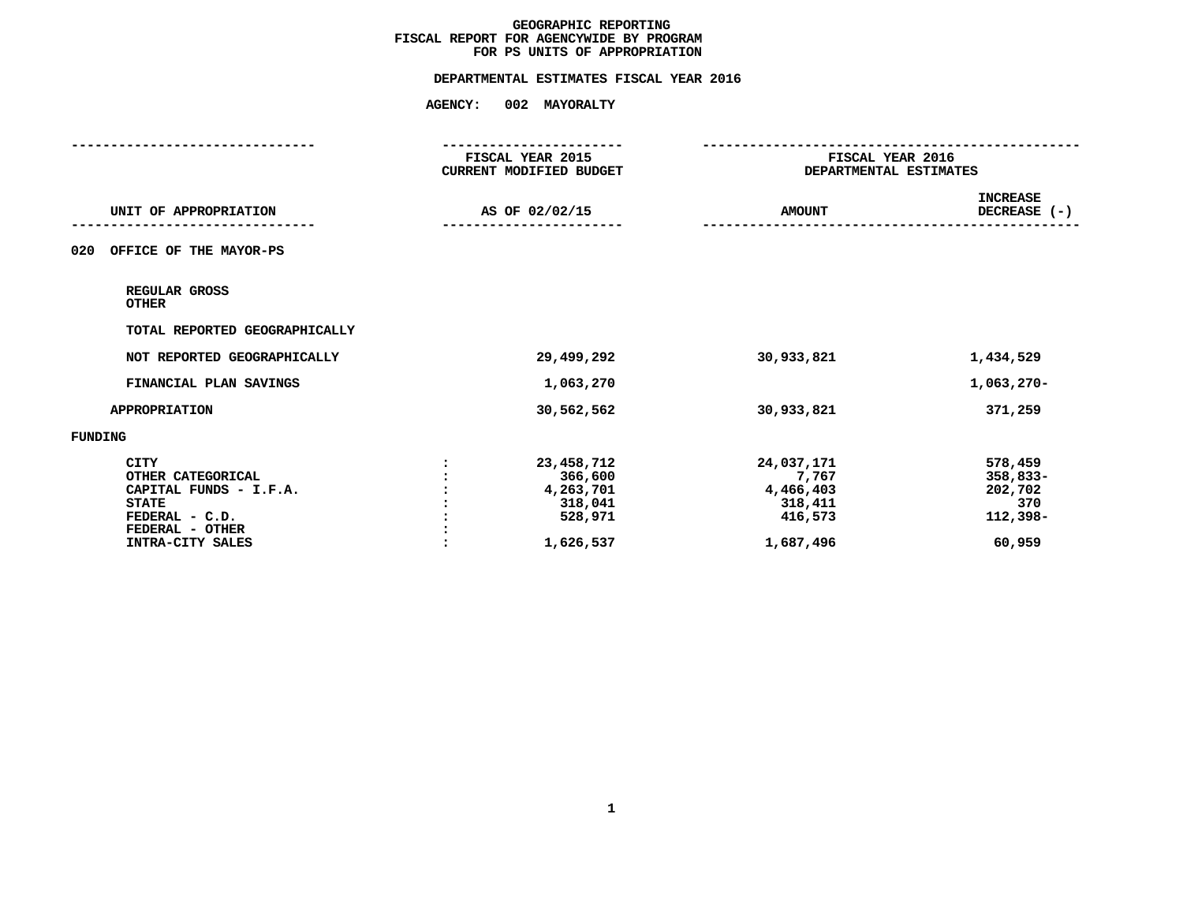# GEOGRAPHIC REPORTING
## FISCAL REPORT FOR AGENCYWIDE BY PROGRAM
## FOR PS UNITS OF APPROPRIATION

### DEPARTMENTAL ESTIMATES FISCAL YEAR 2016

**AGENCY: 002 MAYORALTY**

| UNIT OF APPROPRIATION | | FISCAL YEAR 2015 CURRENT MODIFIED BUDGET AS OF 02/02/15 | FISCAL YEAR 2016 DEPARTMENTAL ESTIMATES AMOUNT | INCREASE DECREASE (-) |
|---|---|---|---|---|
| 020 OFFICE OF THE MAYOR-PS | | | | |
| REGULAR GROSS | | | | |
| OTHER | | | | |
| TOTAL REPORTED GEOGRAPHICALLY | | | | |
| NOT REPORTED GEOGRAPHICALLY | | 29,499,292 | 30,933,821 | 1,434,529 |
| FINANCIAL PLAN SAVINGS | | 1,063,270 | | 1,063,270- |
| APPROPRIATION | | 30,562,562 | 30,933,821 | 371,259 |
| FUNDING | | | | |
| CITY | : | 23,458,712 | 24,037,171 | 578,459 |
| OTHER CATEGORICAL | : | 366,600 | 7,767 | 358,833- |
| CAPITAL FUNDS - I.F.A. | : | 4,263,701 | 4,466,403 | 202,702 |
| STATE | : | 318,041 | 318,411 | 370 |
| FEDERAL - C.D. | : | 528,971 | 416,573 | 112,398- |
| FEDERAL - OTHER | : | | | |
| INTRA-CITY SALES | : | 1,626,537 | 1,687,496 | 60,959 |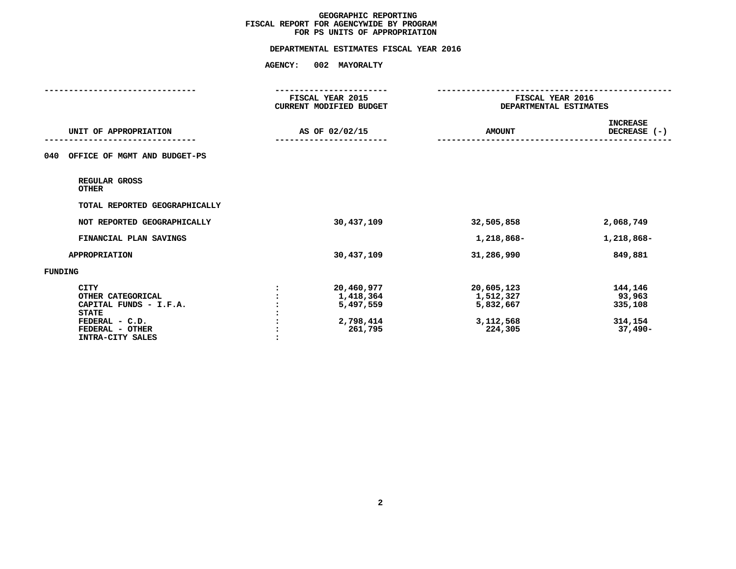# GEOGRAPHIC REPORTING
## FISCAL REPORT FOR AGENCYWIDE BY PROGRAM
## FOR PS UNITS OF APPROPRIATION

**DEPARTMENTAL ESTIMATES FISCAL YEAR 2016**

**AGENCY: 002 MAYORALTY**

| UNIT OF APPROPRIATION | | FISCAL YEAR 2015 CURRENT MODIFIED BUDGET AS OF 02/02/15 | FISCAL YEAR 2016 DEPARTMENTAL ESTIMATES AMOUNT | INCREASE DECREASE (-) |
|---|---|---|---|---|
| 040 OFFICE OF MGMT AND BUDGET-PS | | | | |
| REGULAR GROSS | | | | |
| OTHER | | | | |
| TOTAL REPORTED GEOGRAPHICALLY | | | | |
| NOT REPORTED GEOGRAPHICALLY | | 30,437,109 | 32,505,858 | 2,068,749 |
| FINANCIAL PLAN SAVINGS | | | 1,218,868- | 1,218,868- |
| APPROPRIATION | | 30,437,109 | 31,286,990 | 849,881 |
| FUNDING | | | | |
| CITY | : | 20,460,977 | 20,605,123 | 144,146 |
| OTHER CATEGORICAL | : | 1,418,364 | 1,512,327 | 93,963 |
| CAPITAL FUNDS - I.F.A. | : | 5,497,559 | 5,832,667 | 335,108 |
| STATE | : | | | |
| FEDERAL - C.D. | : | 2,798,414 | 3,112,568 | 314,154 |
| FEDERAL - OTHER | : | 261,795 | 224,305 | 37,490- |
| INTRA-CITY SALES | : | | | |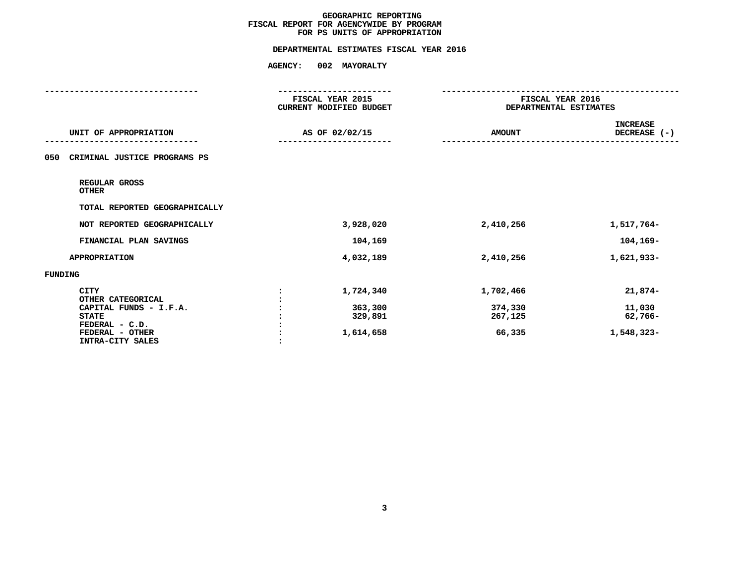# GEOGRAPHIC REPORTING
## FISCAL REPORT FOR AGENCYWIDE BY PROGRAM
## FOR PS UNITS OF APPROPRIATION

**DEPARTMENTAL ESTIMATES FISCAL YEAR 2016**

**AGENCY: 002 MAYORALTY**

| UNIT OF APPROPRIATION | | FISCAL YEAR 2015 CURRENT MODIFIED BUDGET AS OF 02/02/15 | FISCAL YEAR 2016 DEPARTMENTAL ESTIMATES AMOUNT | INCREASE DECREASE (-) |
|---|---|---|---|---|
| **050 CRIMINAL JUSTICE PROGRAMS PS** | | | | |
| REGULAR GROSS | | | | |
| OTHER | | | | |
| TOTAL REPORTED GEOGRAPHICALLY | | | | |
| NOT REPORTED GEOGRAPHICALLY | | 3,928,020 | 2,410,256 | 1,517,764- |
| FINANCIAL PLAN SAVINGS | | 104,169 | | 104,169- |
| APPROPRIATION | | 4,032,189 | 2,410,256 | 1,621,933- |
| **FUNDING** | | | | |
| CITY | : | 1,724,340 | 1,702,466 | 21,874- |
| OTHER CATEGORICAL | : | | | |
| CAPITAL FUNDS - I.F.A. | : | 363,300 | 374,330 | 11,030 |
| STATE | : | 329,891 | 267,125 | 62,766- |
| FEDERAL - C.D. | : | | | |
| FEDERAL - OTHER | : | 1,614,658 | 66,335 | 1,548,323- |
| INTRA-CITY SALES | : | | | |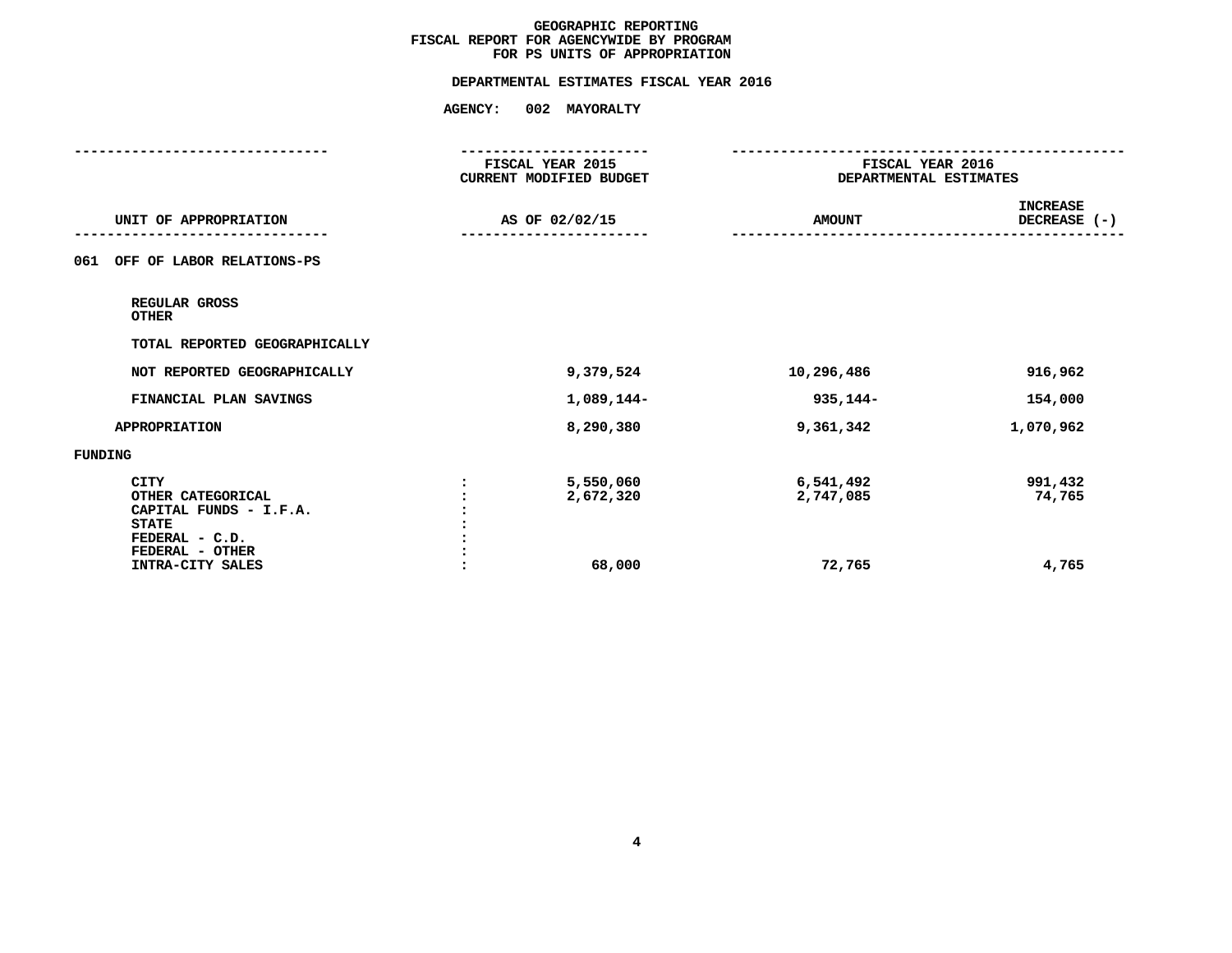# GEOGRAPHIC REPORTING
## FISCAL REPORT FOR AGENCYWIDE BY PROGRAM
## FOR PS UNITS OF APPROPRIATION

### DEPARTMENTAL ESTIMATES FISCAL YEAR 2016

### AGENCY: 002 MAYORALTY

| UNIT OF APPROPRIATION | | FISCAL YEAR 2015 CURRENT MODIFIED BUDGET AS OF 02/02/15 | FISCAL YEAR 2016 DEPARTMENTAL ESTIMATES AMOUNT | INCREASE DECREASE (-) |
|---|---|---|---|---|
| 061 OFF OF LABOR RELATIONS-PS | | | | |
| REGULAR GROSS | | | | |
| OTHER | | | | |
| TOTAL REPORTED GEOGRAPHICALLY | | | | |
| NOT REPORTED GEOGRAPHICALLY | | 9,379,524 | 10,296,486 | 916,962 |
| FINANCIAL PLAN SAVINGS | | 1,089,144- | 935,144- | 154,000 |
| APPROPRIATION | | 8,290,380 | 9,361,342 | 1,070,962 |
| FUNDING | | | | |
| CITY | : | 5,550,060 | 6,541,492 | 991,432 |
| OTHER CATEGORICAL | : | 2,672,320 | 2,747,085 | 74,765 |
| CAPITAL FUNDS - I.F.A. | : | | | |
| STATE | : | | | |
| FEDERAL - C.D. | : | | | |
| FEDERAL - OTHER | : | | | |
| INTRA-CITY SALES | : | 68,000 | 72,765 | 4,765 |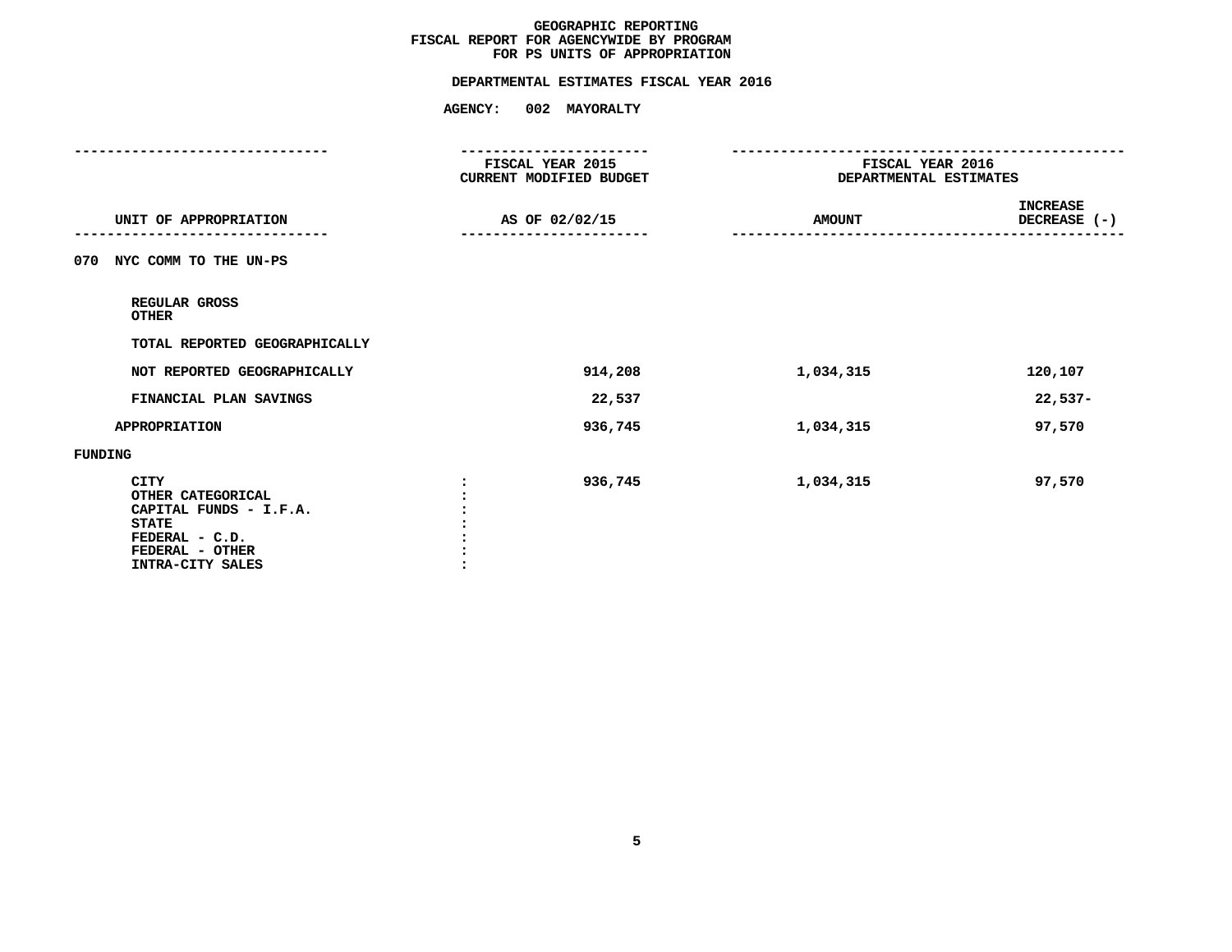# GEOGRAPHIC REPORTING
## FISCAL REPORT FOR AGENCYWIDE BY PROGRAM
## FOR PS UNITS OF APPROPRIATION

### DEPARTMENTAL ESTIMATES FISCAL YEAR 2016

### AGENCY: 002 MAYORALTY

| UNIT OF APPROPRIATION | FISCAL YEAR 2015 CURRENT MODIFIED BUDGET AS OF 02/02/15 | FISCAL YEAR 2016 DEPARTMENTAL ESTIMATES AMOUNT | INCREASE DECREASE (-) |
|---|---|---|---|
| **070 NYC COMM TO THE UN-PS** | | | |
| REGULAR GROSS | | | |
| OTHER | | | |
| TOTAL REPORTED GEOGRAPHICALLY | | | |
| NOT REPORTED GEOGRAPHICALLY | 914,208 | 1,034,315 | 120,107 |
| FINANCIAL PLAN SAVINGS | 22,537 | | 22,537- |
| APPROPRIATION | 936,745 | 1,034,315 | 97,570 |
| **FUNDING** | | | |
| CITY | 936,745 | 1,034,315 | 97,570 |
| OTHER CATEGORICAL | | | |
| CAPITAL FUNDS - I.F.A. | | | |
| STATE | | | |
| FEDERAL - C.D. | | | |
| FEDERAL - OTHER | | | |
| INTRA-CITY SALES | | | |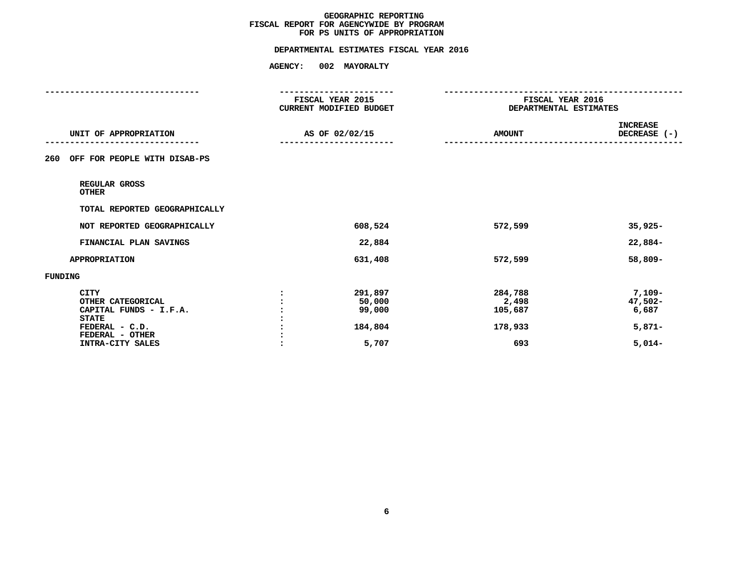# GEOGRAPHIC REPORTING
## FISCAL REPORT FOR AGENCYWIDE BY PROGRAM
## FOR PS UNITS OF APPROPRIATION

### DEPARTMENTAL ESTIMATES FISCAL YEAR 2016

**AGENCY: 002 MAYORALTY**

| UNIT OF APPROPRIATION | FISCAL YEAR 2015 CURRENT MODIFIED BUDGET AS OF 02/02/15 | FISCAL YEAR 2016 DEPARTMENTAL ESTIMATES AMOUNT | INCREASE DECREASE (-) |
|---|---|---|---|
| **260 OFF FOR PEOPLE WITH DISAB-PS** | | | |
| REGULAR GROSS | | | |
| OTHER | | | |
| TOTAL REPORTED GEOGRAPHICALLY | | | |
| NOT REPORTED GEOGRAPHICALLY | 608,524 | 572,599 | 35,925- |
| FINANCIAL PLAN SAVINGS | 22,884 | | 22,884- |
| APPROPRIATION | 631,408 | 572,599 | 58,809- |
| **FUNDING** | | | |
| CITY | 291,897 | 284,788 | 7,109- |
| OTHER CATEGORICAL | 50,000 | 2,498 | 47,502- |
| CAPITAL FUNDS - I.F.A. | 99,000 | 105,687 | 6,687 |
| STATE | | | |
| FEDERAL - C.D. | 184,804 | 178,933 | 5,871- |
| FEDERAL - OTHER | | | |
| INTRA-CITY SALES | 5,707 | 693 | 5,014- |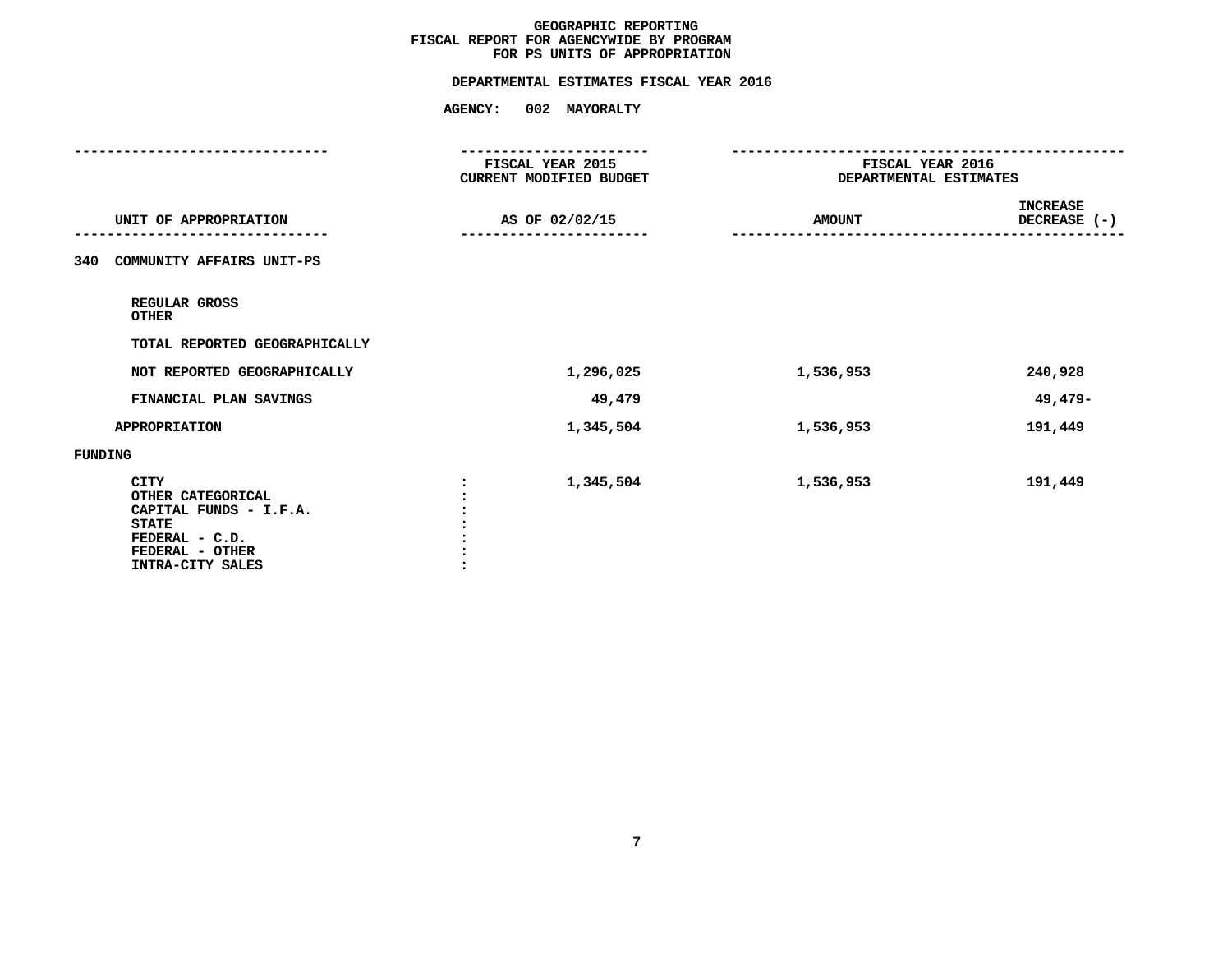GEOGRAPHIC REPORTING
FISCAL REPORT FOR AGENCYWIDE BY PROGRAM
FOR PS UNITS OF APPROPRIATION

DEPARTMENTAL ESTIMATES FISCAL YEAR 2016

AGENCY: 002 MAYORALTY

| UNIT OF APPROPRIATION | FISCAL YEAR 2015 CURRENT MODIFIED BUDGET AS OF 02/02/15 | FISCAL YEAR 2016 DEPARTMENTAL ESTIMATES AMOUNT | INCREASE DECREASE (-) |
|---|---|---|---|
| **340 COMMUNITY AFFAIRS UNIT-PS** | | | |
| REGULAR GROSS | | | |
| OTHER | | | |
| TOTAL REPORTED GEOGRAPHICALLY | | | |
| NOT REPORTED GEOGRAPHICALLY | 1,296,025 | 1,536,953 | 240,928 |
| FINANCIAL PLAN SAVINGS | 49,479 | | 49,479- |
| APPROPRIATION | 1,345,504 | 1,536,953 | 191,449 |
| **FUNDING** | | | |
| CITY | 1,345,504 | 1,536,953 | 191,449 |
| OTHER CATEGORICAL | | | |
| CAPITAL FUNDS - I.F.A. | | | |
| STATE | | | |
| FEDERAL - C.D. | | | |
| FEDERAL - OTHER | | | |
| INTRA-CITY SALES | | | |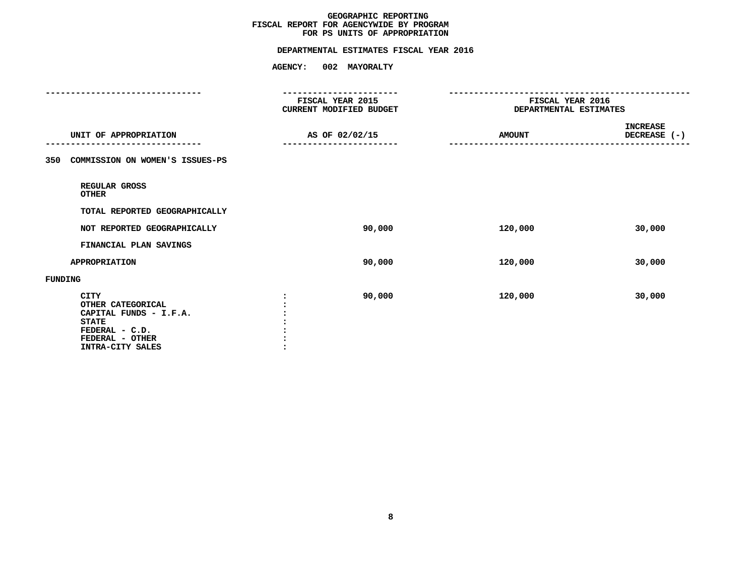# GEOGRAPHIC REPORTING
## FISCAL REPORT FOR AGENCYWIDE BY PROGRAM
## FOR PS UNITS OF APPROPRIATION

### DEPARTMENTAL ESTIMATES FISCAL YEAR 2016

**AGENCY: 002 MAYORALTY**

| UNIT OF APPROPRIATION | FISCAL YEAR 2015 CURRENT MODIFIED BUDGET AS OF 02/02/15 | FISCAL YEAR 2016 DEPARTMENTAL ESTIMATES AMOUNT | FISCAL YEAR 2016 DEPARTMENTAL ESTIMATES INCREASE DECREASE (-) |
|---|---|---|---|
| **350 COMMISSION ON WOMEN'S ISSUES-PS** | | | |
| REGULAR GROSS | | | |
| OTHER | | | |
| TOTAL REPORTED GEOGRAPHICALLY | | | |
| NOT REPORTED GEOGRAPHICALLY | 90,000 | 120,000 | 30,000 |
| FINANCIAL PLAN SAVINGS | | | |
| APPROPRIATION | 90,000 | 120,000 | 30,000 |
| **FUNDING** | | | |
| CITY | 90,000 | 120,000 | 30,000 |
| OTHER CATEGORICAL | | | |
| CAPITAL FUNDS - I.F.A. | | | |
| STATE | | | |
| FEDERAL - C.D. | | | |
| FEDERAL - OTHER | | | |
| INTRA-CITY SALES | | | |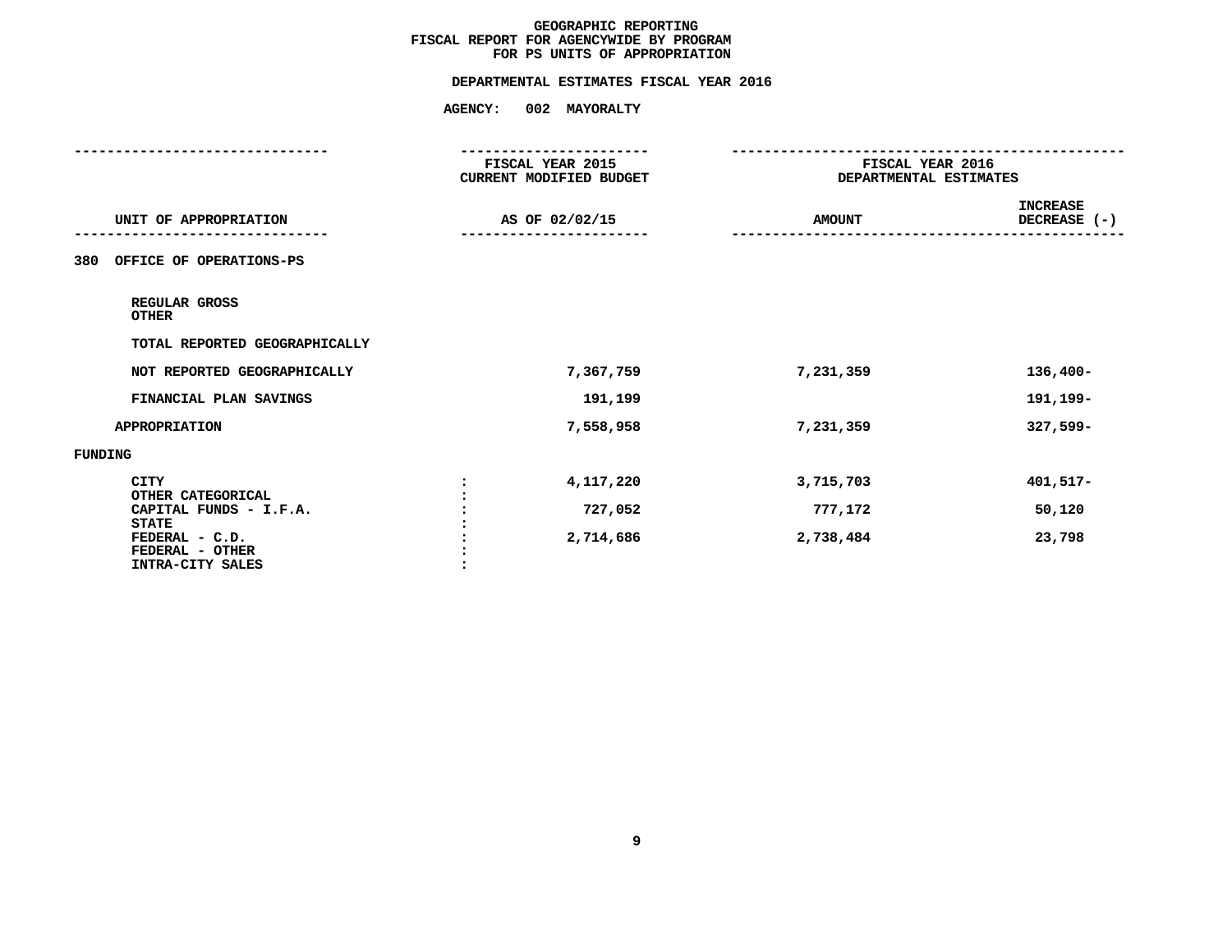**GEOGRAPHIC REPORTING**
**FISCAL REPORT FOR AGENCYWIDE BY PROGRAM**
**FOR PS UNITS OF APPROPRIATION**

**DEPARTMENTAL ESTIMATES FISCAL YEAR 2016**

**AGENCY: 002 MAYORALTY**

| UNIT OF APPROPRIATION | FISCAL YEAR 2015 CURRENT MODIFIED BUDGET AS OF 02/02/15 | FISCAL YEAR 2016 DEPARTMENTAL ESTIMATES AMOUNT | INCREASE DECREASE (-) |
|---|---|---|---|
| **380 OFFICE OF OPERATIONS-PS** | | | |
| REGULAR GROSS | | | |
| OTHER | | | |
| TOTAL REPORTED GEOGRAPHICALLY | | | |
| NOT REPORTED GEOGRAPHICALLY | 7,367,759 | 7,231,359 | 136,400- |
| FINANCIAL PLAN SAVINGS | 191,199 | | 191,199- |
| APPROPRIATION | 7,558,958 | 7,231,359 | 327,599- |
| **FUNDING** | | | |
| CITY | 4,117,220 | 3,715,703 | 401,517- |
| OTHER CATEGORICAL | | | |
| CAPITAL FUNDS - I.F.A. | 727,052 | 777,172 | 50,120 |
| STATE | | | |
| FEDERAL - C.D. | 2,714,686 | 2,738,484 | 23,798 |
| FEDERAL - OTHER | | | |
| INTRA-CITY SALES | | | |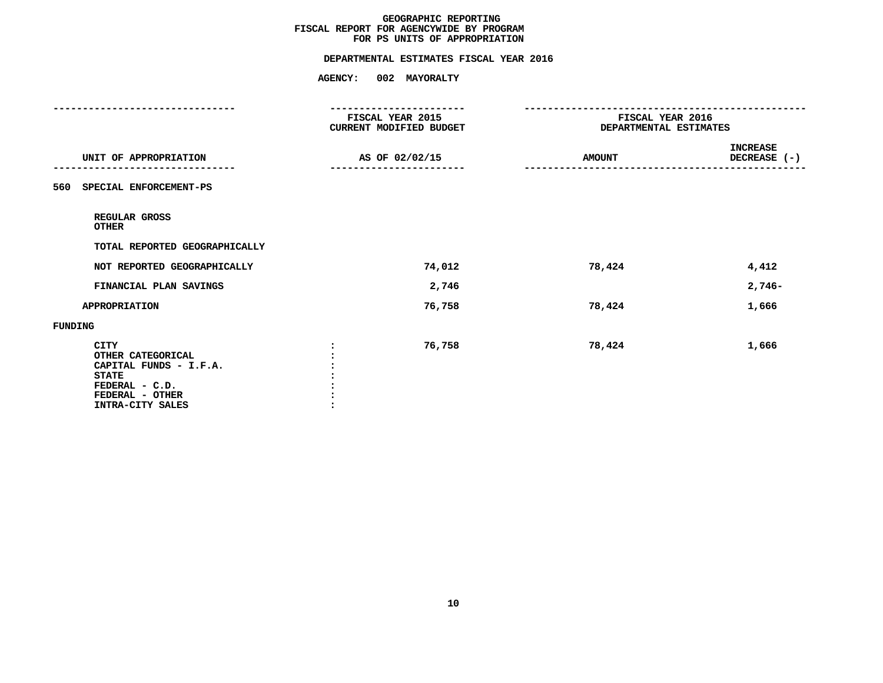# GEOGRAPHIC REPORTING
## FISCAL REPORT FOR AGENCYWIDE BY PROGRAM
## FOR PS UNITS OF APPROPRIATION

### DEPARTMENTAL ESTIMATES FISCAL YEAR 2016

**AGENCY: 002 MAYORALTY**

| UNIT OF APPROPRIATION | FISCAL YEAR 2015 CURRENT MODIFIED BUDGET AS OF 02/02/15 | FISCAL YEAR 2016 DEPARTMENTAL ESTIMATES AMOUNT | INCREASE DECREASE (-) |
|---|---|---|---|
| **560 SPECIAL ENFORCEMENT-PS** | | | |
| REGULAR GROSS | | | |
| OTHER | | | |
| TOTAL REPORTED GEOGRAPHICALLY | | | |
| NOT REPORTED GEOGRAPHICALLY | 74,012 | 78,424 | 4,412 |
| FINANCIAL PLAN SAVINGS | 2,746 | | 2,746- |
| APPROPRIATION | 76,758 | 78,424 | 1,666 |
| **FUNDING** | | | |
| CITY | 76,758 | 78,424 | 1,666 |
| OTHER CATEGORICAL | | | |
| CAPITAL FUNDS - I.F.A. | | | |
| STATE | | | |
| FEDERAL - C.D. | | | |
| FEDERAL - OTHER | | | |
| INTRA-CITY SALES | | | |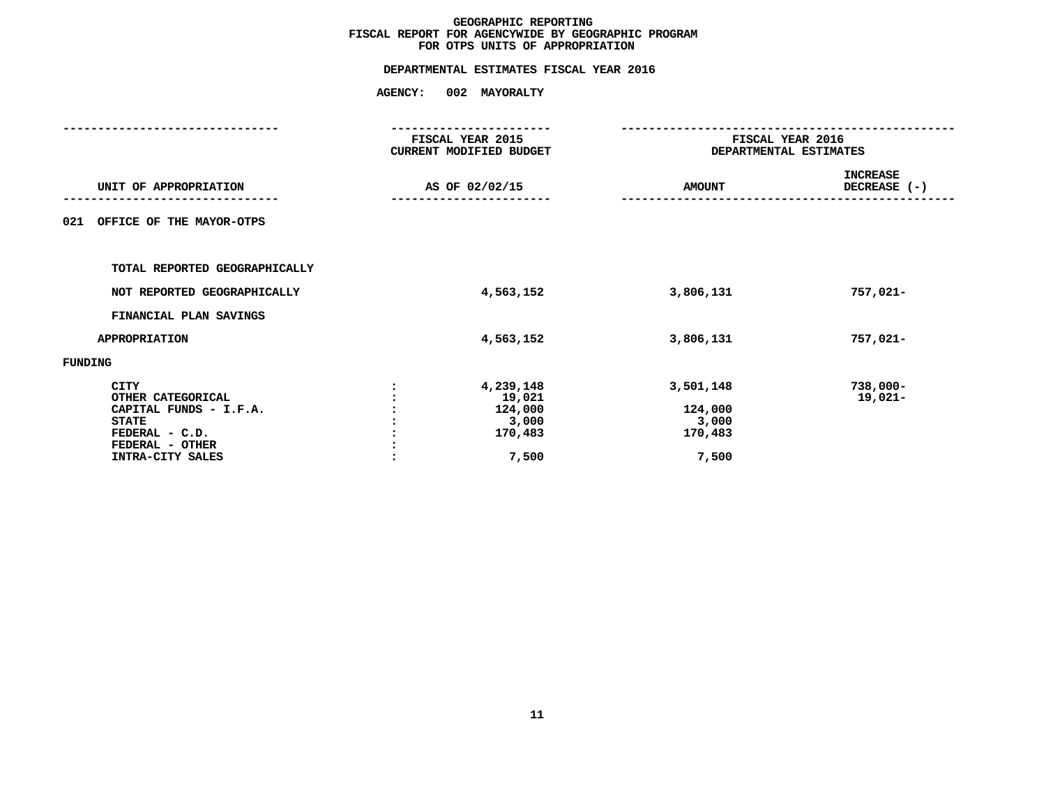# GEOGRAPHIC REPORTING
## FISCAL REPORT FOR AGENCYWIDE BY GEOGRAPHIC PROGRAM
## FOR OTPS UNITS OF APPROPRIATION

### DEPARTMENTAL ESTIMATES FISCAL YEAR 2016

### AGENCY: 002 MAYORALTY

| UNIT OF APPROPRIATION | | FISCAL YEAR 2015 CURRENT MODIFIED BUDGET AS OF 02/02/15 | FISCAL YEAR 2016 DEPARTMENTAL ESTIMATES AMOUNT | INCREASE DECREASE (-) |
|---|---|---|---|---|
| 021 OFFICE OF THE MAYOR-OTPS | | | | |
| TOTAL REPORTED GEOGRAPHICALLY | | | | |
| NOT REPORTED GEOGRAPHICALLY | | 4,563,152 | 3,806,131 | 757,021- |
| FINANCIAL PLAN SAVINGS | | | | |
| APPROPRIATION | | 4,563,152 | 3,806,131 | 757,021- |
| FUNDING | | | | |
| CITY | : | 4,239,148 | 3,501,148 | 738,000- |
| OTHER CATEGORICAL | : | 19,021 | | 19,021- |
| CAPITAL FUNDS - I.F.A. | : | 124,000 | 124,000 | |
| STATE | : | 3,000 | 3,000 | |
| FEDERAL - C.D. | : | 170,483 | 170,483 | |
| FEDERAL - OTHER | : | | | |
| INTRA-CITY SALES | : | 7,500 | 7,500 | |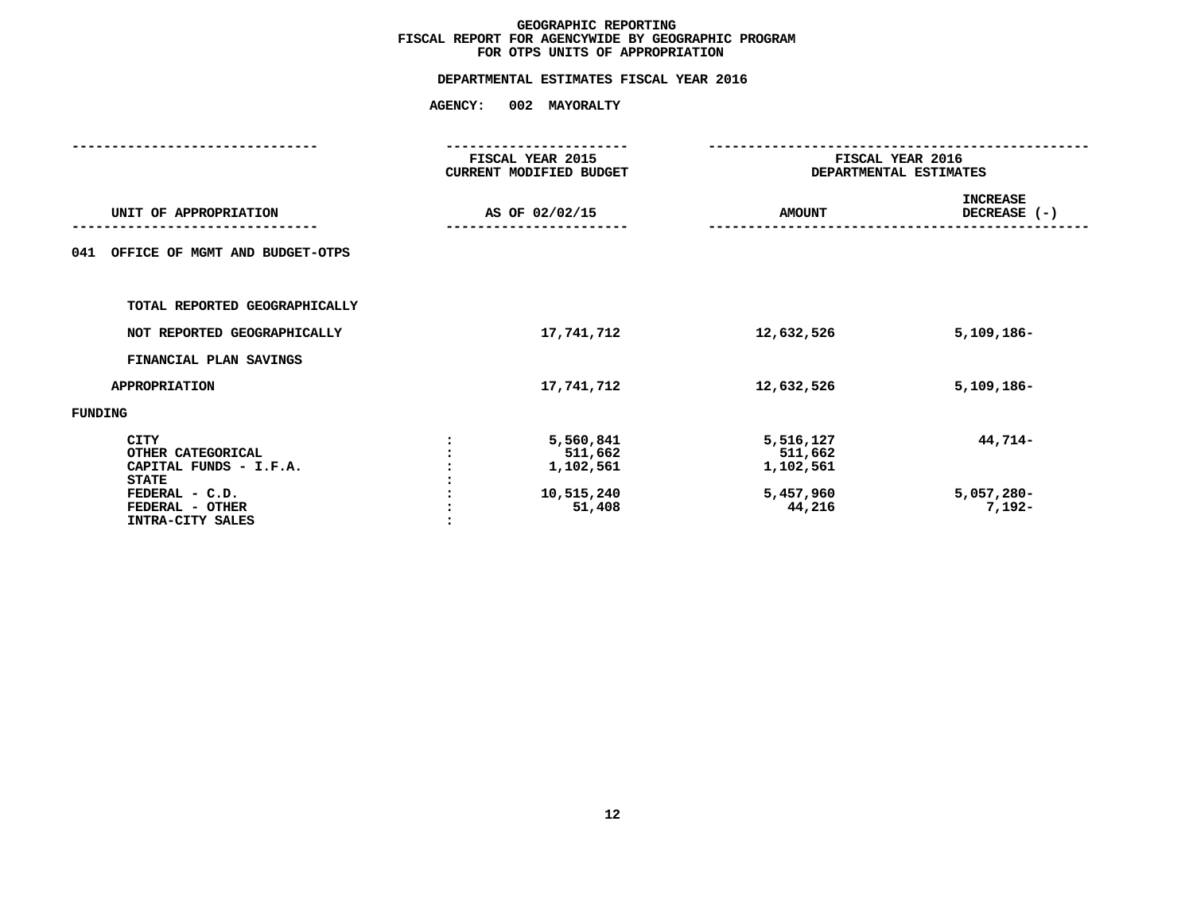# GEOGRAPHIC REPORTING
## FISCAL REPORT FOR AGENCYWIDE BY GEOGRAPHIC PROGRAM
## FOR OTPS UNITS OF APPROPRIATION

**DEPARTMENTAL ESTIMATES FISCAL YEAR 2016**

**AGENCY: 002 MAYORALTY**

| UNIT OF APPROPRIATION | FISCAL YEAR 2015 CURRENT MODIFIED BUDGET AS OF 02/02/15 | FISCAL YEAR 2016 DEPARTMENTAL ESTIMATES AMOUNT | INCREASE DECREASE (-) |
|---|---|---|---|
| 041 OFFICE OF MGMT AND BUDGET-OTPS | | | |
| TOTAL REPORTED GEOGRAPHICALLY | | | |
| NOT REPORTED GEOGRAPHICALLY | 17,741,712 | 12,632,526 | 5,109,186- |
| FINANCIAL PLAN SAVINGS | | | |
| APPROPRIATION | 17,741,712 | 12,632,526 | 5,109,186- |
| FUNDING | | | |
| CITY | 5,560,841 | 5,516,127 | 44,714- |
| OTHER CATEGORICAL | 511,662 | 511,662 | |
| CAPITAL FUNDS - I.F.A. | 1,102,561 | 1,102,561 | |
| STATE | | | |
| FEDERAL - C.D. | 10,515,240 | 5,457,960 | 5,057,280- |
| FEDERAL - OTHER | 51,408 | 44,216 | 7,192- |
| INTRA-CITY SALES | | | |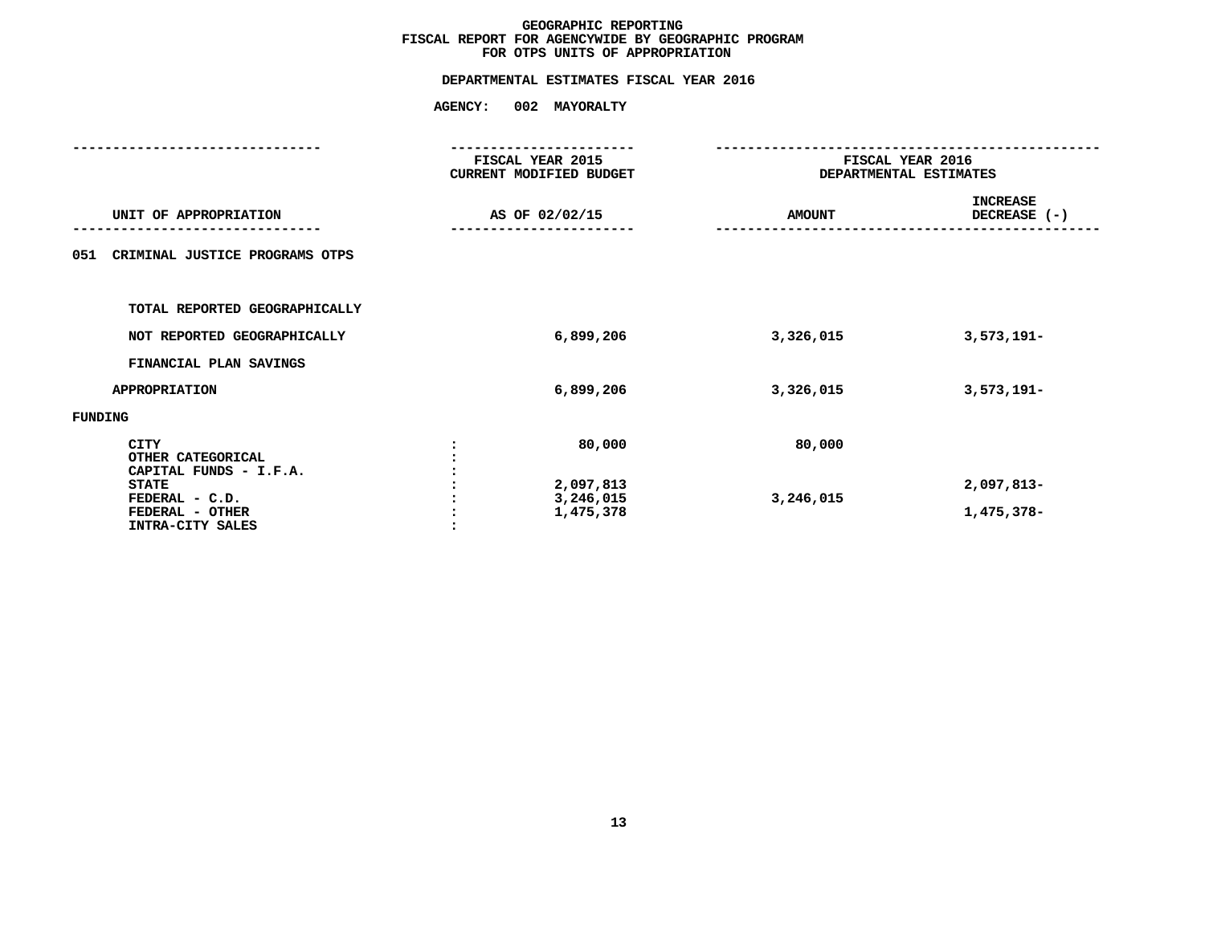# GEOGRAPHIC REPORTING
## FISCAL REPORT FOR AGENCYWIDE BY GEOGRAPHIC PROGRAM
## FOR OTPS UNITS OF APPROPRIATION

**DEPARTMENTAL ESTIMATES FISCAL YEAR 2016**

**AGENCY: 002 MAYORALTY**

| UNIT OF APPROPRIATION | | FISCAL YEAR 2015 CURRENT MODIFIED BUDGET AS OF 02/02/15 | FISCAL YEAR 2016 DEPARTMENTAL ESTIMATES AMOUNT | INCREASE DECREASE (-) |
|---|---|---|---|---|
| 051 CRIMINAL JUSTICE PROGRAMS OTPS | | | | |
| TOTAL REPORTED GEOGRAPHICALLY | | | | |
| NOT REPORTED GEOGRAPHICALLY | | 6,899,206 | 3,326,015 | 3,573,191- |
| FINANCIAL PLAN SAVINGS | | | | |
| APPROPRIATION | | 6,899,206 | 3,326,015 | 3,573,191- |
| FUNDING | | | | |
| CITY | : | 80,000 | 80,000 | |
| OTHER CATEGORICAL | : | | | |
| CAPITAL FUNDS - I.F.A. | : | | | |
| STATE | : | 2,097,813 | | 2,097,813- |
| FEDERAL - C.D. | : | 3,246,015 | 3,246,015 | |
| FEDERAL - OTHER | : | 1,475,378 | | 1,475,378- |
| INTRA-CITY SALES | : | | | |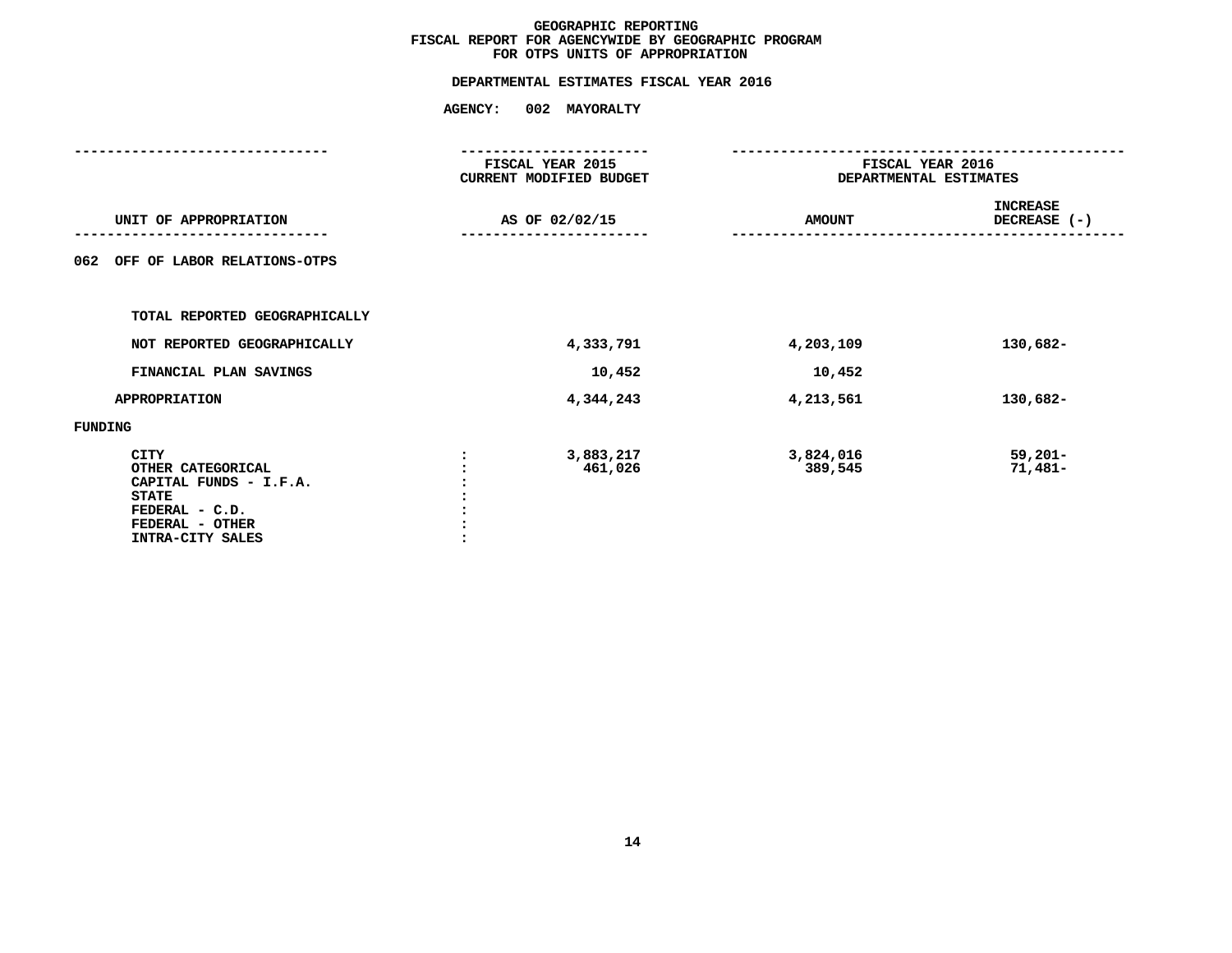# GEOGRAPHIC REPORTING
## FISCAL REPORT FOR AGENCYWIDE BY GEOGRAPHIC PROGRAM
## FOR OTPS UNITS OF APPROPRIATION

### DEPARTMENTAL ESTIMATES FISCAL YEAR 2016

### AGENCY: 002 MAYORALTY

| UNIT OF APPROPRIATION | FISCAL YEAR 2015 CURRENT MODIFIED BUDGET AS OF 02/02/15 | FISCAL YEAR 2016 DEPARTMENTAL ESTIMATES AMOUNT | INCREASE DECREASE (-) |
|---|---|---|---|
| **062 OFF OF LABOR RELATIONS-OTPS** | | | |
| TOTAL REPORTED GEOGRAPHICALLY | | | |
| NOT REPORTED GEOGRAPHICALLY | 4,333,791 | 4,203,109 | 130,682- |
| FINANCIAL PLAN SAVINGS | 10,452 | 10,452 | |
| APPROPRIATION | 4,344,243 | 4,213,561 | 130,682- |
| **FUNDING** | | | |
| CITY | 3,883,217 | 3,824,016 | 59,201- |
| OTHER CATEGORICAL | 461,026 | 389,545 | 71,481- |
| CAPITAL FUNDS - I.F.A. | | | |
| STATE | | | |
| FEDERAL - C.D. | | | |
| FEDERAL - OTHER | | | |
| INTRA-CITY SALES | | | |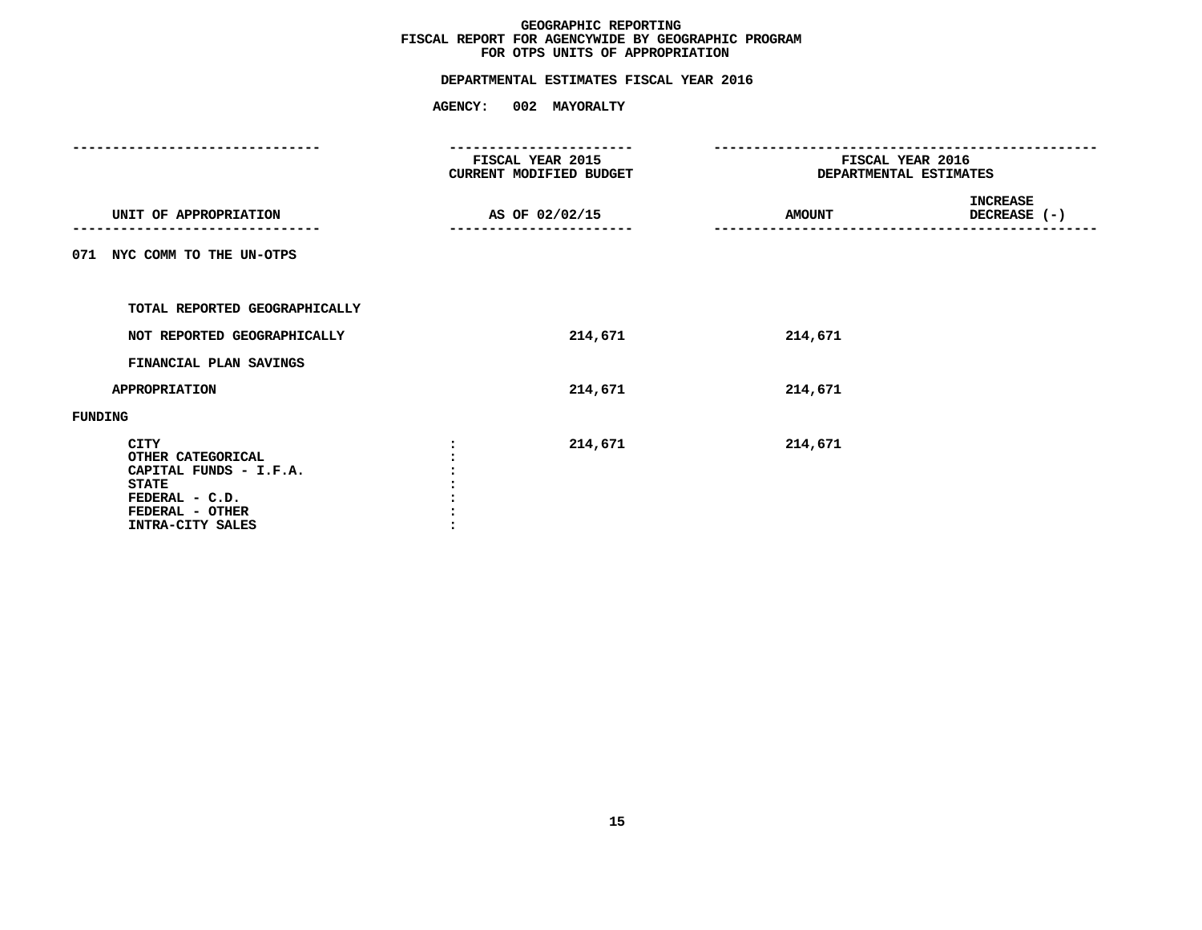# GEOGRAPHIC REPORTING
## FISCAL REPORT FOR AGENCYWIDE BY GEOGRAPHIC PROGRAM
## FOR OTPS UNITS OF APPROPRIATION

**DEPARTMENTAL ESTIMATES FISCAL YEAR 2016**

**AGENCY: 002 MAYORALTY**

| UNIT OF APPROPRIATION | | FISCAL YEAR 2015 CURRENT MODIFIED BUDGET AS OF 02/02/15 | FISCAL YEAR 2016 DEPARTMENTAL ESTIMATES AMOUNT | INCREASE DECREASE (-) |
|---|---|---|---|---|
| 071 NYC COMM TO THE UN-OTPS | | | | |
| TOTAL REPORTED GEOGRAPHICALLY | | | | |
| NOT REPORTED GEOGRAPHICALLY | | 214,671 | 214,671 | |
| FINANCIAL PLAN SAVINGS | | | | |
| APPROPRIATION | | 214,671 | 214,671 | |
| FUNDING | | | | |
| CITY | : | 214,671 | 214,671 | |
| OTHER CATEGORICAL | : | | | |
| CAPITAL FUNDS - I.F.A. | : | | | |
| STATE | : | | | |
| FEDERAL - C.D. | : | | | |
| FEDERAL - OTHER | : | | | |
| INTRA-CITY SALES | : | | | |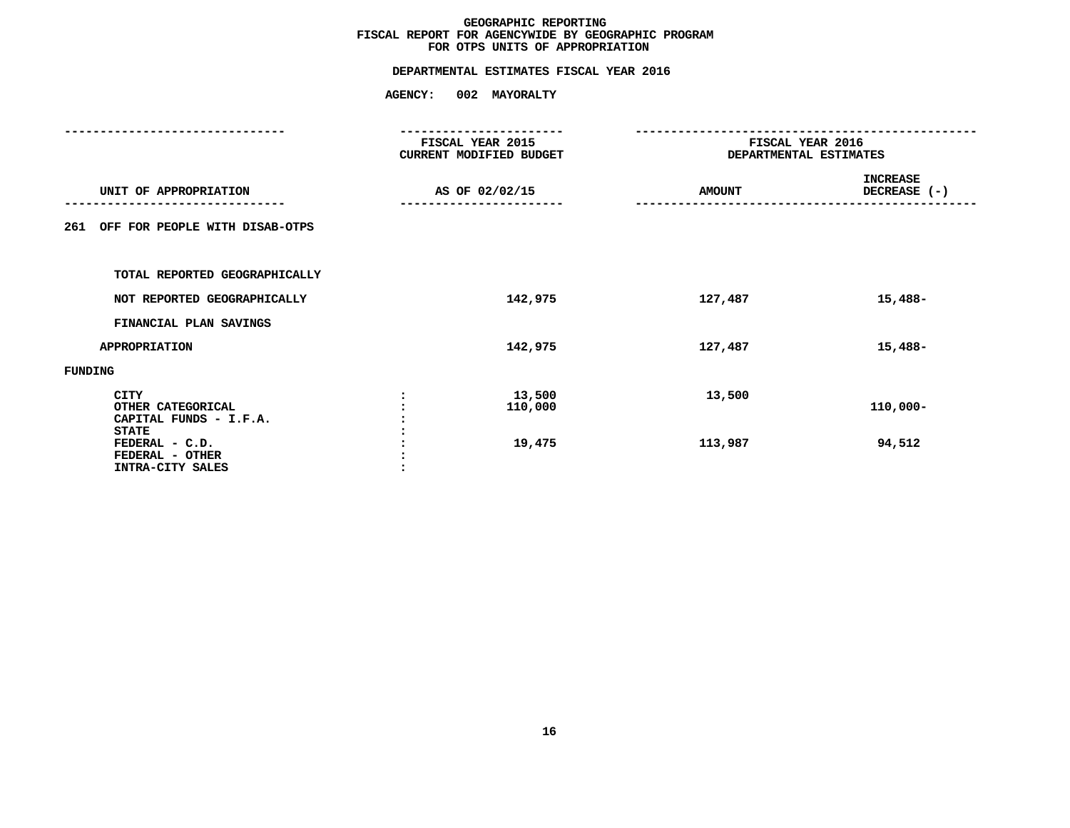# GEOGRAPHIC REPORTING
## FISCAL REPORT FOR AGENCYWIDE BY GEOGRAPHIC PROGRAM
## FOR OTPS UNITS OF APPROPRIATION

**DEPARTMENTAL ESTIMATES FISCAL YEAR 2016**

**AGENCY: 002 MAYORALTY**

| UNIT OF APPROPRIATION | FISCAL YEAR 2015 CURRENT MODIFIED BUDGET AS OF 02/02/15 | FISCAL YEAR 2016 DEPARTMENTAL ESTIMATES AMOUNT | INCREASE DECREASE (-) |
|---|---|---|---|
| 261 OFF FOR PEOPLE WITH DISAB-OTPS | | | |
| TOTAL REPORTED GEOGRAPHICALLY | | | |
| NOT REPORTED GEOGRAPHICALLY | 142,975 | 127,487 | 15,488- |
| FINANCIAL PLAN SAVINGS | | | |
| APPROPRIATION | 142,975 | 127,487 | 15,488- |
| FUNDING | | | |
| CITY : | 13,500 | 13,500 | |
| OTHER CATEGORICAL : | 110,000 | | 110,000- |
| CAPITAL FUNDS - I.F.A. : | | | |
| STATE : | | | |
| FEDERAL - C.D. : | 19,475 | 113,987 | 94,512 |
| FEDERAL - OTHER : | | | |
| INTRA-CITY SALES : | | | |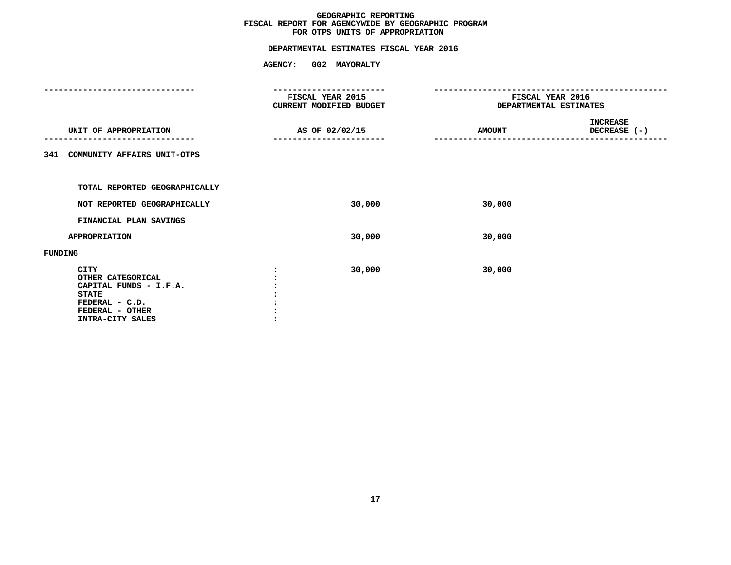# GEOGRAPHIC REPORTING
## FISCAL REPORT FOR AGENCYWIDE BY GEOGRAPHIC PROGRAM
## FOR OTPS UNITS OF APPROPRIATION

### DEPARTMENTAL ESTIMATES FISCAL YEAR 2016

### AGENCY: 002 MAYORALTY

| UNIT OF APPROPRIATION | FISCAL YEAR 2015 CURRENT MODIFIED BUDGET AS OF 02/02/15 | FISCAL YEAR 2016 DEPARTMENTAL ESTIMATES AMOUNT | INCREASE DECREASE (-) |
|---|---|---|---|
| **341 COMMUNITY AFFAIRS UNIT-OTPS** | | | |
| TOTAL REPORTED GEOGRAPHICALLY | | | |
| NOT REPORTED GEOGRAPHICALLY | 30,000 | 30,000 | |
| FINANCIAL PLAN SAVINGS | | | |
| APPROPRIATION | 30,000 | 30,000 | |
| **FUNDING** | | | |
| CITY | 30,000 | 30,000 | |
| OTHER CATEGORICAL | | | |
| CAPITAL FUNDS - I.F.A. | | | |
| STATE | | | |
| FEDERAL - C.D. | | | |
| FEDERAL - OTHER | | | |
| INTRA-CITY SALES | | | |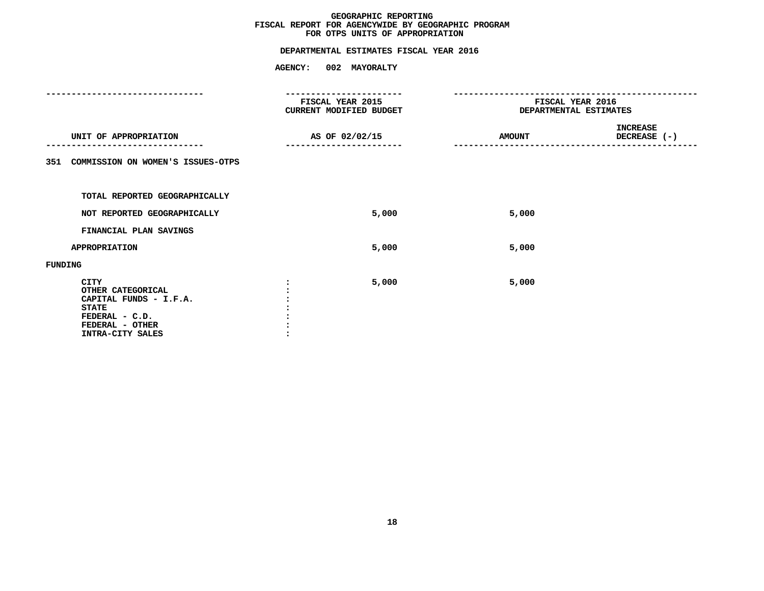# GEOGRAPHIC REPORTING
## FISCAL REPORT FOR AGENCYWIDE BY GEOGRAPHIC PROGRAM
## FOR OTPS UNITS OF APPROPRIATION

### DEPARTMENTAL ESTIMATES FISCAL YEAR 2016

**AGENCY: 002 MAYORALTY**

| UNIT OF APPROPRIATION | FISCAL YEAR 2015 CURRENT MODIFIED BUDGET AS OF 02/02/15 | FISCAL YEAR 2016 DEPARTMENTAL ESTIMATES AMOUNT | INCREASE DECREASE (-) |
|---|---|---|---|
| 351 COMMISSION ON WOMEN'S ISSUES-OTPS | | | |
| TOTAL REPORTED GEOGRAPHICALLY | | | |
| NOT REPORTED GEOGRAPHICALLY | 5,000 | 5,000 | |
| FINANCIAL PLAN SAVINGS | | | |
| APPROPRIATION | 5,000 | 5,000 | |
| FUNDING | | | |
| CITY | 5,000 | 5,000 | |
| OTHER CATEGORICAL | | | |
| CAPITAL FUNDS - I.F.A. | | | |
| STATE | | | |
| FEDERAL - C.D. | | | |
| FEDERAL - OTHER | | | |
| INTRA-CITY SALES | | | |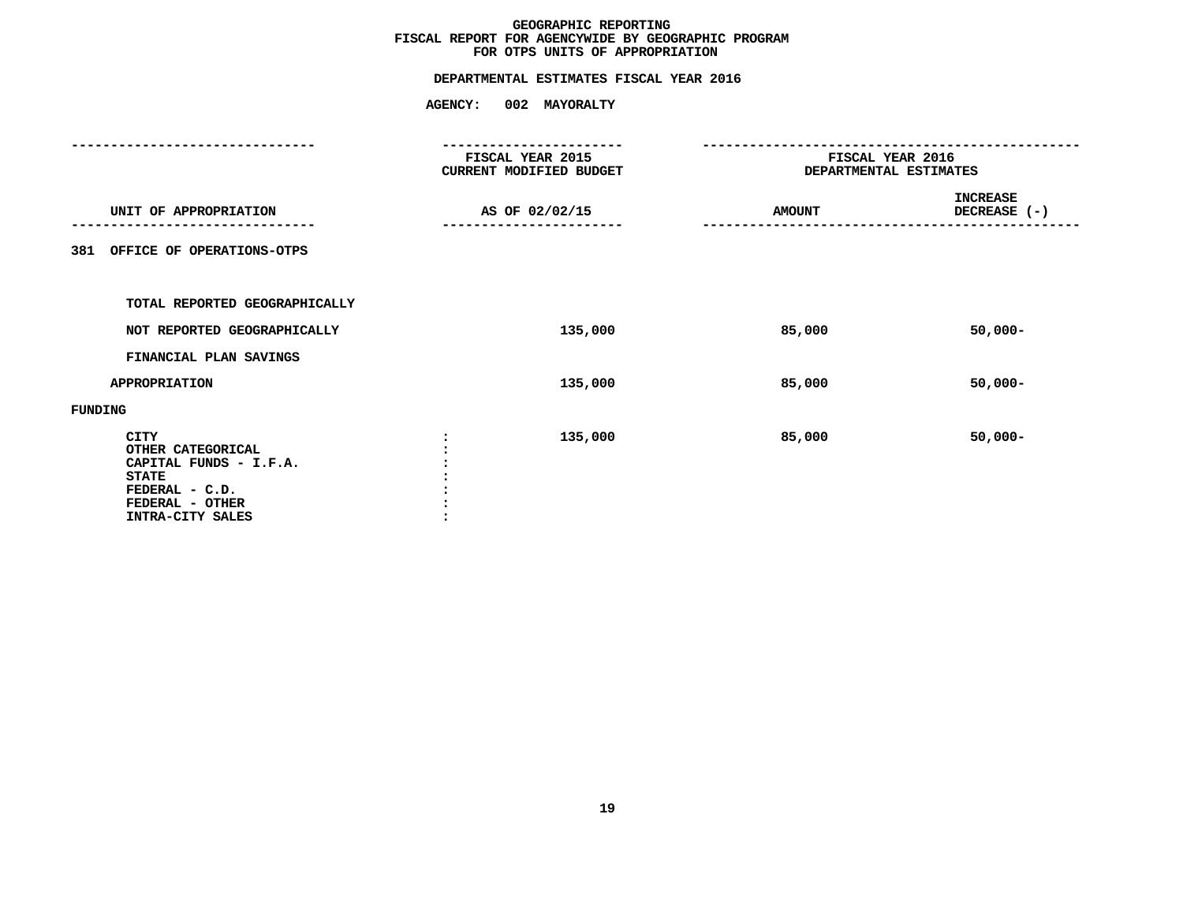# GEOGRAPHIC REPORTING
## FISCAL REPORT FOR AGENCYWIDE BY GEOGRAPHIC PROGRAM
## FOR OTPS UNITS OF APPROPRIATION

### DEPARTMENTAL ESTIMATES FISCAL YEAR 2016

**AGENCY: 002 MAYORALTY**

| UNIT OF APPROPRIATION | FISCAL YEAR 2015 CURRENT MODIFIED BUDGET AS OF 02/02/15 | FISCAL YEAR 2016 DEPARTMENTAL ESTIMATES AMOUNT | INCREASE DECREASE (-) |
|---|---|---|---|
| 381 OFFICE OF OPERATIONS-OTPS | | | |
| TOTAL REPORTED GEOGRAPHICALLY | | | |
| NOT REPORTED GEOGRAPHICALLY | 135,000 | 85,000 | 50,000- |
| FINANCIAL PLAN SAVINGS | | | |
| APPROPRIATION | 135,000 | 85,000 | 50,000- |
| FUNDING | | | |
| CITY : | 135,000 | 85,000 | 50,000- |
| OTHER CATEGORICAL : | | | |
| CAPITAL FUNDS - I.F.A. : | | | |
| STATE : | | | |
| FEDERAL - C.D. : | | | |
| FEDERAL - OTHER : | | | |
| INTRA-CITY SALES : | | | |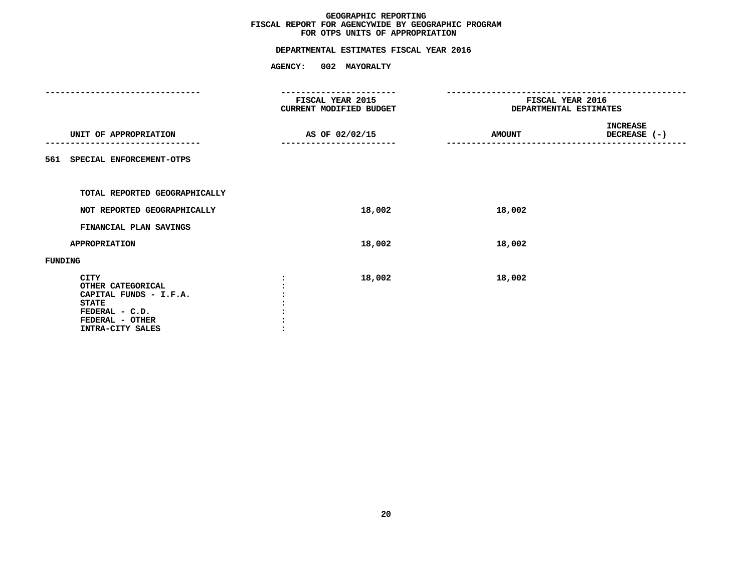**GEOGRAPHIC REPORTING**
**FISCAL REPORT FOR AGENCYWIDE BY GEOGRAPHIC PROGRAM**
**FOR OTPS UNITS OF APPROPRIATION**

**DEPARTMENTAL ESTIMATES FISCAL YEAR 2016**

**AGENCY: 002 MAYORALTY**

| UNIT OF APPROPRIATION | FISCAL YEAR 2015 CURRENT MODIFIED BUDGET AS OF 02/02/15 | FISCAL YEAR 2016 DEPARTMENTAL ESTIMATES AMOUNT | INCREASE DECREASE (-) |
|---|---|---|---|
| 561 SPECIAL ENFORCEMENT-OTPS | | | |
| TOTAL REPORTED GEOGRAPHICALLY | | | |
| NOT REPORTED GEOGRAPHICALLY | 18,002 | 18,002 | |
| FINANCIAL PLAN SAVINGS | | | |
| APPROPRIATION | 18,002 | 18,002 | |
| FUNDING | | | |
| CITY | 18,002 | 18,002 | |
| OTHER CATEGORICAL | | | |
| CAPITAL FUNDS - I.F.A. | | | |
| STATE | | | |
| FEDERAL - C.D. | | | |
| FEDERAL - OTHER | | | |
| INTRA-CITY SALES | | | |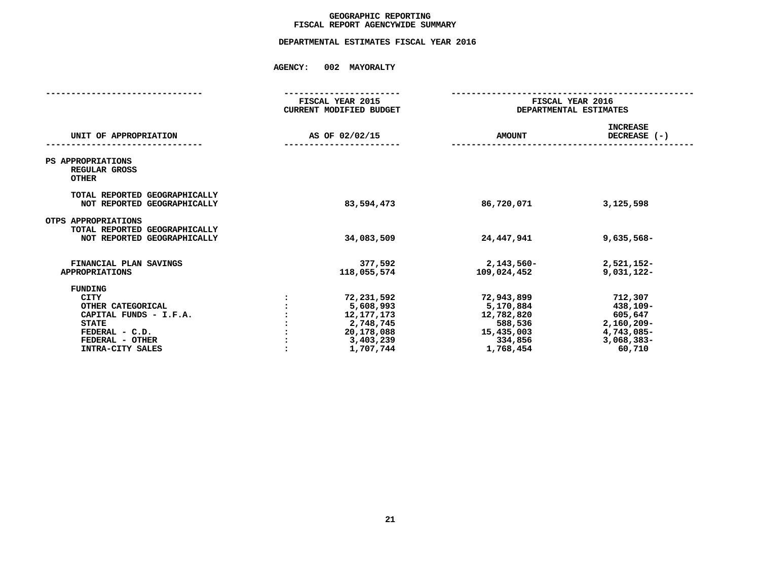# GEOGRAPHIC REPORTING
## FISCAL REPORT AGENCYWIDE SUMMARY

### DEPARTMENTAL ESTIMATES FISCAL YEAR 2016

**AGENCY: 002 MAYORALTY**

| UNIT OF APPROPRIATION | FISCAL YEAR 2015 CURRENT MODIFIED BUDGET AS OF 02/02/15 | FISCAL YEAR 2016 DEPARTMENTAL ESTIMATES AMOUNT | INCREASE DECREASE (-) |
|---|---|---|---|
| PS APPROPRIATIONS | | | |
| REGULAR GROSS | | | |
| OTHER | | | |
| TOTAL REPORTED GEOGRAPHICALLY | | | |
| NOT REPORTED GEOGRAPHICALLY | 83,594,473 | 86,720,071 | 3,125,598 |
| OTPS APPROPRIATIONS | | | |
| TOTAL REPORTED GEOGRAPHICALLY | | | |
| NOT REPORTED GEOGRAPHICALLY | 34,083,509 | 24,447,941 | 9,635,568- |
| FINANCIAL PLAN SAVINGS | 377,592 | 2,143,560- | 2,521,152- |
| APPROPRIATIONS | 118,055,574 | 109,024,452 | 9,031,122- |
| FUNDING | | | |
| CITY : | 72,231,592 | 72,943,899 | 712,307 |
| OTHER CATEGORICAL : | 5,608,993 | 5,170,884 | 438,109- |
| CAPITAL FUNDS - I.F.A. : | 12,177,173 | 12,782,820 | 605,647 |
| STATE : | 2,748,745 | 588,536 | 2,160,209- |
| FEDERAL - C.D. : | 20,178,088 | 15,435,003 | 4,743,085- |
| FEDERAL - OTHER : | 3,403,239 | 334,856 | 3,068,383- |
| INTRA-CITY SALES : | 1,707,744 | 1,768,454 | 60,710 |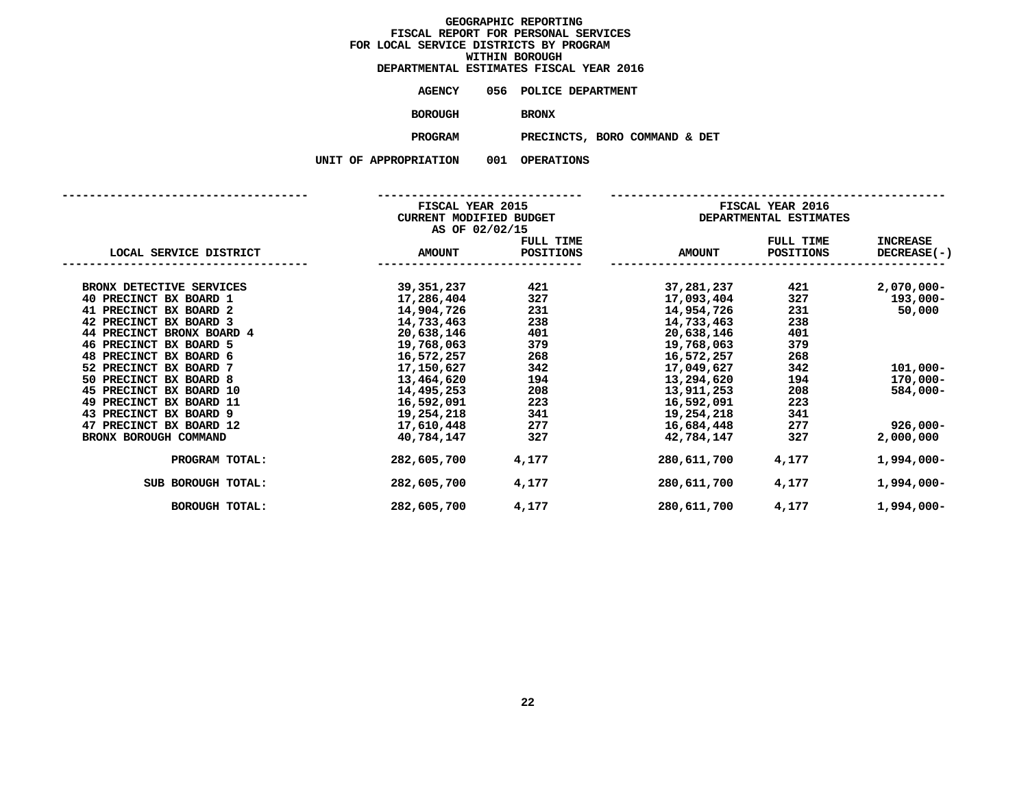# GEOGRAPHIC REPORTING
## FISCAL REPORT FOR PERSONAL SERVICES
## FOR LOCAL SERVICE DISTRICTS BY PROGRAM
## WITHIN BOROUGH
## DEPARTMENTAL ESTIMATES FISCAL YEAR 2016

**AGENCY** 056 POLICE DEPARTMENT

**BOROUGH** BRONX

**PROGRAM** PRECINCTS, BORO COMMAND & DET

**UNIT OF APPROPRIATION** 001 OPERATIONS

| LOCAL SERVICE DISTRICT | FISCAL YEAR 2015 CURRENT MODIFIED BUDGET AS OF 02/02/15 AMOUNT | FULL TIME POSITIONS | FISCAL YEAR 2016 DEPARTMENTAL ESTIMATES AMOUNT | FULL TIME POSITIONS | INCREASE DECREASE(-) |
|---|---|---|---|---|---|
| BRONX DETECTIVE SERVICES | 39,351,237 | 421 | 37,281,237 | 421 | 2,070,000- |
| 40 PRECINCT BX BOARD 1 | 17,286,404 | 327 | 17,093,404 | 327 | 193,000- |
| 41 PRECINCT BX BOARD 2 | 14,904,726 | 231 | 14,954,726 | 231 | 50,000 |
| 42 PRECINCT BX BOARD 3 | 14,733,463 | 238 | 14,733,463 | 238 | |
| 44 PRECINCT BRONX BOARD 4 | 20,638,146 | 401 | 20,638,146 | 401 | |
| 46 PRECINCT BX BOARD 5 | 19,768,063 | 379 | 19,768,063 | 379 | |
| 48 PRECINCT BX BOARD 6 | 16,572,257 | 268 | 16,572,257 | 268 | |
| 52 PRECINCT BX BOARD 7 | 17,150,627 | 342 | 17,049,627 | 342 | 101,000- |
| 50 PRECINCT BX BOARD 8 | 13,464,620 | 194 | 13,294,620 | 194 | 170,000- |
| 45 PRECINCT BX BOARD 10 | 14,495,253 | 208 | 13,911,253 | 208 | 584,000- |
| 49 PRECINCT BX BOARD 11 | 16,592,091 | 223 | 16,592,091 | 223 | |
| 43 PRECINCT BX BOARD 9 | 19,254,218 | 341 | 19,254,218 | 341 | |
| 47 PRECINCT BX BOARD 12 | 17,610,448 | 277 | 16,684,448 | 277 | 926,000- |
| BRONX BOROUGH COMMAND | 40,784,147 | 327 | 42,784,147 | 327 | 2,000,000 |
| PROGRAM TOTAL: | 282,605,700 | 4,177 | 280,611,700 | 4,177 | 1,994,000- |
| SUB BOROUGH TOTAL: | 282,605,700 | 4,177 | 280,611,700 | 4,177 | 1,994,000- |
| BOROUGH TOTAL: | 282,605,700 | 4,177 | 280,611,700 | 4,177 | 1,994,000- |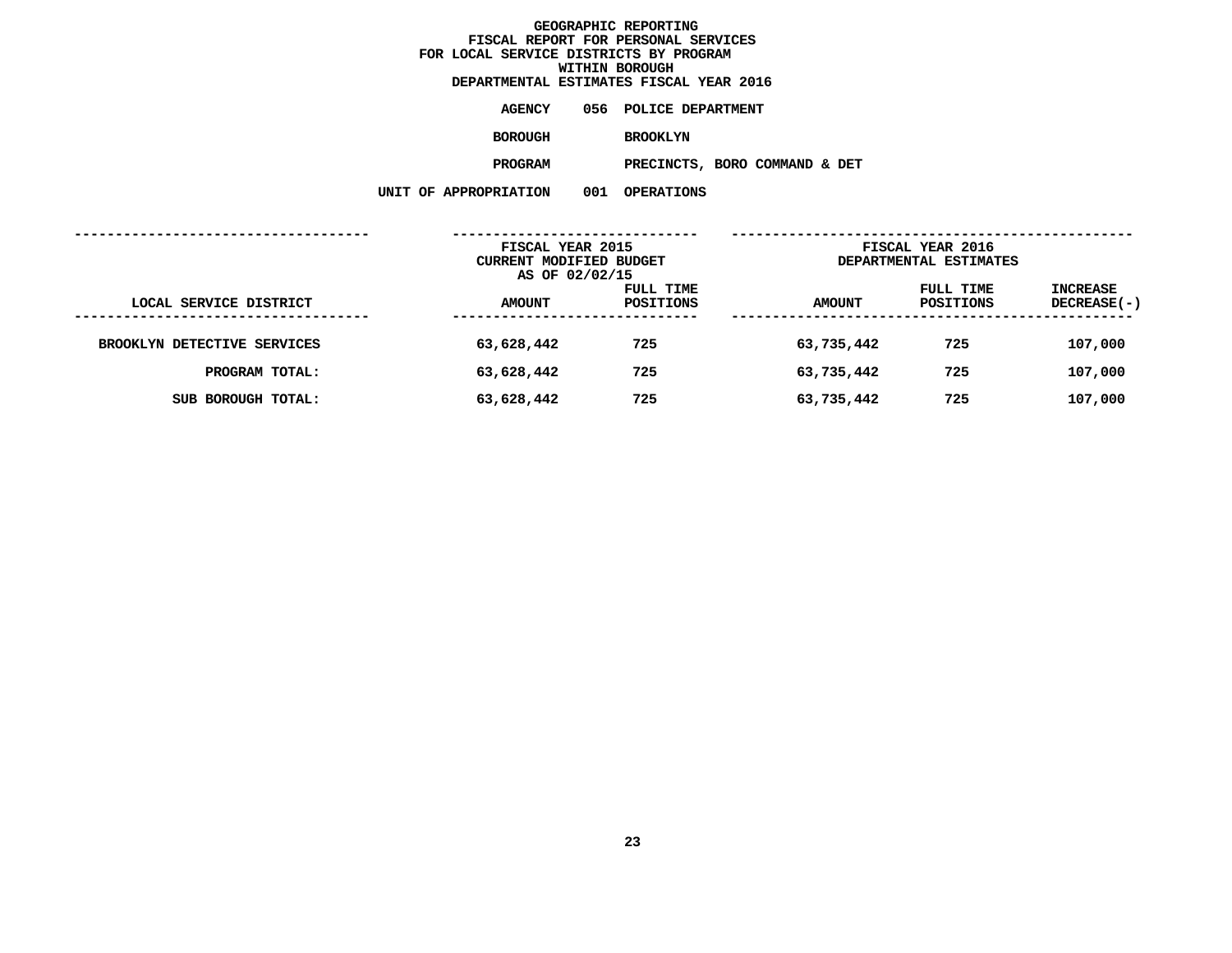# GEOGRAPHIC REPORTING
## FISCAL REPORT FOR PERSONAL SERVICES
## FOR LOCAL SERVICE DISTRICTS BY PROGRAM
## WITHIN BOROUGH
## DEPARTMENTAL ESTIMATES FISCAL YEAR 2016

**AGENCY** 056 POLICE DEPARTMENT

**BOROUGH** BROOKLYN

**PROGRAM** PRECINCTS, BORO COMMAND & DET

**UNIT OF APPROPRIATION** 001 OPERATIONS

| LOCAL SERVICE DISTRICT | FISCAL YEAR 2015 CURRENT MODIFIED BUDGET AS OF 02/02/15 AMOUNT | FULL TIME POSITIONS | FISCAL YEAR 2016 DEPARTMENTAL ESTIMATES AMOUNT | FULL TIME POSITIONS | INCREASE DECREASE(-) |
|---|---|---|---|---|---|
| BROOKLYN DETECTIVE SERVICES | 63,628,442 | 725 | 63,735,442 | 725 | 107,000 |
| PROGRAM TOTAL: | 63,628,442 | 725 | 63,735,442 | 725 | 107,000 |
| SUB BOROUGH TOTAL: | 63,628,442 | 725 | 63,735,442 | 725 | 107,000 |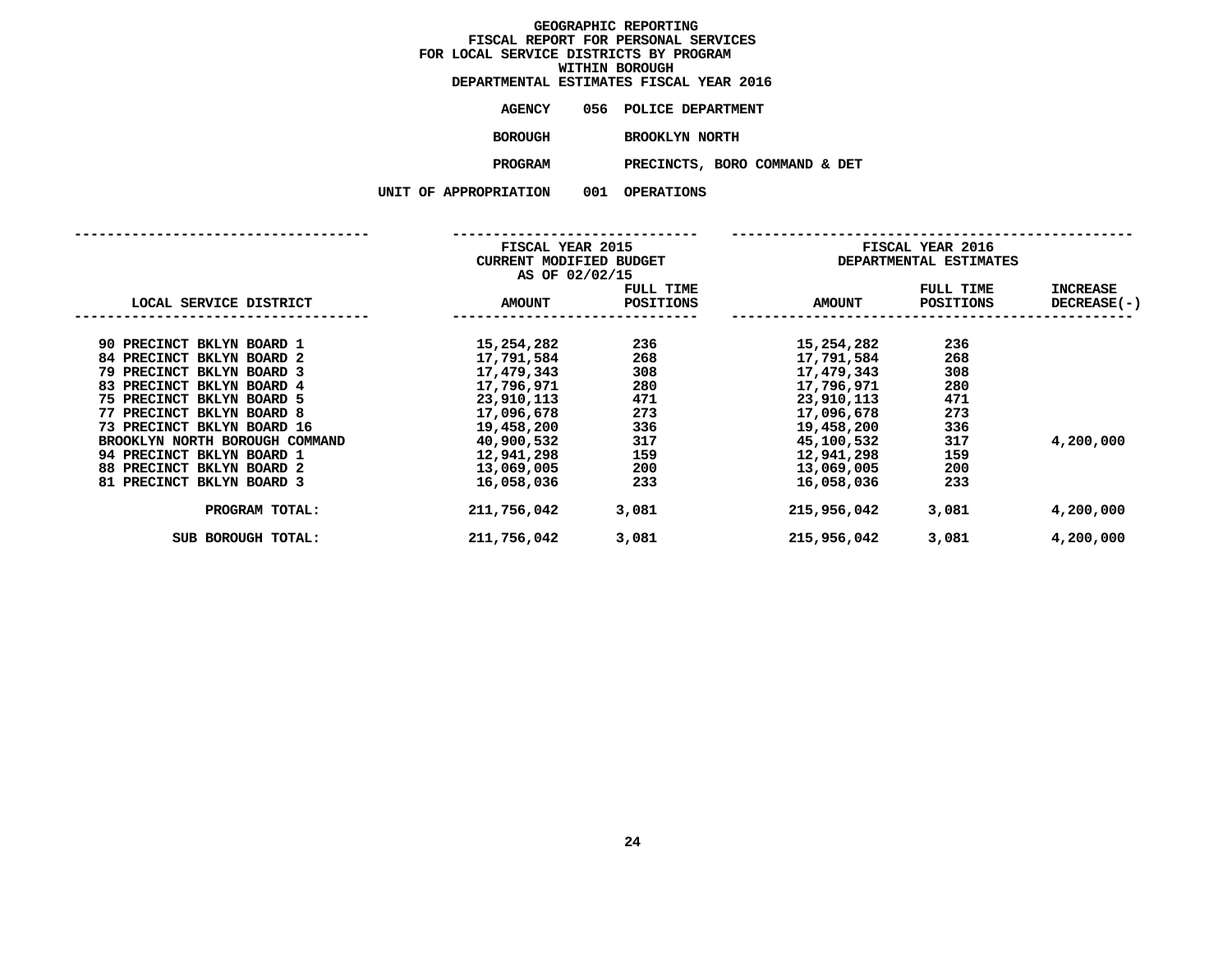**GEOGRAPHIC REPORTING**
**FISCAL REPORT FOR PERSONAL SERVICES**
**FOR LOCAL SERVICE DISTRICTS BY PROGRAM**
**WITHIN BOROUGH**
**DEPARTMENTAL ESTIMATES FISCAL YEAR 2016**

**AGENCY** 056 POLICE DEPARTMENT

**BOROUGH** BROOKLYN NORTH

**PROGRAM** PRECINCTS, BORO COMMAND & DET

**UNIT OF APPROPRIATION** 001 OPERATIONS

| | FISCAL YEAR 2015 CURRENT MODIFIED BUDGET AS OF 02/02/15 | | FISCAL YEAR 2016 DEPARTMENTAL ESTIMATES | | |
|---|---|---|---|---|---|
| LOCAL SERVICE DISTRICT | AMOUNT | FULL TIME POSITIONS | AMOUNT | FULL TIME POSITIONS | INCREASE DECREASE(-) |
| 90 PRECINCT BKLYN BOARD 1 | 15,254,282 | 236 | 15,254,282 | 236 | |
| 84 PRECINCT BKLYN BOARD 2 | 17,791,584 | 268 | 17,791,584 | 268 | |
| 79 PRECINCT BKLYN BOARD 3 | 17,479,343 | 308 | 17,479,343 | 308 | |
| 83 PRECINCT BKLYN BOARD 4 | 17,796,971 | 280 | 17,796,971 | 280 | |
| 75 PRECINCT BKLYN BOARD 5 | 23,910,113 | 471 | 23,910,113 | 471 | |
| 77 PRECINCT BKLYN BOARD 8 | 17,096,678 | 273 | 17,096,678 | 273 | |
| 73 PRECINCT BKLYN BOARD 16 | 19,458,200 | 336 | 19,458,200 | 336 | |
| BROOKLYN NORTH BOROUGH COMMAND | 40,900,532 | 317 | 45,100,532 | 317 | 4,200,000 |
| 94 PRECINCT BKLYN BOARD 1 | 12,941,298 | 159 | 12,941,298 | 159 | |
| 88 PRECINCT BKLYN BOARD 2 | 13,069,005 | 200 | 13,069,005 | 200 | |
| 81 PRECINCT BKLYN BOARD 3 | 16,058,036 | 233 | 16,058,036 | 233 | |
| PROGRAM TOTAL: | 211,756,042 | 3,081 | 215,956,042 | 3,081 | 4,200,000 |
| SUB BOROUGH TOTAL: | 211,756,042 | 3,081 | 215,956,042 | 3,081 | 4,200,000 |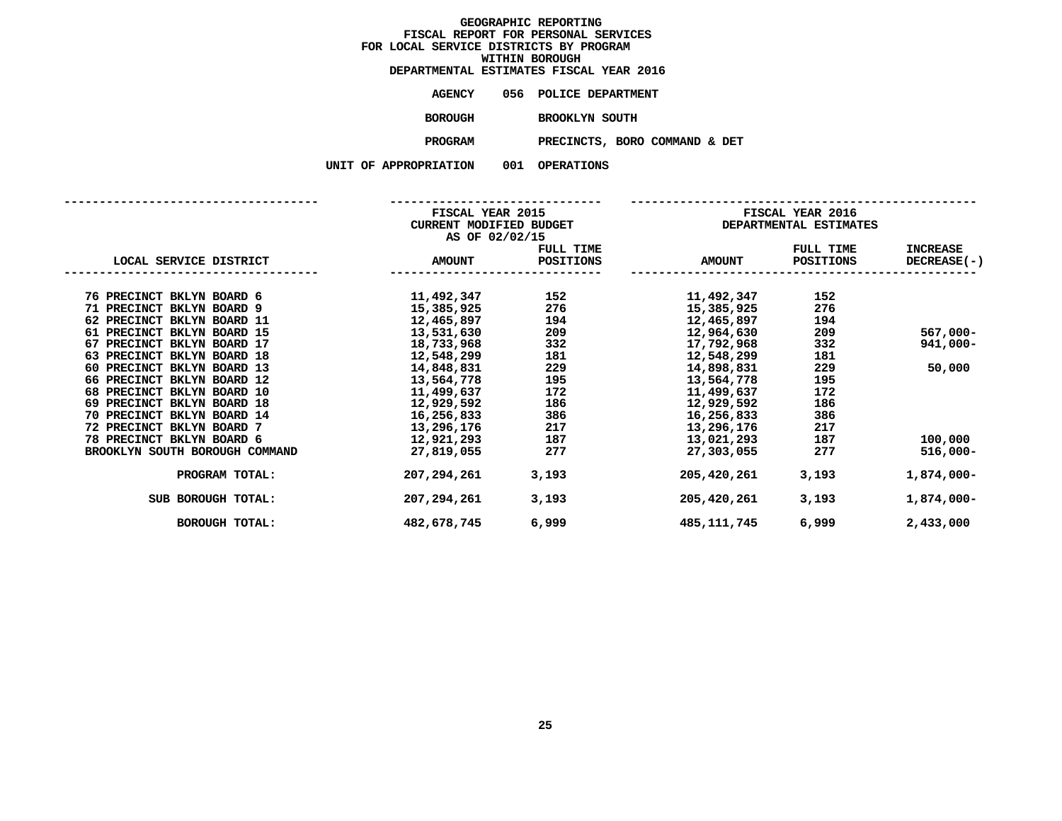**GEOGRAPHIC REPORTING**
**FISCAL REPORT FOR PERSONAL SERVICES**
**FOR LOCAL SERVICE DISTRICTS BY PROGRAM**
**WITHIN BOROUGH**
**DEPARTMENTAL ESTIMATES FISCAL YEAR 2016**

**AGENCY** 056 POLICE DEPARTMENT

**BOROUGH** BROOKLYN SOUTH

**PROGRAM** PRECINCTS, BORO COMMAND & DET

**UNIT OF APPROPRIATION** 001 OPERATIONS

| LOCAL SERVICE DISTRICT | FISCAL YEAR 2015 CURRENT MODIFIED BUDGET AS OF 02/02/15 AMOUNT | FULL TIME POSITIONS | FISCAL YEAR 2016 DEPARTMENTAL ESTIMATES AMOUNT | FULL TIME POSITIONS | INCREASE DECREASE(-) |
|---|---|---|---|---|---|
| 76 PRECINCT BKLYN BOARD 6 | 11,492,347 | 152 | 11,492,347 | 152 | |
| 71 PRECINCT BKLYN BOARD 9 | 15,385,925 | 276 | 15,385,925 | 276 | |
| 62 PRECINCT BKLYN BOARD 11 | 12,465,897 | 194 | 12,465,897 | 194 | |
| 61 PRECINCT BKLYN BOARD 15 | 13,531,630 | 209 | 12,964,630 | 209 | 567,000- |
| 67 PRECINCT BKLYN BOARD 17 | 18,733,968 | 332 | 17,792,968 | 332 | 941,000- |
| 63 PRECINCT BKLYN BOARD 18 | 12,548,299 | 181 | 12,548,299 | 181 | |
| 60 PRECINCT BKLYN BOARD 13 | 14,848,831 | 229 | 14,898,831 | 229 | 50,000 |
| 66 PRECINCT BKLYN BOARD 12 | 13,564,778 | 195 | 13,564,778 | 195 | |
| 68 PRECINCT BKLYN BOARD 10 | 11,499,637 | 172 | 11,499,637 | 172 | |
| 69 PRECINCT BKLYN BOARD 18 | 12,929,592 | 186 | 12,929,592 | 186 | |
| 70 PRECINCT BKLYN BOARD 14 | 16,256,833 | 386 | 16,256,833 | 386 | |
| 72 PRECINCT BKLYN BOARD 7 | 13,296,176 | 217 | 13,296,176 | 217 | |
| 78 PRECINCT BKLYN BOARD 6 | 12,921,293 | 187 | 13,021,293 | 187 | 100,000 |
| BROOKLYN SOUTH BOROUGH COMMAND | 27,819,055 | 277 | 27,303,055 | 277 | 516,000- |
| PROGRAM TOTAL: | 207,294,261 | 3,193 | 205,420,261 | 3,193 | 1,874,000- |
| SUB BOROUGH TOTAL: | 207,294,261 | 3,193 | 205,420,261 | 3,193 | 1,874,000- |
| BOROUGH TOTAL: | 482,678,745 | 6,999 | 485,111,745 | 6,999 | 2,433,000 |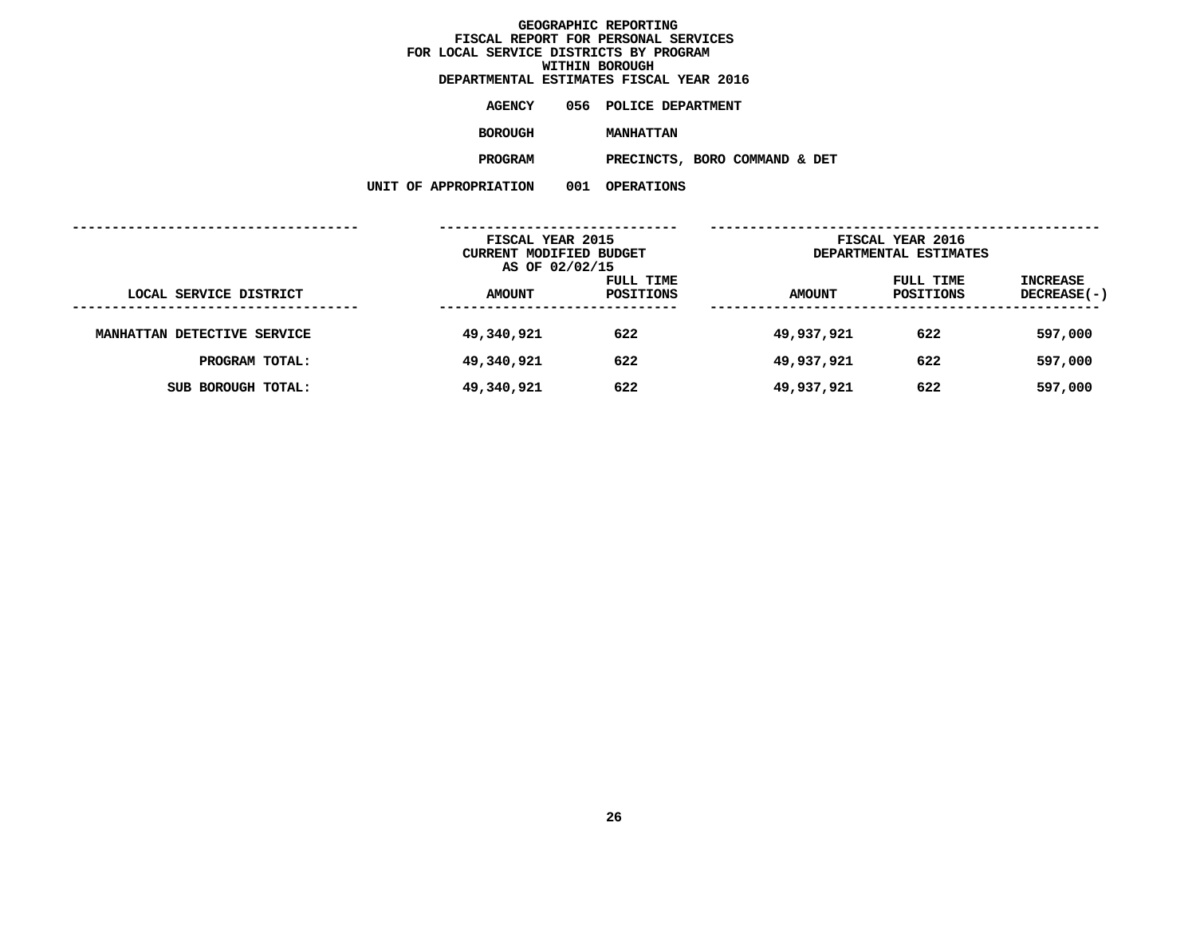**GEOGRAPHIC REPORTING**
**FISCAL REPORT FOR PERSONAL SERVICES**
**FOR LOCAL SERVICE DISTRICTS BY PROGRAM**
**WITHIN BOROUGH**
**DEPARTMENTAL ESTIMATES FISCAL YEAR 2016**

**AGENCY** 056 POLICE DEPARTMENT

**BOROUGH** MANHATTAN

**PROGRAM** PRECINCTS, BORO COMMAND & DET

**UNIT OF APPROPRIATION** 001 OPERATIONS

| LOCAL SERVICE DISTRICT | FISCAL YEAR 2015 CURRENT MODIFIED BUDGET AS OF 02/02/15 AMOUNT | FULL TIME POSITIONS | FISCAL YEAR 2016 DEPARTMENTAL ESTIMATES AMOUNT | FULL TIME POSITIONS | INCREASE DECREASE(-) |
|---|---|---|---|---|---|
| MANHATTAN DETECTIVE SERVICE | 49,340,921 | 622 | 49,937,921 | 622 | 597,000 |
| PROGRAM TOTAL: | 49,340,921 | 622 | 49,937,921 | 622 | 597,000 |
| SUB BOROUGH TOTAL: | 49,340,921 | 622 | 49,937,921 | 622 | 597,000 |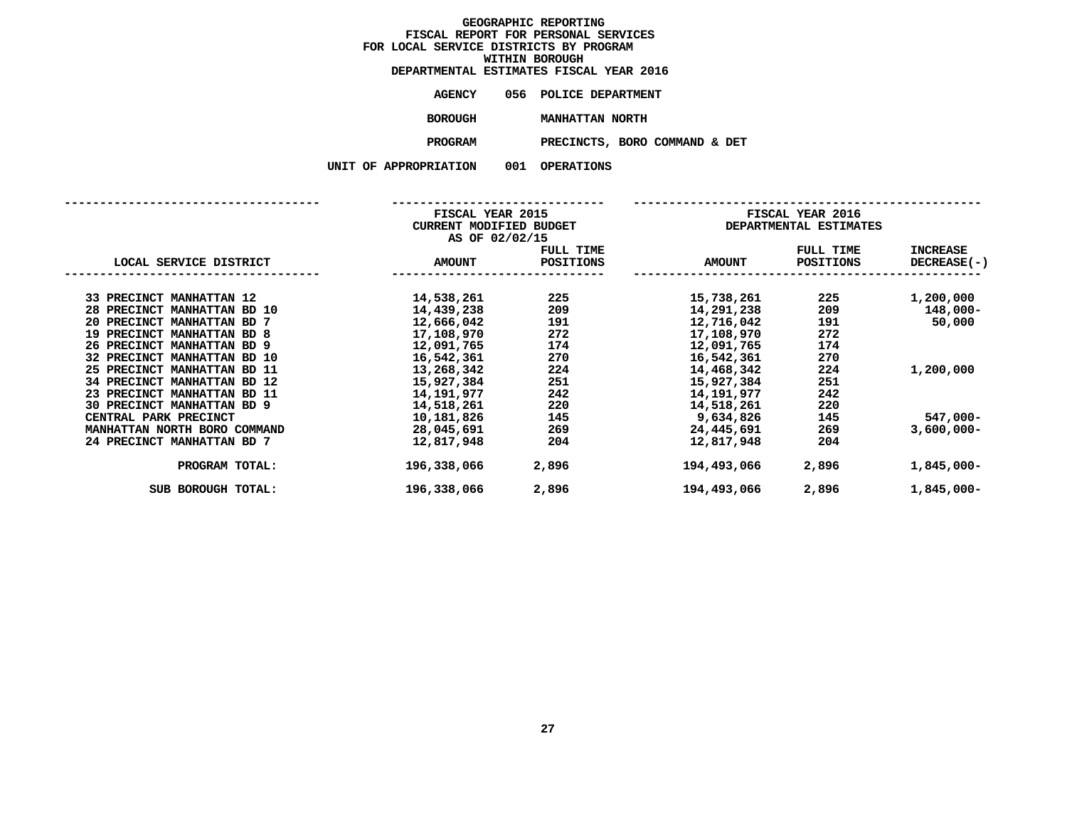# GEOGRAPHIC REPORTING
## FISCAL REPORT FOR PERSONAL SERVICES
## FOR LOCAL SERVICE DISTRICTS BY PROGRAM
## WITHIN BOROUGH
## DEPARTMENTAL ESTIMATES FISCAL YEAR 2016

**AGENCY** 056 POLICE DEPARTMENT

**BOROUGH** MANHATTAN NORTH

**PROGRAM** PRECINCTS, BORO COMMAND & DET

**UNIT OF APPROPRIATION** 001 OPERATIONS

| | FISCAL YEAR 2015 CURRENT MODIFIED BUDGET AS OF 02/02/15 | | FISCAL YEAR 2016 DEPARTMENTAL ESTIMATES | | |
|---|---|---|---|---|---|
| LOCAL SERVICE DISTRICT | AMOUNT | FULL TIME POSITIONS | AMOUNT | FULL TIME POSITIONS | INCREASE DECREASE(-) |
| 33 PRECINCT MANHATTAN 12 | 14,538,261 | 225 | 15,738,261 | 225 | 1,200,000 |
| 28 PRECINCT MANHATTAN BD 10 | 14,439,238 | 209 | 14,291,238 | 209 | 148,000- |
| 20 PRECINCT MANHATTAN BD 7 | 12,666,042 | 191 | 12,716,042 | 191 | 50,000 |
| 19 PRECINCT MANHATTAN BD 8 | 17,108,970 | 272 | 17,108,970 | 272 | |
| 26 PRECINCT MANHATTAN BD 9 | 12,091,765 | 174 | 12,091,765 | 174 | |
| 32 PRECINCT MANHATTAN BD 10 | 16,542,361 | 270 | 16,542,361 | 270 | |
| 25 PRECINCT MANHATTAN BD 11 | 13,268,342 | 224 | 14,468,342 | 224 | 1,200,000 |
| 34 PRECINCT MANHATTAN BD 12 | 15,927,384 | 251 | 15,927,384 | 251 | |
| 23 PRECINCT MANHATTAN BD 11 | 14,191,977 | 242 | 14,191,977 | 242 | |
| 30 PRECINCT MANHATTAN BD 9 | 14,518,261 | 220 | 14,518,261 | 220 | |
| CENTRAL PARK PRECINCT | 10,181,826 | 145 | 9,634,826 | 145 | 547,000- |
| MANHATTAN NORTH BORO COMMAND | 28,045,691 | 269 | 24,445,691 | 269 | 3,600,000- |
| 24 PRECINCT MANHATTAN BD 7 | 12,817,948 | 204 | 12,817,948 | 204 | |
| PROGRAM TOTAL: | 196,338,066 | 2,896 | 194,493,066 | 2,896 | 1,845,000- |
| SUB BOROUGH TOTAL: | 196,338,066 | 2,896 | 194,493,066 | 2,896 | 1,845,000- |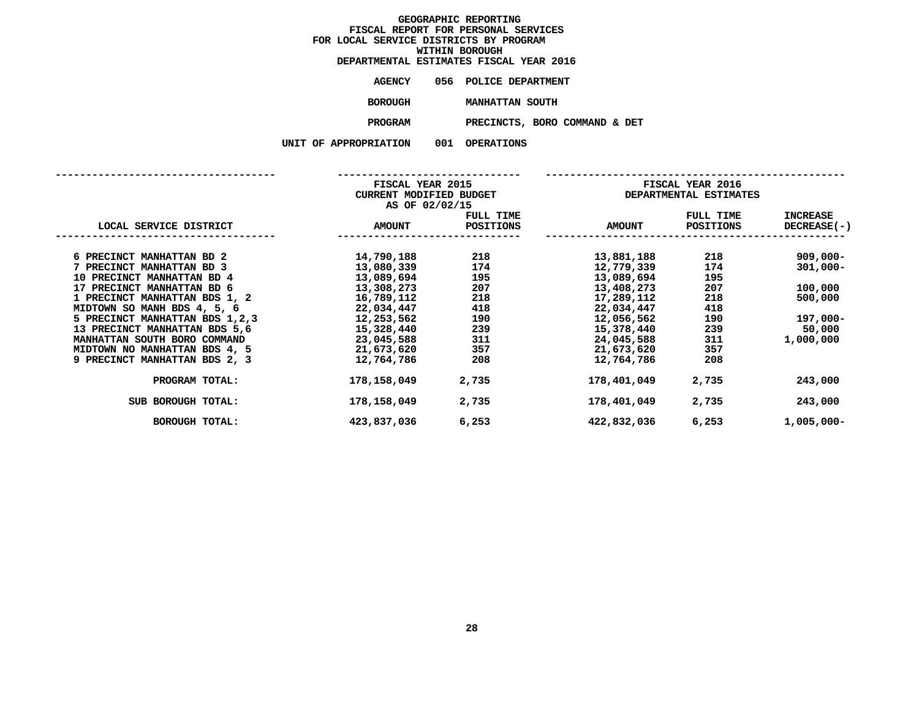# GEOGRAPHIC REPORTING
## FISCAL REPORT FOR PERSONAL SERVICES
## FOR LOCAL SERVICE DISTRICTS BY PROGRAM
## WITHIN BOROUGH
## DEPARTMENTAL ESTIMATES FISCAL YEAR 2016

**AGENCY** 056 POLICE DEPARTMENT

**BOROUGH** MANHATTAN SOUTH

**PROGRAM** PRECINCTS, BORO COMMAND & DET

**UNIT OF APPROPRIATION** 001 OPERATIONS

| LOCAL SERVICE DISTRICT | FISCAL YEAR 2015 CURRENT MODIFIED BUDGET AS OF 02/02/15 AMOUNT | FULL TIME POSITIONS | FISCAL YEAR 2016 DEPARTMENTAL ESTIMATES AMOUNT | FULL TIME POSITIONS | INCREASE DECREASE(-) |
|---|---|---|---|---|---|
| 6 PRECINCT MANHATTAN BD 2 | 14,790,188 | 218 | 13,881,188 | 218 | 909,000- |
| 7 PRECINCT MANHATTAN BD 3 | 13,080,339 | 174 | 12,779,339 | 174 | 301,000- |
| 10 PRECINCT MANHATTAN BD 4 | 13,089,694 | 195 | 13,089,694 | 195 | |
| 17 PRECINCT MANHATTAN BD 6 | 13,308,273 | 207 | 13,408,273 | 207 | 100,000 |
| 1 PRECINCT MANHATTAN BDS 1, 2 | 16,789,112 | 218 | 17,289,112 | 218 | 500,000 |
| MIDTOWN SO MANH BDS 4, 5, 6 | 22,034,447 | 418 | 22,034,447 | 418 | |
| 5 PRECINCT MANHATTAN BDS 1,2,3 | 12,253,562 | 190 | 12,056,562 | 190 | 197,000- |
| 13 PRECINCT MANHATTAN BDS 5,6 | 15,328,440 | 239 | 15,378,440 | 239 | 50,000 |
| MANHATTAN SOUTH BORO COMMAND | 23,045,588 | 311 | 24,045,588 | 311 | 1,000,000 |
| MIDTOWN NO MANHATTAN BDS 4, 5 | 21,673,620 | 357 | 21,673,620 | 357 | |
| 9 PRECINCT MANHATTAN BDS 2, 3 | 12,764,786 | 208 | 12,764,786 | 208 | |
| PROGRAM TOTAL: | 178,158,049 | 2,735 | 178,401,049 | 2,735 | 243,000 |
| SUB BOROUGH TOTAL: | 178,158,049 | 2,735 | 178,401,049 | 2,735 | 243,000 |
| BOROUGH TOTAL: | 423,837,036 | 6,253 | 422,832,036 | 6,253 | 1,005,000- |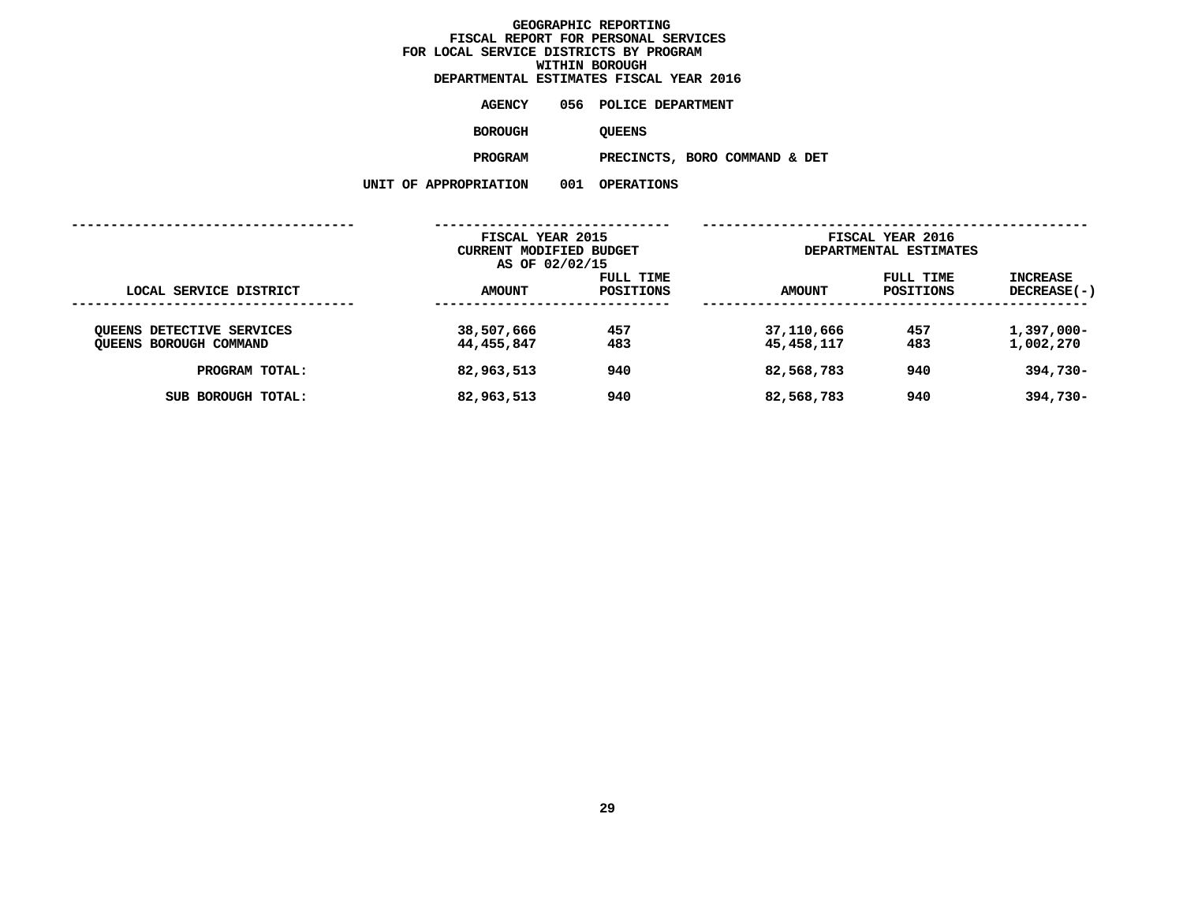# GEOGRAPHIC REPORTING
## FISCAL REPORT FOR PERSONAL SERVICES
## FOR LOCAL SERVICE DISTRICTS BY PROGRAM
## WITHIN BOROUGH
## DEPARTMENTAL ESTIMATES FISCAL YEAR 2016

**AGENCY** 056 POLICE DEPARTMENT

**BOROUGH** QUEENS

**PROGRAM** PRECINCTS, BORO COMMAND & DET

**UNIT OF APPROPRIATION** 001 OPERATIONS

| | FISCAL YEAR 2015 CURRENT MODIFIED BUDGET AS OF 02/02/15 | | FISCAL YEAR 2016 DEPARTMENTAL ESTIMATES | | |
|---|---|---|---|---|---|
| LOCAL SERVICE DISTRICT | AMOUNT | FULL TIME POSITIONS | AMOUNT | FULL TIME POSITIONS | INCREASE DECREASE(-) |
| QUEENS DETECTIVE SERVICES | 38,507,666 | 457 | 37,110,666 | 457 | 1,397,000- |
| QUEENS BOROUGH COMMAND | 44,455,847 | 483 | 45,458,117 | 483 | 1,002,270 |
| PROGRAM TOTAL: | 82,963,513 | 940 | 82,568,783 | 940 | 394,730- |
| SUB BOROUGH TOTAL: | 82,963,513 | 940 | 82,568,783 | 940 | 394,730- |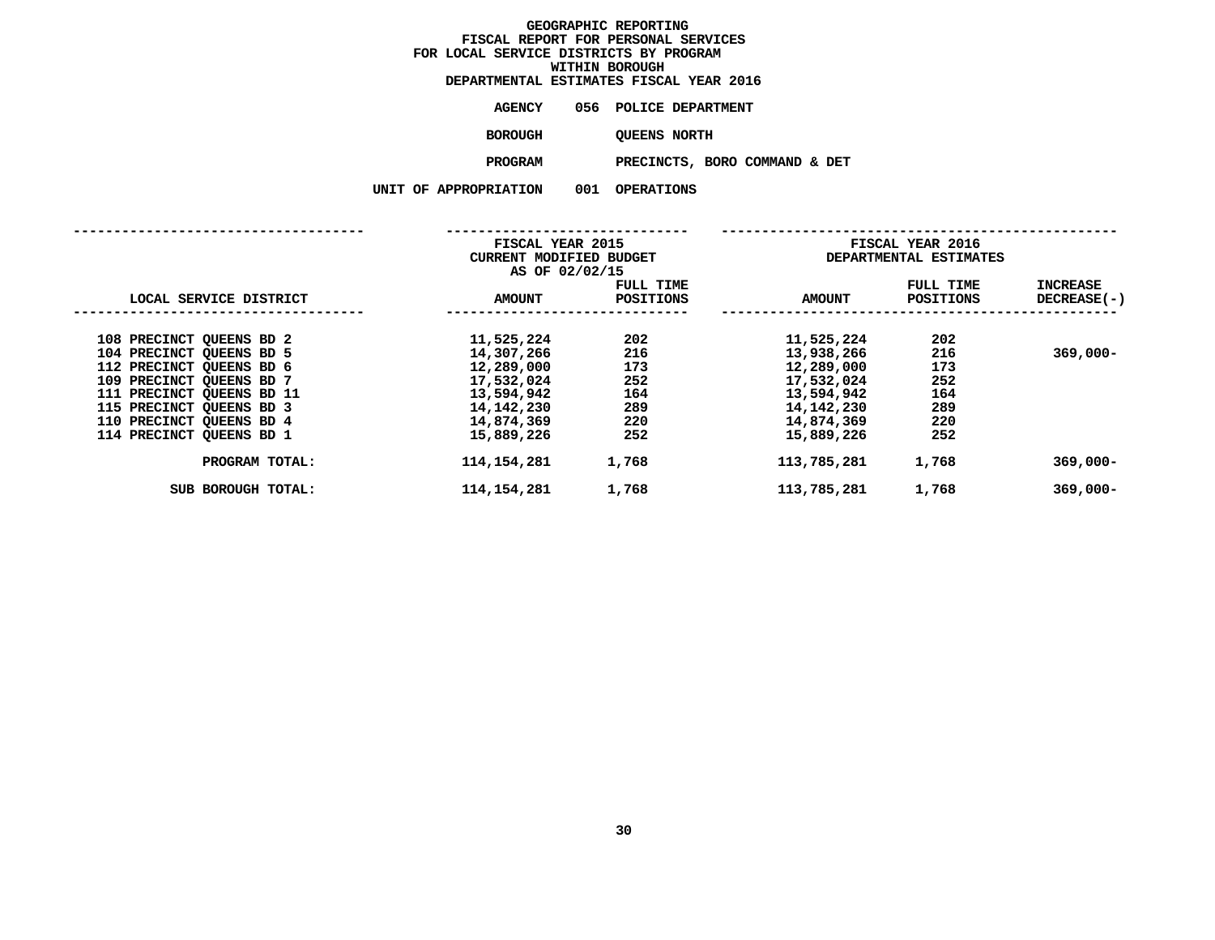# GEOGRAPHIC REPORTING
## FISCAL REPORT FOR PERSONAL SERVICES
## FOR LOCAL SERVICE DISTRICTS BY PROGRAM
## WITHIN BOROUGH
## DEPARTMENTAL ESTIMATES FISCAL YEAR 2016

**AGENCY** 056 POLICE DEPARTMENT

**BOROUGH** QUEENS NORTH

**PROGRAM** PRECINCTS, BORO COMMAND & DET

**UNIT OF APPROPRIATION** 001 OPERATIONS

| LOCAL SERVICE DISTRICT | FISCAL YEAR 2015 CURRENT MODIFIED BUDGET AS OF 02/02/15 AMOUNT | FULL TIME POSITIONS | FISCAL YEAR 2016 DEPARTMENTAL ESTIMATES AMOUNT | FULL TIME POSITIONS | INCREASE DECREASE(-) |
|---|---|---|---|---|---|
| 108 PRECINCT QUEENS BD 2 | 11,525,224 | 202 | 11,525,224 | 202 | |
| 104 PRECINCT QUEENS BD 5 | 14,307,266 | 216 | 13,938,266 | 216 | 369,000- |
| 112 PRECINCT QUEENS BD 6 | 12,289,000 | 173 | 12,289,000 | 173 | |
| 109 PRECINCT QUEENS BD 7 | 17,532,024 | 252 | 17,532,024 | 252 | |
| 111 PRECINCT QUEENS BD 11 | 13,594,942 | 164 | 13,594,942 | 164 | |
| 115 PRECINCT QUEENS BD 3 | 14,142,230 | 289 | 14,142,230 | 289 | |
| 110 PRECINCT QUEENS BD 4 | 14,874,369 | 220 | 14,874,369 | 220 | |
| 114 PRECINCT QUEENS BD 1 | 15,889,226 | 252 | 15,889,226 | 252 | |
| PROGRAM TOTAL: | 114,154,281 | 1,768 | 113,785,281 | 1,768 | 369,000- |
| SUB BOROUGH TOTAL: | 114,154,281 | 1,768 | 113,785,281 | 1,768 | 369,000- |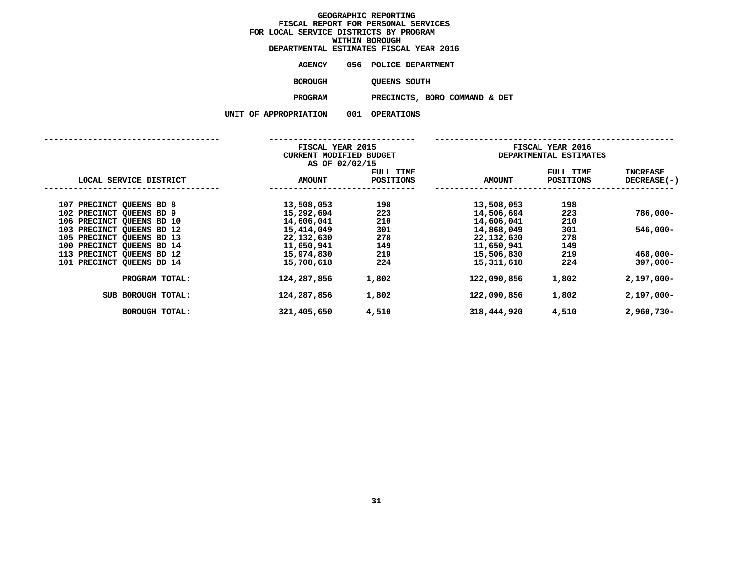# GEOGRAPHIC REPORTING
## FISCAL REPORT FOR PERSONAL SERVICES
## FOR LOCAL SERVICE DISTRICTS BY PROGRAM
## WITHIN BOROUGH
## DEPARTMENTAL ESTIMATES FISCAL YEAR 2016

**AGENCY** 056 POLICE DEPARTMENT

**BOROUGH** QUEENS SOUTH

**PROGRAM** PRECINCTS, BORO COMMAND & DET

**UNIT OF APPROPRIATION** 001 OPERATIONS

| LOCAL SERVICE DISTRICT | FISCAL YEAR 2015 CURRENT MODIFIED BUDGET AS OF 02/02/15 AMOUNT | FULL TIME POSITIONS | FISCAL YEAR 2016 DEPARTMENTAL ESTIMATES AMOUNT | FULL TIME POSITIONS | INCREASE DECREASE(-) |
|---|---|---|---|---|---|
| 107 PRECINCT QUEENS BD 8 | 13,508,053 | 198 | 13,508,053 | 198 | |
| 102 PRECINCT QUEENS BD 9 | 15,292,694 | 223 | 14,506,694 | 223 | 786,000- |
| 106 PRECINCT QUEENS BD 10 | 14,606,041 | 210 | 14,606,041 | 210 | |
| 103 PRECINCT QUEENS BD 12 | 15,414,049 | 301 | 14,868,049 | 301 | 546,000- |
| 105 PRECINCT QUEENS BD 13 | 22,132,630 | 278 | 22,132,630 | 278 | |
| 100 PRECINCT QUEENS BD 14 | 11,650,941 | 149 | 11,650,941 | 149 | |
| 113 PRECINCT QUEENS BD 12 | 15,974,830 | 219 | 15,506,830 | 219 | 468,000- |
| 101 PRECINCT QUEENS BD 14 | 15,708,618 | 224 | 15,311,618 | 224 | 397,000- |
| PROGRAM TOTAL: | 124,287,856 | 1,802 | 122,090,856 | 1,802 | 2,197,000- |
| SUB BOROUGH TOTAL: | 124,287,856 | 1,802 | 122,090,856 | 1,802 | 2,197,000- |
| BOROUGH TOTAL: | 321,405,650 | 4,510 | 318,444,920 | 4,510 | 2,960,730- |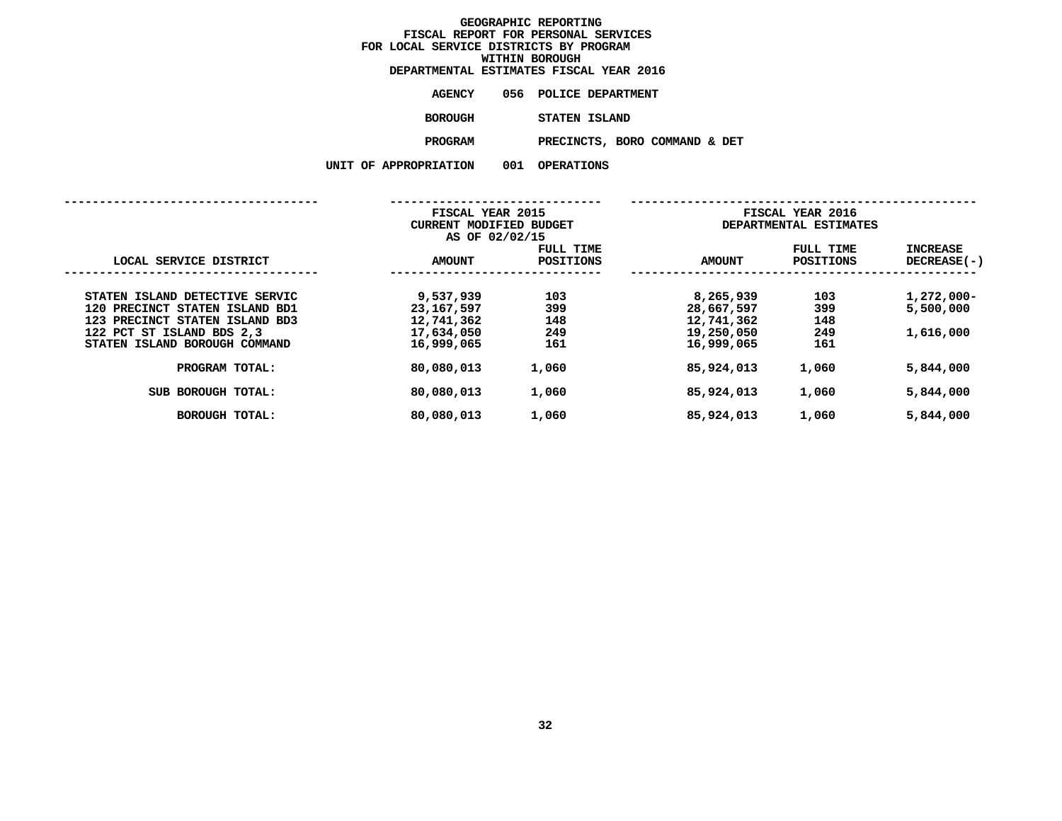# GEOGRAPHIC REPORTING
## FISCAL REPORT FOR PERSONAL SERVICES
## FOR LOCAL SERVICE DISTRICTS BY PROGRAM
## WITHIN BOROUGH
## DEPARTMENTAL ESTIMATES FISCAL YEAR 2016

**AGENCY** 056 POLICE DEPARTMENT

**BOROUGH** STATEN ISLAND

**PROGRAM** PRECINCTS, BORO COMMAND & DET

**UNIT OF APPROPRIATION** 001 OPERATIONS

| LOCAL SERVICE DISTRICT | FISCAL YEAR 2015 CURRENT MODIFIED BUDGET AS OF 02/02/15 AMOUNT | FULL TIME POSITIONS | FISCAL YEAR 2016 DEPARTMENTAL ESTIMATES AMOUNT | FULL TIME POSITIONS | INCREASE DECREASE(-) |
|---|---|---|---|---|---|
| STATEN ISLAND DETECTIVE SERVIC | 9,537,939 | 103 | 8,265,939 | 103 | 1,272,000- |
| 120 PRECINCT STATEN ISLAND BD1 | 23,167,597 | 399 | 28,667,597 | 399 | 5,500,000 |
| 123 PRECINCT STATEN ISLAND BD3 | 12,741,362 | 148 | 12,741,362 | 148 | |
| 122 PCT ST ISLAND BDS 2,3 | 17,634,050 | 249 | 19,250,050 | 249 | 1,616,000 |
| STATEN ISLAND BOROUGH COMMAND | 16,999,065 | 161 | 16,999,065 | 161 | |
| PROGRAM TOTAL: | 80,080,013 | 1,060 | 85,924,013 | 1,060 | 5,844,000 |
| SUB BOROUGH TOTAL: | 80,080,013 | 1,060 | 85,924,013 | 1,060 | 5,844,000 |
| BOROUGH TOTAL: | 80,080,013 | 1,060 | 85,924,013 | 1,060 | 5,844,000 |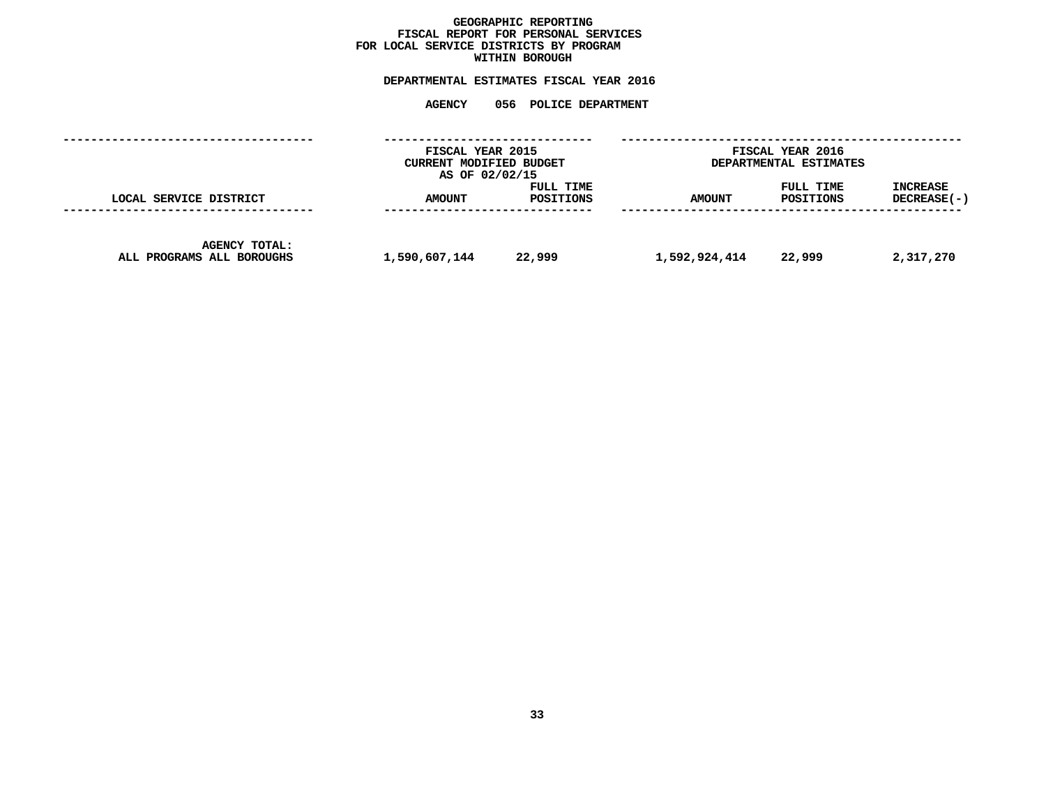**GEOGRAPHIC REPORTING**
**FISCAL REPORT FOR PERSONAL SERVICES**
**FOR LOCAL SERVICE DISTRICTS BY PROGRAM**
**WITHIN BOROUGH**

**DEPARTMENTAL ESTIMATES FISCAL YEAR 2016**

**AGENCY 056 POLICE DEPARTMENT**

| LOCAL SERVICE DISTRICT | FISCAL YEAR 2015 CURRENT MODIFIED BUDGET AS OF 02/02/15 | | FISCAL YEAR 2016 DEPARTMENTAL ESTIMATES | | |
|---|---|---|---|---|---|
| | AMOUNT | FULL TIME POSITIONS | AMOUNT | FULL TIME POSITIONS | INCREASE DECREASE(-) |
| AGENCY TOTAL: ALL PROGRAMS ALL BOROUGHS | 1,590,607,144 | 22,999 | 1,592,924,414 | 22,999 | 2,317,270 |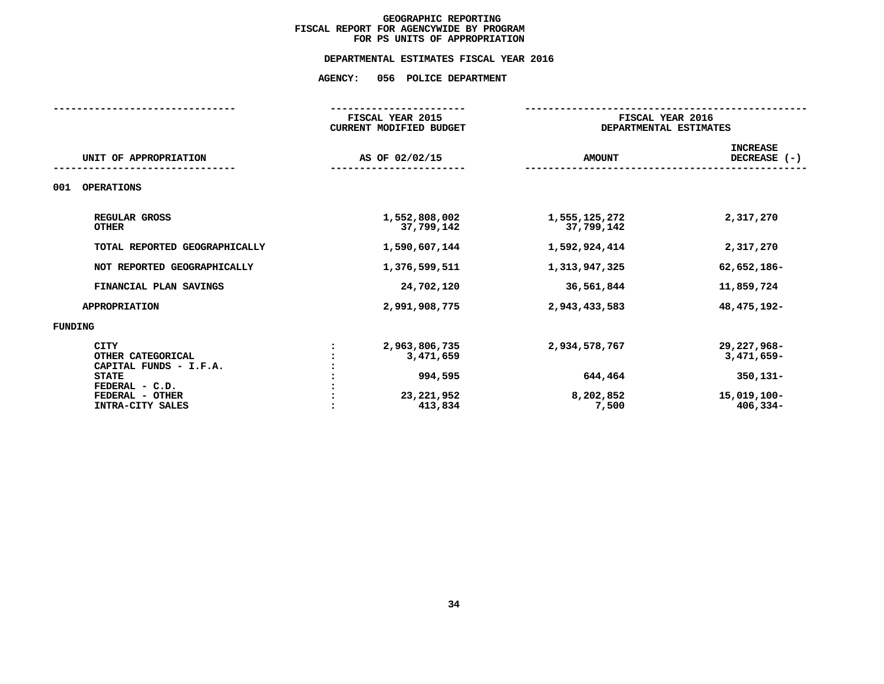# GEOGRAPHIC REPORTING
## FISCAL REPORT FOR AGENCYWIDE BY PROGRAM
## FOR PS UNITS OF APPROPRIATION

### DEPARTMENTAL ESTIMATES FISCAL YEAR 2016

### AGENCY: 056 POLICE DEPARTMENT

| UNIT OF APPROPRIATION | FISCAL YEAR 2015 CURRENT MODIFIED BUDGET AS OF 02/02/15 | FISCAL YEAR 2016 DEPARTMENTAL ESTIMATES AMOUNT | INCREASE DECREASE (-) |
|---|---|---|---|
| **001 OPERATIONS** | | | |
| REGULAR GROSS | 1,552,808,002 | 1,555,125,272 | 2,317,270 |
| OTHER | 37,799,142 | 37,799,142 | |
| TOTAL REPORTED GEOGRAPHICALLY | 1,590,607,144 | 1,592,924,414 | 2,317,270 |
| NOT REPORTED GEOGRAPHICALLY | 1,376,599,511 | 1,313,947,325 | 62,652,186- |
| FINANCIAL PLAN SAVINGS | 24,702,120 | 36,561,844 | 11,859,724 |
| APPROPRIATION | 2,991,908,775 | 2,943,433,583 | 48,475,192- |
| **FUNDING** | | | |
| CITY | 2,963,806,735 | 2,934,578,767 | 29,227,968- |
| OTHER CATEGORICAL | 3,471,659 | | 3,471,659- |
| CAPITAL FUNDS - I.F.A. | | | |
| STATE | 994,595 | 644,464 | 350,131- |
| FEDERAL - C.D. | | | |
| FEDERAL - OTHER | 23,221,952 | 8,202,852 | 15,019,100- |
| INTRA-CITY SALES | 413,834 | 7,500 | 406,334- |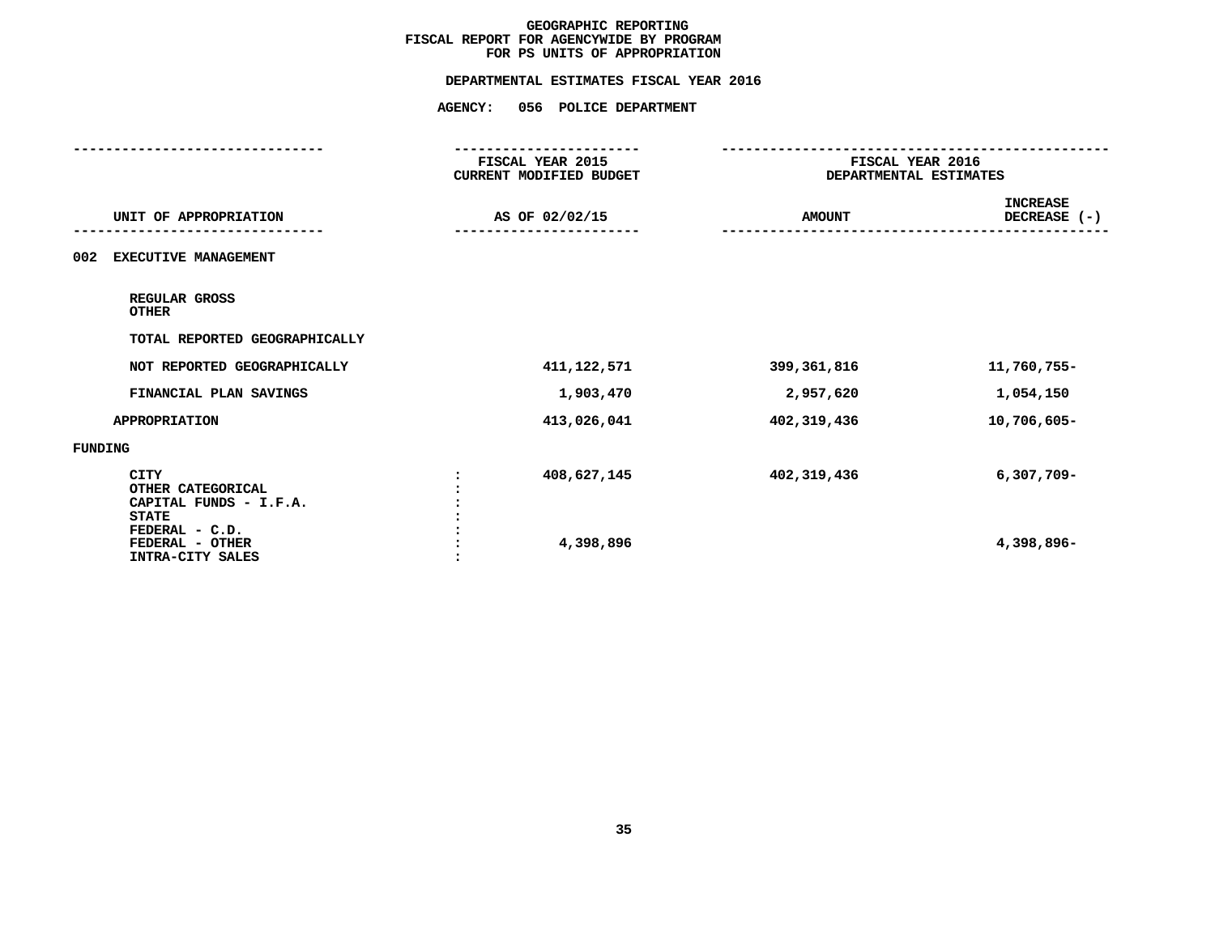# GEOGRAPHIC REPORTING
## FISCAL REPORT FOR AGENCYWIDE BY PROGRAM
## FOR PS UNITS OF APPROPRIATION

### DEPARTMENTAL ESTIMATES FISCAL YEAR 2016

### AGENCY: 056 POLICE DEPARTMENT

| UNIT OF APPROPRIATION | FISCAL YEAR 2015 CURRENT MODIFIED BUDGET AS OF 02/02/15 | FISCAL YEAR 2016 DEPARTMENTAL ESTIMATES AMOUNT | INCREASE DECREASE (-) |
|---|---|---|---|
| 002 EXECUTIVE MANAGEMENT | | | |
| REGULAR GROSS | | | |
| OTHER | | | |
| TOTAL REPORTED GEOGRAPHICALLY | | | |
| NOT REPORTED GEOGRAPHICALLY | 411,122,571 | 399,361,816 | 11,760,755- |
| FINANCIAL PLAN SAVINGS | 1,903,470 | 2,957,620 | 1,054,150 |
| APPROPRIATION | 413,026,041 | 402,319,436 | 10,706,605- |
| FUNDING | | | |
| CITY | 408,627,145 | 402,319,436 | 6,307,709- |
| OTHER CATEGORICAL | | | |
| CAPITAL FUNDS - I.F.A. | | | |
| STATE | | | |
| FEDERAL - C.D. | | | |
| FEDERAL - OTHER | 4,398,896 | | 4,398,896- |
| INTRA-CITY SALES | | | |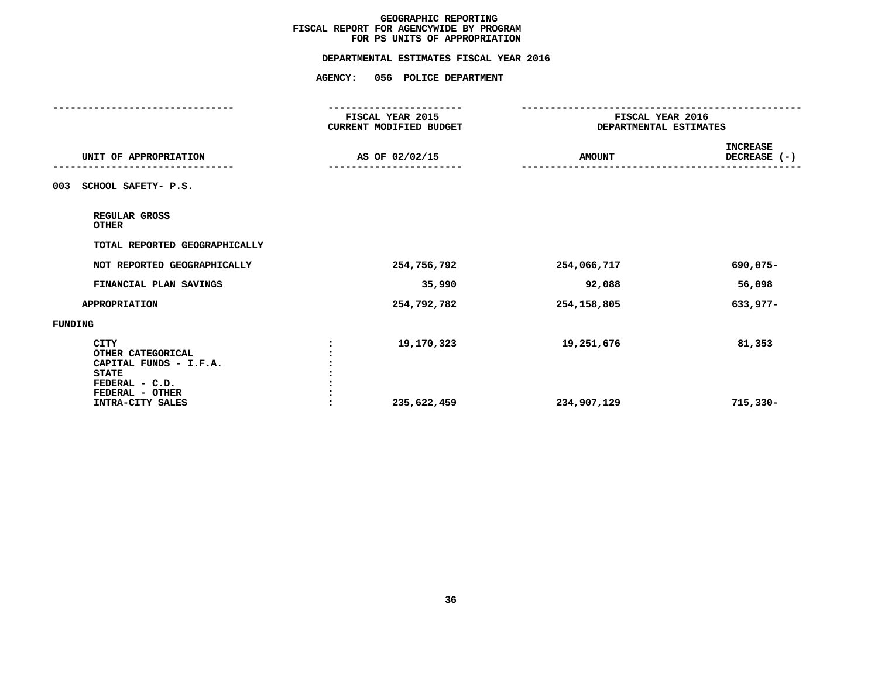# GEOGRAPHIC REPORTING
## FISCAL REPORT FOR AGENCYWIDE BY PROGRAM
## FOR PS UNITS OF APPROPRIATION

### DEPARTMENTAL ESTIMATES FISCAL YEAR 2016

### AGENCY: 056 POLICE DEPARTMENT

| UNIT OF APPROPRIATION | FISCAL YEAR 2015 CURRENT MODIFIED BUDGET AS OF 02/02/15 | FISCAL YEAR 2016 DEPARTMENTAL ESTIMATES AMOUNT | INCREASE DECREASE (-) |
|---|---|---|---|
| 003 SCHOOL SAFETY- P.S. | | | |
| REGULAR GROSS | | | |
| OTHER | | | |
| TOTAL REPORTED GEOGRAPHICALLY | | | |
| NOT REPORTED GEOGRAPHICALLY | 254,756,792 | 254,066,717 | 690,075- |
| FINANCIAL PLAN SAVINGS | 35,990 | 92,088 | 56,098 |
| APPROPRIATION | 254,792,782 | 254,158,805 | 633,977- |
| FUNDING | | | |
| CITY | 19,170,323 | 19,251,676 | 81,353 |
| OTHER CATEGORICAL | | | |
| CAPITAL FUNDS - I.F.A. | | | |
| STATE | | | |
| FEDERAL - C.D. | | | |
| FEDERAL - OTHER | | | |
| INTRA-CITY SALES | 235,622,459 | 234,907,129 | 715,330- |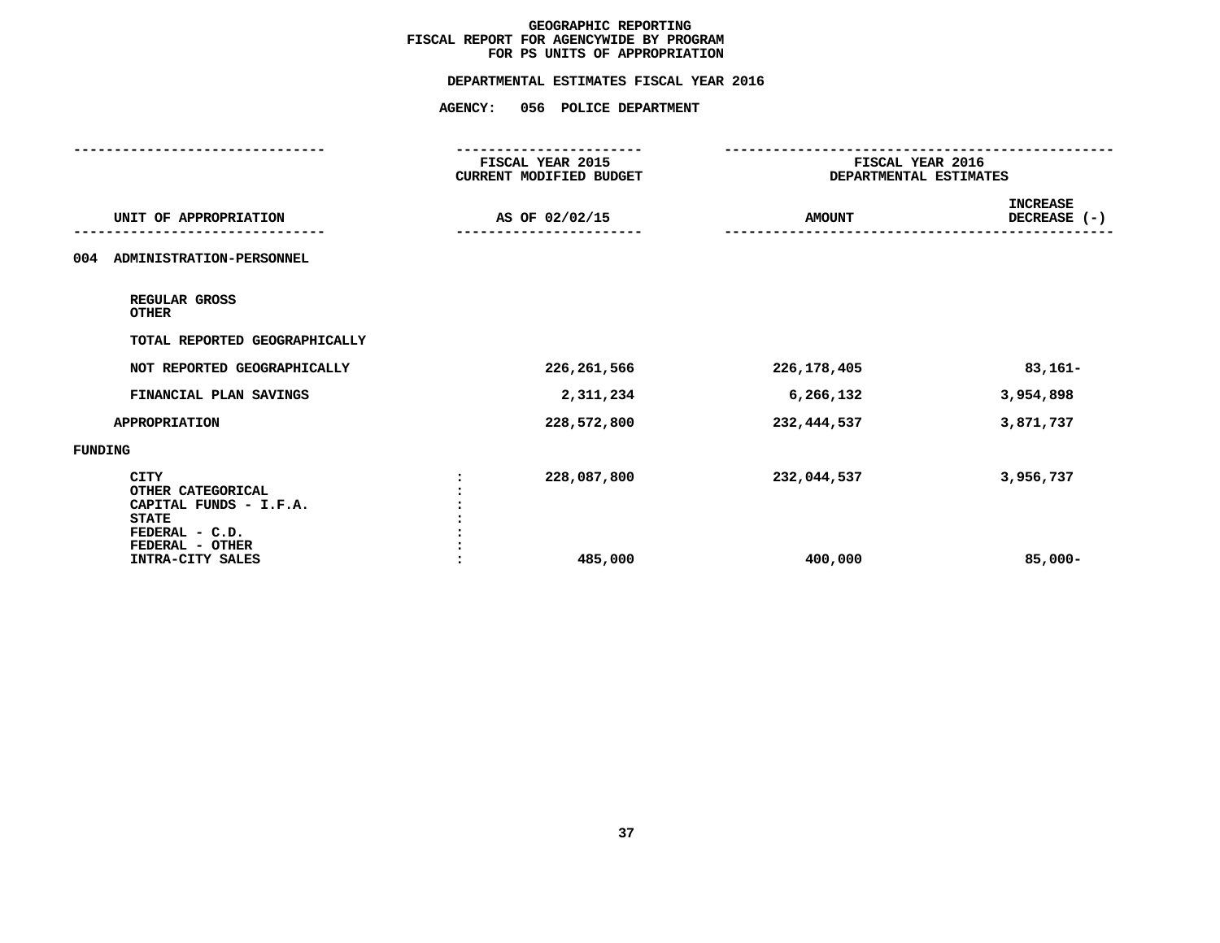# GEOGRAPHIC REPORTING
## FISCAL REPORT FOR AGENCYWIDE BY PROGRAM
## FOR PS UNITS OF APPROPRIATION

### DEPARTMENTAL ESTIMATES FISCAL YEAR 2016

### AGENCY: 056 POLICE DEPARTMENT

| UNIT OF APPROPRIATION | FISCAL YEAR 2015 CURRENT MODIFIED BUDGET AS OF 02/02/15 | FISCAL YEAR 2016 DEPARTMENTAL ESTIMATES AMOUNT | INCREASE DECREASE (-) |
|---|---|---|---|
| **004 ADMINISTRATION-PERSONNEL** | | | |
| REGULAR GROSS | | | |
| OTHER | | | |
| TOTAL REPORTED GEOGRAPHICALLY | | | |
| NOT REPORTED GEOGRAPHICALLY | 226,261,566 | 226,178,405 | 83,161- |
| FINANCIAL PLAN SAVINGS | 2,311,234 | 6,266,132 | 3,954,898 |
| APPROPRIATION | 228,572,800 | 232,444,537 | 3,871,737 |
| **FUNDING** | | | |
| CITY | 228,087,800 | 232,044,537 | 3,956,737 |
| OTHER CATEGORICAL | | | |
| CAPITAL FUNDS - I.F.A. | | | |
| STATE | | | |
| FEDERAL - C.D. | | | |
| FEDERAL - OTHER | | | |
| INTRA-CITY SALES | 485,000 | 400,000 | 85,000- |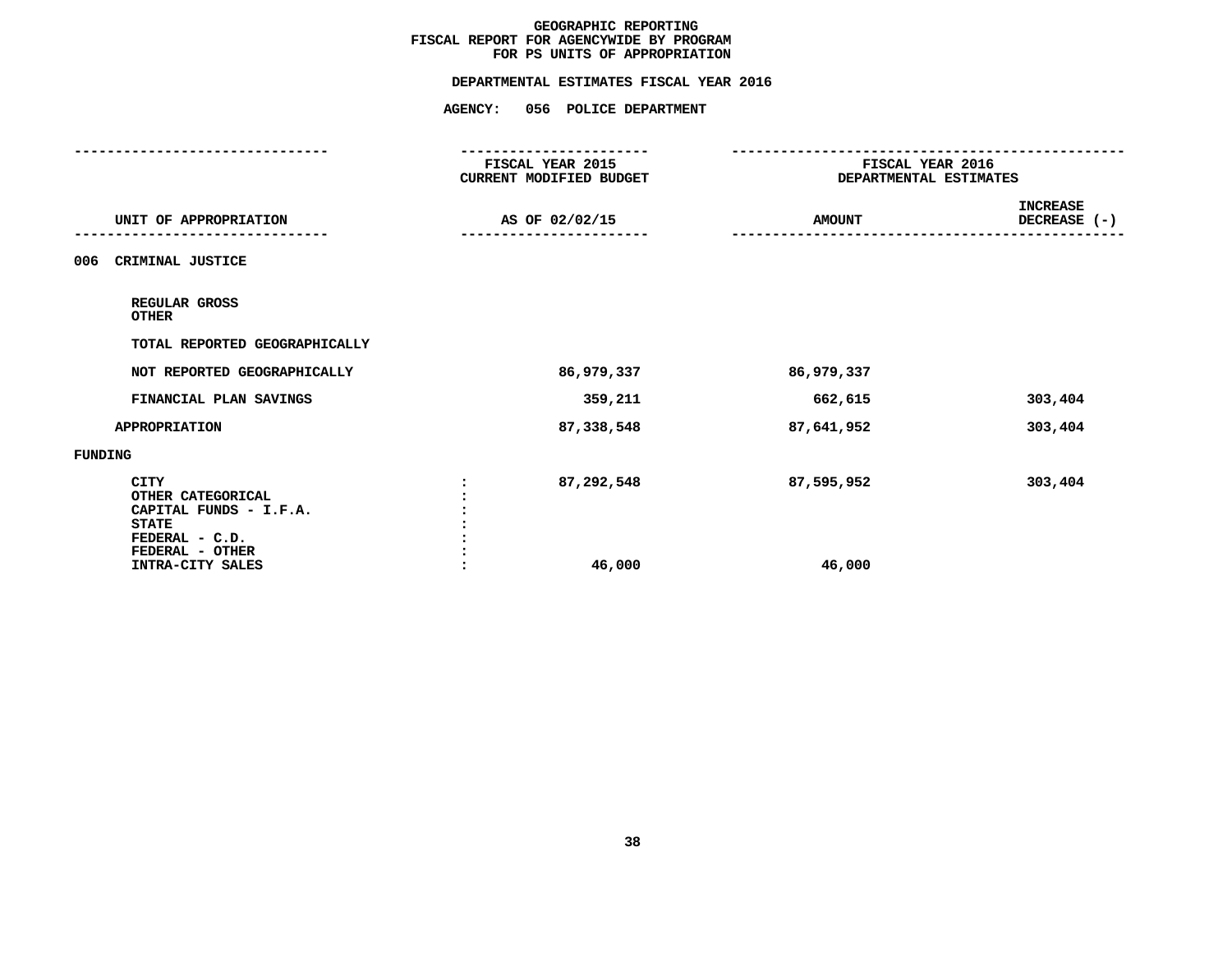GEOGRAPHIC REPORTING
FISCAL REPORT FOR AGENCYWIDE BY PROGRAM
FOR PS UNITS OF APPROPRIATION

DEPARTMENTAL ESTIMATES FISCAL YEAR 2016

AGENCY: 056 POLICE DEPARTMENT

| UNIT OF APPROPRIATION | | FISCAL YEAR 2015 CURRENT MODIFIED BUDGET AS OF 02/02/15 | FISCAL YEAR 2016 DEPARTMENTAL ESTIMATES AMOUNT | INCREASE DECREASE (-) |
|---|---|---|---|---|
| 006 CRIMINAL JUSTICE | | | | |
| REGULAR GROSS | | | | |
| OTHER | | | | |
| TOTAL REPORTED GEOGRAPHICALLY | | | | |
| NOT REPORTED GEOGRAPHICALLY | | 86,979,337 | 86,979,337 | |
| FINANCIAL PLAN SAVINGS | | 359,211 | 662,615 | 303,404 |
| APPROPRIATION | | 87,338,548 | 87,641,952 | 303,404 |
| FUNDING | | | | |
| CITY | : | 87,292,548 | 87,595,952 | 303,404 |
| OTHER CATEGORICAL | : | | | |
| CAPITAL FUNDS - I.F.A. | : | | | |
| STATE | : | | | |
| FEDERAL - C.D. | : | | | |
| FEDERAL - OTHER | : | | | |
| INTRA-CITY SALES | : | 46,000 | 46,000 | |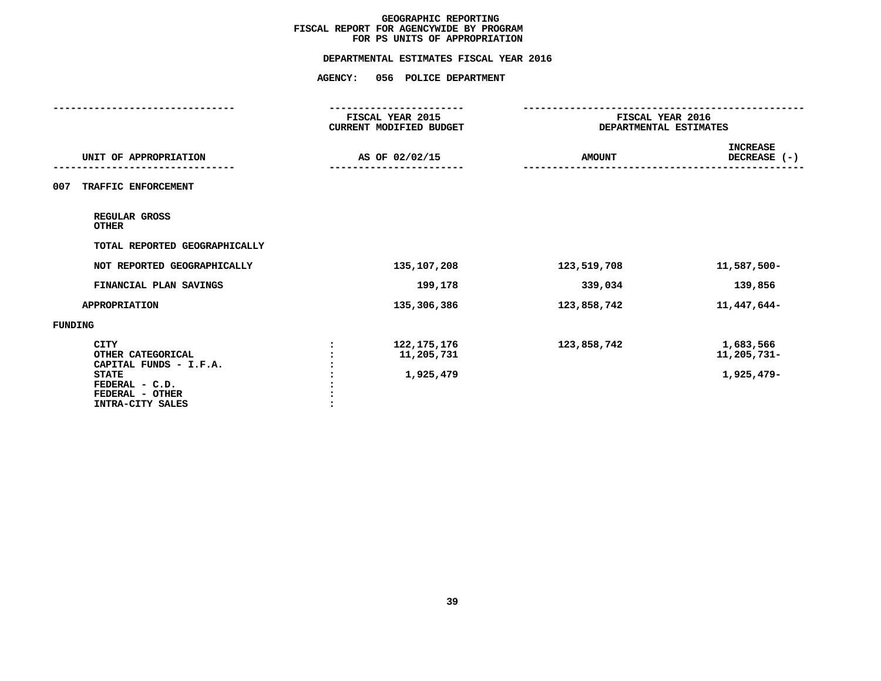# GEOGRAPHIC REPORTING
## FISCAL REPORT FOR AGENCYWIDE BY PROGRAM
## FOR PS UNITS OF APPROPRIATION

### DEPARTMENTAL ESTIMATES FISCAL YEAR 2016

### AGENCY: 056 POLICE DEPARTMENT

| UNIT OF APPROPRIATION | | FISCAL YEAR 2015 CURRENT MODIFIED BUDGET AS OF 02/02/15 | FISCAL YEAR 2016 DEPARTMENTAL ESTIMATES AMOUNT | INCREASE DECREASE (-) |
|---|---|---|---|---|
| 007 TRAFFIC ENFORCEMENT | | | | |
| REGULAR GROSS | | | | |
| OTHER | | | | |
| TOTAL REPORTED GEOGRAPHICALLY | | | | |
| NOT REPORTED GEOGRAPHICALLY | | 135,107,208 | 123,519,708 | 11,587,500- |
| FINANCIAL PLAN SAVINGS | | 199,178 | 339,034 | 139,856 |
| APPROPRIATION | | 135,306,386 | 123,858,742 | 11,447,644- |
| FUNDING | | | | |
| CITY | : | 122,175,176 | 123,858,742 | 1,683,566 |
| OTHER CATEGORICAL | : | 11,205,731 | | 11,205,731- |
| CAPITAL FUNDS - I.F.A. | : | | | |
| STATE | : | 1,925,479 | | 1,925,479- |
| FEDERAL - C.D. | : | | | |
| FEDERAL - OTHER | : | | | |
| INTRA-CITY SALES | : | | | |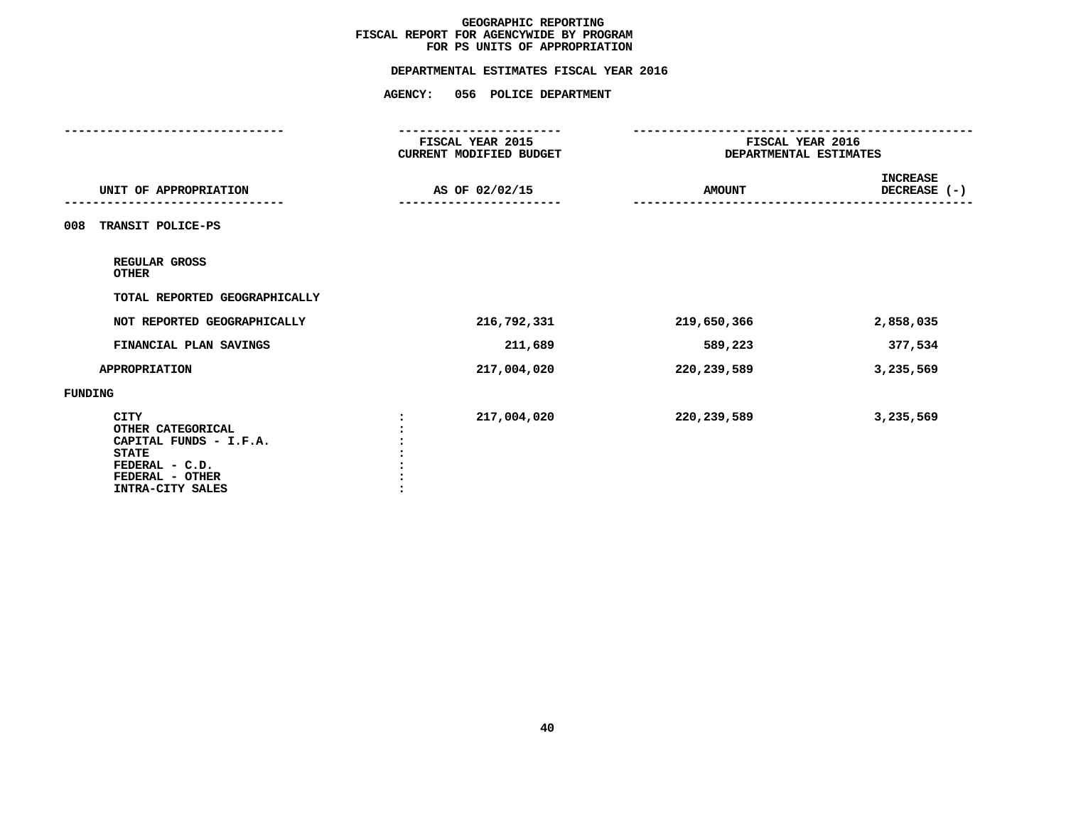# GEOGRAPHIC REPORTING
## FISCAL REPORT FOR AGENCYWIDE BY PROGRAM
## FOR PS UNITS OF APPROPRIATION

### DEPARTMENTAL ESTIMATES FISCAL YEAR 2016

### AGENCY: 056 POLICE DEPARTMENT

| UNIT OF APPROPRIATION | FISCAL YEAR 2015 CURRENT MODIFIED BUDGET AS OF 02/02/15 | FISCAL YEAR 2016 DEPARTMENTAL ESTIMATES AMOUNT | INCREASE DECREASE (-) |
|---|---|---|---|
| **008 TRANSIT POLICE-PS** | | | |
| REGULAR GROSS | | | |
| OTHER | | | |
| TOTAL REPORTED GEOGRAPHICALLY | | | |
| NOT REPORTED GEOGRAPHICALLY | 216,792,331 | 219,650,366 | 2,858,035 |
| FINANCIAL PLAN SAVINGS | 211,689 | 589,223 | 377,534 |
| APPROPRIATION | 217,004,020 | 220,239,589 | 3,235,569 |
| **FUNDING** | | | |
| CITY : | 217,004,020 | 220,239,589 | 3,235,569 |
| OTHER CATEGORICAL : | | | |
| CAPITAL FUNDS - I.F.A. : | | | |
| STATE : | | | |
| FEDERAL - C.D. : | | | |
| FEDERAL - OTHER : | | | |
| INTRA-CITY SALES : | | | |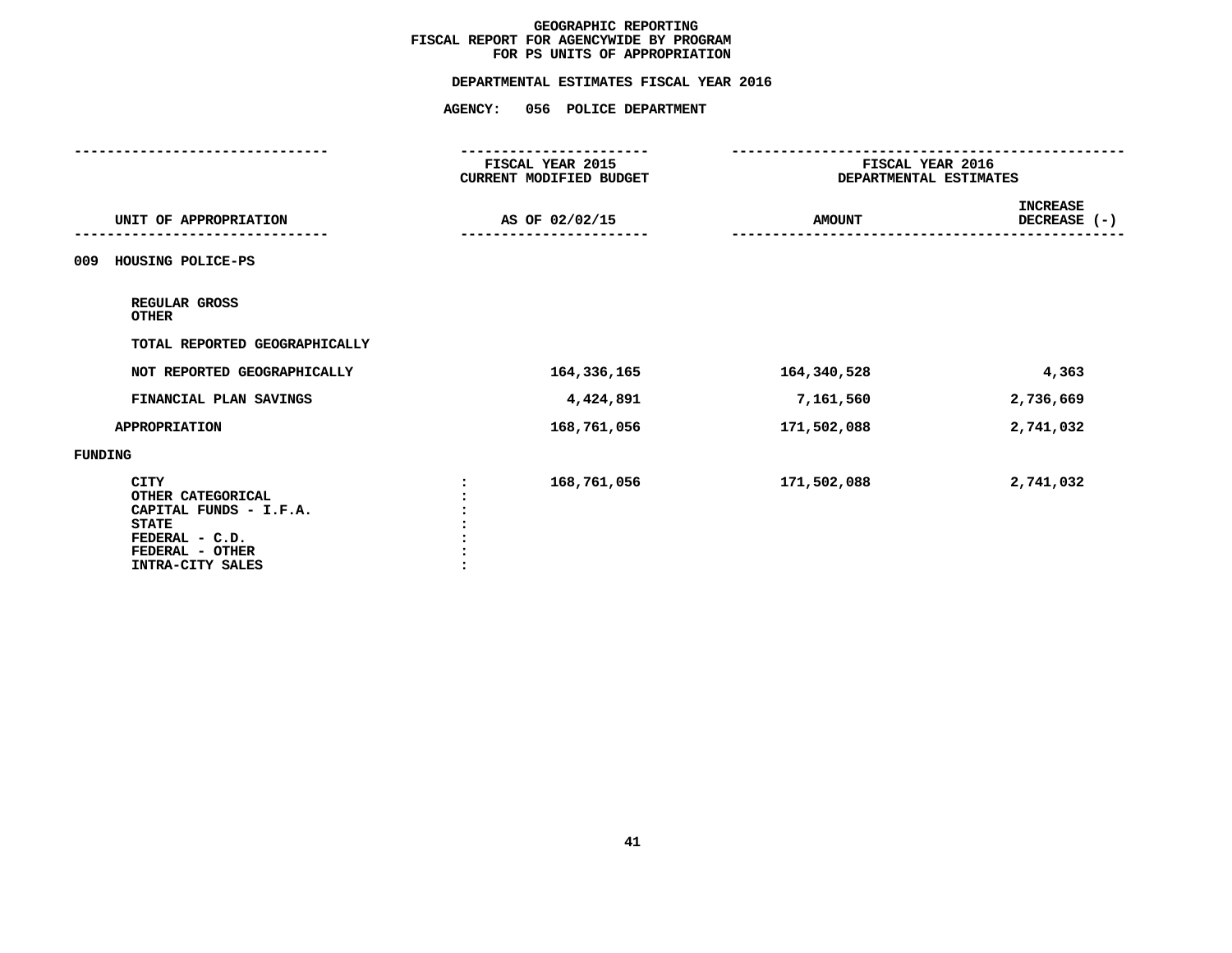# GEOGRAPHIC REPORTING
## FISCAL REPORT FOR AGENCYWIDE BY PROGRAM
## FOR PS UNITS OF APPROPRIATION

### DEPARTMENTAL ESTIMATES FISCAL YEAR 2016

### AGENCY: 056 POLICE DEPARTMENT

| UNIT OF APPROPRIATION | | FISCAL YEAR 2015 CURRENT MODIFIED BUDGET AS OF 02/02/15 | FISCAL YEAR 2016 DEPARTMENTAL ESTIMATES AMOUNT | INCREASE DECREASE (-) |
|---|---|---|---|---|
| **009 HOUSING POLICE-PS** | | | | |
| REGULAR GROSS | | | | |
| OTHER | | | | |
| TOTAL REPORTED GEOGRAPHICALLY | | | | |
| NOT REPORTED GEOGRAPHICALLY | | 164,336,165 | 164,340,528 | 4,363 |
| FINANCIAL PLAN SAVINGS | | 4,424,891 | 7,161,560 | 2,736,669 |
| APPROPRIATION | | 168,761,056 | 171,502,088 | 2,741,032 |
| **FUNDING** | | | | |
| CITY | : | 168,761,056 | 171,502,088 | 2,741,032 |
| OTHER CATEGORICAL | : | | | |
| CAPITAL FUNDS - I.F.A. | : | | | |
| STATE | : | | | |
| FEDERAL - C.D. | : | | | |
| FEDERAL - OTHER | : | | | |
| INTRA-CITY SALES | : | | | |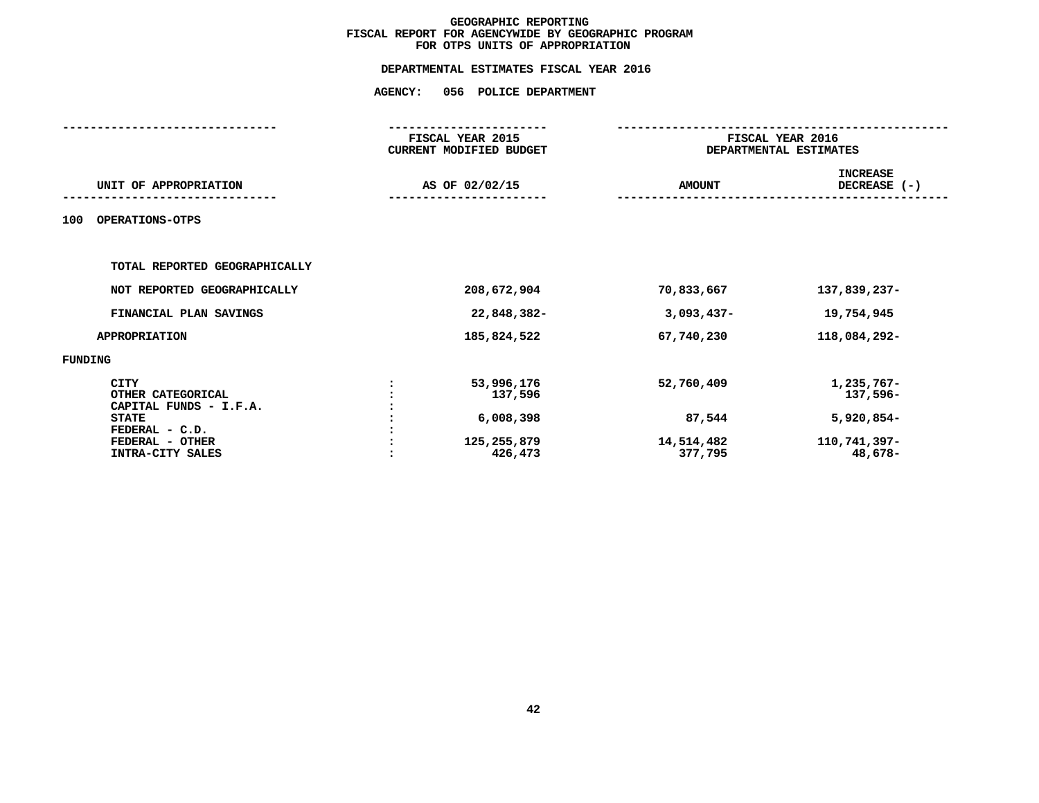# GEOGRAPHIC REPORTING
## FISCAL REPORT FOR AGENCYWIDE BY GEOGRAPHIC PROGRAM
## FOR OTPS UNITS OF APPROPRIATION

### DEPARTMENTAL ESTIMATES FISCAL YEAR 2016

### AGENCY: 056 POLICE DEPARTMENT

| UNIT OF APPROPRIATION | | FISCAL YEAR 2015 CURRENT MODIFIED BUDGET AS OF 02/02/15 | FISCAL YEAR 2016 DEPARTMENTAL ESTIMATES AMOUNT | INCREASE DECREASE (-) |
|---|---|---|---|---|
| **100 OPERATIONS-OTPS** | | | | |
| TOTAL REPORTED GEOGRAPHICALLY | | | | |
| NOT REPORTED GEOGRAPHICALLY | | 208,672,904 | 70,833,667 | 137,839,237- |
| FINANCIAL PLAN SAVINGS | | 22,848,382- | 3,093,437- | 19,754,945 |
| APPROPRIATION | | 185,824,522 | 67,740,230 | 118,084,292- |
| **FUNDING** | | | | |
| CITY | : | 53,996,176 | 52,760,409 | 1,235,767- |
| OTHER CATEGORICAL | : | 137,596 | | 137,596- |
| CAPITAL FUNDS - I.F.A. | : | | | |
| STATE | : | 6,008,398 | 87,544 | 5,920,854- |
| FEDERAL - C.D. | : | | | |
| FEDERAL - OTHER | : | 125,255,879 | 14,514,482 | 110,741,397- |
| INTRA-CITY SALES | : | 426,473 | 377,795 | 48,678- |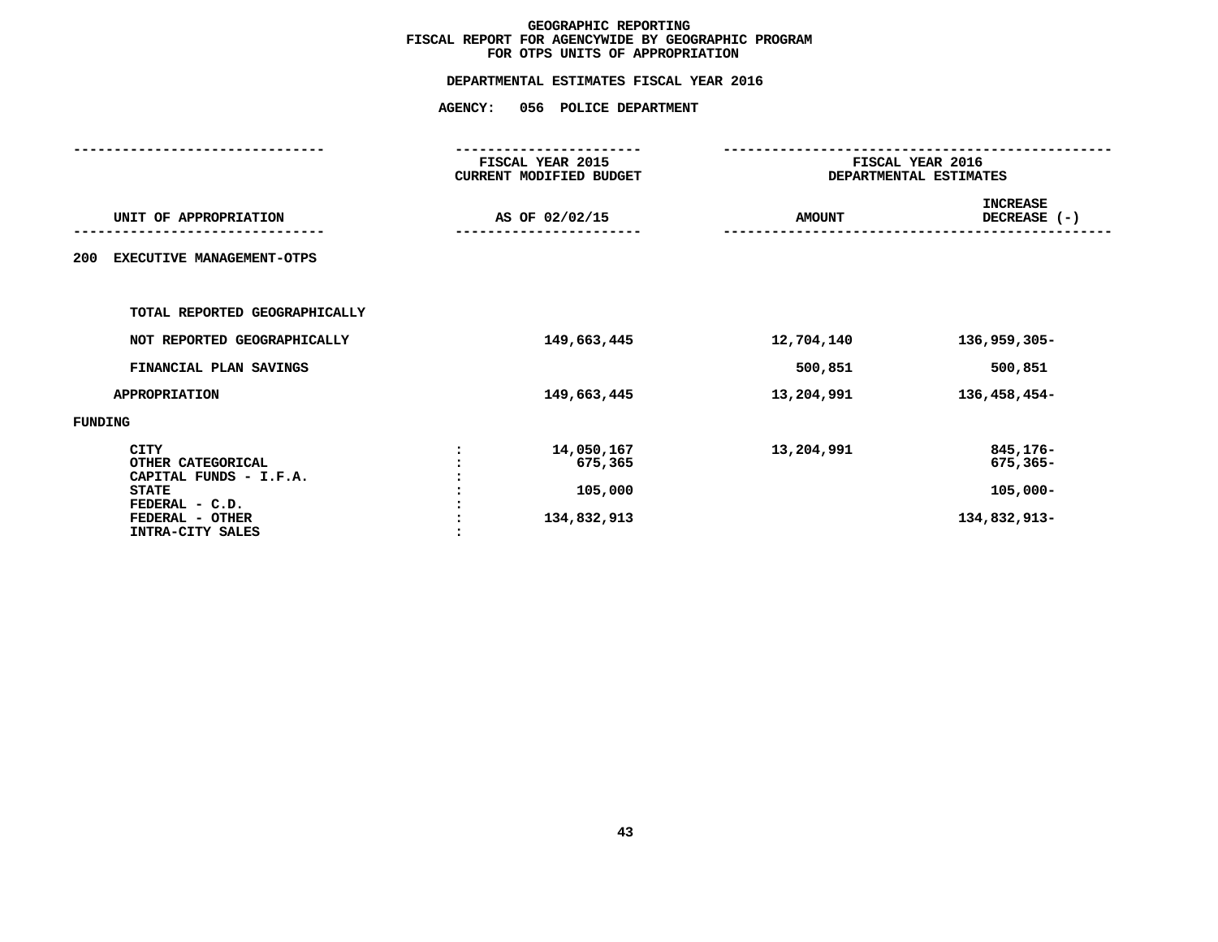# GEOGRAPHIC REPORTING
## FISCAL REPORT FOR AGENCYWIDE BY GEOGRAPHIC PROGRAM
## FOR OTPS UNITS OF APPROPRIATION

### DEPARTMENTAL ESTIMATES FISCAL YEAR 2016

### AGENCY: 056 POLICE DEPARTMENT

| UNIT OF APPROPRIATION | | FISCAL YEAR 2015 CURRENT MODIFIED BUDGET AS OF 02/02/15 | FISCAL YEAR 2016 DEPARTMENTAL ESTIMATES AMOUNT | INCREASE DECREASE (-) |
|---|---|---|---|---|
| **200 EXECUTIVE MANAGEMENT-OTPS** | | | | |
| TOTAL REPORTED GEOGRAPHICALLY | | | | |
| NOT REPORTED GEOGRAPHICALLY | | 149,663,445 | 12,704,140 | 136,959,305- |
| FINANCIAL PLAN SAVINGS | | | 500,851 | 500,851 |
| APPROPRIATION | | 149,663,445 | 13,204,991 | 136,458,454- |
| FUNDING | | | | |
| CITY | : | 14,050,167 | 13,204,991 | 845,176- |
| OTHER CATEGORICAL | : | 675,365 | | 675,365- |
| CAPITAL FUNDS - I.F.A. | : | | | |
| STATE | : | 105,000 | | 105,000- |
| FEDERAL - C.D. | : | | | |
| FEDERAL - OTHER | : | 134,832,913 | | 134,832,913- |
| INTRA-CITY SALES | : | | | |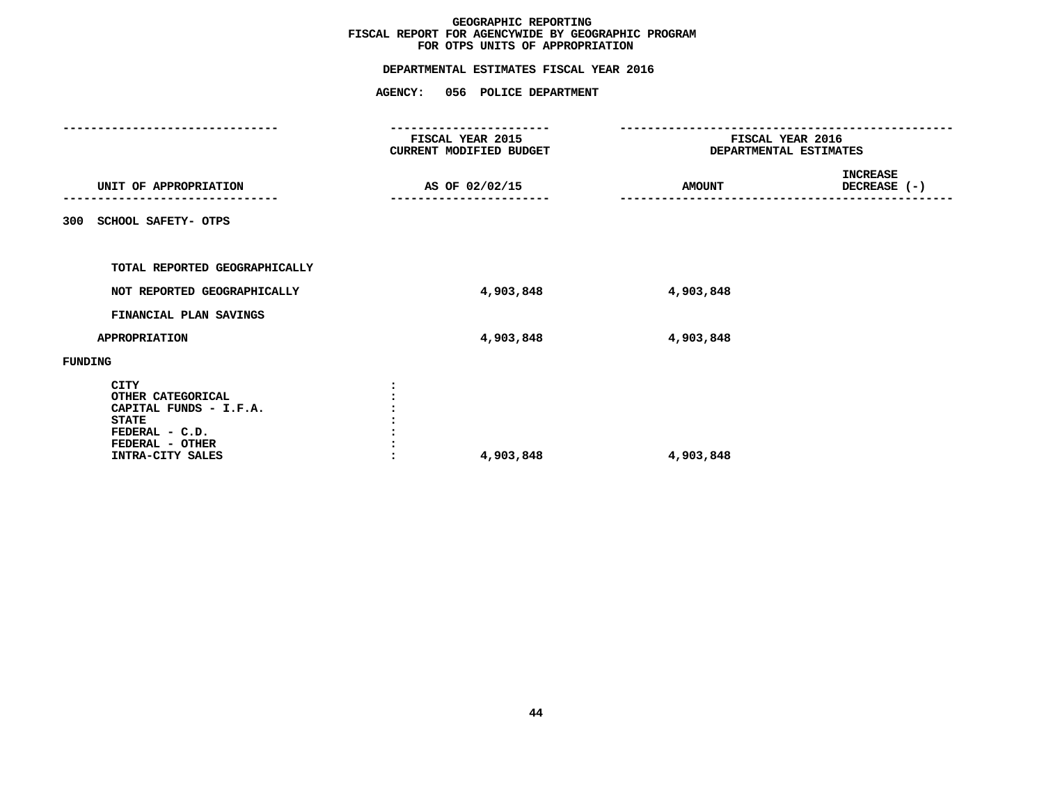# GEOGRAPHIC REPORTING
## FISCAL REPORT FOR AGENCYWIDE BY GEOGRAPHIC PROGRAM
## FOR OTPS UNITS OF APPROPRIATION

### DEPARTMENTAL ESTIMATES FISCAL YEAR 2016

### AGENCY: 056 POLICE DEPARTMENT

| UNIT OF APPROPRIATION | FISCAL YEAR 2015 CURRENT MODIFIED BUDGET AS OF 02/02/15 | FISCAL YEAR 2016 DEPARTMENTAL ESTIMATES AMOUNT | INCREASE DECREASE (-) |
|---|---|---|---|
| 300 SCHOOL SAFETY- OTPS | | | |
| TOTAL REPORTED GEOGRAPHICALLY | | | |
| NOT REPORTED GEOGRAPHICALLY | 4,903,848 | 4,903,848 | |
| FINANCIAL PLAN SAVINGS | | | |
| APPROPRIATION | 4,903,848 | 4,903,848 | |
| FUNDING | | | |
| CITY | | | |
| OTHER CATEGORICAL | | | |
| CAPITAL FUNDS - I.F.A. | | | |
| STATE | | | |
| FEDERAL - C.D. | | | |
| FEDERAL - OTHER | | | |
| INTRA-CITY SALES | 4,903,848 | 4,903,848 | |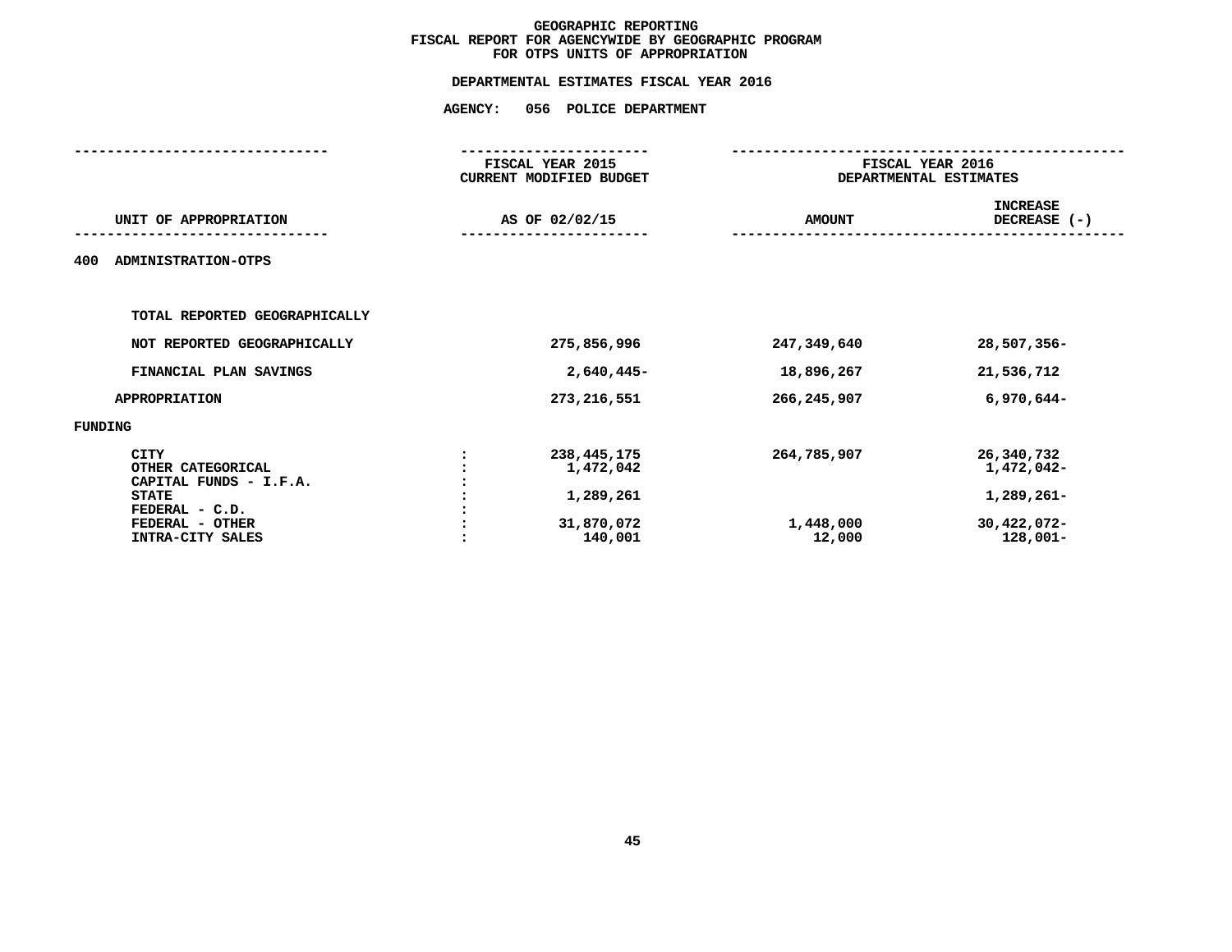# GEOGRAPHIC REPORTING
## FISCAL REPORT FOR AGENCYWIDE BY GEOGRAPHIC PROGRAM
## FOR OTPS UNITS OF APPROPRIATION

### DEPARTMENTAL ESTIMATES FISCAL YEAR 2016

### AGENCY: 056 POLICE DEPARTMENT

| UNIT OF APPROPRIATION | | FISCAL YEAR 2015 CURRENT MODIFIED BUDGET AS OF 02/02/15 | FISCAL YEAR 2016 DEPARTMENTAL ESTIMATES AMOUNT | INCREASE DECREASE (-) |
|---|---|---|---|---|
| **400 ADMINISTRATION-OTPS** | | | | |
| TOTAL REPORTED GEOGRAPHICALLY | | | | |
| NOT REPORTED GEOGRAPHICALLY | | 275,856,996 | 247,349,640 | 28,507,356- |
| FINANCIAL PLAN SAVINGS | | 2,640,445- | 18,896,267 | 21,536,712 |
| APPROPRIATION | | 273,216,551 | 266,245,907 | 6,970,644- |
| **FUNDING** | | | | |
| CITY | : | 238,445,175 | 264,785,907 | 26,340,732 |
| OTHER CATEGORICAL | : | 1,472,042 | | 1,472,042- |
| CAPITAL FUNDS - I.F.A. | : | | | |
| STATE | : | 1,289,261 | | 1,289,261- |
| FEDERAL - C.D. | : | | | |
| FEDERAL - OTHER | : | 31,870,072 | 1,448,000 | 30,422,072- |
| INTRA-CITY SALES | : | 140,001 | 12,000 | 128,001- |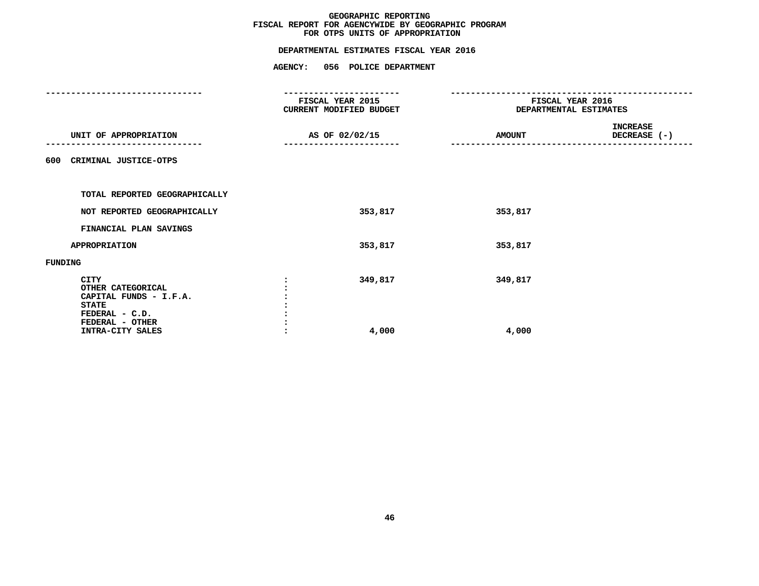# GEOGRAPHIC REPORTING
## FISCAL REPORT FOR AGENCYWIDE BY GEOGRAPHIC PROGRAM
## FOR OTPS UNITS OF APPROPRIATION

### DEPARTMENTAL ESTIMATES FISCAL YEAR 2016

### AGENCY: 056 POLICE DEPARTMENT

| UNIT OF APPROPRIATION | FISCAL YEAR 2015 CURRENT MODIFIED BUDGET AS OF 02/02/15 | FISCAL YEAR 2016 DEPARTMENTAL ESTIMATES AMOUNT | INCREASE DECREASE (-) |
|---|---|---|---|
| 600 CRIMINAL JUSTICE-OTPS | | | |
| TOTAL REPORTED GEOGRAPHICALLY | | | |
| NOT REPORTED GEOGRAPHICALLY | 353,817 | 353,817 | |
| FINANCIAL PLAN SAVINGS | | | |
| APPROPRIATION | 353,817 | 353,817 | |
| FUNDING | | | |
| CITY | 349,817 | 349,817 | |
| OTHER CATEGORICAL | | | |
| CAPITAL FUNDS - I.F.A. | | | |
| STATE | | | |
| FEDERAL - C.D. | | | |
| FEDERAL - OTHER | | | |
| INTRA-CITY SALES | 4,000 | 4,000 | |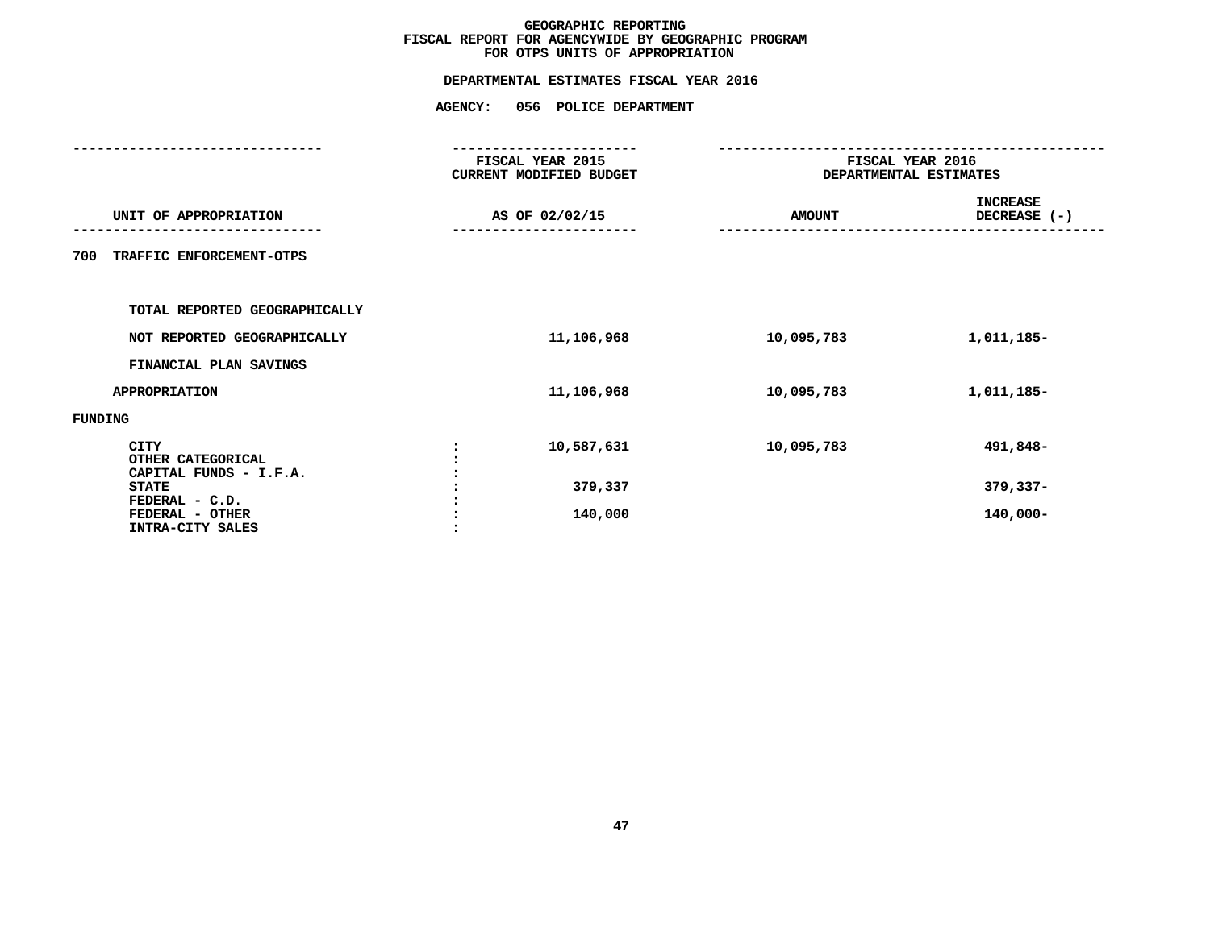# GEOGRAPHIC REPORTING
## FISCAL REPORT FOR AGENCYWIDE BY GEOGRAPHIC PROGRAM
## FOR OTPS UNITS OF APPROPRIATION

### DEPARTMENTAL ESTIMATES FISCAL YEAR 2016

### AGENCY: 056 POLICE DEPARTMENT

| UNIT OF APPROPRIATION | FISCAL YEAR 2015 CURRENT MODIFIED BUDGET AS OF 02/02/15 | FISCAL YEAR 2016 DEPARTMENTAL ESTIMATES AMOUNT | INCREASE DECREASE (-) |
|---|---|---|---|
| 700 TRAFFIC ENFORCEMENT-OTPS | | | |
| TOTAL REPORTED GEOGRAPHICALLY | | | |
| NOT REPORTED GEOGRAPHICALLY | 11,106,968 | 10,095,783 | 1,011,185- |
| FINANCIAL PLAN SAVINGS | | | |
| APPROPRIATION | 11,106,968 | 10,095,783 | 1,011,185- |
| FUNDING | | | |
| CITY : | 10,587,631 | 10,095,783 | 491,848- |
| OTHER CATEGORICAL : | | | |
| CAPITAL FUNDS - I.F.A. : | | | |
| STATE : | 379,337 | | 379,337- |
| FEDERAL - C.D. : | | | |
| FEDERAL - OTHER : | 140,000 | | 140,000- |
| INTRA-CITY SALES : | | | |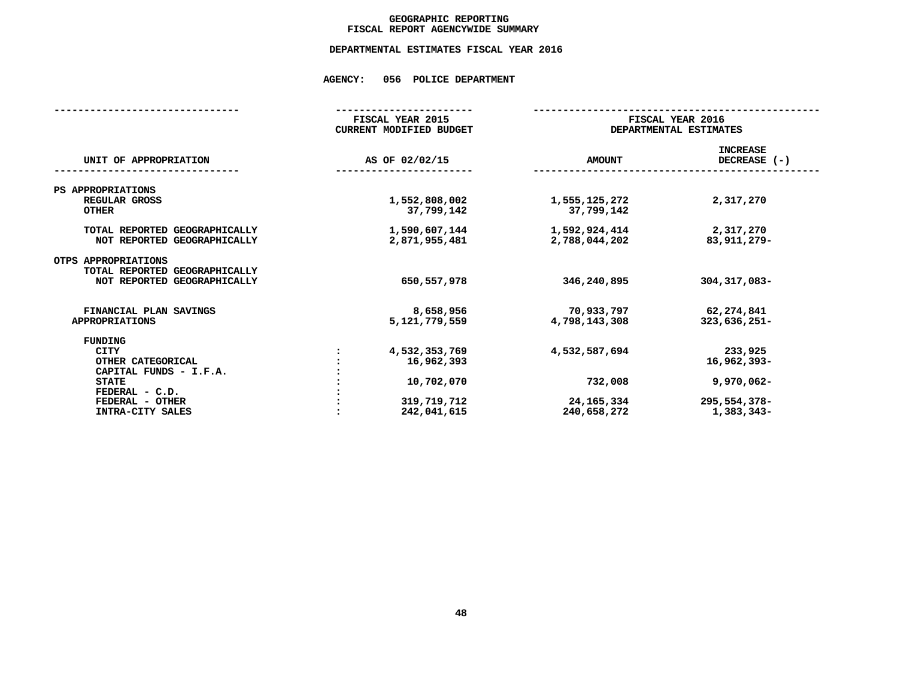# GEOGRAPHIC REPORTING
## FISCAL REPORT AGENCYWIDE SUMMARY

### DEPARTMENTAL ESTIMATES FISCAL YEAR 2016

### AGENCY: 056 POLICE DEPARTMENT

| UNIT OF APPROPRIATION | FISCAL YEAR 2015 CURRENT MODIFIED BUDGET AS OF 02/02/15 | FISCAL YEAR 2016 DEPARTMENTAL ESTIMATES AMOUNT | INCREASE DECREASE (-) |
|---|---|---|---|
| PS APPROPRIATIONS | | | |
| REGULAR GROSS | 1,552,808,002 | 1,555,125,272 | 2,317,270 |
| OTHER | 37,799,142 | 37,799,142 | |
| TOTAL REPORTED GEOGRAPHICALLY | 1,590,607,144 | 1,592,924,414 | 2,317,270 |
| NOT REPORTED GEOGRAPHICALLY | 2,871,955,481 | 2,788,044,202 | 83,911,279- |
| OTPS APPROPRIATIONS | | | |
| TOTAL REPORTED GEOGRAPHICALLY | | | |
| NOT REPORTED GEOGRAPHICALLY | 650,557,978 | 346,240,895 | 304,317,083- |
| FINANCIAL PLAN SAVINGS | 8,658,956 | 70,933,797 | 62,274,841 |
| APPROPRIATIONS | 5,121,779,559 | 4,798,143,308 | 323,636,251- |
| FUNDING | | | |
| CITY | 4,532,353,769 | 4,532,587,694 | 233,925 |
| OTHER CATEGORICAL | 16,962,393 | | 16,962,393- |
| CAPITAL FUNDS - I.F.A. | | | |
| STATE | 10,702,070 | 732,008 | 9,970,062- |
| FEDERAL - C.D. | | | |
| FEDERAL - OTHER | 319,719,712 | 24,165,334 | 295,554,378- |
| INTRA-CITY SALES | 242,041,615 | 240,658,272 | 1,383,343- |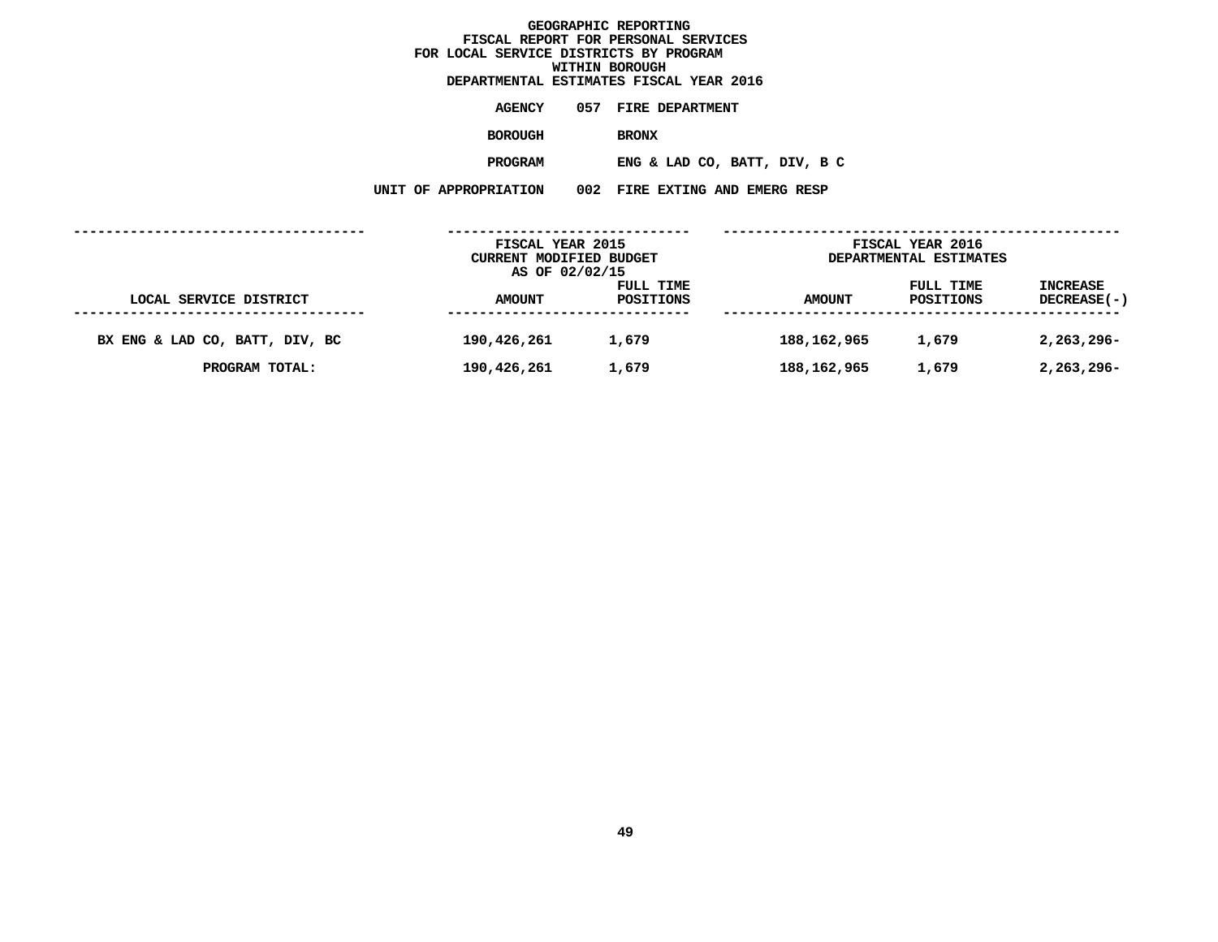# GEOGRAPHIC REPORTING
## FISCAL REPORT FOR PERSONAL SERVICES
## FOR LOCAL SERVICE DISTRICTS BY PROGRAM
## WITHIN BOROUGH
## DEPARTMENTAL ESTIMATES FISCAL YEAR 2016

**AGENCY** 057 FIRE DEPARTMENT

**BOROUGH** BRONX

**PROGRAM** ENG & LAD CO, BATT, DIV, B C

**UNIT OF APPROPRIATION** 002 FIRE EXTING AND EMERG RESP

| LOCAL SERVICE DISTRICT | FISCAL YEAR 2015 CURRENT MODIFIED BUDGET AS OF 02/02/15 AMOUNT | FULL TIME POSITIONS | FISCAL YEAR 2016 DEPARTMENTAL ESTIMATES AMOUNT | FULL TIME POSITIONS | INCREASE DECREASE(-) |
|---|---|---|---|---|---|
| BX ENG & LAD CO, BATT, DIV, BC | 190,426,261 | 1,679 | 188,162,965 | 1,679 | 2,263,296- |
| PROGRAM TOTAL: | 190,426,261 | 1,679 | 188,162,965 | 1,679 | 2,263,296- |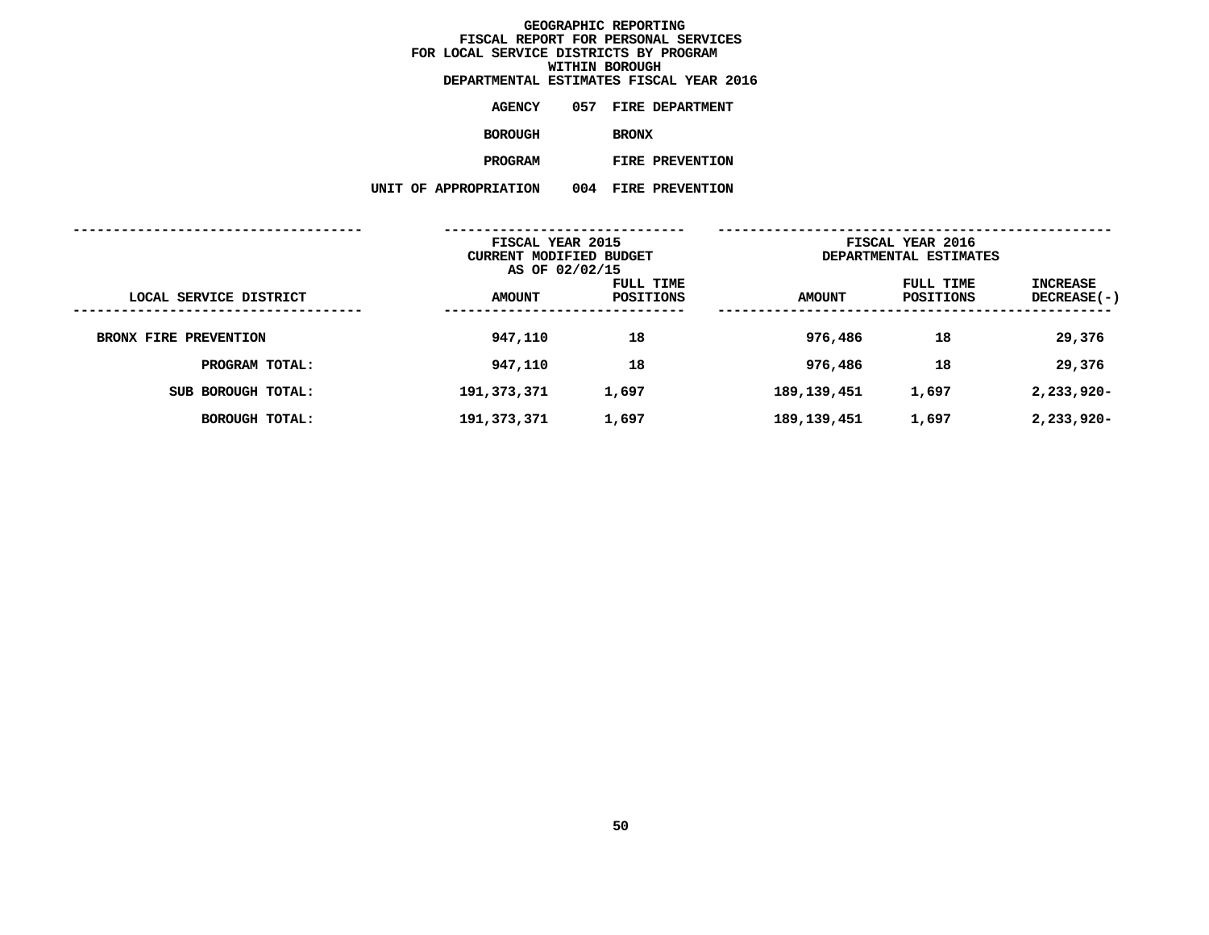**GEOGRAPHIC REPORTING**
**FISCAL REPORT FOR PERSONAL SERVICES**
**FOR LOCAL SERVICE DISTRICTS BY PROGRAM**
**WITHIN BOROUGH**
**DEPARTMENTAL ESTIMATES FISCAL YEAR 2016**

**AGENCY** 057 FIRE DEPARTMENT

**BOROUGH** BRONX

**PROGRAM** FIRE PREVENTION

**UNIT OF APPROPRIATION** 004 FIRE PREVENTION

| | FISCAL YEAR 2015 CURRENT MODIFIED BUDGET AS OF 02/02/15 | | FISCAL YEAR 2016 DEPARTMENTAL ESTIMATES | | |
|---|---|---|---|---|---|
| LOCAL SERVICE DISTRICT | AMOUNT | FULL TIME POSITIONS | AMOUNT | FULL TIME POSITIONS | INCREASE DECREASE(-) |
| BRONX FIRE PREVENTION | 947,110 | 18 | 976,486 | 18 | 29,376 |
| PROGRAM TOTAL: | 947,110 | 18 | 976,486 | 18 | 29,376 |
| SUB BOROUGH TOTAL: | 191,373,371 | 1,697 | 189,139,451 | 1,697 | 2,233,920- |
| BOROUGH TOTAL: | 191,373,371 | 1,697 | 189,139,451 | 1,697 | 2,233,920- |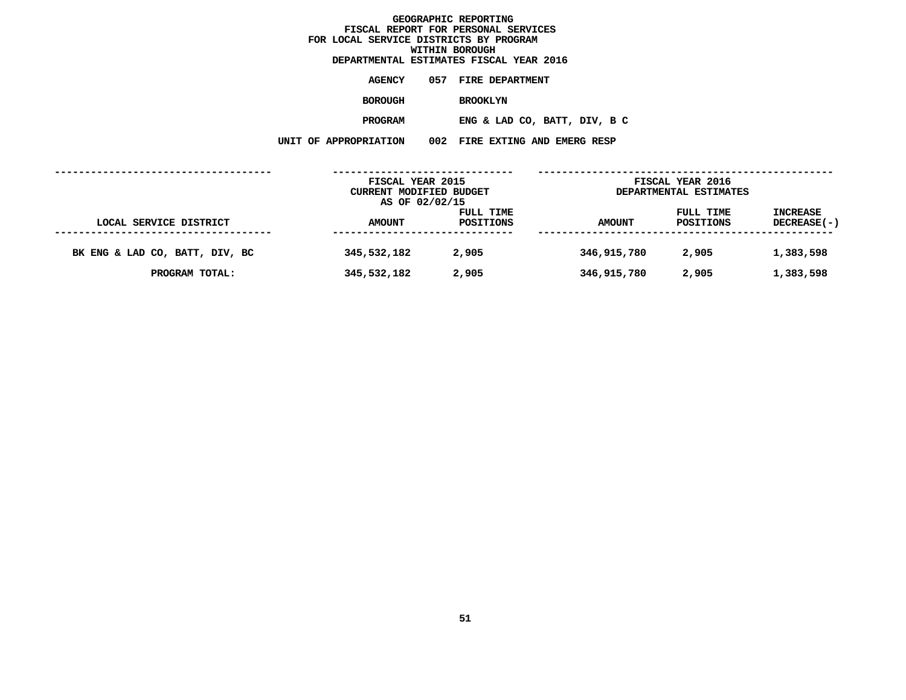# GEOGRAPHIC REPORTING
## FISCAL REPORT FOR PERSONAL SERVICES
## FOR LOCAL SERVICE DISTRICTS BY PROGRAM
## WITHIN BOROUGH
## DEPARTMENTAL ESTIMATES FISCAL YEAR 2016

**AGENCY** 057 FIRE DEPARTMENT

**BOROUGH** BROOKLYN

**PROGRAM** ENG & LAD CO, BATT, DIV, B C

**UNIT OF APPROPRIATION** 002 FIRE EXTING AND EMERG RESP

| LOCAL SERVICE DISTRICT | FISCAL YEAR 2015 CURRENT MODIFIED BUDGET AS OF 02/02/15 AMOUNT | FULL TIME POSITIONS | FISCAL YEAR 2016 DEPARTMENTAL ESTIMATES AMOUNT | FULL TIME POSITIONS | INCREASE DECREASE(-) |
|---|---|---|---|---|---|
| BK ENG & LAD CO, BATT, DIV, BC | 345,532,182 | 2,905 | 346,915,780 | 2,905 | 1,383,598 |
| PROGRAM TOTAL: | 345,532,182 | 2,905 | 346,915,780 | 2,905 | 1,383,598 |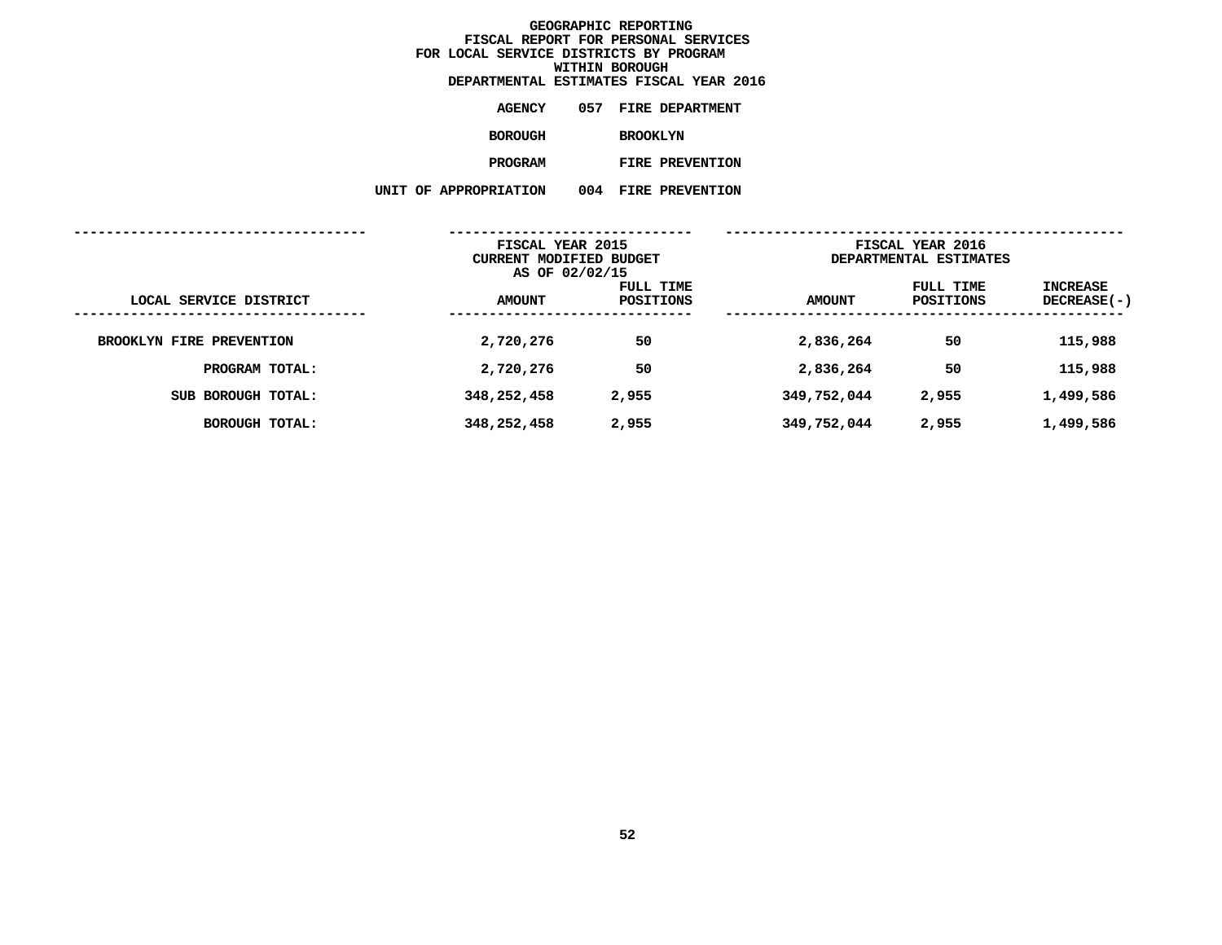# GEOGRAPHIC REPORTING
## FISCAL REPORT FOR PERSONAL SERVICES
## FOR LOCAL SERVICE DISTRICTS BY PROGRAM
## WITHIN BOROUGH
## DEPARTMENTAL ESTIMATES FISCAL YEAR 2016

**AGENCY** 057 FIRE DEPARTMENT

**BOROUGH** BROOKLYN

**PROGRAM** FIRE PREVENTION

**UNIT OF APPROPRIATION** 004 FIRE PREVENTION

| LOCAL SERVICE DISTRICT | FISCAL YEAR 2015 CURRENT MODIFIED BUDGET AS OF 02/02/15 AMOUNT | FULL TIME POSITIONS | FISCAL YEAR 2016 DEPARTMENTAL ESTIMATES AMOUNT | FULL TIME POSITIONS | INCREASE DECREASE(-) |
|---|---|---|---|---|---|
| BROOKLYN FIRE PREVENTION | 2,720,276 | 50 | 2,836,264 | 50 | 115,988 |
| PROGRAM TOTAL: | 2,720,276 | 50 | 2,836,264 | 50 | 115,988 |
| SUB BOROUGH TOTAL: | 348,252,458 | 2,955 | 349,752,044 | 2,955 | 1,499,586 |
| BOROUGH TOTAL: | 348,252,458 | 2,955 | 349,752,044 | 2,955 | 1,499,586 |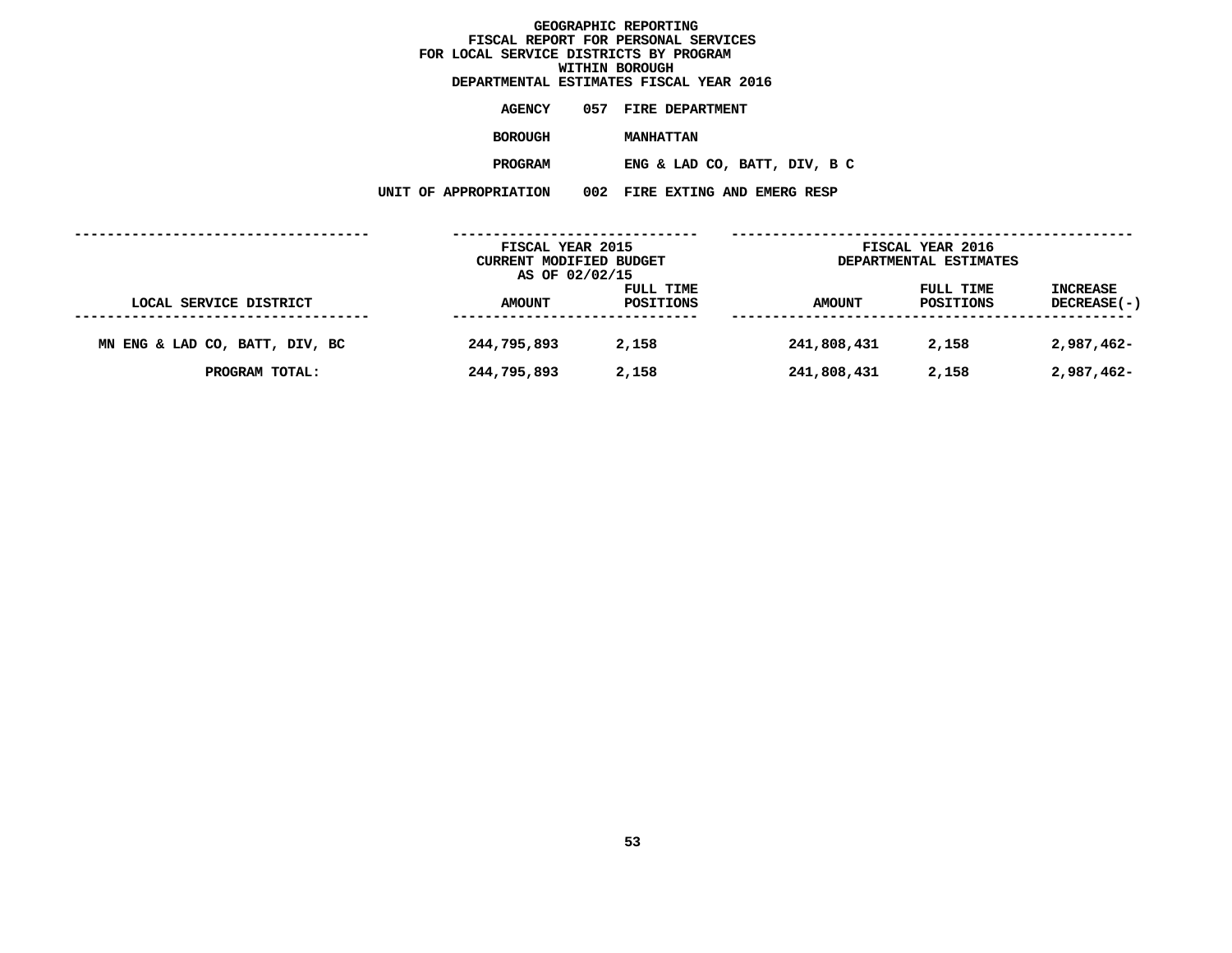# GEOGRAPHIC REPORTING
## FISCAL REPORT FOR PERSONAL SERVICES
## FOR LOCAL SERVICE DISTRICTS BY PROGRAM
## WITHIN BOROUGH
## DEPARTMENTAL ESTIMATES FISCAL YEAR 2016

**AGENCY** 057 FIRE DEPARTMENT

**BOROUGH** MANHATTAN

**PROGRAM** ENG & LAD CO, BATT, DIV, B C

**UNIT OF APPROPRIATION** 002 FIRE EXTING AND EMERG RESP

| LOCAL SERVICE DISTRICT | FISCAL YEAR 2015 CURRENT MODIFIED BUDGET AS OF 02/02/15 AMOUNT | FULL TIME POSITIONS | FISCAL YEAR 2016 DEPARTMENTAL ESTIMATES AMOUNT | FULL TIME POSITIONS | INCREASE DECREASE(-) |
|---|---|---|---|---|---|
| MN ENG & LAD CO, BATT, DIV, BC | 244,795,893 | 2,158 | 241,808,431 | 2,158 | 2,987,462- |
| PROGRAM TOTAL: | 244,795,893 | 2,158 | 241,808,431 | 2,158 | 2,987,462- |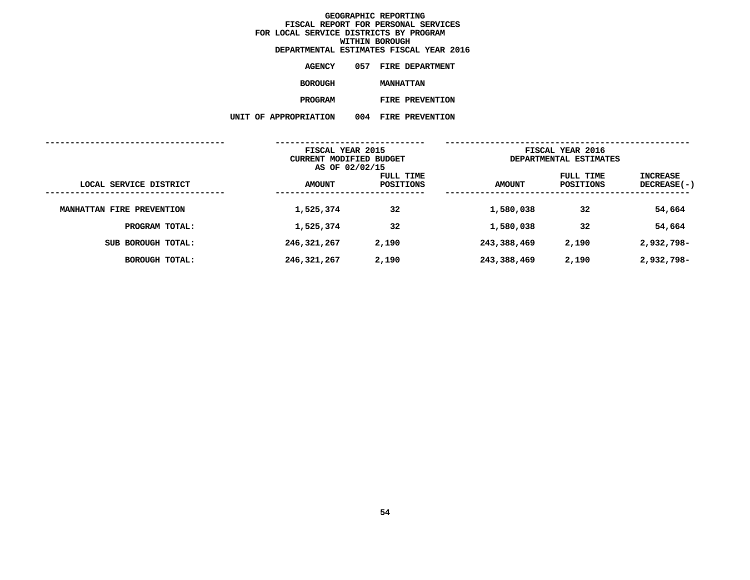# GEOGRAPHIC REPORTING
## FISCAL REPORT FOR PERSONAL SERVICES
## FOR LOCAL SERVICE DISTRICTS BY PROGRAM
## WITHIN BOROUGH
## DEPARTMENTAL ESTIMATES FISCAL YEAR 2016

**AGENCY** 057 FIRE DEPARTMENT

**BOROUGH** MANHATTAN

**PROGRAM** FIRE PREVENTION

**UNIT OF APPROPRIATION** 004 FIRE PREVENTION

| LOCAL SERVICE DISTRICT | FISCAL YEAR 2015 CURRENT MODIFIED BUDGET AS OF 02/02/15 AMOUNT | FULL TIME POSITIONS | FISCAL YEAR 2016 DEPARTMENTAL ESTIMATES AMOUNT | FULL TIME POSITIONS | INCREASE DECREASE(-) |
|---|---|---|---|---|---|
| MANHATTAN FIRE PREVENTION | 1,525,374 | 32 | 1,580,038 | 32 | 54,664 |
| PROGRAM TOTAL: | 1,525,374 | 32 | 1,580,038 | 32 | 54,664 |
| SUB BOROUGH TOTAL: | 246,321,267 | 2,190 | 243,388,469 | 2,190 | 2,932,798- |
| BOROUGH TOTAL: | 246,321,267 | 2,190 | 243,388,469 | 2,190 | 2,932,798- |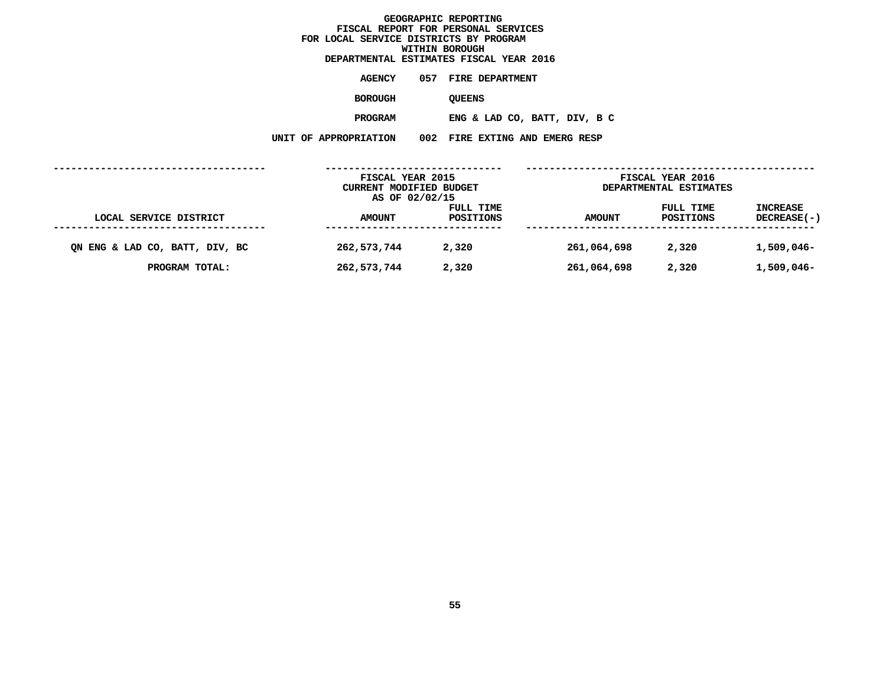# GEOGRAPHIC REPORTING
## FISCAL REPORT FOR PERSONAL SERVICES
## FOR LOCAL SERVICE DISTRICTS BY PROGRAM
## WITHIN BOROUGH
## DEPARTMENTAL ESTIMATES FISCAL YEAR 2016

**AGENCY** 057 FIRE DEPARTMENT

**BOROUGH** QUEENS

**PROGRAM** ENG & LAD CO, BATT, DIV, B C

**UNIT OF APPROPRIATION** 002 FIRE EXTING AND EMERG RESP

| LOCAL SERVICE DISTRICT | FISCAL YEAR 2015 CURRENT MODIFIED BUDGET AS OF 02/02/15 AMOUNT | FULL TIME POSITIONS | FISCAL YEAR 2016 DEPARTMENTAL ESTIMATES AMOUNT | FULL TIME POSITIONS | INCREASE DECREASE(-) |
|---|---|---|---|---|---|
| QN ENG & LAD CO, BATT, DIV, BC | 262,573,744 | 2,320 | 261,064,698 | 2,320 | 1,509,046- |
| PROGRAM TOTAL: | 262,573,744 | 2,320 | 261,064,698 | 2,320 | 1,509,046- |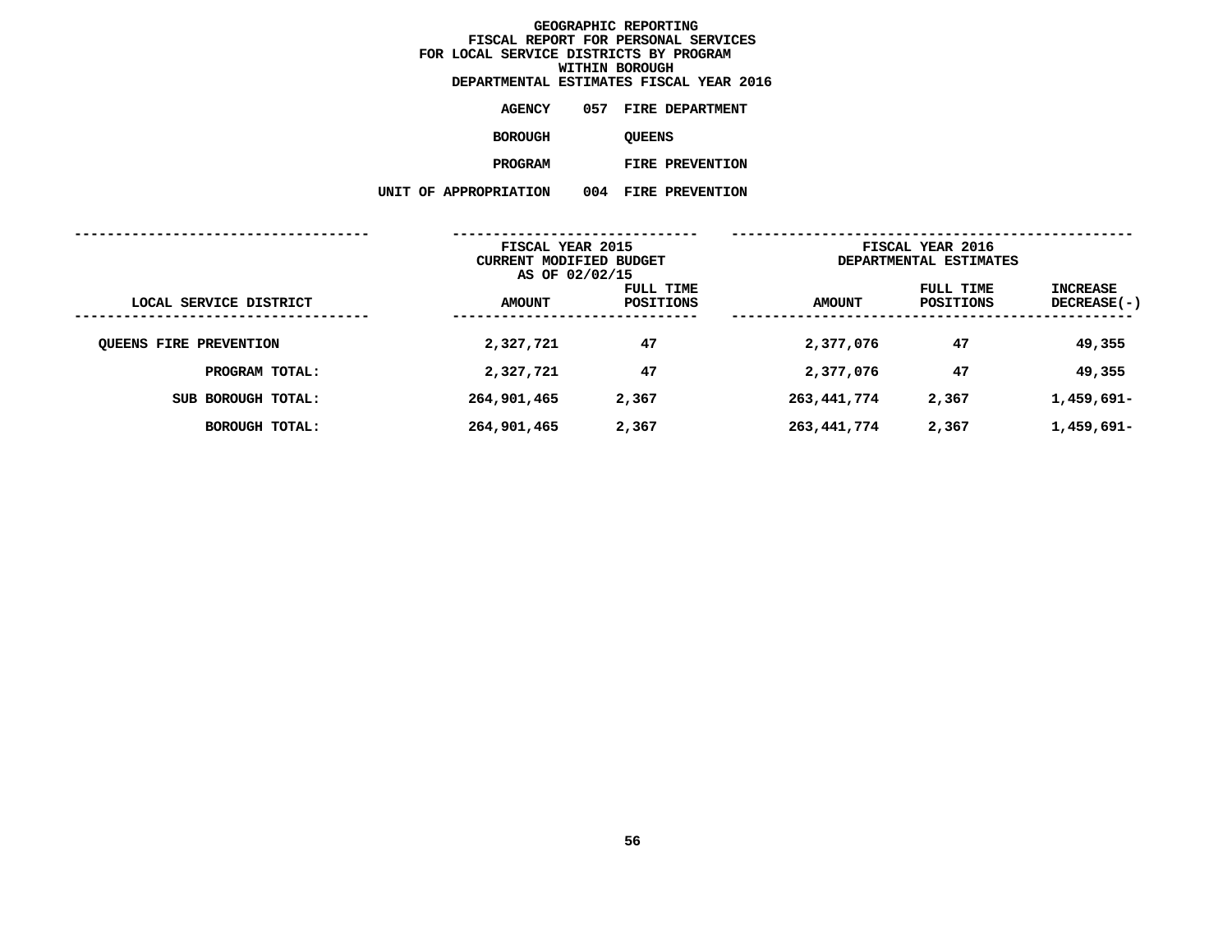# GEOGRAPHIC REPORTING
## FISCAL REPORT FOR PERSONAL SERVICES
## FOR LOCAL SERVICE DISTRICTS BY PROGRAM
## WITHIN BOROUGH
## DEPARTMENTAL ESTIMATES FISCAL YEAR 2016

**AGENCY** 057 FIRE DEPARTMENT

**BOROUGH** QUEENS

**PROGRAM** FIRE PREVENTION

**UNIT OF APPROPRIATION** 004 FIRE PREVENTION

| | FISCAL YEAR 2015 CURRENT MODIFIED BUDGET AS OF 02/02/15 | | FISCAL YEAR 2016 DEPARTMENTAL ESTIMATES | | |
|---|---|---|---|---|---|
| LOCAL SERVICE DISTRICT | AMOUNT | FULL TIME POSITIONS | AMOUNT | FULL TIME POSITIONS | INCREASE DECREASE(-) |
| QUEENS FIRE PREVENTION | 2,327,721 | 47 | 2,377,076 | 47 | 49,355 |
| PROGRAM TOTAL: | 2,327,721 | 47 | 2,377,076 | 47 | 49,355 |
| SUB BOROUGH TOTAL: | 264,901,465 | 2,367 | 263,441,774 | 2,367 | 1,459,691- |
| BOROUGH TOTAL: | 264,901,465 | 2,367 | 263,441,774 | 2,367 | 1,459,691- |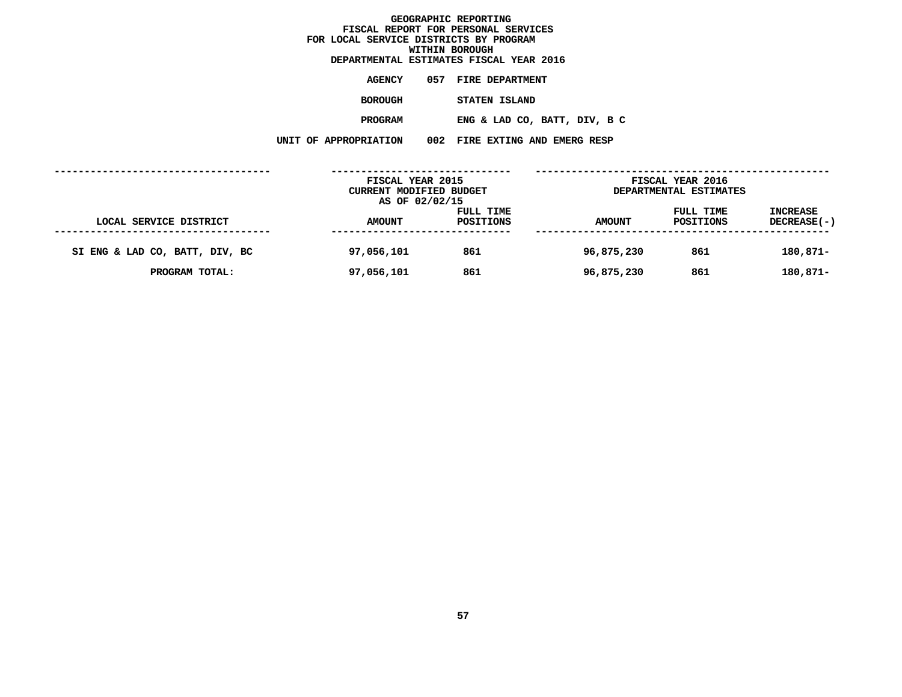# GEOGRAPHIC REPORTING
## FISCAL REPORT FOR PERSONAL SERVICES
## FOR LOCAL SERVICE DISTRICTS BY PROGRAM
## WITHIN BOROUGH
## DEPARTMENTAL ESTIMATES FISCAL YEAR 2016

**AGENCY** 057 FIRE DEPARTMENT

**BOROUGH** STATEN ISLAND

**PROGRAM** ENG & LAD CO, BATT, DIV, B C

**UNIT OF APPROPRIATION** 002 FIRE EXTING AND EMERG RESP

| | FISCAL YEAR 2015 CURRENT MODIFIED BUDGET AS OF 02/02/15 | | FISCAL YEAR 2016 DEPARTMENTAL ESTIMATES | | |
|---|---|---|---|---|---|
| LOCAL SERVICE DISTRICT | AMOUNT | FULL TIME POSITIONS | AMOUNT | FULL TIME POSITIONS | INCREASE DECREASE(-) |
| SI ENG & LAD CO, BATT, DIV, BC | 97,056,101 | 861 | 96,875,230 | 861 | 180,871- |
| PROGRAM TOTAL: | 97,056,101 | 861 | 96,875,230 | 861 | 180,871- |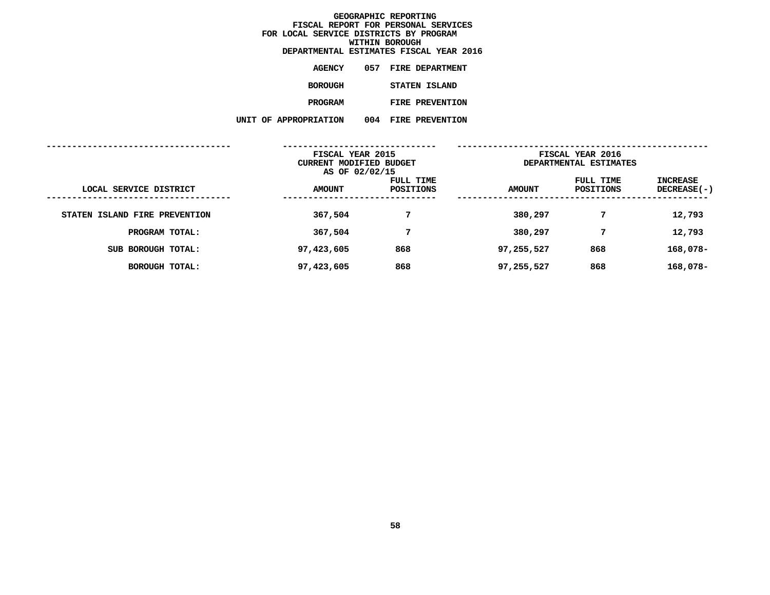# GEOGRAPHIC REPORTING
## FISCAL REPORT FOR PERSONAL SERVICES
## FOR LOCAL SERVICE DISTRICTS BY PROGRAM
## WITHIN BOROUGH
## DEPARTMENTAL ESTIMATES FISCAL YEAR 2016

**AGENCY** 057 FIRE DEPARTMENT

**BOROUGH** STATEN ISLAND

**PROGRAM** FIRE PREVENTION

**UNIT OF APPROPRIATION** 004 FIRE PREVENTION

| LOCAL SERVICE DISTRICT | FISCAL YEAR 2015 CURRENT MODIFIED BUDGET AS OF 02/02/15 AMOUNT | FULL TIME POSITIONS | FISCAL YEAR 2016 DEPARTMENTAL ESTIMATES AMOUNT | FULL TIME POSITIONS | INCREASE DECREASE(-) |
|---|---|---|---|---|---|
| STATEN ISLAND FIRE PREVENTION | 367,504 | 7 | 380,297 | 7 | 12,793 |
| PROGRAM TOTAL: | 367,504 | 7 | 380,297 | 7 | 12,793 |
| SUB BOROUGH TOTAL: | 97,423,605 | 868 | 97,255,527 | 868 | 168,078- |
| BOROUGH TOTAL: | 97,423,605 | 868 | 97,255,527 | 868 | 168,078- |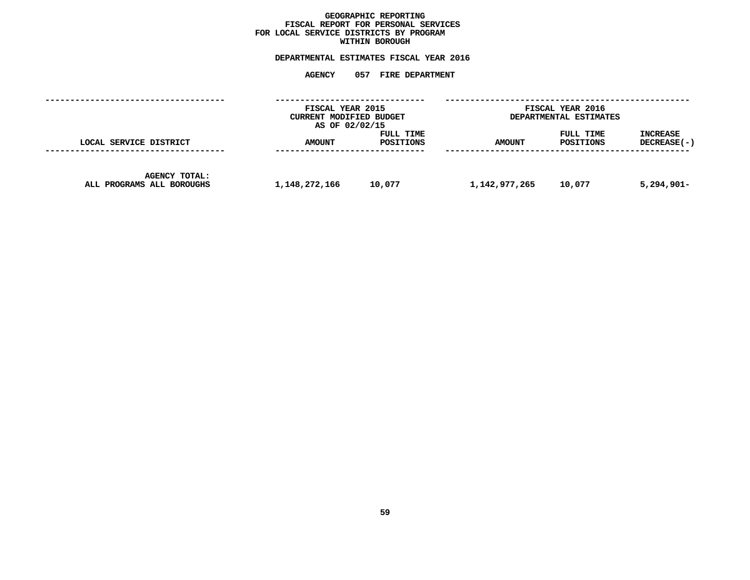**GEOGRAPHIC REPORTING**
**FISCAL REPORT FOR PERSONAL SERVICES**
**FOR LOCAL SERVICE DISTRICTS BY PROGRAM**
**WITHIN BOROUGH**

**DEPARTMENTAL ESTIMATES FISCAL YEAR 2016**

**AGENCY 057 FIRE DEPARTMENT**

| | FISCAL YEAR 2015 CURRENT MODIFIED BUDGET AS OF 02/02/15 | | FISCAL YEAR 2016 DEPARTMENTAL ESTIMATES | | |
|---|---|---|---|---|---|
| LOCAL SERVICE DISTRICT | AMOUNT | FULL TIME POSITIONS | AMOUNT | FULL TIME POSITIONS | INCREASE DECREASE(-) |
| AGENCY TOTAL: ALL PROGRAMS ALL BOROUGHS | 1,148,272,166 | 10,077 | 1,142,977,265 | 10,077 | 5,294,901- |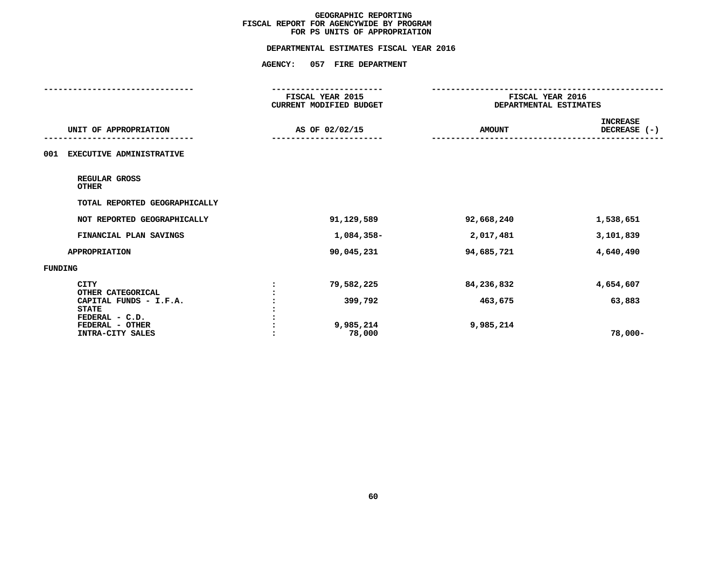# GEOGRAPHIC REPORTING
## FISCAL REPORT FOR AGENCYWIDE BY PROGRAM
## FOR PS UNITS OF APPROPRIATION

### DEPARTMENTAL ESTIMATES FISCAL YEAR 2016

### AGENCY: 057 FIRE DEPARTMENT

| UNIT OF APPROPRIATION | FISCAL YEAR 2015 CURRENT MODIFIED BUDGET AS OF 02/02/15 | FISCAL YEAR 2016 DEPARTMENTAL ESTIMATES AMOUNT | INCREASE DECREASE (-) |
|---|---|---|---|
| **001 EXECUTIVE ADMINISTRATIVE** | | | |
| REGULAR GROSS | | | |
| OTHER | | | |
| TOTAL REPORTED GEOGRAPHICALLY | | | |
| NOT REPORTED GEOGRAPHICALLY | 91,129,589 | 92,668,240 | 1,538,651 |
| FINANCIAL PLAN SAVINGS | 1,084,358- | 2,017,481 | 3,101,839 |
| APPROPRIATION | 90,045,231 | 94,685,721 | 4,640,490 |
| **FUNDING** | | | |
| CITY | 79,582,225 | 84,236,832 | 4,654,607 |
| OTHER CATEGORICAL | | | |
| CAPITAL FUNDS - I.F.A. | 399,792 | 463,675 | 63,883 |
| STATE | | | |
| FEDERAL - C.D. | | | |
| FEDERAL - OTHER | 9,985,214 | 9,985,214 | |
| INTRA-CITY SALES | 78,000 | | 78,000- |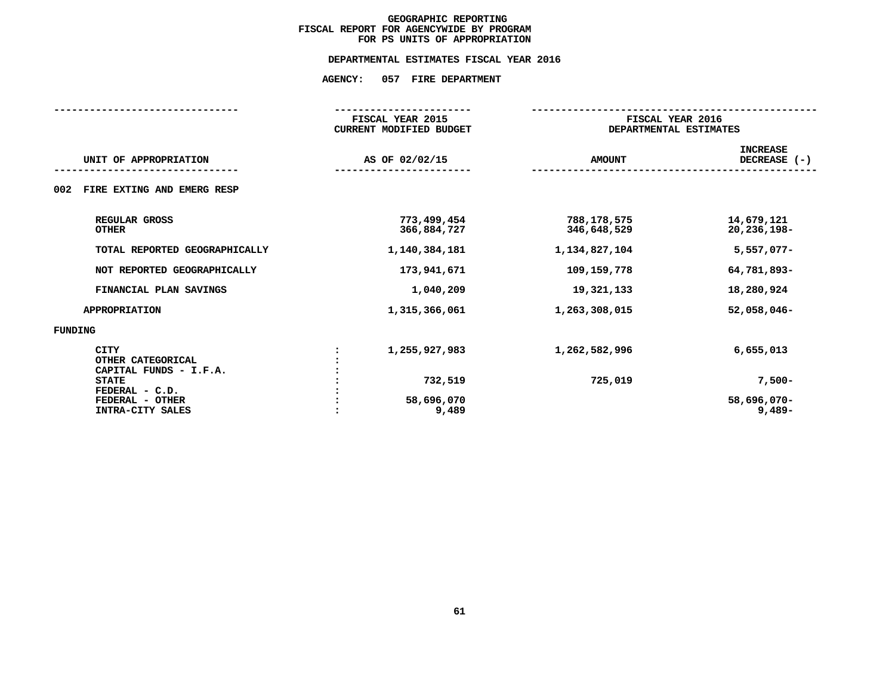# GEOGRAPHIC REPORTING
## FISCAL REPORT FOR AGENCYWIDE BY PROGRAM
## FOR PS UNITS OF APPROPRIATION

### DEPARTMENTAL ESTIMATES FISCAL YEAR 2016

### AGENCY: 057 FIRE DEPARTMENT

| UNIT OF APPROPRIATION | FISCAL YEAR 2015 CURRENT MODIFIED BUDGET AS OF 02/02/15 | FISCAL YEAR 2016 DEPARTMENTAL ESTIMATES AMOUNT | INCREASE DECREASE (-) |
|---|---|---|---|
| **002 FIRE EXTING AND EMERG RESP** | | | |
| REGULAR GROSS | 773,499,454 | 788,178,575 | 14,679,121 |
| OTHER | 366,884,727 | 346,648,529 | 20,236,198- |
| TOTAL REPORTED GEOGRAPHICALLY | 1,140,384,181 | 1,134,827,104 | 5,557,077- |
| NOT REPORTED GEOGRAPHICALLY | 173,941,671 | 109,159,778 | 64,781,893- |
| FINANCIAL PLAN SAVINGS | 1,040,209 | 19,321,133 | 18,280,924 |
| APPROPRIATION | 1,315,366,061 | 1,263,308,015 | 52,058,046- |
| **FUNDING** | | | |
| CITY | 1,255,927,983 | 1,262,582,996 | 6,655,013 |
| OTHER CATEGORICAL | | | |
| CAPITAL FUNDS - I.F.A. | | | |
| STATE | 732,519 | 725,019 | 7,500- |
| FEDERAL - C.D. | | | |
| FEDERAL - OTHER | 58,696,070 | | 58,696,070- |
| INTRA-CITY SALES | 9,489 | | 9,489- |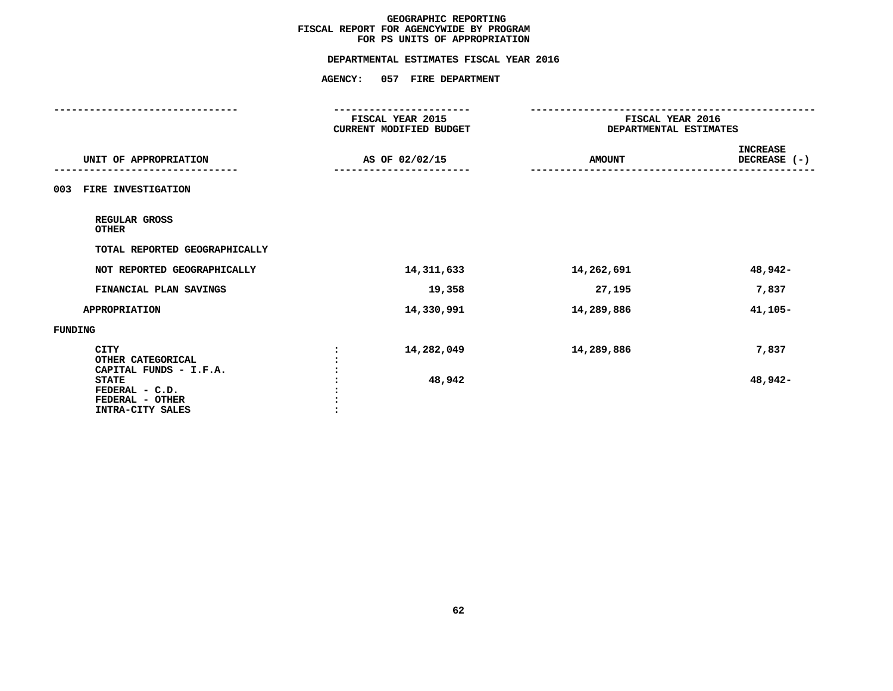# GEOGRAPHIC REPORTING
## FISCAL REPORT FOR AGENCYWIDE BY PROGRAM
## FOR PS UNITS OF APPROPRIATION

**DEPARTMENTAL ESTIMATES FISCAL YEAR 2016**

**AGENCY: 057 FIRE DEPARTMENT**

| UNIT OF APPROPRIATION | FISCAL YEAR 2015 CURRENT MODIFIED BUDGET AS OF 02/02/15 | FISCAL YEAR 2016 DEPARTMENTAL ESTIMATES AMOUNT | INCREASE DECREASE (-) |
|---|---|---|---|
| **003 FIRE INVESTIGATION** | | | |
| REGULAR GROSS | | | |
| OTHER | | | |
| TOTAL REPORTED GEOGRAPHICALLY | | | |
| NOT REPORTED GEOGRAPHICALLY | 14,311,633 | 14,262,691 | 48,942- |
| FINANCIAL PLAN SAVINGS | 19,358 | 27,195 | 7,837 |
| APPROPRIATION | 14,330,991 | 14,289,886 | 41,105- |
| **FUNDING** | | | |
| CITY | 14,282,049 | 14,289,886 | 7,837 |
| OTHER CATEGORICAL | | | |
| CAPITAL FUNDS - I.F.A. | | | |
| STATE | 48,942 | | 48,942- |
| FEDERAL - C.D. | | | |
| FEDERAL - OTHER | | | |
| INTRA-CITY SALES | | | |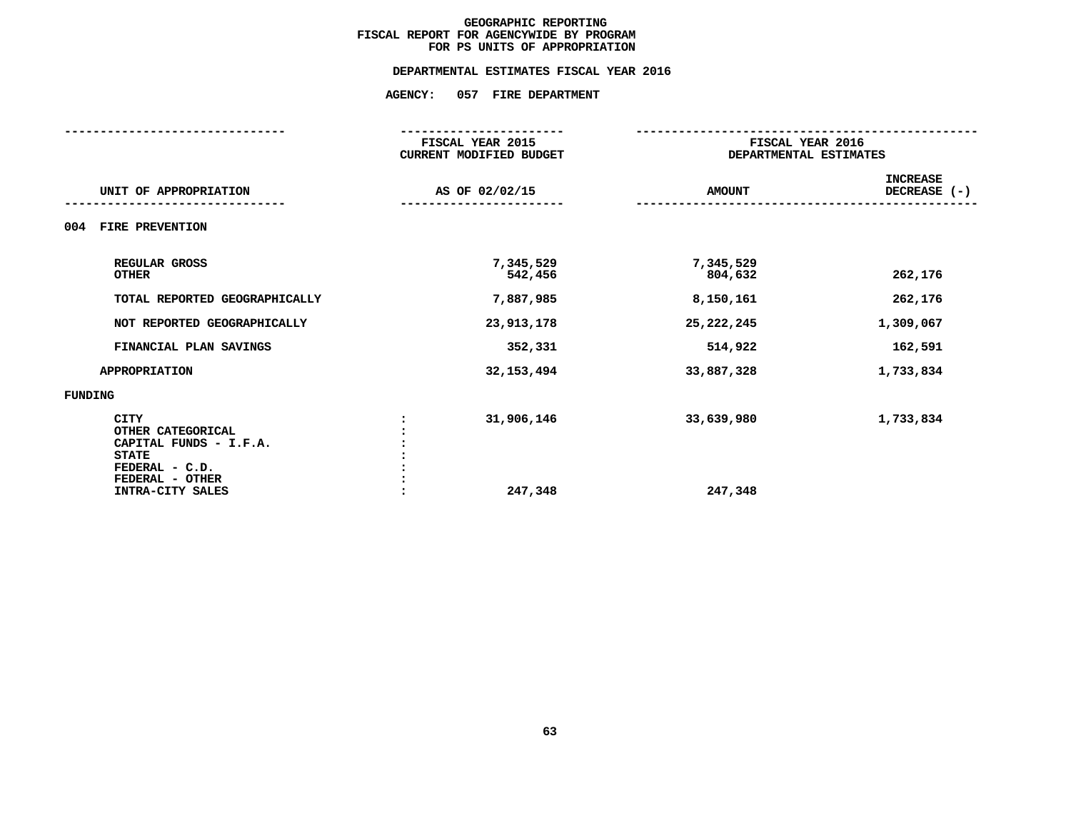**GEOGRAPHIC REPORTING**
**FISCAL REPORT FOR AGENCYWIDE BY PROGRAM**
**FOR PS UNITS OF APPROPRIATION**

**DEPARTMENTAL ESTIMATES FISCAL YEAR 2016**

**AGENCY: 057 FIRE DEPARTMENT**

| UNIT OF APPROPRIATION | FISCAL YEAR 2015 CURRENT MODIFIED BUDGET AS OF 02/02/15 | FISCAL YEAR 2016 DEPARTMENTAL ESTIMATES AMOUNT | INCREASE DECREASE (-) |
|---|---|---|---|
| **004 FIRE PREVENTION** | | | |
| REGULAR GROSS | 7,345,529 | 7,345,529 | |
| OTHER | 542,456 | 804,632 | 262,176 |
| TOTAL REPORTED GEOGRAPHICALLY | 7,887,985 | 8,150,161 | 262,176 |
| NOT REPORTED GEOGRAPHICALLY | 23,913,178 | 25,222,245 | 1,309,067 |
| FINANCIAL PLAN SAVINGS | 352,331 | 514,922 | 162,591 |
| APPROPRIATION | 32,153,494 | 33,887,328 | 1,733,834 |
| **FUNDING** | | | |
| CITY | 31,906,146 | 33,639,980 | 1,733,834 |
| OTHER CATEGORICAL | | | |
| CAPITAL FUNDS - I.F.A. | | | |
| STATE | | | |
| FEDERAL - C.D. | | | |
| FEDERAL - OTHER | | | |
| INTRA-CITY SALES | 247,348 | 247,348 | |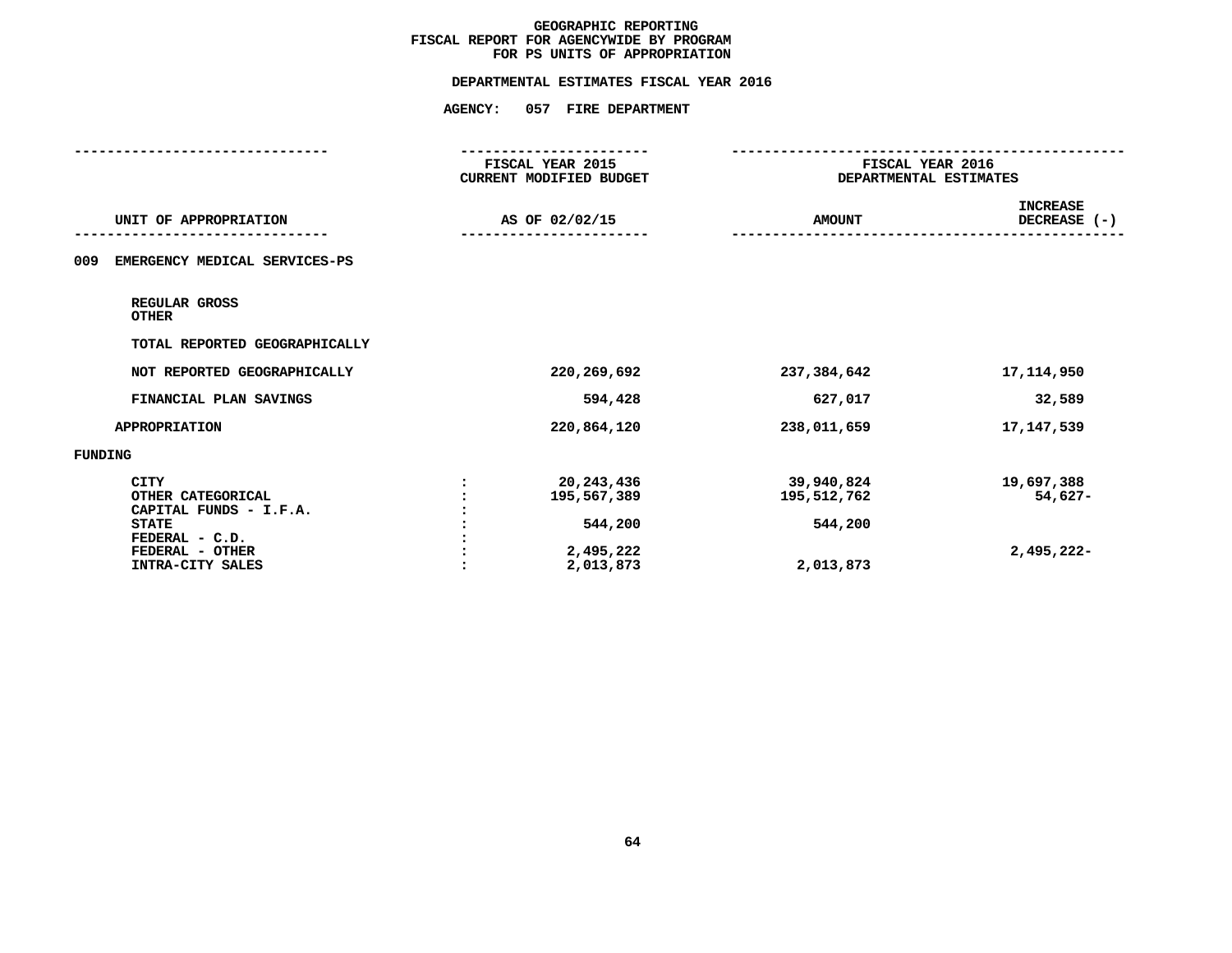# GEOGRAPHIC REPORTING
## FISCAL REPORT FOR AGENCYWIDE BY PROGRAM
## FOR PS UNITS OF APPROPRIATION

### DEPARTMENTAL ESTIMATES FISCAL YEAR 2016

### AGENCY: 057 FIRE DEPARTMENT

| UNIT OF APPROPRIATION | | FISCAL YEAR 2015 CURRENT MODIFIED BUDGET AS OF 02/02/15 | FISCAL YEAR 2016 DEPARTMENTAL ESTIMATES AMOUNT | INCREASE DECREASE (-) |
|---|---|---|---|---|
| **009 EMERGENCY MEDICAL SERVICES-PS** | | | | |
| REGULAR GROSS | | | | |
| OTHER | | | | |
| TOTAL REPORTED GEOGRAPHICALLY | | | | |
| NOT REPORTED GEOGRAPHICALLY | | 220,269,692 | 237,384,642 | 17,114,950 |
| FINANCIAL PLAN SAVINGS | | 594,428 | 627,017 | 32,589 |
| APPROPRIATION | | 220,864,120 | 238,011,659 | 17,147,539 |
| **FUNDING** | | | | |
| CITY | : | 20,243,436 | 39,940,824 | 19,697,388 |
| OTHER CATEGORICAL | : | 195,567,389 | 195,512,762 | 54,627- |
| CAPITAL FUNDS - I.F.A. | : | | | |
| STATE | : | 544,200 | 544,200 | |
| FEDERAL - C.D. | : | | | |
| FEDERAL - OTHER | : | 2,495,222 | | 2,495,222- |
| INTRA-CITY SALES | : | 2,013,873 | 2,013,873 | |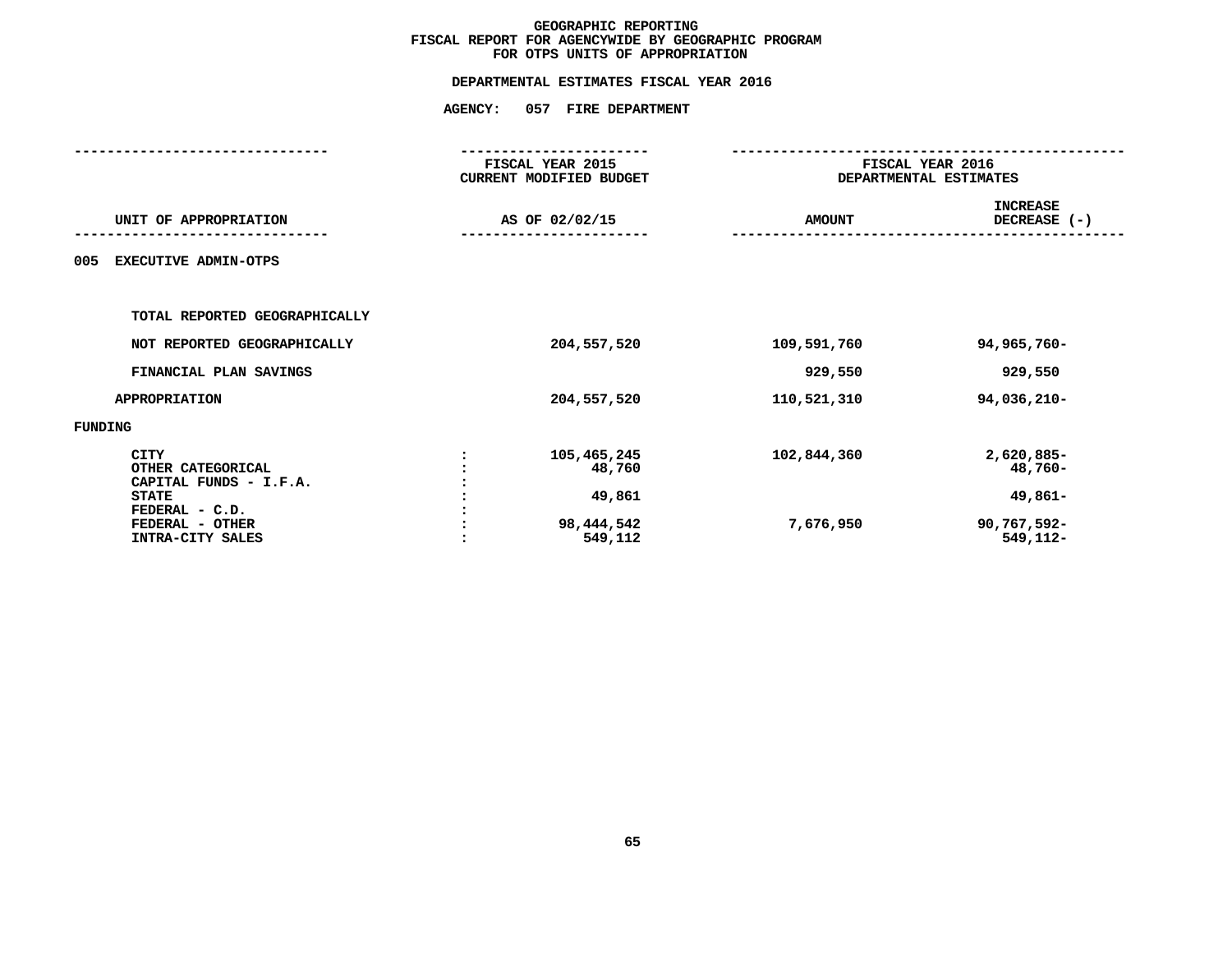# GEOGRAPHIC REPORTING
## FISCAL REPORT FOR AGENCYWIDE BY GEOGRAPHIC PROGRAM
## FOR OTPS UNITS OF APPROPRIATION

**DEPARTMENTAL ESTIMATES FISCAL YEAR 2016**

**AGENCY: 057 FIRE DEPARTMENT**

| UNIT OF APPROPRIATION | FISCAL YEAR 2015 CURRENT MODIFIED BUDGET AS OF 02/02/15 | FISCAL YEAR 2016 DEPARTMENTAL ESTIMATES AMOUNT | INCREASE DECREASE (-) |
|---|---|---|---|
| 005 EXECUTIVE ADMIN-OTPS | | | |
| TOTAL REPORTED GEOGRAPHICALLY | | | |
| NOT REPORTED GEOGRAPHICALLY | 204,557,520 | 109,591,760 | 94,965,760- |
| FINANCIAL PLAN SAVINGS | | 929,550 | 929,550 |
| APPROPRIATION | 204,557,520 | 110,521,310 | 94,036,210- |
| FUNDING | | | |
| CITY | 105,465,245 | 102,844,360 | 2,620,885- |
| OTHER CATEGORICAL | 48,760 | | 48,760- |
| CAPITAL FUNDS - I.F.A. | | | |
| STATE | 49,861 | | 49,861- |
| FEDERAL - C.D. | | | |
| FEDERAL - OTHER | 98,444,542 | 7,676,950 | 90,767,592- |
| INTRA-CITY SALES | 549,112 | | 549,112- |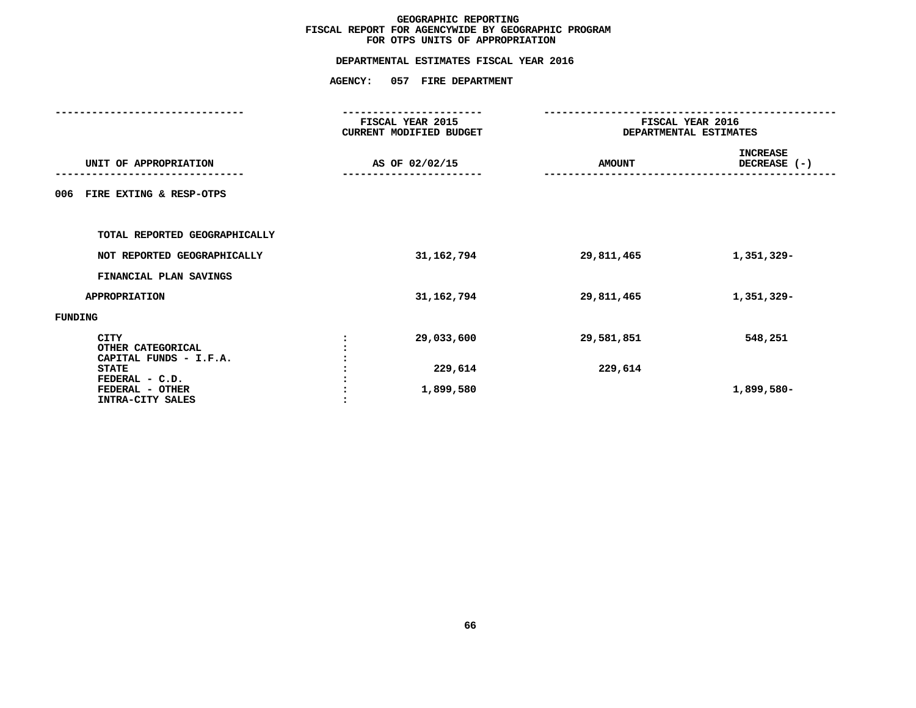**GEOGRAPHIC REPORTING**
**FISCAL REPORT FOR AGENCYWIDE BY GEOGRAPHIC PROGRAM**
**FOR OTPS UNITS OF APPROPRIATION**

**DEPARTMENTAL ESTIMATES FISCAL YEAR 2016**

**AGENCY: 057 FIRE DEPARTMENT**

| UNIT OF APPROPRIATION | | FISCAL YEAR 2015 CURRENT MODIFIED BUDGET AS OF 02/02/15 | FISCAL YEAR 2016 DEPARTMENTAL ESTIMATES AMOUNT | INCREASE DECREASE (-) |
|---|---|---|---|---|
| 006 FIRE EXTING & RESP-OTPS | | | | |
| TOTAL REPORTED GEOGRAPHICALLY | | | | |
| NOT REPORTED GEOGRAPHICALLY | | 31,162,794 | 29,811,465 | 1,351,329- |
| FINANCIAL PLAN SAVINGS | | | | |
| APPROPRIATION | | 31,162,794 | 29,811,465 | 1,351,329- |
| FUNDING | | | | |
| CITY | : | 29,033,600 | 29,581,851 | 548,251 |
| OTHER CATEGORICAL | : | | | |
| CAPITAL FUNDS - I.F.A. | : | | | |
| STATE | : | 229,614 | 229,614 | |
| FEDERAL - C.D. | : | | | |
| FEDERAL - OTHER | : | 1,899,580 | | 1,899,580- |
| INTRA-CITY SALES | : | | | |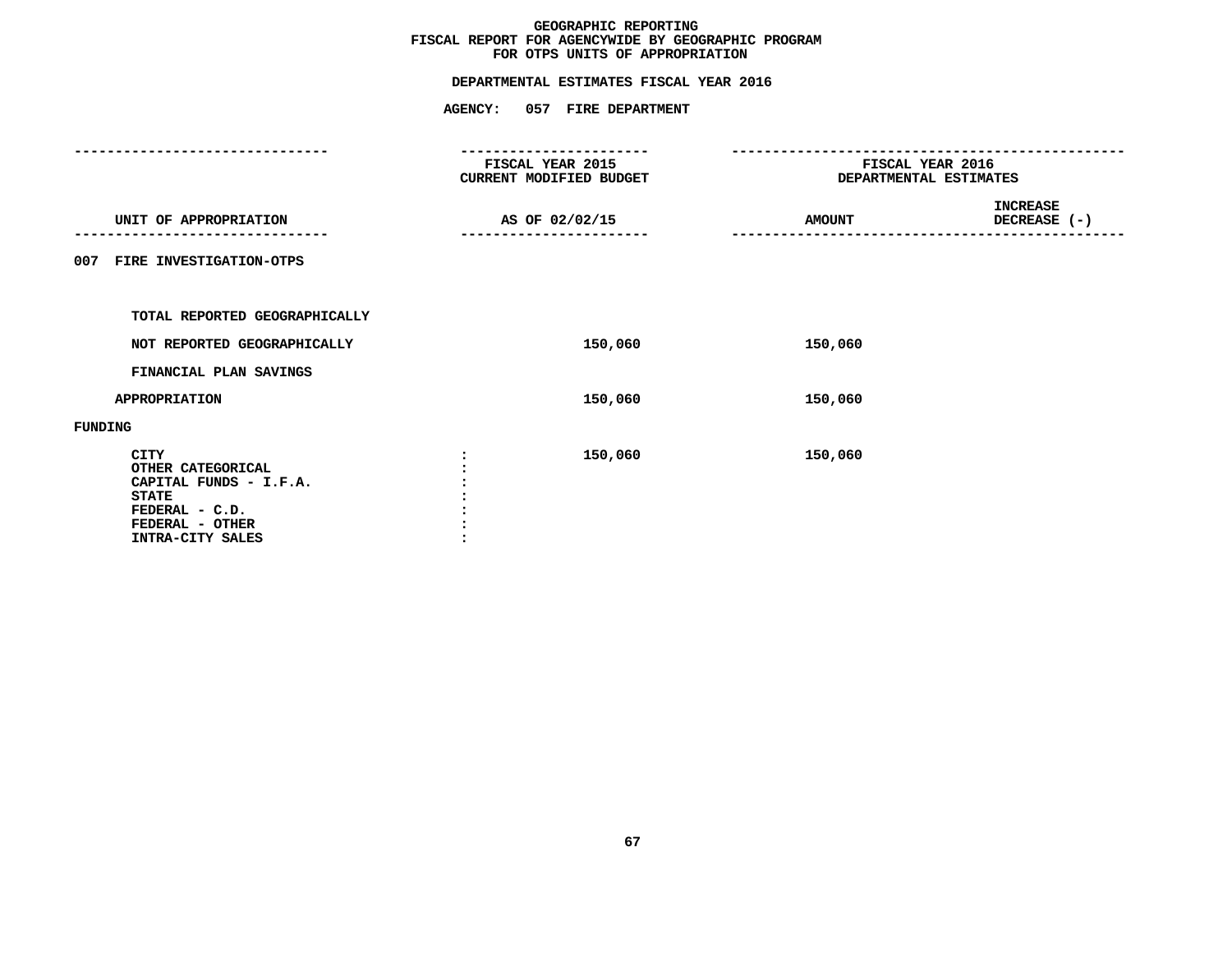# GEOGRAPHIC REPORTING
## FISCAL REPORT FOR AGENCYWIDE BY GEOGRAPHIC PROGRAM
## FOR OTPS UNITS OF APPROPRIATION

### DEPARTMENTAL ESTIMATES FISCAL YEAR 2016

### AGENCY: 057 FIRE DEPARTMENT

| UNIT OF APPROPRIATION | | FISCAL YEAR 2015 CURRENT MODIFIED BUDGET AS OF 02/02/15 | FISCAL YEAR 2016 DEPARTMENTAL ESTIMATES AMOUNT | INCREASE DECREASE (-) |
|---|---|---|---|---|
| **007 FIRE INVESTIGATION-OTPS** | | | | |
| TOTAL REPORTED GEOGRAPHICALLY | | | | |
| NOT REPORTED GEOGRAPHICALLY | | 150,060 | 150,060 | |
| FINANCIAL PLAN SAVINGS | | | | |
| APPROPRIATION | | 150,060 | 150,060 | |
| **FUNDING** | | | | |
| CITY | : | 150,060 | 150,060 | |
| OTHER CATEGORICAL | : | | | |
| CAPITAL FUNDS - I.F.A. | : | | | |
| STATE | : | | | |
| FEDERAL - C.D. | : | | | |
| FEDERAL - OTHER | : | | | |
| INTRA-CITY SALES | : | | | |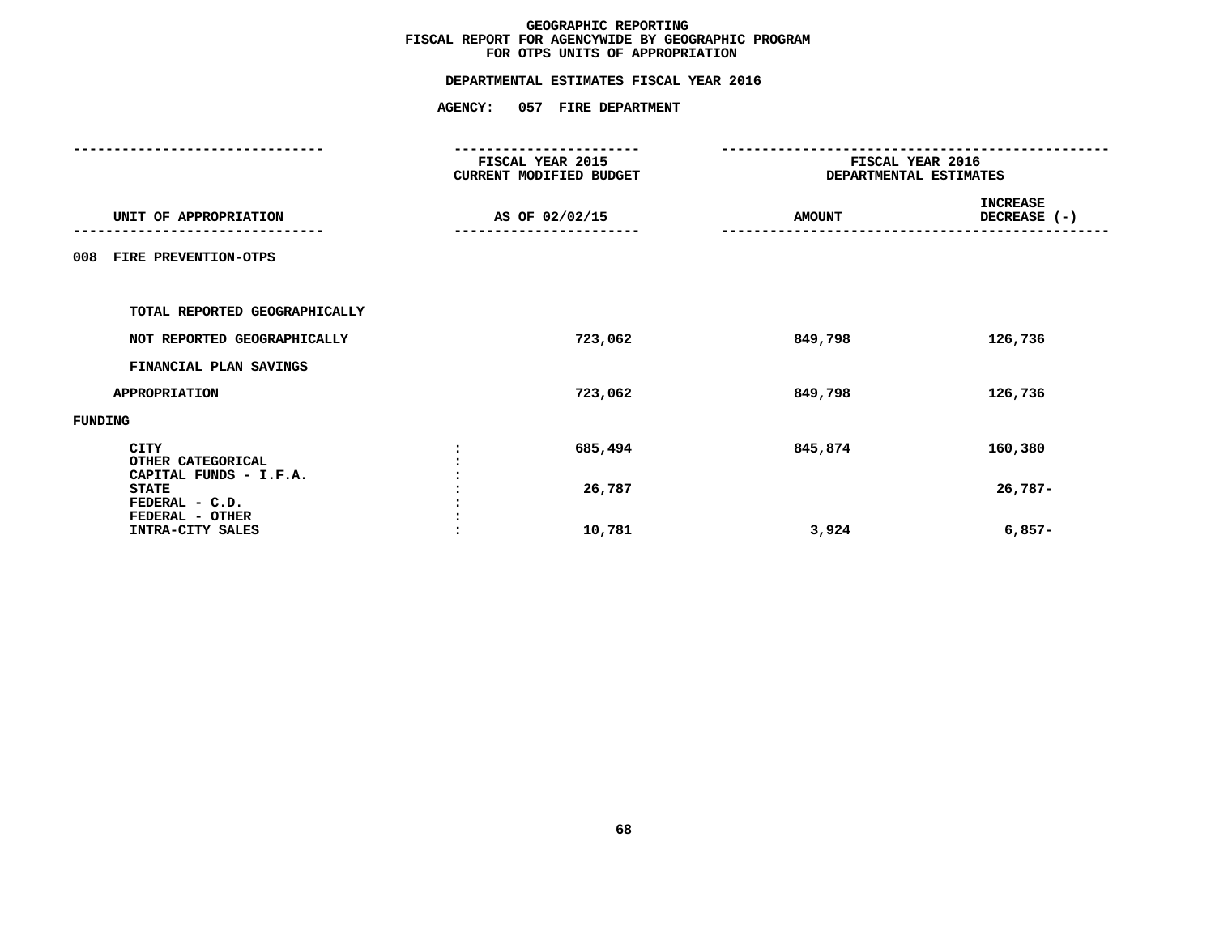# GEOGRAPHIC REPORTING
## FISCAL REPORT FOR AGENCYWIDE BY GEOGRAPHIC PROGRAM
## FOR OTPS UNITS OF APPROPRIATION

### DEPARTMENTAL ESTIMATES FISCAL YEAR 2016

### AGENCY: 057 FIRE DEPARTMENT

| UNIT OF APPROPRIATION | | FISCAL YEAR 2015 CURRENT MODIFIED BUDGET AS OF 02/02/15 | FISCAL YEAR 2016 DEPARTMENTAL ESTIMATES AMOUNT | INCREASE DECREASE (-) |
|---|---|---|---|---|
| 008 FIRE PREVENTION-OTPS | | | | |
| TOTAL REPORTED GEOGRAPHICALLY | | | | |
| NOT REPORTED GEOGRAPHICALLY | | 723,062 | 849,798 | 126,736 |
| FINANCIAL PLAN SAVINGS | | | | |
| APPROPRIATION | | 723,062 | 849,798 | 126,736 |
| FUNDING | | | | |
| CITY | : | 685,494 | 845,874 | 160,380 |
| OTHER CATEGORICAL | : | | | |
| CAPITAL FUNDS - I.F.A. | : | | | |
| STATE | : | 26,787 | | 26,787- |
| FEDERAL - C.D. | : | | | |
| FEDERAL - OTHER | : | | | |
| INTRA-CITY SALES | : | 10,781 | 3,924 | 6,857- |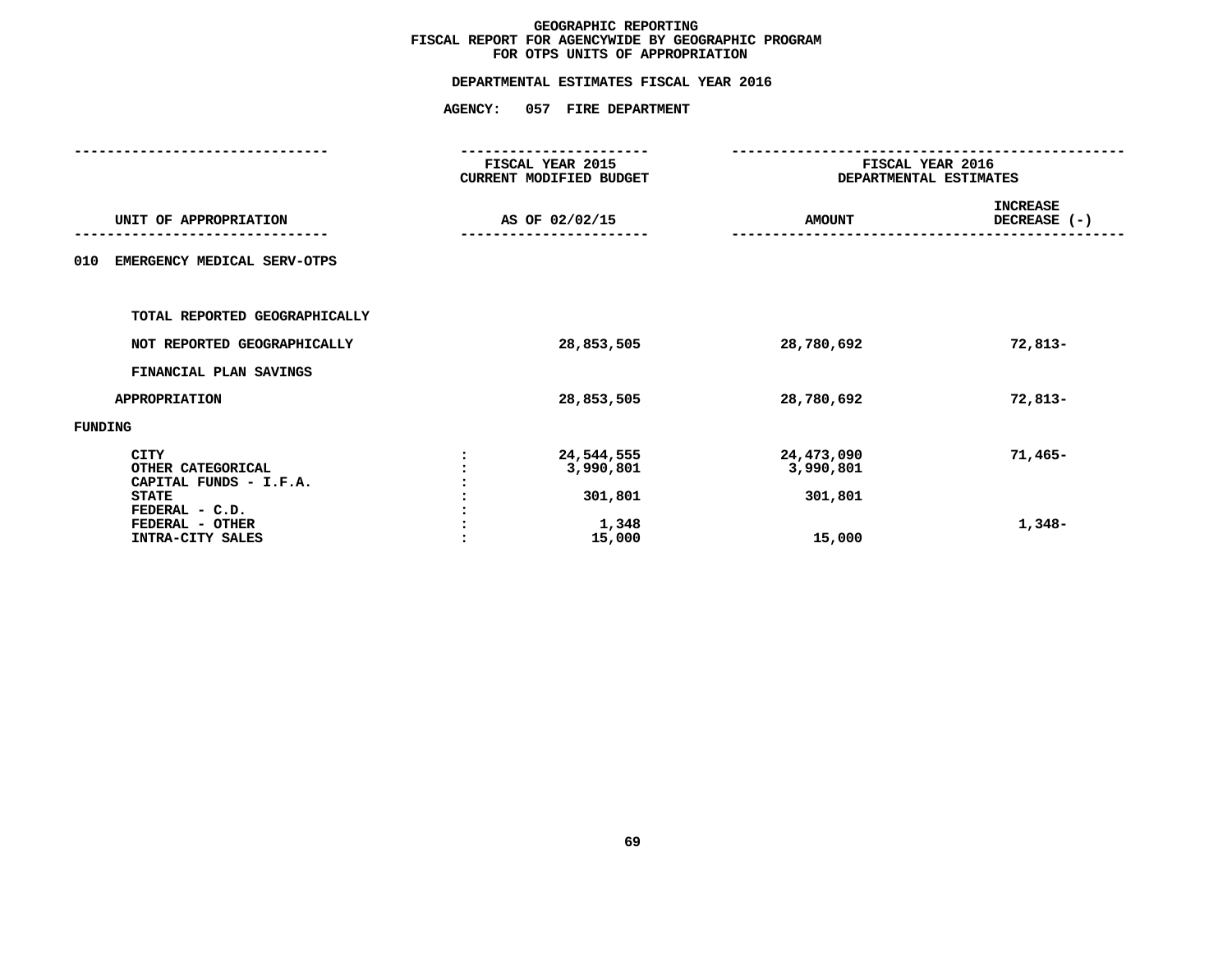# GEOGRAPHIC REPORTING
## FISCAL REPORT FOR AGENCYWIDE BY GEOGRAPHIC PROGRAM
## FOR OTPS UNITS OF APPROPRIATION

### DEPARTMENTAL ESTIMATES FISCAL YEAR 2016

### AGENCY: 057 FIRE DEPARTMENT

| UNIT OF APPROPRIATION | | FISCAL YEAR 2015 CURRENT MODIFIED BUDGET AS OF 02/02/15 | FISCAL YEAR 2016 DEPARTMENTAL ESTIMATES AMOUNT | INCREASE DECREASE (-) |
|---|---|---|---|---|
| 010 EMERGENCY MEDICAL SERV-OTPS | | | | |
| TOTAL REPORTED GEOGRAPHICALLY | | | | |
| NOT REPORTED GEOGRAPHICALLY | | 28,853,505 | 28,780,692 | 72,813- |
| FINANCIAL PLAN SAVINGS | | | | |
| APPROPRIATION | | 28,853,505 | 28,780,692 | 72,813- |
| FUNDING | | | | |
| CITY | : | 24,544,555 | 24,473,090 | 71,465- |
| OTHER CATEGORICAL | : | 3,990,801 | 3,990,801 | |
| CAPITAL FUNDS - I.F.A. | : | | | |
| STATE | : | 301,801 | 301,801 | |
| FEDERAL - C.D. | : | | | |
| FEDERAL - OTHER | : | 1,348 | | 1,348- |
| INTRA-CITY SALES | : | 15,000 | 15,000 | |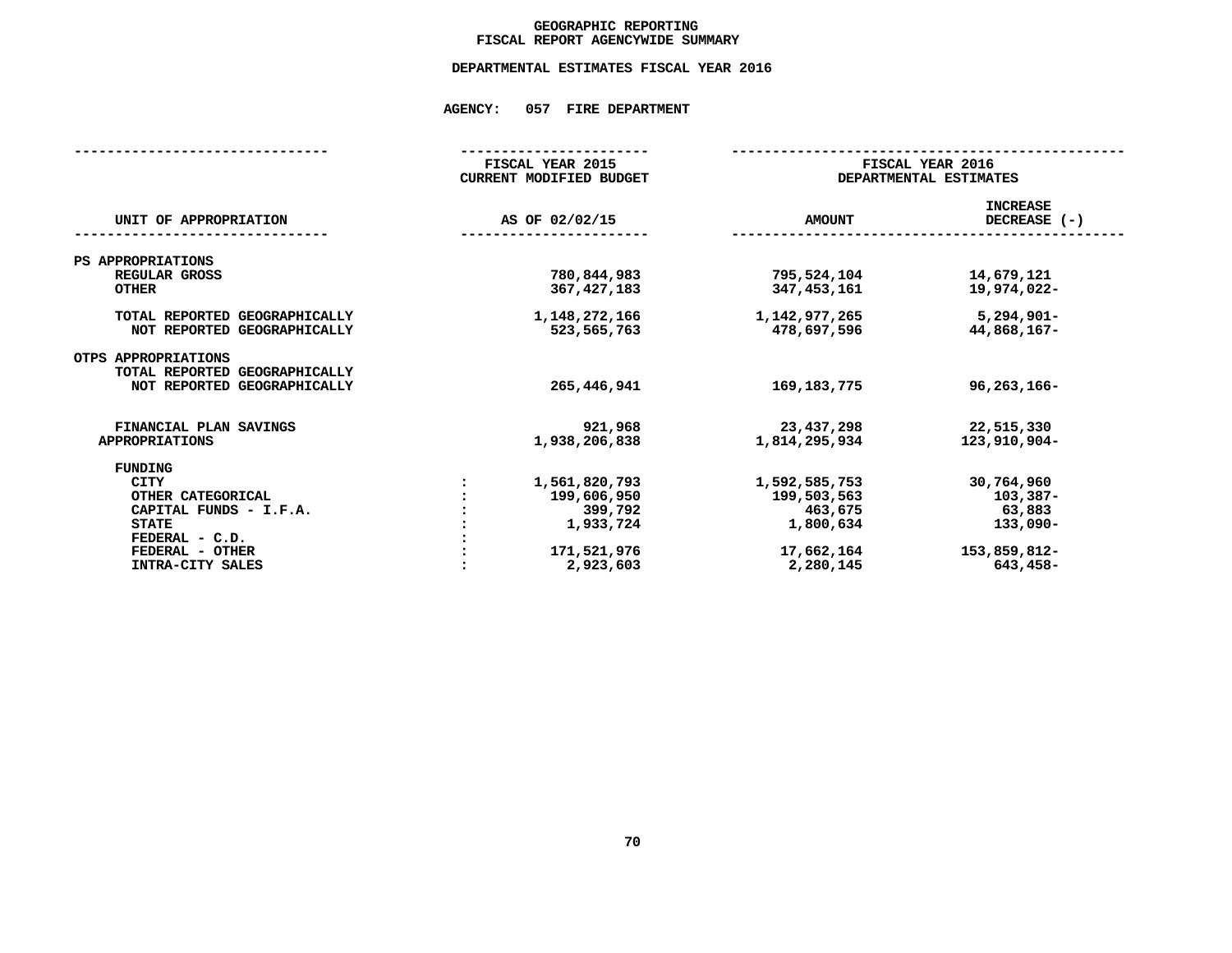# GEOGRAPHIC REPORTING
## FISCAL REPORT AGENCYWIDE SUMMARY

### DEPARTMENTAL ESTIMATES FISCAL YEAR 2016

**AGENCY: 057 FIRE DEPARTMENT**

| UNIT OF APPROPRIATION | FISCAL YEAR 2015 CURRENT MODIFIED BUDGET AS OF 02/02/15 | FISCAL YEAR 2016 DEPARTMENTAL ESTIMATES AMOUNT | INCREASE DECREASE (-) |
|---|---|---|---|
| **PS APPROPRIATIONS** | | | |
| REGULAR GROSS | 780,844,983 | 795,524,104 | 14,679,121 |
| OTHER | 367,427,183 | 347,453,161 | 19,974,022- |
| TOTAL REPORTED GEOGRAPHICALLY | 1,148,272,166 | 1,142,977,265 | 5,294,901- |
| NOT REPORTED GEOGRAPHICALLY | 523,565,763 | 478,697,596 | 44,868,167- |
| **OTPS APPROPRIATIONS** | | | |
| TOTAL REPORTED GEOGRAPHICALLY | | | |
| NOT REPORTED GEOGRAPHICALLY | 265,446,941 | 169,183,775 | 96,263,166- |
| FINANCIAL PLAN SAVINGS | 921,968 | 23,437,298 | 22,515,330 |
| APPROPRIATIONS | 1,938,206,838 | 1,814,295,934 | 123,910,904- |
| **FUNDING** | | | |
| CITY | 1,561,820,793 | 1,592,585,753 | 30,764,960 |
| OTHER CATEGORICAL | 199,606,950 | 199,503,563 | 103,387- |
| CAPITAL FUNDS - I.F.A. | 399,792 | 463,675 | 63,883 |
| STATE | 1,933,724 | 1,800,634 | 133,090- |
| FEDERAL - C.D. | | | |
| FEDERAL - OTHER | 171,521,976 | 17,662,164 | 153,859,812- |
| INTRA-CITY SALES | 2,923,603 | 2,280,145 | 643,458- |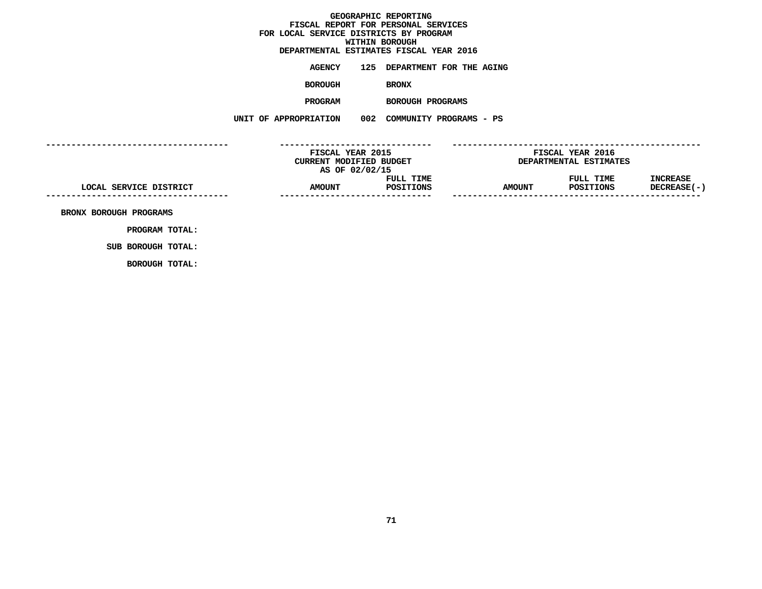# GEOGRAPHIC REPORTING
## FISCAL REPORT FOR PERSONAL SERVICES
## FOR LOCAL SERVICE DISTRICTS BY PROGRAM
## WITHIN BOROUGH
## DEPARTMENTAL ESTIMATES FISCAL YEAR 2016

**AGENCY** 125 DEPARTMENT FOR THE AGING

**BOROUGH** BRONX

**PROGRAM** BOROUGH PROGRAMS

**UNIT OF APPROPRIATION** 002 COMMUNITY PROGRAMS - PS

| | FISCAL YEAR 2015 CURRENT MODIFIED BUDGET AS OF 02/02/15 | | FISCAL YEAR 2016 DEPARTMENTAL ESTIMATES | | |
|---|---|---|---|---|---|
| LOCAL SERVICE DISTRICT | AMOUNT | FULL TIME POSITIONS | AMOUNT | FULL TIME POSITIONS | INCREASE DECREASE(-) |
| BRONX BOROUGH PROGRAMS | | | | | |
| PROGRAM TOTAL: | | | | | |
| SUB BOROUGH TOTAL: | | | | | |
| BOROUGH TOTAL: | | | | | |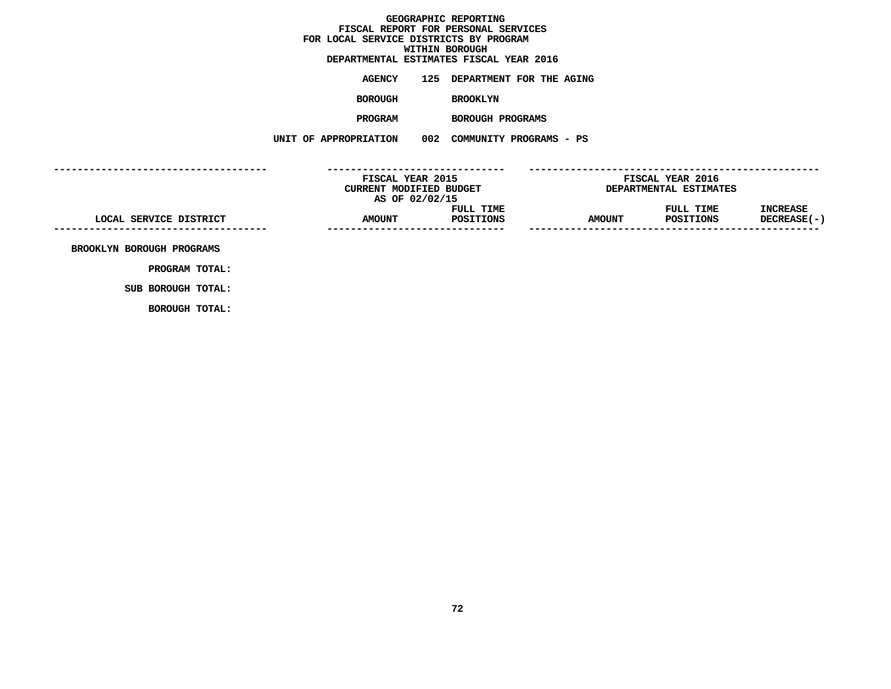GEOGRAPHIC REPORTING
FISCAL REPORT FOR PERSONAL SERVICES
FOR LOCAL SERVICE DISTRICTS BY PROGRAM
WITHIN BOROUGH
DEPARTMENTAL ESTIMATES FISCAL YEAR 2016

**AGENCY** 125 DEPARTMENT FOR THE AGING

**BOROUGH** BROOKLYN

**PROGRAM** BOROUGH PROGRAMS

**UNIT OF APPROPRIATION** 002 COMMUNITY PROGRAMS - PS

| | FISCAL YEAR 2015 CURRENT MODIFIED BUDGET AS OF 02/02/15 | | FISCAL YEAR 2016 DEPARTMENTAL ESTIMATES | | |
|---|---|---|---|---|---|
| LOCAL SERVICE DISTRICT | AMOUNT | FULL TIME POSITIONS | AMOUNT | FULL TIME POSITIONS | INCREASE DECREASE(-) |
| BROOKLYN BOROUGH PROGRAMS | | | | | |
| PROGRAM TOTAL: | | | | | |
| SUB BOROUGH TOTAL: | | | | | |
| BOROUGH TOTAL: | | | | | |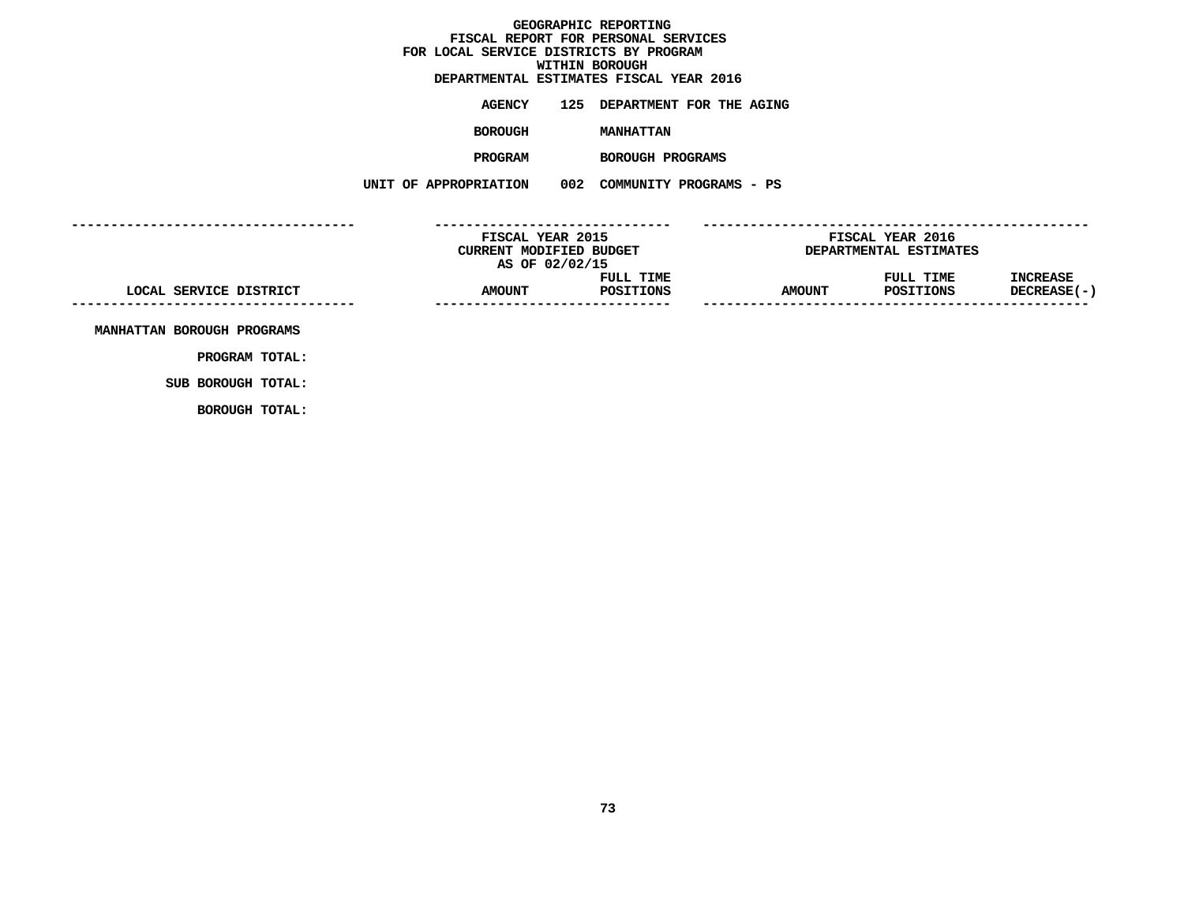# GEOGRAPHIC REPORTING
## FISCAL REPORT FOR PERSONAL SERVICES
## FOR LOCAL SERVICE DISTRICTS BY PROGRAM
## WITHIN BOROUGH
## DEPARTMENTAL ESTIMATES FISCAL YEAR 2016

**AGENCY** 125 DEPARTMENT FOR THE AGING

**BOROUGH** MANHATTAN

**PROGRAM** BOROUGH PROGRAMS

**UNIT OF APPROPRIATION** 002 COMMUNITY PROGRAMS - PS

| | FISCAL YEAR 2015 CURRENT MODIFIED BUDGET AS OF 02/02/15 | | FISCAL YEAR 2016 DEPARTMENTAL ESTIMATES | | |
|---|---|---|---|---|---|
| LOCAL SERVICE DISTRICT | AMOUNT | FULL TIME POSITIONS | AMOUNT | FULL TIME POSITIONS | INCREASE DECREASE(-) |
| MANHATTAN BOROUGH PROGRAMS | | | | | |
| PROGRAM TOTAL: | | | | | |
| SUB BOROUGH TOTAL: | | | | | |
| BOROUGH TOTAL: | | | | | |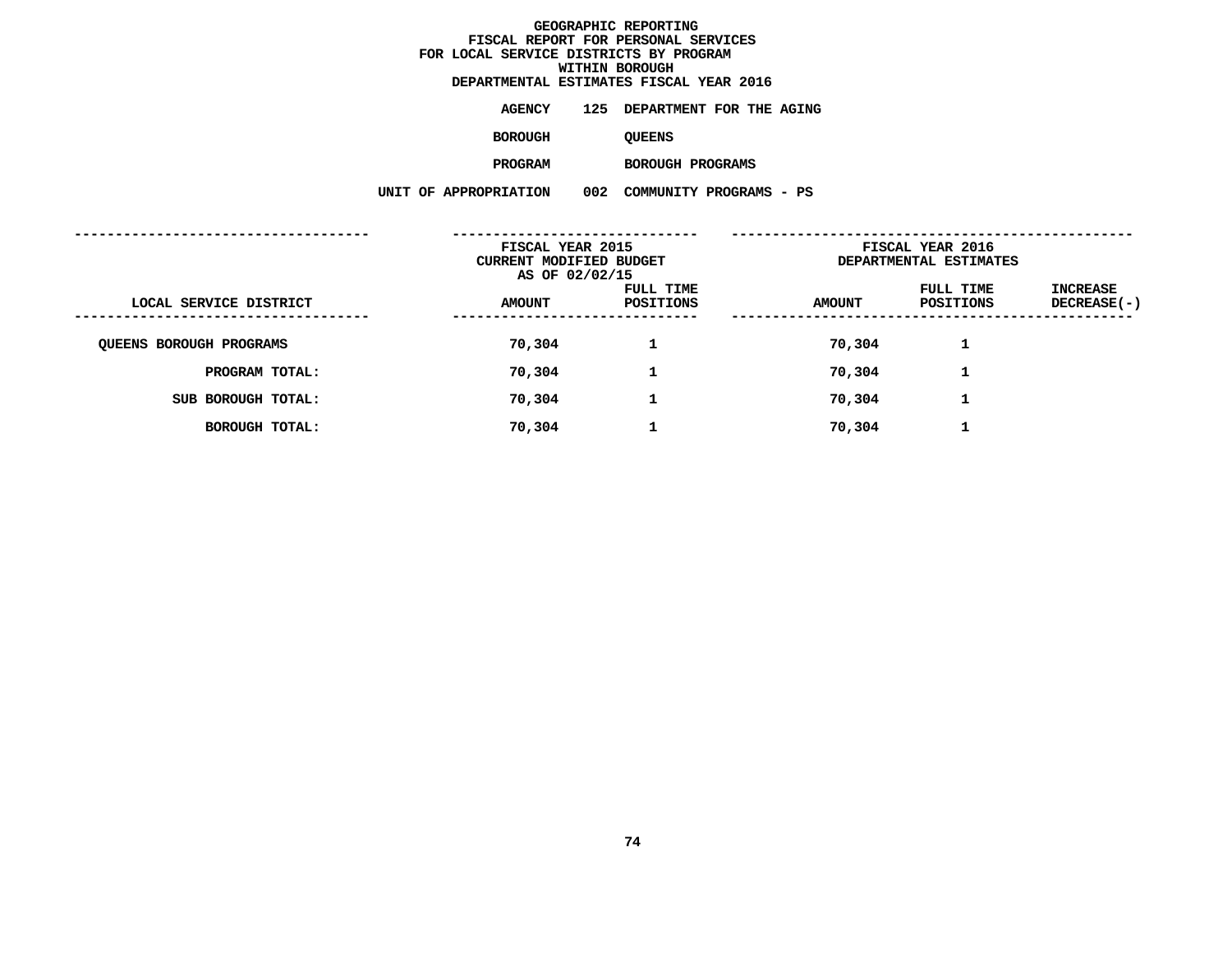**GEOGRAPHIC REPORTING**
**FISCAL REPORT FOR PERSONAL SERVICES**
**FOR LOCAL SERVICE DISTRICTS BY PROGRAM**
**WITHIN BOROUGH**
**DEPARTMENTAL ESTIMATES FISCAL YEAR 2016**

**AGENCY** 125 DEPARTMENT FOR THE AGING

**BOROUGH** QUEENS

**PROGRAM** BOROUGH PROGRAMS

**UNIT OF APPROPRIATION** 002 COMMUNITY PROGRAMS - PS

| | FISCAL YEAR 2015 CURRENT MODIFIED BUDGET AS OF 02/02/15 | | FISCAL YEAR 2016 DEPARTMENTAL ESTIMATES | | |
|---|---|---|---|---|---|
| LOCAL SERVICE DISTRICT | AMOUNT | FULL TIME POSITIONS | AMOUNT | FULL TIME POSITIONS | INCREASE DECREASE(-) |
| QUEENS BOROUGH PROGRAMS | 70,304 | 1 | 70,304 | 1 | |
| PROGRAM TOTAL: | 70,304 | 1 | 70,304 | 1 | |
| SUB BOROUGH TOTAL: | 70,304 | 1 | 70,304 | 1 | |
| BOROUGH TOTAL: | 70,304 | 1 | 70,304 | 1 | |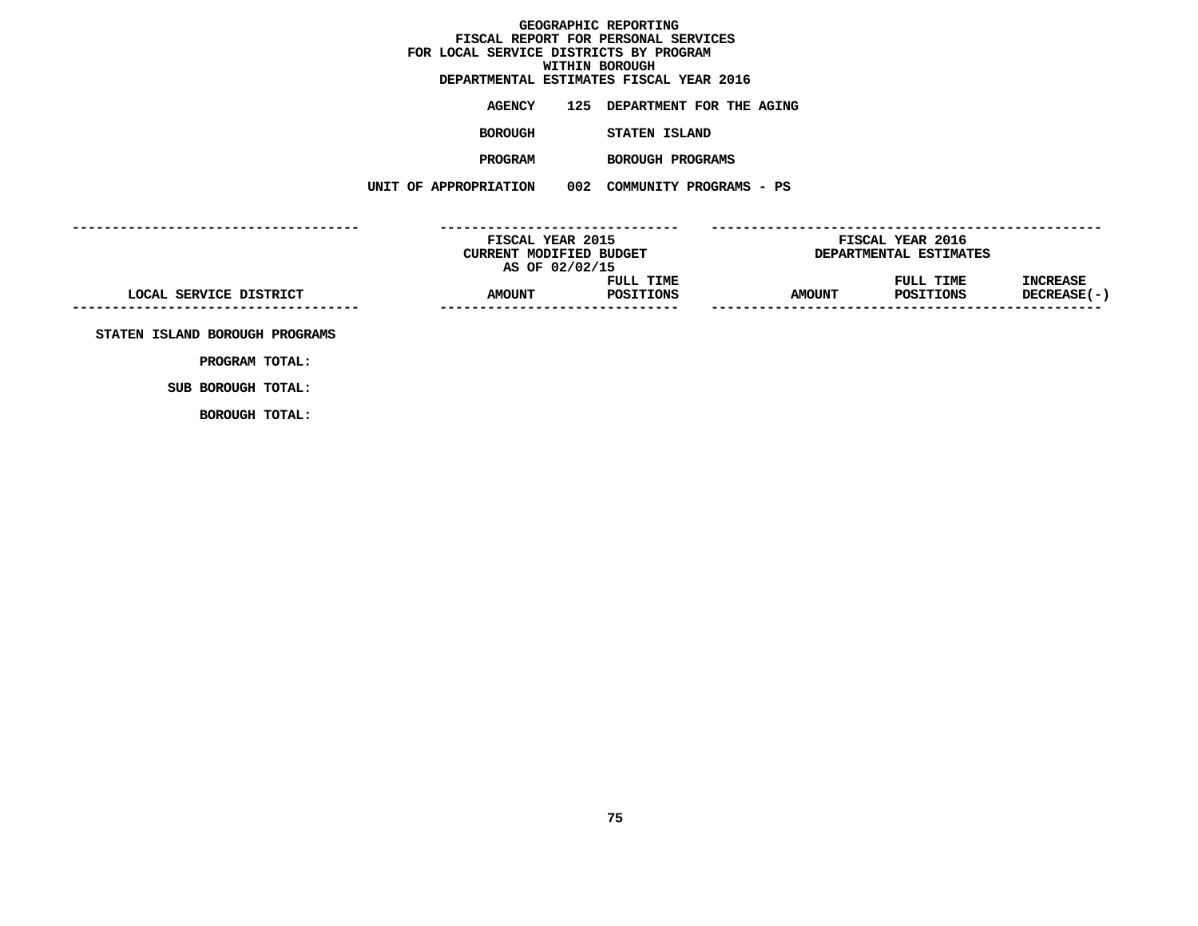**GEOGRAPHIC REPORTING**
**FISCAL REPORT FOR PERSONAL SERVICES**
**FOR LOCAL SERVICE DISTRICTS BY PROGRAM**
**WITHIN BOROUGH**
**DEPARTMENTAL ESTIMATES FISCAL YEAR 2016**

**AGENCY** 125 DEPARTMENT FOR THE AGING

**BOROUGH** STATEN ISLAND

**PROGRAM** BOROUGH PROGRAMS

**UNIT OF APPROPRIATION** 002 COMMUNITY PROGRAMS - PS

| LOCAL SERVICE DISTRICT | FISCAL YEAR 2015 CURRENT MODIFIED BUDGET AS OF 02/02/15 AMOUNT | FULL TIME POSITIONS | FISCAL YEAR 2016 DEPARTMENTAL ESTIMATES AMOUNT | FULL TIME POSITIONS | INCREASE DECREASE(-) |
|---|---|---|---|---|---|
| STATEN ISLAND BOROUGH PROGRAMS | | | | | |
| PROGRAM TOTAL: | | | | | |
| SUB BOROUGH TOTAL: | | | | | |
| BOROUGH TOTAL: | | | | | |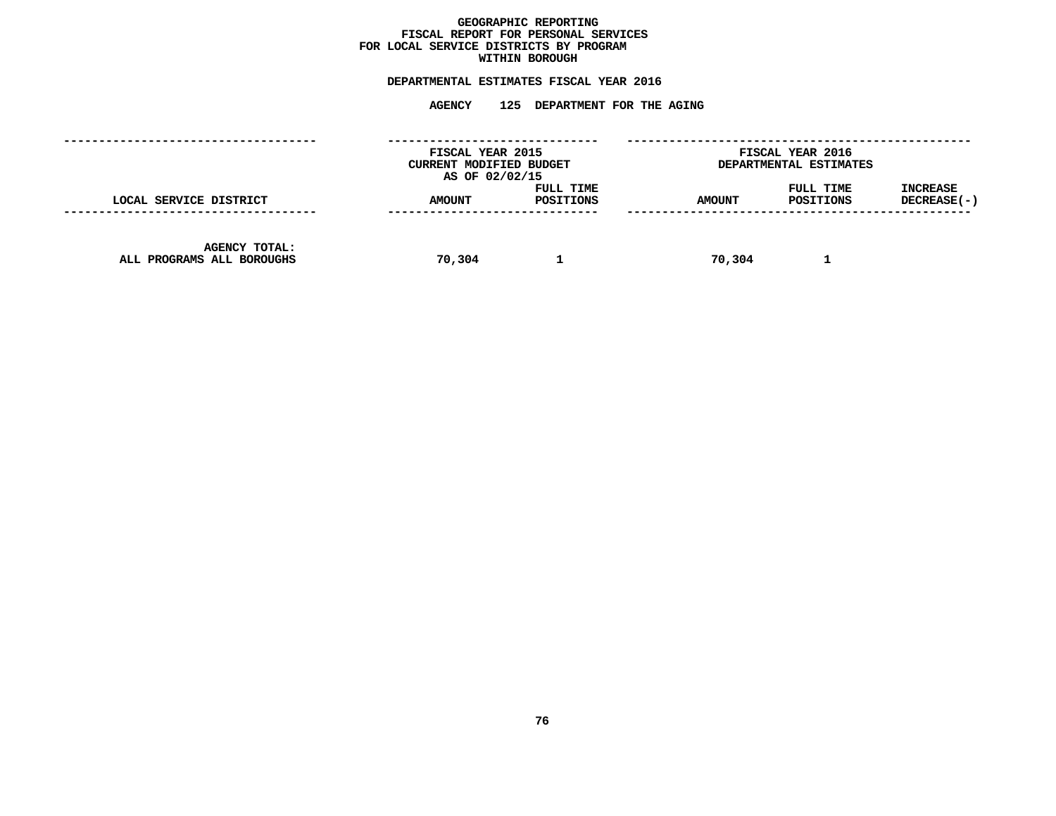# GEOGRAPHIC REPORTING
# FISCAL REPORT FOR PERSONAL SERVICES
# FOR LOCAL SERVICE DISTRICTS BY PROGRAM
# WITHIN BOROUGH

## DEPARTMENTAL ESTIMATES FISCAL YEAR 2016

### AGENCY 125 DEPARTMENT FOR THE AGING

| LOCAL SERVICE DISTRICT | FISCAL YEAR 2015 CURRENT MODIFIED BUDGET AS OF 02/02/15 | | FISCAL YEAR 2016 DEPARTMENTAL ESTIMATES | | |
|---|---|---|---|---|---|
| | AMOUNT | FULL TIME POSITIONS | AMOUNT | FULL TIME POSITIONS | INCREASE DECREASE(-) |
| AGENCY TOTAL: ALL PROGRAMS ALL BOROUGHS | 70,304 | 1 | 70,304 | 1 | |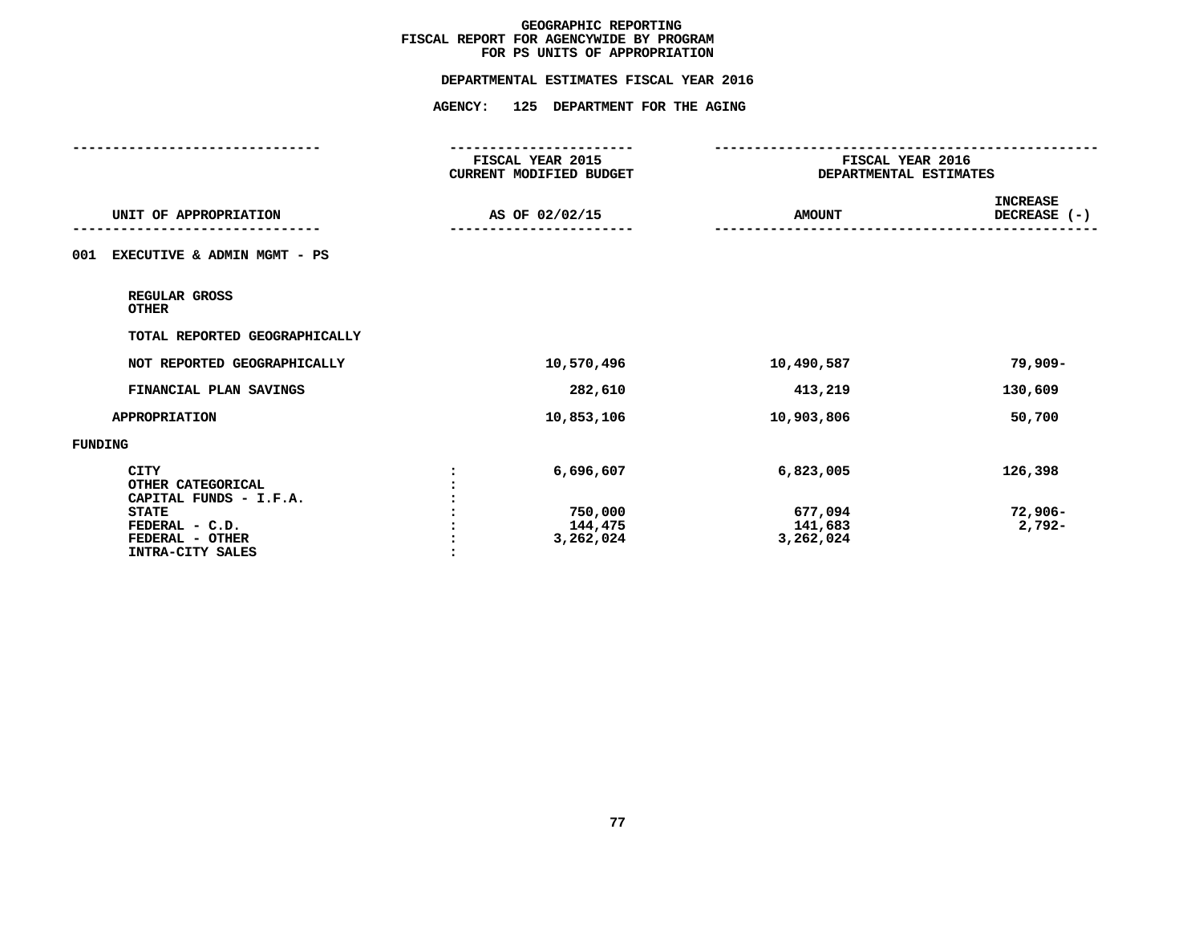# GEOGRAPHIC REPORTING
## FISCAL REPORT FOR AGENCYWIDE BY PROGRAM
## FOR PS UNITS OF APPROPRIATION

**DEPARTMENTAL ESTIMATES FISCAL YEAR 2016**

**AGENCY: 125 DEPARTMENT FOR THE AGING**

| UNIT OF APPROPRIATION | | FISCAL YEAR 2015 CURRENT MODIFIED BUDGET AS OF 02/02/15 | FISCAL YEAR 2016 DEPARTMENTAL ESTIMATES AMOUNT | INCREASE DECREASE (-) |
|---|---|---|---|---|
| **001 EXECUTIVE & ADMIN MGMT - PS** | | | | |
| REGULAR GROSS | | | | |
| OTHER | | | | |
| TOTAL REPORTED GEOGRAPHICALLY | | | | |
| NOT REPORTED GEOGRAPHICALLY | | 10,570,496 | 10,490,587 | 79,909- |
| FINANCIAL PLAN SAVINGS | | 282,610 | 413,219 | 130,609 |
| APPROPRIATION | | 10,853,106 | 10,903,806 | 50,700 |
| **FUNDING** | | | | |
| CITY | : | 6,696,607 | 6,823,005 | 126,398 |
| OTHER CATEGORICAL | : | | | |
| CAPITAL FUNDS - I.F.A. | : | | | |
| STATE | : | 750,000 | 677,094 | 72,906- |
| FEDERAL - C.D. | : | 144,475 | 141,683 | 2,792- |
| FEDERAL - OTHER | : | 3,262,024 | 3,262,024 | |
| INTRA-CITY SALES | : | | | |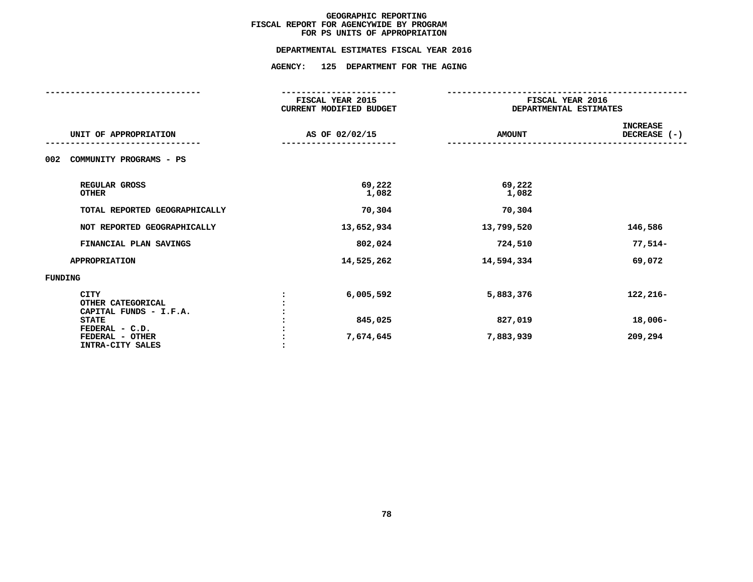# GEOGRAPHIC REPORTING
## FISCAL REPORT FOR AGENCYWIDE BY PROGRAM
## FOR PS UNITS OF APPROPRIATION

**DEPARTMENTAL ESTIMATES FISCAL YEAR 2016**

**AGENCY: 125 DEPARTMENT FOR THE AGING**

| UNIT OF APPROPRIATION | FISCAL YEAR 2015 CURRENT MODIFIED BUDGET AS OF 02/02/15 | FISCAL YEAR 2016 DEPARTMENTAL ESTIMATES AMOUNT | INCREASE DECREASE (-) |
|---|---|---|---|
| 002 COMMUNITY PROGRAMS - PS | | | |
| REGULAR GROSS | 69,222 | 69,222 | |
| OTHER | 1,082 | 1,082 | |
| TOTAL REPORTED GEOGRAPHICALLY | 70,304 | 70,304 | |
| NOT REPORTED GEOGRAPHICALLY | 13,652,934 | 13,799,520 | 146,586 |
| FINANCIAL PLAN SAVINGS | 802,024 | 724,510 | 77,514- |
| APPROPRIATION | 14,525,262 | 14,594,334 | 69,072 |
| FUNDING | | | |
| CITY | 6,005,592 | 5,883,376 | 122,216- |
| OTHER CATEGORICAL | | | |
| CAPITAL FUNDS - I.F.A. | | | |
| STATE | 845,025 | 827,019 | 18,006- |
| FEDERAL - C.D. | | | |
| FEDERAL - OTHER | 7,674,645 | 7,883,939 | 209,294 |
| INTRA-CITY SALES | | | |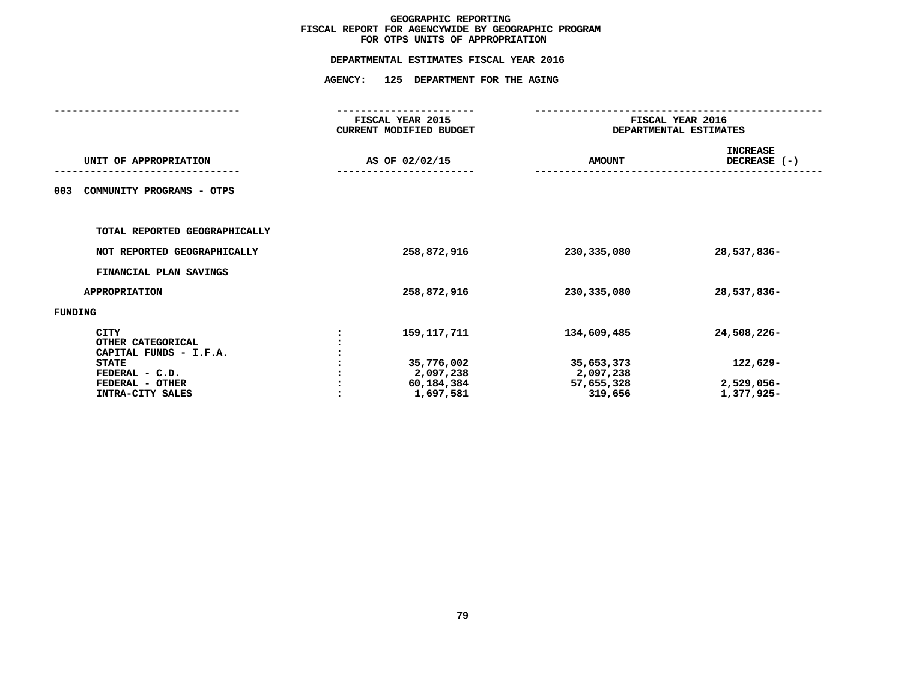# GEOGRAPHIC REPORTING
## FISCAL REPORT FOR AGENCYWIDE BY GEOGRAPHIC PROGRAM
## FOR OTPS UNITS OF APPROPRIATION

### DEPARTMENTAL ESTIMATES FISCAL YEAR 2016

### AGENCY: 125 DEPARTMENT FOR THE AGING

| UNIT OF APPROPRIATION | | FISCAL YEAR 2015 CURRENT MODIFIED BUDGET AS OF 02/02/15 | FISCAL YEAR 2016 DEPARTMENTAL ESTIMATES AMOUNT | INCREASE DECREASE (-) |
|---|---|---|---|---|
| 003 COMMUNITY PROGRAMS - OTPS | | | | |
| TOTAL REPORTED GEOGRAPHICALLY | | | | |
| NOT REPORTED GEOGRAPHICALLY | | 258,872,916 | 230,335,080 | 28,537,836- |
| FINANCIAL PLAN SAVINGS | | | | |
| APPROPRIATION | | 258,872,916 | 230,335,080 | 28,537,836- |
| FUNDING | | | | |
| CITY | : | 159,117,711 | 134,609,485 | 24,508,226- |
| OTHER CATEGORICAL | : | | | |
| CAPITAL FUNDS - I.F.A. | : | | | |
| STATE | : | 35,776,002 | 35,653,373 | 122,629- |
| FEDERAL - C.D. | : | 2,097,238 | 2,097,238 | |
| FEDERAL - OTHER | : | 60,184,384 | 57,655,328 | 2,529,056- |
| INTRA-CITY SALES | : | 1,697,581 | 319,656 | 1,377,925- |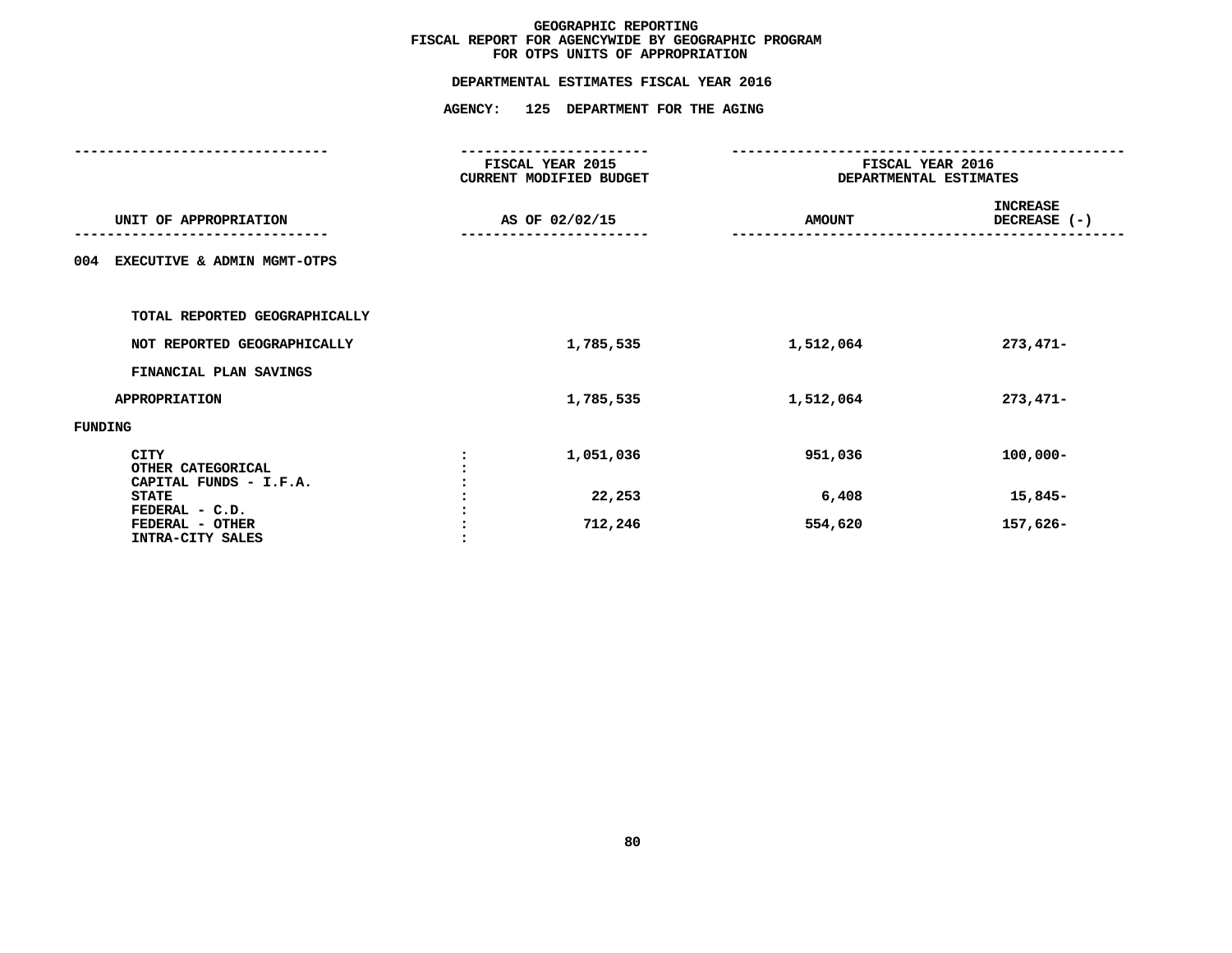# GEOGRAPHIC REPORTING
## FISCAL REPORT FOR AGENCYWIDE BY GEOGRAPHIC PROGRAM
## FOR OTPS UNITS OF APPROPRIATION

### DEPARTMENTAL ESTIMATES FISCAL YEAR 2016

### AGENCY: 125 DEPARTMENT FOR THE AGING

| UNIT OF APPROPRIATION | FISCAL YEAR 2015 CURRENT MODIFIED BUDGET AS OF 02/02/15 | FISCAL YEAR 2016 DEPARTMENTAL ESTIMATES AMOUNT | INCREASE DECREASE (-) |
|---|---|---|---|
| **004 EXECUTIVE & ADMIN MGMT-OTPS** | | | |
| TOTAL REPORTED GEOGRAPHICALLY | | | |
| NOT REPORTED GEOGRAPHICALLY | 1,785,535 | 1,512,064 | 273,471- |
| FINANCIAL PLAN SAVINGS | | | |
| APPROPRIATION | 1,785,535 | 1,512,064 | 273,471- |
| **FUNDING** | | | |
| CITY | 1,051,036 | 951,036 | 100,000- |
| OTHER CATEGORICAL | | | |
| CAPITAL FUNDS - I.F.A. | | | |
| STATE | 22,253 | 6,408 | 15,845- |
| FEDERAL - C.D. | | | |
| FEDERAL - OTHER | 712,246 | 554,620 | 157,626- |
| INTRA-CITY SALES | | | |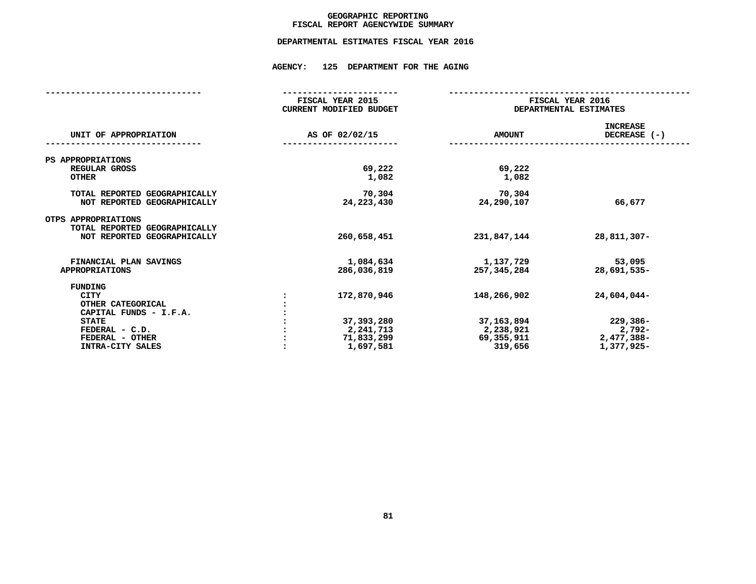# GEOGRAPHIC REPORTING
## FISCAL REPORT AGENCYWIDE SUMMARY

### DEPARTMENTAL ESTIMATES FISCAL YEAR 2016

### AGENCY: 125 DEPARTMENT FOR THE AGING

| UNIT OF APPROPRIATION | | FISCAL YEAR 2015 CURRENT MODIFIED BUDGET AS OF 02/02/15 | FISCAL YEAR 2016 DEPARTMENTAL ESTIMATES AMOUNT | INCREASE DECREASE (-) |
|---|---|---|---|---|
| PS APPROPRIATIONS | | | | |
| REGULAR GROSS | | 69,222 | 69,222 | |
| OTHER | | 1,082 | 1,082 | |
| TOTAL REPORTED GEOGRAPHICALLY | | 70,304 | 70,304 | |
| NOT REPORTED GEOGRAPHICALLY | | 24,223,430 | 24,290,107 | 66,677 |
| OTPS APPROPRIATIONS | | | | |
| TOTAL REPORTED GEOGRAPHICALLY | | | | |
| NOT REPORTED GEOGRAPHICALLY | | 260,658,451 | 231,847,144 | 28,811,307- |
| FINANCIAL PLAN SAVINGS | | 1,084,634 | 1,137,729 | 53,095 |
| APPROPRIATIONS | | 286,036,819 | 257,345,284 | 28,691,535- |
| FUNDING | | | | |
| CITY | : | 172,870,946 | 148,266,902 | 24,604,044- |
| OTHER CATEGORICAL | : | | | |
| CAPITAL FUNDS - I.F.A. | : | | | |
| STATE | : | 37,393,280 | 37,163,894 | 229,386- |
| FEDERAL - C.D. | : | 2,241,713 | 2,238,921 | 2,792- |
| FEDERAL - OTHER | : | 71,833,299 | 69,355,911 | 2,477,388- |
| INTRA-CITY SALES | : | 1,697,581 | 319,656 | 1,377,925- |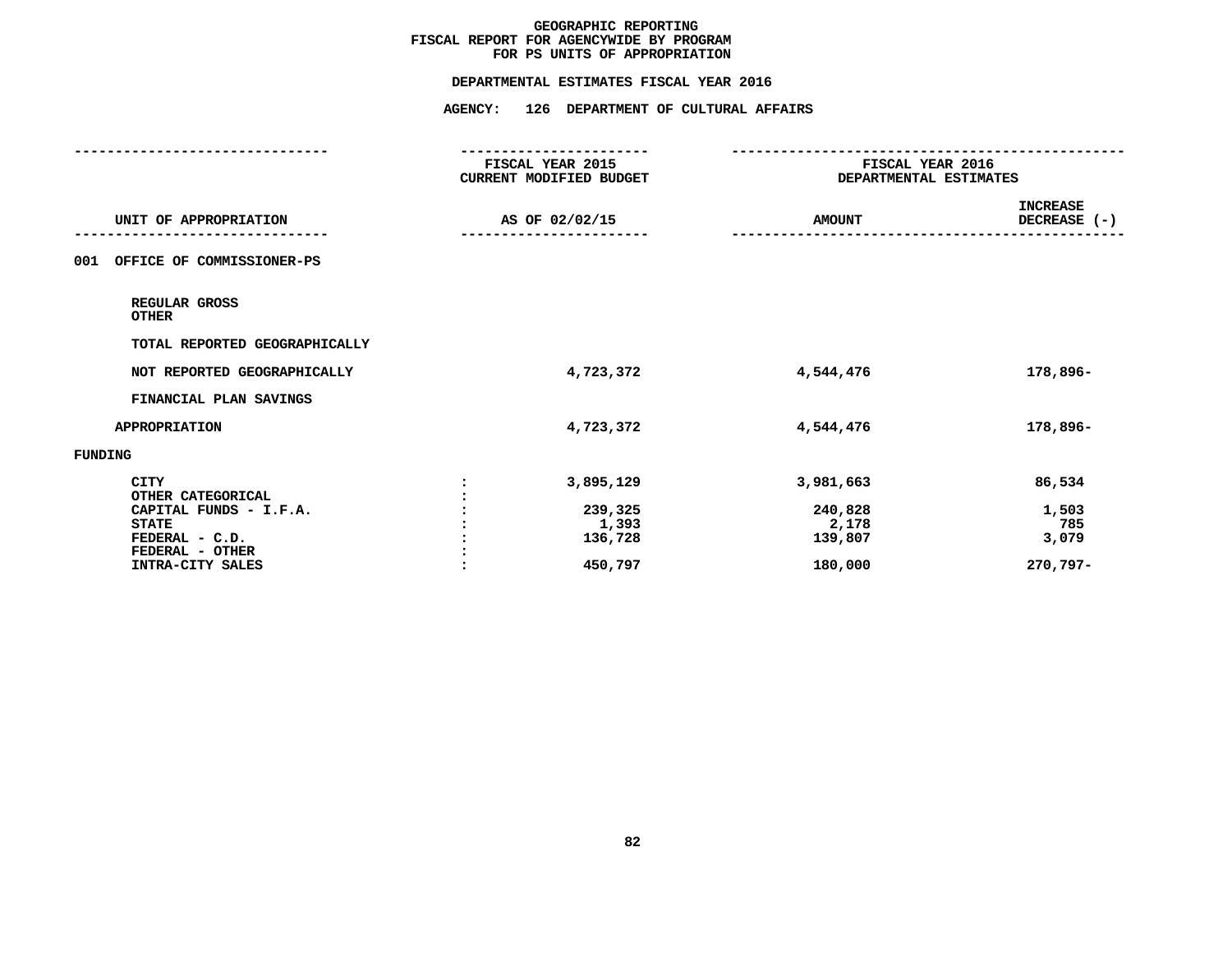# GEOGRAPHIC REPORTING
## FISCAL REPORT FOR AGENCYWIDE BY PROGRAM
## FOR PS UNITS OF APPROPRIATION

### DEPARTMENTAL ESTIMATES FISCAL YEAR 2016

### AGENCY: 126 DEPARTMENT OF CULTURAL AFFAIRS

| UNIT OF APPROPRIATION | | FISCAL YEAR 2015 CURRENT MODIFIED BUDGET AS OF 02/02/15 | FISCAL YEAR 2016 DEPARTMENTAL ESTIMATES AMOUNT | INCREASE DECREASE (-) |
|---|---|---|---|---|
| 001 OFFICE OF COMMISSIONER-PS | | | | |
| REGULAR GROSS | | | | |
| OTHER | | | | |
| TOTAL REPORTED GEOGRAPHICALLY | | | | |
| NOT REPORTED GEOGRAPHICALLY | | 4,723,372 | 4,544,476 | 178,896- |
| FINANCIAL PLAN SAVINGS | | | | |
| APPROPRIATION | | 4,723,372 | 4,544,476 | 178,896- |
| FUNDING | | | | |
| CITY | : | 3,895,129 | 3,981,663 | 86,534 |
| OTHER CATEGORICAL | : | | | |
| CAPITAL FUNDS - I.F.A. | : | 239,325 | 240,828 | 1,503 |
| STATE | : | 1,393 | 2,178 | 785 |
| FEDERAL - C.D. | : | 136,728 | 139,807 | 3,079 |
| FEDERAL - OTHER | : | | | |
| INTRA-CITY SALES | : | 450,797 | 180,000 | 270,797- |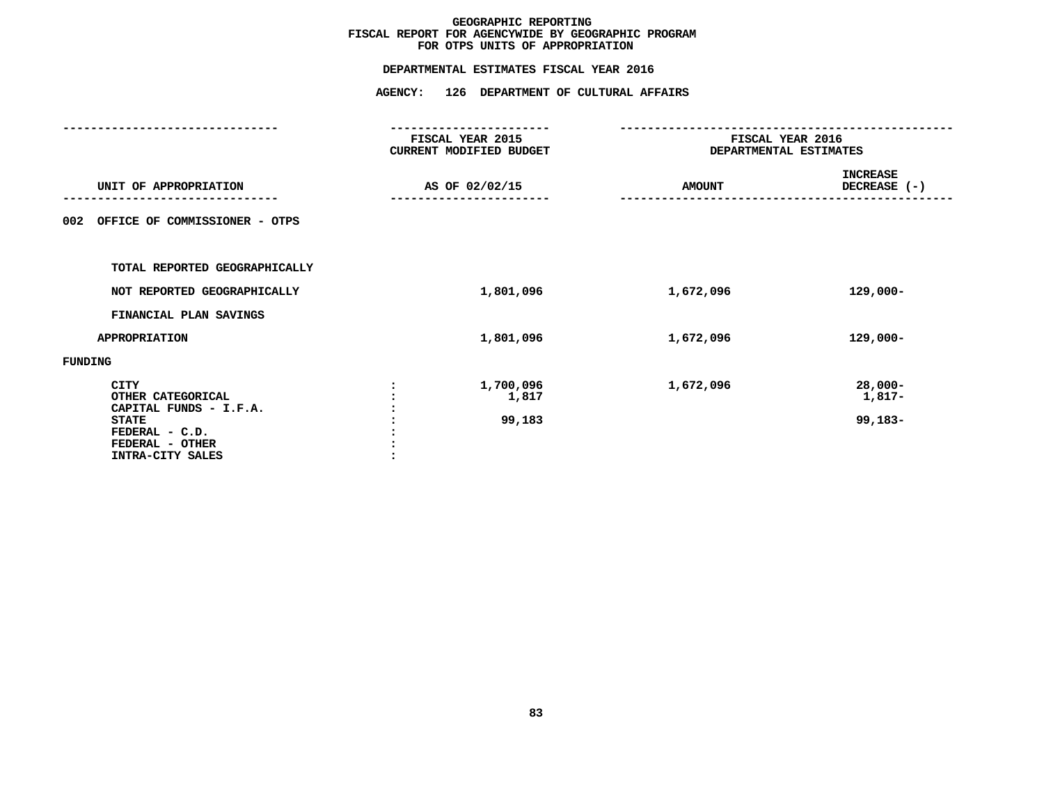# GEOGRAPHIC REPORTING
## FISCAL REPORT FOR AGENCYWIDE BY GEOGRAPHIC PROGRAM
## FOR OTPS UNITS OF APPROPRIATION

**DEPARTMENTAL ESTIMATES FISCAL YEAR 2016**

**AGENCY: 126 DEPARTMENT OF CULTURAL AFFAIRS**

| UNIT OF APPROPRIATION | | FISCAL YEAR 2015 CURRENT MODIFIED BUDGET AS OF 02/02/15 | FISCAL YEAR 2016 DEPARTMENTAL ESTIMATES AMOUNT | INCREASE DECREASE (-) |
|---|---|---|---|---|
| 002 OFFICE OF COMMISSIONER - OTPS | | | | |
| TOTAL REPORTED GEOGRAPHICALLY | | | | |
| NOT REPORTED GEOGRAPHICALLY | | 1,801,096 | 1,672,096 | 129,000- |
| FINANCIAL PLAN SAVINGS | | | | |
| APPROPRIATION | | 1,801,096 | 1,672,096 | 129,000- |
| FUNDING | | | | |
| CITY | : | 1,700,096 | 1,672,096 | 28,000- |
| OTHER CATEGORICAL | : | 1,817 | | 1,817- |
| CAPITAL FUNDS - I.F.A. | : | | | |
| STATE | : | 99,183 | | 99,183- |
| FEDERAL - C.D. | : | | | |
| FEDERAL - OTHER | : | | | |
| INTRA-CITY SALES | : | | | |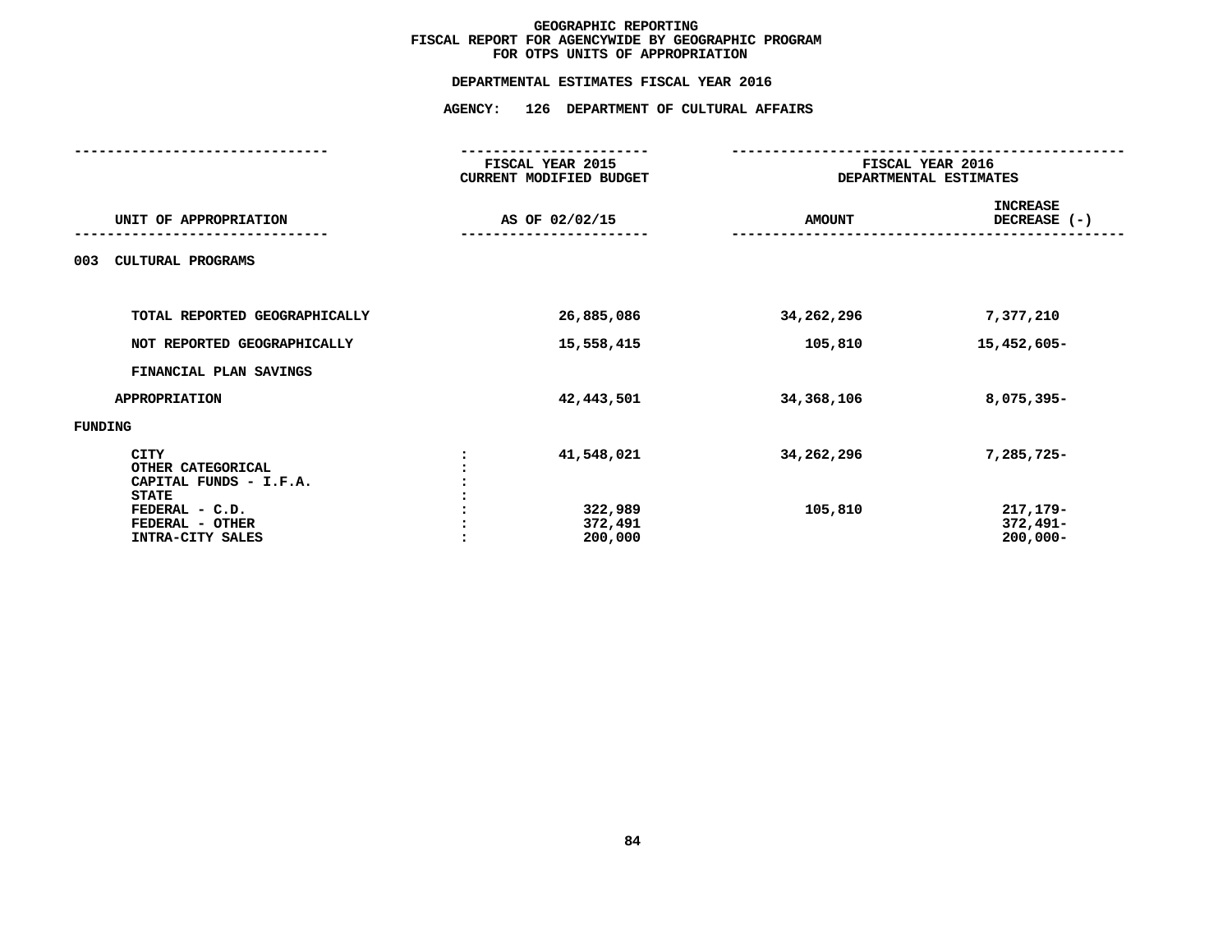# GEOGRAPHIC REPORTING
## FISCAL REPORT FOR AGENCYWIDE BY GEOGRAPHIC PROGRAM
## FOR OTPS UNITS OF APPROPRIATION

### DEPARTMENTAL ESTIMATES FISCAL YEAR 2016

### AGENCY: 126 DEPARTMENT OF CULTURAL AFFAIRS

| UNIT OF APPROPRIATION | | FISCAL YEAR 2015 CURRENT MODIFIED BUDGET AS OF 02/02/15 | FISCAL YEAR 2016 DEPARTMENTAL ESTIMATES AMOUNT | FISCAL YEAR 2016 DEPARTMENTAL ESTIMATES INCREASE DECREASE (-) |
|---|---|---|---|---|
| **003 CULTURAL PROGRAMS** | | | | |
| TOTAL REPORTED GEOGRAPHICALLY | | 26,885,086 | 34,262,296 | 7,377,210 |
| NOT REPORTED GEOGRAPHICALLY | | 15,558,415 | 105,810 | 15,452,605- |
| FINANCIAL PLAN SAVINGS | | | | |
| APPROPRIATION | | 42,443,501 | 34,368,106 | 8,075,395- |
| **FUNDING** | | | | |
| CITY | : | 41,548,021 | 34,262,296 | 7,285,725- |
| OTHER CATEGORICAL | : | | | |
| CAPITAL FUNDS - I.F.A. | : | | | |
| STATE | : | | | |
| FEDERAL - C.D. | : | 322,989 | 105,810 | 217,179- |
| FEDERAL - OTHER | : | 372,491 | | 372,491- |
| INTRA-CITY SALES | : | 200,000 | | 200,000- |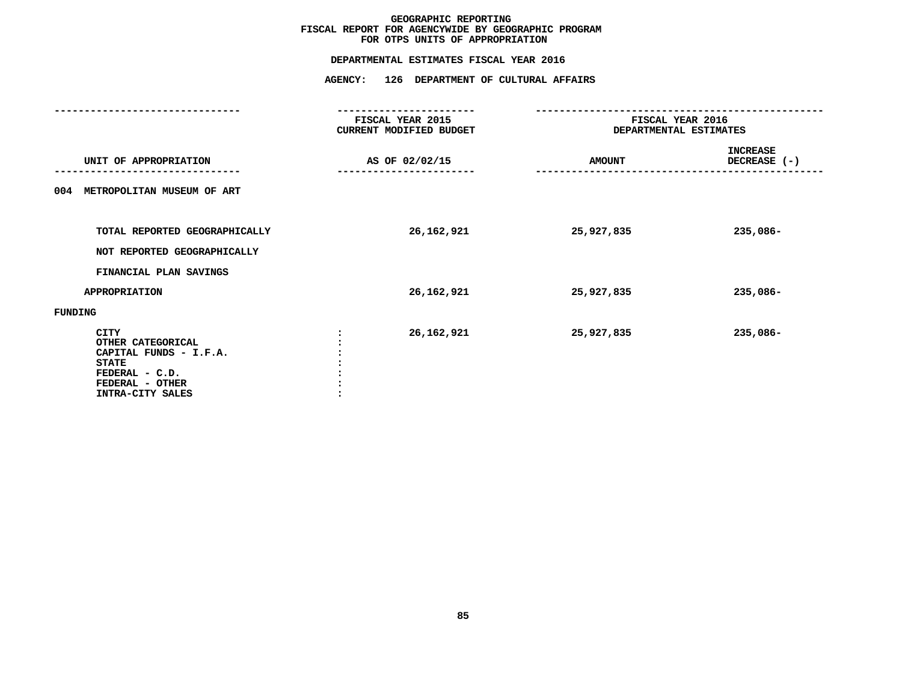# GEOGRAPHIC REPORTING
## FISCAL REPORT FOR AGENCYWIDE BY GEOGRAPHIC PROGRAM
## FOR OTPS UNITS OF APPROPRIATION

### DEPARTMENTAL ESTIMATES FISCAL YEAR 2016

### AGENCY: 126 DEPARTMENT OF CULTURAL AFFAIRS

| UNIT OF APPROPRIATION | FISCAL YEAR 2015 CURRENT MODIFIED BUDGET AS OF 02/02/15 | FISCAL YEAR 2016 DEPARTMENTAL ESTIMATES AMOUNT | INCREASE DECREASE (-) |
|---|---|---|---|
| 004 METROPOLITAN MUSEUM OF ART | | | |
| TOTAL REPORTED GEOGRAPHICALLY | 26,162,921 | 25,927,835 | 235,086- |
| NOT REPORTED GEOGRAPHICALLY | | | |
| FINANCIAL PLAN SAVINGS | | | |
| APPROPRIATION | 26,162,921 | 25,927,835 | 235,086- |
| FUNDING | | | |
| CITY | 26,162,921 | 25,927,835 | 235,086- |
| OTHER CATEGORICAL | | | |
| CAPITAL FUNDS - I.F.A. | | | |
| STATE | | | |
| FEDERAL - C.D. | | | |
| FEDERAL - OTHER | | | |
| INTRA-CITY SALES | | | |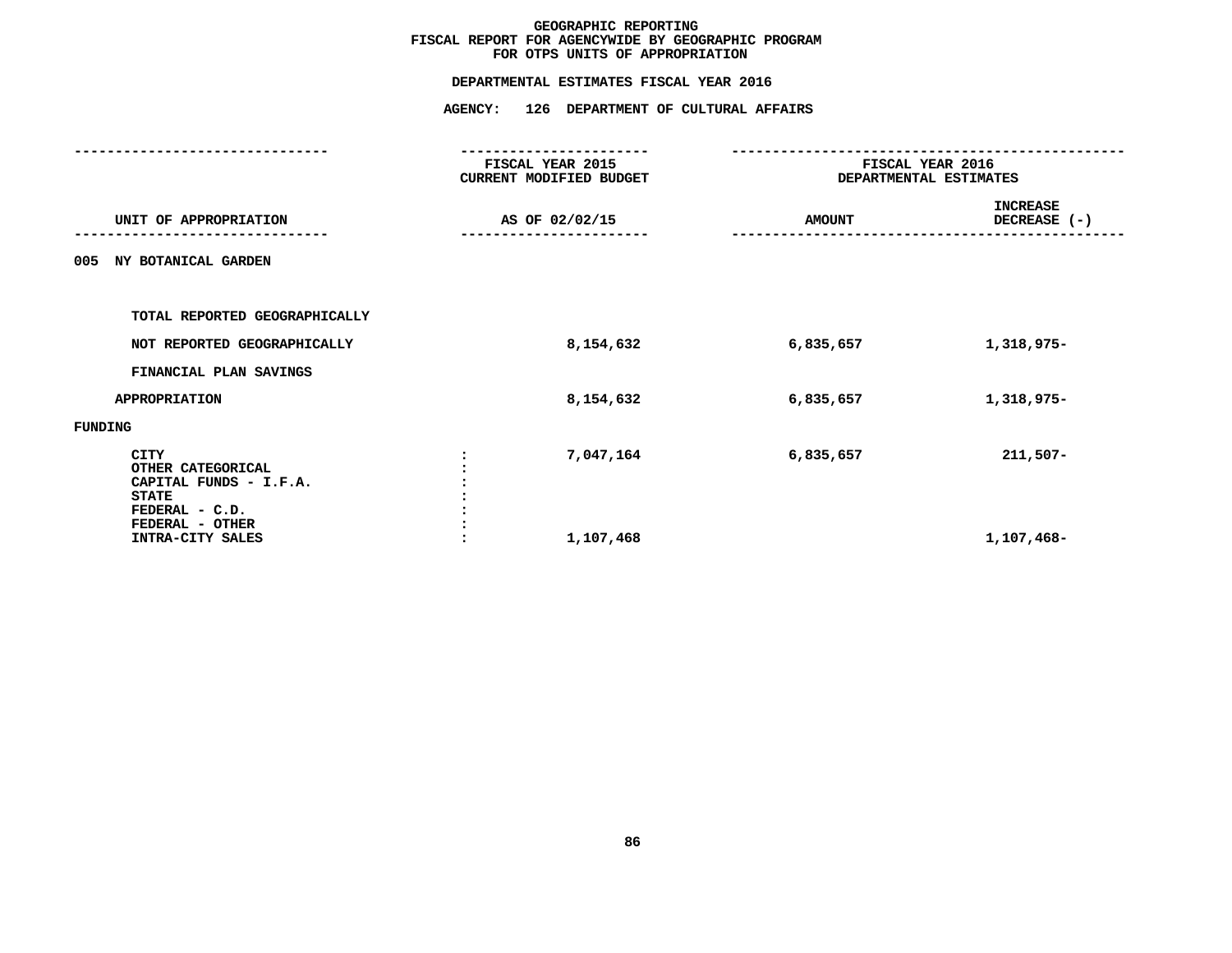# GEOGRAPHIC REPORTING
## FISCAL REPORT FOR AGENCYWIDE BY GEOGRAPHIC PROGRAM
## FOR OTPS UNITS OF APPROPRIATION

### DEPARTMENTAL ESTIMATES FISCAL YEAR 2016

### AGENCY: 126 DEPARTMENT OF CULTURAL AFFAIRS

| UNIT OF APPROPRIATION | FISCAL YEAR 2015 CURRENT MODIFIED BUDGET AS OF 02/02/15 | FISCAL YEAR 2016 DEPARTMENTAL ESTIMATES AMOUNT | INCREASE DECREASE (-) |
|---|---|---|---|
| 005 NY BOTANICAL GARDEN | | | |
| TOTAL REPORTED GEOGRAPHICALLY | | | |
| NOT REPORTED GEOGRAPHICALLY | 8,154,632 | 6,835,657 | 1,318,975- |
| FINANCIAL PLAN SAVINGS | | | |
| APPROPRIATION | 8,154,632 | 6,835,657 | 1,318,975- |
| FUNDING | | | |
| CITY | 7,047,164 | 6,835,657 | 211,507- |
| OTHER CATEGORICAL | | | |
| CAPITAL FUNDS - I.F.A. | | | |
| STATE | | | |
| FEDERAL - C.D. | | | |
| FEDERAL - OTHER | | | |
| INTRA-CITY SALES | 1,107,468 | | 1,107,468- |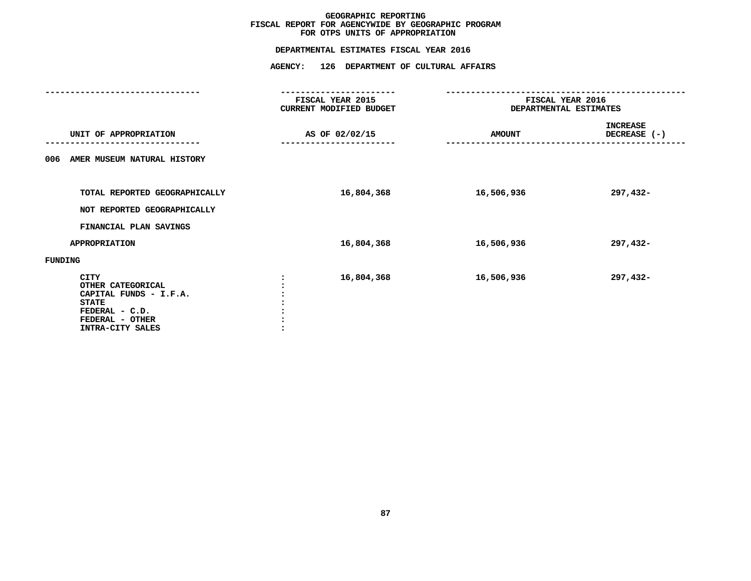# GEOGRAPHIC REPORTING
## FISCAL REPORT FOR AGENCYWIDE BY GEOGRAPHIC PROGRAM
## FOR OTPS UNITS OF APPROPRIATION

### DEPARTMENTAL ESTIMATES FISCAL YEAR 2016

### AGENCY: 126 DEPARTMENT OF CULTURAL AFFAIRS

| UNIT OF APPROPRIATION | FISCAL YEAR 2015 CURRENT MODIFIED BUDGET AS OF 02/02/15 | FISCAL YEAR 2016 DEPARTMENTAL ESTIMATES AMOUNT | INCREASE DECREASE (-) |
|---|---|---|---|
| 006 AMER MUSEUM NATURAL HISTORY | | | |
| TOTAL REPORTED GEOGRAPHICALLY | 16,804,368 | 16,506,936 | 297,432- |
| NOT REPORTED GEOGRAPHICALLY | | | |
| FINANCIAL PLAN SAVINGS | | | |
| APPROPRIATION | 16,804,368 | 16,506,936 | 297,432- |
| FUNDING | | | |
| CITY | 16,804,368 | 16,506,936 | 297,432- |
| OTHER CATEGORICAL | | | |
| CAPITAL FUNDS - I.F.A. | | | |
| STATE | | | |
| FEDERAL - C.D. | | | |
| FEDERAL - OTHER | | | |
| INTRA-CITY SALES | | | |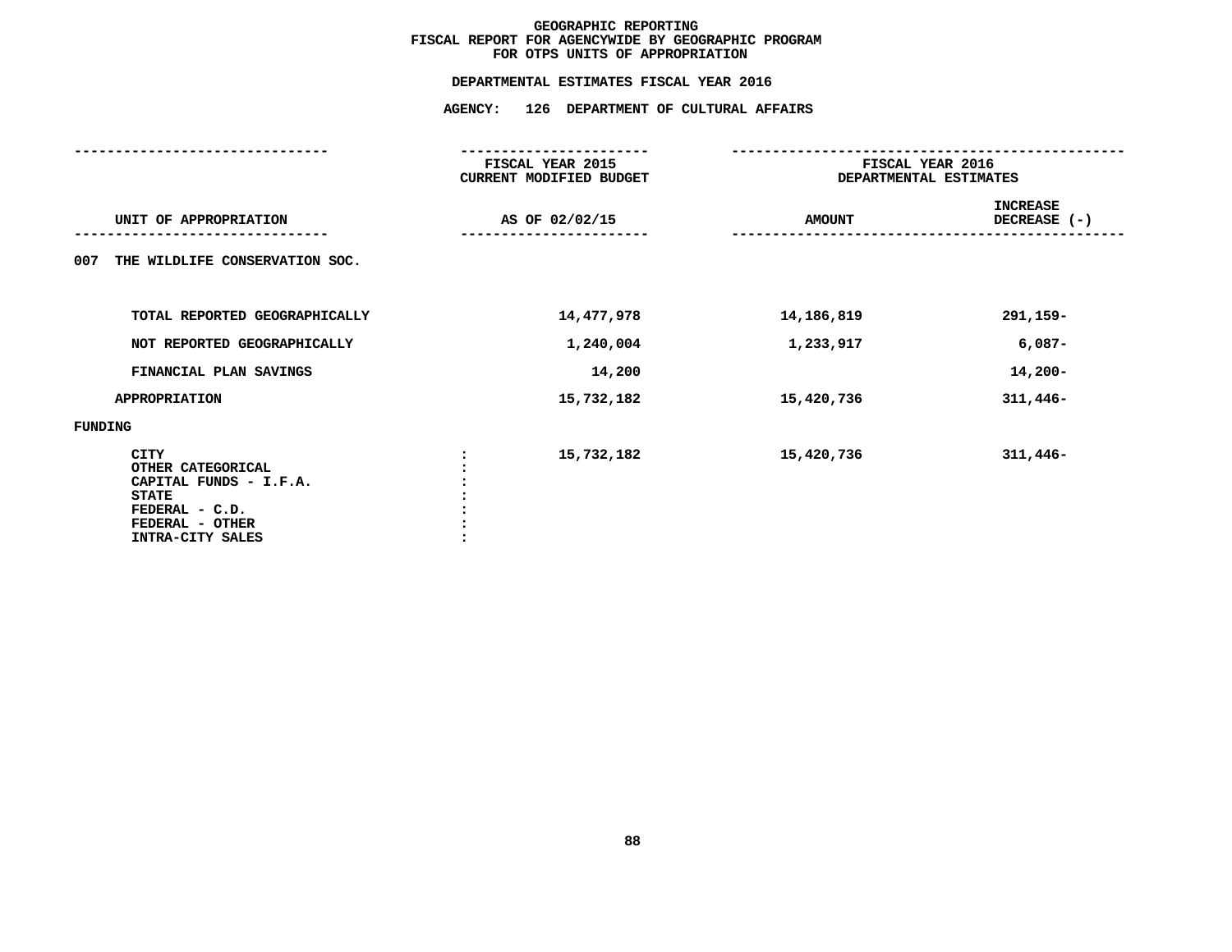# GEOGRAPHIC REPORTING
## FISCAL REPORT FOR AGENCYWIDE BY GEOGRAPHIC PROGRAM
## FOR OTPS UNITS OF APPROPRIATION

### DEPARTMENTAL ESTIMATES FISCAL YEAR 2016

### AGENCY: 126 DEPARTMENT OF CULTURAL AFFAIRS

| UNIT OF APPROPRIATION | FISCAL YEAR 2015 CURRENT MODIFIED BUDGET AS OF 02/02/15 | FISCAL YEAR 2016 DEPARTMENTAL ESTIMATES AMOUNT | INCREASE DECREASE (-) |
|---|---|---|---|
| 007 THE WILDLIFE CONSERVATION SOC. | | | |
| TOTAL REPORTED GEOGRAPHICALLY | 14,477,978 | 14,186,819 | 291,159- |
| NOT REPORTED GEOGRAPHICALLY | 1,240,004 | 1,233,917 | 6,087- |
| FINANCIAL PLAN SAVINGS | 14,200 | | 14,200- |
| APPROPRIATION | 15,732,182 | 15,420,736 | 311,446- |
| FUNDING | | | |
| CITY | 15,732,182 | 15,420,736 | 311,446- |
| OTHER CATEGORICAL | | | |
| CAPITAL FUNDS - I.F.A. | | | |
| STATE | | | |
| FEDERAL - C.D. | | | |
| FEDERAL - OTHER | | | |
| INTRA-CITY SALES | | | |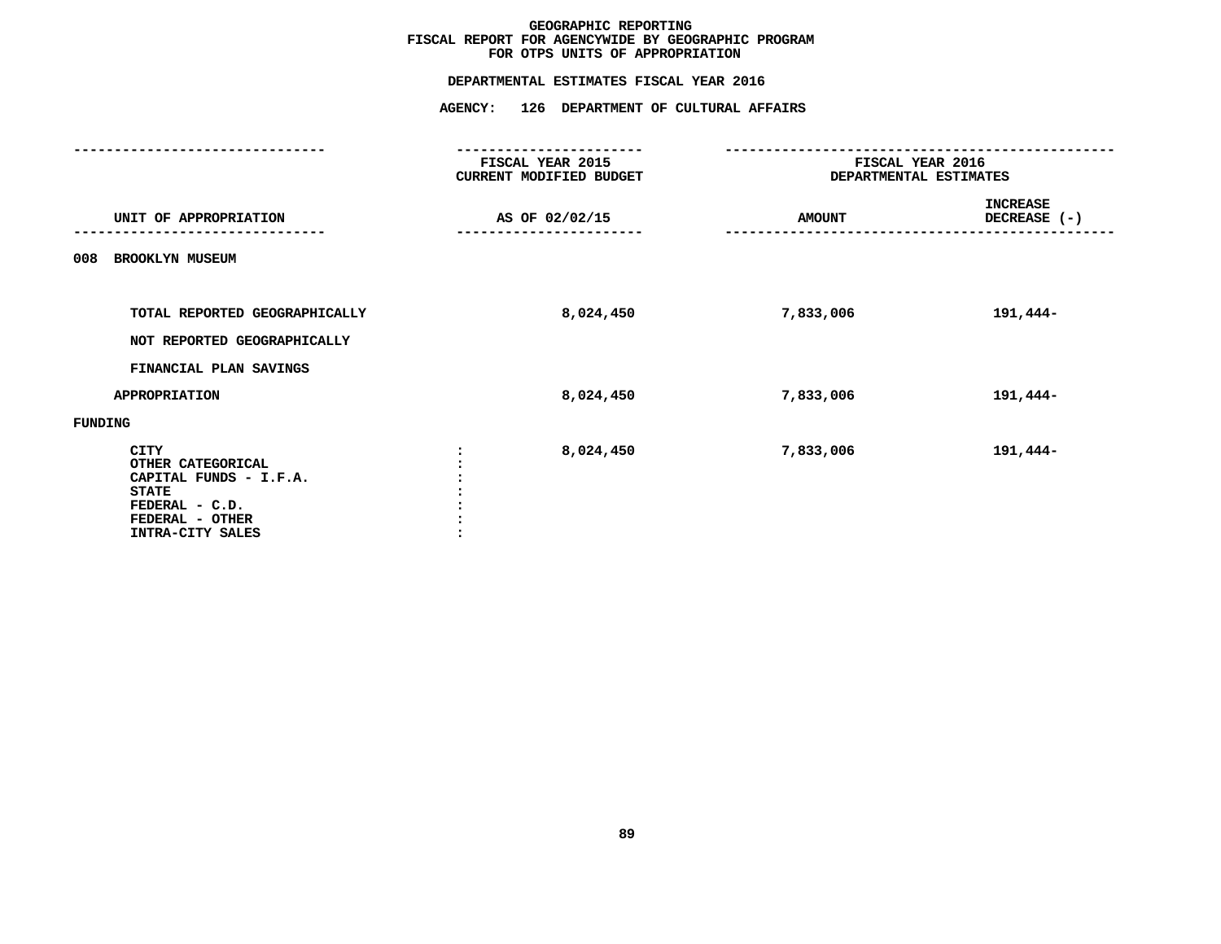# GEOGRAPHIC REPORTING
## FISCAL REPORT FOR AGENCYWIDE BY GEOGRAPHIC PROGRAM
## FOR OTPS UNITS OF APPROPRIATION

### DEPARTMENTAL ESTIMATES FISCAL YEAR 2016

### AGENCY: 126 DEPARTMENT OF CULTURAL AFFAIRS

| UNIT OF APPROPRIATION | FISCAL YEAR 2015 CURRENT MODIFIED BUDGET AS OF 02/02/15 | FISCAL YEAR 2016 DEPARTMENTAL ESTIMATES AMOUNT | FISCAL YEAR 2016 DEPARTMENTAL ESTIMATES INCREASE DECREASE (-) |
|---|---|---|---|
| 008 BROOKLYN MUSEUM | | | |
| TOTAL REPORTED GEOGRAPHICALLY | 8,024,450 | 7,833,006 | 191,444- |
| NOT REPORTED GEOGRAPHICALLY | | | |
| FINANCIAL PLAN SAVINGS | | | |
| APPROPRIATION | 8,024,450 | 7,833,006 | 191,444- |
| FUNDING | | | |
| CITY | 8,024,450 | 7,833,006 | 191,444- |
| OTHER CATEGORICAL | | | |
| CAPITAL FUNDS - I.F.A. | | | |
| STATE | | | |
| FEDERAL - C.D. | | | |
| FEDERAL - OTHER | | | |
| INTRA-CITY SALES | | | |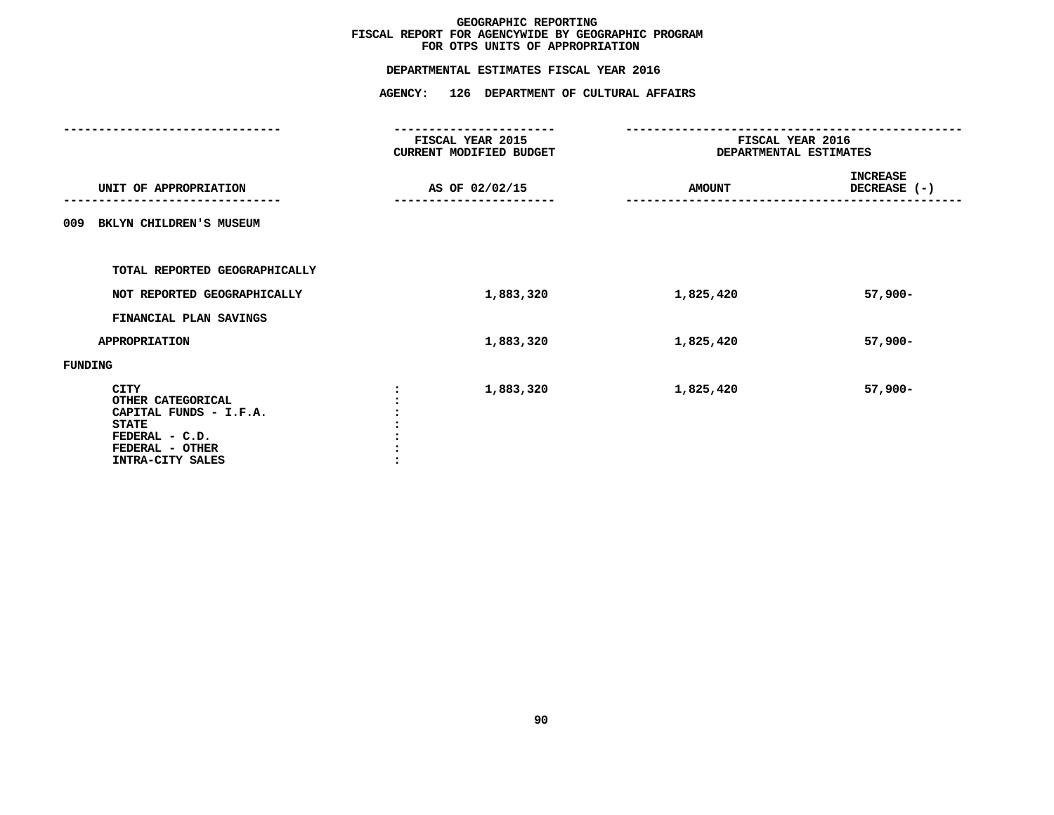# GEOGRAPHIC REPORTING
## FISCAL REPORT FOR AGENCYWIDE BY GEOGRAPHIC PROGRAM
## FOR OTPS UNITS OF APPROPRIATION

**DEPARTMENTAL ESTIMATES FISCAL YEAR 2016**

**AGENCY: 126 DEPARTMENT OF CULTURAL AFFAIRS**

| UNIT OF APPROPRIATION | FISCAL YEAR 2015 CURRENT MODIFIED BUDGET AS OF 02/02/15 | FISCAL YEAR 2016 DEPARTMENTAL ESTIMATES AMOUNT | INCREASE DECREASE (-) |
|---|---|---|---|
| 009 BKLYN CHILDREN'S MUSEUM | | | |
| TOTAL REPORTED GEOGRAPHICALLY | | | |
| NOT REPORTED GEOGRAPHICALLY | 1,883,320 | 1,825,420 | 57,900- |
| FINANCIAL PLAN SAVINGS | | | |
| APPROPRIATION | 1,883,320 | 1,825,420 | 57,900- |
| FUNDING | | | |
| CITY : | 1,883,320 | 1,825,420 | 57,900- |
| OTHER CATEGORICAL : | | | |
| CAPITAL FUNDS - I.F.A. : | | | |
| STATE : | | | |
| FEDERAL - C.D. : | | | |
| FEDERAL - OTHER : | | | |
| INTRA-CITY SALES : | | | |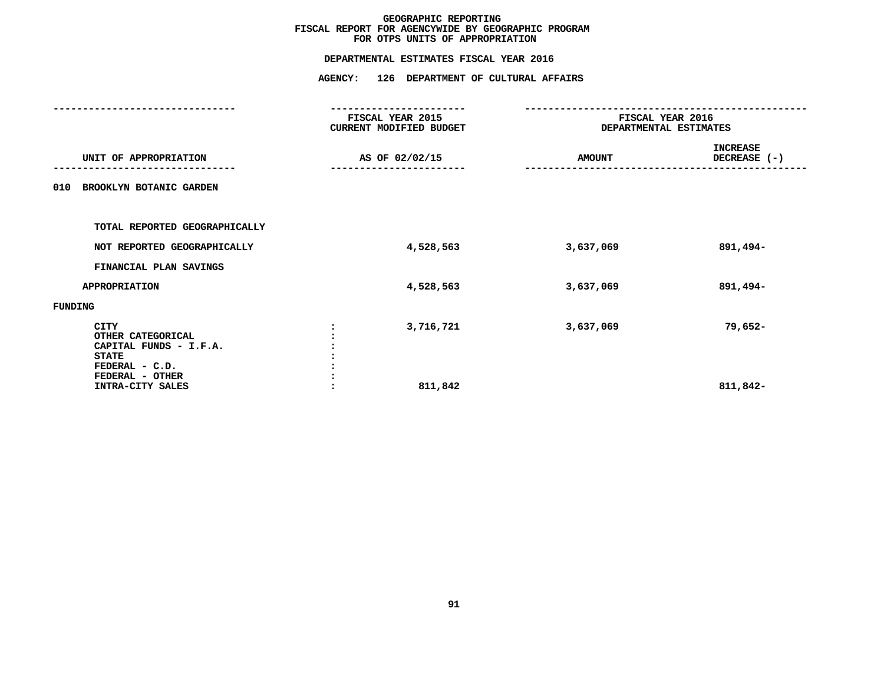# GEOGRAPHIC REPORTING
## FISCAL REPORT FOR AGENCYWIDE BY GEOGRAPHIC PROGRAM
## FOR OTPS UNITS OF APPROPRIATION

### DEPARTMENTAL ESTIMATES FISCAL YEAR 2016

### AGENCY: 126 DEPARTMENT OF CULTURAL AFFAIRS

| UNIT OF APPROPRIATION | | FISCAL YEAR 2015 CURRENT MODIFIED BUDGET AS OF 02/02/15 | FISCAL YEAR 2016 DEPARTMENTAL ESTIMATES AMOUNT | INCREASE DECREASE (-) |
|---|---|---|---|---|
| 010 BROOKLYN BOTANIC GARDEN | | | | |
| TOTAL REPORTED GEOGRAPHICALLY | | | | |
| NOT REPORTED GEOGRAPHICALLY | | 4,528,563 | 3,637,069 | 891,494- |
| FINANCIAL PLAN SAVINGS | | | | |
| APPROPRIATION | | 4,528,563 | 3,637,069 | 891,494- |
| FUNDING | | | | |
| CITY | : | 3,716,721 | 3,637,069 | 79,652- |
| OTHER CATEGORICAL | : | | | |
| CAPITAL FUNDS - I.F.A. | : | | | |
| STATE | : | | | |
| FEDERAL - C.D. | : | | | |
| FEDERAL - OTHER | : | | | |
| INTRA-CITY SALES | : | 811,842 | | 811,842- |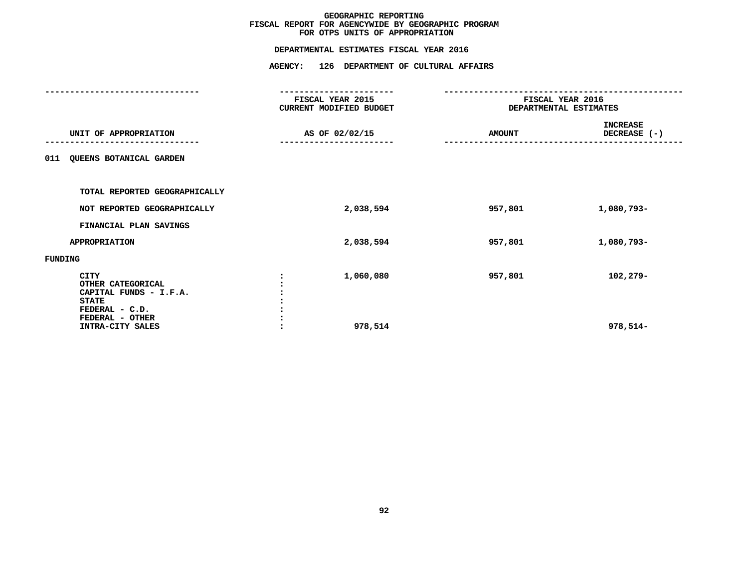# GEOGRAPHIC REPORTING
## FISCAL REPORT FOR AGENCYWIDE BY GEOGRAPHIC PROGRAM
## FOR OTPS UNITS OF APPROPRIATION

### DEPARTMENTAL ESTIMATES FISCAL YEAR 2016

### AGENCY: 126 DEPARTMENT OF CULTURAL AFFAIRS

| UNIT OF APPROPRIATION | FISCAL YEAR 2015 CURRENT MODIFIED BUDGET AS OF 02/02/15 | FISCAL YEAR 2016 DEPARTMENTAL ESTIMATES AMOUNT | INCREASE DECREASE (-) |
|---|---|---|---|
| **011 QUEENS BOTANICAL GARDEN** | | | |
| TOTAL REPORTED GEOGRAPHICALLY | | | |
| NOT REPORTED GEOGRAPHICALLY | 2,038,594 | 957,801 | 1,080,793- |
| FINANCIAL PLAN SAVINGS | | | |
| APPROPRIATION | 2,038,594 | 957,801 | 1,080,793- |
| **FUNDING** | | | |
| CITY | 1,060,080 | 957,801 | 102,279- |
| OTHER CATEGORICAL | | | |
| CAPITAL FUNDS - I.F.A. | | | |
| STATE | | | |
| FEDERAL - C.D. | | | |
| FEDERAL - OTHER | | | |
| INTRA-CITY SALES | 978,514 | | 978,514- |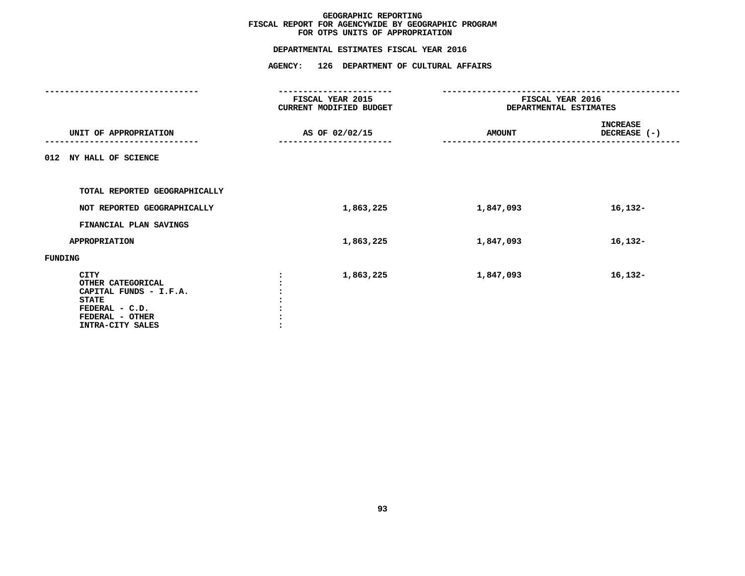# GEOGRAPHIC REPORTING
## FISCAL REPORT FOR AGENCYWIDE BY GEOGRAPHIC PROGRAM
## FOR OTPS UNITS OF APPROPRIATION

### DEPARTMENTAL ESTIMATES FISCAL YEAR 2016

### AGENCY: 126 DEPARTMENT OF CULTURAL AFFAIRS

| UNIT OF APPROPRIATION | FISCAL YEAR 2015 CURRENT MODIFIED BUDGET AS OF 02/02/15 | FISCAL YEAR 2016 DEPARTMENTAL ESTIMATES AMOUNT | INCREASE DECREASE (-) |
|---|---|---|---|
| **012 NY HALL OF SCIENCE** | | | |
| TOTAL REPORTED GEOGRAPHICALLY | | | |
| NOT REPORTED GEOGRAPHICALLY | 1,863,225 | 1,847,093 | 16,132- |
| FINANCIAL PLAN SAVINGS | | | |
| APPROPRIATION | 1,863,225 | 1,847,093 | 16,132- |
| **FUNDING** | | | |
| CITY | 1,863,225 | 1,847,093 | 16,132- |
| OTHER CATEGORICAL | | | |
| CAPITAL FUNDS - I.F.A. | | | |
| STATE | | | |
| FEDERAL - C.D. | | | |
| FEDERAL - OTHER | | | |
| INTRA-CITY SALES | | | |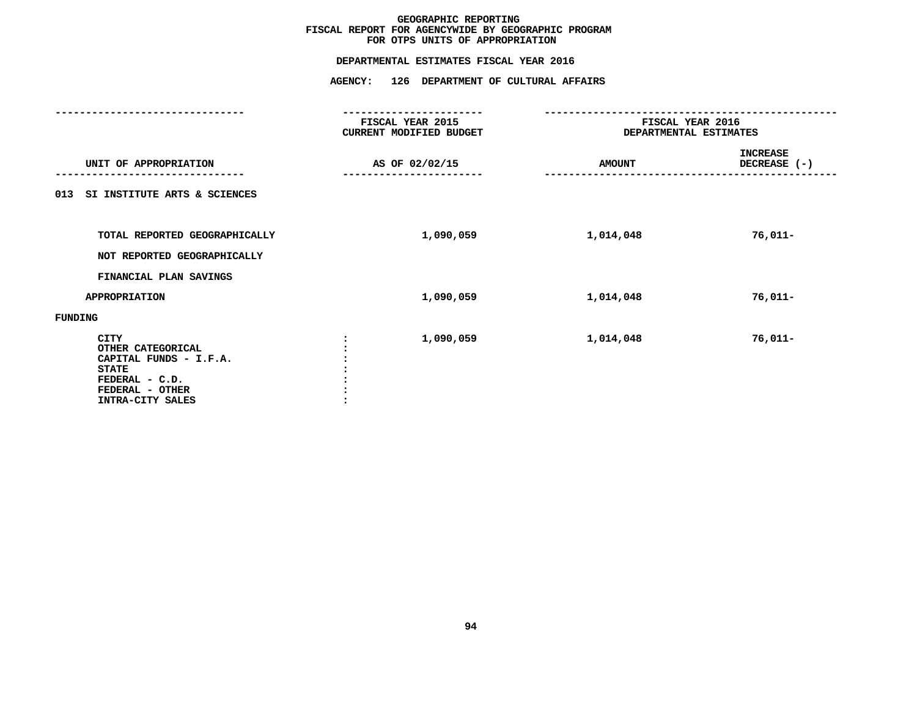# GEOGRAPHIC REPORTING
## FISCAL REPORT FOR AGENCYWIDE BY GEOGRAPHIC PROGRAM
## FOR OTPS UNITS OF APPROPRIATION

### DEPARTMENTAL ESTIMATES FISCAL YEAR 2016

### AGENCY: 126 DEPARTMENT OF CULTURAL AFFAIRS

| UNIT OF APPROPRIATION | FISCAL YEAR 2015 CURRENT MODIFIED BUDGET AS OF 02/02/15 | FISCAL YEAR 2016 DEPARTMENTAL ESTIMATES AMOUNT | INCREASE DECREASE (-) |
|---|---|---|---|
| 013 SI INSTITUTE ARTS & SCIENCES | | | |
| TOTAL REPORTED GEOGRAPHICALLY | 1,090,059 | 1,014,048 | 76,011- |
| NOT REPORTED GEOGRAPHICALLY | | | |
| FINANCIAL PLAN SAVINGS | | | |
| APPROPRIATION | 1,090,059 | 1,014,048 | 76,011- |
| FUNDING | | | |
| CITY | 1,090,059 | 1,014,048 | 76,011- |
| OTHER CATEGORICAL | | | |
| CAPITAL FUNDS - I.F.A. | | | |
| STATE | | | |
| FEDERAL - C.D. | | | |
| FEDERAL - OTHER | | | |
| INTRA-CITY SALES | | | |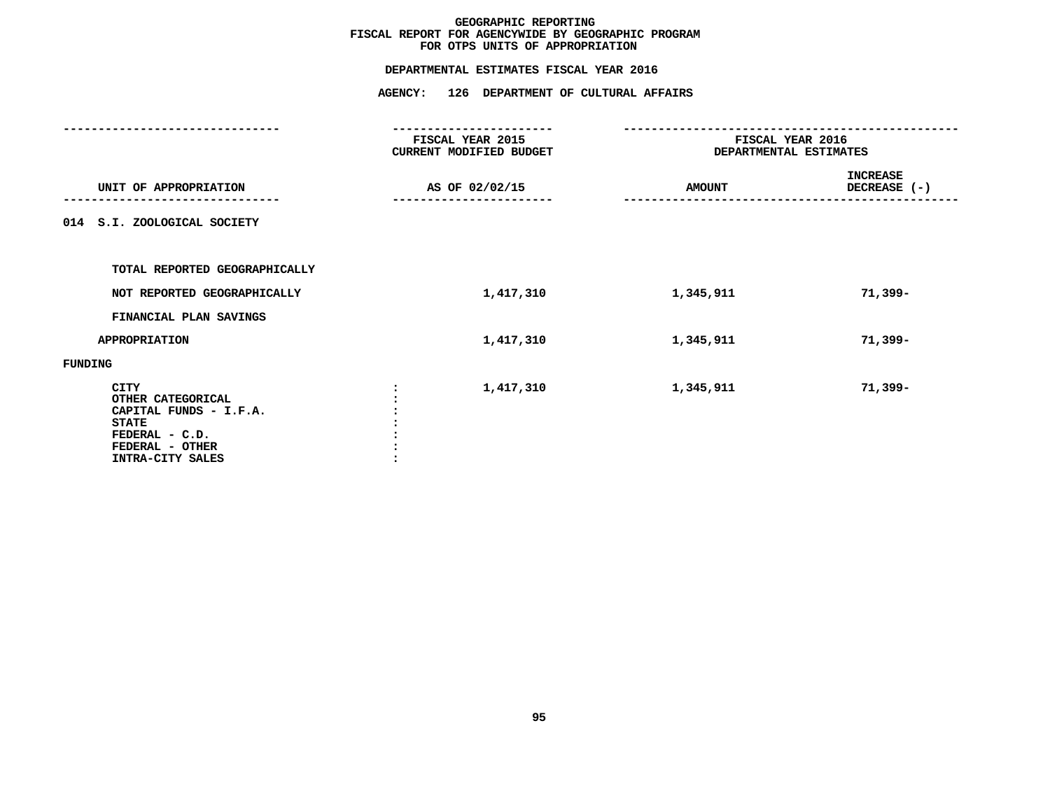# GEOGRAPHIC REPORTING
## FISCAL REPORT FOR AGENCYWIDE BY GEOGRAPHIC PROGRAM
## FOR OTPS UNITS OF APPROPRIATION

### DEPARTMENTAL ESTIMATES FISCAL YEAR 2016

### AGENCY: 126 DEPARTMENT OF CULTURAL AFFAIRS

| UNIT OF APPROPRIATION | FISCAL YEAR 2015 CURRENT MODIFIED BUDGET AS OF 02/02/15 | FISCAL YEAR 2016 DEPARTMENTAL ESTIMATES AMOUNT | INCREASE DECREASE (-) |
|---|---|---|---|
| 014 S.I. ZOOLOGICAL SOCIETY | | | |
| TOTAL REPORTED GEOGRAPHICALLY | | | |
| NOT REPORTED GEOGRAPHICALLY | 1,417,310 | 1,345,911 | 71,399- |
| FINANCIAL PLAN SAVINGS | | | |
| APPROPRIATION | 1,417,310 | 1,345,911 | 71,399- |
| FUNDING | | | |
| CITY : | 1,417,310 | 1,345,911 | 71,399- |
| OTHER CATEGORICAL : | | | |
| CAPITAL FUNDS - I.F.A. : | | | |
| STATE : | | | |
| FEDERAL - C.D. : | | | |
| FEDERAL - OTHER : | | | |
| INTRA-CITY SALES : | | | |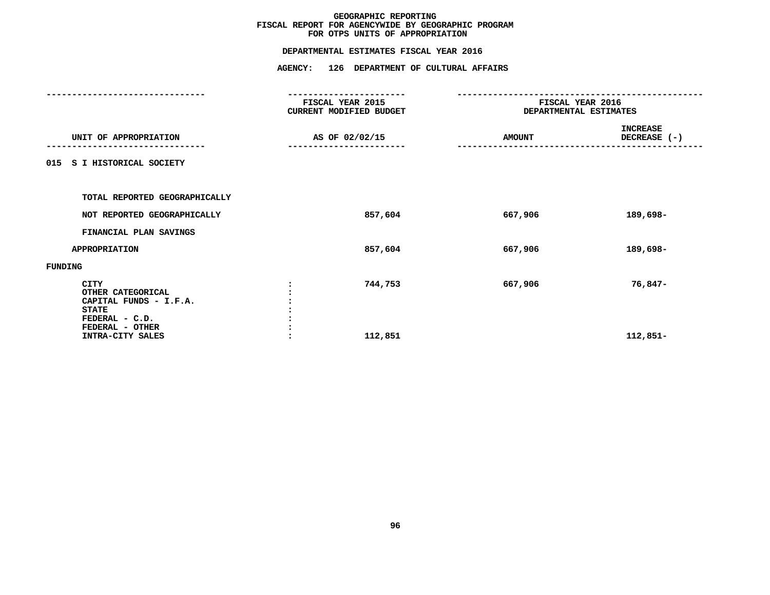# GEOGRAPHIC REPORTING
## FISCAL REPORT FOR AGENCYWIDE BY GEOGRAPHIC PROGRAM
## FOR OTPS UNITS OF APPROPRIATION

### DEPARTMENTAL ESTIMATES FISCAL YEAR 2016

### AGENCY: 126 DEPARTMENT OF CULTURAL AFFAIRS

| UNIT OF APPROPRIATION | FISCAL YEAR 2015 CURRENT MODIFIED BUDGET AS OF 02/02/15 | FISCAL YEAR 2016 DEPARTMENTAL ESTIMATES AMOUNT | INCREASE DECREASE (-) |
|---|---|---|---|
| 015 S I HISTORICAL SOCIETY | | | |
| TOTAL REPORTED GEOGRAPHICALLY | | | |
| NOT REPORTED GEOGRAPHICALLY | 857,604 | 667,906 | 189,698- |
| FINANCIAL PLAN SAVINGS | | | |
| APPROPRIATION | 857,604 | 667,906 | 189,698- |
| FUNDING | | | |
| CITY | 744,753 | 667,906 | 76,847- |
| OTHER CATEGORICAL | | | |
| CAPITAL FUNDS - I.F.A. | | | |
| STATE | | | |
| FEDERAL - C.D. | | | |
| FEDERAL - OTHER | | | |
| INTRA-CITY SALES | 112,851 | | 112,851- |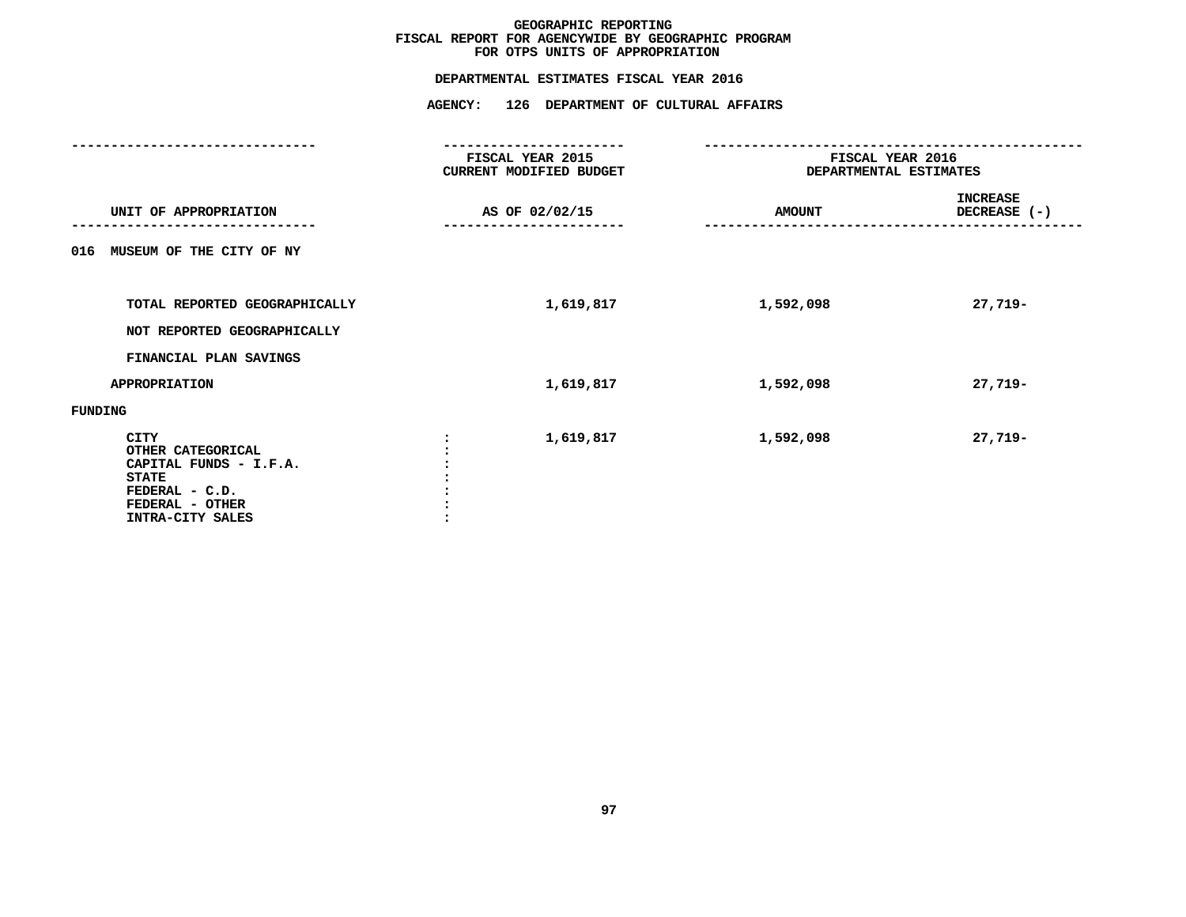# GEOGRAPHIC REPORTING
## FISCAL REPORT FOR AGENCYWIDE BY GEOGRAPHIC PROGRAM
## FOR OTPS UNITS OF APPROPRIATION

**DEPARTMENTAL ESTIMATES FISCAL YEAR 2016**

**AGENCY: 126 DEPARTMENT OF CULTURAL AFFAIRS**

| UNIT OF APPROPRIATION | FISCAL YEAR 2015 CURRENT MODIFIED BUDGET AS OF 02/02/15 | FISCAL YEAR 2016 DEPARTMENTAL ESTIMATES AMOUNT | INCREASE DECREASE (-) |
|---|---|---|---|
| 016 MUSEUM OF THE CITY OF NY | | | |
| TOTAL REPORTED GEOGRAPHICALLY | 1,619,817 | 1,592,098 | 27,719- |
| NOT REPORTED GEOGRAPHICALLY | | | |
| FINANCIAL PLAN SAVINGS | | | |
| APPROPRIATION | 1,619,817 | 1,592,098 | 27,719- |
| FUNDING | | | |
| CITY : | 1,619,817 | 1,592,098 | 27,719- |
| OTHER CATEGORICAL : | | | |
| CAPITAL FUNDS - I.F.A. : | | | |
| STATE : | | | |
| FEDERAL - C.D. : | | | |
| FEDERAL - OTHER : | | | |
| INTRA-CITY SALES : | | | |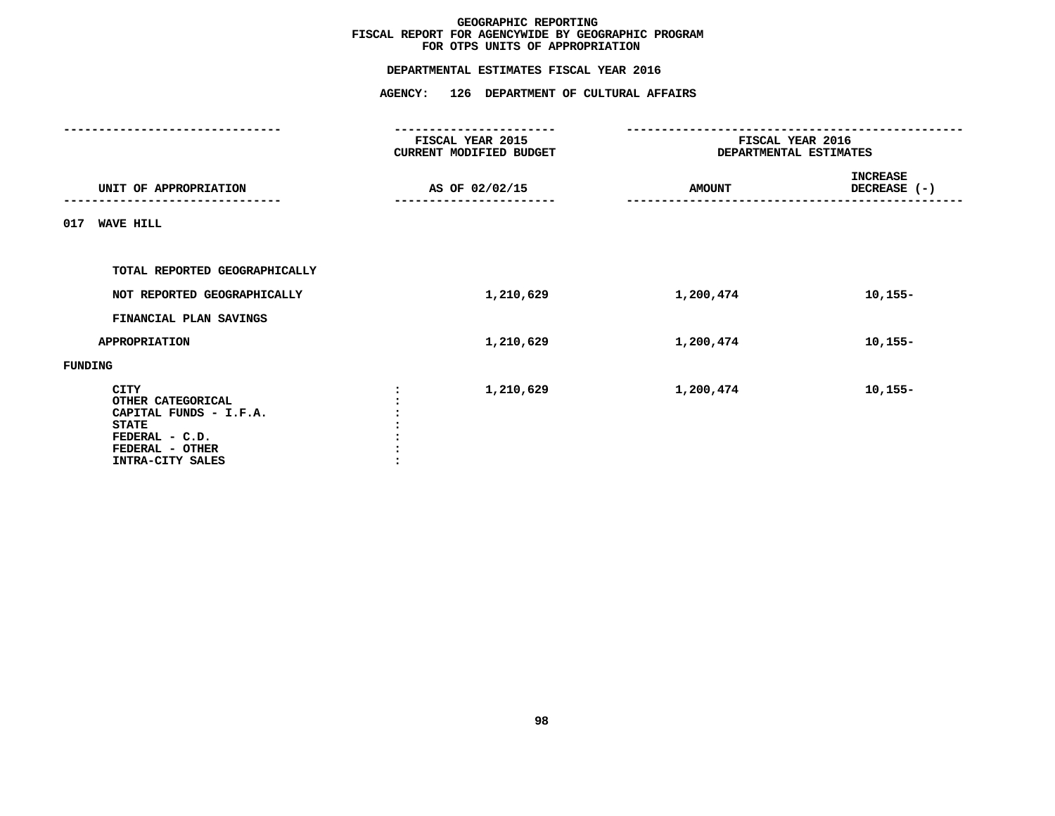# GEOGRAPHIC REPORTING
## FISCAL REPORT FOR AGENCYWIDE BY GEOGRAPHIC PROGRAM
## FOR OTPS UNITS OF APPROPRIATION

### DEPARTMENTAL ESTIMATES FISCAL YEAR 2016

### AGENCY: 126 DEPARTMENT OF CULTURAL AFFAIRS

| UNIT OF APPROPRIATION | FISCAL YEAR 2015 CURRENT MODIFIED BUDGET AS OF 02/02/15 | FISCAL YEAR 2016 DEPARTMENTAL ESTIMATES AMOUNT | INCREASE DECREASE (-) |
|---|---|---|---|
| **017 WAVE HILL** | | | |
| TOTAL REPORTED GEOGRAPHICALLY | | | |
| NOT REPORTED GEOGRAPHICALLY | 1,210,629 | 1,200,474 | 10,155- |
| FINANCIAL PLAN SAVINGS | | | |
| APPROPRIATION | 1,210,629 | 1,200,474 | 10,155- |
| **FUNDING** | | | |
| CITY : | 1,210,629 | 1,200,474 | 10,155- |
| OTHER CATEGORICAL : | | | |
| CAPITAL FUNDS - I.F.A. : | | | |
| STATE : | | | |
| FEDERAL - C.D. : | | | |
| FEDERAL - OTHER : | | | |
| INTRA-CITY SALES : | | | |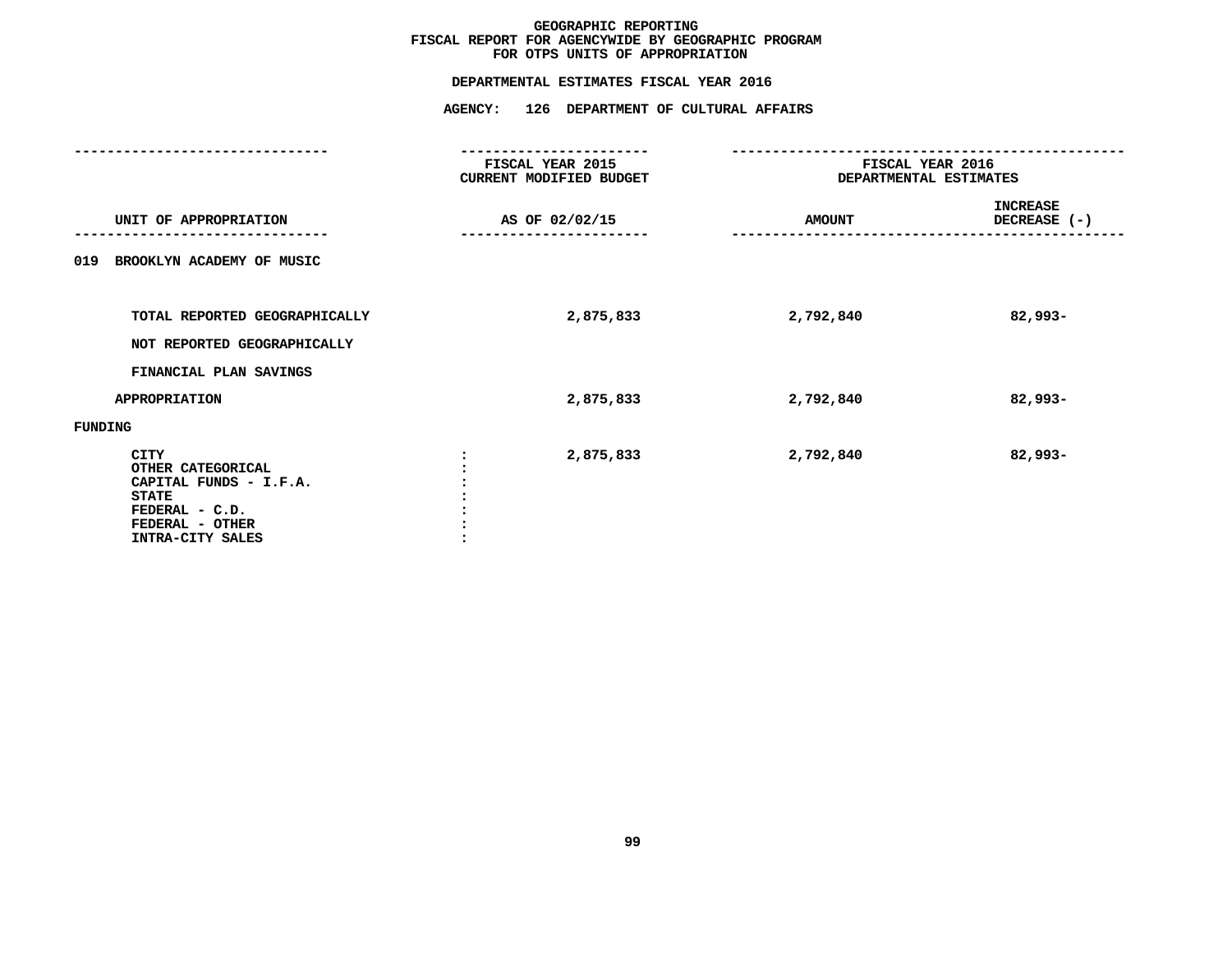# GEOGRAPHIC REPORTING
## FISCAL REPORT FOR AGENCYWIDE BY GEOGRAPHIC PROGRAM
## FOR OTPS UNITS OF APPROPRIATION

### DEPARTMENTAL ESTIMATES FISCAL YEAR 2016

### AGENCY: 126 DEPARTMENT OF CULTURAL AFFAIRS

| UNIT OF APPROPRIATION | FISCAL YEAR 2015 CURRENT MODIFIED BUDGET AS OF 02/02/15 | FISCAL YEAR 2016 DEPARTMENTAL ESTIMATES AMOUNT | INCREASE DECREASE (-) |
|---|---|---|---|
| 019 BROOKLYN ACADEMY OF MUSIC | | | |
| TOTAL REPORTED GEOGRAPHICALLY | 2,875,833 | 2,792,840 | 82,993- |
| NOT REPORTED GEOGRAPHICALLY | | | |
| FINANCIAL PLAN SAVINGS | | | |
| APPROPRIATION | 2,875,833 | 2,792,840 | 82,993- |
| FUNDING | | | |
| CITY | 2,875,833 | 2,792,840 | 82,993- |
| OTHER CATEGORICAL | | | |
| CAPITAL FUNDS - I.F.A. | | | |
| STATE | | | |
| FEDERAL - C.D. | | | |
| FEDERAL - OTHER | | | |
| INTRA-CITY SALES | | | |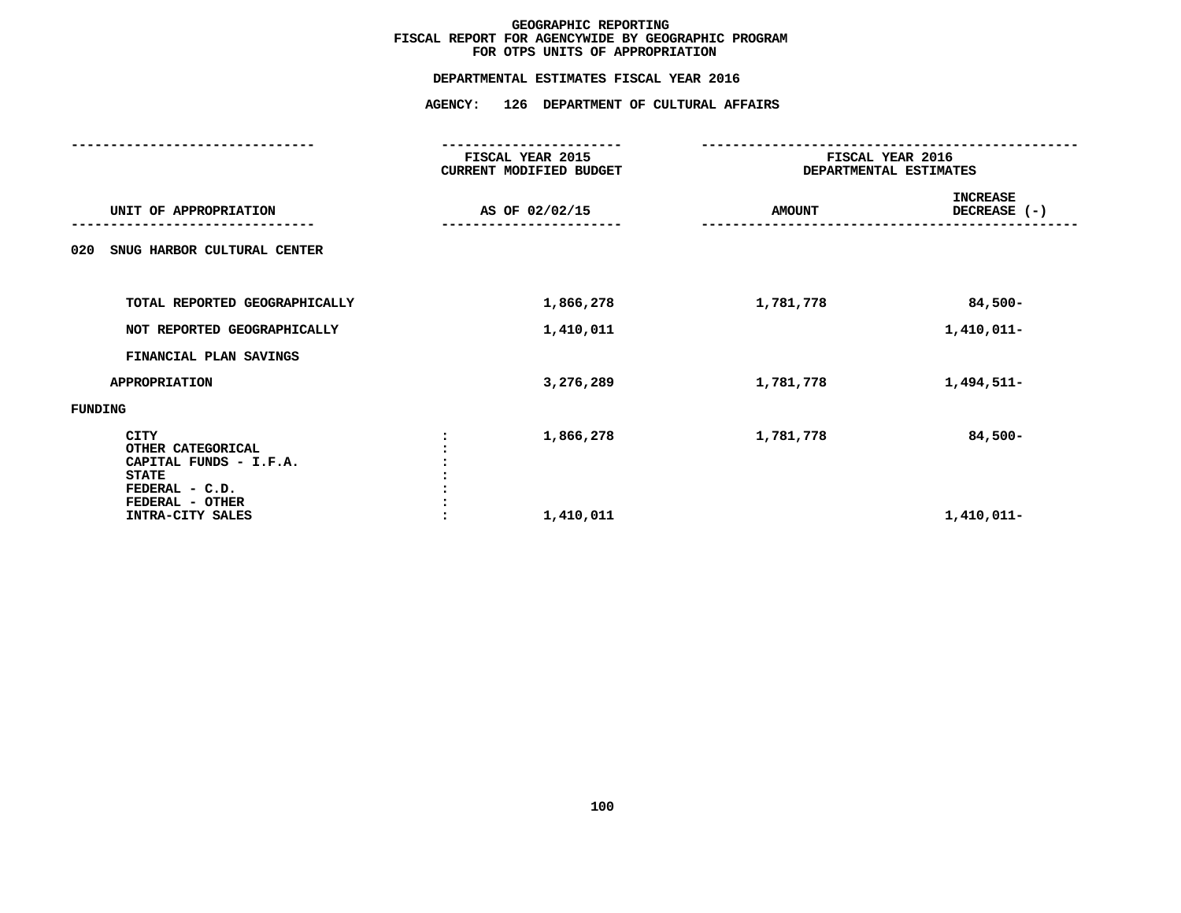**GEOGRAPHIC REPORTING**
**FISCAL REPORT FOR AGENCYWIDE BY GEOGRAPHIC PROGRAM**
**FOR OTPS UNITS OF APPROPRIATION**

**DEPARTMENTAL ESTIMATES FISCAL YEAR 2016**

**AGENCY: 126 DEPARTMENT OF CULTURAL AFFAIRS**

| UNIT OF APPROPRIATION | | FISCAL YEAR 2015 CURRENT MODIFIED BUDGET AS OF 02/02/15 | FISCAL YEAR 2016 DEPARTMENTAL ESTIMATES AMOUNT | INCREASE DECREASE (-) |
|---|---|---|---|---|
| 020 SNUG HARBOR CULTURAL CENTER | | | | |
| TOTAL REPORTED GEOGRAPHICALLY | | 1,866,278 | 1,781,778 | 84,500- |
| NOT REPORTED GEOGRAPHICALLY | | 1,410,011 | | 1,410,011- |
| FINANCIAL PLAN SAVINGS | | | | |
| APPROPRIATION | | 3,276,289 | 1,781,778 | 1,494,511- |
| FUNDING | | | | |
| CITY | : | 1,866,278 | 1,781,778 | 84,500- |
| OTHER CATEGORICAL | : | | | |
| CAPITAL FUNDS - I.F.A. | : | | | |
| STATE | : | | | |
| FEDERAL - C.D. | : | | | |
| FEDERAL - OTHER | : | | | |
| INTRA-CITY SALES | : | 1,410,011 | | 1,410,011- |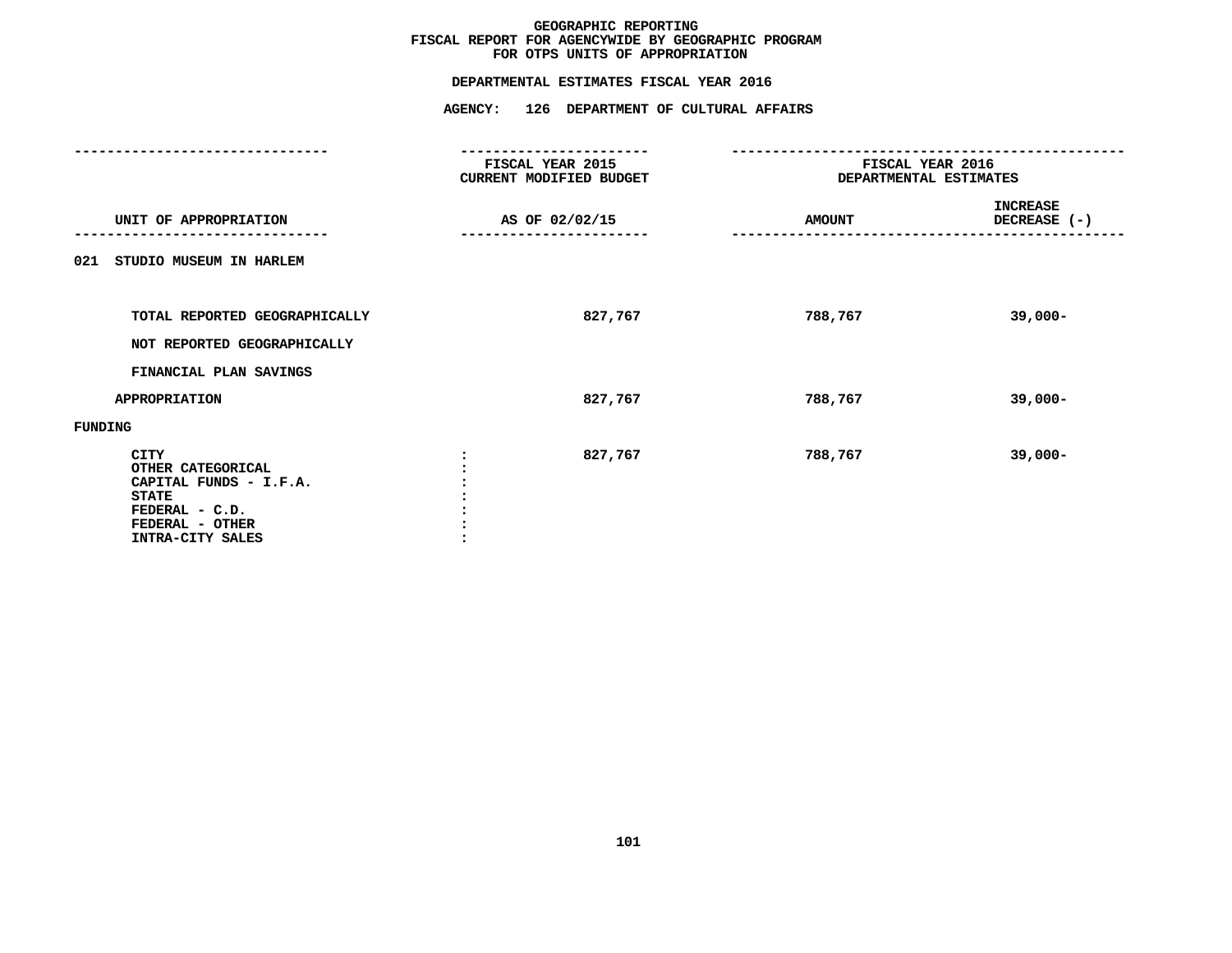# GEOGRAPHIC REPORTING
## FISCAL REPORT FOR AGENCYWIDE BY GEOGRAPHIC PROGRAM
## FOR OTPS UNITS OF APPROPRIATION

### DEPARTMENTAL ESTIMATES FISCAL YEAR 2016

### AGENCY: 126 DEPARTMENT OF CULTURAL AFFAIRS

| UNIT OF APPROPRIATION | FISCAL YEAR 2015 CURRENT MODIFIED BUDGET AS OF 02/02/15 | FISCAL YEAR 2016 DEPARTMENTAL ESTIMATES AMOUNT | INCREASE DECREASE (-) |
|---|---|---|---|
| **021 STUDIO MUSEUM IN HARLEM** | | | |
| TOTAL REPORTED GEOGRAPHICALLY | 827,767 | 788,767 | 39,000- |
| NOT REPORTED GEOGRAPHICALLY | | | |
| FINANCIAL PLAN SAVINGS | | | |
| APPROPRIATION | 827,767 | 788,767 | 39,000- |
| **FUNDING** | | | |
| CITY | 827,767 | 788,767 | 39,000- |
| OTHER CATEGORICAL | | | |
| CAPITAL FUNDS - I.F.A. | | | |
| STATE | | | |
| FEDERAL - C.D. | | | |
| FEDERAL - OTHER | | | |
| INTRA-CITY SALES | | | |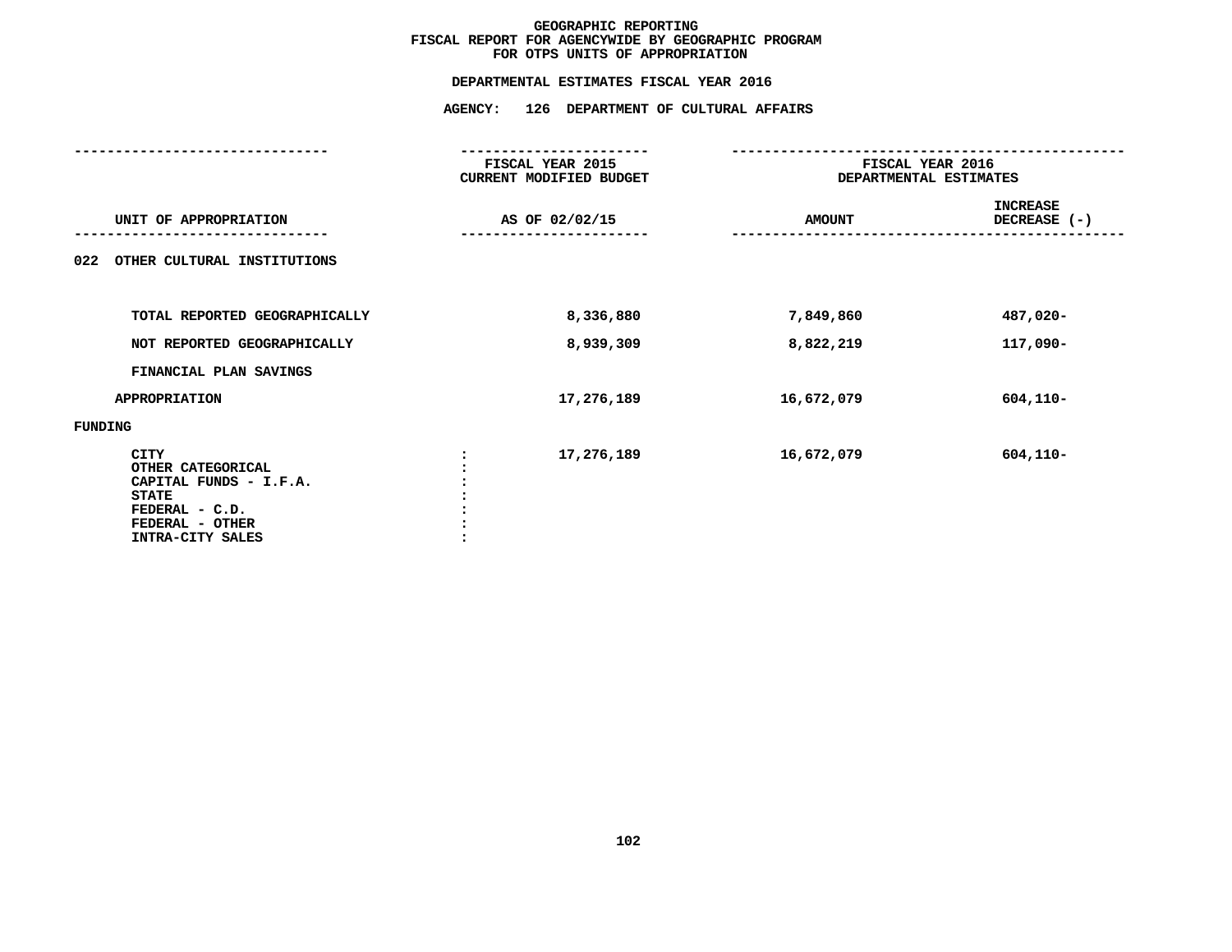# GEOGRAPHIC REPORTING
## FISCAL REPORT FOR AGENCYWIDE BY GEOGRAPHIC PROGRAM
## FOR OTPS UNITS OF APPROPRIATION

**DEPARTMENTAL ESTIMATES FISCAL YEAR 2016**

**AGENCY: 126 DEPARTMENT OF CULTURAL AFFAIRS**

| UNIT OF APPROPRIATION | FISCAL YEAR 2015 CURRENT MODIFIED BUDGET AS OF 02/02/15 | FISCAL YEAR 2016 DEPARTMENTAL ESTIMATES AMOUNT | INCREASE DECREASE (-) |
|---|---|---|---|
| 022 OTHER CULTURAL INSTITUTIONS | | | |
| TOTAL REPORTED GEOGRAPHICALLY | 8,336,880 | 7,849,860 | 487,020- |
| NOT REPORTED GEOGRAPHICALLY | 8,939,309 | 8,822,219 | 117,090- |
| FINANCIAL PLAN SAVINGS | | | |
| APPROPRIATION | 17,276,189 | 16,672,079 | 604,110- |
| FUNDING | | | |
| CITY : | 17,276,189 | 16,672,079 | 604,110- |
| OTHER CATEGORICAL : | | | |
| CAPITAL FUNDS - I.F.A. : | | | |
| STATE : | | | |
| FEDERAL - C.D. : | | | |
| FEDERAL - OTHER : | | | |
| INTRA-CITY SALES : | | | |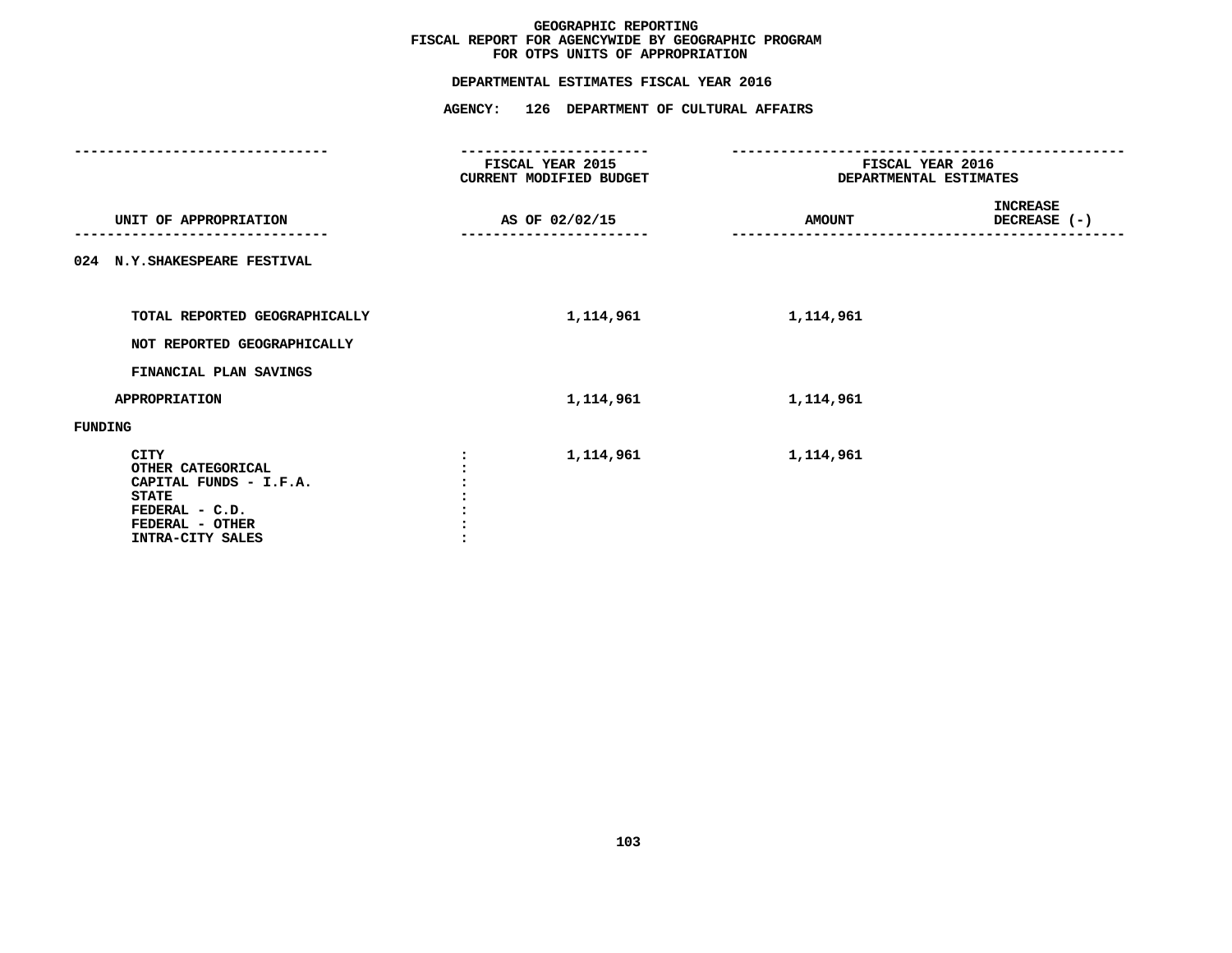# GEOGRAPHIC REPORTING
## FISCAL REPORT FOR AGENCYWIDE BY GEOGRAPHIC PROGRAM
## FOR OTPS UNITS OF APPROPRIATION

**DEPARTMENTAL ESTIMATES FISCAL YEAR 2016**

**AGENCY: 126 DEPARTMENT OF CULTURAL AFFAIRS**

| UNIT OF APPROPRIATION | FISCAL YEAR 2015 CURRENT MODIFIED BUDGET AS OF 02/02/15 | FISCAL YEAR 2016 DEPARTMENTAL ESTIMATES AMOUNT | INCREASE DECREASE (-) |
|---|---|---|---|
| 024 N.Y.SHAKESPEARE FESTIVAL | | | |
| TOTAL REPORTED GEOGRAPHICALLY | 1,114,961 | 1,114,961 | |
| NOT REPORTED GEOGRAPHICALLY | | | |
| FINANCIAL PLAN SAVINGS | | | |
| APPROPRIATION | 1,114,961 | 1,114,961 | |
| FUNDING | | | |
| CITY | 1,114,961 | 1,114,961 | |
| OTHER CATEGORICAL | | | |
| CAPITAL FUNDS - I.F.A. | | | |
| STATE | | | |
| FEDERAL - C.D. | | | |
| FEDERAL - OTHER | | | |
| INTRA-CITY SALES | | | |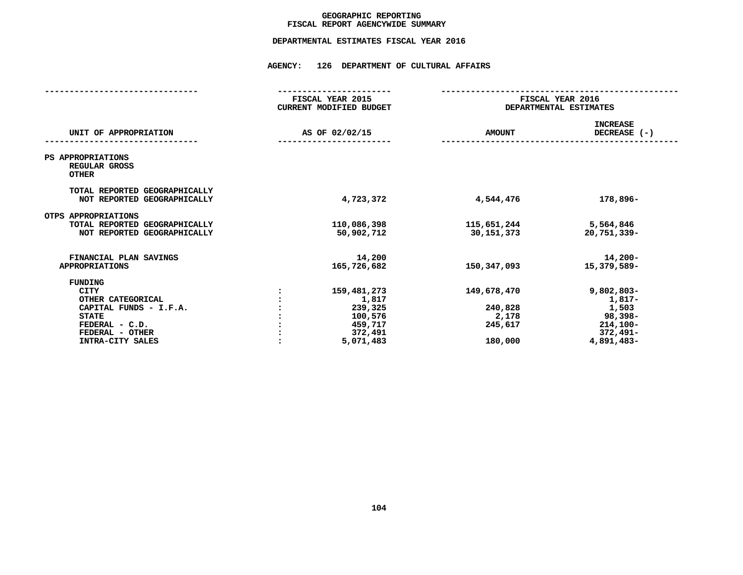# GEOGRAPHIC REPORTING
## FISCAL REPORT AGENCYWIDE SUMMARY

### DEPARTMENTAL ESTIMATES FISCAL YEAR 2016

### AGENCY: 126 DEPARTMENT OF CULTURAL AFFAIRS

| UNIT OF APPROPRIATION | | FISCAL YEAR 2015 CURRENT MODIFIED BUDGET AS OF 02/02/15 | FISCAL YEAR 2016 DEPARTMENTAL ESTIMATES AMOUNT | INCREASE DECREASE (-) |
|---|---|---|---|---|
| PS APPROPRIATIONS | | | | |
| REGULAR GROSS | | | | |
| OTHER | | | | |
| TOTAL REPORTED GEOGRAPHICALLY | | | | |
| NOT REPORTED GEOGRAPHICALLY | | 4,723,372 | 4,544,476 | 178,896- |
| OTPS APPROPRIATIONS | | | | |
| TOTAL REPORTED GEOGRAPHICALLY | | 110,086,398 | 115,651,244 | 5,564,846 |
| NOT REPORTED GEOGRAPHICALLY | | 50,902,712 | 30,151,373 | 20,751,339- |
| FINANCIAL PLAN SAVINGS | | 14,200 | | 14,200- |
| APPROPRIATIONS | | 165,726,682 | 150,347,093 | 15,379,589- |
| FUNDING | | | | |
| CITY | : | 159,481,273 | 149,678,470 | 9,802,803- |
| OTHER CATEGORICAL | : | 1,817 | | 1,817- |
| CAPITAL FUNDS - I.F.A. | : | 239,325 | 240,828 | 1,503 |
| STATE | : | 100,576 | 2,178 | 98,398- |
| FEDERAL - C.D. | : | 459,717 | 245,617 | 214,100- |
| FEDERAL - OTHER | : | 372,491 | | 372,491- |
| INTRA-CITY SALES | : | 5,071,483 | 180,000 | 4,891,483- |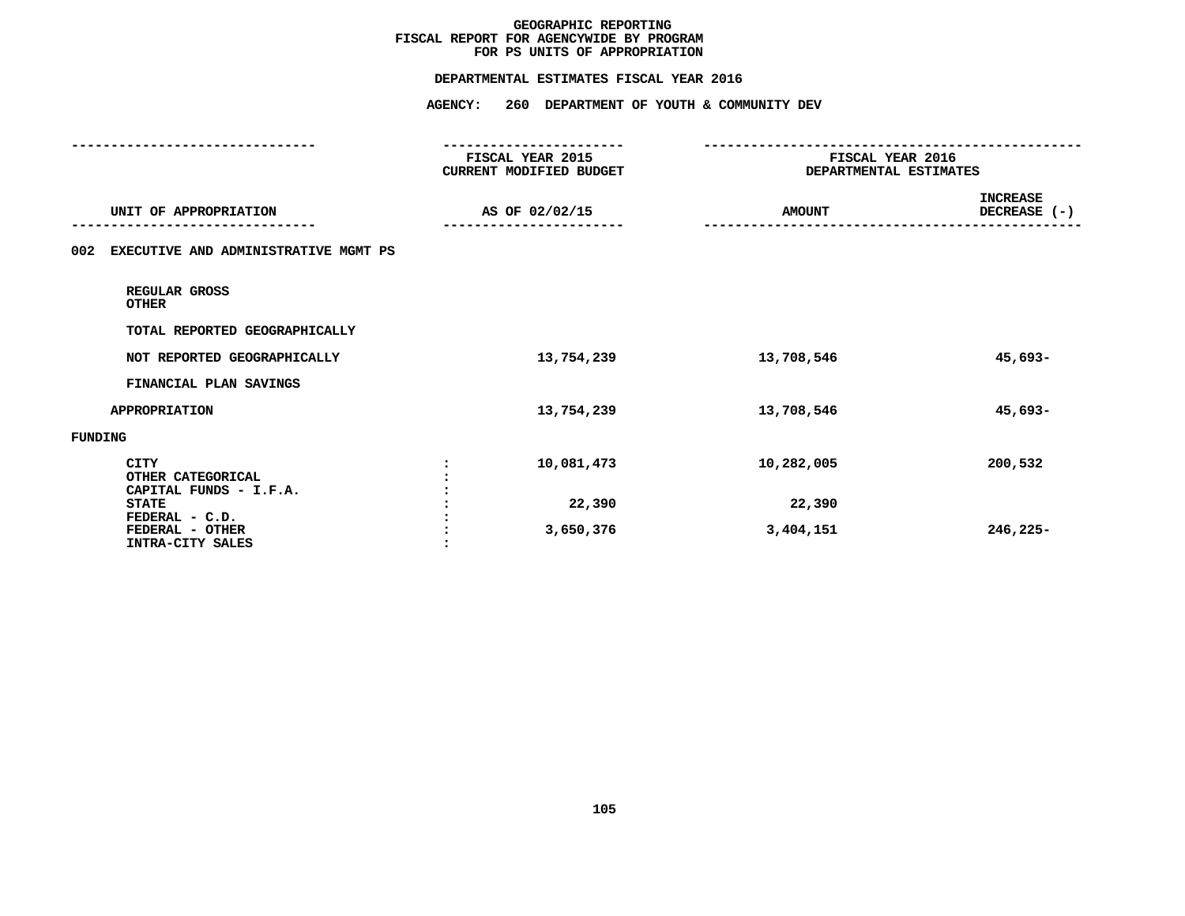**GEOGRAPHIC REPORTING**
**FISCAL REPORT FOR AGENCYWIDE BY PROGRAM**
**FOR PS UNITS OF APPROPRIATION**

**DEPARTMENTAL ESTIMATES FISCAL YEAR 2016**

**AGENCY: 260 DEPARTMENT OF YOUTH & COMMUNITY DEV**

| UNIT OF APPROPRIATION | | FISCAL YEAR 2015 CURRENT MODIFIED BUDGET AS OF 02/02/15 | FISCAL YEAR 2016 DEPARTMENTAL ESTIMATES AMOUNT | INCREASE DECREASE (-) |
|---|---|---|---|---|
| **002 EXECUTIVE AND ADMINISTRATIVE MGMT PS** | | | | |
| REGULAR GROSS | | | | |
| OTHER | | | | |
| TOTAL REPORTED GEOGRAPHICALLY | | | | |
| NOT REPORTED GEOGRAPHICALLY | | 13,754,239 | 13,708,546 | 45,693- |
| FINANCIAL PLAN SAVINGS | | | | |
| APPROPRIATION | | 13,754,239 | 13,708,546 | 45,693- |
| **FUNDING** | | | | |
| CITY | : | 10,081,473 | 10,282,005 | 200,532 |
| OTHER CATEGORICAL | : | | | |
| CAPITAL FUNDS - I.F.A. | : | | | |
| STATE | : | 22,390 | 22,390 | |
| FEDERAL - C.D. | : | | | |
| FEDERAL - OTHER | : | 3,650,376 | 3,404,151 | 246,225- |
| INTRA-CITY SALES | : | | | |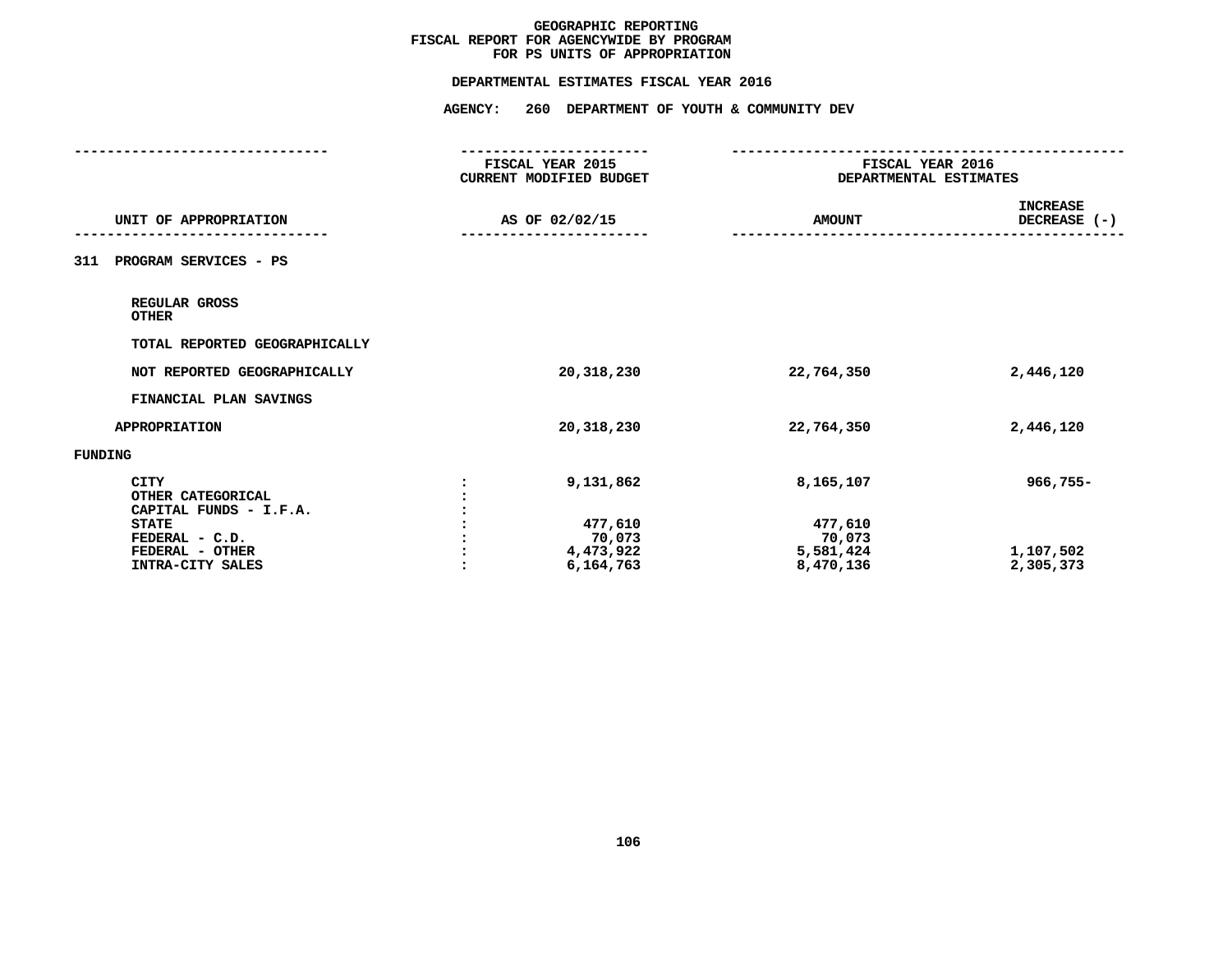# GEOGRAPHIC REPORTING
## FISCAL REPORT FOR AGENCYWIDE BY PROGRAM
## FOR PS UNITS OF APPROPRIATION

**DEPARTMENTAL ESTIMATES FISCAL YEAR 2016**

**AGENCY: 260 DEPARTMENT OF YOUTH & COMMUNITY DEV**

| UNIT OF APPROPRIATION | | FISCAL YEAR 2015 CURRENT MODIFIED BUDGET AS OF 02/02/15 | FISCAL YEAR 2016 DEPARTMENTAL ESTIMATES AMOUNT | INCREASE DECREASE (-) |
|---|---|---|---|---|
| **311 PROGRAM SERVICES - PS** | | | | |
| REGULAR GROSS | | | | |
| OTHER | | | | |
| TOTAL REPORTED GEOGRAPHICALLY | | | | |
| NOT REPORTED GEOGRAPHICALLY | | 20,318,230 | 22,764,350 | 2,446,120 |
| FINANCIAL PLAN SAVINGS | | | | |
| APPROPRIATION | | 20,318,230 | 22,764,350 | 2,446,120 |
| **FUNDING** | | | | |
| CITY | : | 9,131,862 | 8,165,107 | 966,755- |
| OTHER CATEGORICAL | : | | | |
| CAPITAL FUNDS - I.F.A. | : | | | |
| STATE | : | 477,610 | 477,610 | |
| FEDERAL - C.D. | : | 70,073 | 70,073 | |
| FEDERAL - OTHER | : | 4,473,922 | 5,581,424 | 1,107,502 |
| INTRA-CITY SALES | : | 6,164,763 | 8,470,136 | 2,305,373 |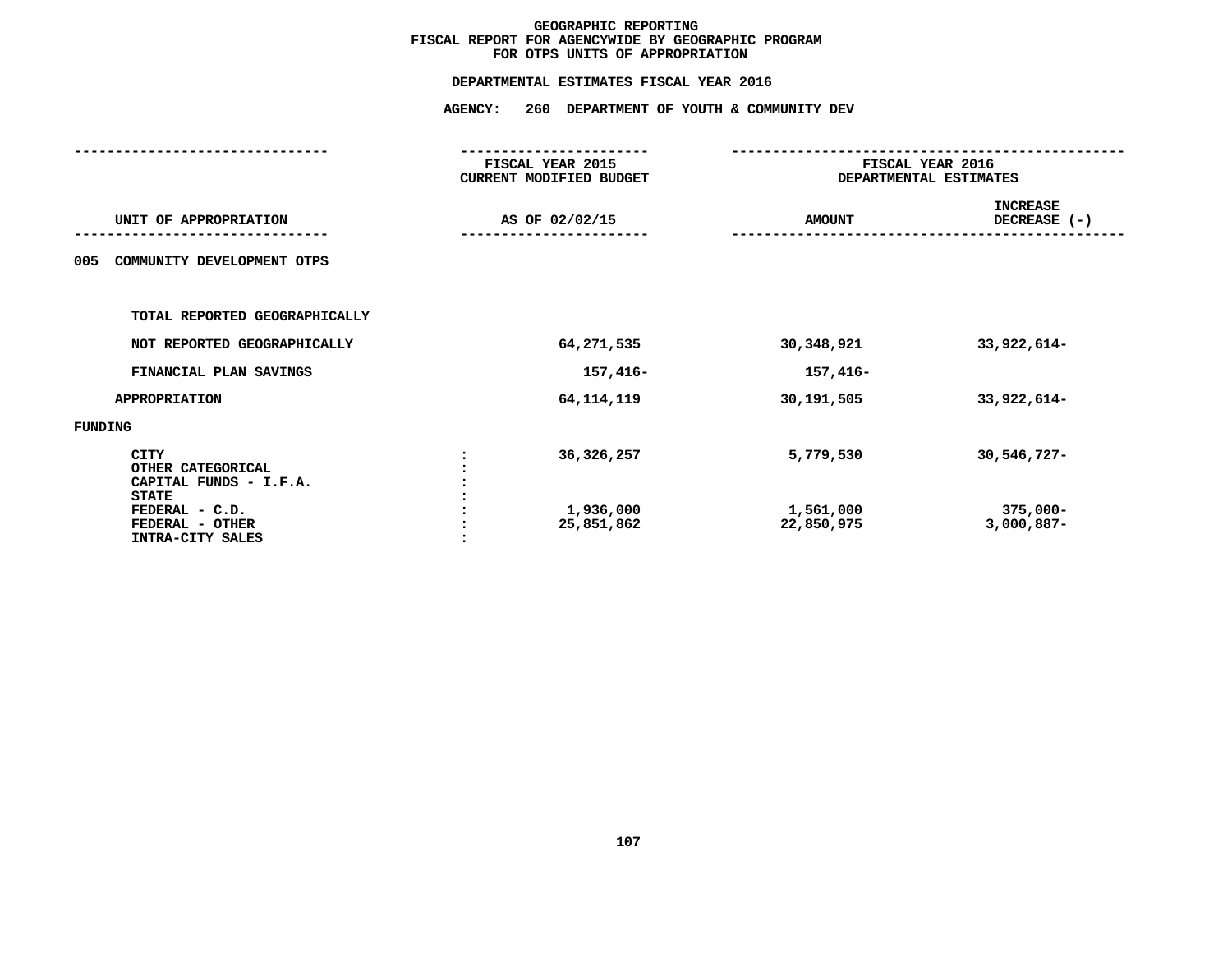# GEOGRAPHIC REPORTING
## FISCAL REPORT FOR AGENCYWIDE BY GEOGRAPHIC PROGRAM
## FOR OTPS UNITS OF APPROPRIATION

### DEPARTMENTAL ESTIMATES FISCAL YEAR 2016

### AGENCY: 260 DEPARTMENT OF YOUTH & COMMUNITY DEV

| UNIT OF APPROPRIATION | FISCAL YEAR 2015 CURRENT MODIFIED BUDGET AS OF 02/02/15 | FISCAL YEAR 2016 DEPARTMENTAL ESTIMATES AMOUNT | INCREASE DECREASE (-) |
|---|---|---|---|
| 005 COMMUNITY DEVELOPMENT OTPS | | | |
| TOTAL REPORTED GEOGRAPHICALLY | | | |
| NOT REPORTED GEOGRAPHICALLY | 64,271,535 | 30,348,921 | 33,922,614- |
| FINANCIAL PLAN SAVINGS | 157,416- | 157,416- | |
| APPROPRIATION | 64,114,119 | 30,191,505 | 33,922,614- |
| FUNDING | | | |
| CITY | 36,326,257 | 5,779,530 | 30,546,727- |
| OTHER CATEGORICAL | | | |
| CAPITAL FUNDS - I.F.A. | | | |
| STATE | | | |
| FEDERAL - C.D. | 1,936,000 | 1,561,000 | 375,000- |
| FEDERAL - OTHER | 25,851,862 | 22,850,975 | 3,000,887- |
| INTRA-CITY SALES | | | |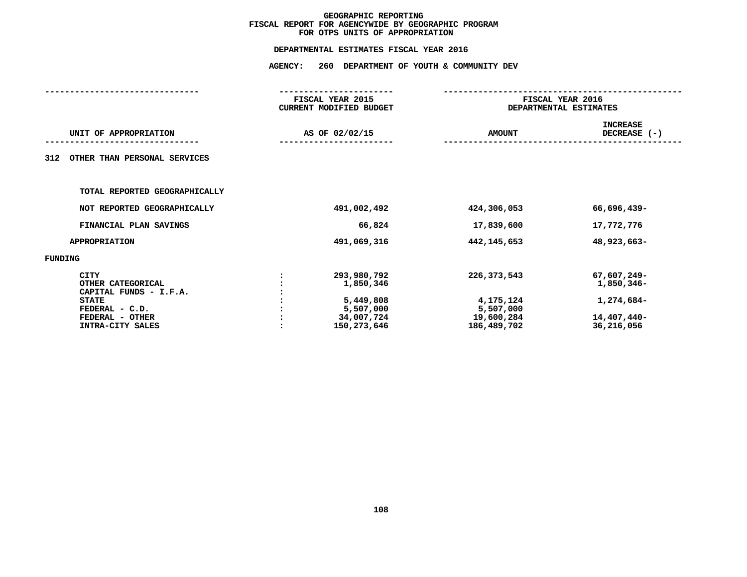# GEOGRAPHIC REPORTING
## FISCAL REPORT FOR AGENCYWIDE BY GEOGRAPHIC PROGRAM
## FOR OTPS UNITS OF APPROPRIATION

### DEPARTMENTAL ESTIMATES FISCAL YEAR 2016

### AGENCY: 260 DEPARTMENT OF YOUTH & COMMUNITY DEV

| UNIT OF APPROPRIATION | | FISCAL YEAR 2015 CURRENT MODIFIED BUDGET AS OF 02/02/15 | FISCAL YEAR 2016 DEPARTMENTAL ESTIMATES AMOUNT | INCREASE DECREASE (-) |
|---|---|---|---|---|
| 312 OTHER THAN PERSONAL SERVICES | | | | |
| TOTAL REPORTED GEOGRAPHICALLY | | | | |
| NOT REPORTED GEOGRAPHICALLY | | 491,002,492 | 424,306,053 | 66,696,439- |
| FINANCIAL PLAN SAVINGS | | 66,824 | 17,839,600 | 17,772,776 |
| APPROPRIATION | | 491,069,316 | 442,145,653 | 48,923,663- |
| FUNDING | | | | |
| CITY | : | 293,980,792 | 226,373,543 | 67,607,249- |
| OTHER CATEGORICAL | : | 1,850,346 | | 1,850,346- |
| CAPITAL FUNDS - I.F.A. | : | | | |
| STATE | : | 5,449,808 | 4,175,124 | 1,274,684- |
| FEDERAL - C.D. | : | 5,507,000 | 5,507,000 | |
| FEDERAL - OTHER | : | 34,007,724 | 19,600,284 | 14,407,440- |
| INTRA-CITY SALES | : | 150,273,646 | 186,489,702 | 36,216,056 |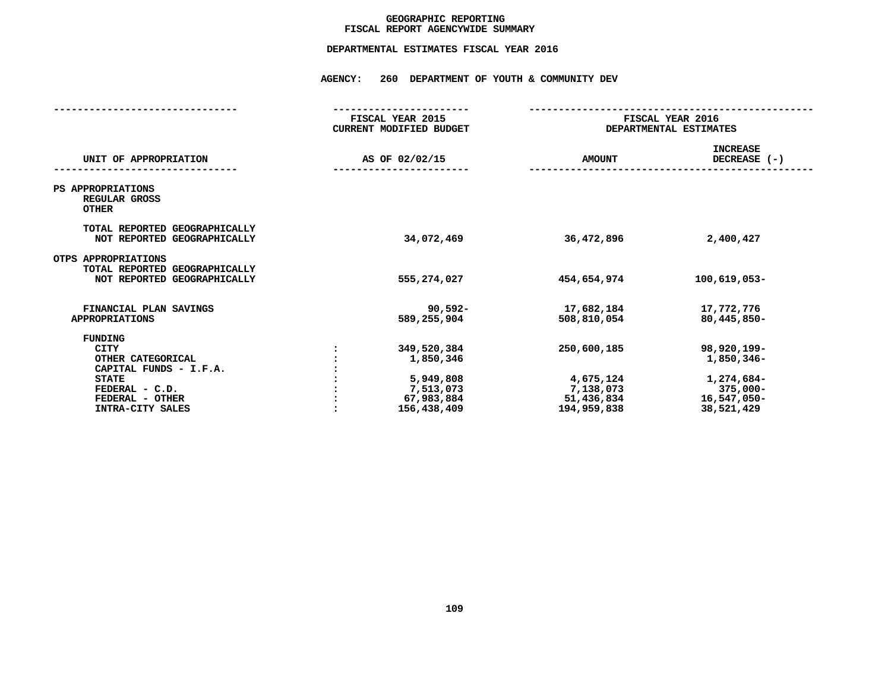# GEOGRAPHIC REPORTING
## FISCAL REPORT AGENCYWIDE SUMMARY

### DEPARTMENTAL ESTIMATES FISCAL YEAR 2016

### AGENCY: 260 DEPARTMENT OF YOUTH & COMMUNITY DEV

| UNIT OF APPROPRIATION | | FISCAL YEAR 2015 CURRENT MODIFIED BUDGET AS OF 02/02/15 | FISCAL YEAR 2016 DEPARTMENTAL ESTIMATES AMOUNT | INCREASE DECREASE (-) |
|---|---|---|---|---|
| PS APPROPRIATIONS | | | | |
| REGULAR GROSS | | | | |
| OTHER | | | | |
| TOTAL REPORTED GEOGRAPHICALLY | | | | |
| NOT REPORTED GEOGRAPHICALLY | | 34,072,469 | 36,472,896 | 2,400,427 |
| OTPS APPROPRIATIONS | | | | |
| TOTAL REPORTED GEOGRAPHICALLY | | | | |
| NOT REPORTED GEOGRAPHICALLY | | 555,274,027 | 454,654,974 | 100,619,053- |
| FINANCIAL PLAN SAVINGS | | 90,592- | 17,682,184 | 17,772,776 |
| APPROPRIATIONS | | 589,255,904 | 508,810,054 | 80,445,850- |
| FUNDING | | | | |
| CITY | : | 349,520,384 | 250,600,185 | 98,920,199- |
| OTHER CATEGORICAL | : | 1,850,346 | | 1,850,346- |
| CAPITAL FUNDS - I.F.A. | : | | | |
| STATE | : | 5,949,808 | 4,675,124 | 1,274,684- |
| FEDERAL - C.D. | : | 7,513,073 | 7,138,073 | 375,000- |
| FEDERAL - OTHER | : | 67,983,884 | 51,436,834 | 16,547,050- |
| INTRA-CITY SALES | : | 156,438,409 | 194,959,838 | 38,521,429 |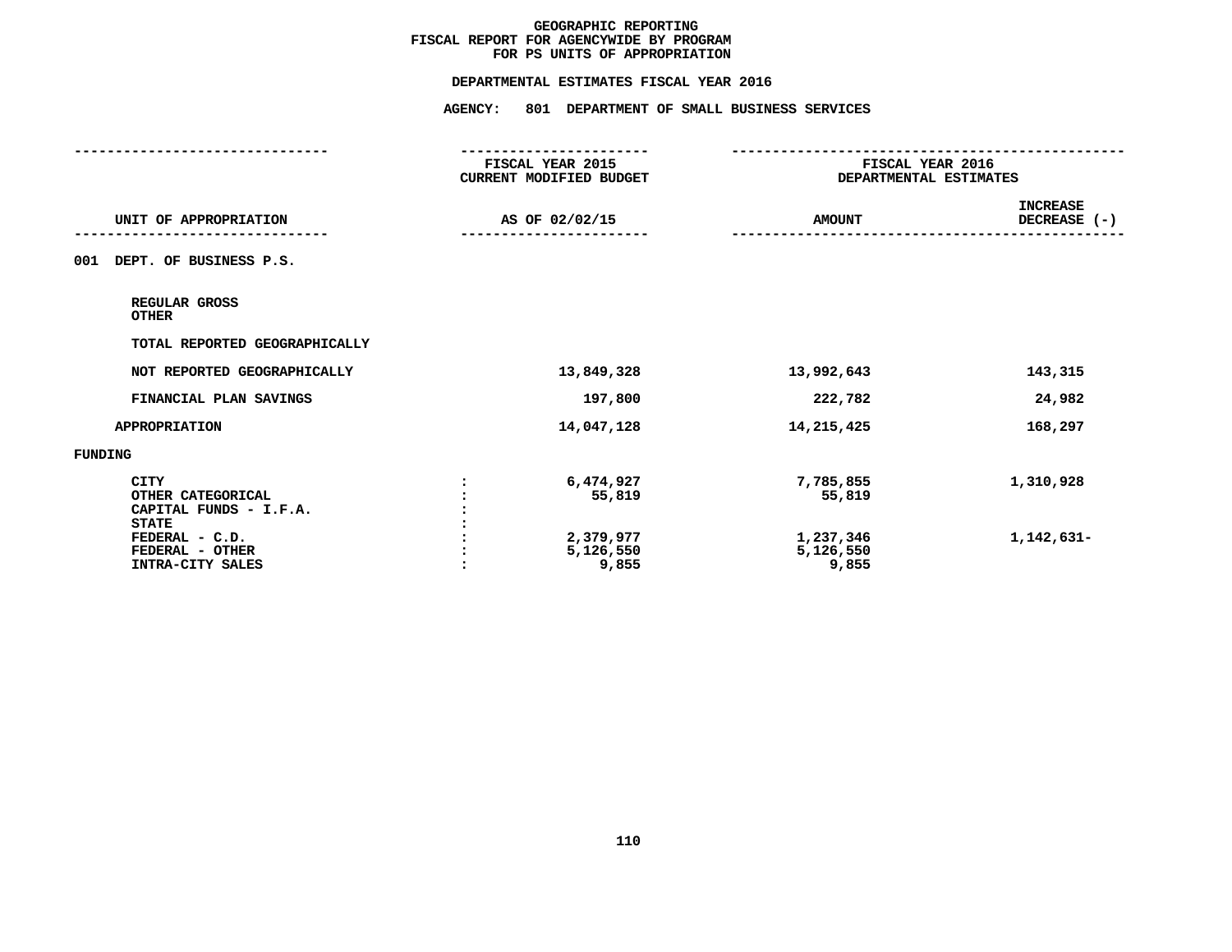# GEOGRAPHIC REPORTING
## FISCAL REPORT FOR AGENCYWIDE BY PROGRAM
## FOR PS UNITS OF APPROPRIATION

### DEPARTMENTAL ESTIMATES FISCAL YEAR 2016

### AGENCY: 801 DEPARTMENT OF SMALL BUSINESS SERVICES

| UNIT OF APPROPRIATION | | FISCAL YEAR 2015 CURRENT MODIFIED BUDGET AS OF 02/02/15 | FISCAL YEAR 2016 DEPARTMENTAL ESTIMATES AMOUNT | INCREASE DECREASE (-) |
|---|---|---|---|---|
| 001 DEPT. OF BUSINESS P.S. | | | | |
| REGULAR GROSS | | | | |
| OTHER | | | | |
| TOTAL REPORTED GEOGRAPHICALLY | | | | |
| NOT REPORTED GEOGRAPHICALLY | | 13,849,328 | 13,992,643 | 143,315 |
| FINANCIAL PLAN SAVINGS | | 197,800 | 222,782 | 24,982 |
| APPROPRIATION | | 14,047,128 | 14,215,425 | 168,297 |
| FUNDING | | | | |
| CITY | : | 6,474,927 | 7,785,855 | 1,310,928 |
| OTHER CATEGORICAL | : | 55,819 | 55,819 | |
| CAPITAL FUNDS - I.F.A. | : | | | |
| STATE | : | | | |
| FEDERAL - C.D. | : | 2,379,977 | 1,237,346 | 1,142,631- |
| FEDERAL - OTHER | : | 5,126,550 | 5,126,550 | |
| INTRA-CITY SALES | : | 9,855 | 9,855 | |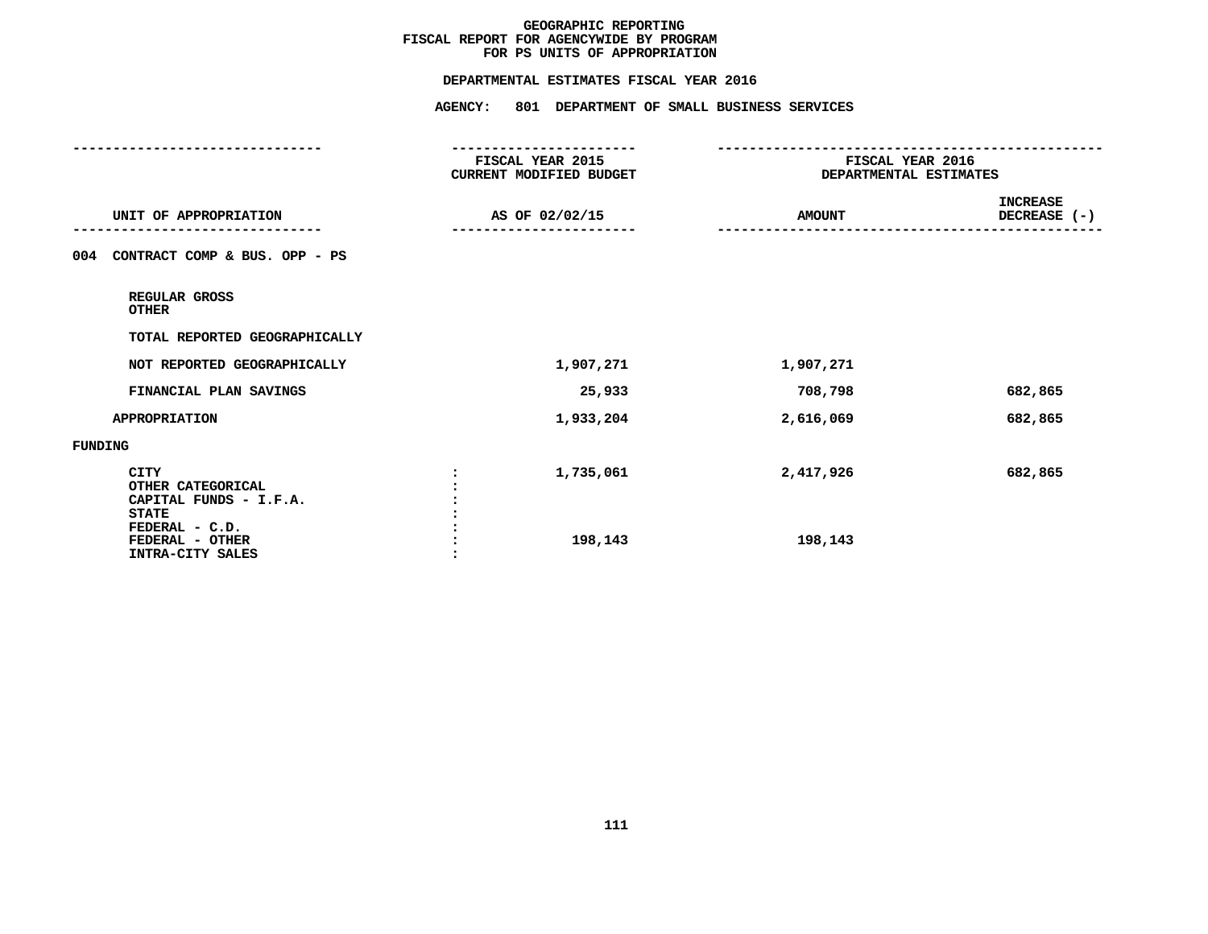**GEOGRAPHIC REPORTING**
**FISCAL REPORT FOR AGENCYWIDE BY PROGRAM**
**FOR PS UNITS OF APPROPRIATION**

**DEPARTMENTAL ESTIMATES FISCAL YEAR 2016**

**AGENCY: 801 DEPARTMENT OF SMALL BUSINESS SERVICES**

| UNIT OF APPROPRIATION | FISCAL YEAR 2015 CURRENT MODIFIED BUDGET AS OF 02/02/15 | FISCAL YEAR 2016 DEPARTMENTAL ESTIMATES AMOUNT | INCREASE DECREASE (-) |
|---|---|---|---|
| 004 CONTRACT COMP & BUS. OPP - PS | | | |
| REGULAR GROSS | | | |
| OTHER | | | |
| TOTAL REPORTED GEOGRAPHICALLY | | | |
| NOT REPORTED GEOGRAPHICALLY | 1,907,271 | 1,907,271 | |
| FINANCIAL PLAN SAVINGS | 25,933 | 708,798 | 682,865 |
| APPROPRIATION | 1,933,204 | 2,616,069 | 682,865 |
| FUNDING | | | |
| CITY | 1,735,061 | 2,417,926 | 682,865 |
| OTHER CATEGORICAL | | | |
| CAPITAL FUNDS - I.F.A. | | | |
| STATE | | | |
| FEDERAL - C.D. | | | |
| FEDERAL - OTHER | 198,143 | 198,143 | |
| INTRA-CITY SALES | | | |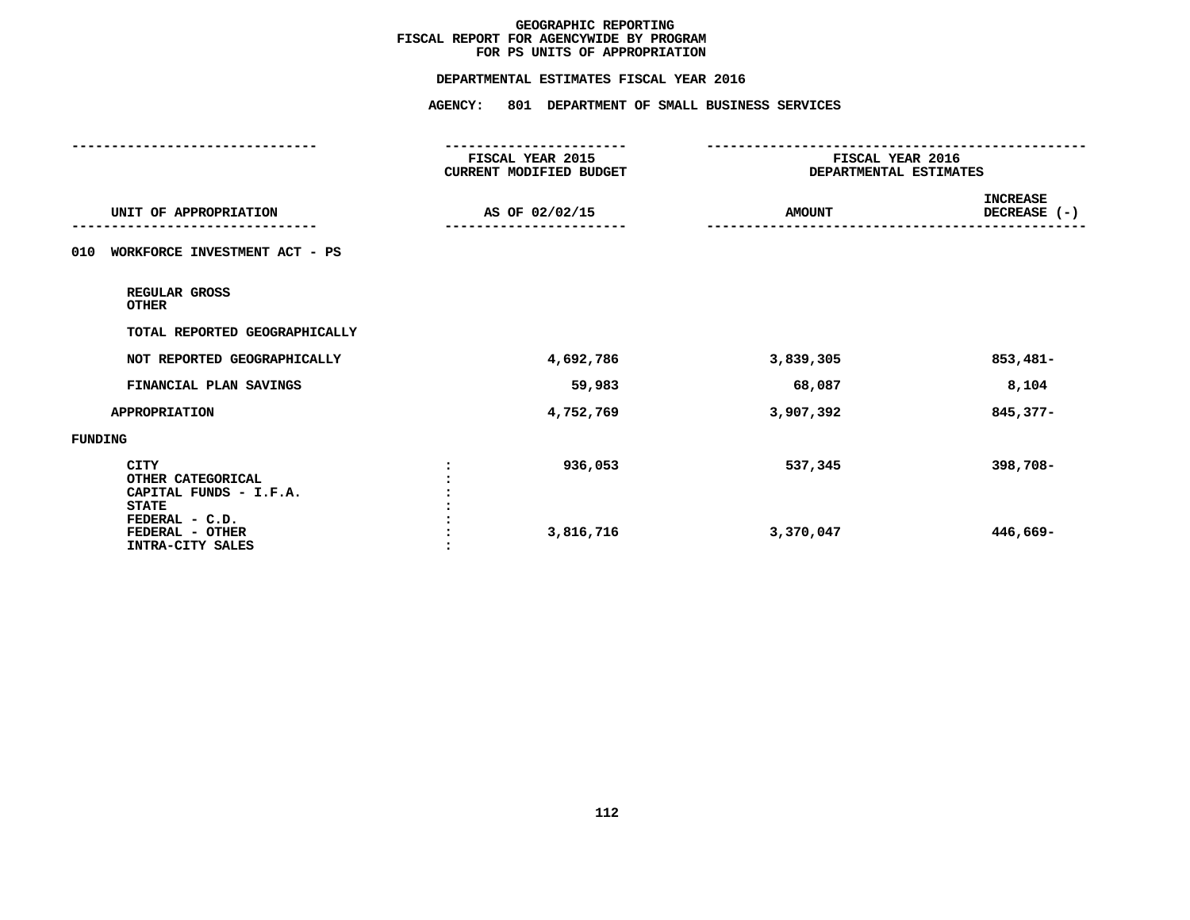# GEOGRAPHIC REPORTING
## FISCAL REPORT FOR AGENCYWIDE BY PROGRAM
## FOR PS UNITS OF APPROPRIATION

### DEPARTMENTAL ESTIMATES FISCAL YEAR 2016

### AGENCY: 801 DEPARTMENT OF SMALL BUSINESS SERVICES

| UNIT OF APPROPRIATION | FISCAL YEAR 2015 CURRENT MODIFIED BUDGET AS OF 02/02/15 | FISCAL YEAR 2016 DEPARTMENTAL ESTIMATES AMOUNT | INCREASE DECREASE (-) |
|---|---|---|---|
| **010 WORKFORCE INVESTMENT ACT - PS** | | | |
| REGULAR GROSS | | | |
| OTHER | | | |
| TOTAL REPORTED GEOGRAPHICALLY | | | |
| NOT REPORTED GEOGRAPHICALLY | 4,692,786 | 3,839,305 | 853,481- |
| FINANCIAL PLAN SAVINGS | 59,983 | 68,087 | 8,104 |
| APPROPRIATION | 4,752,769 | 3,907,392 | 845,377- |
| **FUNDING** | | | |
| CITY | 936,053 | 537,345 | 398,708- |
| OTHER CATEGORICAL | | | |
| CAPITAL FUNDS - I.F.A. | | | |
| STATE | | | |
| FEDERAL - C.D. | | | |
| FEDERAL - OTHER | 3,816,716 | 3,370,047 | 446,669- |
| INTRA-CITY SALES | | | |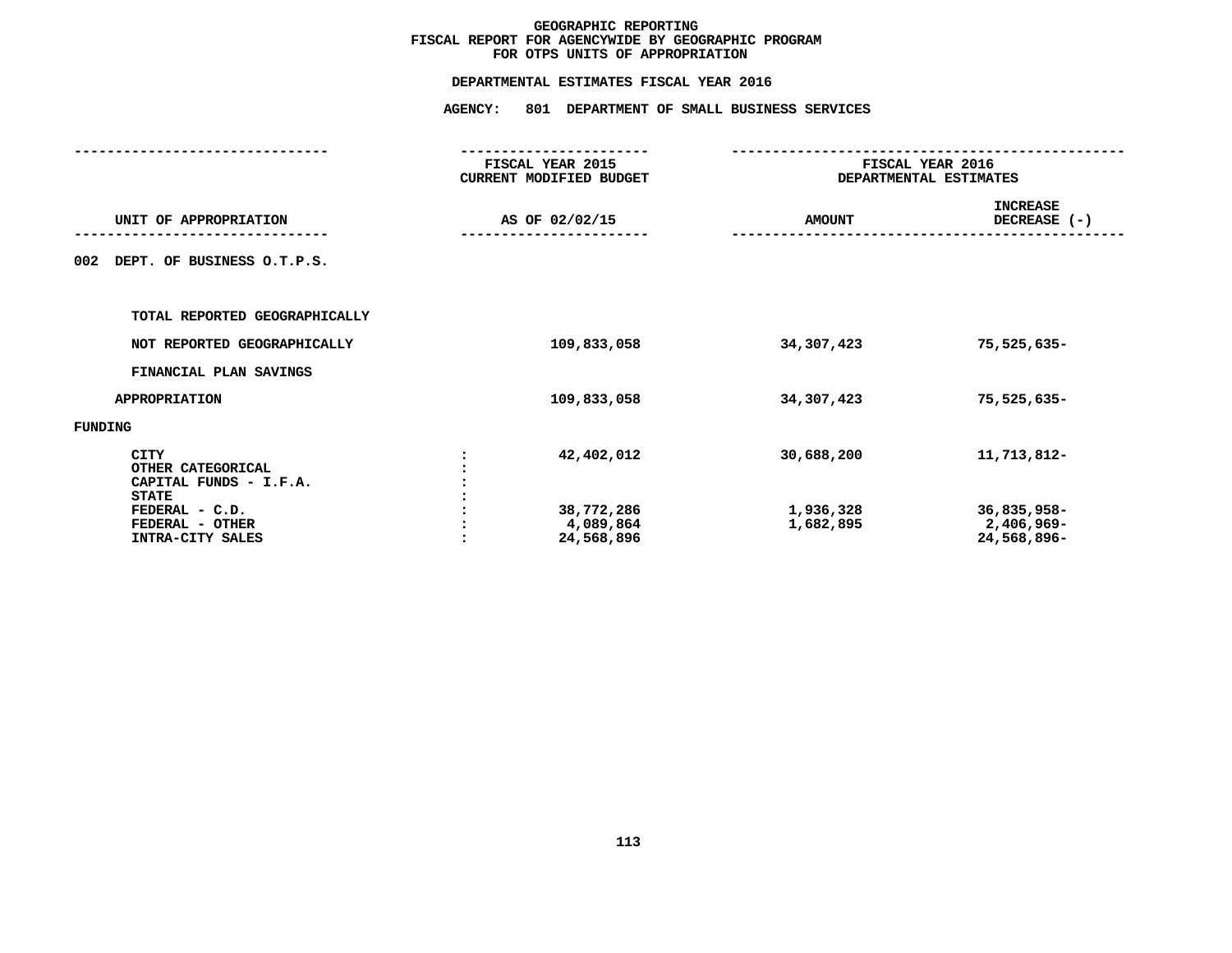# GEOGRAPHIC REPORTING
## FISCAL REPORT FOR AGENCYWIDE BY GEOGRAPHIC PROGRAM
## FOR OTPS UNITS OF APPROPRIATION

### DEPARTMENTAL ESTIMATES FISCAL YEAR 2016

### AGENCY: 801 DEPARTMENT OF SMALL BUSINESS SERVICES

| UNIT OF APPROPRIATION | FISCAL YEAR 2015 CURRENT MODIFIED BUDGET AS OF 02/02/15 | FISCAL YEAR 2016 DEPARTMENTAL ESTIMATES AMOUNT | INCREASE DECREASE (-) |
|---|---|---|---|
| 002 DEPT. OF BUSINESS O.T.P.S. | | | |
| TOTAL REPORTED GEOGRAPHICALLY | | | |
| NOT REPORTED GEOGRAPHICALLY | 109,833,058 | 34,307,423 | 75,525,635- |
| FINANCIAL PLAN SAVINGS | | | |
| APPROPRIATION | 109,833,058 | 34,307,423 | 75,525,635- |
| FUNDING | | | |
| CITY | 42,402,012 | 30,688,200 | 11,713,812- |
| OTHER CATEGORICAL | | | |
| CAPITAL FUNDS - I.F.A. | | | |
| STATE | | | |
| FEDERAL - C.D. | 38,772,286 | 1,936,328 | 36,835,958- |
| FEDERAL - OTHER | 4,089,864 | 1,682,895 | 2,406,969- |
| INTRA-CITY SALES | 24,568,896 | | 24,568,896- |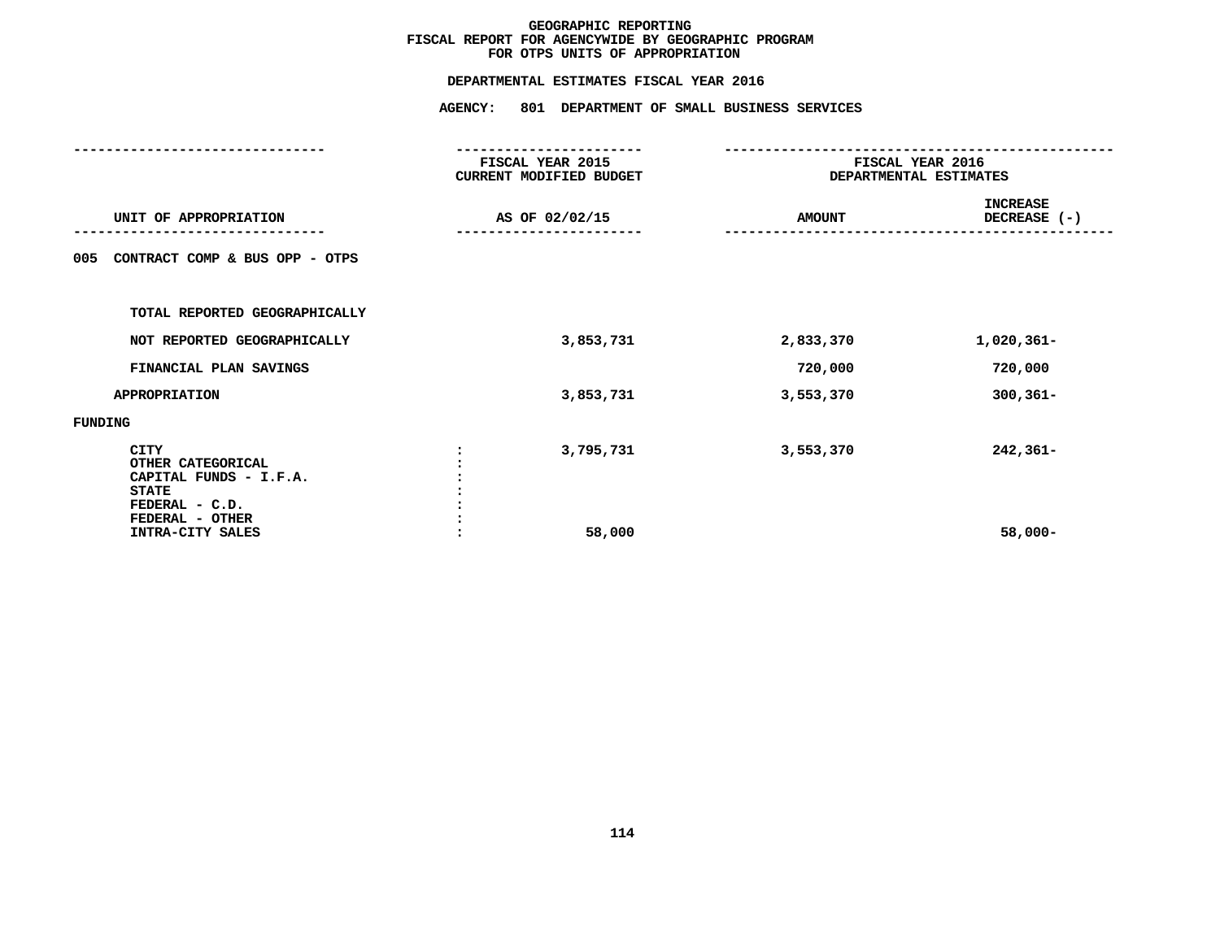# GEOGRAPHIC REPORTING
## FISCAL REPORT FOR AGENCYWIDE BY GEOGRAPHIC PROGRAM
## FOR OTPS UNITS OF APPROPRIATION

### DEPARTMENTAL ESTIMATES FISCAL YEAR 2016

### AGENCY: 801 DEPARTMENT OF SMALL BUSINESS SERVICES

| UNIT OF APPROPRIATION | | FISCAL YEAR 2015 CURRENT MODIFIED BUDGET AS OF 02/02/15 | FISCAL YEAR 2016 DEPARTMENTAL ESTIMATES AMOUNT | INCREASE DECREASE (-) |
|---|---|---|---|---|
| 005 CONTRACT COMP & BUS OPP - OTPS | | | | |
| TOTAL REPORTED GEOGRAPHICALLY | | | | |
| NOT REPORTED GEOGRAPHICALLY | | 3,853,731 | 2,833,370 | 1,020,361- |
| FINANCIAL PLAN SAVINGS | | | 720,000 | 720,000 |
| APPROPRIATION | | 3,853,731 | 3,553,370 | 300,361- |
| FUNDING | | | | |
| CITY | : | 3,795,731 | 3,553,370 | 242,361- |
| OTHER CATEGORICAL | : | | | |
| CAPITAL FUNDS - I.F.A. | : | | | |
| STATE | : | | | |
| FEDERAL - C.D. | : | | | |
| FEDERAL - OTHER | : | | | |
| INTRA-CITY SALES | : | 58,000 | | 58,000- |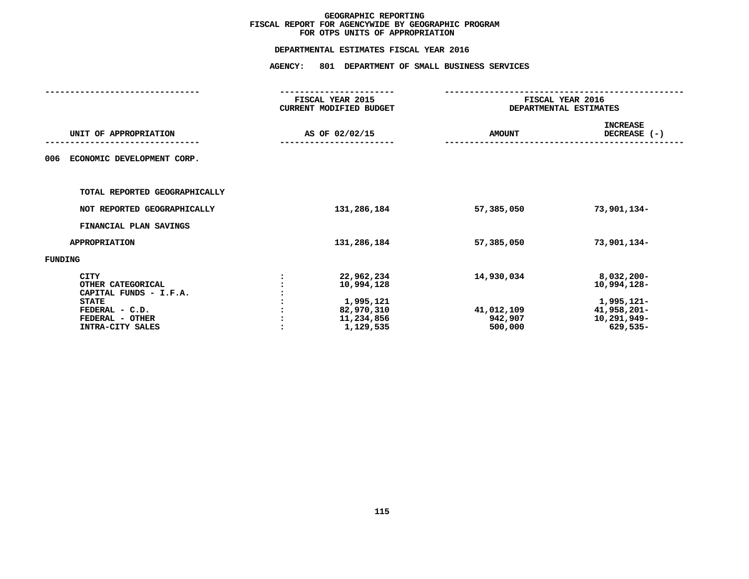# GEOGRAPHIC REPORTING
## FISCAL REPORT FOR AGENCYWIDE BY GEOGRAPHIC PROGRAM
## FOR OTPS UNITS OF APPROPRIATION

### DEPARTMENTAL ESTIMATES FISCAL YEAR 2016

### AGENCY: 801 DEPARTMENT OF SMALL BUSINESS SERVICES

| UNIT OF APPROPRIATION | | FISCAL YEAR 2015 CURRENT MODIFIED BUDGET AS OF 02/02/15 | FISCAL YEAR 2016 DEPARTMENTAL ESTIMATES AMOUNT | INCREASE DECREASE (-) |
|---|---|---|---|---|
| 006 ECONOMIC DEVELOPMENT CORP. | | | | |
| TOTAL REPORTED GEOGRAPHICALLY | | | | |
| NOT REPORTED GEOGRAPHICALLY | | 131,286,184 | 57,385,050 | 73,901,134- |
| FINANCIAL PLAN SAVINGS | | | | |
| APPROPRIATION | | 131,286,184 | 57,385,050 | 73,901,134- |
| FUNDING | | | | |
| CITY | : | 22,962,234 | 14,930,034 | 8,032,200- |
| OTHER CATEGORICAL | : | 10,994,128 | | 10,994,128- |
| CAPITAL FUNDS - I.F.A. | : | | | |
| STATE | : | 1,995,121 | | 1,995,121- |
| FEDERAL - C.D. | : | 82,970,310 | 41,012,109 | 41,958,201- |
| FEDERAL - OTHER | : | 11,234,856 | 942,907 | 10,291,949- |
| INTRA-CITY SALES | : | 1,129,535 | 500,000 | 629,535- |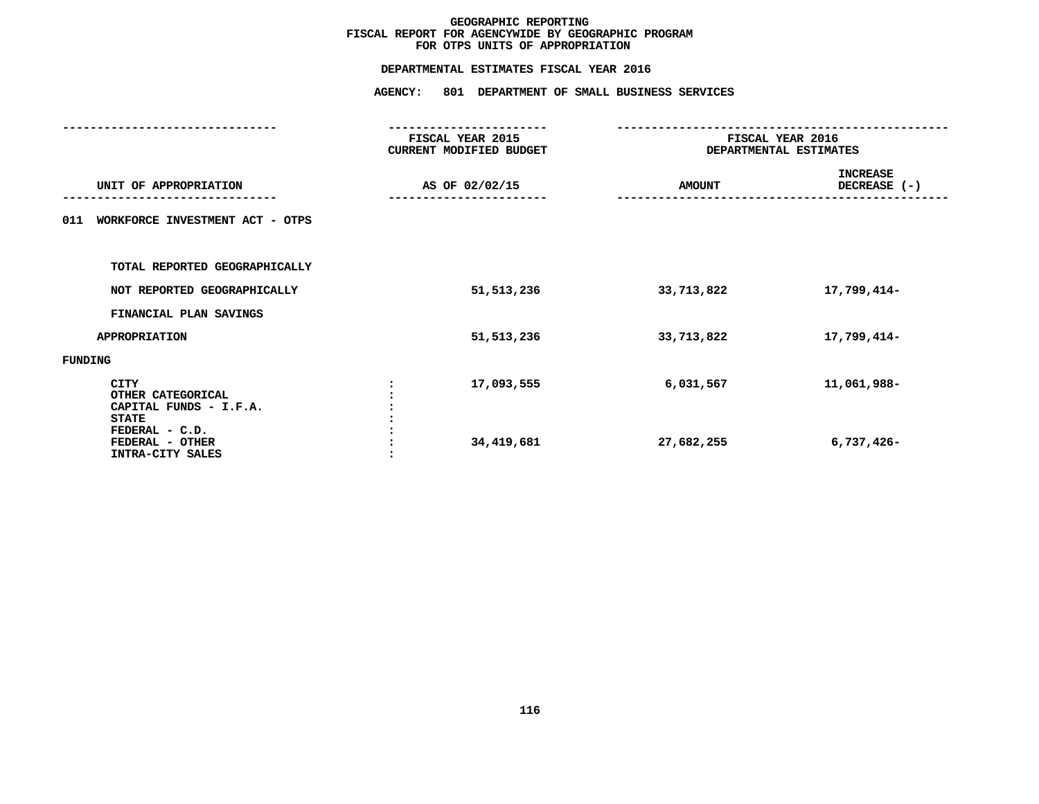# GEOGRAPHIC REPORTING
## FISCAL REPORT FOR AGENCYWIDE BY GEOGRAPHIC PROGRAM
## FOR OTPS UNITS OF APPROPRIATION

### DEPARTMENTAL ESTIMATES FISCAL YEAR 2016

### AGENCY: 801 DEPARTMENT OF SMALL BUSINESS SERVICES

| UNIT OF APPROPRIATION | | FISCAL YEAR 2015 CURRENT MODIFIED BUDGET AS OF 02/02/15 | FISCAL YEAR 2016 DEPARTMENTAL ESTIMATES AMOUNT | INCREASE DECREASE (-) |
|---|---|---|---|---|
| 011 WORKFORCE INVESTMENT ACT - OTPS | | | | |
| TOTAL REPORTED GEOGRAPHICALLY | | | | |
| NOT REPORTED GEOGRAPHICALLY | | 51,513,236 | 33,713,822 | 17,799,414- |
| FINANCIAL PLAN SAVINGS | | | | |
| APPROPRIATION | | 51,513,236 | 33,713,822 | 17,799,414- |
| FUNDING | | | | |
| CITY | : | 17,093,555 | 6,031,567 | 11,061,988- |
| OTHER CATEGORICAL | : | | | |
| CAPITAL FUNDS - I.F.A. | : | | | |
| STATE | : | | | |
| FEDERAL - C.D. | : | | | |
| FEDERAL - OTHER | : | 34,419,681 | 27,682,255 | 6,737,426- |
| INTRA-CITY SALES | : | | | |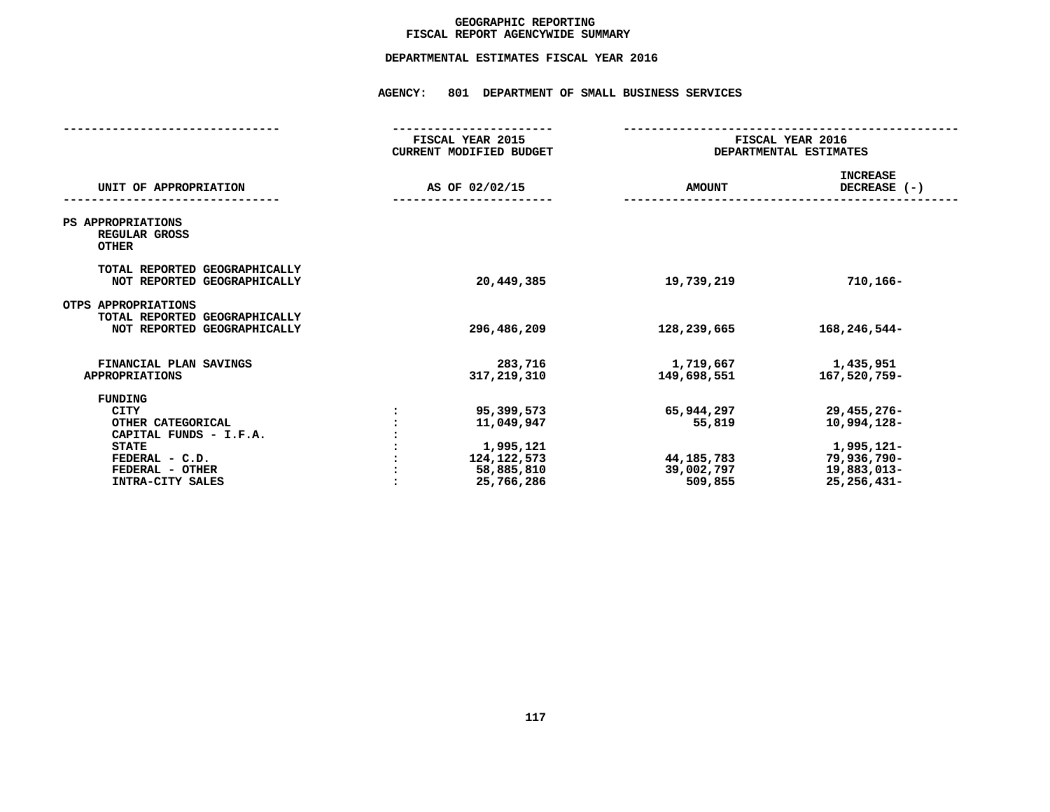# GEOGRAPHIC REPORTING
## FISCAL REPORT AGENCYWIDE SUMMARY

### DEPARTMENTAL ESTIMATES FISCAL YEAR 2016

**AGENCY: 801 DEPARTMENT OF SMALL BUSINESS SERVICES**

| UNIT OF APPROPRIATION | | FISCAL YEAR 2015 CURRENT MODIFIED BUDGET AS OF 02/02/15 | FISCAL YEAR 2016 DEPARTMENTAL ESTIMATES AMOUNT | INCREASE DECREASE (-) |
|---|---|---|---|---|
| PS APPROPRIATIONS | | | | |
| REGULAR GROSS | | | | |
| OTHER | | | | |
| TOTAL REPORTED GEOGRAPHICALLY | | | | |
| NOT REPORTED GEOGRAPHICALLY | | 20,449,385 | 19,739,219 | 710,166- |
| OTPS APPROPRIATIONS | | | | |
| TOTAL REPORTED GEOGRAPHICALLY | | | | |
| NOT REPORTED GEOGRAPHICALLY | | 296,486,209 | 128,239,665 | 168,246,544- |
| FINANCIAL PLAN SAVINGS | | 283,716 | 1,719,667 | 1,435,951 |
| APPROPRIATIONS | | 317,219,310 | 149,698,551 | 167,520,759- |
| FUNDING | | | | |
| CITY | : | 95,399,573 | 65,944,297 | 29,455,276- |
| OTHER CATEGORICAL | : | 11,049,947 | 55,819 | 10,994,128- |
| CAPITAL FUNDS - I.F.A. | : | | | |
| STATE | : | 1,995,121 | | 1,995,121- |
| FEDERAL - C.D. | : | 124,122,573 | 44,185,783 | 79,936,790- |
| FEDERAL - OTHER | : | 58,885,810 | 39,002,797 | 19,883,013- |
| INTRA-CITY SALES | : | 25,766,286 | 509,855 | 25,256,431- |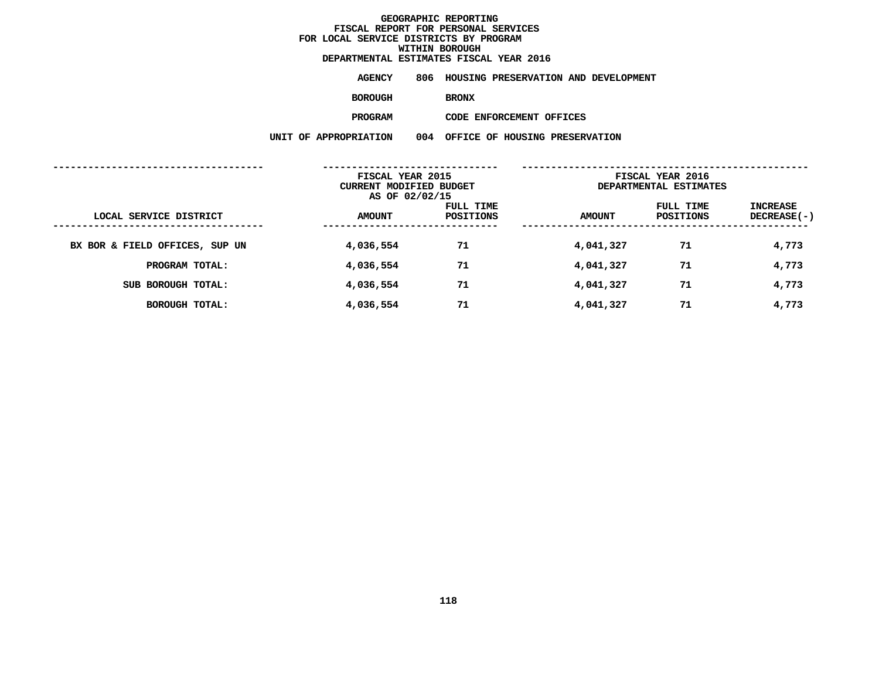# GEOGRAPHIC REPORTING
## FISCAL REPORT FOR PERSONAL SERVICES FOR LOCAL SERVICE DISTRICTS BY PROGRAM WITHIN BOROUGH
## DEPARTMENTAL ESTIMATES FISCAL YEAR 2016

**AGENCY** 806 HOUSING PRESERVATION AND DEVELOPMENT

**BOROUGH** BRONX

**PROGRAM** CODE ENFORCEMENT OFFICES

**UNIT OF APPROPRIATION** 004 OFFICE OF HOUSING PRESERVATION

| | FISCAL YEAR 2015 CURRENT MODIFIED BUDGET AS OF 02/02/15 | | FISCAL YEAR 2016 DEPARTMENTAL ESTIMATES | | |
|---|---|---|---|---|---|
| LOCAL SERVICE DISTRICT | AMOUNT | FULL TIME POSITIONS | AMOUNT | FULL TIME POSITIONS | INCREASE DECREASE(-) |
| BX BOR & FIELD OFFICES, SUP UN | 4,036,554 | 71 | 4,041,327 | 71 | 4,773 |
| PROGRAM TOTAL: | 4,036,554 | 71 | 4,041,327 | 71 | 4,773 |
| SUB BOROUGH TOTAL: | 4,036,554 | 71 | 4,041,327 | 71 | 4,773 |
| BOROUGH TOTAL: | 4,036,554 | 71 | 4,041,327 | 71 | 4,773 |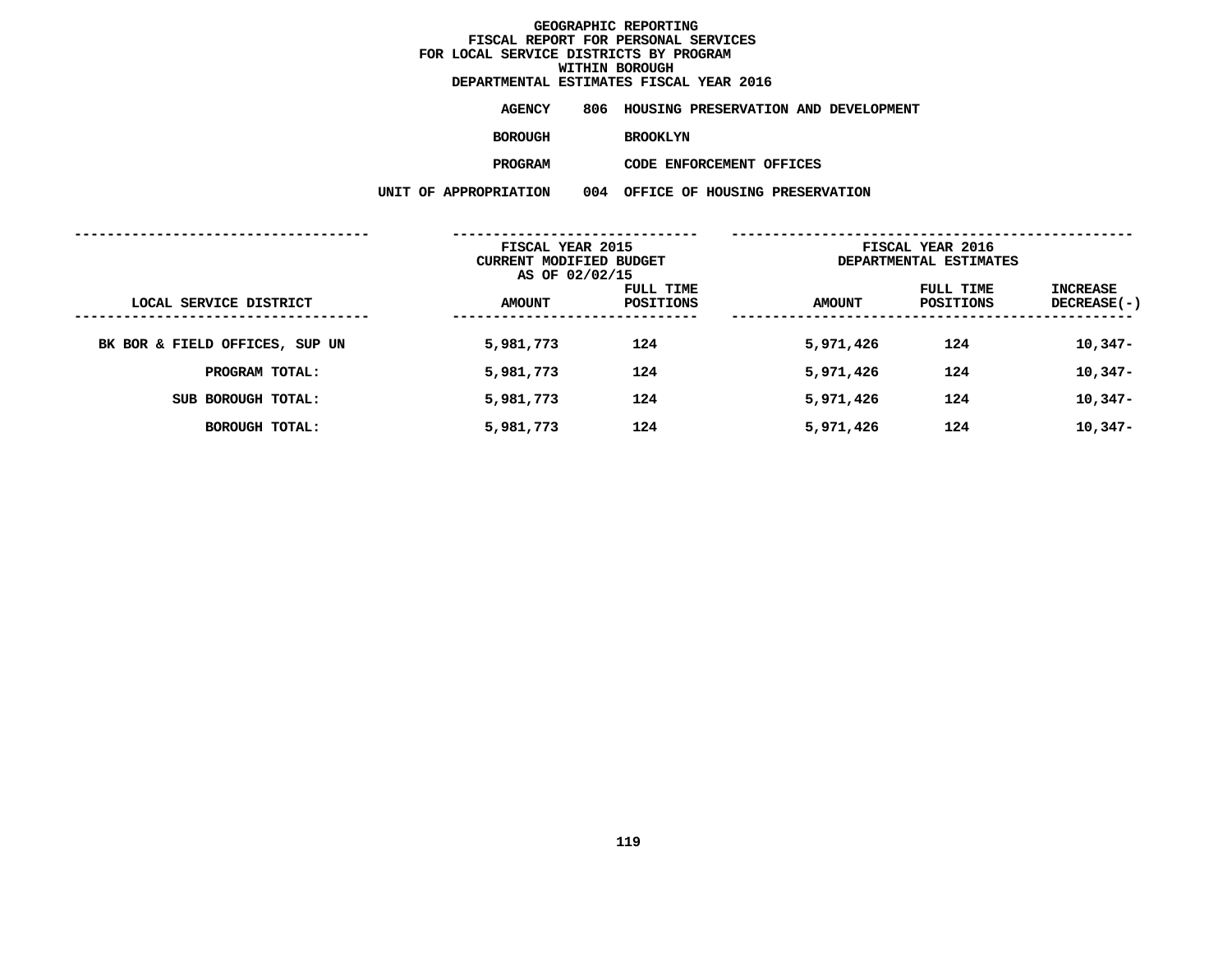# GEOGRAPHIC REPORTING
## FISCAL REPORT FOR PERSONAL SERVICES
## FOR LOCAL SERVICE DISTRICTS BY PROGRAM
## WITHIN BOROUGH
## DEPARTMENTAL ESTIMATES FISCAL YEAR 2016

**AGENCY** 806 HOUSING PRESERVATION AND DEVELOPMENT

**BOROUGH** BROOKLYN

**PROGRAM** CODE ENFORCEMENT OFFICES

**UNIT OF APPROPRIATION** 004 OFFICE OF HOUSING PRESERVATION

| | FISCAL YEAR 2015 CURRENT MODIFIED BUDGET AS OF 02/02/15 | | FISCAL YEAR 2016 DEPARTMENTAL ESTIMATES | | |
|---|---|---|---|---|---|
| LOCAL SERVICE DISTRICT | AMOUNT | FULL TIME POSITIONS | AMOUNT | FULL TIME POSITIONS | INCREASE DECREASE(-) |
| BK BOR & FIELD OFFICES, SUP UN | 5,981,773 | 124 | 5,971,426 | 124 | 10,347- |
| PROGRAM TOTAL: | 5,981,773 | 124 | 5,971,426 | 124 | 10,347- |
| SUB BOROUGH TOTAL: | 5,981,773 | 124 | 5,971,426 | 124 | 10,347- |
| BOROUGH TOTAL: | 5,981,773 | 124 | 5,971,426 | 124 | 10,347- |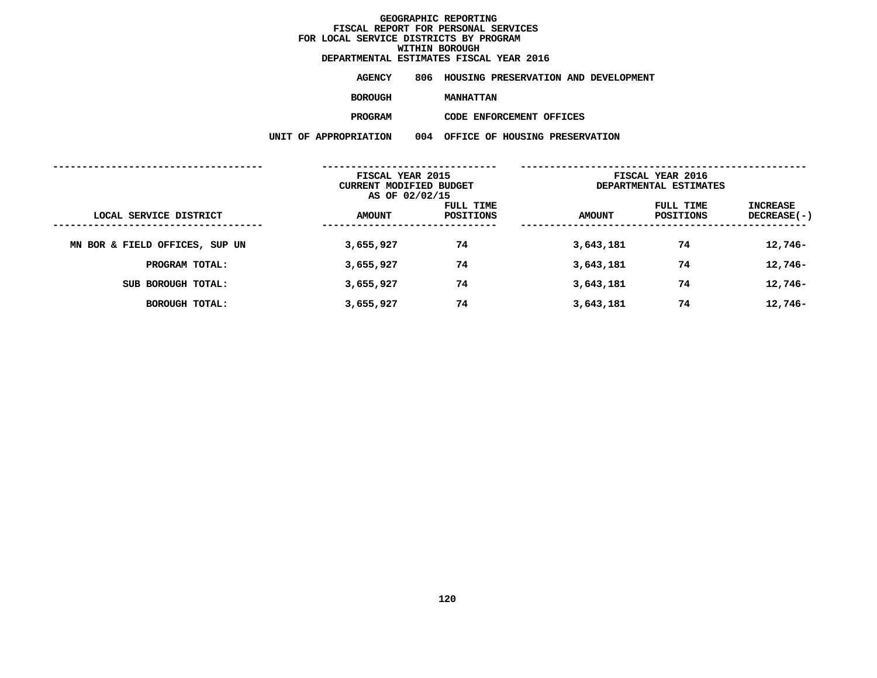# GEOGRAPHIC REPORTING
## FISCAL REPORT FOR PERSONAL SERVICES
## FOR LOCAL SERVICE DISTRICTS BY PROGRAM
## WITHIN BOROUGH
## DEPARTMENTAL ESTIMATES FISCAL YEAR 2016

**AGENCY** 806 HOUSING PRESERVATION AND DEVELOPMENT

**BOROUGH** MANHATTAN

**PROGRAM** CODE ENFORCEMENT OFFICES

**UNIT OF APPROPRIATION** 004 OFFICE OF HOUSING PRESERVATION

| | FISCAL YEAR 2015 CURRENT MODIFIED BUDGET AS OF 02/02/15 | | FISCAL YEAR 2016 DEPARTMENTAL ESTIMATES | | |
|---|---|---|---|---|---|
| LOCAL SERVICE DISTRICT | AMOUNT | FULL TIME POSITIONS | AMOUNT | FULL TIME POSITIONS | INCREASE DECREASE(-) |
| MN BOR & FIELD OFFICES, SUP UN | 3,655,927 | 74 | 3,643,181 | 74 | 12,746- |
| PROGRAM TOTAL: | 3,655,927 | 74 | 3,643,181 | 74 | 12,746- |
| SUB BOROUGH TOTAL: | 3,655,927 | 74 | 3,643,181 | 74 | 12,746- |
| BOROUGH TOTAL: | 3,655,927 | 74 | 3,643,181 | 74 | 12,746- |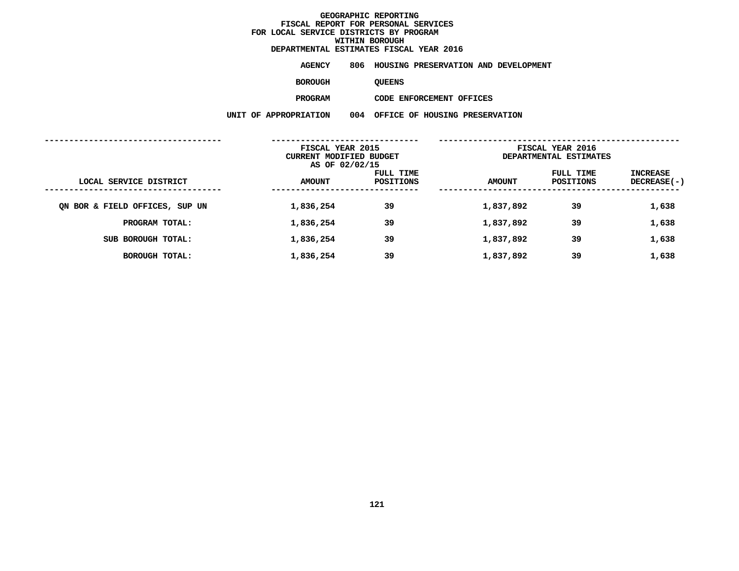# GEOGRAPHIC REPORTING
## FISCAL REPORT FOR PERSONAL SERVICES
## FOR LOCAL SERVICE DISTRICTS BY PROGRAM
## WITHIN BOROUGH
## DEPARTMENTAL ESTIMATES FISCAL YEAR 2016

**AGENCY** 806 HOUSING PRESERVATION AND DEVELOPMENT

**BOROUGH** QUEENS

**PROGRAM** CODE ENFORCEMENT OFFICES

**UNIT OF APPROPRIATION** 004 OFFICE OF HOUSING PRESERVATION

| | FISCAL YEAR 2015 CURRENT MODIFIED BUDGET AS OF 02/02/15 | | FISCAL YEAR 2016 DEPARTMENTAL ESTIMATES | | |
|---|---|---|---|---|---|
| LOCAL SERVICE DISTRICT | AMOUNT | FULL TIME POSITIONS | AMOUNT | FULL TIME POSITIONS | INCREASE DECREASE(-) |
| QN BOR & FIELD OFFICES, SUP UN | 1,836,254 | 39 | 1,837,892 | 39 | 1,638 |
| PROGRAM TOTAL: | 1,836,254 | 39 | 1,837,892 | 39 | 1,638 |
| SUB BOROUGH TOTAL: | 1,836,254 | 39 | 1,837,892 | 39 | 1,638 |
| BOROUGH TOTAL: | 1,836,254 | 39 | 1,837,892 | 39 | 1,638 |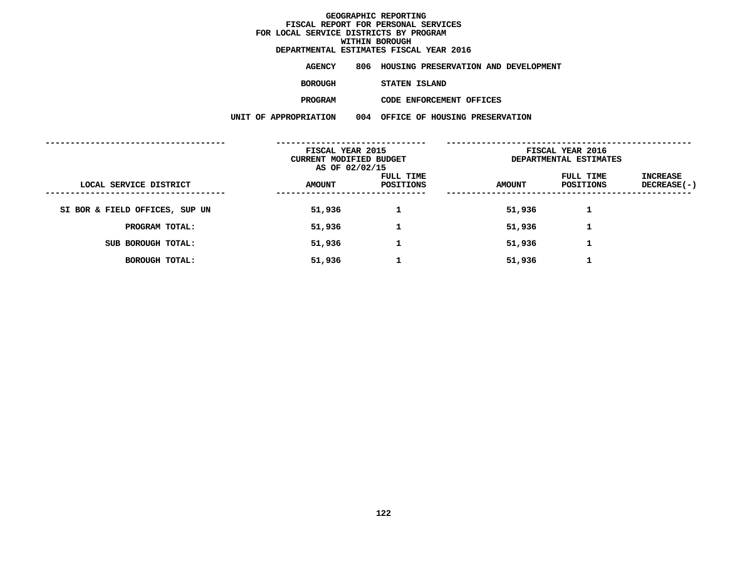# GEOGRAPHIC REPORTING
## FISCAL REPORT FOR PERSONAL SERVICES
## FOR LOCAL SERVICE DISTRICTS BY PROGRAM
## WITHIN BOROUGH
## DEPARTMENTAL ESTIMATES FISCAL YEAR 2016

**AGENCY** 806 HOUSING PRESERVATION AND DEVELOPMENT

**BOROUGH** STATEN ISLAND

**PROGRAM** CODE ENFORCEMENT OFFICES

**UNIT OF APPROPRIATION** 004 OFFICE OF HOUSING PRESERVATION

| LOCAL SERVICE DISTRICT | FISCAL YEAR 2015 CURRENT MODIFIED BUDGET AS OF 02/02/15 AMOUNT | FULL TIME POSITIONS | FISCAL YEAR 2016 DEPARTMENTAL ESTIMATES AMOUNT | FULL TIME POSITIONS | INCREASE DECREASE(-) |
|---|---|---|---|---|---|
| SI BOR & FIELD OFFICES, SUP UN | 51,936 | 1 | 51,936 | 1 | |
| PROGRAM TOTAL: | 51,936 | 1 | 51,936 | 1 | |
| SUB BOROUGH TOTAL: | 51,936 | 1 | 51,936 | 1 | |
| BOROUGH TOTAL: | 51,936 | 1 | 51,936 | 1 | |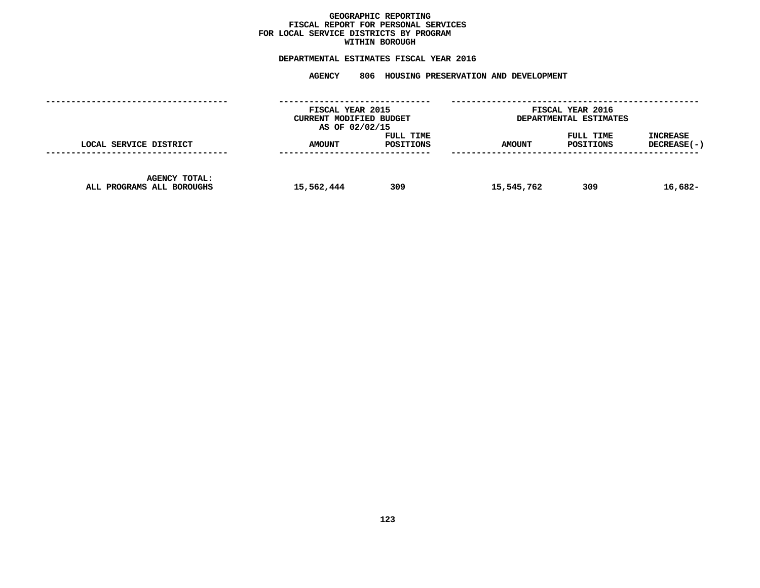**GEOGRAPHIC REPORTING**
**FISCAL REPORT FOR PERSONAL SERVICES**
**FOR LOCAL SERVICE DISTRICTS BY PROGRAM**
**WITHIN BOROUGH**

**DEPARTMENTAL ESTIMATES FISCAL YEAR 2016**

**AGENCY 806 HOUSING PRESERVATION AND DEVELOPMENT**

| LOCAL SERVICE DISTRICT | FISCAL YEAR 2015 CURRENT MODIFIED BUDGET AS OF 02/02/15 AMOUNT | FULL TIME POSITIONS | FISCAL YEAR 2016 DEPARTMENTAL ESTIMATES AMOUNT | FULL TIME POSITIONS | INCREASE DECREASE(-) |
|---|---|---|---|---|---|
| AGENCY TOTAL: ALL PROGRAMS ALL BOROUGHS | 15,562,444 | 309 | 15,545,762 | 309 | 16,682- |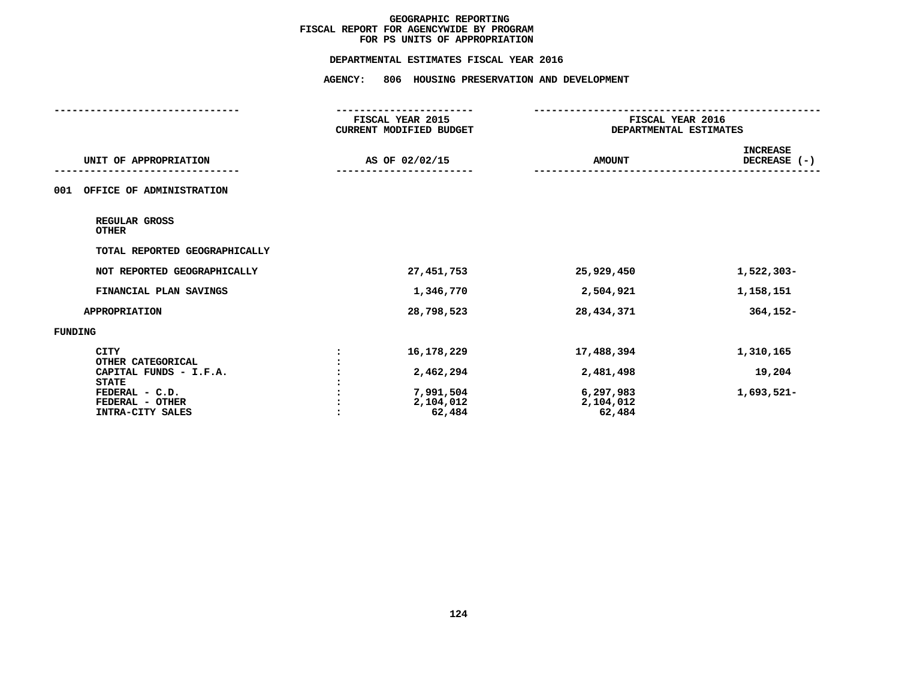# GEOGRAPHIC REPORTING
## FISCAL REPORT FOR AGENCYWIDE BY PROGRAM
## FOR PS UNITS OF APPROPRIATION

### DEPARTMENTAL ESTIMATES FISCAL YEAR 2016

### AGENCY: 806 HOUSING PRESERVATION AND DEVELOPMENT

| UNIT OF APPROPRIATION | FISCAL YEAR 2015 CURRENT MODIFIED BUDGET AS OF 02/02/15 | FISCAL YEAR 2016 DEPARTMENTAL ESTIMATES AMOUNT | INCREASE DECREASE (-) |
|---|---|---|---|
| **001 OFFICE OF ADMINISTRATION** | | | |
| REGULAR GROSS | | | |
| OTHER | | | |
| TOTAL REPORTED GEOGRAPHICALLY | | | |
| NOT REPORTED GEOGRAPHICALLY | 27,451,753 | 25,929,450 | 1,522,303- |
| FINANCIAL PLAN SAVINGS | 1,346,770 | 2,504,921 | 1,158,151 |
| APPROPRIATION | 28,798,523 | 28,434,371 | 364,152- |
| **FUNDING** | | | |
| CITY | 16,178,229 | 17,488,394 | 1,310,165 |
| OTHER CATEGORICAL | | | |
| CAPITAL FUNDS - I.F.A. | 2,462,294 | 2,481,498 | 19,204 |
| STATE | | | |
| FEDERAL - C.D. | 7,991,504 | 6,297,983 | 1,693,521- |
| FEDERAL - OTHER | 2,104,012 | 2,104,012 | |
| INTRA-CITY SALES | 62,484 | 62,484 | |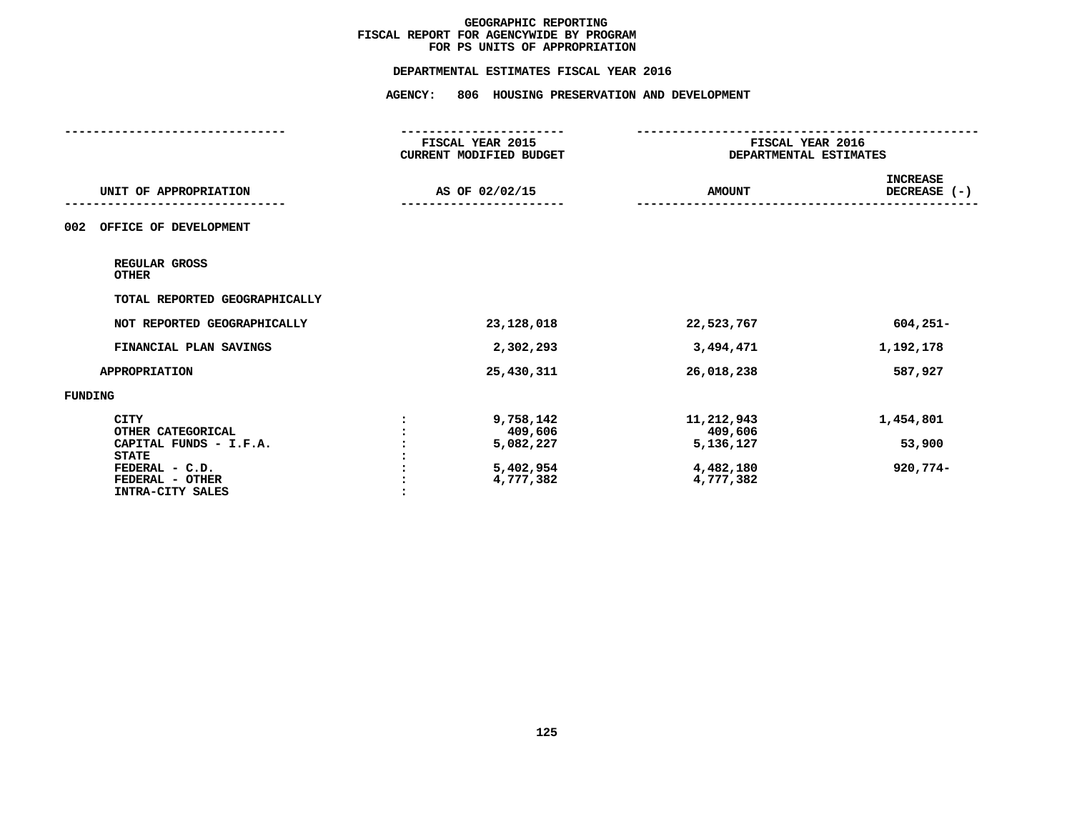# GEOGRAPHIC REPORTING
## FISCAL REPORT FOR AGENCYWIDE BY PROGRAM
## FOR PS UNITS OF APPROPRIATION

### DEPARTMENTAL ESTIMATES FISCAL YEAR 2016

### AGENCY: 806 HOUSING PRESERVATION AND DEVELOPMENT

| UNIT OF APPROPRIATION | | FISCAL YEAR 2015 CURRENT MODIFIED BUDGET AS OF 02/02/15 | FISCAL YEAR 2016 DEPARTMENTAL ESTIMATES AMOUNT | INCREASE DECREASE (-) |
|---|---|---|---|---|
| 002 OFFICE OF DEVELOPMENT | | | | |
| REGULAR GROSS | | | | |
| OTHER | | | | |
| TOTAL REPORTED GEOGRAPHICALLY | | | | |
| NOT REPORTED GEOGRAPHICALLY | | 23,128,018 | 22,523,767 | 604,251- |
| FINANCIAL PLAN SAVINGS | | 2,302,293 | 3,494,471 | 1,192,178 |
| APPROPRIATION | | 25,430,311 | 26,018,238 | 587,927 |
| FUNDING | | | | |
| CITY | : | 9,758,142 | 11,212,943 | 1,454,801 |
| OTHER CATEGORICAL | : | 409,606 | 409,606 | |
| CAPITAL FUNDS - I.F.A. | : | 5,082,227 | 5,136,127 | 53,900 |
| STATE | : | | | |
| FEDERAL - C.D. | : | 5,402,954 | 4,482,180 | 920,774- |
| FEDERAL - OTHER | : | 4,777,382 | 4,777,382 | |
| INTRA-CITY SALES | : | | | |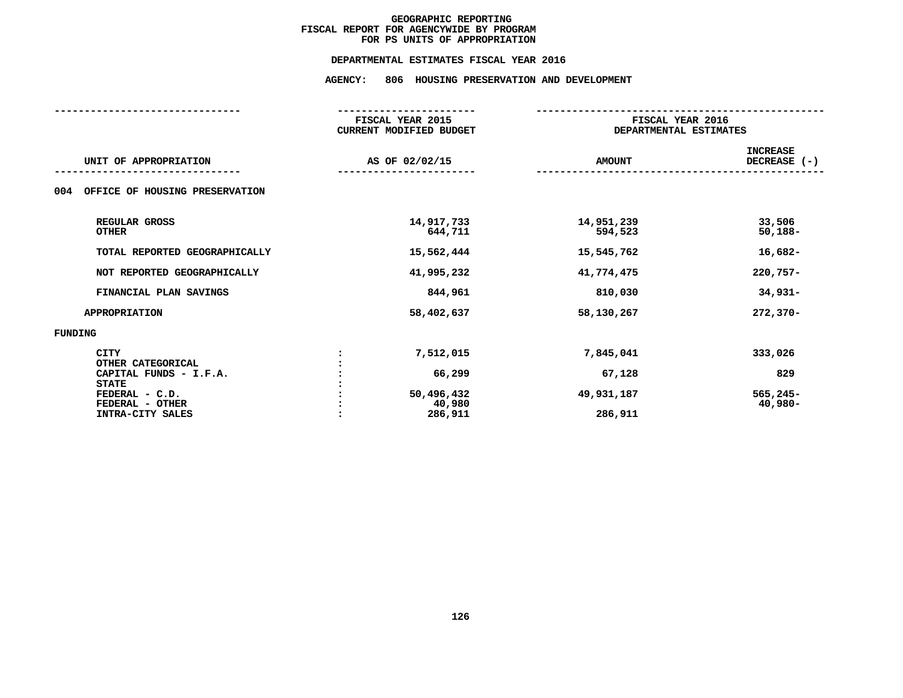# GEOGRAPHIC REPORTING
## FISCAL REPORT FOR AGENCYWIDE BY PROGRAM
## FOR PS UNITS OF APPROPRIATION

### DEPARTMENTAL ESTIMATES FISCAL YEAR 2016

### AGENCY: 806 HOUSING PRESERVATION AND DEVELOPMENT

| UNIT OF APPROPRIATION | | FISCAL YEAR 2015 CURRENT MODIFIED BUDGET AS OF 02/02/15 | FISCAL YEAR 2016 DEPARTMENTAL ESTIMATES AMOUNT | INCREASE DECREASE (-) |
|---|---|---|---|---|
| **004 OFFICE OF HOUSING PRESERVATION** | | | | |
| REGULAR GROSS | | 14,917,733 | 14,951,239 | 33,506 |
| OTHER | | 644,711 | 594,523 | 50,188- |
| TOTAL REPORTED GEOGRAPHICALLY | | 15,562,444 | 15,545,762 | 16,682- |
| NOT REPORTED GEOGRAPHICALLY | | 41,995,232 | 41,774,475 | 220,757- |
| FINANCIAL PLAN SAVINGS | | 844,961 | 810,030 | 34,931- |
| APPROPRIATION | | 58,402,637 | 58,130,267 | 272,370- |
| **FUNDING** | | | | |
| CITY | : | 7,512,015 | 7,845,041 | 333,026 |
| OTHER CATEGORICAL | : | | | |
| CAPITAL FUNDS - I.F.A. | : | 66,299 | 67,128 | 829 |
| STATE | : | | | |
| FEDERAL - C.D. | : | 50,496,432 | 49,931,187 | 565,245- |
| FEDERAL - OTHER | : | 40,980 | | 40,980- |
| INTRA-CITY SALES | : | 286,911 | 286,911 | |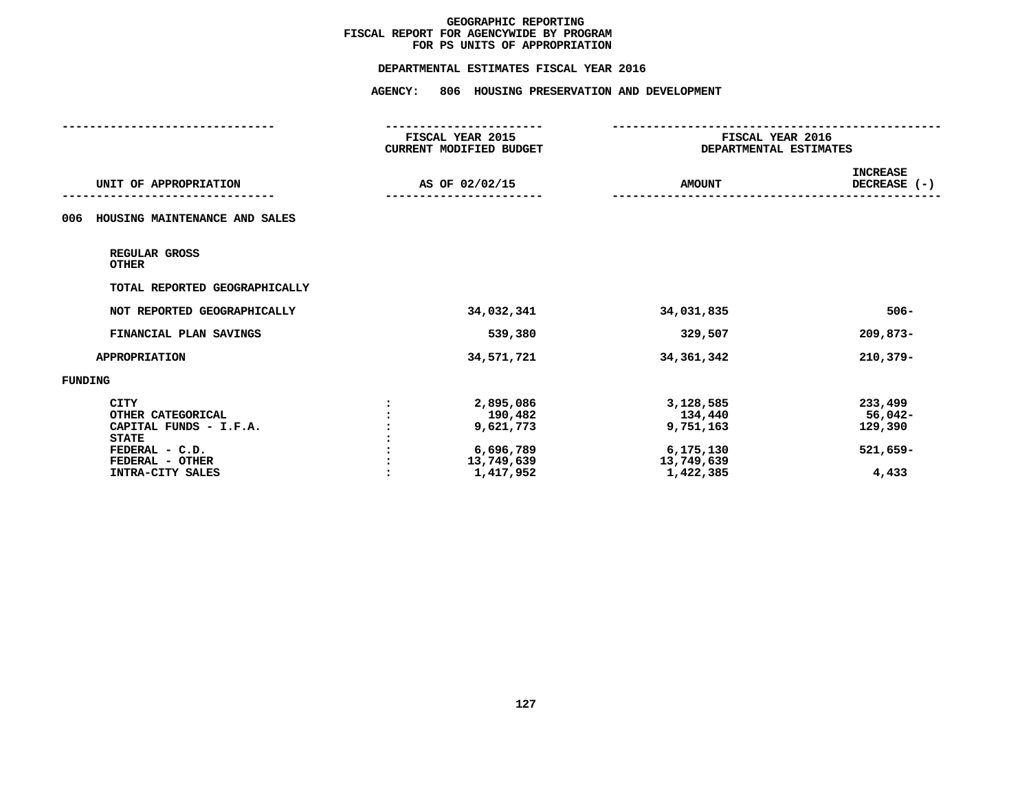# GEOGRAPHIC REPORTING
## FISCAL REPORT FOR AGENCYWIDE BY PROGRAM
## FOR PS UNITS OF APPROPRIATION

### DEPARTMENTAL ESTIMATES FISCAL YEAR 2016

### AGENCY: 806 HOUSING PRESERVATION AND DEVELOPMENT

| UNIT OF APPROPRIATION | | FISCAL YEAR 2015 CURRENT MODIFIED BUDGET AS OF 02/02/15 | FISCAL YEAR 2016 DEPARTMENTAL ESTIMATES AMOUNT | INCREASE DECREASE (-) |
|---|---|---|---|---|
| 006 HOUSING MAINTENANCE AND SALES | | | | |
| REGULAR GROSS | | | | |
| OTHER | | | | |
| TOTAL REPORTED GEOGRAPHICALLY | | | | |
| NOT REPORTED GEOGRAPHICALLY | | 34,032,341 | 34,031,835 | 506- |
| FINANCIAL PLAN SAVINGS | | 539,380 | 329,507 | 209,873- |
| APPROPRIATION | | 34,571,721 | 34,361,342 | 210,379- |
| FUNDING | | | | |
| CITY | : | 2,895,086 | 3,128,585 | 233,499 |
| OTHER CATEGORICAL | : | 190,482 | 134,440 | 56,042- |
| CAPITAL FUNDS - I.F.A. | : | 9,621,773 | 9,751,163 | 129,390 |
| STATE | : | | | |
| FEDERAL - C.D. | : | 6,696,789 | 6,175,130 | 521,659- |
| FEDERAL - OTHER | : | 13,749,639 | 13,749,639 | |
| INTRA-CITY SALES | : | 1,417,952 | 1,422,385 | 4,433 |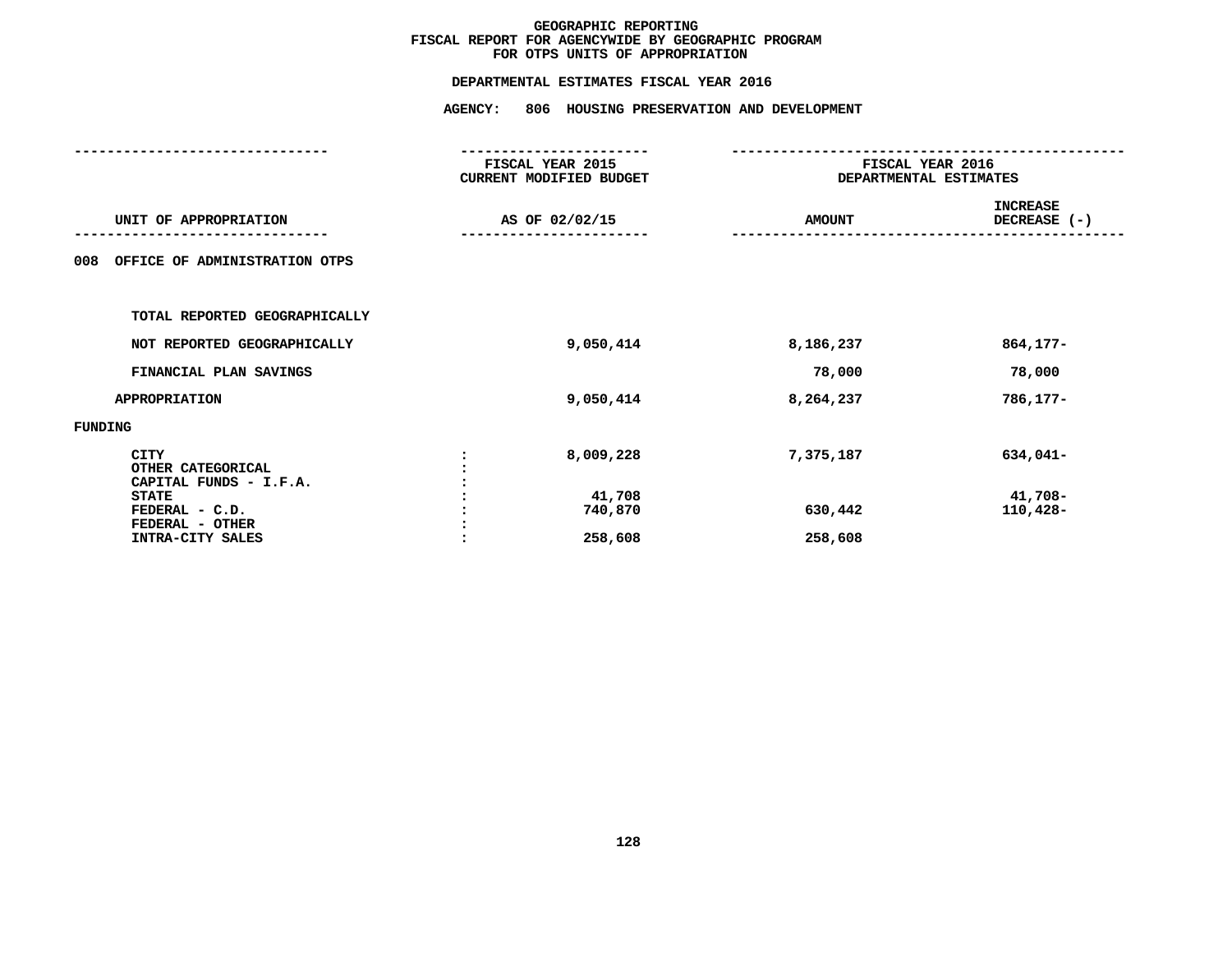# GEOGRAPHIC REPORTING
## FISCAL REPORT FOR AGENCYWIDE BY GEOGRAPHIC PROGRAM
## FOR OTPS UNITS OF APPROPRIATION

### DEPARTMENTAL ESTIMATES FISCAL YEAR 2016

### AGENCY: 806 HOUSING PRESERVATION AND DEVELOPMENT

| UNIT OF APPROPRIATION | | FISCAL YEAR 2015 CURRENT MODIFIED BUDGET AS OF 02/02/15 | FISCAL YEAR 2016 DEPARTMENTAL ESTIMATES AMOUNT | INCREASE DECREASE (-) |
|---|---|---|---|---|
| 008 OFFICE OF ADMINISTRATION OTPS | | | | |
| TOTAL REPORTED GEOGRAPHICALLY | | | | |
| NOT REPORTED GEOGRAPHICALLY | | 9,050,414 | 8,186,237 | 864,177- |
| FINANCIAL PLAN SAVINGS | | | 78,000 | 78,000 |
| APPROPRIATION | | 9,050,414 | 8,264,237 | 786,177- |
| FUNDING | | | | |
| CITY | : | 8,009,228 | 7,375,187 | 634,041- |
| OTHER CATEGORICAL | : | | | |
| CAPITAL FUNDS - I.F.A. | : | | | |
| STATE | : | 41,708 | | 41,708- |
| FEDERAL - C.D. | : | 740,870 | 630,442 | 110,428- |
| FEDERAL - OTHER | : | | | |
| INTRA-CITY SALES | : | 258,608 | 258,608 | |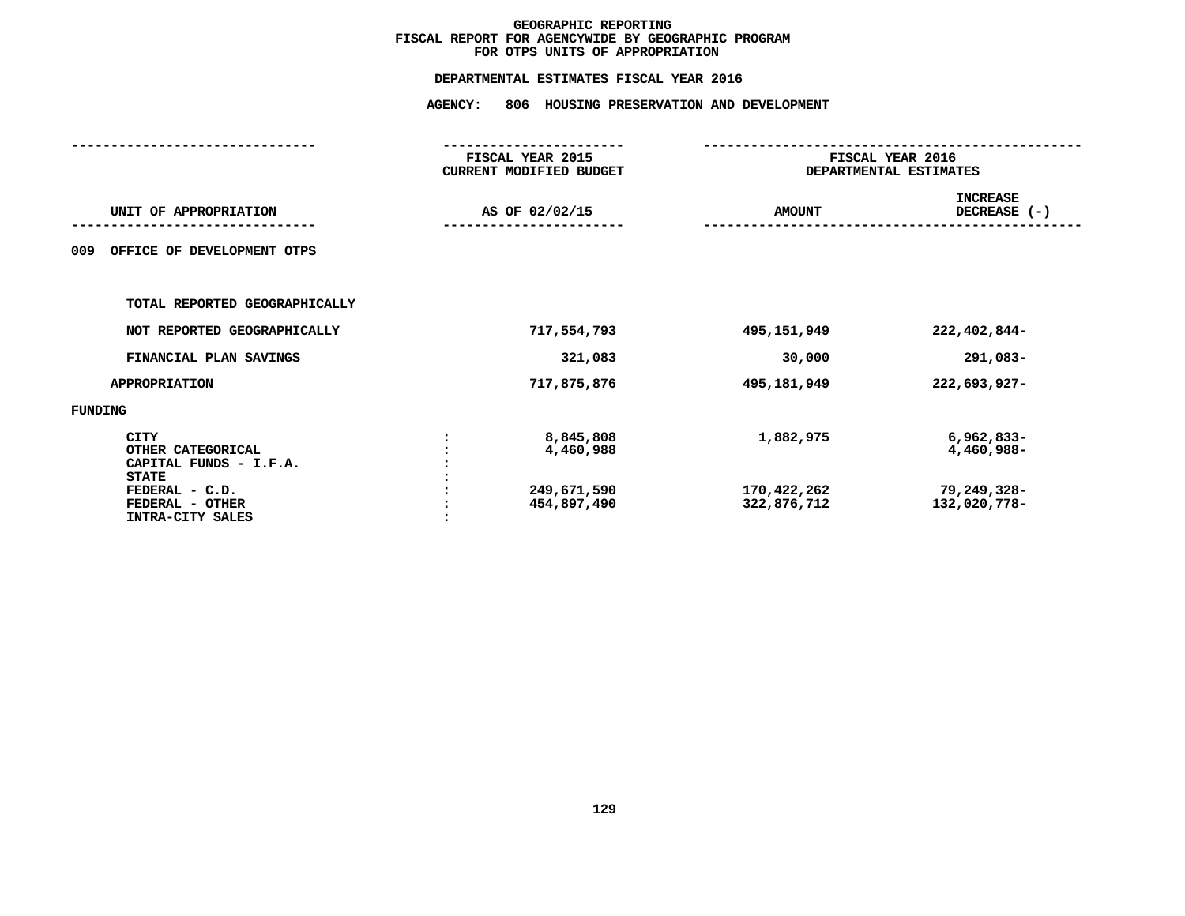# GEOGRAPHIC REPORTING
## FISCAL REPORT FOR AGENCYWIDE BY GEOGRAPHIC PROGRAM
## FOR OTPS UNITS OF APPROPRIATION

### DEPARTMENTAL ESTIMATES FISCAL YEAR 2016

### AGENCY: 806 HOUSING PRESERVATION AND DEVELOPMENT

| UNIT OF APPROPRIATION | | FISCAL YEAR 2015 CURRENT MODIFIED BUDGET AS OF 02/02/15 | FISCAL YEAR 2016 DEPARTMENTAL ESTIMATES AMOUNT | INCREASE DECREASE (-) |
|---|---|---|---|---|
| 009 OFFICE OF DEVELOPMENT OTPS | | | | |
| TOTAL REPORTED GEOGRAPHICALLY | | | | |
| NOT REPORTED GEOGRAPHICALLY | | 717,554,793 | 495,151,949 | 222,402,844- |
| FINANCIAL PLAN SAVINGS | | 321,083 | 30,000 | 291,083- |
| APPROPRIATION | | 717,875,876 | 495,181,949 | 222,693,927- |
| FUNDING | | | | |
| CITY | : | 8,845,808 | 1,882,975 | 6,962,833- |
| OTHER CATEGORICAL | : | 4,460,988 | | 4,460,988- |
| CAPITAL FUNDS - I.F.A. | : | | | |
| STATE | : | | | |
| FEDERAL - C.D. | : | 249,671,590 | 170,422,262 | 79,249,328- |
| FEDERAL - OTHER | : | 454,897,490 | 322,876,712 | 132,020,778- |
| INTRA-CITY SALES | : | | | |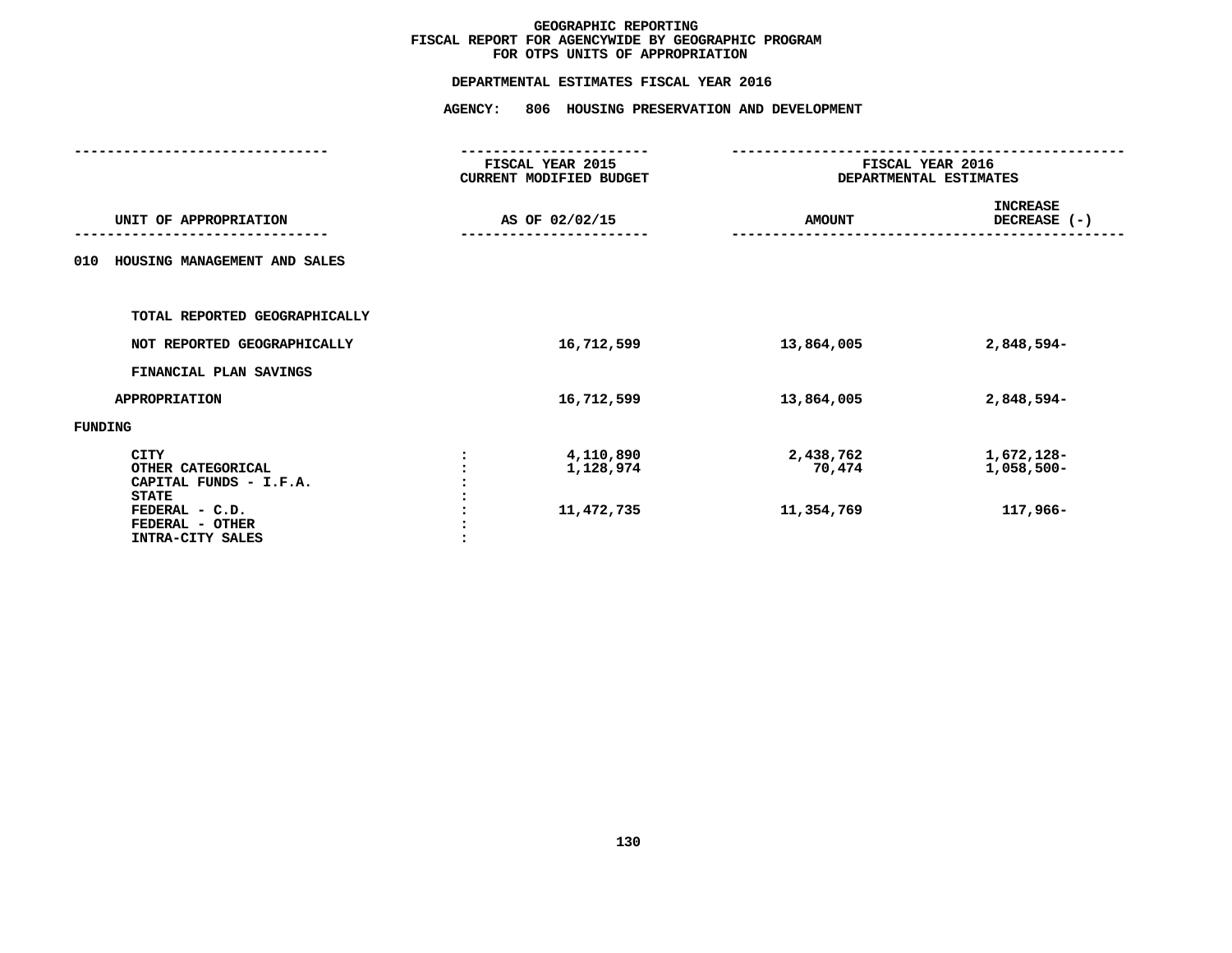# GEOGRAPHIC REPORTING
## FISCAL REPORT FOR AGENCYWIDE BY GEOGRAPHIC PROGRAM
## FOR OTPS UNITS OF APPROPRIATION

### DEPARTMENTAL ESTIMATES FISCAL YEAR 2016

### AGENCY: 806 HOUSING PRESERVATION AND DEVELOPMENT

| UNIT OF APPROPRIATION | | FISCAL YEAR 2015 CURRENT MODIFIED BUDGET AS OF 02/02/15 | FISCAL YEAR 2016 DEPARTMENTAL ESTIMATES AMOUNT | INCREASE DECREASE (-) |
|---|---|---|---|---|
| 010 HOUSING MANAGEMENT AND SALES | | | | |
| TOTAL REPORTED GEOGRAPHICALLY | | | | |
| NOT REPORTED GEOGRAPHICALLY | | 16,712,599 | 13,864,005 | 2,848,594- |
| FINANCIAL PLAN SAVINGS | | | | |
| APPROPRIATION | | 16,712,599 | 13,864,005 | 2,848,594- |
| FUNDING | | | | |
| CITY | : | 4,110,890 | 2,438,762 | 1,672,128- |
| OTHER CATEGORICAL | : | 1,128,974 | 70,474 | 1,058,500- |
| CAPITAL FUNDS - I.F.A. | : | | | |
| STATE | : | | | |
| FEDERAL - C.D. | : | 11,472,735 | 11,354,769 | 117,966- |
| FEDERAL - OTHER | : | | | |
| INTRA-CITY SALES | : | | | |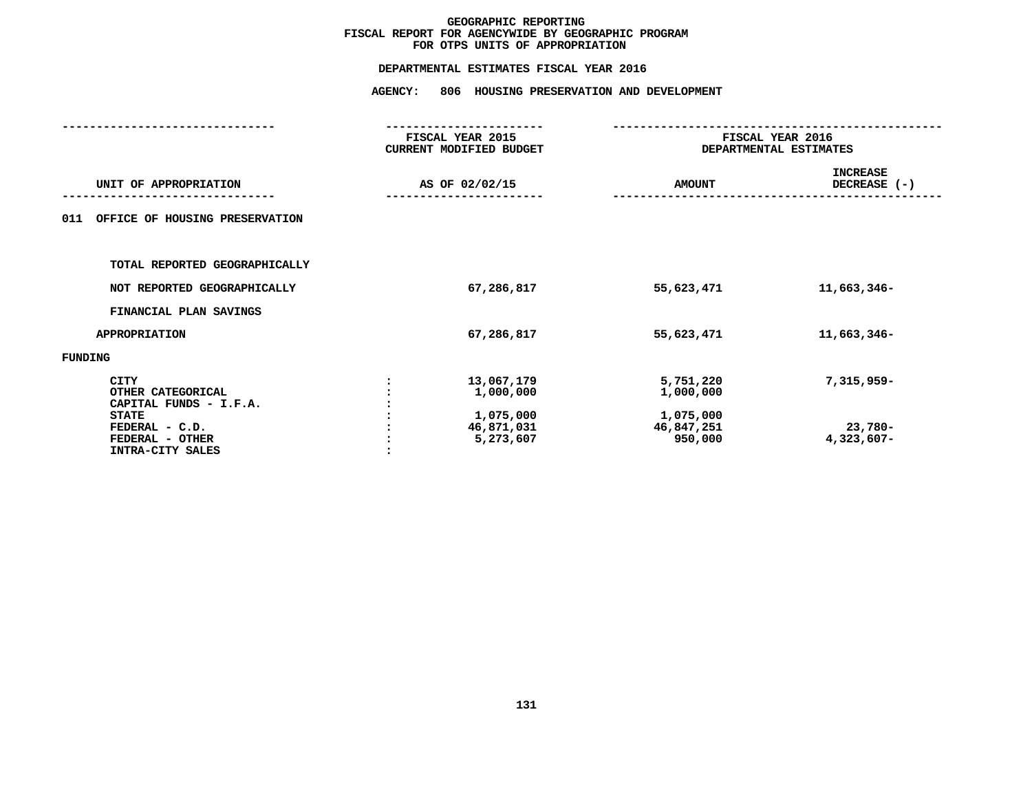# GEOGRAPHIC REPORTING
## FISCAL REPORT FOR AGENCYWIDE BY GEOGRAPHIC PROGRAM
## FOR OTPS UNITS OF APPROPRIATION

### DEPARTMENTAL ESTIMATES FISCAL YEAR 2016

### AGENCY: 806 HOUSING PRESERVATION AND DEVELOPMENT

| UNIT OF APPROPRIATION | FISCAL YEAR 2015 CURRENT MODIFIED BUDGET AS OF 02/02/15 | FISCAL YEAR 2016 DEPARTMENTAL ESTIMATES AMOUNT | INCREASE DECREASE (-) |
|---|---|---|---|
| 011 OFFICE OF HOUSING PRESERVATION | | | |
| TOTAL REPORTED GEOGRAPHICALLY | | | |
| NOT REPORTED GEOGRAPHICALLY | 67,286,817 | 55,623,471 | 11,663,346- |
| FINANCIAL PLAN SAVINGS | | | |
| APPROPRIATION | 67,286,817 | 55,623,471 | 11,663,346- |
| FUNDING | | | |
| CITY | 13,067,179 | 5,751,220 | 7,315,959- |
| OTHER CATEGORICAL | 1,000,000 | 1,000,000 | |
| CAPITAL FUNDS - I.F.A. | | | |
| STATE | 1,075,000 | 1,075,000 | |
| FEDERAL - C.D. | 46,871,031 | 46,847,251 | 23,780- |
| FEDERAL - OTHER | 5,273,607 | 950,000 | 4,323,607- |
| INTRA-CITY SALES | | | |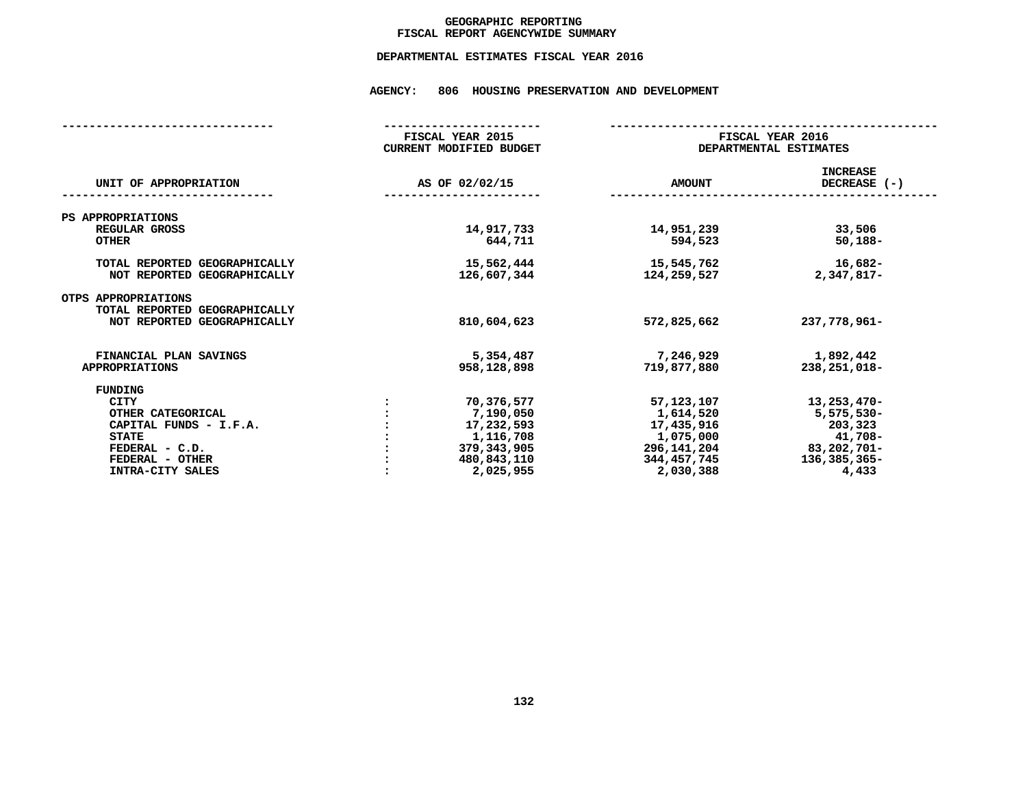# GEOGRAPHIC REPORTING
## FISCAL REPORT AGENCYWIDE SUMMARY

### DEPARTMENTAL ESTIMATES FISCAL YEAR 2016

### AGENCY: 806 HOUSING PRESERVATION AND DEVELOPMENT

| UNIT OF APPROPRIATION | | FISCAL YEAR 2015 CURRENT MODIFIED BUDGET AS OF 02/02/15 | FISCAL YEAR 2016 DEPARTMENTAL ESTIMATES AMOUNT | INCREASE DECREASE (-) |
|---|---|---|---|---|
| PS APPROPRIATIONS | | | | |
| REGULAR GROSS | | 14,917,733 | 14,951,239 | 33,506 |
| OTHER | | 644,711 | 594,523 | 50,188- |
| TOTAL REPORTED GEOGRAPHICALLY | | 15,562,444 | 15,545,762 | 16,682- |
| NOT REPORTED GEOGRAPHICALLY | | 126,607,344 | 124,259,527 | 2,347,817- |
| OTPS APPROPRIATIONS | | | | |
| TOTAL REPORTED GEOGRAPHICALLY | | | | |
| NOT REPORTED GEOGRAPHICALLY | | 810,604,623 | 572,825,662 | 237,778,961- |
| FINANCIAL PLAN SAVINGS | | 5,354,487 | 7,246,929 | 1,892,442 |
| APPROPRIATIONS | | 958,128,898 | 719,877,880 | 238,251,018- |
| FUNDING | | | | |
| CITY | : | 70,376,577 | 57,123,107 | 13,253,470- |
| OTHER CATEGORICAL | : | 7,190,050 | 1,614,520 | 5,575,530- |
| CAPITAL FUNDS - I.F.A. | : | 17,232,593 | 17,435,916 | 203,323 |
| STATE | : | 1,116,708 | 1,075,000 | 41,708- |
| FEDERAL - C.D. | : | 379,343,905 | 296,141,204 | 83,202,701- |
| FEDERAL - OTHER | : | 480,843,110 | 344,457,745 | 136,385,365- |
| INTRA-CITY SALES | : | 2,025,955 | 2,030,388 | 4,433 |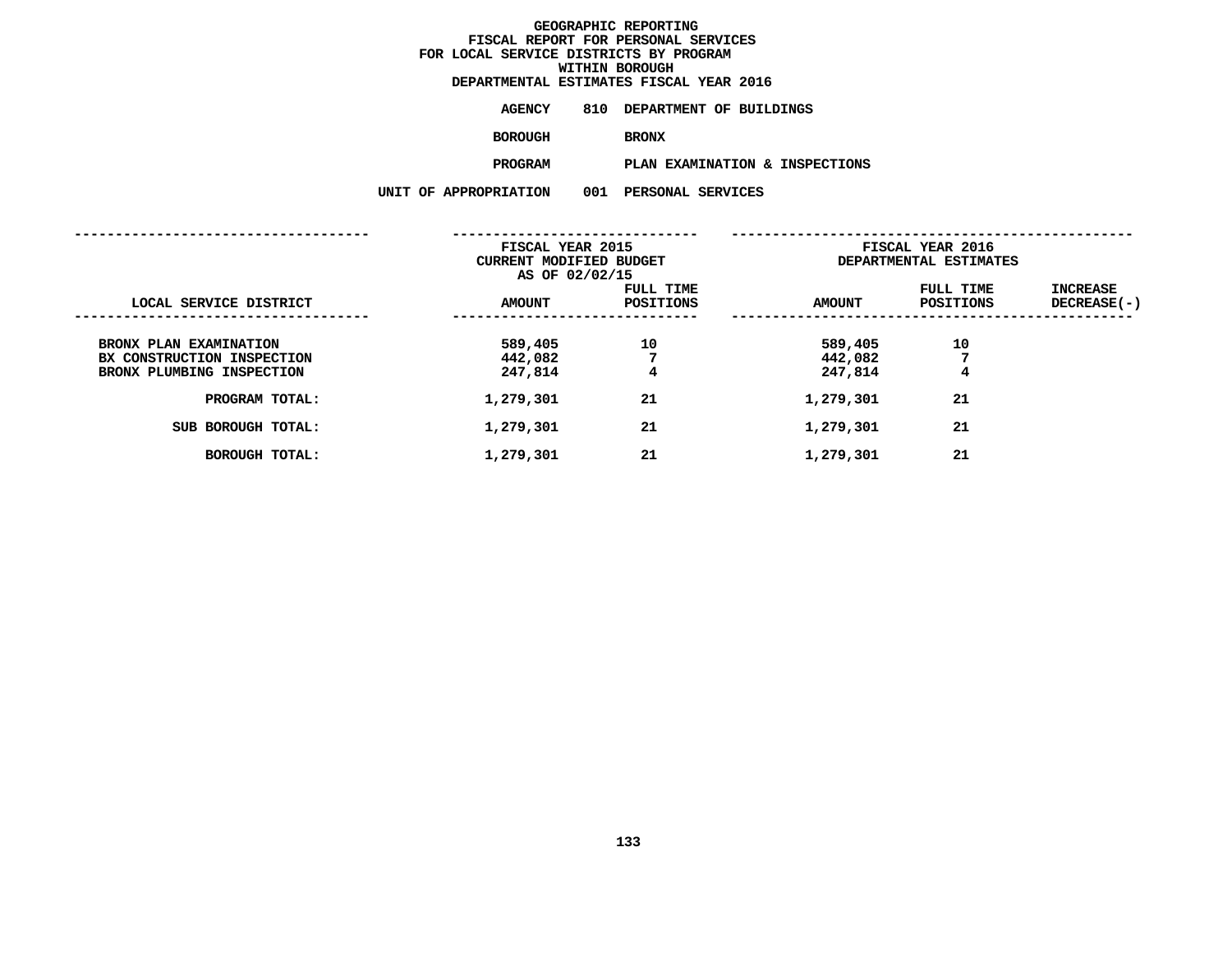# GEOGRAPHIC REPORTING
## FISCAL REPORT FOR PERSONAL SERVICES
## FOR LOCAL SERVICE DISTRICTS BY PROGRAM
## WITHIN BOROUGH
## DEPARTMENTAL ESTIMATES FISCAL YEAR 2016

**AGENCY** 810 DEPARTMENT OF BUILDINGS

**BOROUGH** BRONX

**PROGRAM** PLAN EXAMINATION & INSPECTIONS

**UNIT OF APPROPRIATION** 001 PERSONAL SERVICES

| | FISCAL YEAR 2015 CURRENT MODIFIED BUDGET AS OF 02/02/15 | | FISCAL YEAR 2016 DEPARTMENTAL ESTIMATES | | |
|---|---|---|---|---|---|
| LOCAL SERVICE DISTRICT | AMOUNT | FULL TIME POSITIONS | AMOUNT | FULL TIME POSITIONS | INCREASE DECREASE(-) |
| BRONX PLAN EXAMINATION | 589,405 | 10 | 589,405 | 10 | |
| BX CONSTRUCTION INSPECTION | 442,082 | 7 | 442,082 | 7 | |
| BRONX PLUMBING INSPECTION | 247,814 | 4 | 247,814 | 4 | |
| PROGRAM TOTAL: | 1,279,301 | 21 | 1,279,301 | 21 | |
| SUB BOROUGH TOTAL: | 1,279,301 | 21 | 1,279,301 | 21 | |
| BOROUGH TOTAL: | 1,279,301 | 21 | 1,279,301 | 21 | |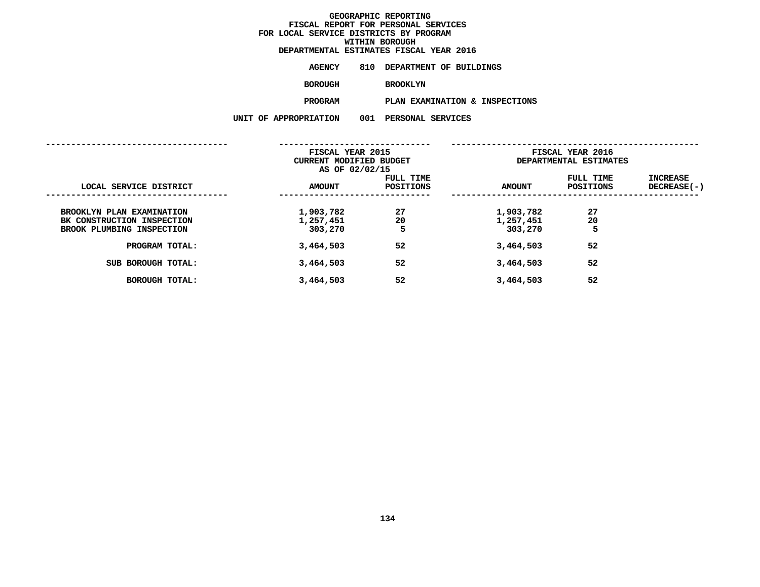# GEOGRAPHIC REPORTING
## FISCAL REPORT FOR PERSONAL SERVICES
## FOR LOCAL SERVICE DISTRICTS BY PROGRAM
## WITHIN BOROUGH
## DEPARTMENTAL ESTIMATES FISCAL YEAR 2016

**AGENCY** 810 DEPARTMENT OF BUILDINGS

**BOROUGH** BROOKLYN

**PROGRAM** PLAN EXAMINATION & INSPECTIONS

**UNIT OF APPROPRIATION** 001 PERSONAL SERVICES

| | FISCAL YEAR 2015 CURRENT MODIFIED BUDGET AS OF 02/02/15 | | FISCAL YEAR 2016 DEPARTMENTAL ESTIMATES | | |
|---|---|---|---|---|---|
| LOCAL SERVICE DISTRICT | AMOUNT | FULL TIME POSITIONS | AMOUNT | FULL TIME POSITIONS | INCREASE DECREASE(-) |
| BROOKLYN PLAN EXAMINATION | 1,903,782 | 27 | 1,903,782 | 27 | |
| BK CONSTRUCTION INSPECTION | 1,257,451 | 20 | 1,257,451 | 20 | |
| BROOK PLUMBING INSPECTION | 303,270 | 5 | 303,270 | 5 | |
| PROGRAM TOTAL: | 3,464,503 | 52 | 3,464,503 | 52 | |
| SUB BOROUGH TOTAL: | 3,464,503 | 52 | 3,464,503 | 52 | |
| BOROUGH TOTAL: | 3,464,503 | 52 | 3,464,503 | 52 | |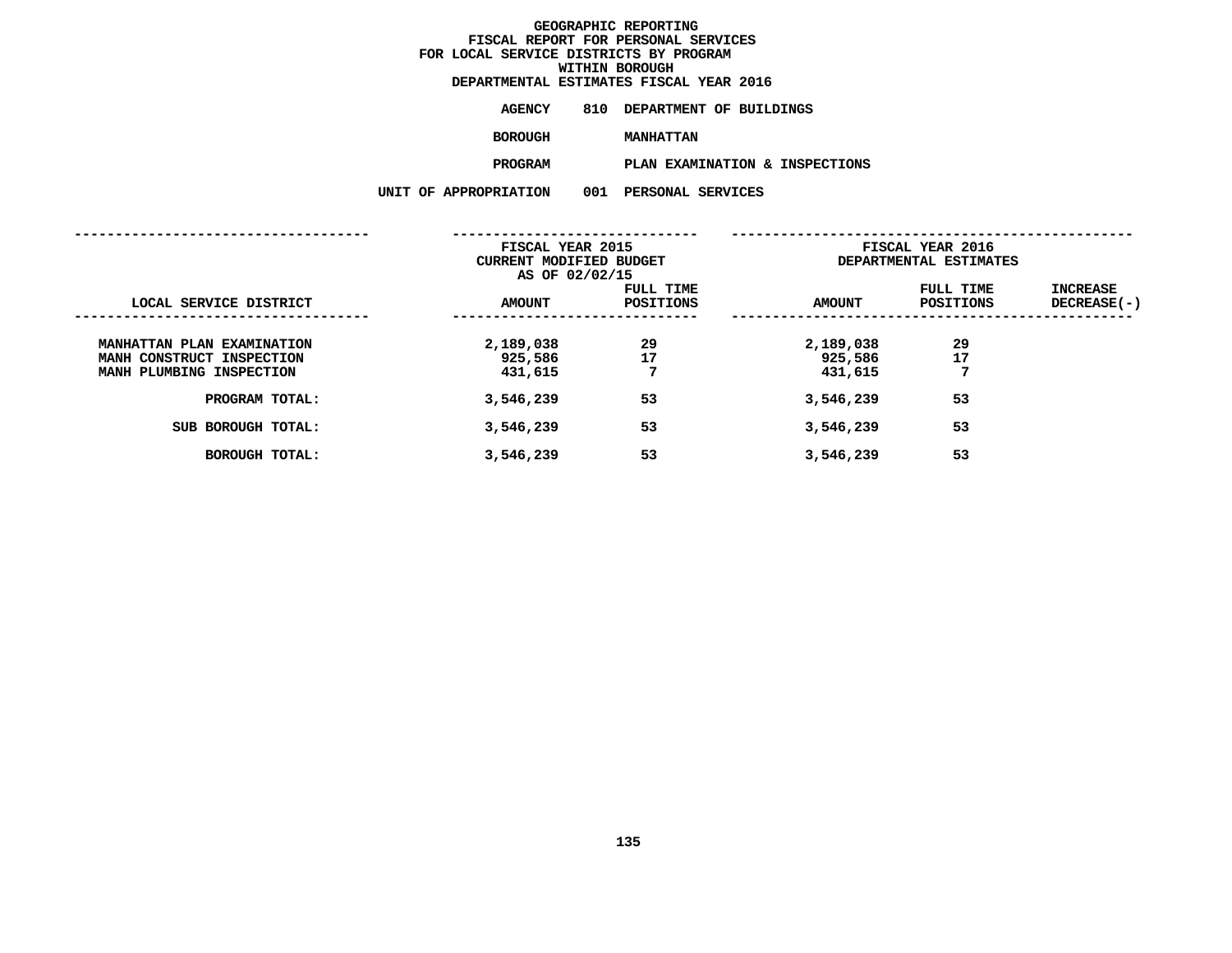# GEOGRAPHIC REPORTING
## FISCAL REPORT FOR PERSONAL SERVICES
## FOR LOCAL SERVICE DISTRICTS BY PROGRAM
## WITHIN BOROUGH
## DEPARTMENTAL ESTIMATES FISCAL YEAR 2016

**AGENCY** 810 DEPARTMENT OF BUILDINGS

**BOROUGH** MANHATTAN

**PROGRAM** PLAN EXAMINATION & INSPECTIONS

**UNIT OF APPROPRIATION** 001 PERSONAL SERVICES

| | FISCAL YEAR 2015 CURRENT MODIFIED BUDGET AS OF 02/02/15 | | FISCAL YEAR 2016 DEPARTMENTAL ESTIMATES | | |
|---|---|---|---|---|---|
| LOCAL SERVICE DISTRICT | AMOUNT | FULL TIME POSITIONS | AMOUNT | FULL TIME POSITIONS | INCREASE DECREASE(-) |
| MANHATTAN PLAN EXAMINATION | 2,189,038 | 29 | 2,189,038 | 29 | |
| MANH CONSTRUCT INSPECTION | 925,586 | 17 | 925,586 | 17 | |
| MANH PLUMBING INSPECTION | 431,615 | 7 | 431,615 | 7 | |
| PROGRAM TOTAL: | 3,546,239 | 53 | 3,546,239 | 53 | |
| SUB BOROUGH TOTAL: | 3,546,239 | 53 | 3,546,239 | 53 | |
| BOROUGH TOTAL: | 3,546,239 | 53 | 3,546,239 | 53 | |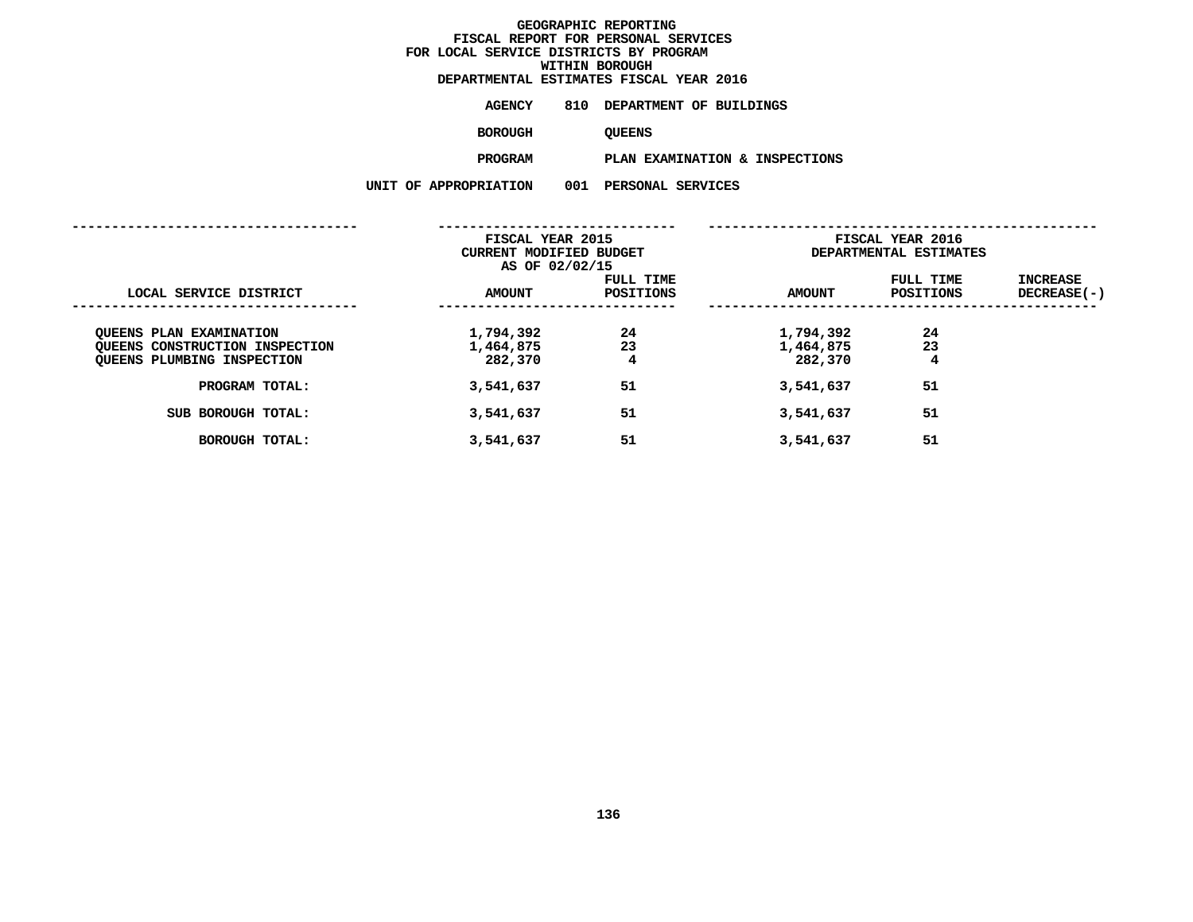# GEOGRAPHIC REPORTING
## FISCAL REPORT FOR PERSONAL SERVICES
## FOR LOCAL SERVICE DISTRICTS BY PROGRAM
## WITHIN BOROUGH
## DEPARTMENTAL ESTIMATES FISCAL YEAR 2016

**AGENCY** 810 DEPARTMENT OF BUILDINGS

**BOROUGH** QUEENS

**PROGRAM** PLAN EXAMINATION & INSPECTIONS

**UNIT OF APPROPRIATION** 001 PERSONAL SERVICES

| | FISCAL YEAR 2015 CURRENT MODIFIED BUDGET AS OF 02/02/15 | | FISCAL YEAR 2016 DEPARTMENTAL ESTIMATES | | |
|---|---|---|---|---|---|
| LOCAL SERVICE DISTRICT | AMOUNT | FULL TIME POSITIONS | AMOUNT | FULL TIME POSITIONS | INCREASE DECREASE(-) |
| QUEENS PLAN EXAMINATION | 1,794,392 | 24 | 1,794,392 | 24 | |
| QUEENS CONSTRUCTION INSPECTION | 1,464,875 | 23 | 1,464,875 | 23 | |
| QUEENS PLUMBING INSPECTION | 282,370 | 4 | 282,370 | 4 | |
| PROGRAM TOTAL: | 3,541,637 | 51 | 3,541,637 | 51 | |
| SUB BOROUGH TOTAL: | 3,541,637 | 51 | 3,541,637 | 51 | |
| BOROUGH TOTAL: | 3,541,637 | 51 | 3,541,637 | 51 | |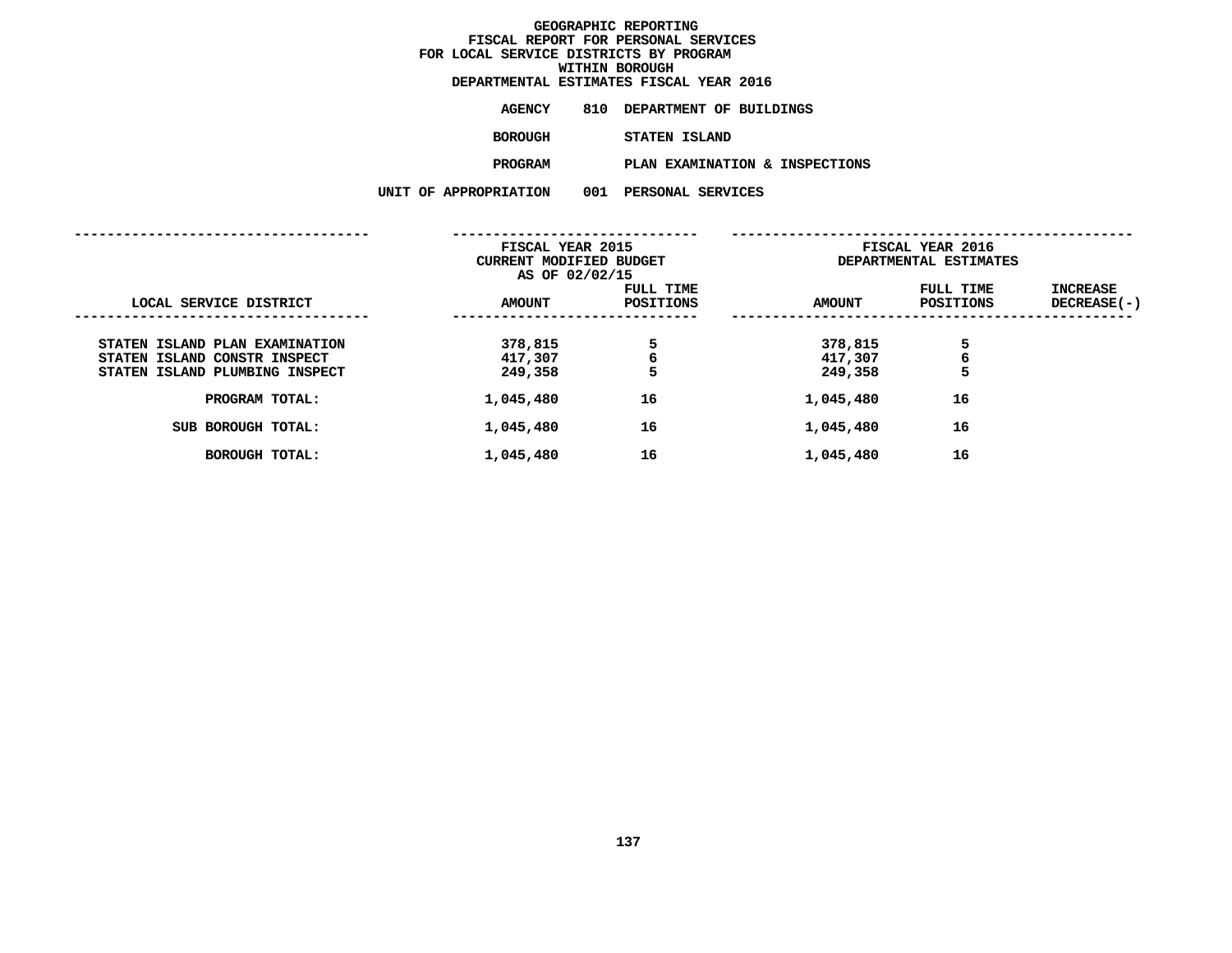# GEOGRAPHIC REPORTING
## FISCAL REPORT FOR PERSONAL SERVICES
## FOR LOCAL SERVICE DISTRICTS BY PROGRAM
## WITHIN BOROUGH
## DEPARTMENTAL ESTIMATES FISCAL YEAR 2016

**AGENCY** 810 DEPARTMENT OF BUILDINGS

**BOROUGH** STATEN ISLAND

**PROGRAM** PLAN EXAMINATION & INSPECTIONS

**UNIT OF APPROPRIATION** 001 PERSONAL SERVICES

| | FISCAL YEAR 2015 CURRENT MODIFIED BUDGET AS OF 02/02/15 | | FISCAL YEAR 2016 DEPARTMENTAL ESTIMATES | | |
|---|---|---|---|---|---|
| LOCAL SERVICE DISTRICT | AMOUNT | FULL TIME POSITIONS | AMOUNT | FULL TIME POSITIONS | INCREASE DECREASE(-) |
| STATEN ISLAND PLAN EXAMINATION | 378,815 | 5 | 378,815 | 5 | |
| STATEN ISLAND CONSTR INSPECT | 417,307 | 6 | 417,307 | 6 | |
| STATEN ISLAND PLUMBING INSPECT | 249,358 | 5 | 249,358 | 5 | |
| PROGRAM TOTAL: | 1,045,480 | 16 | 1,045,480 | 16 | |
| SUB BOROUGH TOTAL: | 1,045,480 | 16 | 1,045,480 | 16 | |
| BOROUGH TOTAL: | 1,045,480 | 16 | 1,045,480 | 16 | |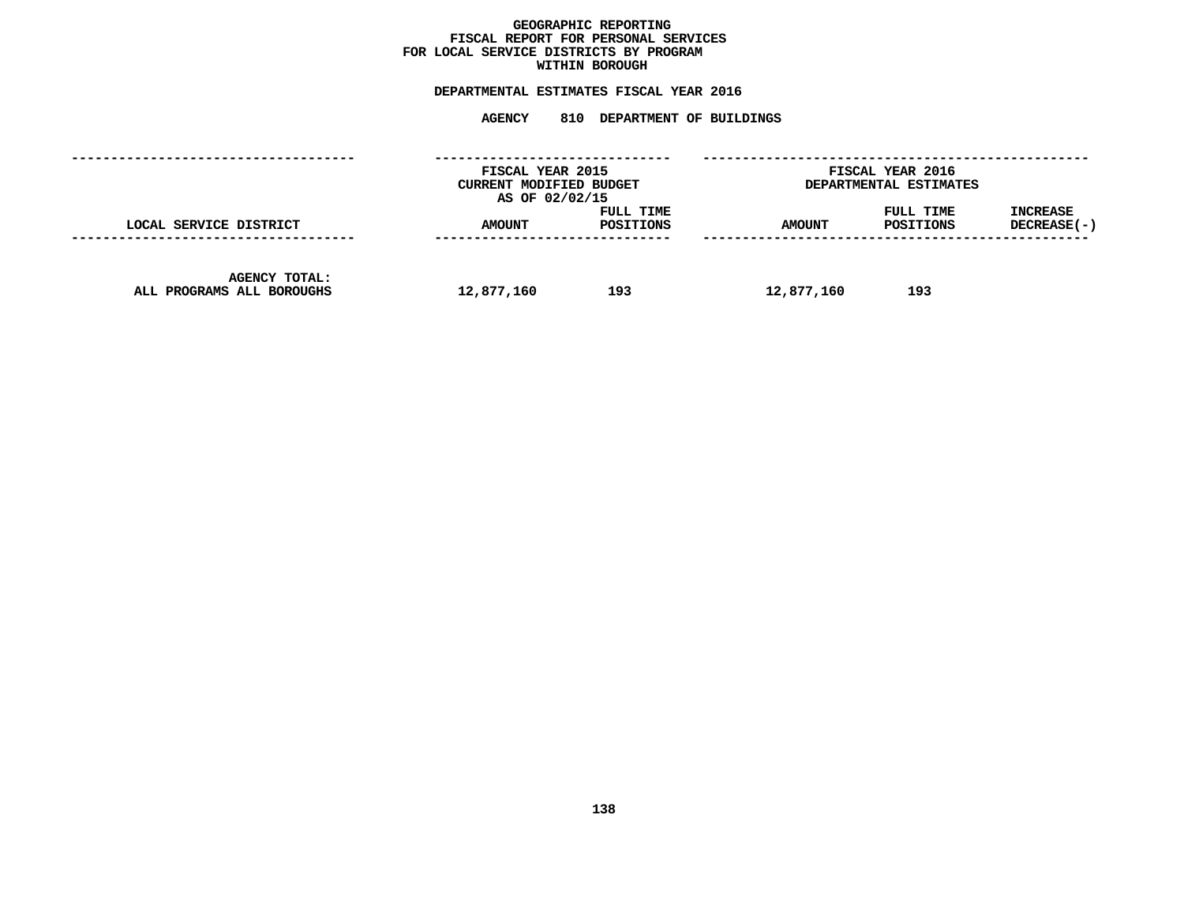# GEOGRAPHIC REPORTING
## FISCAL REPORT FOR PERSONAL SERVICES
## FOR LOCAL SERVICE DISTRICTS BY PROGRAM
## WITHIN BOROUGH

### DEPARTMENTAL ESTIMATES FISCAL YEAR 2016

### AGENCY 810 DEPARTMENT OF BUILDINGS

| LOCAL SERVICE DISTRICT | FISCAL YEAR 2015 CURRENT MODIFIED BUDGET AS OF 02/02/15 AMOUNT | FULL TIME POSITIONS | FISCAL YEAR 2016 DEPARTMENTAL ESTIMATES AMOUNT | FULL TIME POSITIONS | INCREASE DECREASE(-) |
|---|---|---|---|---|---|
| AGENCY TOTAL: ALL PROGRAMS ALL BOROUGHS | 12,877,160 | 193 | 12,877,160 | 193 | |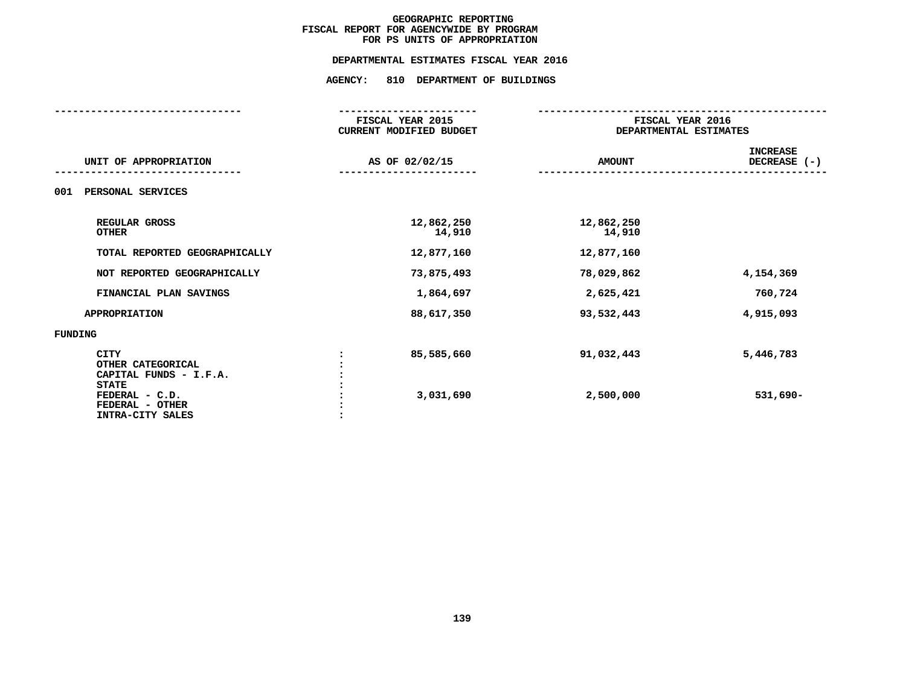# GEOGRAPHIC REPORTING
## FISCAL REPORT FOR AGENCYWIDE BY PROGRAM
## FOR PS UNITS OF APPROPRIATION

### DEPARTMENTAL ESTIMATES FISCAL YEAR 2016

### AGENCY: 810 DEPARTMENT OF BUILDINGS

| UNIT OF APPROPRIATION | FISCAL YEAR 2015 CURRENT MODIFIED BUDGET AS OF 02/02/15 | FISCAL YEAR 2016 DEPARTMENTAL ESTIMATES AMOUNT | INCREASE DECREASE (-) |
|---|---|---|---|
| **001 PERSONAL SERVICES** | | | |
| REGULAR GROSS | 12,862,250 | 12,862,250 | |
| OTHER | 14,910 | 14,910 | |
| TOTAL REPORTED GEOGRAPHICALLY | 12,877,160 | 12,877,160 | |
| NOT REPORTED GEOGRAPHICALLY | 73,875,493 | 78,029,862 | 4,154,369 |
| FINANCIAL PLAN SAVINGS | 1,864,697 | 2,625,421 | 760,724 |
| APPROPRIATION | 88,617,350 | 93,532,443 | 4,915,093 |
| **FUNDING** | | | |
| CITY | 85,585,660 | 91,032,443 | 5,446,783 |
| OTHER CATEGORICAL | | | |
| CAPITAL FUNDS - I.F.A. | | | |
| STATE | | | |
| FEDERAL - C.D. | 3,031,690 | 2,500,000 | 531,690- |
| FEDERAL - OTHER | | | |
| INTRA-CITY SALES | | | |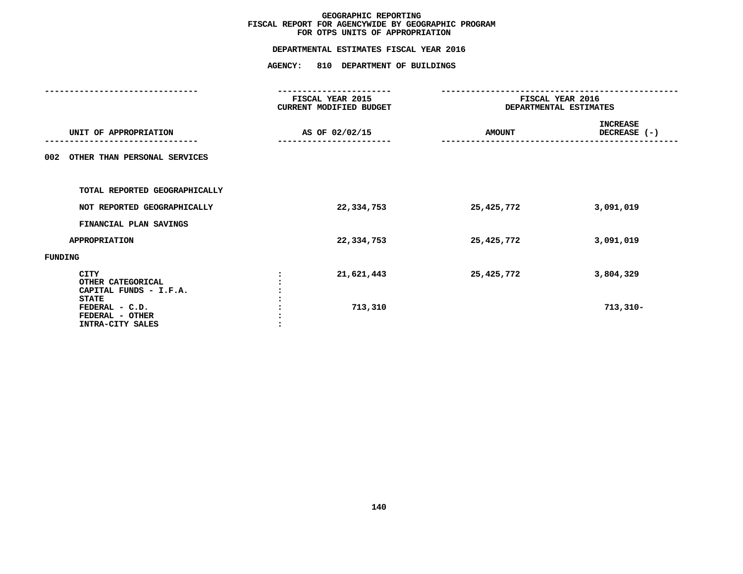**GEOGRAPHIC REPORTING**
**FISCAL REPORT FOR AGENCYWIDE BY GEOGRAPHIC PROGRAM**
**FOR OTPS UNITS OF APPROPRIATION**

**DEPARTMENTAL ESTIMATES FISCAL YEAR 2016**

**AGENCY: 810 DEPARTMENT OF BUILDINGS**

| UNIT OF APPROPRIATION | | FISCAL YEAR 2015 CURRENT MODIFIED BUDGET AS OF 02/02/15 | FISCAL YEAR 2016 DEPARTMENTAL ESTIMATES AMOUNT | INCREASE DECREASE (-) |
|---|---|---|---|---|
| 002 OTHER THAN PERSONAL SERVICES | | | | |
| TOTAL REPORTED GEOGRAPHICALLY | | | | |
| NOT REPORTED GEOGRAPHICALLY | | 22,334,753 | 25,425,772 | 3,091,019 |
| FINANCIAL PLAN SAVINGS | | | | |
| APPROPRIATION | | 22,334,753 | 25,425,772 | 3,091,019 |
| FUNDING | | | | |
| CITY | : | 21,621,443 | 25,425,772 | 3,804,329 |
| OTHER CATEGORICAL | : | | | |
| CAPITAL FUNDS - I.F.A. | : | | | |
| STATE | : | | | |
| FEDERAL - C.D. | : | 713,310 | | 713,310- |
| FEDERAL - OTHER | : | | | |
| INTRA-CITY SALES | : | | | |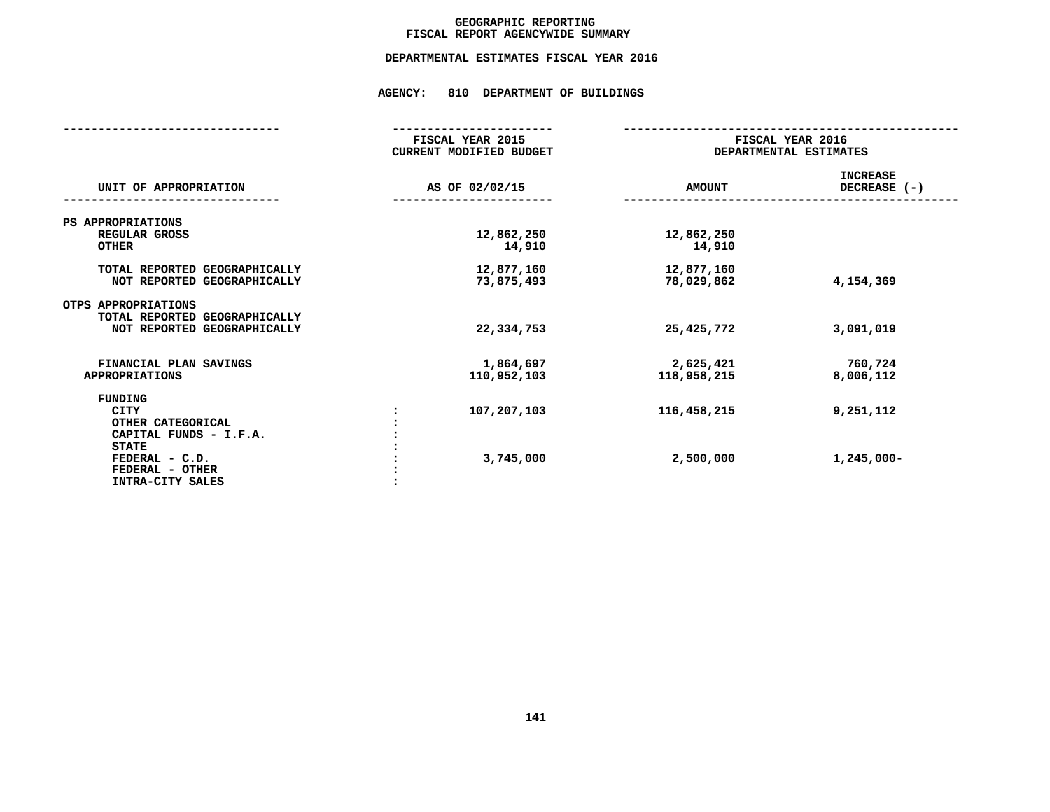# GEOGRAPHIC REPORTING
## FISCAL REPORT AGENCYWIDE SUMMARY

### DEPARTMENTAL ESTIMATES FISCAL YEAR 2016

### AGENCY: 810 DEPARTMENT OF BUILDINGS

| UNIT OF APPROPRIATION | | FISCAL YEAR 2015 CURRENT MODIFIED BUDGET AS OF 02/02/15 | FISCAL YEAR 2016 DEPARTMENTAL ESTIMATES AMOUNT | INCREASE DECREASE (-) |
|---|---|---|---|---|
| PS APPROPRIATIONS | | | | |
| REGULAR GROSS | | 12,862,250 | 12,862,250 | |
| OTHER | | 14,910 | 14,910 | |
| TOTAL REPORTED GEOGRAPHICALLY | | 12,877,160 | 12,877,160 | |
| NOT REPORTED GEOGRAPHICALLY | | 73,875,493 | 78,029,862 | 4,154,369 |
| OTPS APPROPRIATIONS | | | | |
| TOTAL REPORTED GEOGRAPHICALLY | | | | |
| NOT REPORTED GEOGRAPHICALLY | | 22,334,753 | 25,425,772 | 3,091,019 |
| FINANCIAL PLAN SAVINGS | | 1,864,697 | 2,625,421 | 760,724 |
| APPROPRIATIONS | | 110,952,103 | 118,958,215 | 8,006,112 |
| FUNDING | | | | |
| CITY | : | 107,207,103 | 116,458,215 | 9,251,112 |
| OTHER CATEGORICAL | : | | | |
| CAPITAL FUNDS - I.F.A. | : | | | |
| STATE | : | | | |
| FEDERAL - C.D. | : | 3,745,000 | 2,500,000 | 1,245,000- |
| FEDERAL - OTHER | : | | | |
| INTRA-CITY SALES | : | | | |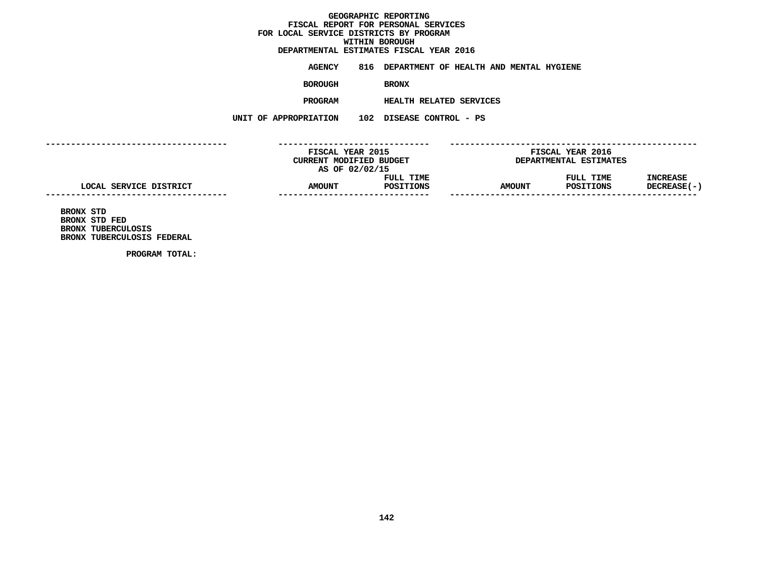**GEOGRAPHIC REPORTING**
**FISCAL REPORT FOR PERSONAL SERVICES**
**FOR LOCAL SERVICE DISTRICTS BY PROGRAM**
**WITHIN BOROUGH**
**DEPARTMENTAL ESTIMATES FISCAL YEAR 2016**

**AGENCY** 816 DEPARTMENT OF HEALTH AND MENTAL HYGIENE

**BOROUGH** BRONX

**PROGRAM** HEALTH RELATED SERVICES

**UNIT OF APPROPRIATION** 102 DISEASE CONTROL - PS

| LOCAL SERVICE DISTRICT | FISCAL YEAR 2015 CURRENT MODIFIED BUDGET AS OF 02/02/15 AMOUNT | FULL TIME POSITIONS | FISCAL YEAR 2016 DEPARTMENTAL ESTIMATES AMOUNT | FULL TIME POSITIONS | INCREASE DECREASE(-) |
|---|---|---|---|---|---|
| BRONX STD | | | | | |
| BRONX STD FED | | | | | |
| BRONX TUBERCULOSIS | | | | | |
| BRONX TUBERCULOSIS FEDERAL | | | | | |
| PROGRAM TOTAL: | | | | | |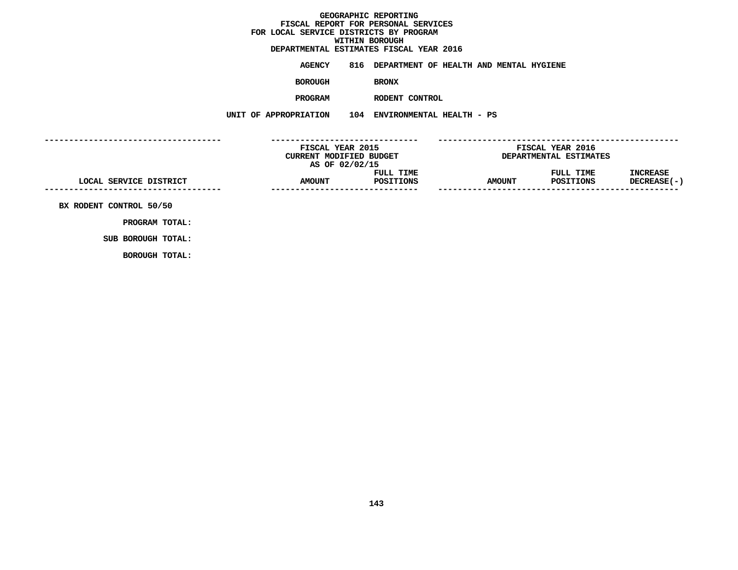**GEOGRAPHIC REPORTING**
**FISCAL REPORT FOR PERSONAL SERVICES**
**FOR LOCAL SERVICE DISTRICTS BY PROGRAM**
**WITHIN BOROUGH**
**DEPARTMENTAL ESTIMATES FISCAL YEAR 2016**

**AGENCY** 816 DEPARTMENT OF HEALTH AND MENTAL HYGIENE

**BOROUGH** BRONX

**PROGRAM** RODENT CONTROL

**UNIT OF APPROPRIATION** 104 ENVIRONMENTAL HEALTH - PS

| LOCAL SERVICE DISTRICT | FISCAL YEAR 2015 CURRENT MODIFIED BUDGET AS OF 02/02/15 AMOUNT | FULL TIME POSITIONS | FISCAL YEAR 2016 DEPARTMENTAL ESTIMATES AMOUNT | FULL TIME POSITIONS | INCREASE DECREASE(-) |
|---|---|---|---|---|---|
| BX RODENT CONTROL 50/50 | | | | | |
| PROGRAM TOTAL: | | | | | |
| SUB BOROUGH TOTAL: | | | | | |
| BOROUGH TOTAL: | | | | | |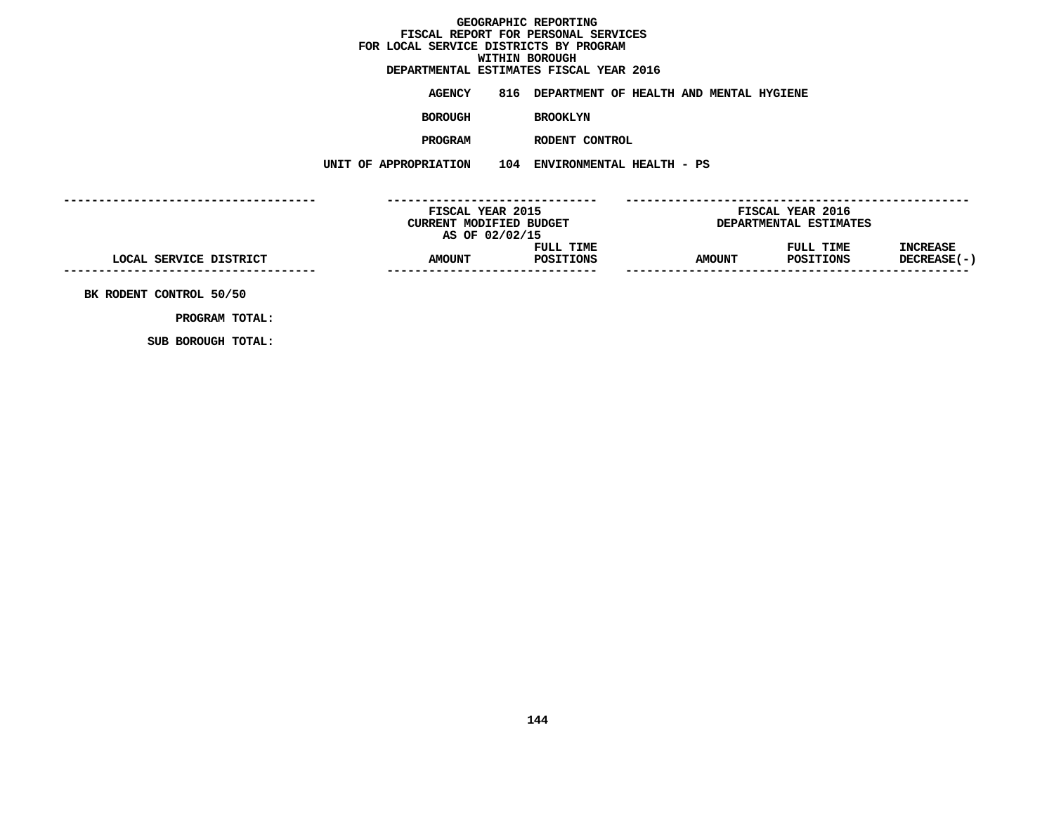# GEOGRAPHIC REPORTING
## FISCAL REPORT FOR PERSONAL SERVICES
## FOR LOCAL SERVICE DISTRICTS BY PROGRAM
## WITHIN BOROUGH
## DEPARTMENTAL ESTIMATES FISCAL YEAR 2016

**AGENCY** 816 DEPARTMENT OF HEALTH AND MENTAL HYGIENE

**BOROUGH** BROOKLYN

**PROGRAM** RODENT CONTROL

**UNIT OF APPROPRIATION** 104 ENVIRONMENTAL HEALTH - PS

| LOCAL SERVICE DISTRICT | FISCAL YEAR 2015 CURRENT MODIFIED BUDGET AS OF 02/02/15 AMOUNT | FULL TIME POSITIONS | FISCAL YEAR 2016 DEPARTMENTAL ESTIMATES AMOUNT | FULL TIME POSITIONS | INCREASE DECREASE(-) |
|---|---|---|---|---|---|
| BK RODENT CONTROL 50/50 | | | | | |
| PROGRAM TOTAL: | | | | | |
| SUB BOROUGH TOTAL: | | | | | |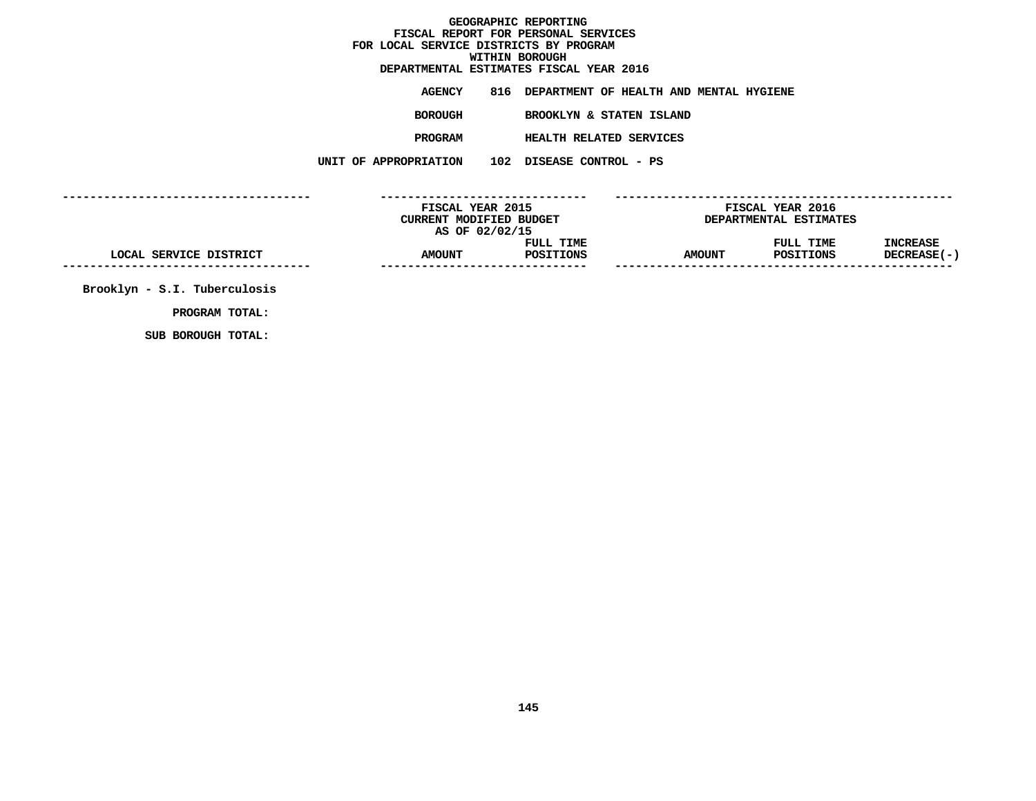# GEOGRAPHIC REPORTING
## FISCAL REPORT FOR PERSONAL SERVICES
## FOR LOCAL SERVICE DISTRICTS BY PROGRAM
## WITHIN BOROUGH
## DEPARTMENTAL ESTIMATES FISCAL YEAR 2016

**AGENCY** 816 DEPARTMENT OF HEALTH AND MENTAL HYGIENE

**BOROUGH** BROOKLYN & STATEN ISLAND

**PROGRAM** HEALTH RELATED SERVICES

**UNIT OF APPROPRIATION** 102 DISEASE CONTROL - PS

| LOCAL SERVICE DISTRICT | FISCAL YEAR 2015 CURRENT MODIFIED BUDGET AS OF 02/02/15 AMOUNT | FULL TIME POSITIONS | FISCAL YEAR 2016 DEPARTMENTAL ESTIMATES AMOUNT | FULL TIME POSITIONS | INCREASE DECREASE(-) |
|---|---|---|---|---|---|
| Brooklyn - S.I. Tuberculosis | | | | | |
| PROGRAM TOTAL: | | | | | |
| SUB BOROUGH TOTAL: | | | | | |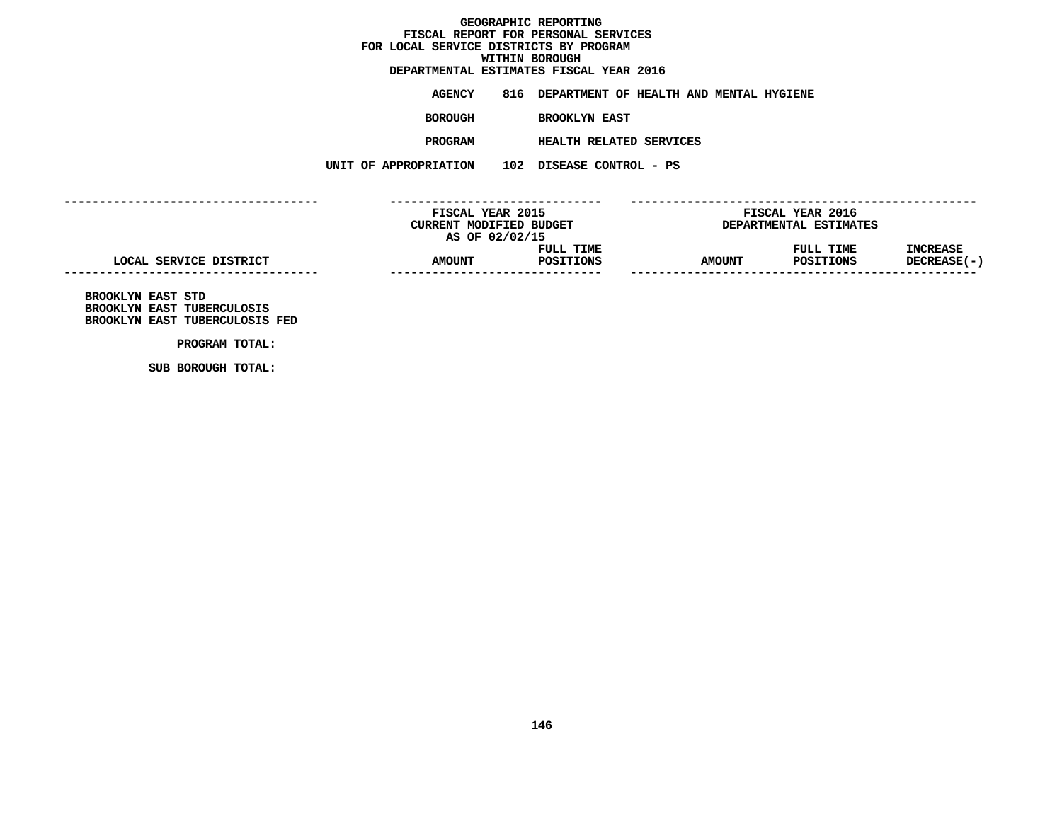# GEOGRAPHIC REPORTING
## FISCAL REPORT FOR PERSONAL SERVICES
## FOR LOCAL SERVICE DISTRICTS BY PROGRAM
## WITHIN BOROUGH
## DEPARTMENTAL ESTIMATES FISCAL YEAR 2016

**AGENCY** 816 DEPARTMENT OF HEALTH AND MENTAL HYGIENE

**BOROUGH** BROOKLYN EAST

**PROGRAM** HEALTH RELATED SERVICES

**UNIT OF APPROPRIATION** 102 DISEASE CONTROL - PS

| | FISCAL YEAR 2015 CURRENT MODIFIED BUDGET AS OF 02/02/15 | | FISCAL YEAR 2016 DEPARTMENTAL ESTIMATES | | |
|---|---|---|---|---|---|
| LOCAL SERVICE DISTRICT | AMOUNT | FULL TIME POSITIONS | AMOUNT | FULL TIME POSITIONS | INCREASE DECREASE(-) |
| BROOKLYN EAST STD | | | | | |
| BROOKLYN EAST TUBERCULOSIS | | | | | |
| BROOKLYN EAST TUBERCULOSIS FED | | | | | |
| PROGRAM TOTAL: | | | | | |
| SUB BOROUGH TOTAL: | | | | | |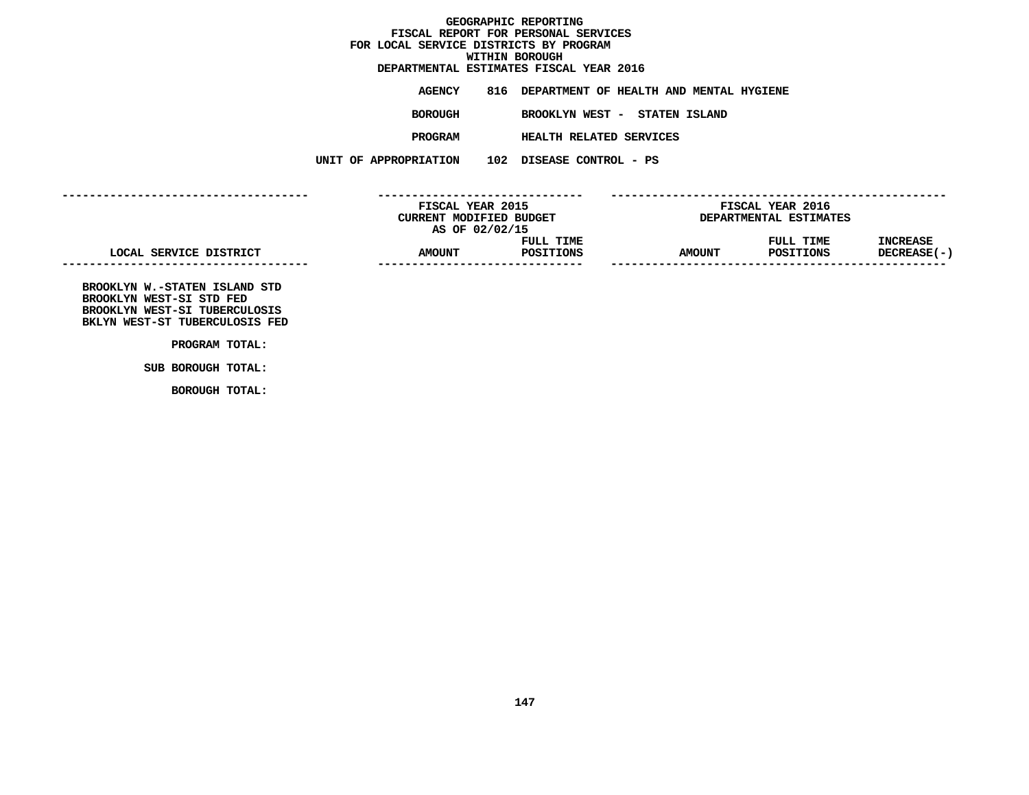# GEOGRAPHIC REPORTING
## FISCAL REPORT FOR PERSONAL SERVICES
## FOR LOCAL SERVICE DISTRICTS BY PROGRAM
## WITHIN BOROUGH
## DEPARTMENTAL ESTIMATES FISCAL YEAR 2016

**AGENCY** 816 DEPARTMENT OF HEALTH AND MENTAL HYGIENE

**BOROUGH** BROOKLYN WEST - STATEN ISLAND

**PROGRAM** HEALTH RELATED SERVICES

**UNIT OF APPROPRIATION** 102 DISEASE CONTROL - PS

| LOCAL SERVICE DISTRICT | FISCAL YEAR 2015 CURRENT MODIFIED BUDGET AS OF 02/02/15 AMOUNT | FULL TIME POSITIONS | FISCAL YEAR 2016 DEPARTMENTAL ESTIMATES AMOUNT | FULL TIME POSITIONS | INCREASE DECREASE(-) |
|---|---|---|---|---|---|
| BROOKLYN W.-STATEN ISLAND STD | | | | | |
| BROOKLYN WEST-SI STD FED | | | | | |
| BROOKLYN WEST-SI TUBERCULOSIS | | | | | |
| BKLYN WEST-ST TUBERCULOSIS FED | | | | | |
| PROGRAM TOTAL: | | | | | |
| SUB BOROUGH TOTAL: | | | | | |
| BOROUGH TOTAL: | | | | | |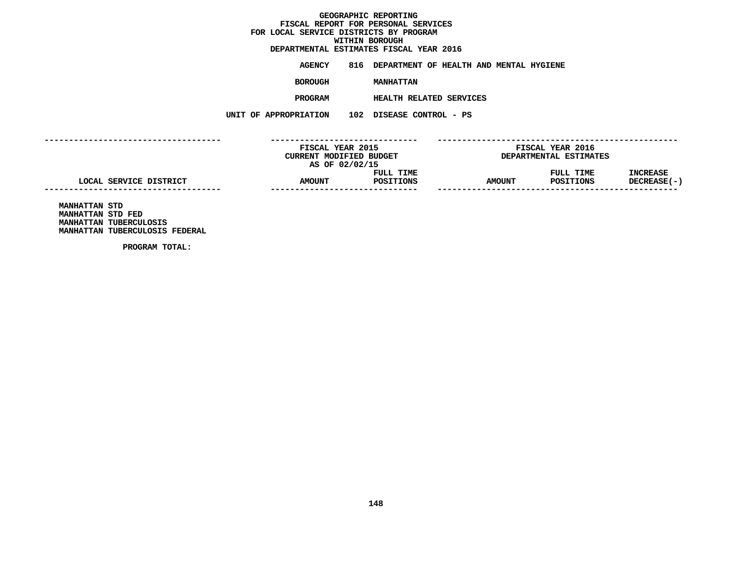**GEOGRAPHIC REPORTING**
**FISCAL REPORT FOR PERSONAL SERVICES**
**FOR LOCAL SERVICE DISTRICTS BY PROGRAM**
**WITHIN BOROUGH**
**DEPARTMENTAL ESTIMATES FISCAL YEAR 2016**

**AGENCY** 816 DEPARTMENT OF HEALTH AND MENTAL HYGIENE

**BOROUGH** MANHATTAN

**PROGRAM** HEALTH RELATED SERVICES

**UNIT OF APPROPRIATION** 102 DISEASE CONTROL - PS

| LOCAL SERVICE DISTRICT | FISCAL YEAR 2015 CURRENT MODIFIED BUDGET AS OF 02/02/15 AMOUNT | FULL TIME POSITIONS | FISCAL YEAR 2016 DEPARTMENTAL ESTIMATES AMOUNT | FULL TIME POSITIONS | INCREASE DECREASE(-) |
|---|---|---|---|---|---|
| MANHATTAN STD | | | | | |
| MANHATTAN STD FED | | | | | |
| MANHATTAN TUBERCULOSIS | | | | | |
| MANHATTAN TUBERCULOSIS FEDERAL | | | | | |
| PROGRAM TOTAL: | | | | | |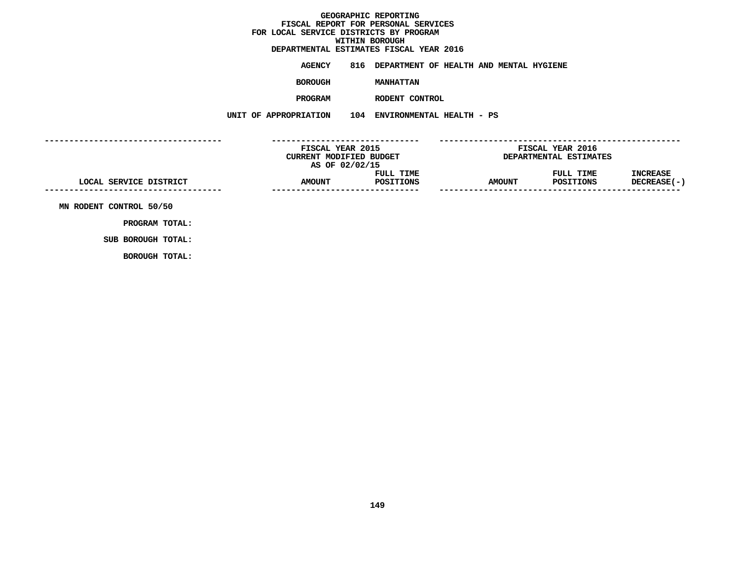# GEOGRAPHIC REPORTING
## FISCAL REPORT FOR PERSONAL SERVICES
## FOR LOCAL SERVICE DISTRICTS BY PROGRAM
## WITHIN BOROUGH
## DEPARTMENTAL ESTIMATES FISCAL YEAR 2016

**AGENCY** 816 DEPARTMENT OF HEALTH AND MENTAL HYGIENE

**BOROUGH** MANHATTAN

**PROGRAM** RODENT CONTROL

**UNIT OF APPROPRIATION** 104 ENVIRONMENTAL HEALTH - PS

| | FISCAL YEAR 2015 CURRENT MODIFIED BUDGET AS OF 02/02/15 | | FISCAL YEAR 2016 DEPARTMENTAL ESTIMATES | | |
|---|---|---|---|---|---|
| LOCAL SERVICE DISTRICT | AMOUNT | FULL TIME POSITIONS | AMOUNT | FULL TIME POSITIONS | INCREASE DECREASE(-) |
| MN RODENT CONTROL 50/50 | | | | | |
| PROGRAM TOTAL: | | | | | |
| SUB BOROUGH TOTAL: | | | | | |
| BOROUGH TOTAL: | | | | | |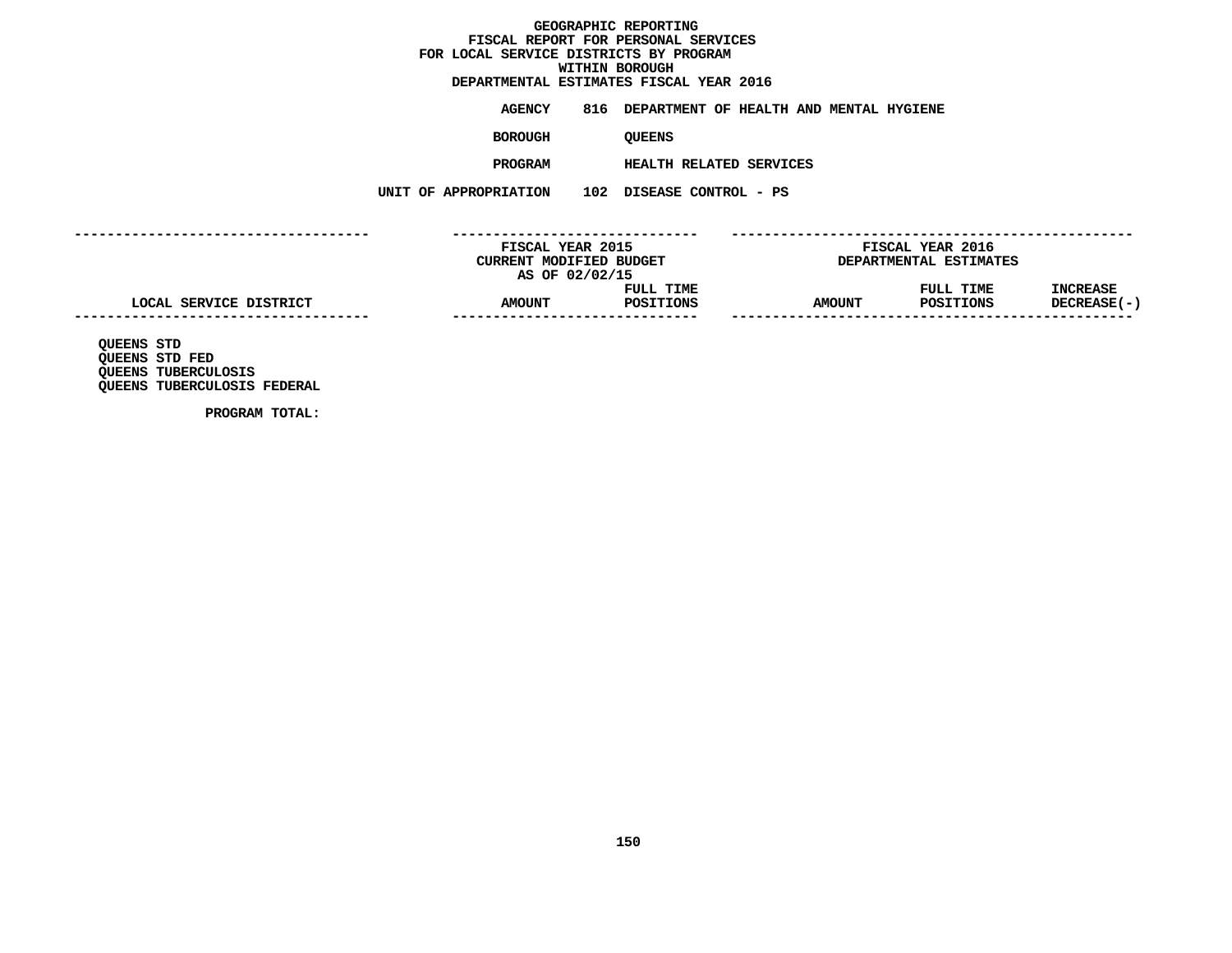# GEOGRAPHIC REPORTING
## FISCAL REPORT FOR PERSONAL SERVICES
## FOR LOCAL SERVICE DISTRICTS BY PROGRAM
## WITHIN BOROUGH
## DEPARTMENTAL ESTIMATES FISCAL YEAR 2016

**AGENCY** 816 DEPARTMENT OF HEALTH AND MENTAL HYGIENE

**BOROUGH** QUEENS

**PROGRAM** HEALTH RELATED SERVICES

**UNIT OF APPROPRIATION** 102 DISEASE CONTROL - PS

| | FISCAL YEAR 2015 CURRENT MODIFIED BUDGET AS OF 02/02/15 | | FISCAL YEAR 2016 DEPARTMENTAL ESTIMATES | | |
|---|---|---|---|---|---|
| LOCAL SERVICE DISTRICT | AMOUNT | FULL TIME POSITIONS | AMOUNT | FULL TIME POSITIONS | INCREASE DECREASE(-) |
| QUEENS STD | | | | | |
| QUEENS STD FED | | | | | |
| QUEENS TUBERCULOSIS | | | | | |
| QUEENS TUBERCULOSIS FEDERAL | | | | | |
| PROGRAM TOTAL: | | | | | |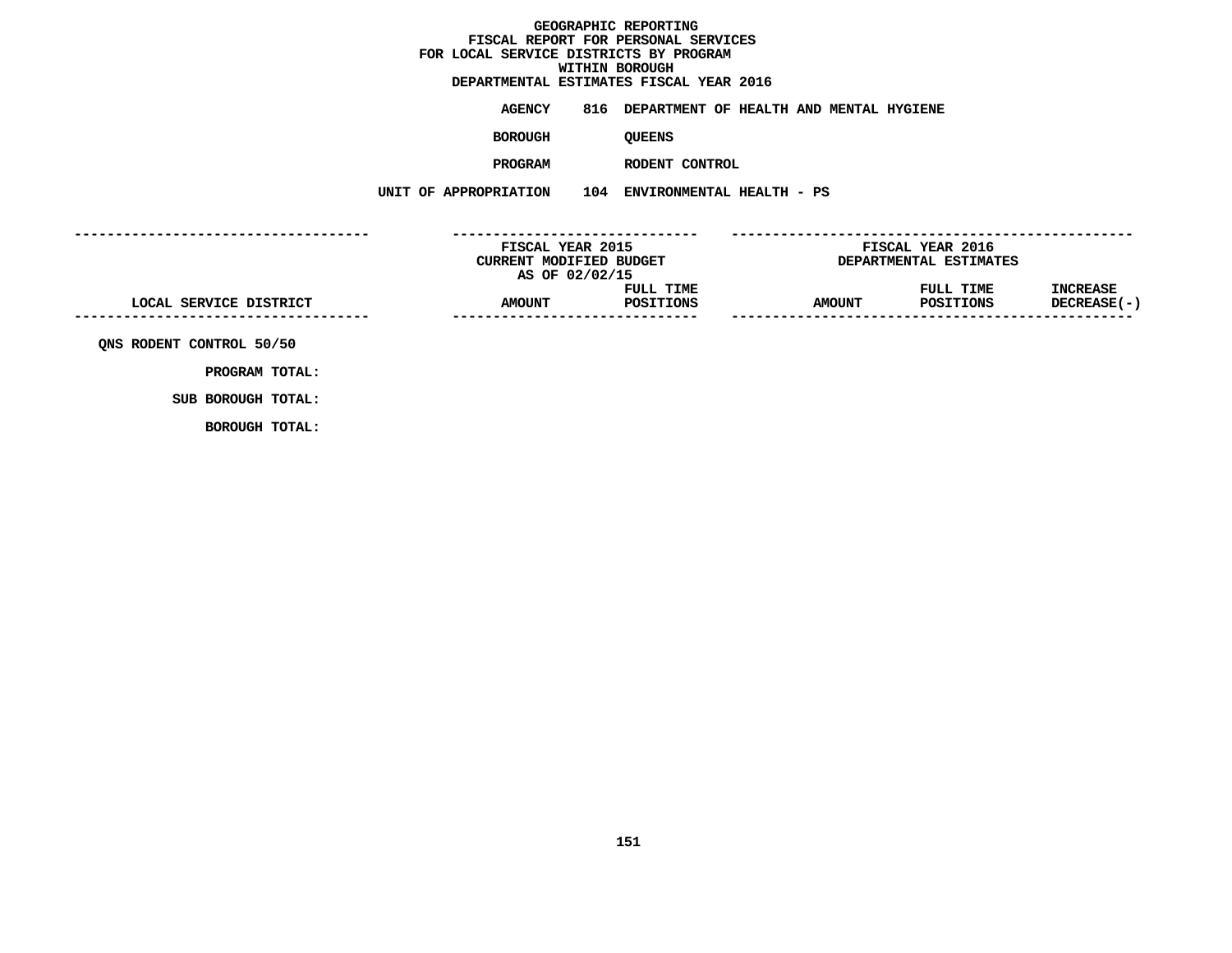# GEOGRAPHIC REPORTING
## FISCAL REPORT FOR PERSONAL SERVICES
## FOR LOCAL SERVICE DISTRICTS BY PROGRAM
## WITHIN BOROUGH
## DEPARTMENTAL ESTIMATES FISCAL YEAR 2016

**AGENCY** 816 DEPARTMENT OF HEALTH AND MENTAL HYGIENE

**BOROUGH** QUEENS

**PROGRAM** RODENT CONTROL

**UNIT OF APPROPRIATION** 104 ENVIRONMENTAL HEALTH - PS

| | FISCAL YEAR 2015 CURRENT MODIFIED BUDGET AS OF 02/02/15 | | FISCAL YEAR 2016 DEPARTMENTAL ESTIMATES | | |
|---|---|---|---|---|---|
| LOCAL SERVICE DISTRICT | AMOUNT | FULL TIME POSITIONS | AMOUNT | FULL TIME POSITIONS | INCREASE DECREASE(-) |
| QNS RODENT CONTROL 50/50 | | | | | |
| PROGRAM TOTAL: | | | | | |
| SUB BOROUGH TOTAL: | | | | | |
| BOROUGH TOTAL: | | | | | |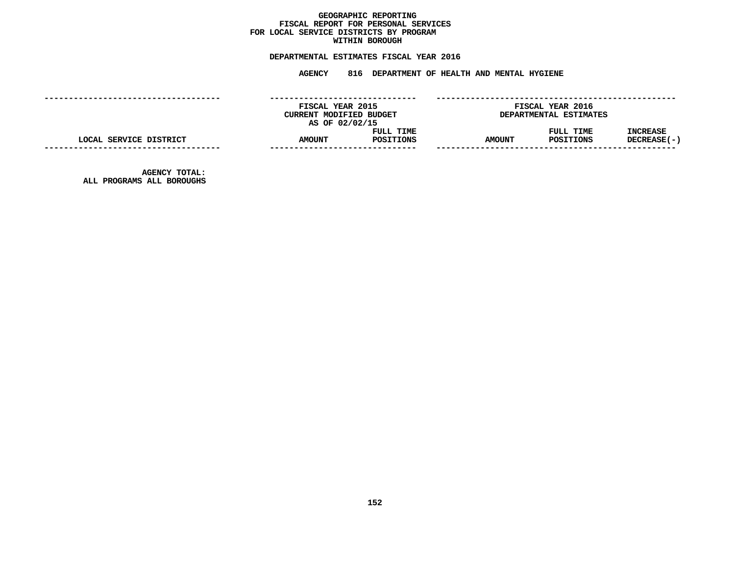**GEOGRAPHIC REPORTING**
**FISCAL REPORT FOR PERSONAL SERVICES**
**FOR LOCAL SERVICE DISTRICTS BY PROGRAM**
**WITHIN BOROUGH**

**DEPARTMENTAL ESTIMATES FISCAL YEAR 2016**

**AGENCY 816 DEPARTMENT OF HEALTH AND MENTAL HYGIENE**

| | FISCAL YEAR 2015 CURRENT MODIFIED BUDGET AS OF 02/02/15 | | FISCAL YEAR 2016 DEPARTMENTAL ESTIMATES | | |
|---|---|---|---|---|---|
| LOCAL SERVICE DISTRICT | AMOUNT | FULL TIME POSITIONS | AMOUNT | FULL TIME POSITIONS | INCREASE DECREASE(-) |
| AGENCY TOTAL: ALL PROGRAMS ALL BOROUGHS | | | | | |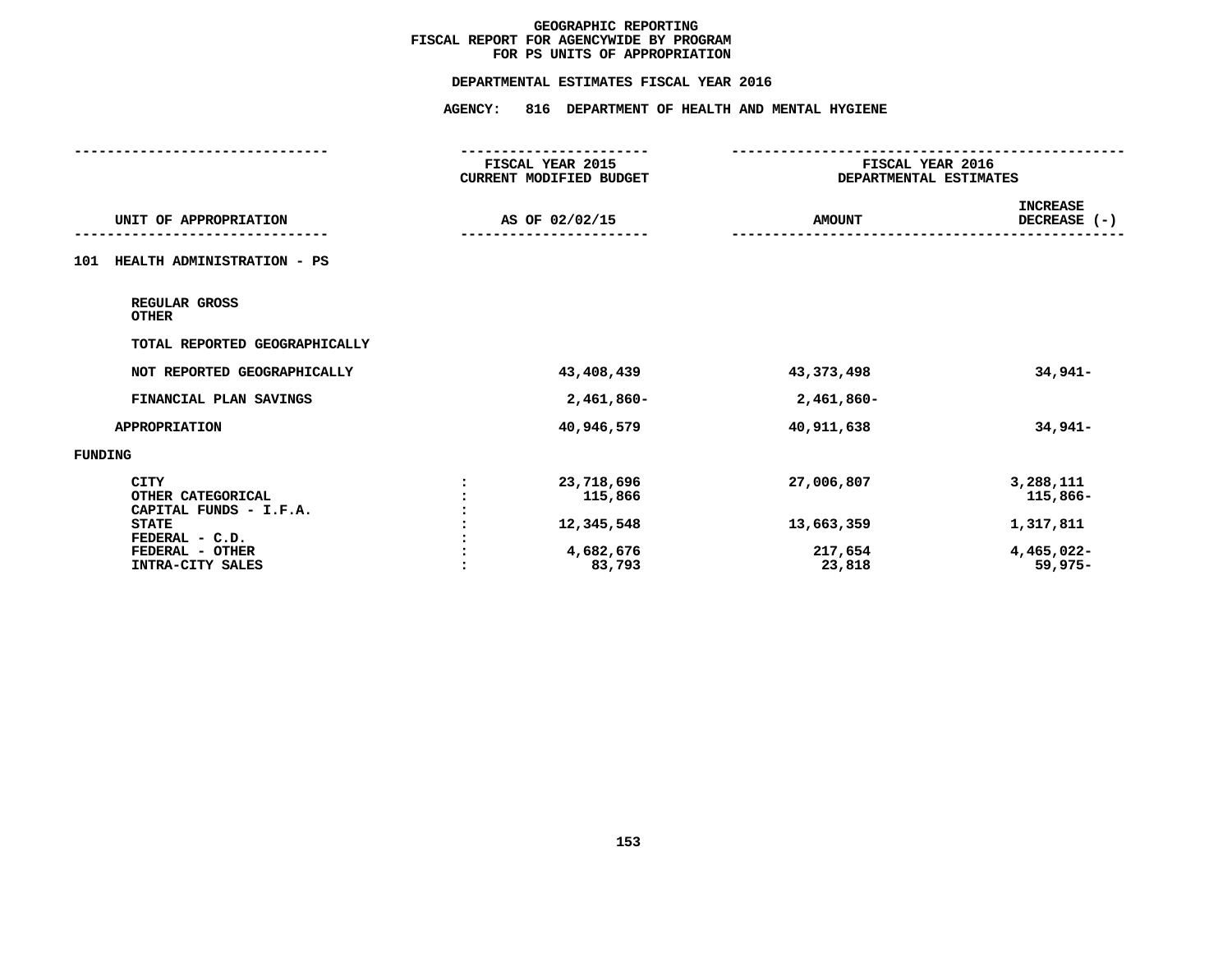# GEOGRAPHIC REPORTING
## FISCAL REPORT FOR AGENCYWIDE BY PROGRAM
## FOR PS UNITS OF APPROPRIATION

### DEPARTMENTAL ESTIMATES FISCAL YEAR 2016

### AGENCY: 816 DEPARTMENT OF HEALTH AND MENTAL HYGIENE

| UNIT OF APPROPRIATION | | FISCAL YEAR 2015 CURRENT MODIFIED BUDGET AS OF 02/02/15 | FISCAL YEAR 2016 DEPARTMENTAL ESTIMATES AMOUNT | INCREASE DECREASE (-) |
|---|---|---|---|---|
| **101 HEALTH ADMINISTRATION - PS** | | | | |
| REGULAR GROSS | | | | |
| OTHER | | | | |
| TOTAL REPORTED GEOGRAPHICALLY | | | | |
| NOT REPORTED GEOGRAPHICALLY | | 43,408,439 | 43,373,498 | 34,941- |
| FINANCIAL PLAN SAVINGS | | 2,461,860- | 2,461,860- | |
| APPROPRIATION | | 40,946,579 | 40,911,638 | 34,941- |
| **FUNDING** | | | | |
| CITY | : | 23,718,696 | 27,006,807 | 3,288,111 |
| OTHER CATEGORICAL | : | 115,866 | | 115,866- |
| CAPITAL FUNDS - I.F.A. | : | | | |
| STATE | : | 12,345,548 | 13,663,359 | 1,317,811 |
| FEDERAL - C.D. | : | | | |
| FEDERAL - OTHER | : | 4,682,676 | 217,654 | 4,465,022- |
| INTRA-CITY SALES | : | 83,793 | 23,818 | 59,975- |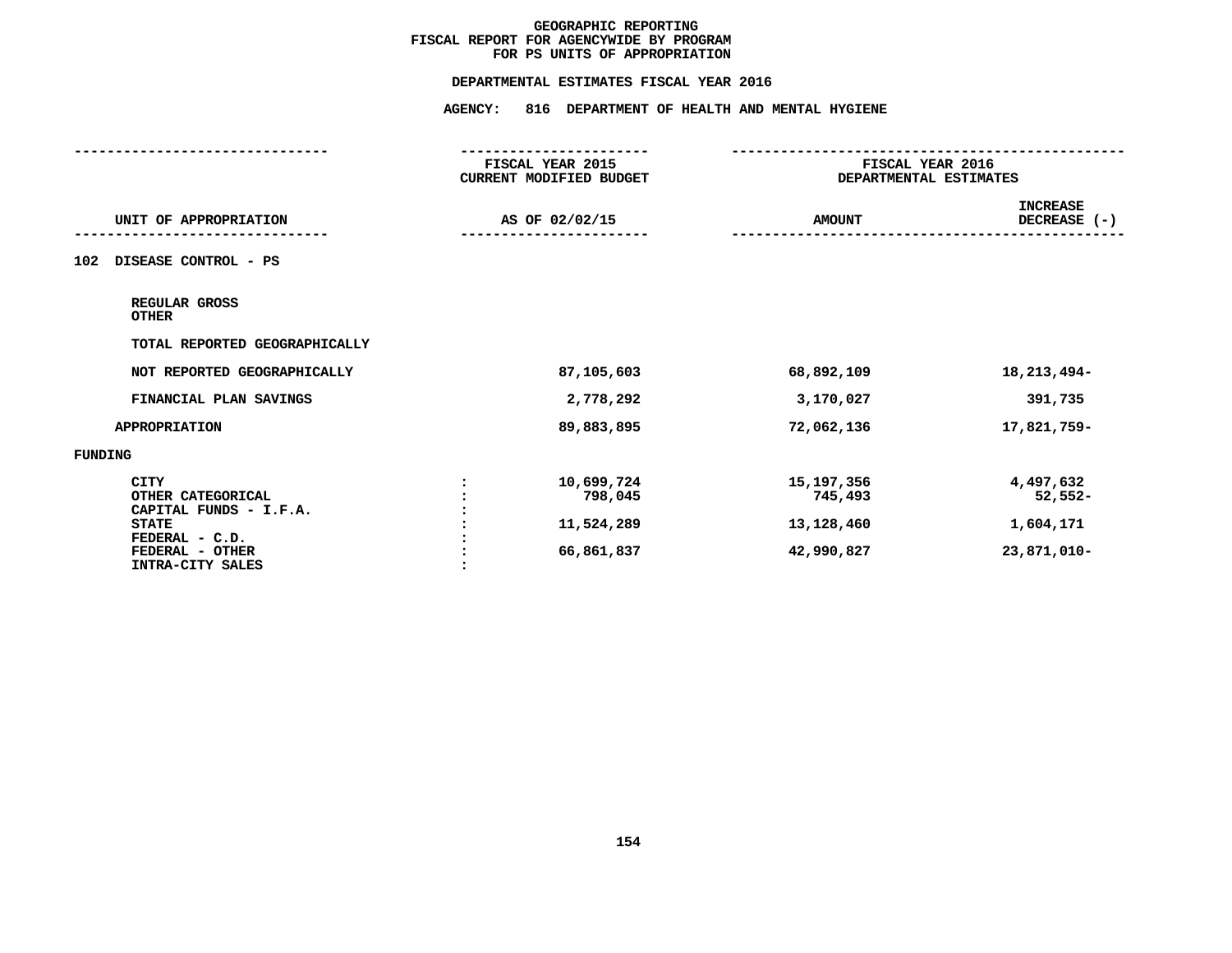# GEOGRAPHIC REPORTING
## FISCAL REPORT FOR AGENCYWIDE BY PROGRAM
## FOR PS UNITS OF APPROPRIATION

### DEPARTMENTAL ESTIMATES FISCAL YEAR 2016

### AGENCY: 816 DEPARTMENT OF HEALTH AND MENTAL HYGIENE

| UNIT OF APPROPRIATION | | FISCAL YEAR 2015 CURRENT MODIFIED BUDGET AS OF 02/02/15 | FISCAL YEAR 2016 DEPARTMENTAL ESTIMATES AMOUNT | INCREASE DECREASE (-) |
|---|---|---|---|---|
| **102 DISEASE CONTROL - PS** | | | | |
| REGULAR GROSS | | | | |
| OTHER | | | | |
| TOTAL REPORTED GEOGRAPHICALLY | | | | |
| NOT REPORTED GEOGRAPHICALLY | | 87,105,603 | 68,892,109 | 18,213,494- |
| FINANCIAL PLAN SAVINGS | | 2,778,292 | 3,170,027 | 391,735 |
| APPROPRIATION | | 89,883,895 | 72,062,136 | 17,821,759- |
| **FUNDING** | | | | |
| CITY | : | 10,699,724 | 15,197,356 | 4,497,632 |
| OTHER CATEGORICAL | : | 798,045 | 745,493 | 52,552- |
| CAPITAL FUNDS - I.F.A. | : | | | |
| STATE | : | 11,524,289 | 13,128,460 | 1,604,171 |
| FEDERAL - C.D. | : | | | |
| FEDERAL - OTHER | : | 66,861,837 | 42,990,827 | 23,871,010- |
| INTRA-CITY SALES | : | | | |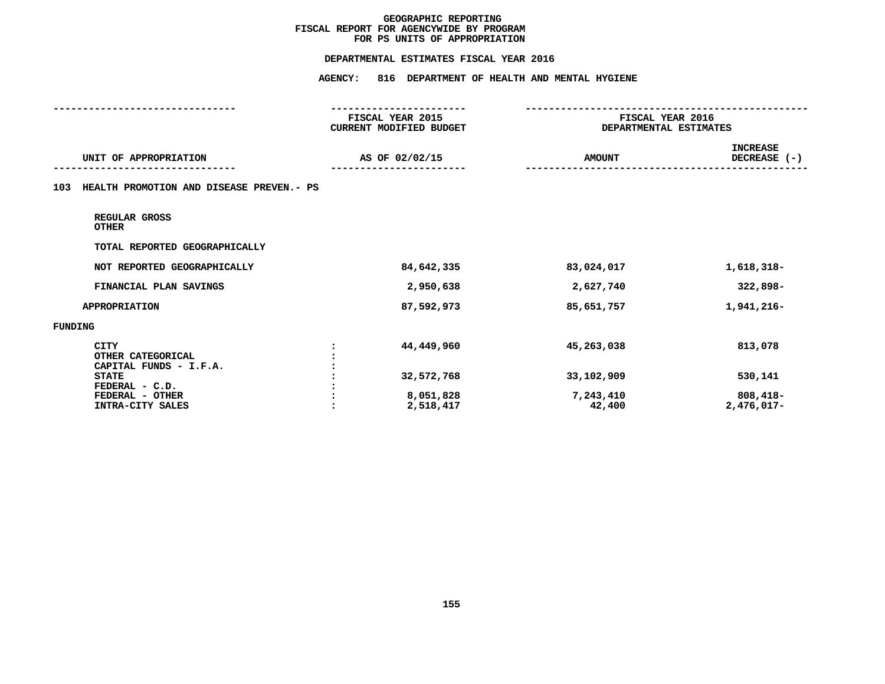# GEOGRAPHIC REPORTING
## FISCAL REPORT FOR AGENCYWIDE BY PROGRAM
## FOR PS UNITS OF APPROPRIATION

### DEPARTMENTAL ESTIMATES FISCAL YEAR 2016

### AGENCY: 816 DEPARTMENT OF HEALTH AND MENTAL HYGIENE

| UNIT OF APPROPRIATION | | FISCAL YEAR 2015 CURRENT MODIFIED BUDGET AS OF 02/02/15 | FISCAL YEAR 2016 DEPARTMENTAL ESTIMATES AMOUNT | INCREASE DECREASE (-) |
|---|---|---|---|---|
| **103 HEALTH PROMOTION AND DISEASE PREVEN.- PS** | | | | |
| REGULAR GROSS | | | | |
| OTHER | | | | |
| TOTAL REPORTED GEOGRAPHICALLY | | | | |
| NOT REPORTED GEOGRAPHICALLY | | 84,642,335 | 83,024,017 | 1,618,318- |
| FINANCIAL PLAN SAVINGS | | 2,950,638 | 2,627,740 | 322,898- |
| APPROPRIATION | | 87,592,973 | 85,651,757 | 1,941,216- |
| **FUNDING** | | | | |
| CITY | : | 44,449,960 | 45,263,038 | 813,078 |
| OTHER CATEGORICAL | : | | | |
| CAPITAL FUNDS - I.F.A. | : | | | |
| STATE | : | 32,572,768 | 33,102,909 | 530,141 |
| FEDERAL - C.D. | : | | | |
| FEDERAL - OTHER | : | 8,051,828 | 7,243,410 | 808,418- |
| INTRA-CITY SALES | : | 2,518,417 | 42,400 | 2,476,017- |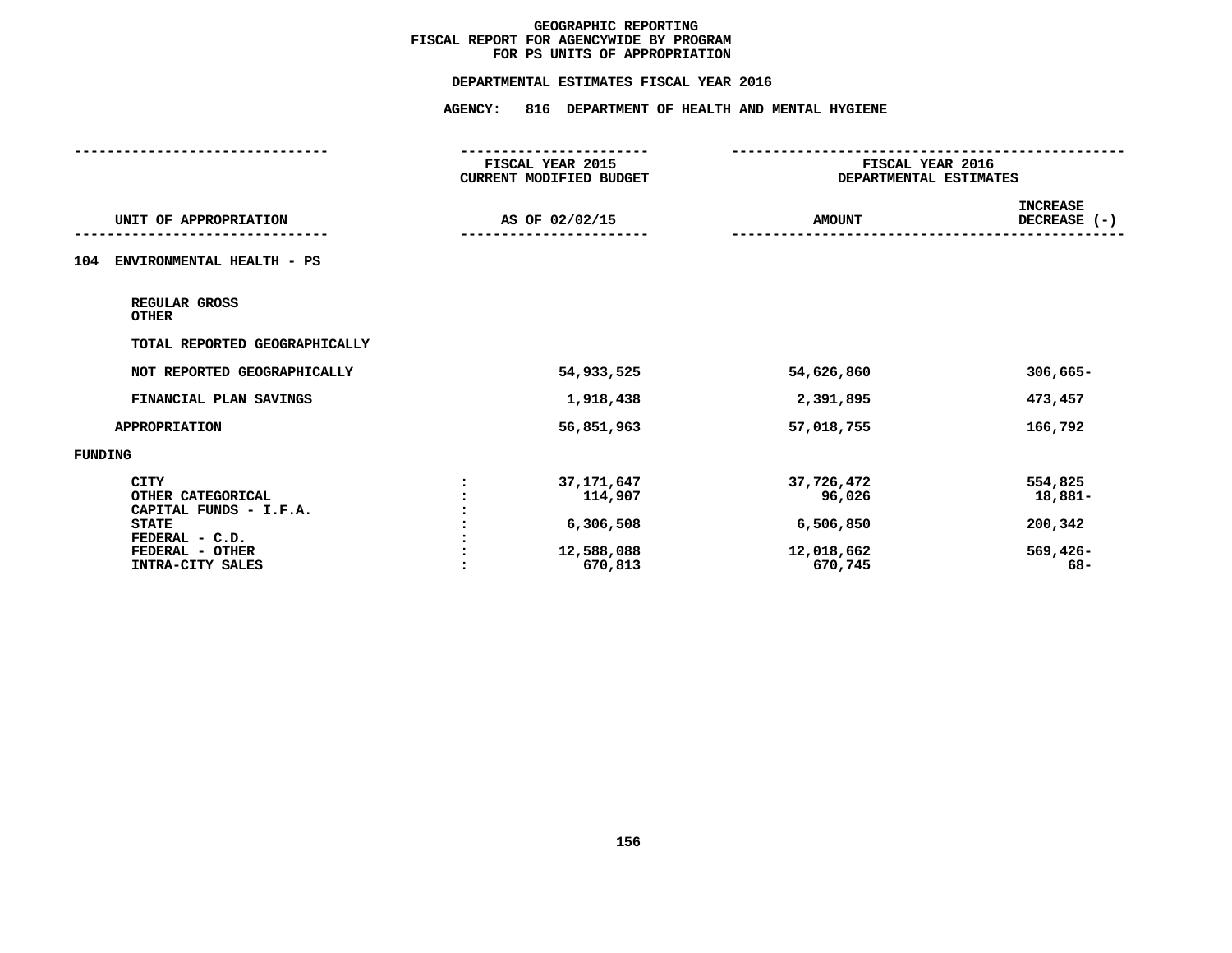# GEOGRAPHIC REPORTING
## FISCAL REPORT FOR AGENCYWIDE BY PROGRAM
## FOR PS UNITS OF APPROPRIATION

### DEPARTMENTAL ESTIMATES FISCAL YEAR 2016

### AGENCY: 816 DEPARTMENT OF HEALTH AND MENTAL HYGIENE

| UNIT OF APPROPRIATION | | FISCAL YEAR 2015 CURRENT MODIFIED BUDGET AS OF 02/02/15 | FISCAL YEAR 2016 DEPARTMENTAL ESTIMATES AMOUNT | INCREASE DECREASE (-) |
|---|---|---|---|---|
| **104 ENVIRONMENTAL HEALTH - PS** | | | | |
| REGULAR GROSS | | | | |
| OTHER | | | | |
| TOTAL REPORTED GEOGRAPHICALLY | | | | |
| NOT REPORTED GEOGRAPHICALLY | | 54,933,525 | 54,626,860 | 306,665- |
| FINANCIAL PLAN SAVINGS | | 1,918,438 | 2,391,895 | 473,457 |
| APPROPRIATION | | 56,851,963 | 57,018,755 | 166,792 |
| **FUNDING** | | | | |
| CITY | : | 37,171,647 | 37,726,472 | 554,825 |
| OTHER CATEGORICAL | : | 114,907 | 96,026 | 18,881- |
| CAPITAL FUNDS - I.F.A. | : | | | |
| STATE | : | 6,306,508 | 6,506,850 | 200,342 |
| FEDERAL - C.D. | : | | | |
| FEDERAL - OTHER | : | 12,588,088 | 12,018,662 | 569,426- |
| INTRA-CITY SALES | : | 670,813 | 670,745 | 68- |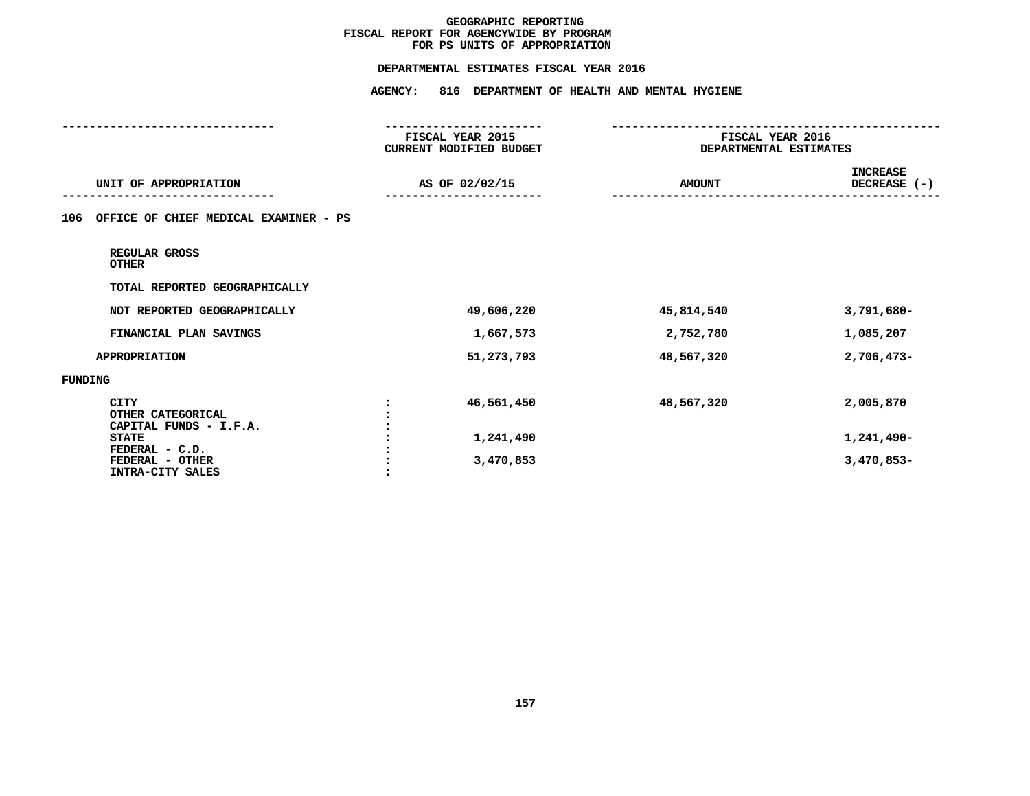**GEOGRAPHIC REPORTING**
**FISCAL REPORT FOR AGENCYWIDE BY PROGRAM**
**FOR PS UNITS OF APPROPRIATION**

**DEPARTMENTAL ESTIMATES FISCAL YEAR 2016**

**AGENCY: 816 DEPARTMENT OF HEALTH AND MENTAL HYGIENE**

| UNIT OF APPROPRIATION | FISCAL YEAR 2015 CURRENT MODIFIED BUDGET AS OF 02/02/15 | FISCAL YEAR 2016 DEPARTMENTAL ESTIMATES AMOUNT | INCREASE DECREASE (-) |
|---|---|---|---|
| **106 OFFICE OF CHIEF MEDICAL EXAMINER - PS** | | | |
| REGULAR GROSS | | | |
| OTHER | | | |
| TOTAL REPORTED GEOGRAPHICALLY | | | |
| NOT REPORTED GEOGRAPHICALLY | 49,606,220 | 45,814,540 | 3,791,680- |
| FINANCIAL PLAN SAVINGS | 1,667,573 | 2,752,780 | 1,085,207 |
| APPROPRIATION | 51,273,793 | 48,567,320 | 2,706,473- |
| **FUNDING** | | | |
| CITY | 46,561,450 | 48,567,320 | 2,005,870 |
| OTHER CATEGORICAL | | | |
| CAPITAL FUNDS - I.F.A. | | | |
| STATE | 1,241,490 | | 1,241,490- |
| FEDERAL - C.D. | | | |
| FEDERAL - OTHER | 3,470,853 | | 3,470,853- |
| INTRA-CITY SALES | | | |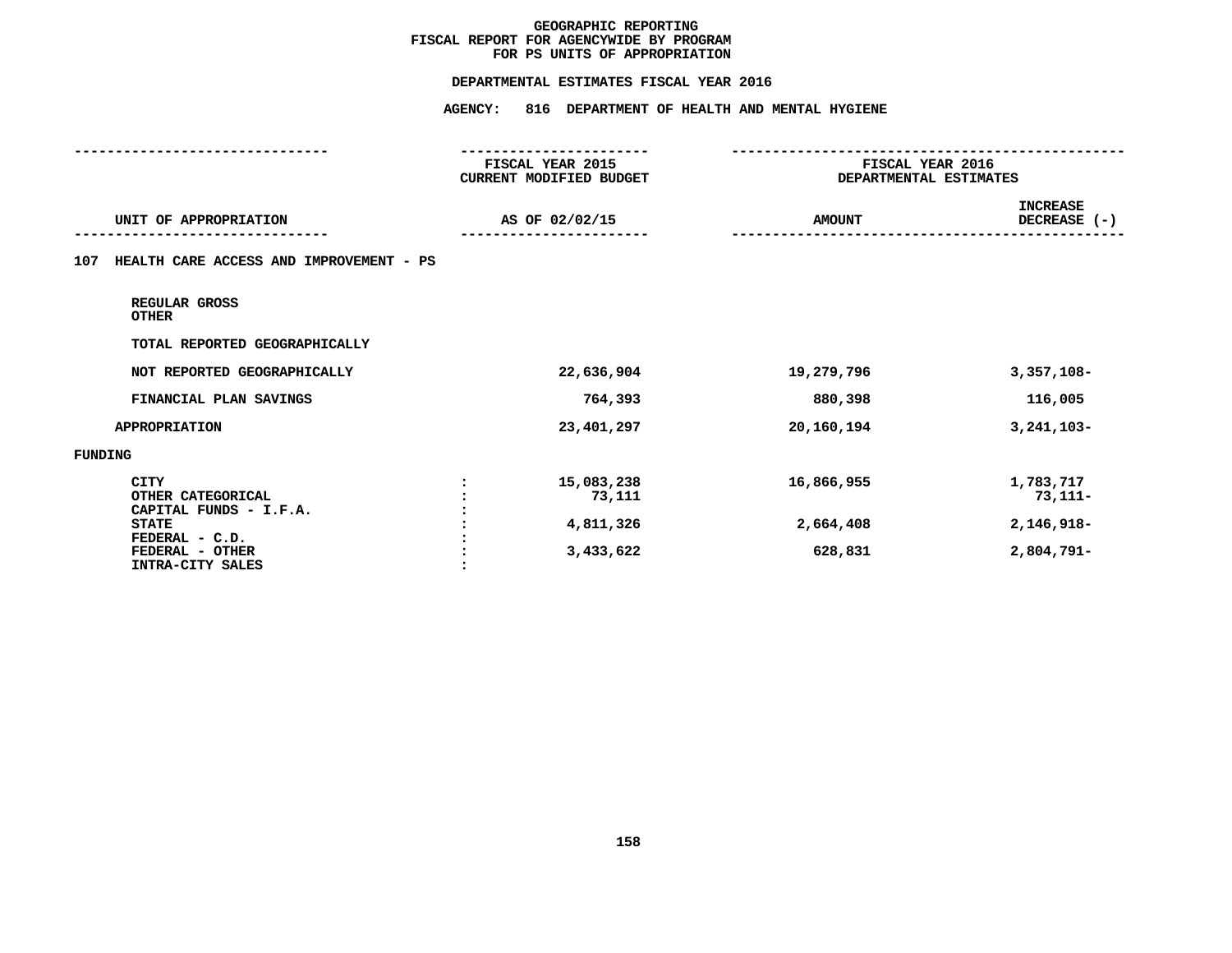# GEOGRAPHIC REPORTING
## FISCAL REPORT FOR AGENCYWIDE BY PROGRAM
## FOR PS UNITS OF APPROPRIATION

### DEPARTMENTAL ESTIMATES FISCAL YEAR 2016

### AGENCY: 816 DEPARTMENT OF HEALTH AND MENTAL HYGIENE

| UNIT OF APPROPRIATION | | FISCAL YEAR 2015 CURRENT MODIFIED BUDGET AS OF 02/02/15 | FISCAL YEAR 2016 DEPARTMENTAL ESTIMATES AMOUNT | INCREASE DECREASE (-) |
|---|---|---|---|---|
| **107 HEALTH CARE ACCESS AND IMPROVEMENT - PS** | | | | |
| REGULAR GROSS | | | | |
| OTHER | | | | |
| TOTAL REPORTED GEOGRAPHICALLY | | | | |
| NOT REPORTED GEOGRAPHICALLY | | 22,636,904 | 19,279,796 | 3,357,108- |
| FINANCIAL PLAN SAVINGS | | 764,393 | 880,398 | 116,005 |
| APPROPRIATION | | 23,401,297 | 20,160,194 | 3,241,103- |
| **FUNDING** | | | | |
| CITY | : | 15,083,238 | 16,866,955 | 1,783,717 |
| OTHER CATEGORICAL | : | 73,111 | | 73,111- |
| CAPITAL FUNDS - I.F.A. | : | | | |
| STATE | : | 4,811,326 | 2,664,408 | 2,146,918- |
| FEDERAL - C.D. | : | | | |
| FEDERAL - OTHER | : | 3,433,622 | 628,831 | 2,804,791- |
| INTRA-CITY SALES | : | | | |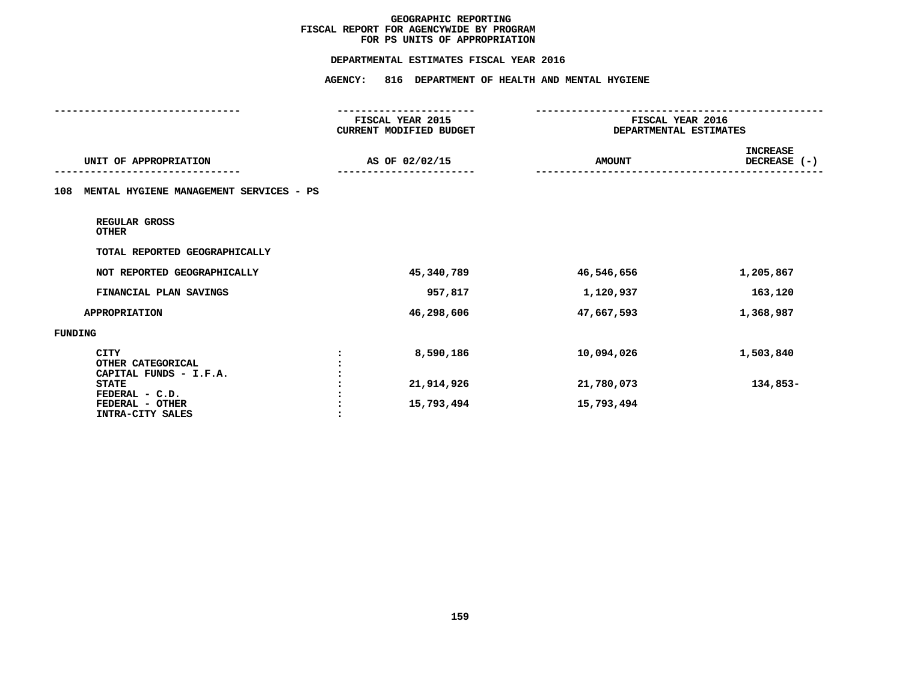# GEOGRAPHIC REPORTING
## FISCAL REPORT FOR AGENCYWIDE BY PROGRAM
## FOR PS UNITS OF APPROPRIATION

**DEPARTMENTAL ESTIMATES FISCAL YEAR 2016**

**AGENCY: 816 DEPARTMENT OF HEALTH AND MENTAL HYGIENE**

| UNIT OF APPROPRIATION | | FISCAL YEAR 2015 CURRENT MODIFIED BUDGET AS OF 02/02/15 | FISCAL YEAR 2016 DEPARTMENTAL ESTIMATES AMOUNT | INCREASE DECREASE (-) |
|---|---|---|---|---|
| **108 MENTAL HYGIENE MANAGEMENT SERVICES - PS** | | | | |
| REGULAR GROSS | | | | |
| OTHER | | | | |
| TOTAL REPORTED GEOGRAPHICALLY | | | | |
| NOT REPORTED GEOGRAPHICALLY | | 45,340,789 | 46,546,656 | 1,205,867 |
| FINANCIAL PLAN SAVINGS | | 957,817 | 1,120,937 | 163,120 |
| APPROPRIATION | | 46,298,606 | 47,667,593 | 1,368,987 |
| FUNDING | | | | |
| CITY | : | 8,590,186 | 10,094,026 | 1,503,840 |
| OTHER CATEGORICAL | : | | | |
| CAPITAL FUNDS - I.F.A. | : | | | |
| STATE | : | 21,914,926 | 21,780,073 | 134,853- |
| FEDERAL - C.D. | : | | | |
| FEDERAL - OTHER | : | 15,793,494 | 15,793,494 | |
| INTRA-CITY SALES | : | | | |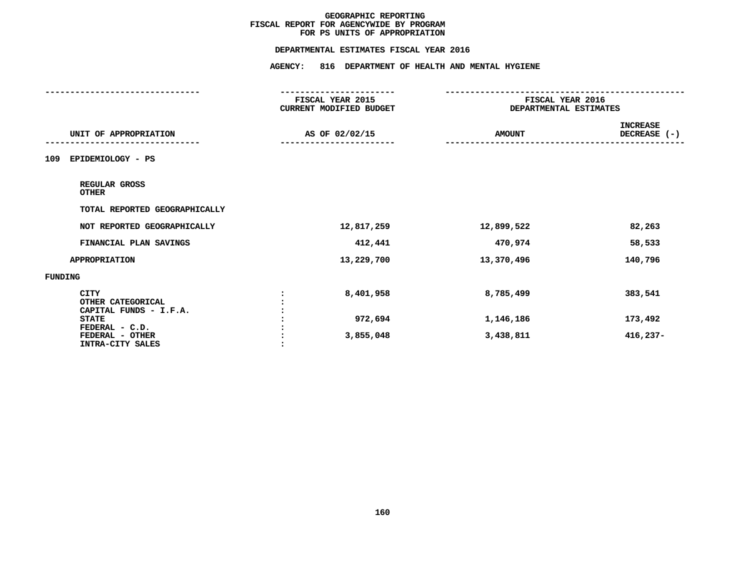# GEOGRAPHIC REPORTING
# FISCAL REPORT FOR AGENCYWIDE BY PROGRAM
# FOR PS UNITS OF APPROPRIATION

## DEPARTMENTAL ESTIMATES FISCAL YEAR 2016

## AGENCY: 816 DEPARTMENT OF HEALTH AND MENTAL HYGIENE

| UNIT OF APPROPRIATION | | FISCAL YEAR 2015 CURRENT MODIFIED BUDGET AS OF 02/02/15 | FISCAL YEAR 2016 DEPARTMENTAL ESTIMATES AMOUNT | INCREASE DECREASE (-) |
|---|---|---|---|---|
| **109 EPIDEMIOLOGY - PS** | | | | |
| REGULAR GROSS | | | | |
| OTHER | | | | |
| TOTAL REPORTED GEOGRAPHICALLY | | | | |
| NOT REPORTED GEOGRAPHICALLY | | 12,817,259 | 12,899,522 | 82,263 |
| FINANCIAL PLAN SAVINGS | | 412,441 | 470,974 | 58,533 |
| APPROPRIATION | | 13,229,700 | 13,370,496 | 140,796 |
| **FUNDING** | | | | |
| CITY | : | 8,401,958 | 8,785,499 | 383,541 |
| OTHER CATEGORICAL | : | | | |
| CAPITAL FUNDS - I.F.A. | : | | | |
| STATE | : | 972,694 | 1,146,186 | 173,492 |
| FEDERAL - C.D. | : | | | |
| FEDERAL - OTHER | : | 3,855,048 | 3,438,811 | 416,237- |
| INTRA-CITY SALES | : | | | |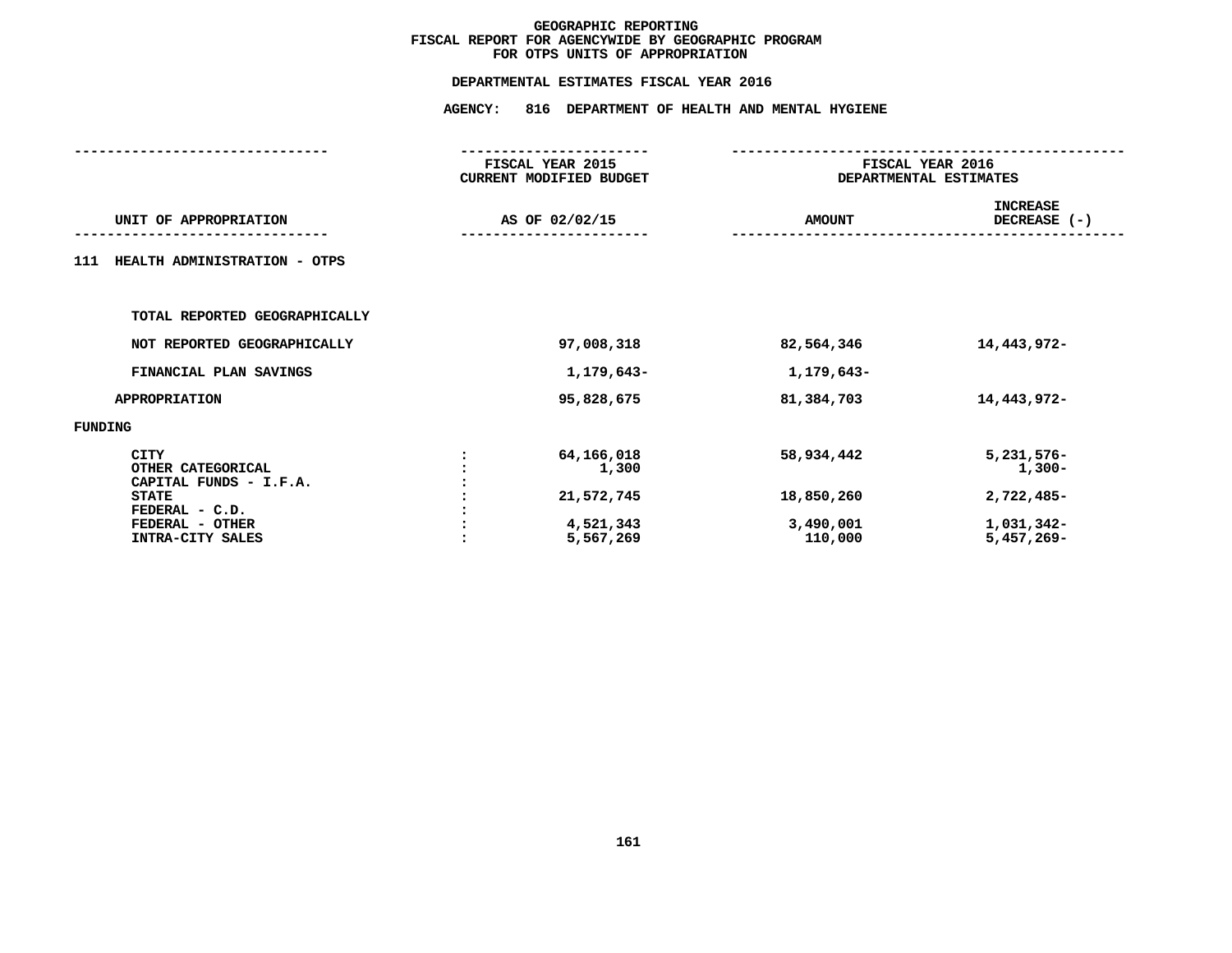# GEOGRAPHIC REPORTING
## FISCAL REPORT FOR AGENCYWIDE BY GEOGRAPHIC PROGRAM
## FOR OTPS UNITS OF APPROPRIATION

### DEPARTMENTAL ESTIMATES FISCAL YEAR 2016

### AGENCY: 816 DEPARTMENT OF HEALTH AND MENTAL HYGIENE

| UNIT OF APPROPRIATION | | FISCAL YEAR 2015 CURRENT MODIFIED BUDGET AS OF 02/02/15 | FISCAL YEAR 2016 DEPARTMENTAL ESTIMATES AMOUNT | INCREASE DECREASE (-) |
|---|---|---|---|---|
| **111 HEALTH ADMINISTRATION - OTPS** | | | | |
| TOTAL REPORTED GEOGRAPHICALLY | | | | |
| NOT REPORTED GEOGRAPHICALLY | | 97,008,318 | 82,564,346 | 14,443,972- |
| FINANCIAL PLAN SAVINGS | | 1,179,643- | 1,179,643- | |
| APPROPRIATION | | 95,828,675 | 81,384,703 | 14,443,972- |
| FUNDING | | | | |
| CITY | : | 64,166,018 | 58,934,442 | 5,231,576- |
| OTHER CATEGORICAL | : | 1,300 | | 1,300- |
| CAPITAL FUNDS - I.F.A. | : | | | |
| STATE | : | 21,572,745 | 18,850,260 | 2,722,485- |
| FEDERAL - C.D. | : | | | |
| FEDERAL - OTHER | : | 4,521,343 | 3,490,001 | 1,031,342- |
| INTRA-CITY SALES | : | 5,567,269 | 110,000 | 5,457,269- |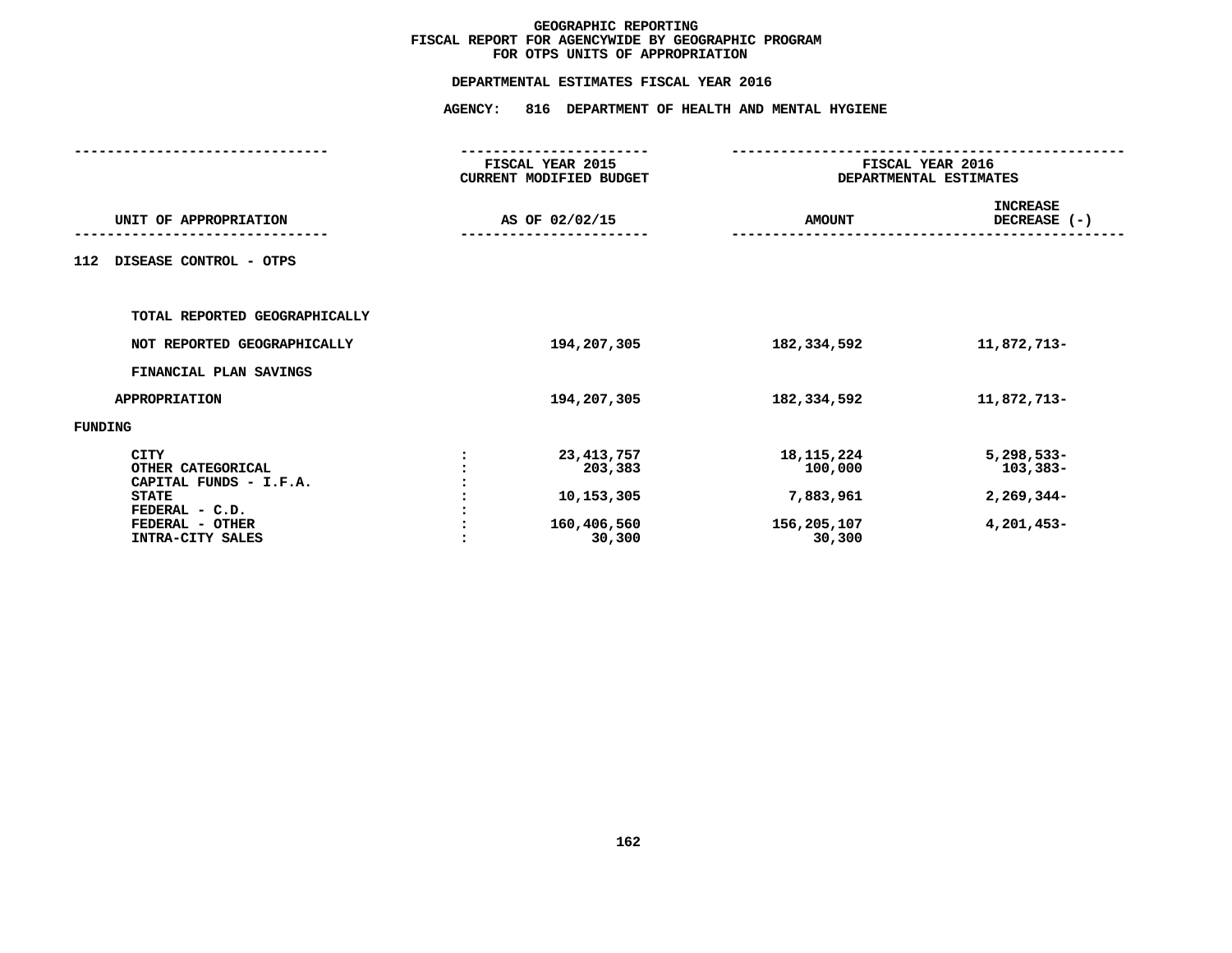# GEOGRAPHIC REPORTING
## FISCAL REPORT FOR AGENCYWIDE BY GEOGRAPHIC PROGRAM
## FOR OTPS UNITS OF APPROPRIATION

### DEPARTMENTAL ESTIMATES FISCAL YEAR 2016

### AGENCY: 816 DEPARTMENT OF HEALTH AND MENTAL HYGIENE

| UNIT OF APPROPRIATION | | FISCAL YEAR 2015 CURRENT MODIFIED BUDGET AS OF 02/02/15 | FISCAL YEAR 2016 DEPARTMENTAL ESTIMATES AMOUNT | INCREASE DECREASE (-) |
|---|---|---|---|---|
| 112 DISEASE CONTROL - OTPS | | | | |
| TOTAL REPORTED GEOGRAPHICALLY | | | | |
| NOT REPORTED GEOGRAPHICALLY | | 194,207,305 | 182,334,592 | 11,872,713- |
| FINANCIAL PLAN SAVINGS | | | | |
| APPROPRIATION | | 194,207,305 | 182,334,592 | 11,872,713- |
| FUNDING | | | | |
| CITY | : | 23,413,757 | 18,115,224 | 5,298,533- |
| OTHER CATEGORICAL | : | 203,383 | 100,000 | 103,383- |
| CAPITAL FUNDS - I.F.A. | : | | | |
| STATE | : | 10,153,305 | 7,883,961 | 2,269,344- |
| FEDERAL - C.D. | : | | | |
| FEDERAL - OTHER | : | 160,406,560 | 156,205,107 | 4,201,453- |
| INTRA-CITY SALES | : | 30,300 | 30,300 | |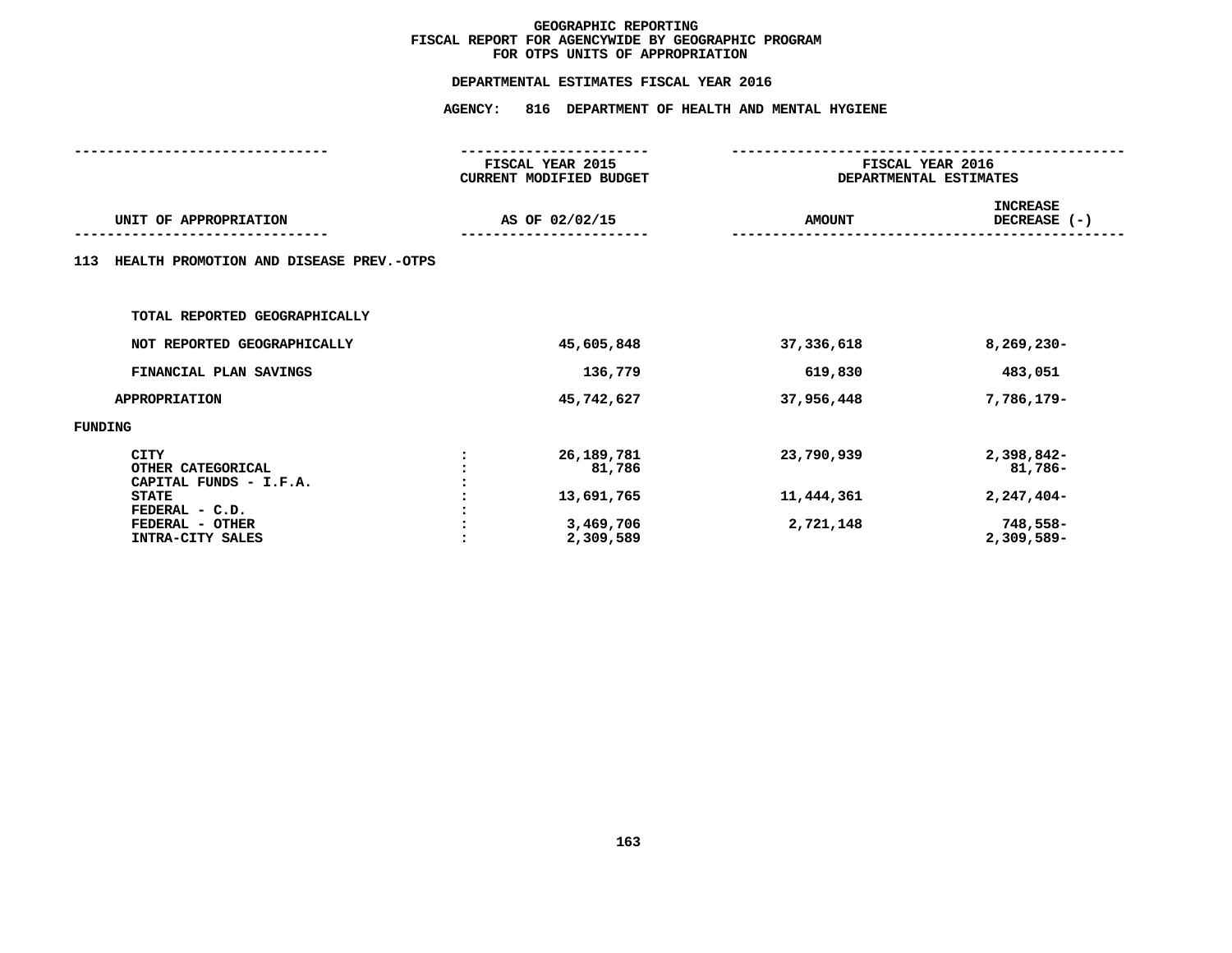# GEOGRAPHIC REPORTING
## FISCAL REPORT FOR AGENCYWIDE BY GEOGRAPHIC PROGRAM
## FOR OTPS UNITS OF APPROPRIATION

### DEPARTMENTAL ESTIMATES FISCAL YEAR 2016

### AGENCY: 816 DEPARTMENT OF HEALTH AND MENTAL HYGIENE

| UNIT OF APPROPRIATION | | FISCAL YEAR 2015 CURRENT MODIFIED BUDGET AS OF 02/02/15 | FISCAL YEAR 2016 DEPARTMENTAL ESTIMATES AMOUNT | INCREASE DECREASE (-) |
|---|---|---|---|---|
| 113 HEALTH PROMOTION AND DISEASE PREV.-OTPS | | | | |
| TOTAL REPORTED GEOGRAPHICALLY | | | | |
| NOT REPORTED GEOGRAPHICALLY | | 45,605,848 | 37,336,618 | 8,269,230- |
| FINANCIAL PLAN SAVINGS | | 136,779 | 619,830 | 483,051 |
| APPROPRIATION | | 45,742,627 | 37,956,448 | 7,786,179- |
| FUNDING | | | | |
| CITY | : | 26,189,781 | 23,790,939 | 2,398,842- |
| OTHER CATEGORICAL | : | 81,786 | | 81,786- |
| CAPITAL FUNDS - I.F.A. | : | | | |
| STATE | : | 13,691,765 | 11,444,361 | 2,247,404- |
| FEDERAL - C.D. | : | | | |
| FEDERAL - OTHER | : | 3,469,706 | 2,721,148 | 748,558- |
| INTRA-CITY SALES | : | 2,309,589 | | 2,309,589- |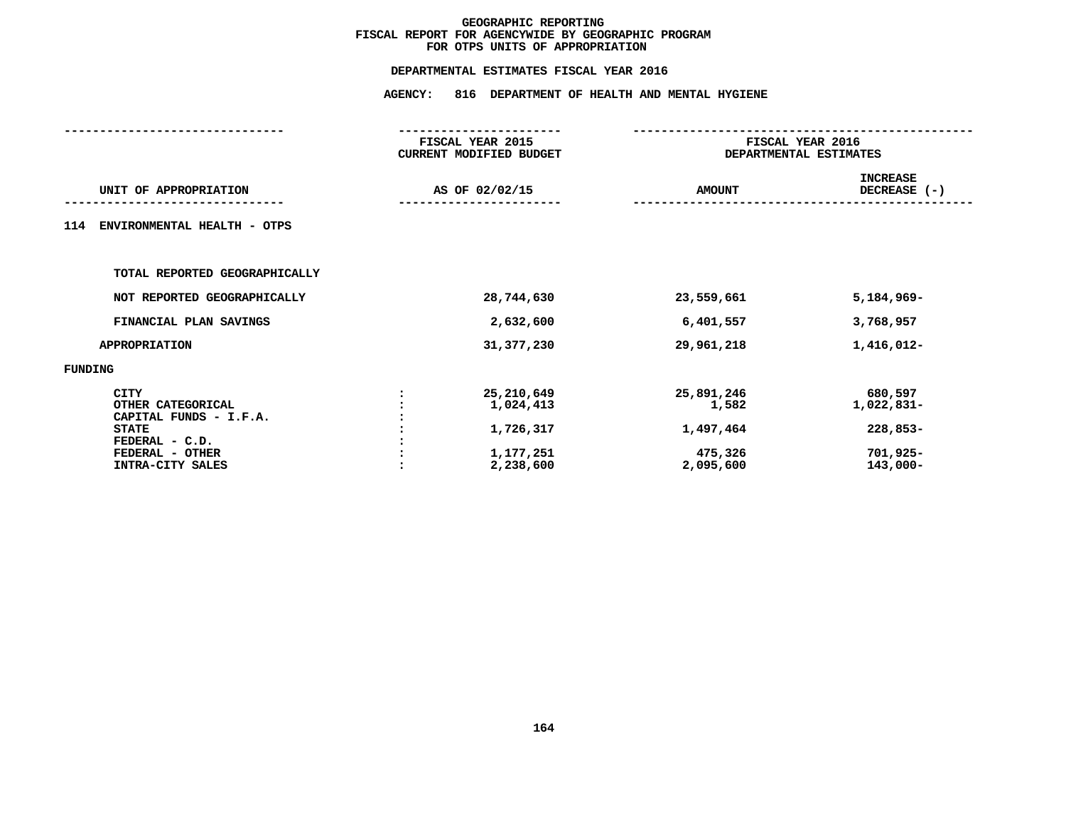# GEOGRAPHIC REPORTING
## FISCAL REPORT FOR AGENCYWIDE BY GEOGRAPHIC PROGRAM
## FOR OTPS UNITS OF APPROPRIATION

### DEPARTMENTAL ESTIMATES FISCAL YEAR 2016

### AGENCY: 816 DEPARTMENT OF HEALTH AND MENTAL HYGIENE

| UNIT OF APPROPRIATION | | FISCAL YEAR 2015 CURRENT MODIFIED BUDGET AS OF 02/02/15 | FISCAL YEAR 2016 DEPARTMENTAL ESTIMATES AMOUNT | INCREASE DECREASE (-) |
|---|---|---|---|---|
| **114 ENVIRONMENTAL HEALTH - OTPS** | | | | |
| TOTAL REPORTED GEOGRAPHICALLY | | | | |
| NOT REPORTED GEOGRAPHICALLY | | 28,744,630 | 23,559,661 | 5,184,969- |
| FINANCIAL PLAN SAVINGS | | 2,632,600 | 6,401,557 | 3,768,957 |
| APPROPRIATION | | 31,377,230 | 29,961,218 | 1,416,012- |
| FUNDING | | | | |
| CITY | : | 25,210,649 | 25,891,246 | 680,597 |
| OTHER CATEGORICAL | : | 1,024,413 | 1,582 | 1,022,831- |
| CAPITAL FUNDS - I.F.A. | : | | | |
| STATE | : | 1,726,317 | 1,497,464 | 228,853- |
| FEDERAL - C.D. | : | | | |
| FEDERAL - OTHER | : | 1,177,251 | 475,326 | 701,925- |
| INTRA-CITY SALES | : | 2,238,600 | 2,095,600 | 143,000- |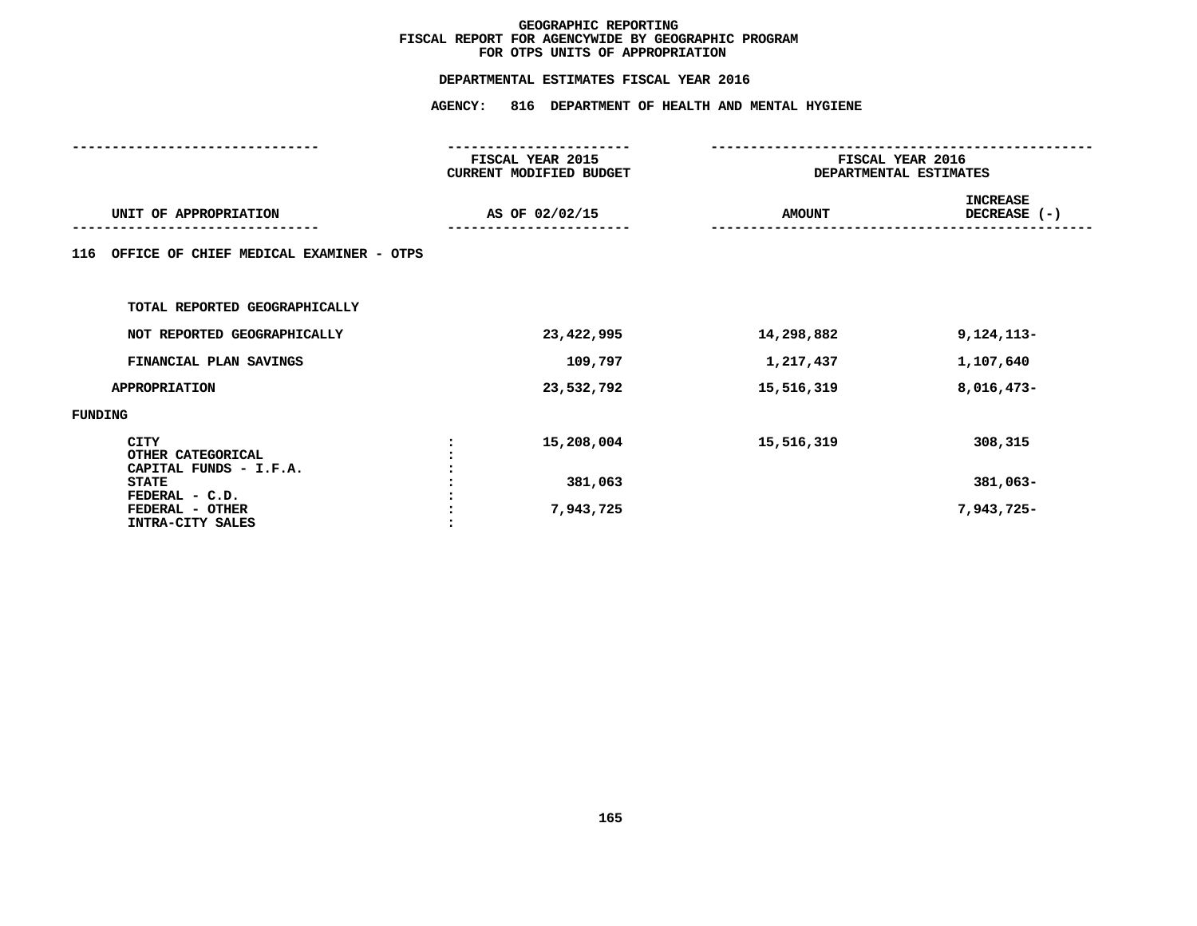# GEOGRAPHIC REPORTING
## FISCAL REPORT FOR AGENCYWIDE BY GEOGRAPHIC PROGRAM
## FOR OTPS UNITS OF APPROPRIATION

### DEPARTMENTAL ESTIMATES FISCAL YEAR 2016

### AGENCY: 816 DEPARTMENT OF HEALTH AND MENTAL HYGIENE

| UNIT OF APPROPRIATION | | FISCAL YEAR 2015 CURRENT MODIFIED BUDGET AS OF 02/02/15 | FISCAL YEAR 2016 DEPARTMENTAL ESTIMATES AMOUNT | INCREASE DECREASE (-) |
|---|---|---|---|---|
| **116 OFFICE OF CHIEF MEDICAL EXAMINER - OTPS** | | | | |
| TOTAL REPORTED GEOGRAPHICALLY | | | | |
| NOT REPORTED GEOGRAPHICALLY | | 23,422,995 | 14,298,882 | 9,124,113- |
| FINANCIAL PLAN SAVINGS | | 109,797 | 1,217,437 | 1,107,640 |
| APPROPRIATION | | 23,532,792 | 15,516,319 | 8,016,473- |
| FUNDING | | | | |
| CITY | : | 15,208,004 | 15,516,319 | 308,315 |
| OTHER CATEGORICAL | : | | | |
| CAPITAL FUNDS - I.F.A. | : | | | |
| STATE | : | 381,063 | | 381,063- |
| FEDERAL - C.D. | : | | | |
| FEDERAL - OTHER | : | 7,943,725 | | 7,943,725- |
| INTRA-CITY SALES | : | | | |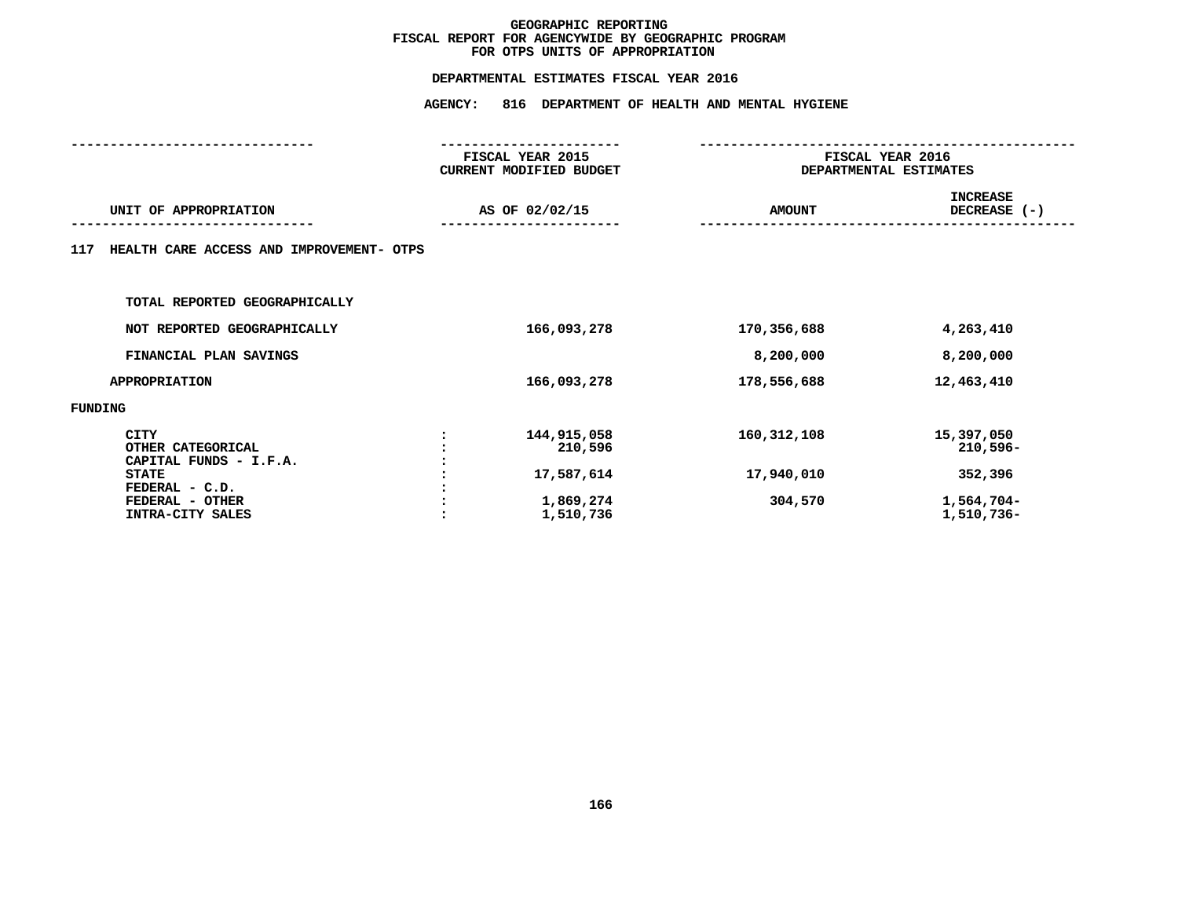# GEOGRAPHIC REPORTING
## FISCAL REPORT FOR AGENCYWIDE BY GEOGRAPHIC PROGRAM
## FOR OTPS UNITS OF APPROPRIATION

**DEPARTMENTAL ESTIMATES FISCAL YEAR 2016**

**AGENCY: 816 DEPARTMENT OF HEALTH AND MENTAL HYGIENE**

| UNIT OF APPROPRIATION | | FISCAL YEAR 2015 CURRENT MODIFIED BUDGET AS OF 02/02/15 | FISCAL YEAR 2016 DEPARTMENTAL ESTIMATES AMOUNT | INCREASE DECREASE (-) |
|---|---|---|---|---|
| **117 HEALTH CARE ACCESS AND IMPROVEMENT- OTPS** | | | | |
| TOTAL REPORTED GEOGRAPHICALLY | | | | |
| NOT REPORTED GEOGRAPHICALLY | | 166,093,278 | 170,356,688 | 4,263,410 |
| FINANCIAL PLAN SAVINGS | | | 8,200,000 | 8,200,000 |
| APPROPRIATION | | 166,093,278 | 178,556,688 | 12,463,410 |
| **FUNDING** | | | | |
| CITY | : | 144,915,058 | 160,312,108 | 15,397,050 |
| OTHER CATEGORICAL | : | 210,596 | | 210,596- |
| CAPITAL FUNDS - I.F.A. | : | | | |
| STATE | : | 17,587,614 | 17,940,010 | 352,396 |
| FEDERAL - C.D. | : | | | |
| FEDERAL - OTHER | : | 1,869,274 | 304,570 | 1,564,704- |
| INTRA-CITY SALES | : | 1,510,736 | | 1,510,736- |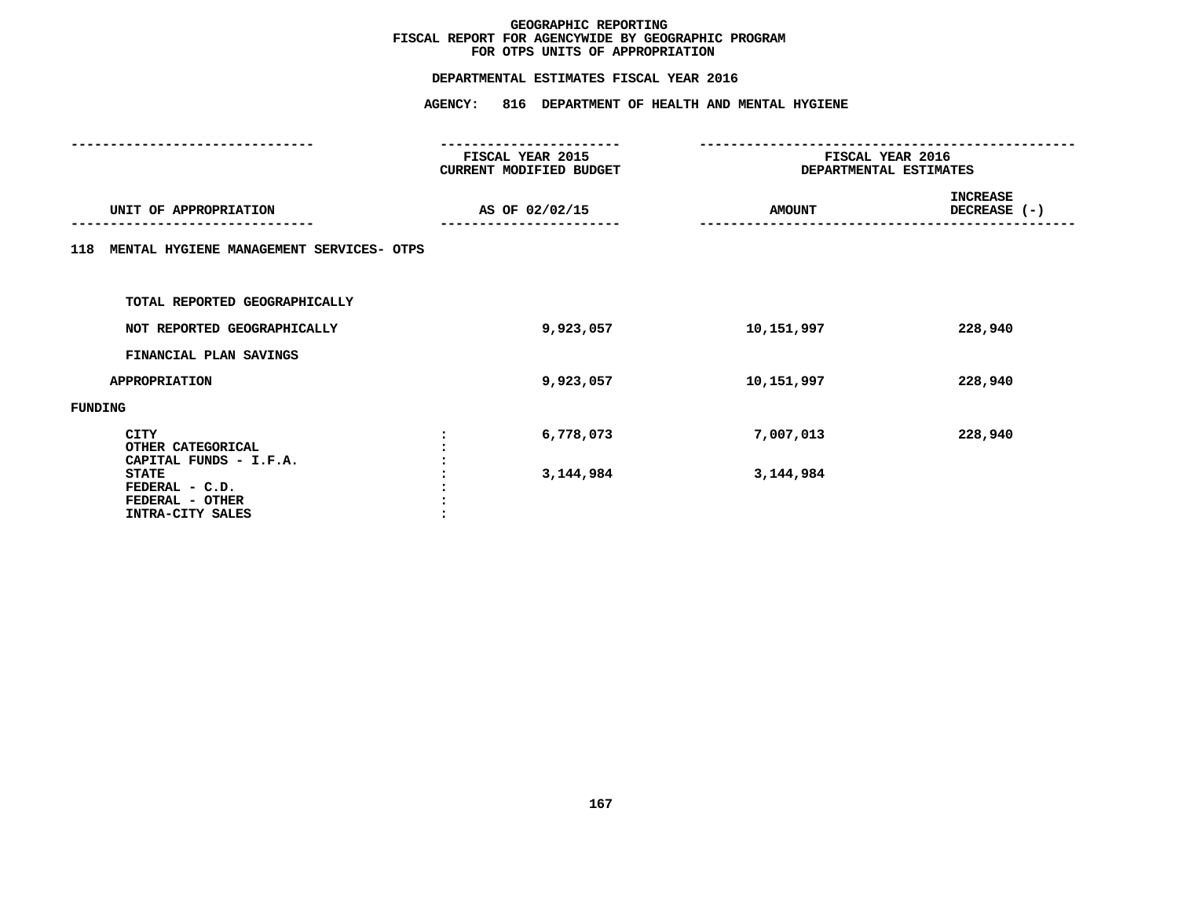# GEOGRAPHIC REPORTING
## FISCAL REPORT FOR AGENCYWIDE BY GEOGRAPHIC PROGRAM
## FOR OTPS UNITS OF APPROPRIATION

### DEPARTMENTAL ESTIMATES FISCAL YEAR 2016

### AGENCY: 816 DEPARTMENT OF HEALTH AND MENTAL HYGIENE

| UNIT OF APPROPRIATION | FISCAL YEAR 2015 CURRENT MODIFIED BUDGET AS OF 02/02/15 | FISCAL YEAR 2016 DEPARTMENTAL ESTIMATES AMOUNT | INCREASE DECREASE (-) |
|---|---|---|---|
| **118 MENTAL HYGIENE MANAGEMENT SERVICES- OTPS** | | | |
| TOTAL REPORTED GEOGRAPHICALLY | | | |
| NOT REPORTED GEOGRAPHICALLY | 9,923,057 | 10,151,997 | 228,940 |
| FINANCIAL PLAN SAVINGS | | | |
| APPROPRIATION | 9,923,057 | 10,151,997 | 228,940 |
| FUNDING | | | |
| CITY | 6,778,073 | 7,007,013 | 228,940 |
| OTHER CATEGORICAL | | | |
| CAPITAL FUNDS - I.F.A. | | | |
| STATE | 3,144,984 | 3,144,984 | |
| FEDERAL - C.D. | | | |
| FEDERAL - OTHER | | | |
| INTRA-CITY SALES | | | |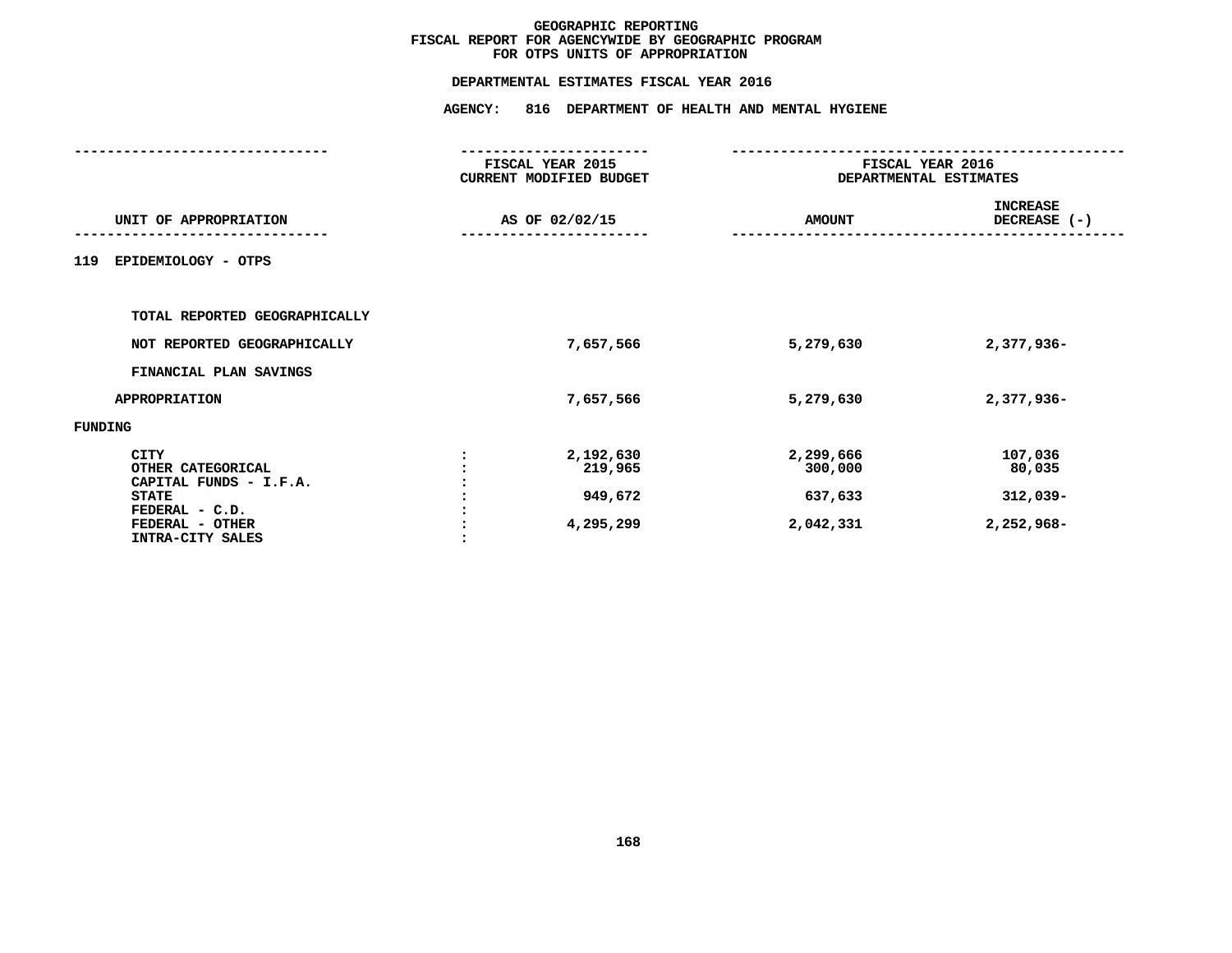# GEOGRAPHIC REPORTING
## FISCAL REPORT FOR AGENCYWIDE BY GEOGRAPHIC PROGRAM
## FOR OTPS UNITS OF APPROPRIATION

### DEPARTMENTAL ESTIMATES FISCAL YEAR 2016

### AGENCY: 816 DEPARTMENT OF HEALTH AND MENTAL HYGIENE

| UNIT OF APPROPRIATION | | FISCAL YEAR 2015 CURRENT MODIFIED BUDGET AS OF 02/02/15 | FISCAL YEAR 2016 DEPARTMENTAL ESTIMATES AMOUNT | INCREASE DECREASE (-) |
|---|---|---|---|---|
| **119 EPIDEMIOLOGY - OTPS** | | | | |
| TOTAL REPORTED GEOGRAPHICALLY | | | | |
| NOT REPORTED GEOGRAPHICALLY | | 7,657,566 | 5,279,630 | 2,377,936- |
| FINANCIAL PLAN SAVINGS | | | | |
| APPROPRIATION | | 7,657,566 | 5,279,630 | 2,377,936- |
| **FUNDING** | | | | |
| CITY | : | 2,192,630 | 2,299,666 | 107,036 |
| OTHER CATEGORICAL | : | 219,965 | 300,000 | 80,035 |
| CAPITAL FUNDS - I.F.A. | : | | | |
| STATE | : | 949,672 | 637,633 | 312,039- |
| FEDERAL - C.D. | : | | | |
| FEDERAL - OTHER | : | 4,295,299 | 2,042,331 | 2,252,968- |
| INTRA-CITY SALES | : | | | |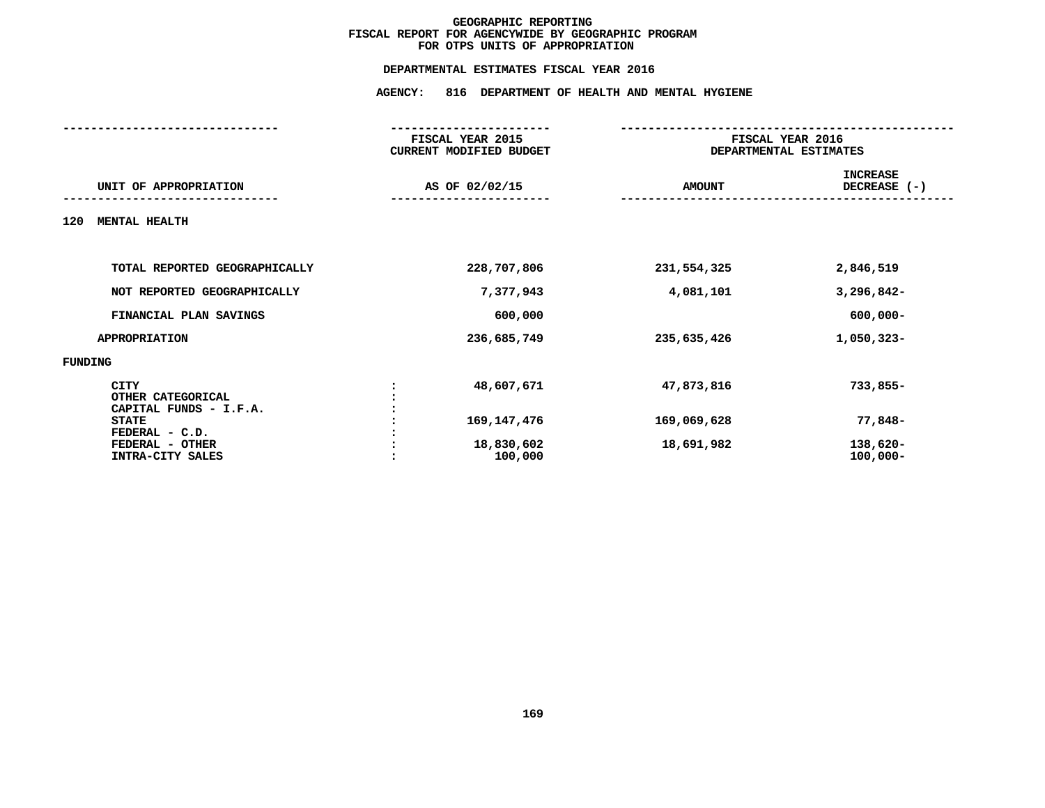# GEOGRAPHIC REPORTING
## FISCAL REPORT FOR AGENCYWIDE BY GEOGRAPHIC PROGRAM
## FOR OTPS UNITS OF APPROPRIATION

**DEPARTMENTAL ESTIMATES FISCAL YEAR 2016**

**AGENCY: 816 DEPARTMENT OF HEALTH AND MENTAL HYGIENE**

| UNIT OF APPROPRIATION | | FISCAL YEAR 2015 CURRENT MODIFIED BUDGET AS OF 02/02/15 | FISCAL YEAR 2016 DEPARTMENTAL ESTIMATES AMOUNT | INCREASE DECREASE (-) |
|---|---|---|---|---|
| **120 MENTAL HEALTH** | | | | |
| TOTAL REPORTED GEOGRAPHICALLY | | 228,707,806 | 231,554,325 | 2,846,519 |
| NOT REPORTED GEOGRAPHICALLY | | 7,377,943 | 4,081,101 | 3,296,842- |
| FINANCIAL PLAN SAVINGS | | 600,000 | | 600,000- |
| APPROPRIATION | | 236,685,749 | 235,635,426 | 1,050,323- |
| FUNDING | | | | |
| CITY | : | 48,607,671 | 47,873,816 | 733,855- |
| OTHER CATEGORICAL | : | | | |
| CAPITAL FUNDS - I.F.A. | : | | | |
| STATE | : | 169,147,476 | 169,069,628 | 77,848- |
| FEDERAL - C.D. | : | | | |
| FEDERAL - OTHER | : | 18,830,602 | 18,691,982 | 138,620- |
| INTRA-CITY SALES | : | 100,000 | | 100,000- |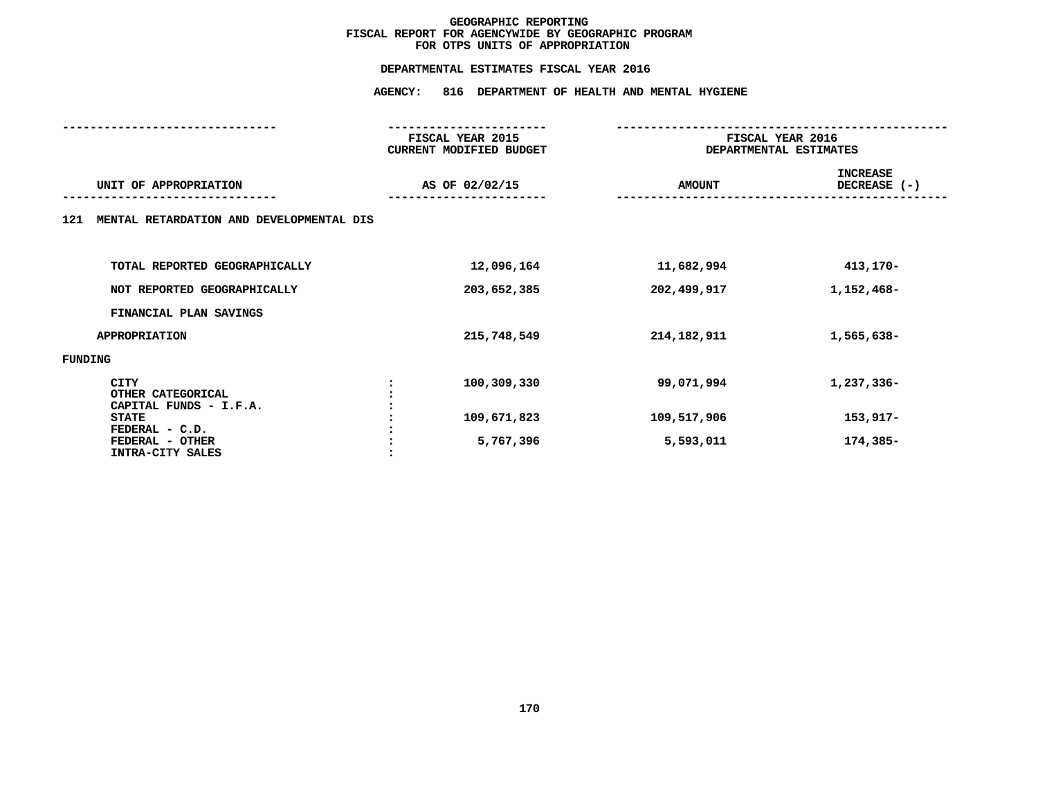# GEOGRAPHIC REPORTING
## FISCAL REPORT FOR AGENCYWIDE BY GEOGRAPHIC PROGRAM
## FOR OTPS UNITS OF APPROPRIATION

### DEPARTMENTAL ESTIMATES FISCAL YEAR 2016

### AGENCY: 816 DEPARTMENT OF HEALTH AND MENTAL HYGIENE

| UNIT OF APPROPRIATION | | FISCAL YEAR 2015 CURRENT MODIFIED BUDGET AS OF 02/02/15 | FISCAL YEAR 2016 DEPARTMENTAL ESTIMATES AMOUNT | INCREASE DECREASE (-) |
|---|---|---|---|---|
| **121 MENTAL RETARDATION AND DEVELOPMENTAL DIS** | | | | |
| TOTAL REPORTED GEOGRAPHICALLY | | 12,096,164 | 11,682,994 | 413,170- |
| NOT REPORTED GEOGRAPHICALLY | | 203,652,385 | 202,499,917 | 1,152,468- |
| FINANCIAL PLAN SAVINGS | | | | |
| APPROPRIATION | | 215,748,549 | 214,182,911 | 1,565,638- |
| FUNDING | | | | |
| CITY | : | 100,309,330 | 99,071,994 | 1,237,336- |
| OTHER CATEGORICAL | : | | | |
| CAPITAL FUNDS - I.F.A. | : | | | |
| STATE | : | 109,671,823 | 109,517,906 | 153,917- |
| FEDERAL - C.D. | : | | | |
| FEDERAL - OTHER | : | 5,767,396 | 5,593,011 | 174,385- |
| INTRA-CITY SALES | : | | | |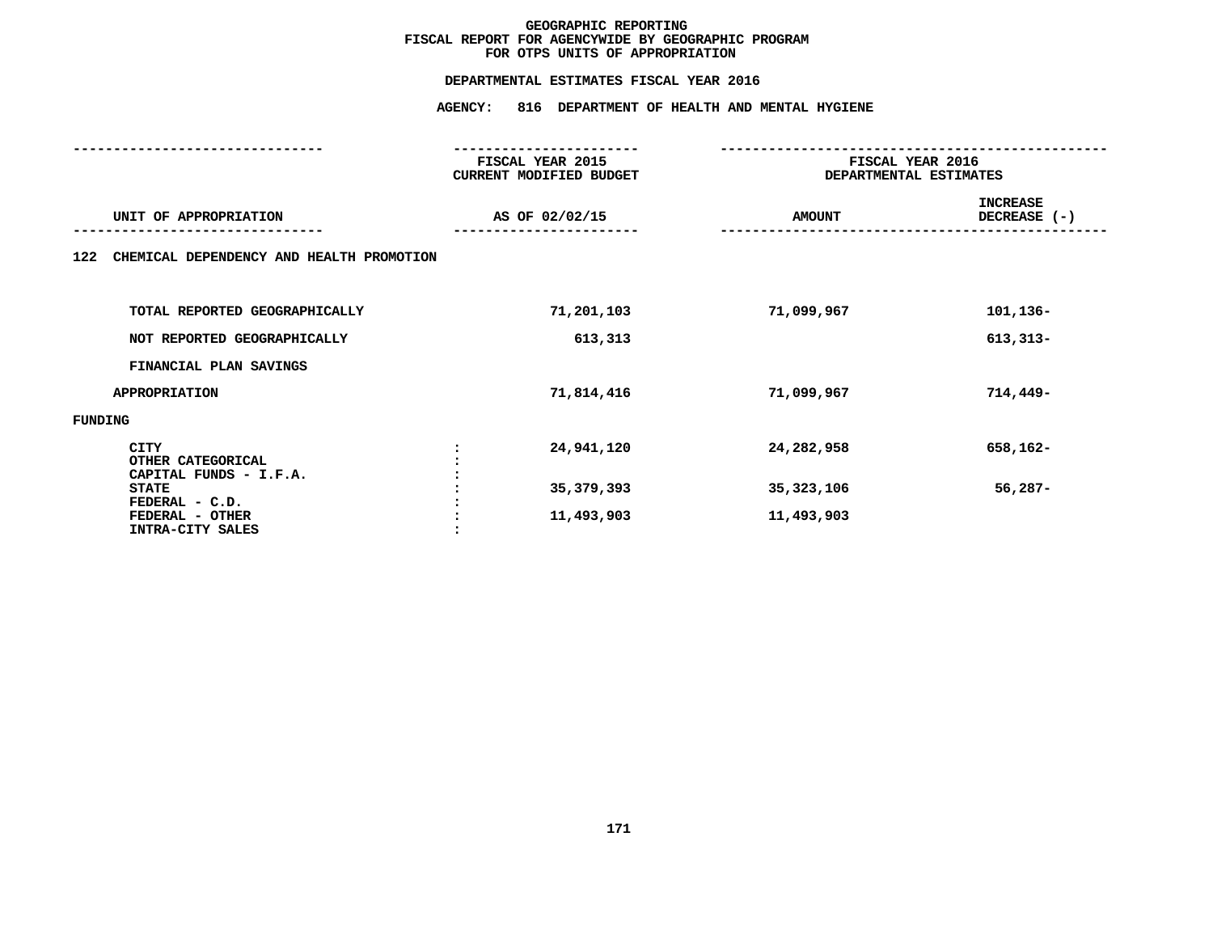# GEOGRAPHIC REPORTING
## FISCAL REPORT FOR AGENCYWIDE BY GEOGRAPHIC PROGRAM
## FOR OTPS UNITS OF APPROPRIATION

### DEPARTMENTAL ESTIMATES FISCAL YEAR 2016

### AGENCY: 816 DEPARTMENT OF HEALTH AND MENTAL HYGIENE

| UNIT OF APPROPRIATION | FISCAL YEAR 2015 CURRENT MODIFIED BUDGET AS OF 02/02/15 | FISCAL YEAR 2016 DEPARTMENTAL ESTIMATES AMOUNT | INCREASE DECREASE (-) |
|---|---|---|---|
| **122 CHEMICAL DEPENDENCY AND HEALTH PROMOTION** | | | |
| TOTAL REPORTED GEOGRAPHICALLY | 71,201,103 | 71,099,967 | 101,136- |
| NOT REPORTED GEOGRAPHICALLY | 613,313 | | 613,313- |
| FINANCIAL PLAN SAVINGS | | | |
| APPROPRIATION | 71,814,416 | 71,099,967 | 714,449- |
| **FUNDING** | | | |
| CITY | 24,941,120 | 24,282,958 | 658,162- |
| OTHER CATEGORICAL | | | |
| CAPITAL FUNDS - I.F.A. | | | |
| STATE | 35,379,393 | 35,323,106 | 56,287- |
| FEDERAL - C.D. | | | |
| FEDERAL - OTHER | 11,493,903 | 11,493,903 | |
| INTRA-CITY SALES | | | |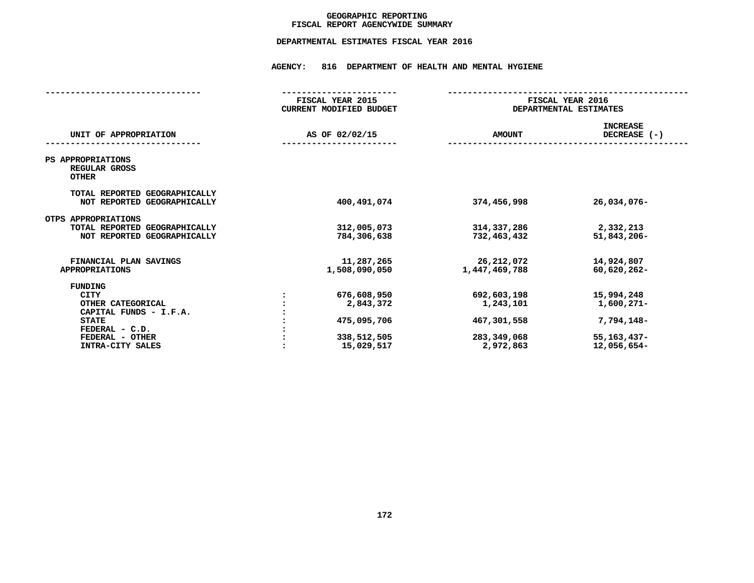# GEOGRAPHIC REPORTING
## FISCAL REPORT AGENCYWIDE SUMMARY

### DEPARTMENTAL ESTIMATES FISCAL YEAR 2016

**AGENCY: 816 DEPARTMENT OF HEALTH AND MENTAL HYGIENE**

| UNIT OF APPROPRIATION | | FISCAL YEAR 2015 CURRENT MODIFIED BUDGET AS OF 02/02/15 | FISCAL YEAR 2016 DEPARTMENTAL ESTIMATES AMOUNT | INCREASE DECREASE (-) |
|---|---|---|---|---|
| PS APPROPRIATIONS | | | | |
| REGULAR GROSS | | | | |
| OTHER | | | | |
| TOTAL REPORTED GEOGRAPHICALLY | | | | |
| NOT REPORTED GEOGRAPHICALLY | | 400,491,074 | 374,456,998 | 26,034,076- |
| OTPS APPROPRIATIONS | | | | |
| TOTAL REPORTED GEOGRAPHICALLY | | 312,005,073 | 314,337,286 | 2,332,213 |
| NOT REPORTED GEOGRAPHICALLY | | 784,306,638 | 732,463,432 | 51,843,206- |
| FINANCIAL PLAN SAVINGS | | 11,287,265 | 26,212,072 | 14,924,807 |
| APPROPRIATIONS | | 1,508,090,050 | 1,447,469,788 | 60,620,262- |
| FUNDING | | | | |
| CITY | : | 676,608,950 | 692,603,198 | 15,994,248 |
| OTHER CATEGORICAL | : | 2,843,372 | 1,243,101 | 1,600,271- |
| CAPITAL FUNDS - I.F.A. | : | | | |
| STATE | : | 475,095,706 | 467,301,558 | 7,794,148- |
| FEDERAL - C.D. | : | | | |
| FEDERAL - OTHER | : | 338,512,505 | 283,349,068 | 55,163,437- |
| INTRA-CITY SALES | : | 15,029,517 | 2,972,863 | 12,056,654- |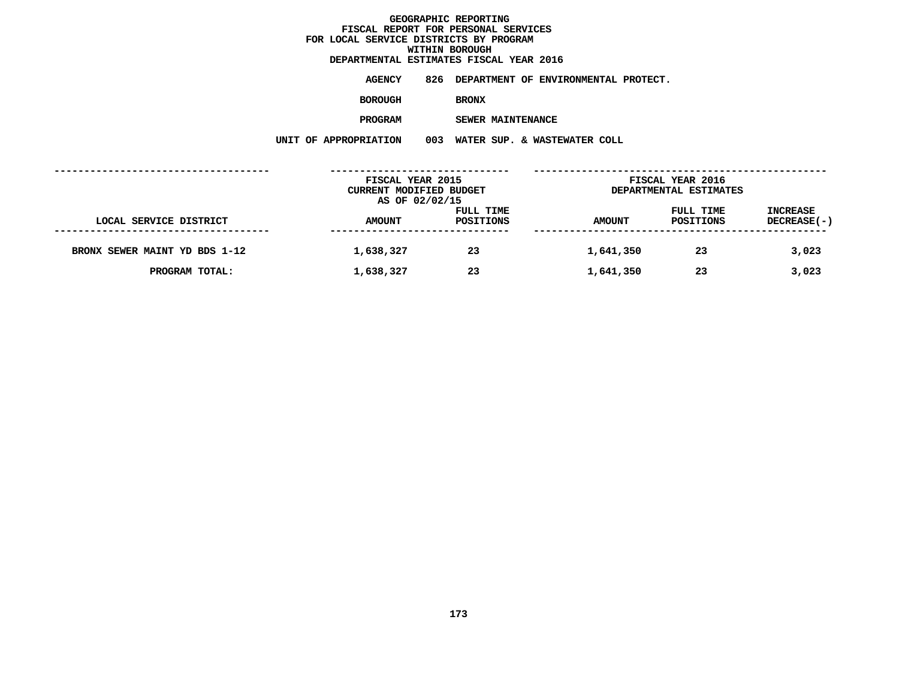# GEOGRAPHIC REPORTING
## FISCAL REPORT FOR PERSONAL SERVICES
## FOR LOCAL SERVICE DISTRICTS BY PROGRAM
## WITHIN BOROUGH
## DEPARTMENTAL ESTIMATES FISCAL YEAR 2016

**AGENCY** 826 DEPARTMENT OF ENVIRONMENTAL PROTECT.

**BOROUGH** BRONX

**PROGRAM** SEWER MAINTENANCE

**UNIT OF APPROPRIATION** 003 WATER SUP. & WASTEWATER COLL

| | FISCAL YEAR 2015 CURRENT MODIFIED BUDGET AS OF 02/02/15 | | FISCAL YEAR 2016 DEPARTMENTAL ESTIMATES | | |
|---|---|---|---|---|---|
| LOCAL SERVICE DISTRICT | AMOUNT | FULL TIME POSITIONS | AMOUNT | FULL TIME POSITIONS | INCREASE DECREASE(-) |
| BRONX SEWER MAINT YD BDS 1-12 | 1,638,327 | 23 | 1,641,350 | 23 | 3,023 |
| PROGRAM TOTAL: | 1,638,327 | 23 | 1,641,350 | 23 | 3,023 |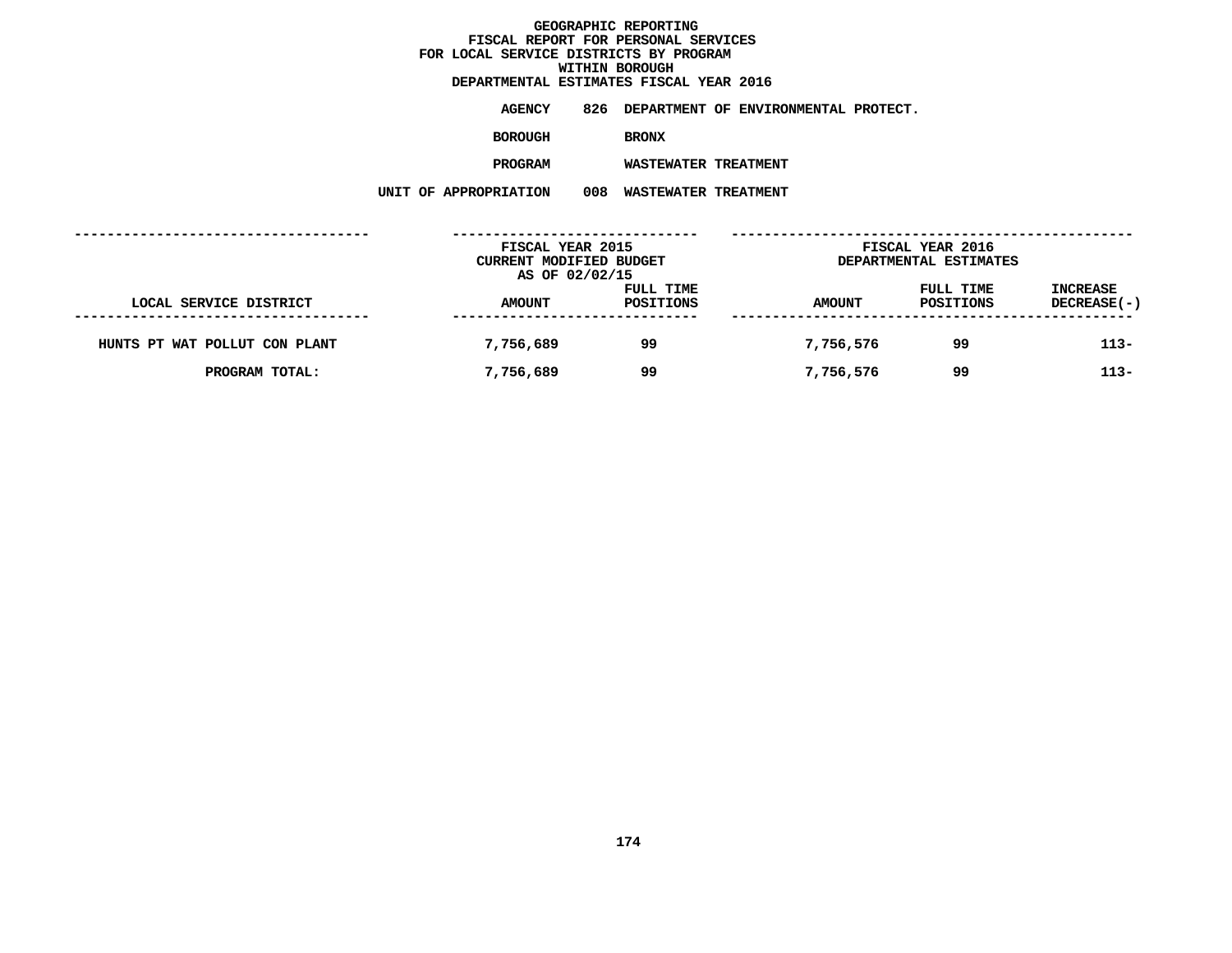# GEOGRAPHIC REPORTING
## FISCAL REPORT FOR PERSONAL SERVICES
## FOR LOCAL SERVICE DISTRICTS BY PROGRAM
## WITHIN BOROUGH
## DEPARTMENTAL ESTIMATES FISCAL YEAR 2016

**AGENCY** 826 DEPARTMENT OF ENVIRONMENTAL PROTECT.

**BOROUGH** BRONX

**PROGRAM** WASTEWATER TREATMENT

**UNIT OF APPROPRIATION** 008 WASTEWATER TREATMENT

| LOCAL SERVICE DISTRICT | FISCAL YEAR 2015 CURRENT MODIFIED BUDGET AS OF 02/02/15 AMOUNT | FULL TIME POSITIONS | FISCAL YEAR 2016 DEPARTMENTAL ESTIMATES AMOUNT | FULL TIME POSITIONS | INCREASE DECREASE(-) |
|---|---|---|---|---|---|
| HUNTS PT WAT POLLUT CON PLANT | 7,756,689 | 99 | 7,756,576 | 99 | 113- |
| PROGRAM TOTAL: | 7,756,689 | 99 | 7,756,576 | 99 | 113- |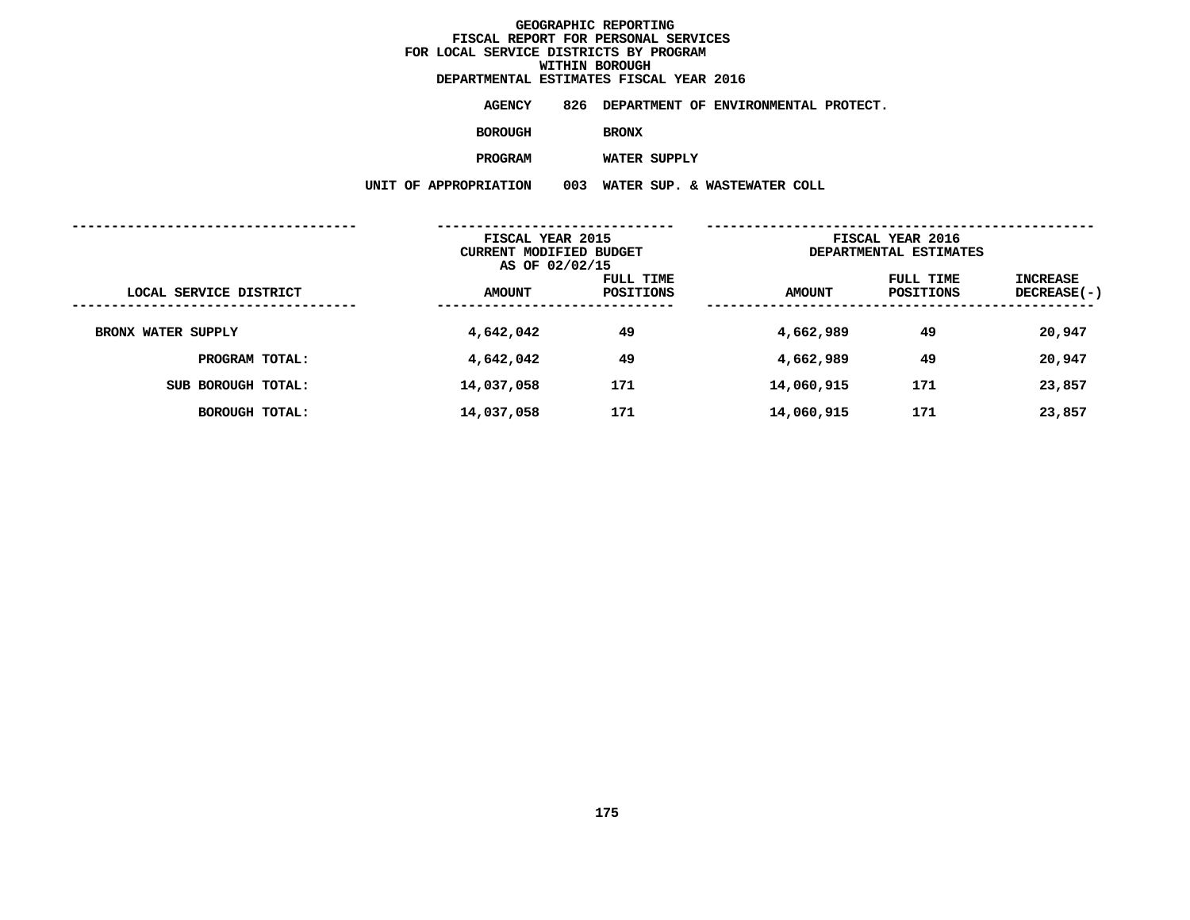# GEOGRAPHIC REPORTING
## FISCAL REPORT FOR PERSONAL SERVICES
## FOR LOCAL SERVICE DISTRICTS BY PROGRAM
## WITHIN BOROUGH
## DEPARTMENTAL ESTIMATES FISCAL YEAR 2016

**AGENCY** 826 DEPARTMENT OF ENVIRONMENTAL PROTECT.

**BOROUGH** BRONX

**PROGRAM** WATER SUPPLY

**UNIT OF APPROPRIATION** 003 WATER SUP. & WASTEWATER COLL

| LOCAL SERVICE DISTRICT | FISCAL YEAR 2015 CURRENT MODIFIED BUDGET AS OF 02/02/15 AMOUNT | FULL TIME POSITIONS | FISCAL YEAR 2016 DEPARTMENTAL ESTIMATES AMOUNT | FULL TIME POSITIONS | INCREASE DECREASE(-) |
|---|---|---|---|---|---|
| BRONX WATER SUPPLY | 4,642,042 | 49 | 4,662,989 | 49 | 20,947 |
| PROGRAM TOTAL: | 4,642,042 | 49 | 4,662,989 | 49 | 20,947 |
| SUB BOROUGH TOTAL: | 14,037,058 | 171 | 14,060,915 | 171 | 23,857 |
| BOROUGH TOTAL: | 14,037,058 | 171 | 14,060,915 | 171 | 23,857 |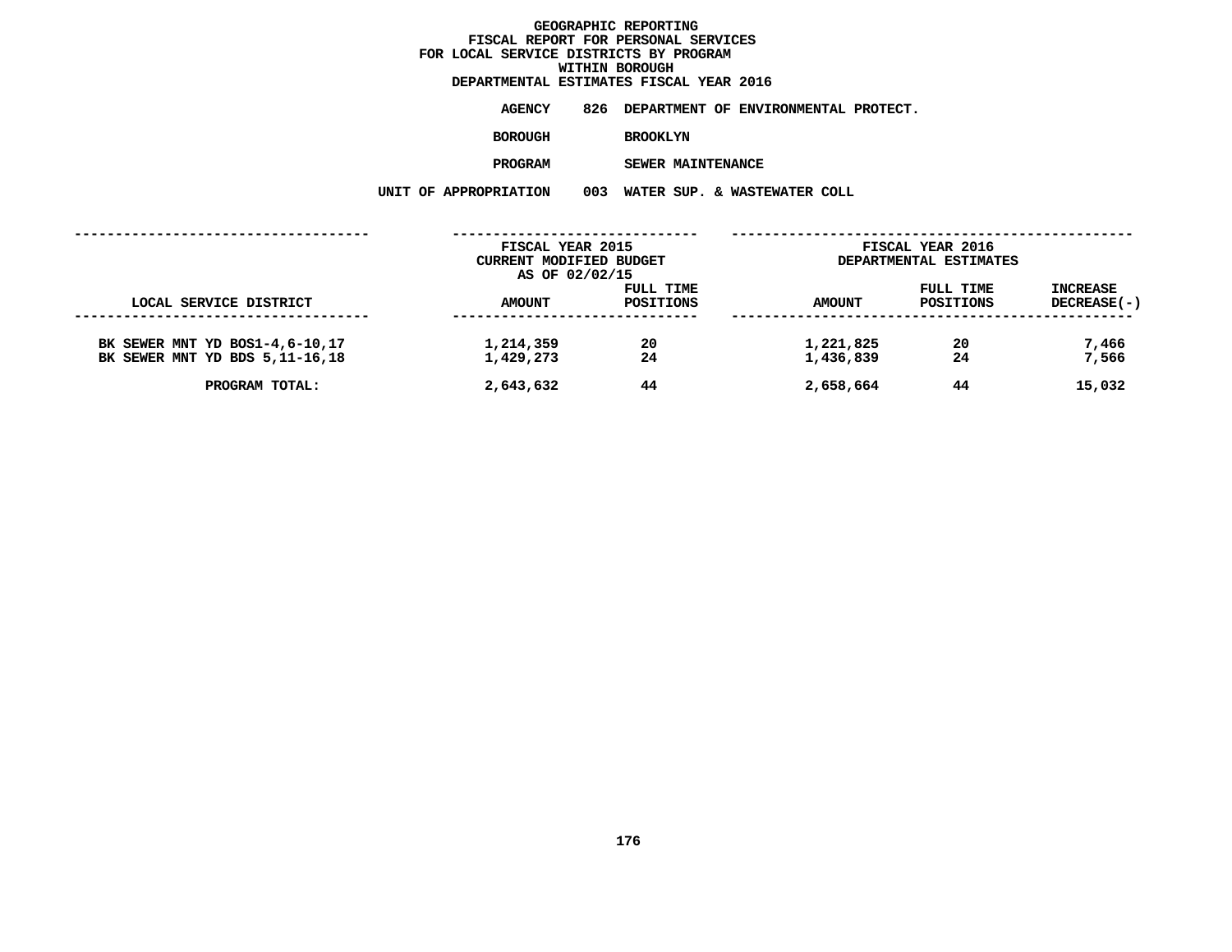# GEOGRAPHIC REPORTING
## FISCAL REPORT FOR PERSONAL SERVICES
## FOR LOCAL SERVICE DISTRICTS BY PROGRAM
## WITHIN BOROUGH
## DEPARTMENTAL ESTIMATES FISCAL YEAR 2016

**AGENCY** 826 DEPARTMENT OF ENVIRONMENTAL PROTECT.

**BOROUGH** BROOKLYN

**PROGRAM** SEWER MAINTENANCE

**UNIT OF APPROPRIATION** 003 WATER SUP. & WASTEWATER COLL

| | FISCAL YEAR 2015 CURRENT MODIFIED BUDGET AS OF 02/02/15 | | FISCAL YEAR 2016 DEPARTMENTAL ESTIMATES | | |
|---|---|---|---|---|---|
| LOCAL SERVICE DISTRICT | AMOUNT | FULL TIME POSITIONS | AMOUNT | FULL TIME POSITIONS | INCREASE DECREASE(-) |
| BK SEWER MNT YD BOS1-4,6-10,17 | 1,214,359 | 20 | 1,221,825 | 20 | 7,466 |
| BK SEWER MNT YD BDS 5,11-16,18 | 1,429,273 | 24 | 1,436,839 | 24 | 7,566 |
| PROGRAM TOTAL: | 2,643,632 | 44 | 2,658,664 | 44 | 15,032 |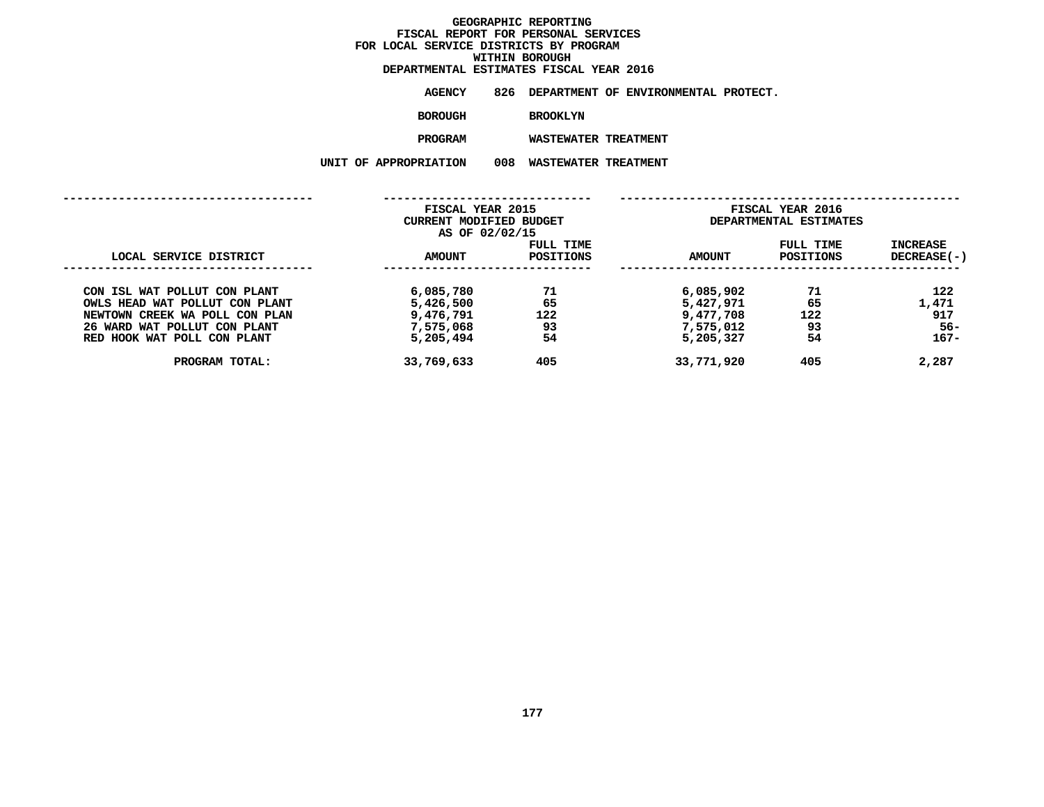# GEOGRAPHIC REPORTING
## FISCAL REPORT FOR PERSONAL SERVICES
## FOR LOCAL SERVICE DISTRICTS BY PROGRAM
## WITHIN BOROUGH
## DEPARTMENTAL ESTIMATES FISCAL YEAR 2016

**AGENCY** 826 DEPARTMENT OF ENVIRONMENTAL PROTECT.

**BOROUGH** BROOKLYN

**PROGRAM** WASTEWATER TREATMENT

**UNIT OF APPROPRIATION** 008 WASTEWATER TREATMENT

| LOCAL SERVICE DISTRICT | FISCAL YEAR 2015 CURRENT MODIFIED BUDGET AS OF 02/02/15 AMOUNT | FULL TIME POSITIONS | FISCAL YEAR 2016 DEPARTMENTAL ESTIMATES AMOUNT | FULL TIME POSITIONS | INCREASE DECREASE(-) |
|---|---|---|---|---|---|
| CON ISL WAT POLLUT CON PLANT | 6,085,780 | 71 | 6,085,902 | 71 | 122 |
| OWLS HEAD WAT POLLUT CON PLANT | 5,426,500 | 65 | 5,427,971 | 65 | 1,471 |
| NEWTOWN CREEK WA POLL CON PLAN | 9,476,791 | 122 | 9,477,708 | 122 | 917 |
| 26 WARD WAT POLLUT CON PLANT | 7,575,068 | 93 | 7,575,012 | 93 | 56- |
| RED HOOK WAT POLL CON PLANT | 5,205,494 | 54 | 5,205,327 | 54 | 167- |
| PROGRAM TOTAL: | 33,769,633 | 405 | 33,771,920 | 405 | 2,287 |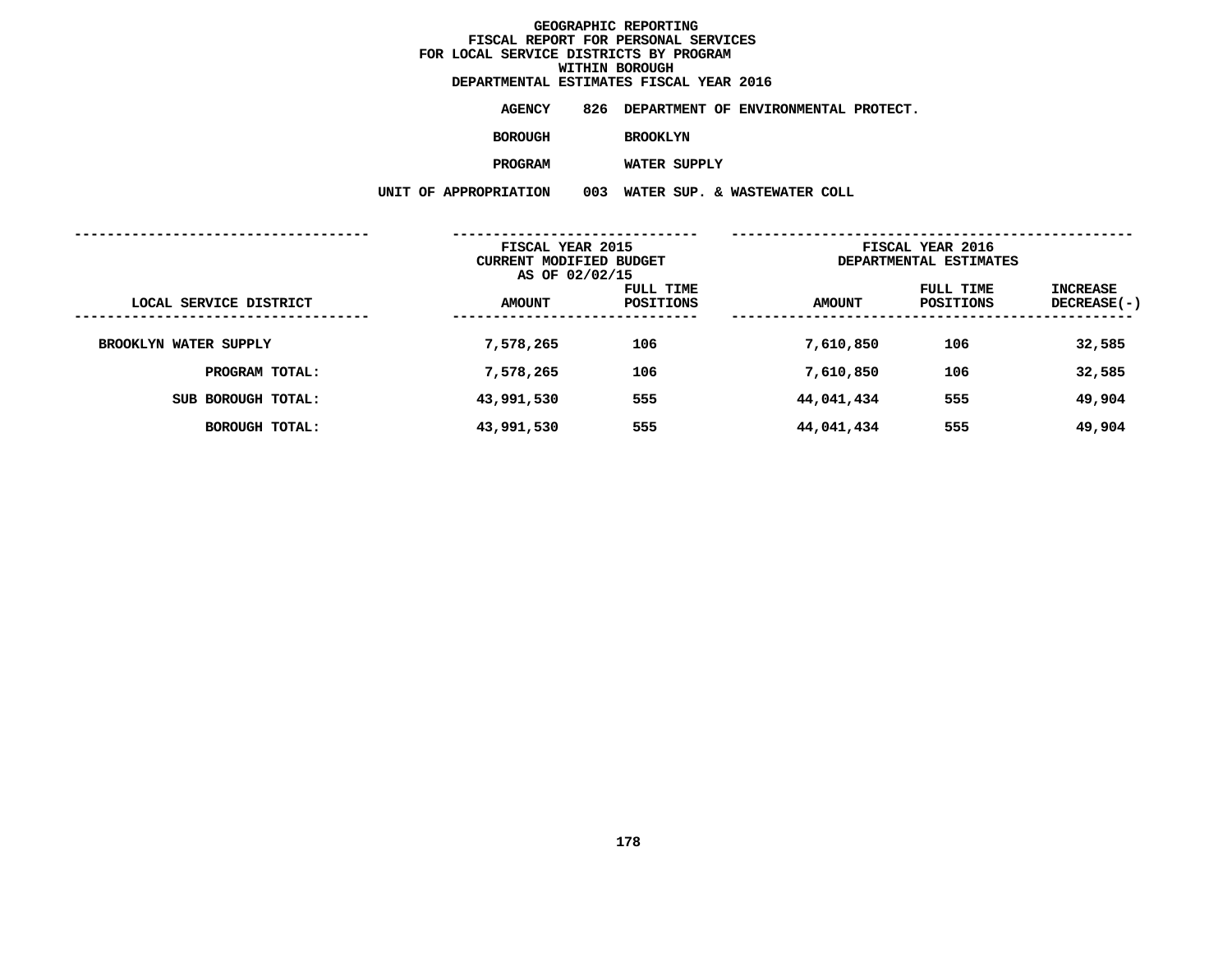# GEOGRAPHIC REPORTING
## FISCAL REPORT FOR PERSONAL SERVICES
## FOR LOCAL SERVICE DISTRICTS BY PROGRAM
## WITHIN BOROUGH
## DEPARTMENTAL ESTIMATES FISCAL YEAR 2016

**AGENCY** 826 DEPARTMENT OF ENVIRONMENTAL PROTECT.

**BOROUGH** BROOKLYN

**PROGRAM** WATER SUPPLY

**UNIT OF APPROPRIATION** 003 WATER SUP. & WASTEWATER COLL

| | FISCAL YEAR 2015 CURRENT MODIFIED BUDGET AS OF 02/02/15 | | FISCAL YEAR 2016 DEPARTMENTAL ESTIMATES | | |
|---|---|---|---|---|---|
| LOCAL SERVICE DISTRICT | AMOUNT | FULL TIME POSITIONS | AMOUNT | FULL TIME POSITIONS | INCREASE DECREASE(-) |
| BROOKLYN WATER SUPPLY | 7,578,265 | 106 | 7,610,850 | 106 | 32,585 |
| PROGRAM TOTAL: | 7,578,265 | 106 | 7,610,850 | 106 | 32,585 |
| SUB BOROUGH TOTAL: | 43,991,530 | 555 | 44,041,434 | 555 | 49,904 |
| BOROUGH TOTAL: | 43,991,530 | 555 | 44,041,434 | 555 | 49,904 |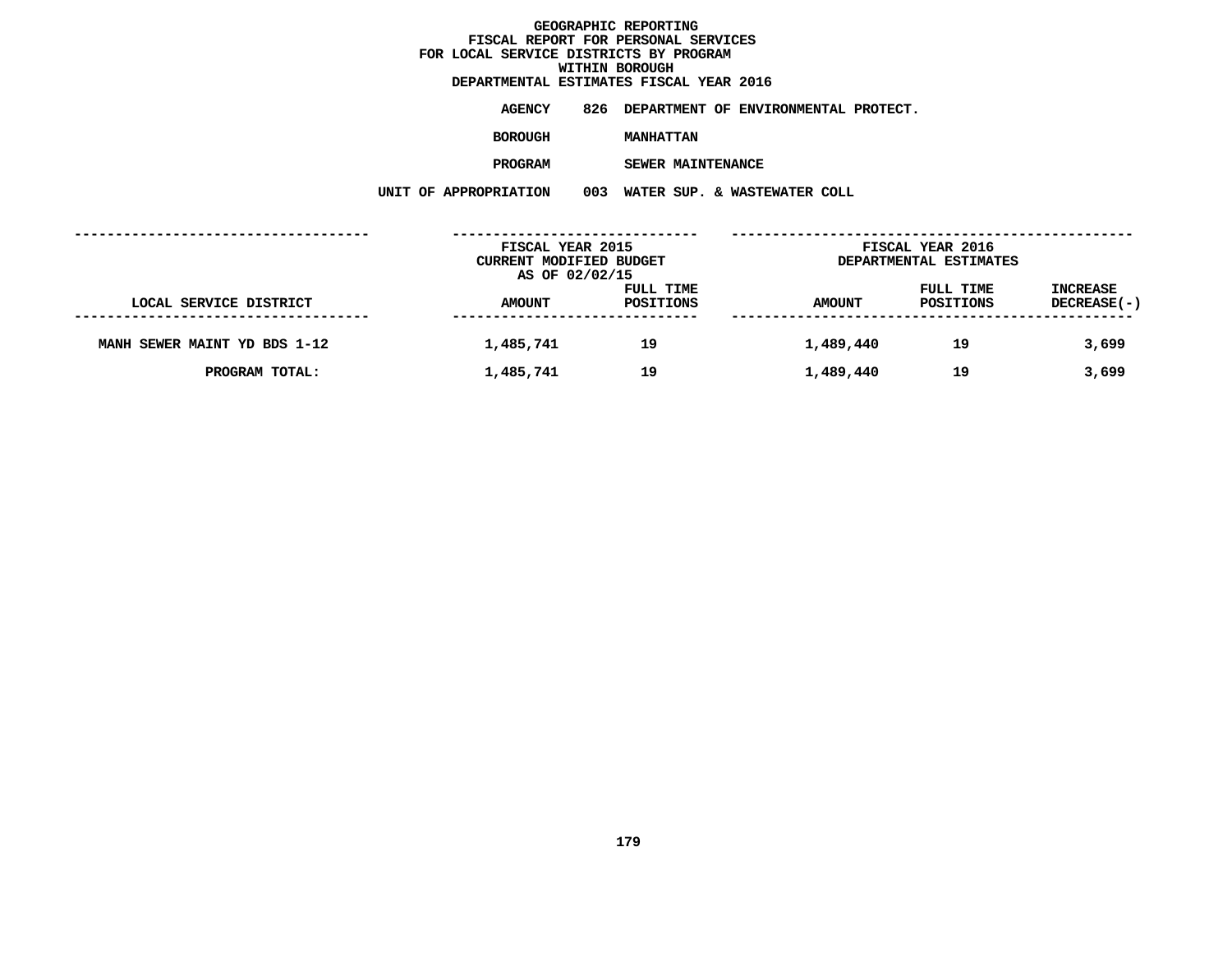# GEOGRAPHIC REPORTING
## FISCAL REPORT FOR PERSONAL SERVICES
## FOR LOCAL SERVICE DISTRICTS BY PROGRAM
## WITHIN BOROUGH
## DEPARTMENTAL ESTIMATES FISCAL YEAR 2016

**AGENCY** 826 DEPARTMENT OF ENVIRONMENTAL PROTECT.

**BOROUGH** MANHATTAN

**PROGRAM** SEWER MAINTENANCE

**UNIT OF APPROPRIATION** 003 WATER SUP. & WASTEWATER COLL

| LOCAL SERVICE DISTRICT | FISCAL YEAR 2015 CURRENT MODIFIED BUDGET AS OF 02/02/15 | | FISCAL YEAR 2016 DEPARTMENTAL ESTIMATES | | |
|---|---|---|---|---|---|
| | AMOUNT | FULL TIME POSITIONS | AMOUNT | FULL TIME POSITIONS | INCREASE DECREASE(-) |
| MANH SEWER MAINT YD BDS 1-12 | 1,485,741 | 19 | 1,489,440 | 19 | 3,699 |
| PROGRAM TOTAL: | 1,485,741 | 19 | 1,489,440 | 19 | 3,699 |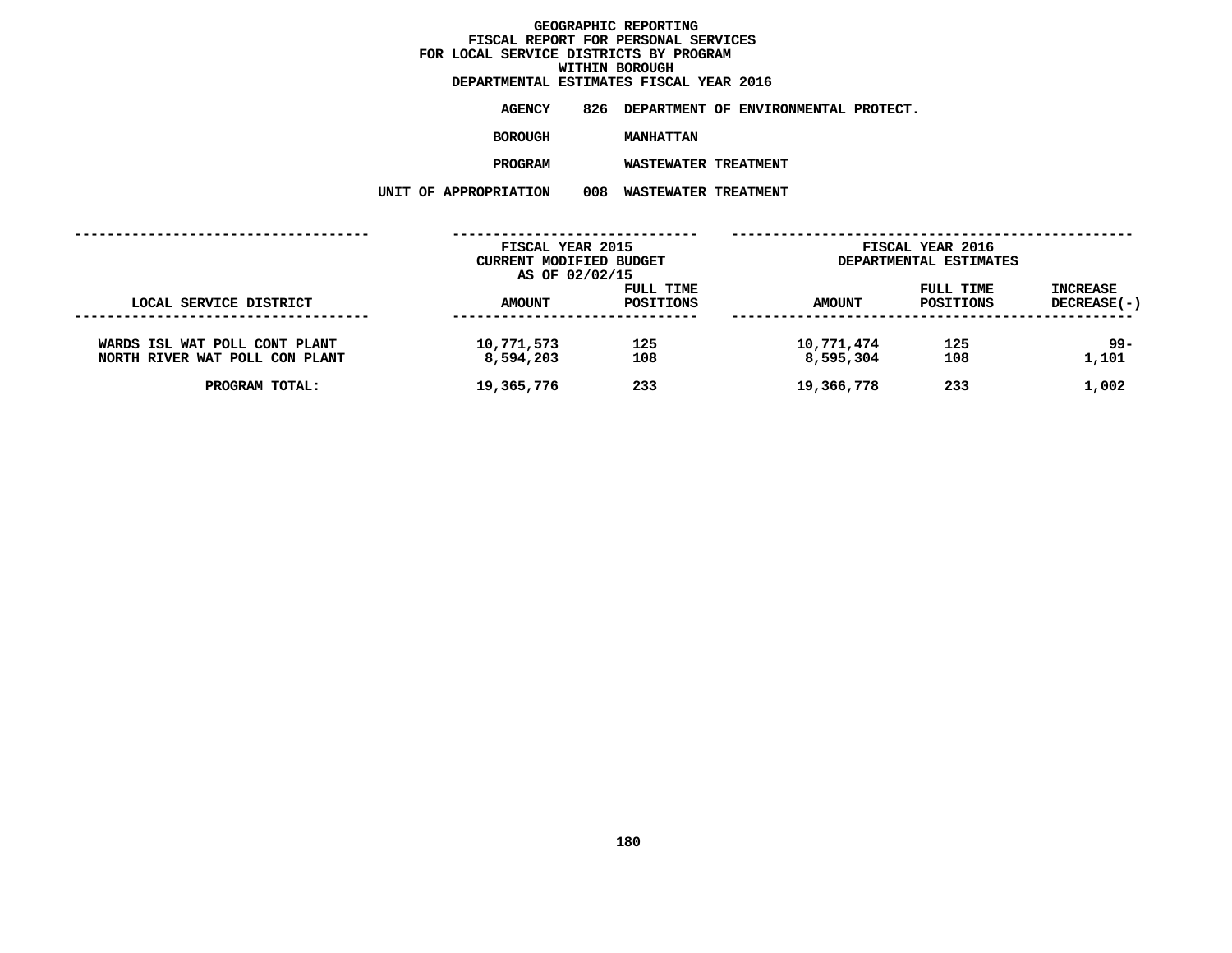# GEOGRAPHIC REPORTING
## FISCAL REPORT FOR PERSONAL SERVICES
## FOR LOCAL SERVICE DISTRICTS BY PROGRAM
## WITHIN BOROUGH
## DEPARTMENTAL ESTIMATES FISCAL YEAR 2016

**AGENCY** 826 DEPARTMENT OF ENVIRONMENTAL PROTECT.

**BOROUGH** MANHATTAN

**PROGRAM** WASTEWATER TREATMENT

**UNIT OF APPROPRIATION** 008 WASTEWATER TREATMENT

| | FISCAL YEAR 2015 CURRENT MODIFIED BUDGET AS OF 02/02/15 | | FISCAL YEAR 2016 DEPARTMENTAL ESTIMATES | | |
|---|---|---|---|---|---|
| LOCAL SERVICE DISTRICT | AMOUNT | FULL TIME POSITIONS | AMOUNT | FULL TIME POSITIONS | INCREASE DECREASE(-) |
| WARDS ISL WAT POLL CONT PLANT | 10,771,573 | 125 | 10,771,474 | 125 | 99- |
| NORTH RIVER WAT POLL CON PLANT | 8,594,203 | 108 | 8,595,304 | 108 | 1,101 |
| PROGRAM TOTAL: | 19,365,776 | 233 | 19,366,778 | 233 | 1,002 |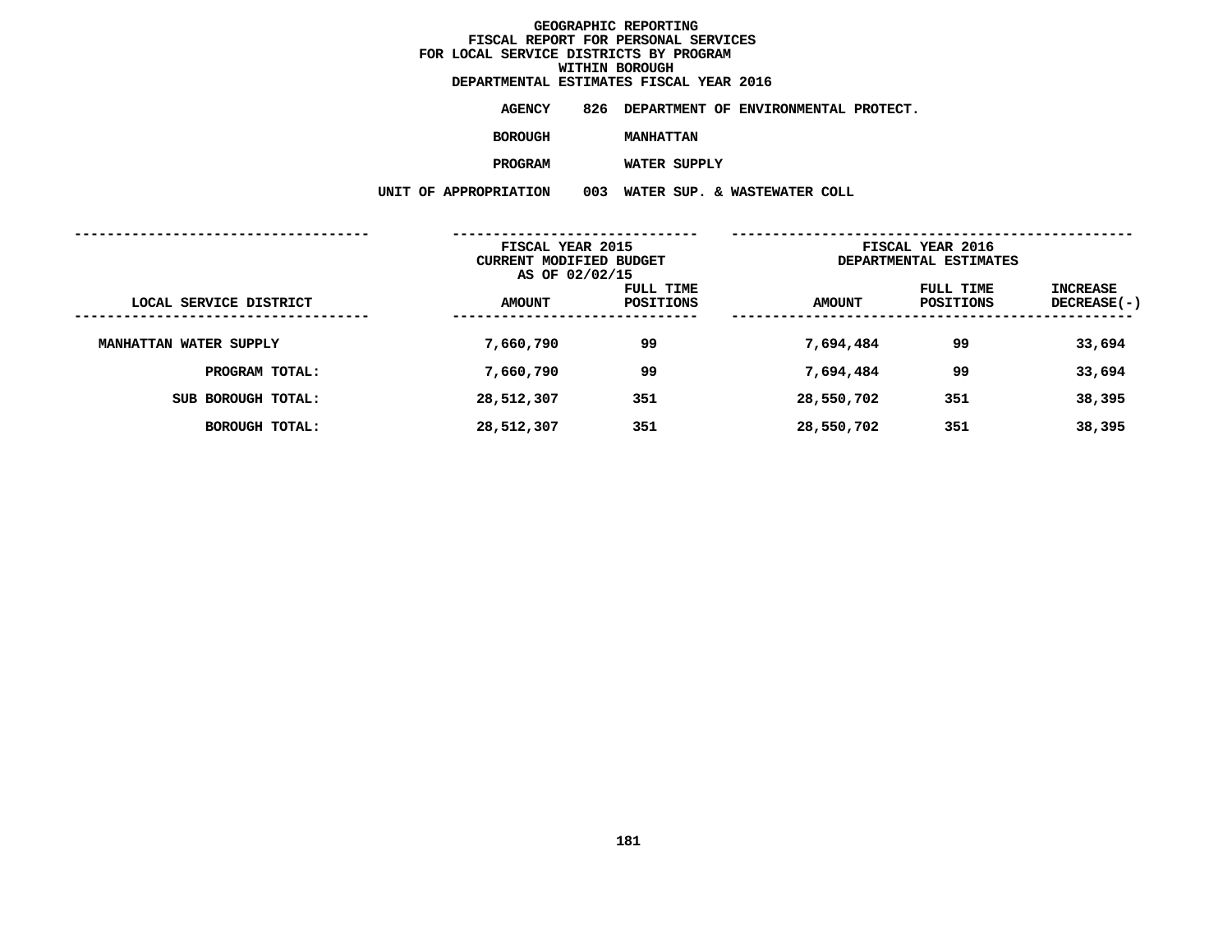**GEOGRAPHIC REPORTING**
**FISCAL REPORT FOR PERSONAL SERVICES**
**FOR LOCAL SERVICE DISTRICTS BY PROGRAM**
**WITHIN BOROUGH**
**DEPARTMENTAL ESTIMATES FISCAL YEAR 2016**

**AGENCY** 826 DEPARTMENT OF ENVIRONMENTAL PROTECT.

**BOROUGH** MANHATTAN

**PROGRAM** WATER SUPPLY

**UNIT OF APPROPRIATION** 003 WATER SUP. & WASTEWATER COLL

| LOCAL SERVICE DISTRICT | FISCAL YEAR 2015 CURRENT MODIFIED BUDGET AS OF 02/02/15 AMOUNT | FULL TIME POSITIONS | FISCAL YEAR 2016 DEPARTMENTAL ESTIMATES AMOUNT | FULL TIME POSITIONS | INCREASE DECREASE(-) |
|---|---|---|---|---|---|
| MANHATTAN WATER SUPPLY | 7,660,790 | 99 | 7,694,484 | 99 | 33,694 |
| PROGRAM TOTAL: | 7,660,790 | 99 | 7,694,484 | 99 | 33,694 |
| SUB BOROUGH TOTAL: | 28,512,307 | 351 | 28,550,702 | 351 | 38,395 |
| BOROUGH TOTAL: | 28,512,307 | 351 | 28,550,702 | 351 | 38,395 |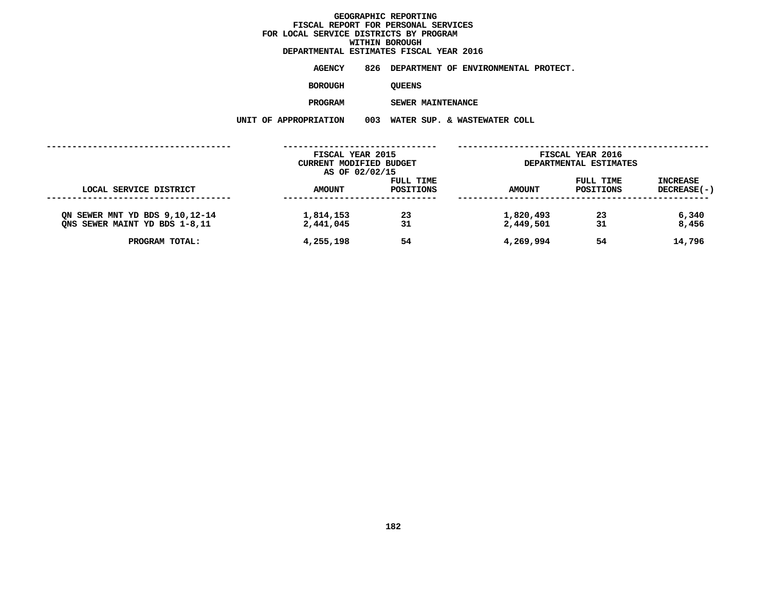# GEOGRAPHIC REPORTING
## FISCAL REPORT FOR PERSONAL SERVICES
## FOR LOCAL SERVICE DISTRICTS BY PROGRAM
## WITHIN BOROUGH
## DEPARTMENTAL ESTIMATES FISCAL YEAR 2016

**AGENCY** 826 DEPARTMENT OF ENVIRONMENTAL PROTECT.

**BOROUGH** QUEENS

**PROGRAM** SEWER MAINTENANCE

**UNIT OF APPROPRIATION** 003 WATER SUP. & WASTEWATER COLL

| | FISCAL YEAR 2015 CURRENT MODIFIED BUDGET AS OF 02/02/15 | | FISCAL YEAR 2016 DEPARTMENTAL ESTIMATES | | |
|---|---|---|---|---|---|
| LOCAL SERVICE DISTRICT | AMOUNT | FULL TIME POSITIONS | AMOUNT | FULL TIME POSITIONS | INCREASE DECREASE(-) |
| QN SEWER MNT YD BDS 9,10,12-14 | 1,814,153 | 23 | 1,820,493 | 23 | 6,340 |
| QNS SEWER MAINT YD BDS 1-8,11 | 2,441,045 | 31 | 2,449,501 | 31 | 8,456 |
| PROGRAM TOTAL: | 4,255,198 | 54 | 4,269,994 | 54 | 14,796 |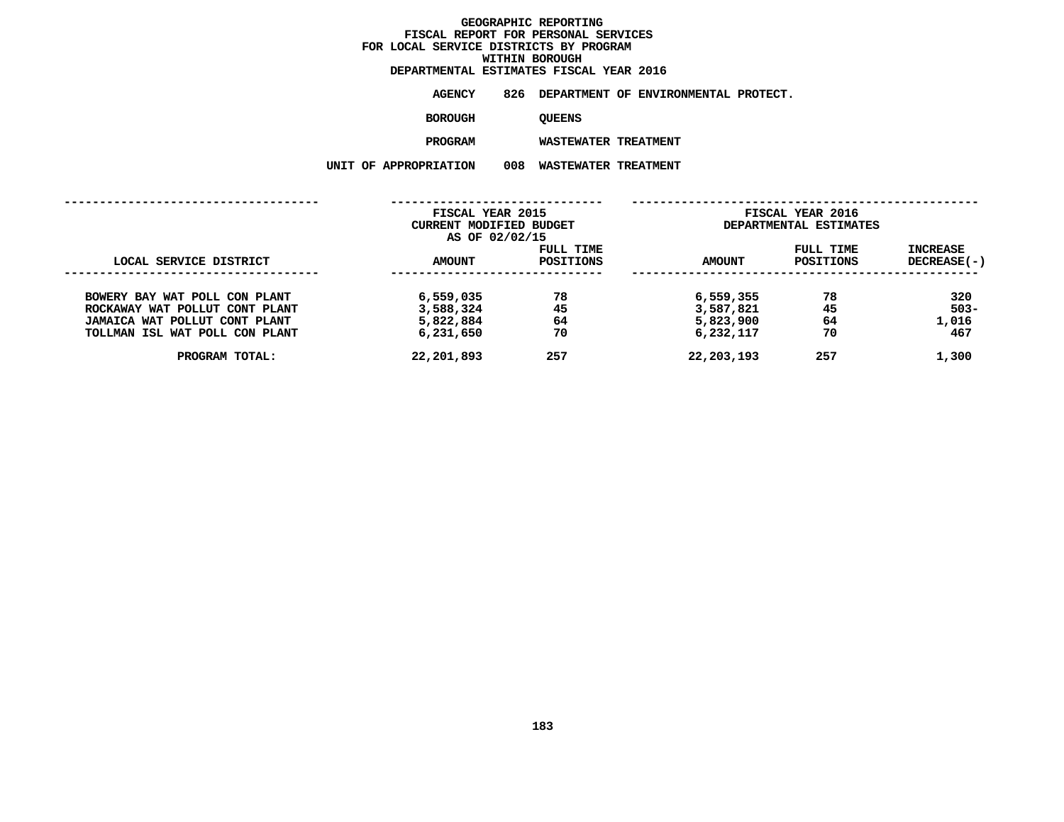# GEOGRAPHIC REPORTING
## FISCAL REPORT FOR PERSONAL SERVICES
## FOR LOCAL SERVICE DISTRICTS BY PROGRAM
## WITHIN BOROUGH
## DEPARTMENTAL ESTIMATES FISCAL YEAR 2016

**AGENCY** 826 DEPARTMENT OF ENVIRONMENTAL PROTECT.

**BOROUGH** QUEENS

**PROGRAM** WASTEWATER TREATMENT

**UNIT OF APPROPRIATION** 008 WASTEWATER TREATMENT

| LOCAL SERVICE DISTRICT | FISCAL YEAR 2015 CURRENT MODIFIED BUDGET AS OF 02/02/15 AMOUNT | FULL TIME POSITIONS | FISCAL YEAR 2016 DEPARTMENTAL ESTIMATES AMOUNT | FULL TIME POSITIONS | INCREASE DECREASE(-) |
|---|---|---|---|---|---|
| BOWERY BAY WAT POLL CON PLANT | 6,559,035 | 78 | 6,559,355 | 78 | 320 |
| ROCKAWAY WAT POLLUT CONT PLANT | 3,588,324 | 45 | 3,587,821 | 45 | 503- |
| JAMAICA WAT POLLUT CONT PLANT | 5,822,884 | 64 | 5,823,900 | 64 | 1,016 |
| TOLLMAN ISL WAT POLL CON PLANT | 6,231,650 | 70 | 6,232,117 | 70 | 467 |
| PROGRAM TOTAL: | 22,201,893 | 257 | 22,203,193 | 257 | 1,300 |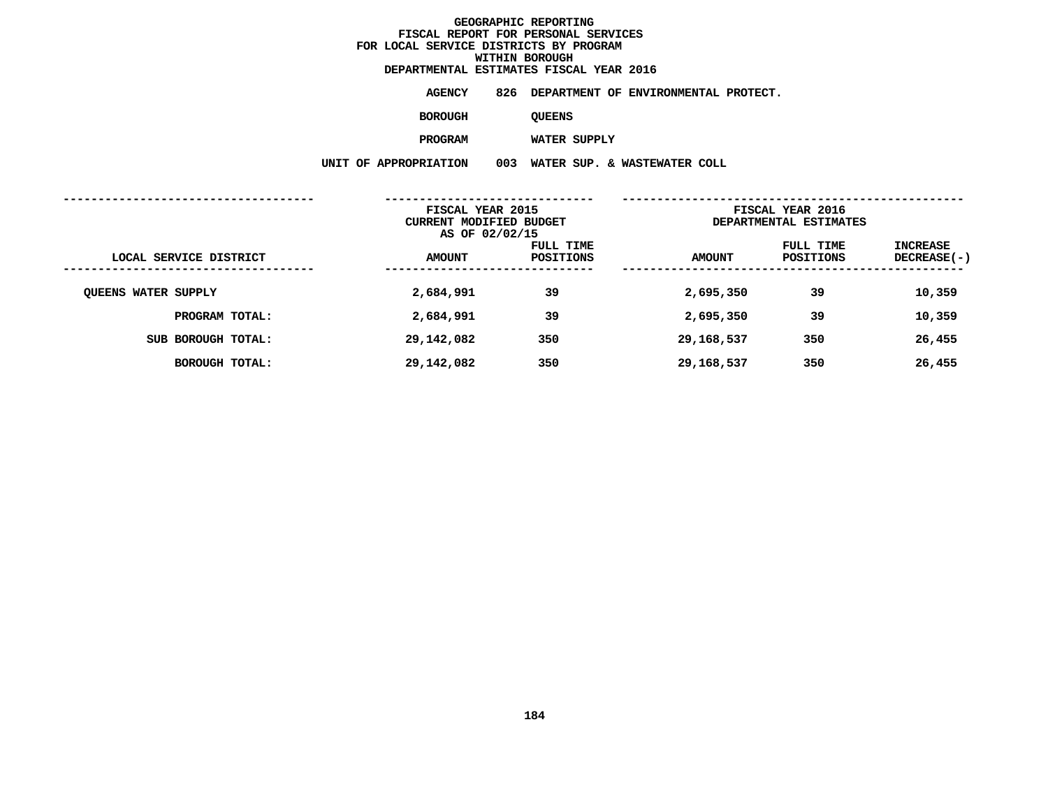# GEOGRAPHIC REPORTING
## FISCAL REPORT FOR PERSONAL SERVICES
## FOR LOCAL SERVICE DISTRICTS BY PROGRAM
## WITHIN BOROUGH
## DEPARTMENTAL ESTIMATES FISCAL YEAR 2016

**AGENCY** 826 DEPARTMENT OF ENVIRONMENTAL PROTECT.

**BOROUGH** QUEENS

**PROGRAM** WATER SUPPLY

**UNIT OF APPROPRIATION** 003 WATER SUP. & WASTEWATER COLL

| LOCAL SERVICE DISTRICT | FISCAL YEAR 2015 CURRENT MODIFIED BUDGET AS OF 02/02/15 AMOUNT | FULL TIME POSITIONS | FISCAL YEAR 2016 DEPARTMENTAL ESTIMATES AMOUNT | FULL TIME POSITIONS | INCREASE DECREASE(-) |
|---|---|---|---|---|---|
| QUEENS WATER SUPPLY | 2,684,991 | 39 | 2,695,350 | 39 | 10,359 |
| PROGRAM TOTAL: | 2,684,991 | 39 | 2,695,350 | 39 | 10,359 |
| SUB BOROUGH TOTAL: | 29,142,082 | 350 | 29,168,537 | 350 | 26,455 |
| BOROUGH TOTAL: | 29,142,082 | 350 | 29,168,537 | 350 | 26,455 |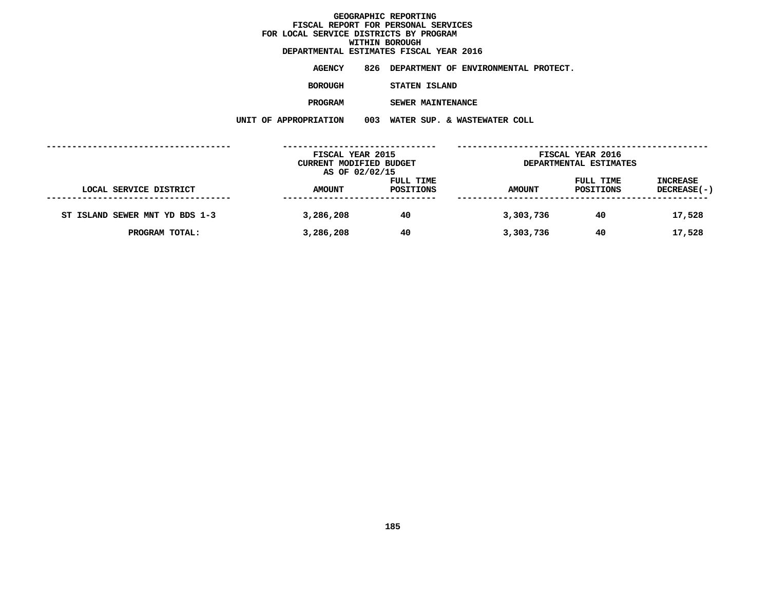# GEOGRAPHIC REPORTING
## FISCAL REPORT FOR PERSONAL SERVICES
## FOR LOCAL SERVICE DISTRICTS BY PROGRAM
## WITHIN BOROUGH
## DEPARTMENTAL ESTIMATES FISCAL YEAR 2016

**AGENCY** 826 DEPARTMENT OF ENVIRONMENTAL PROTECT.

**BOROUGH** STATEN ISLAND

**PROGRAM** SEWER MAINTENANCE

**UNIT OF APPROPRIATION** 003 WATER SUP. & WASTEWATER COLL

| LOCAL SERVICE DISTRICT | FISCAL YEAR 2015 CURRENT MODIFIED BUDGET AS OF 02/02/15 AMOUNT | FULL TIME POSITIONS | FISCAL YEAR 2016 DEPARTMENTAL ESTIMATES AMOUNT | FULL TIME POSITIONS | INCREASE DECREASE(-) |
|---|---|---|---|---|---|
| ST ISLAND SEWER MNT YD BDS 1-3 | 3,286,208 | 40 | 3,303,736 | 40 | 17,528 |
| PROGRAM TOTAL: | 3,286,208 | 40 | 3,303,736 | 40 | 17,528 |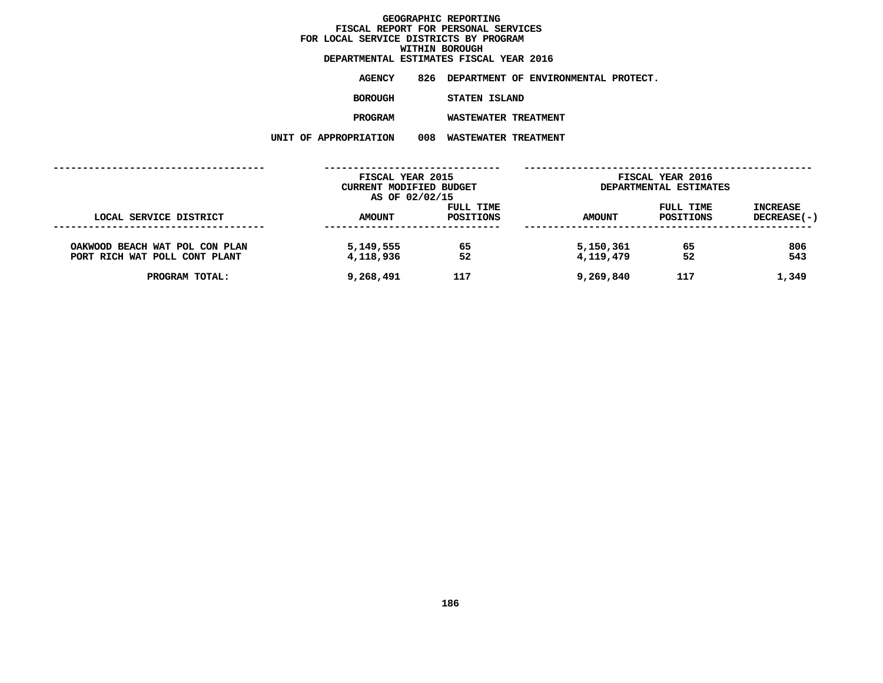**GEOGRAPHIC REPORTING**
**FISCAL REPORT FOR PERSONAL SERVICES**
**FOR LOCAL SERVICE DISTRICTS BY PROGRAM**
**WITHIN BOROUGH**
**DEPARTMENTAL ESTIMATES FISCAL YEAR 2016**

**AGENCY** 826 DEPARTMENT OF ENVIRONMENTAL PROTECT.

**BOROUGH** STATEN ISLAND

**PROGRAM** WASTEWATER TREATMENT

**UNIT OF APPROPRIATION** 008 WASTEWATER TREATMENT

| | FISCAL YEAR 2015 CURRENT MODIFIED BUDGET AS OF 02/02/15 | | FISCAL YEAR 2016 DEPARTMENTAL ESTIMATES | | |
|---|---|---|---|---|---|
| LOCAL SERVICE DISTRICT | AMOUNT | FULL TIME POSITIONS | AMOUNT | FULL TIME POSITIONS | INCREASE DECREASE(-) |
| OAKWOOD BEACH WAT POL CON PLAN | 5,149,555 | 65 | 5,150,361 | 65 | 806 |
| PORT RICH WAT POLL CONT PLANT | 4,118,936 | 52 | 4,119,479 | 52 | 543 |
| PROGRAM TOTAL: | 9,268,491 | 117 | 9,269,840 | 117 | 1,349 |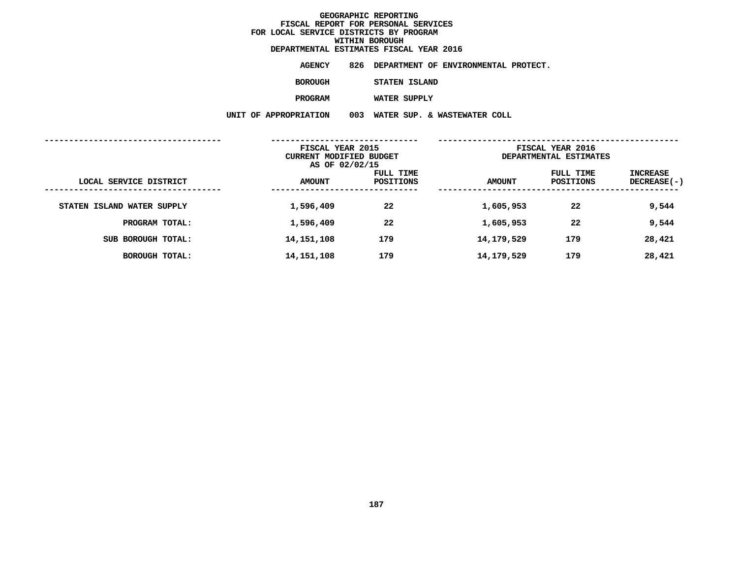# GEOGRAPHIC REPORTING
## FISCAL REPORT FOR PERSONAL SERVICES
## FOR LOCAL SERVICE DISTRICTS BY PROGRAM
## WITHIN BOROUGH
## DEPARTMENTAL ESTIMATES FISCAL YEAR 2016

**AGENCY** 826 DEPARTMENT OF ENVIRONMENTAL PROTECT.

**BOROUGH** STATEN ISLAND

**PROGRAM** WATER SUPPLY

**UNIT OF APPROPRIATION** 003 WATER SUP. & WASTEWATER COLL

| LOCAL SERVICE DISTRICT | FISCAL YEAR 2015 CURRENT MODIFIED BUDGET AS OF 02/02/15 AMOUNT | FULL TIME POSITIONS | FISCAL YEAR 2016 DEPARTMENTAL ESTIMATES AMOUNT | FULL TIME POSITIONS | INCREASE DECREASE(-) |
|---|---|---|---|---|---|
| STATEN ISLAND WATER SUPPLY | 1,596,409 | 22 | 1,605,953 | 22 | 9,544 |
| PROGRAM TOTAL: | 1,596,409 | 22 | 1,605,953 | 22 | 9,544 |
| SUB BOROUGH TOTAL: | 14,151,108 | 179 | 14,179,529 | 179 | 28,421 |
| BOROUGH TOTAL: | 14,151,108 | 179 | 14,179,529 | 179 | 28,421 |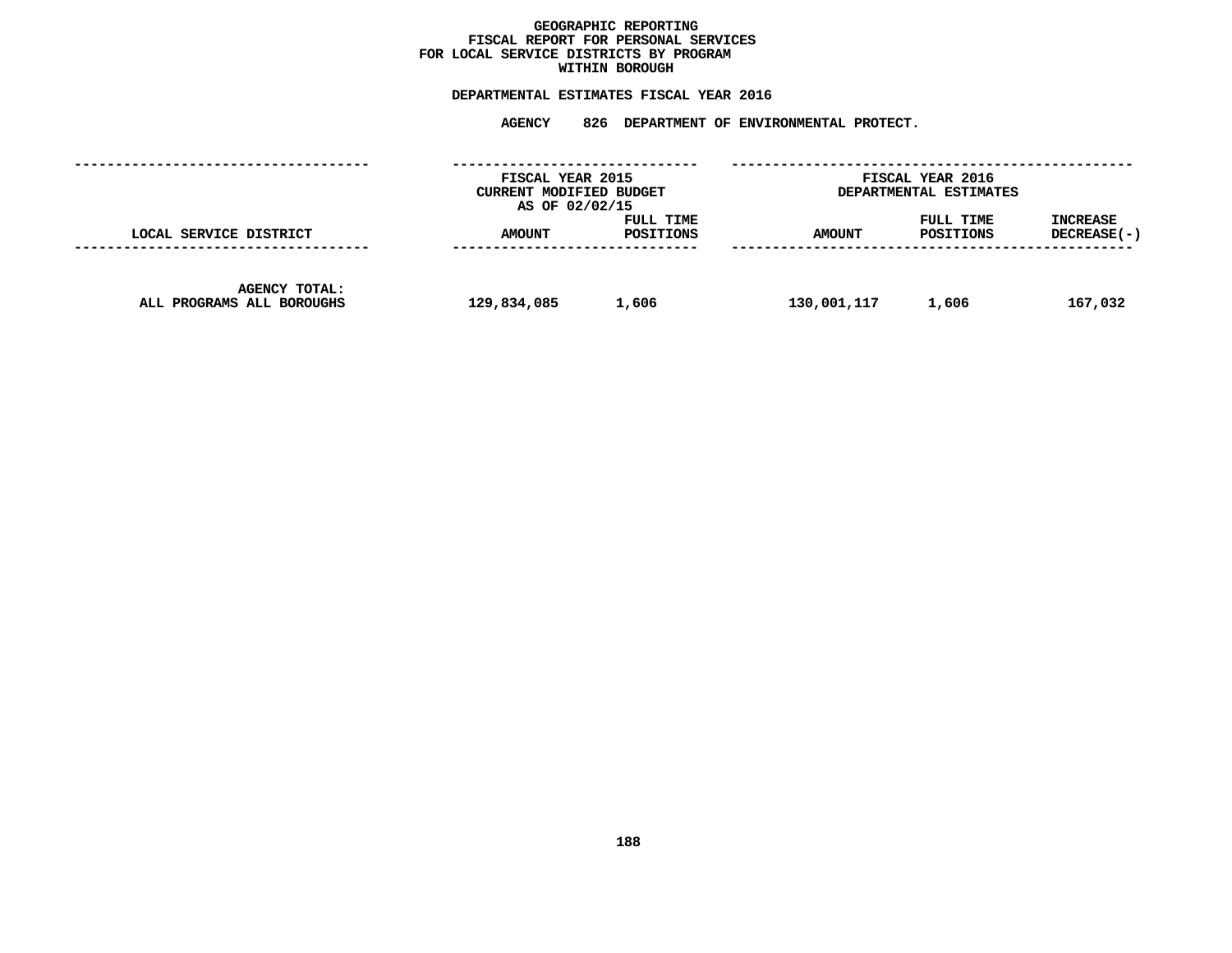**GEOGRAPHIC REPORTING**
**FISCAL REPORT FOR PERSONAL SERVICES**
**FOR LOCAL SERVICE DISTRICTS BY PROGRAM**
**WITHIN BOROUGH**

**DEPARTMENTAL ESTIMATES FISCAL YEAR 2016**

**AGENCY 826 DEPARTMENT OF ENVIRONMENTAL PROTECT.**

| LOCAL SERVICE DISTRICT | FISCAL YEAR 2015 CURRENT MODIFIED BUDGET AS OF 02/02/15 AMOUNT | FULL TIME POSITIONS | FISCAL YEAR 2016 DEPARTMENTAL ESTIMATES AMOUNT | FULL TIME POSITIONS | INCREASE DECREASE(-) |
|---|---|---|---|---|---|
| AGENCY TOTAL: ALL PROGRAMS ALL BOROUGHS | 129,834,085 | 1,606 | 130,001,117 | 1,606 | 167,032 |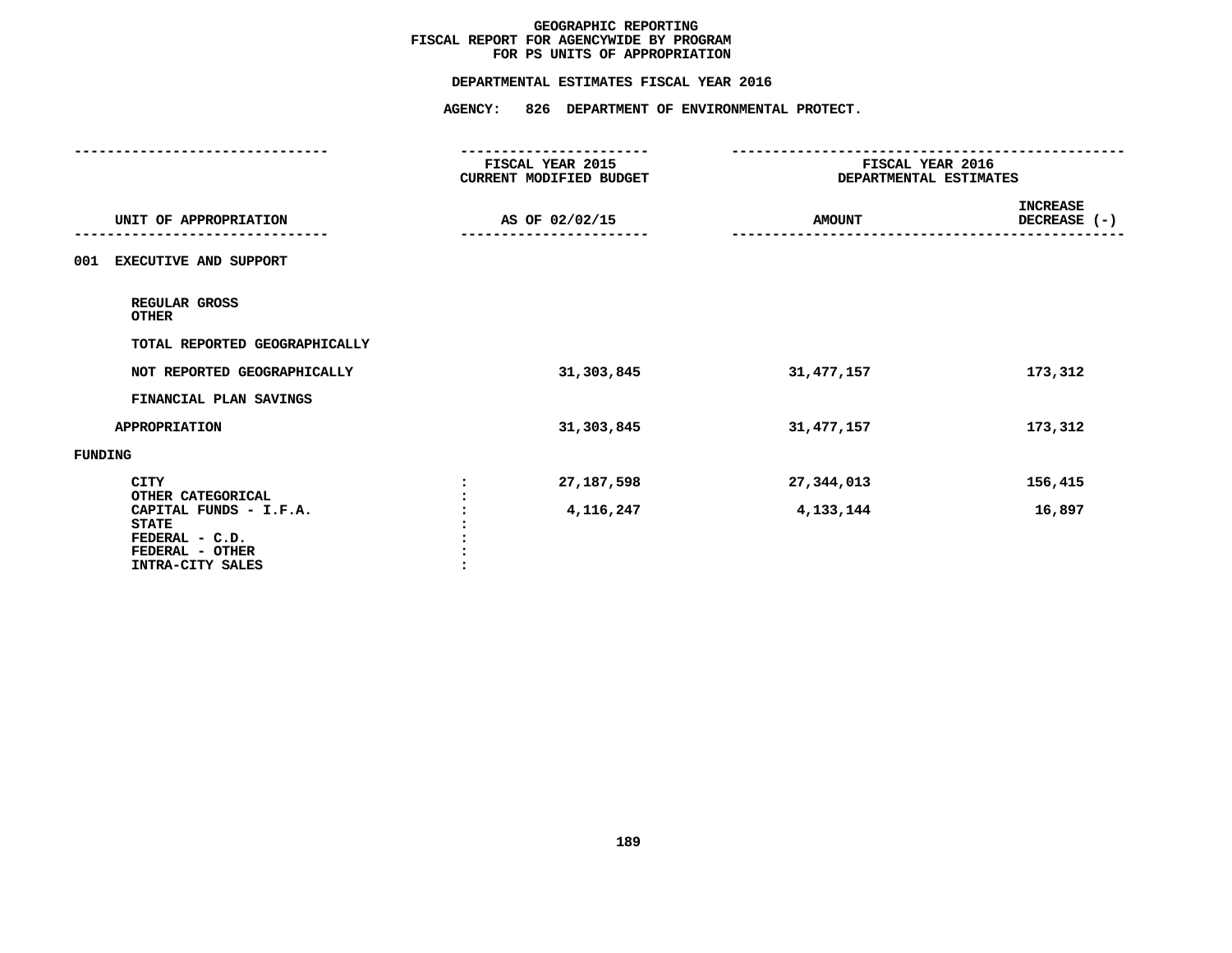**GEOGRAPHIC REPORTING**
**FISCAL REPORT FOR AGENCYWIDE BY PROGRAM**
**FOR PS UNITS OF APPROPRIATION**

**DEPARTMENTAL ESTIMATES FISCAL YEAR 2016**

**AGENCY: 826 DEPARTMENT OF ENVIRONMENTAL PROTECT.**

| UNIT OF APPROPRIATION | | FISCAL YEAR 2015 CURRENT MODIFIED BUDGET AS OF 02/02/15 | FISCAL YEAR 2016 DEPARTMENTAL ESTIMATES AMOUNT | INCREASE DECREASE (-) |
|---|---|---|---|---|
| 001 EXECUTIVE AND SUPPORT | | | | |
| REGULAR GROSS | | | | |
| OTHER | | | | |
| TOTAL REPORTED GEOGRAPHICALLY | | | | |
| NOT REPORTED GEOGRAPHICALLY | | 31,303,845 | 31,477,157 | 173,312 |
| FINANCIAL PLAN SAVINGS | | | | |
| APPROPRIATION | | 31,303,845 | 31,477,157 | 173,312 |
| FUNDING | | | | |
| CITY | : | 27,187,598 | 27,344,013 | 156,415 |
| OTHER CATEGORICAL | : | | | |
| CAPITAL FUNDS - I.F.A. | : | 4,116,247 | 4,133,144 | 16,897 |
| STATE | : | | | |
| FEDERAL - C.D. | : | | | |
| FEDERAL - OTHER | : | | | |
| INTRA-CITY SALES | : | | | |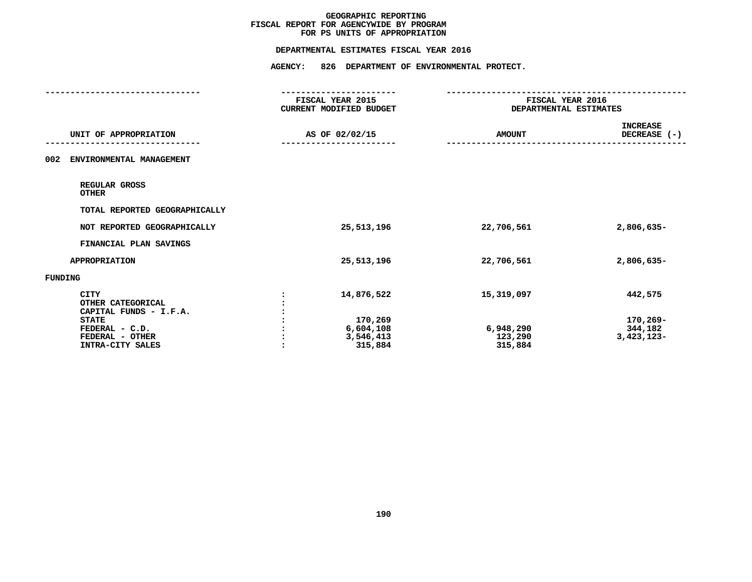# GEOGRAPHIC REPORTING
## FISCAL REPORT FOR AGENCYWIDE BY PROGRAM
## FOR PS UNITS OF APPROPRIATION

### DEPARTMENTAL ESTIMATES FISCAL YEAR 2016

### AGENCY: 826 DEPARTMENT OF ENVIRONMENTAL PROTECT.

| UNIT OF APPROPRIATION | | FISCAL YEAR 2015 CURRENT MODIFIED BUDGET AS OF 02/02/15 | FISCAL YEAR 2016 DEPARTMENTAL ESTIMATES AMOUNT | INCREASE DECREASE (-) |
|---|---|---|---|---|
| **002 ENVIRONMENTAL MANAGEMENT** | | | | |
| REGULAR GROSS | | | | |
| OTHER | | | | |
| TOTAL REPORTED GEOGRAPHICALLY | | | | |
| NOT REPORTED GEOGRAPHICALLY | | 25,513,196 | 22,706,561 | 2,806,635- |
| FINANCIAL PLAN SAVINGS | | | | |
| APPROPRIATION | | 25,513,196 | 22,706,561 | 2,806,635- |
| **FUNDING** | | | | |
| CITY | : | 14,876,522 | 15,319,097 | 442,575 |
| OTHER CATEGORICAL | : | | | |
| CAPITAL FUNDS - I.F.A. | : | | | |
| STATE | : | 170,269 | | 170,269- |
| FEDERAL - C.D. | : | 6,604,108 | 6,948,290 | 344,182 |
| FEDERAL - OTHER | : | 3,546,413 | 123,290 | 3,423,123- |
| INTRA-CITY SALES | : | 315,884 | 315,884 | |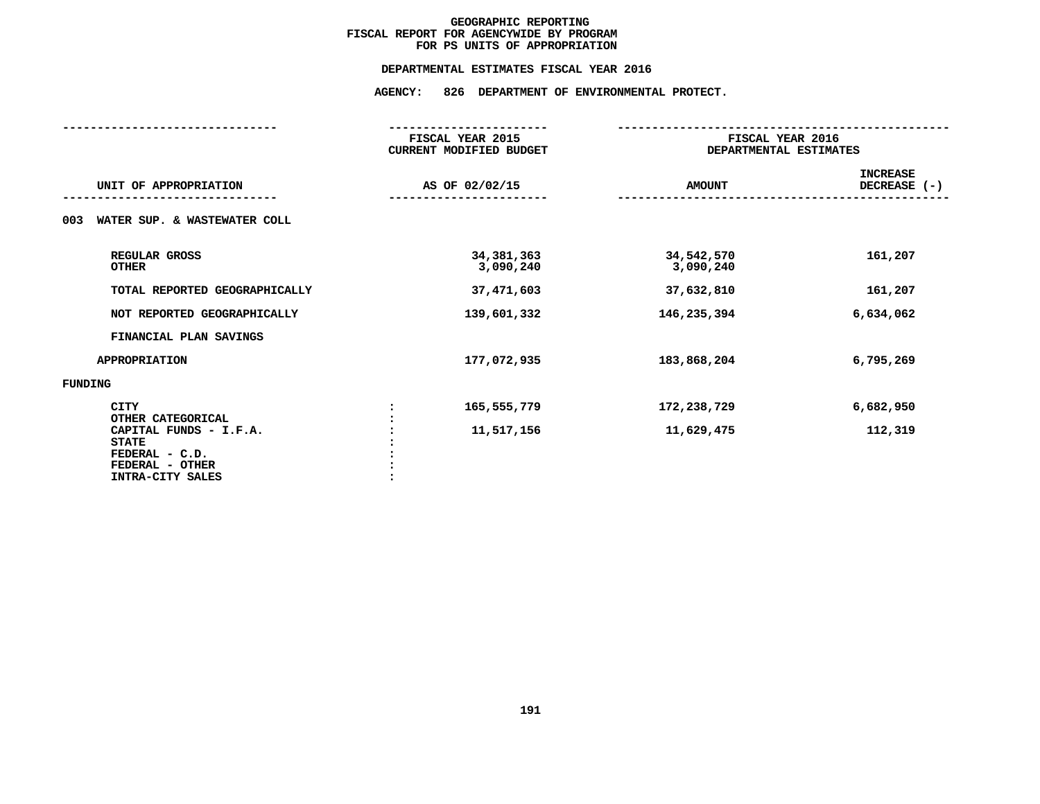**GEOGRAPHIC REPORTING**
**FISCAL REPORT FOR AGENCYWIDE BY PROGRAM**
**FOR PS UNITS OF APPROPRIATION**

**DEPARTMENTAL ESTIMATES FISCAL YEAR 2016**

**AGENCY: 826 DEPARTMENT OF ENVIRONMENTAL PROTECT.**

| UNIT OF APPROPRIATION | FISCAL YEAR 2015 CURRENT MODIFIED BUDGET AS OF 02/02/15 | FISCAL YEAR 2016 DEPARTMENTAL ESTIMATES AMOUNT | INCREASE DECREASE (-) |
|---|---|---|---|
| **003 WATER SUP. & WASTEWATER COLL** | | | |
| REGULAR GROSS | 34,381,363 | 34,542,570 | 161,207 |
| OTHER | 3,090,240 | 3,090,240 | |
| TOTAL REPORTED GEOGRAPHICALLY | 37,471,603 | 37,632,810 | 161,207 |
| NOT REPORTED GEOGRAPHICALLY | 139,601,332 | 146,235,394 | 6,634,062 |
| FINANCIAL PLAN SAVINGS | | | |
| APPROPRIATION | 177,072,935 | 183,868,204 | 6,795,269 |
| **FUNDING** | | | |
| CITY : | 165,555,779 | 172,238,729 | 6,682,950 |
| OTHER CATEGORICAL : | | | |
| CAPITAL FUNDS - I.F.A. : | 11,517,156 | 11,629,475 | 112,319 |
| STATE : | | | |
| FEDERAL - C.D. : | | | |
| FEDERAL - OTHER : | | | |
| INTRA-CITY SALES : | | | |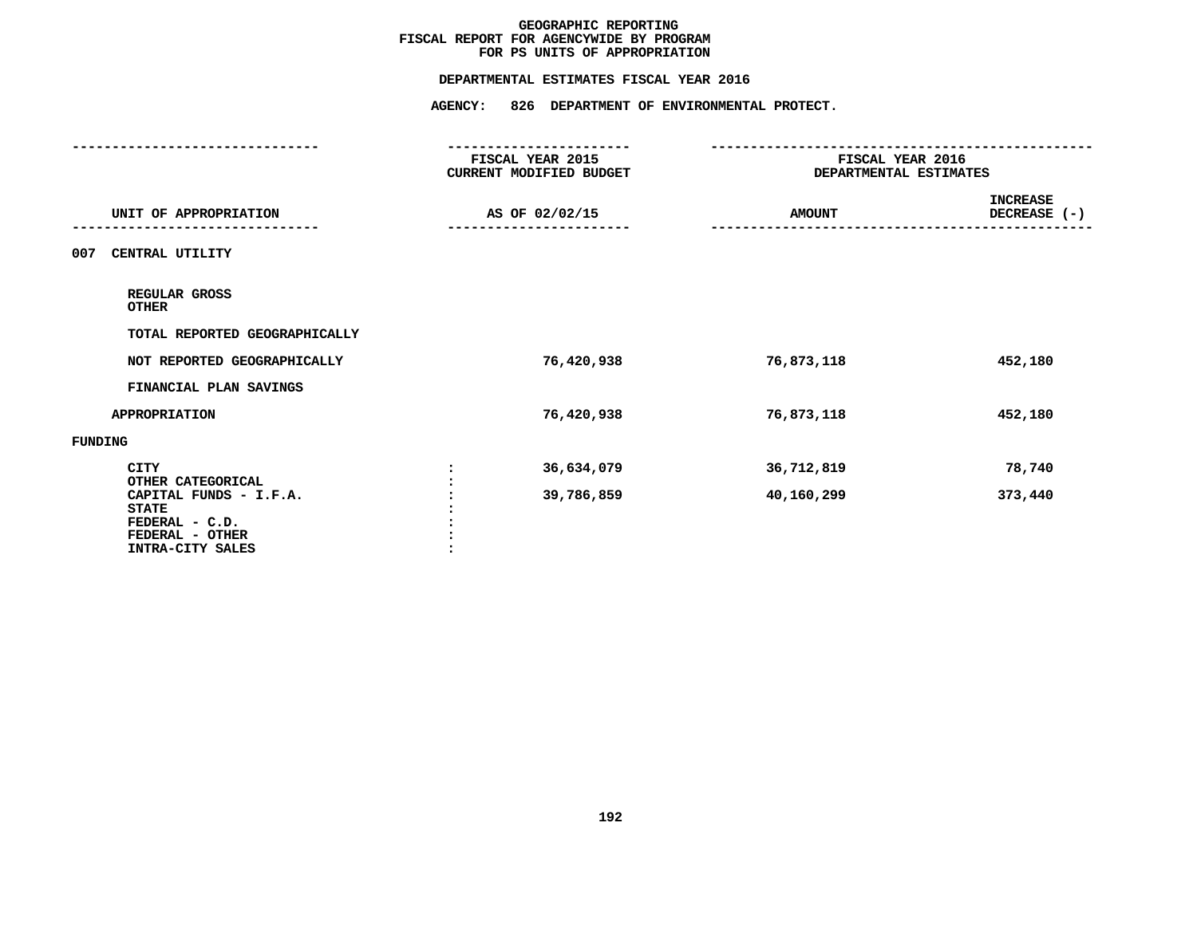# GEOGRAPHIC REPORTING
## FISCAL REPORT FOR AGENCYWIDE BY PROGRAM
## FOR PS UNITS OF APPROPRIATION

**DEPARTMENTAL ESTIMATES FISCAL YEAR 2016**

**AGENCY: 826 DEPARTMENT OF ENVIRONMENTAL PROTECT.**

| UNIT OF APPROPRIATION | | FISCAL YEAR 2015 CURRENT MODIFIED BUDGET AS OF 02/02/15 | FISCAL YEAR 2016 DEPARTMENTAL ESTIMATES AMOUNT | INCREASE DECREASE (-) |
|---|---|---|---|---|
| 007 CENTRAL UTILITY | | | | |
| REGULAR GROSS | | | | |
| OTHER | | | | |
| TOTAL REPORTED GEOGRAPHICALLY | | | | |
| NOT REPORTED GEOGRAPHICALLY | | 76,420,938 | 76,873,118 | 452,180 |
| FINANCIAL PLAN SAVINGS | | | | |
| APPROPRIATION | | 76,420,938 | 76,873,118 | 452,180 |
| FUNDING | | | | |
| CITY | : | 36,634,079 | 36,712,819 | 78,740 |
| OTHER CATEGORICAL | : | | | |
| CAPITAL FUNDS - I.F.A. | : | 39,786,859 | 40,160,299 | 373,440 |
| STATE | : | | | |
| FEDERAL - C.D. | : | | | |
| FEDERAL - OTHER | : | | | |
| INTRA-CITY SALES | : | | | |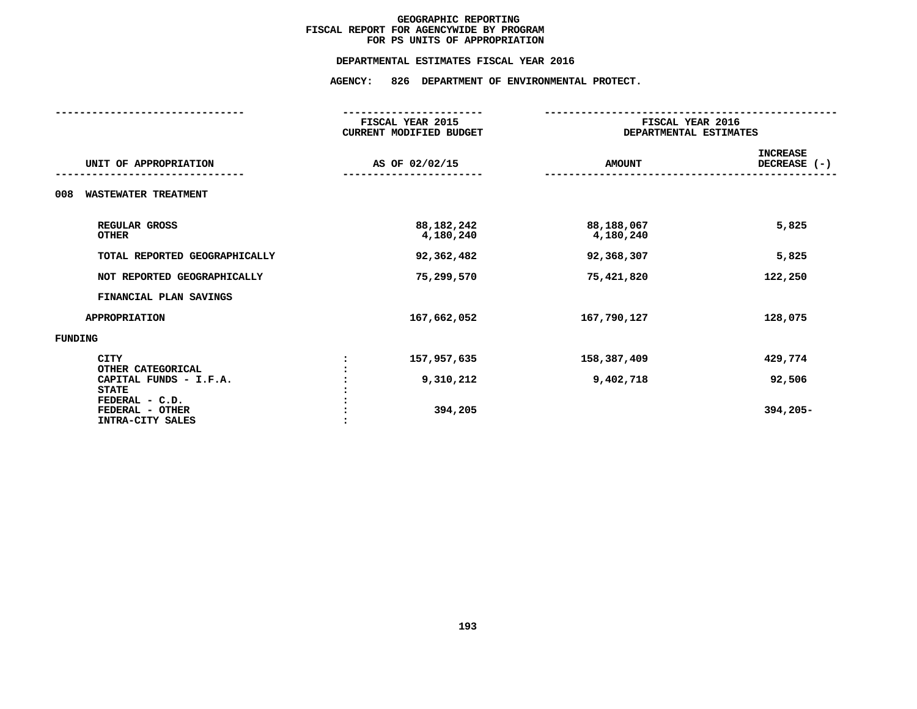GEOGRAPHIC REPORTING
FISCAL REPORT FOR AGENCYWIDE BY PROGRAM
FOR PS UNITS OF APPROPRIATION

DEPARTMENTAL ESTIMATES FISCAL YEAR 2016

AGENCY: 826 DEPARTMENT OF ENVIRONMENTAL PROTECT.

| UNIT OF APPROPRIATION | | FISCAL YEAR 2015 CURRENT MODIFIED BUDGET AS OF 02/02/15 | FISCAL YEAR 2016 DEPARTMENTAL ESTIMATES AMOUNT | INCREASE DECREASE (-) |
|---|---|---|---|---|
| **008 WASTEWATER TREATMENT** | | | | |
| REGULAR GROSS | | 88,182,242 | 88,188,067 | 5,825 |
| OTHER | | 4,180,240 | 4,180,240 | |
| TOTAL REPORTED GEOGRAPHICALLY | | 92,362,482 | 92,368,307 | 5,825 |
| NOT REPORTED GEOGRAPHICALLY | | 75,299,570 | 75,421,820 | 122,250 |
| FINANCIAL PLAN SAVINGS | | | | |
| APPROPRIATION | | 167,662,052 | 167,790,127 | 128,075 |
| **FUNDING** | | | | |
| CITY | : | 157,957,635 | 158,387,409 | 429,774 |
| OTHER CATEGORICAL | : | | | |
| CAPITAL FUNDS - I.F.A. | : | 9,310,212 | 9,402,718 | 92,506 |
| STATE | : | | | |
| FEDERAL - C.D. | : | | | |
| FEDERAL - OTHER | : | 394,205 | | 394,205- |
| INTRA-CITY SALES | : | | | |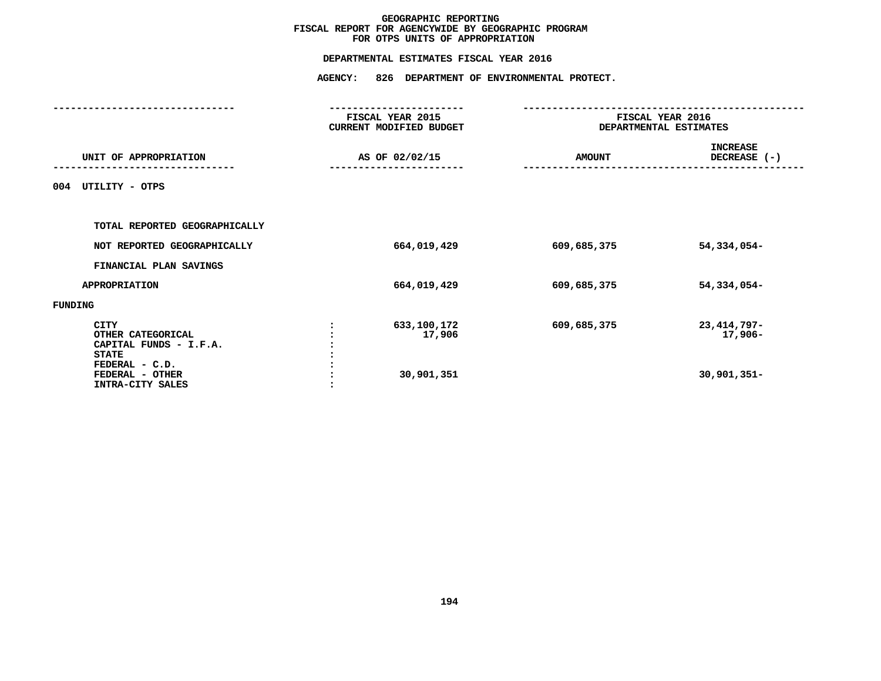# GEOGRAPHIC REPORTING
## FISCAL REPORT FOR AGENCYWIDE BY GEOGRAPHIC PROGRAM
## FOR OTPS UNITS OF APPROPRIATION

### DEPARTMENTAL ESTIMATES FISCAL YEAR 2016

### AGENCY: 826 DEPARTMENT OF ENVIRONMENTAL PROTECT.

| UNIT OF APPROPRIATION | | FISCAL YEAR 2015 CURRENT MODIFIED BUDGET AS OF 02/02/15 | FISCAL YEAR 2016 DEPARTMENTAL ESTIMATES AMOUNT | INCREASE DECREASE (-) |
|---|---|---|---|---|
| **004 UTILITY - OTPS** | | | | |
| TOTAL REPORTED GEOGRAPHICALLY | | | | |
| NOT REPORTED GEOGRAPHICALLY | | 664,019,429 | 609,685,375 | 54,334,054- |
| FINANCIAL PLAN SAVINGS | | | | |
| APPROPRIATION | | 664,019,429 | 609,685,375 | 54,334,054- |
| FUNDING | | | | |
| CITY | : | 633,100,172 | 609,685,375 | 23,414,797- |
| OTHER CATEGORICAL | : | 17,906 | | 17,906- |
| CAPITAL FUNDS - I.F.A. | : | | | |
| STATE | : | | | |
| FEDERAL - C.D. | : | | | |
| FEDERAL - OTHER | : | 30,901,351 | | 30,901,351- |
| INTRA-CITY SALES | : | | | |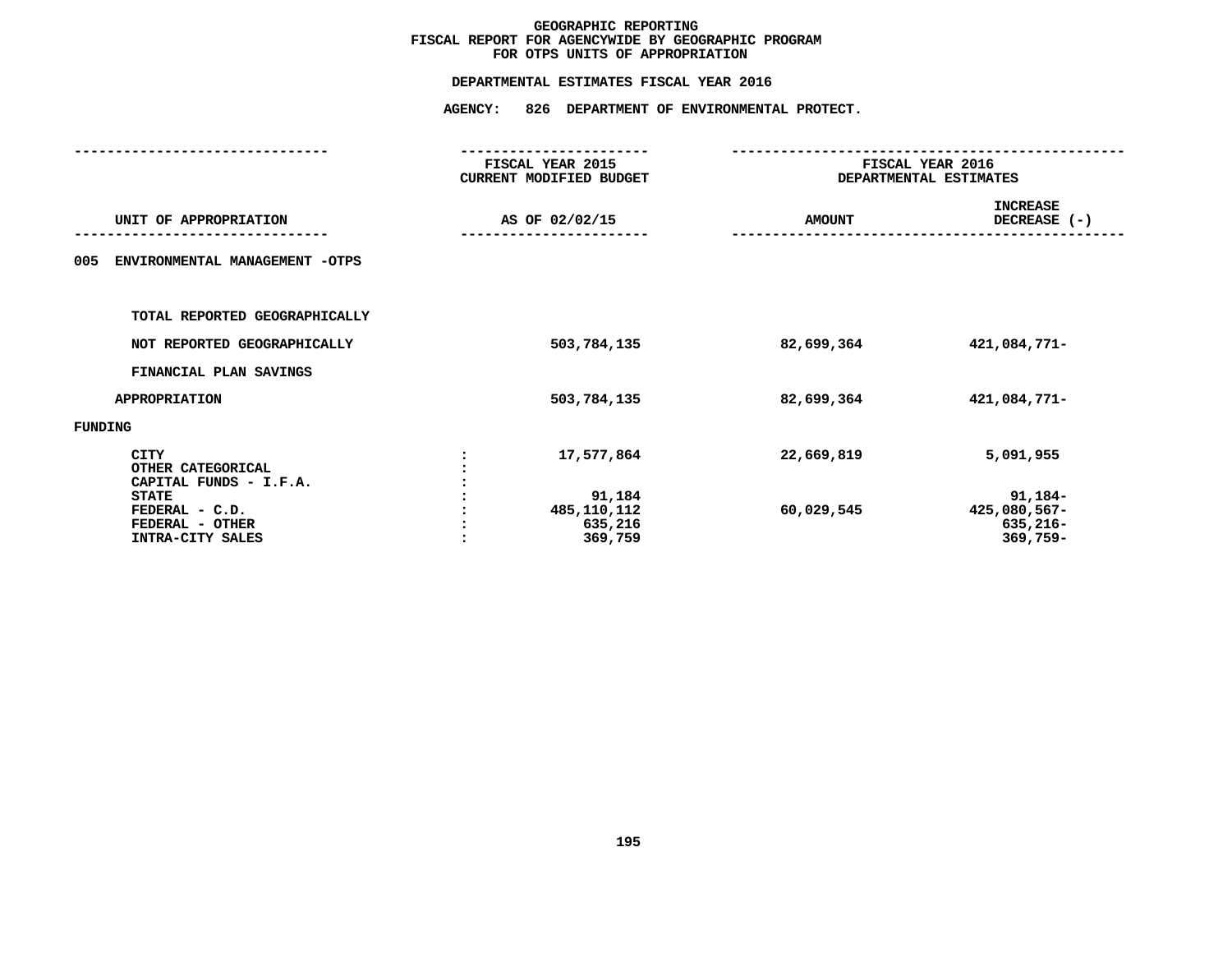# GEOGRAPHIC REPORTING
## FISCAL REPORT FOR AGENCYWIDE BY GEOGRAPHIC PROGRAM
## FOR OTPS UNITS OF APPROPRIATION

### DEPARTMENTAL ESTIMATES FISCAL YEAR 2016

### AGENCY: 826 DEPARTMENT OF ENVIRONMENTAL PROTECT.

| UNIT OF APPROPRIATION | | FISCAL YEAR 2015 CURRENT MODIFIED BUDGET AS OF 02/02/15 | FISCAL YEAR 2016 DEPARTMENTAL ESTIMATES AMOUNT | INCREASE DECREASE (-) |
|---|---|---|---|---|
| 005 ENVIRONMENTAL MANAGEMENT -OTPS | | | | |
| TOTAL REPORTED GEOGRAPHICALLY | | | | |
| NOT REPORTED GEOGRAPHICALLY | | 503,784,135 | 82,699,364 | 421,084,771- |
| FINANCIAL PLAN SAVINGS | | | | |
| APPROPRIATION | | 503,784,135 | 82,699,364 | 421,084,771- |
| FUNDING | | | | |
| CITY | : | 17,577,864 | 22,669,819 | 5,091,955 |
| OTHER CATEGORICAL | : | | | |
| CAPITAL FUNDS - I.F.A. | : | | | |
| STATE | : | 91,184 | | 91,184- |
| FEDERAL - C.D. | : | 485,110,112 | 60,029,545 | 425,080,567- |
| FEDERAL - OTHER | : | 635,216 | | 635,216- |
| INTRA-CITY SALES | : | 369,759 | | 369,759- |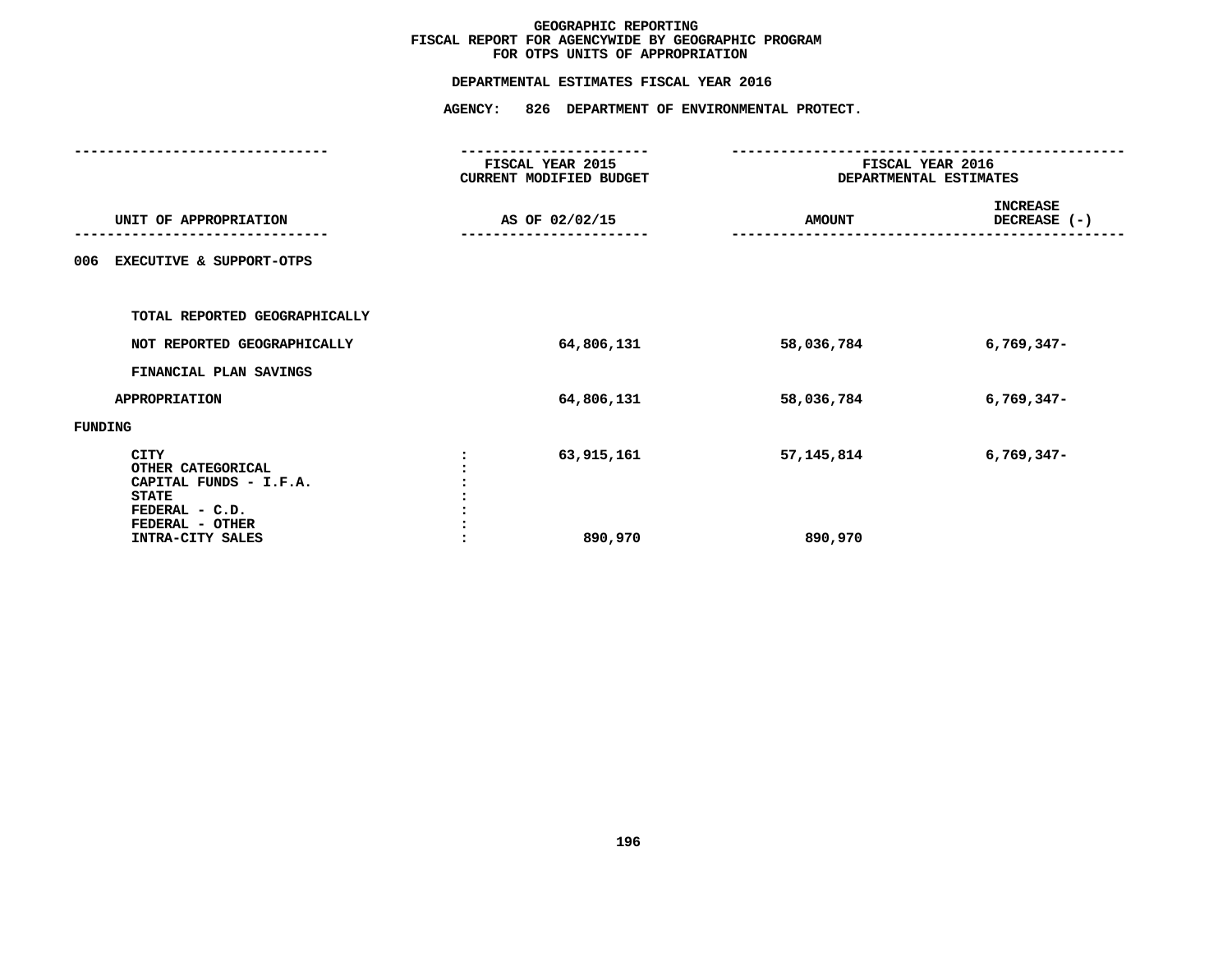# GEOGRAPHIC REPORTING
## FISCAL REPORT FOR AGENCYWIDE BY GEOGRAPHIC PROGRAM
## FOR OTPS UNITS OF APPROPRIATION

### DEPARTMENTAL ESTIMATES FISCAL YEAR 2016

### AGENCY: 826 DEPARTMENT OF ENVIRONMENTAL PROTECT.

| UNIT OF APPROPRIATION | FISCAL YEAR 2015 CURRENT MODIFIED BUDGET AS OF 02/02/15 | FISCAL YEAR 2016 DEPARTMENTAL ESTIMATES AMOUNT | INCREASE DECREASE (-) |
|---|---|---|---|
| **006 EXECUTIVE & SUPPORT-OTPS** | | | |
| TOTAL REPORTED GEOGRAPHICALLY | | | |
| NOT REPORTED GEOGRAPHICALLY | 64,806,131 | 58,036,784 | 6,769,347- |
| FINANCIAL PLAN SAVINGS | | | |
| APPROPRIATION | 64,806,131 | 58,036,784 | 6,769,347- |
| **FUNDING** | | | |
| CITY : | 63,915,161 | 57,145,814 | 6,769,347- |
| OTHER CATEGORICAL : | | | |
| CAPITAL FUNDS - I.F.A. : | | | |
| STATE : | | | |
| FEDERAL - C.D. : | | | |
| FEDERAL - OTHER : | | | |
| INTRA-CITY SALES : | 890,970 | 890,970 | |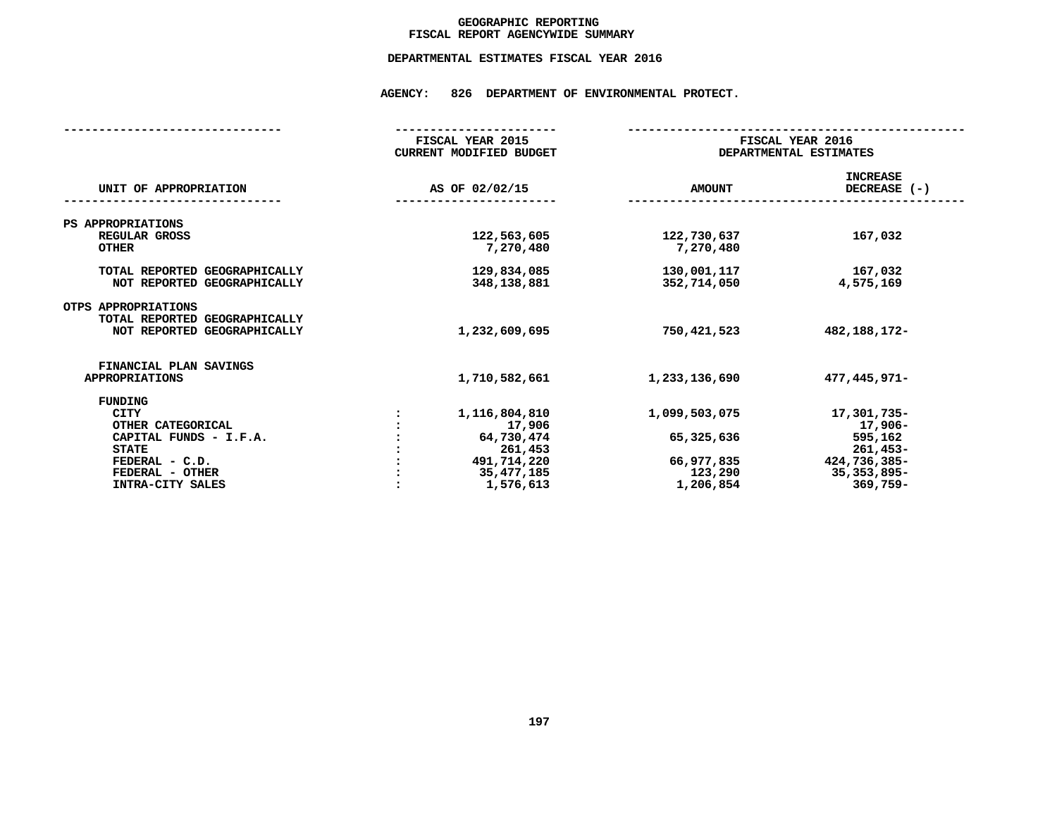# GEOGRAPHIC REPORTING
## FISCAL REPORT AGENCYWIDE SUMMARY

### DEPARTMENTAL ESTIMATES FISCAL YEAR 2016

**AGENCY: 826 DEPARTMENT OF ENVIRONMENTAL PROTECT.**

| UNIT OF APPROPRIATION | FISCAL YEAR 2015 CURRENT MODIFIED BUDGET AS OF 02/02/15 | FISCAL YEAR 2016 DEPARTMENTAL ESTIMATES AMOUNT | INCREASE DECREASE (-) |
|---|---|---|---|
| PS APPROPRIATIONS | | | |
| REGULAR GROSS | 122,563,605 | 122,730,637 | 167,032 |
| OTHER | 7,270,480 | 7,270,480 | |
| TOTAL REPORTED GEOGRAPHICALLY | 129,834,085 | 130,001,117 | 167,032 |
| NOT REPORTED GEOGRAPHICALLY | 348,138,881 | 352,714,050 | 4,575,169 |
| OTPS APPROPRIATIONS | | | |
| TOTAL REPORTED GEOGRAPHICALLY | | | |
| NOT REPORTED GEOGRAPHICALLY | 1,232,609,695 | 750,421,523 | 482,188,172- |
| FINANCIAL PLAN SAVINGS | | | |
| APPROPRIATIONS | 1,710,582,661 | 1,233,136,690 | 477,445,971- |
| FUNDING | | | |
| CITY | 1,116,804,810 | 1,099,503,075 | 17,301,735- |
| OTHER CATEGORICAL | 17,906 | | 17,906- |
| CAPITAL FUNDS - I.F.A. | 64,730,474 | 65,325,636 | 595,162 |
| STATE | 261,453 | | 261,453- |
| FEDERAL - C.D. | 491,714,220 | 66,977,835 | 424,736,385- |
| FEDERAL - OTHER | 35,477,185 | 123,290 | 35,353,895- |
| INTRA-CITY SALES | 1,576,613 | 1,206,854 | 369,759- |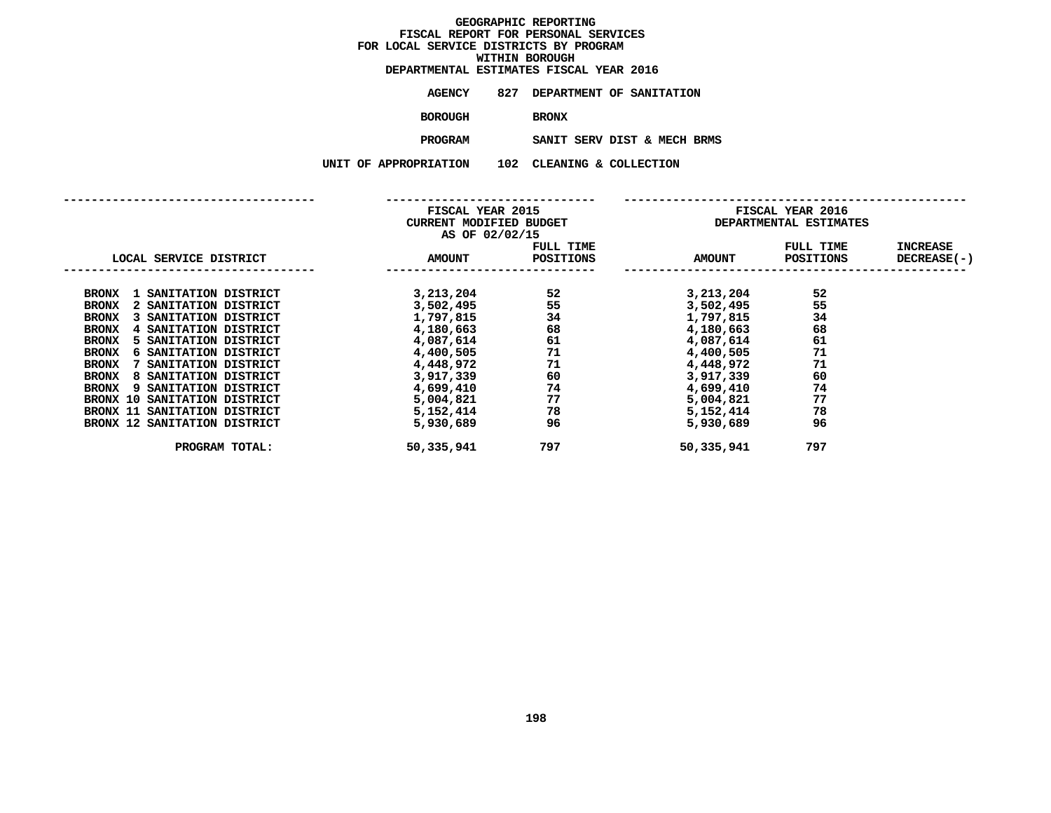**GEOGRAPHIC REPORTING**
**FISCAL REPORT FOR PERSONAL SERVICES**
**FOR LOCAL SERVICE DISTRICTS BY PROGRAM**
**WITHIN BOROUGH**
**DEPARTMENTAL ESTIMATES FISCAL YEAR 2016**

**AGENCY** 827 DEPARTMENT OF SANITATION

**BOROUGH** BRONX

**PROGRAM** SANIT SERV DIST & MECH BRMS

**UNIT OF APPROPRIATION** 102 CLEANING & COLLECTION

| LOCAL SERVICE DISTRICT | FISCAL YEAR 2015 CURRENT MODIFIED BUDGET AS OF 02/02/15 AMOUNT | FULL TIME POSITIONS | FISCAL YEAR 2016 DEPARTMENTAL ESTIMATES AMOUNT | FULL TIME POSITIONS | INCREASE DECREASE(-) |
|---|---|---|---|---|---|
| BRONX 1 SANITATION DISTRICT | 3,213,204 | 52 | 3,213,204 | 52 | |
| BRONX 2 SANITATION DISTRICT | 3,502,495 | 55 | 3,502,495 | 55 | |
| BRONX 3 SANITATION DISTRICT | 1,797,815 | 34 | 1,797,815 | 34 | |
| BRONX 4 SANITATION DISTRICT | 4,180,663 | 68 | 4,180,663 | 68 | |
| BRONX 5 SANITATION DISTRICT | 4,087,614 | 61 | 4,087,614 | 61 | |
| BRONX 6 SANITATION DISTRICT | 4,400,505 | 71 | 4,400,505 | 71 | |
| BRONX 7 SANITATION DISTRICT | 4,448,972 | 71 | 4,448,972 | 71 | |
| BRONX 8 SANITATION DISTRICT | 3,917,339 | 60 | 3,917,339 | 60 | |
| BRONX 9 SANITATION DISTRICT | 4,699,410 | 74 | 4,699,410 | 74 | |
| BRONX 10 SANITATION DISTRICT | 5,004,821 | 77 | 5,004,821 | 77 | |
| BRONX 11 SANITATION DISTRICT | 5,152,414 | 78 | 5,152,414 | 78 | |
| BRONX 12 SANITATION DISTRICT | 5,930,689 | 96 | 5,930,689 | 96 | |
| PROGRAM TOTAL: | 50,335,941 | 797 | 50,335,941 | 797 | |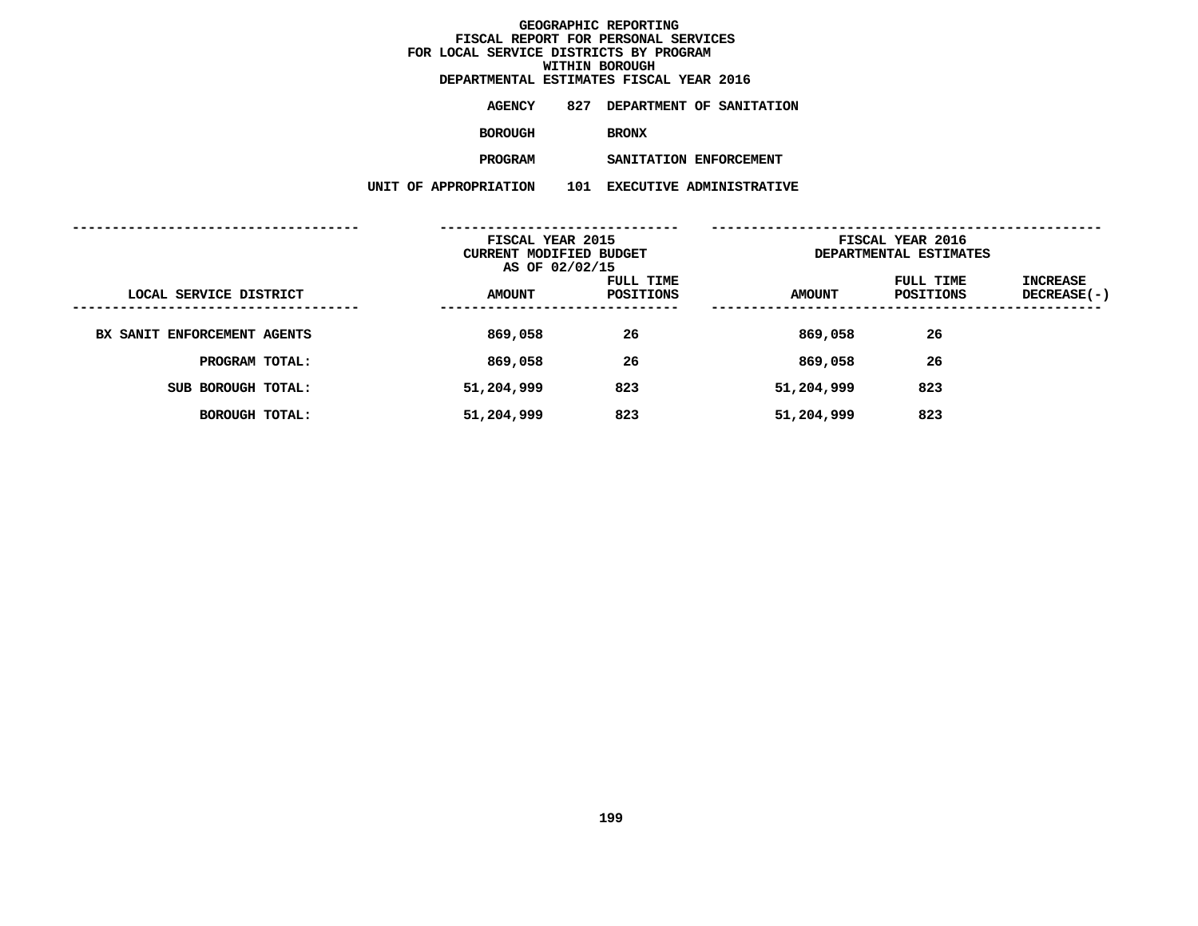# GEOGRAPHIC REPORTING
## FISCAL REPORT FOR PERSONAL SERVICES
## FOR LOCAL SERVICE DISTRICTS BY PROGRAM
## WITHIN BOROUGH
## DEPARTMENTAL ESTIMATES FISCAL YEAR 2016

**AGENCY** 827 DEPARTMENT OF SANITATION

**BOROUGH** BRONX

**PROGRAM** SANITATION ENFORCEMENT

**UNIT OF APPROPRIATION** 101 EXECUTIVE ADMINISTRATIVE

| | FISCAL YEAR 2015 CURRENT MODIFIED BUDGET AS OF 02/02/15 | | FISCAL YEAR 2016 DEPARTMENTAL ESTIMATES | | |
|---|---|---|---|---|---|
| LOCAL SERVICE DISTRICT | AMOUNT | FULL TIME POSITIONS | AMOUNT | FULL TIME POSITIONS | INCREASE DECREASE(-) |
| BX SANIT ENFORCEMENT AGENTS | 869,058 | 26 | 869,058 | 26 | |
| PROGRAM TOTAL: | 869,058 | 26 | 869,058 | 26 | |
| SUB BOROUGH TOTAL: | 51,204,999 | 823 | 51,204,999 | 823 | |
| BOROUGH TOTAL: | 51,204,999 | 823 | 51,204,999 | 823 | |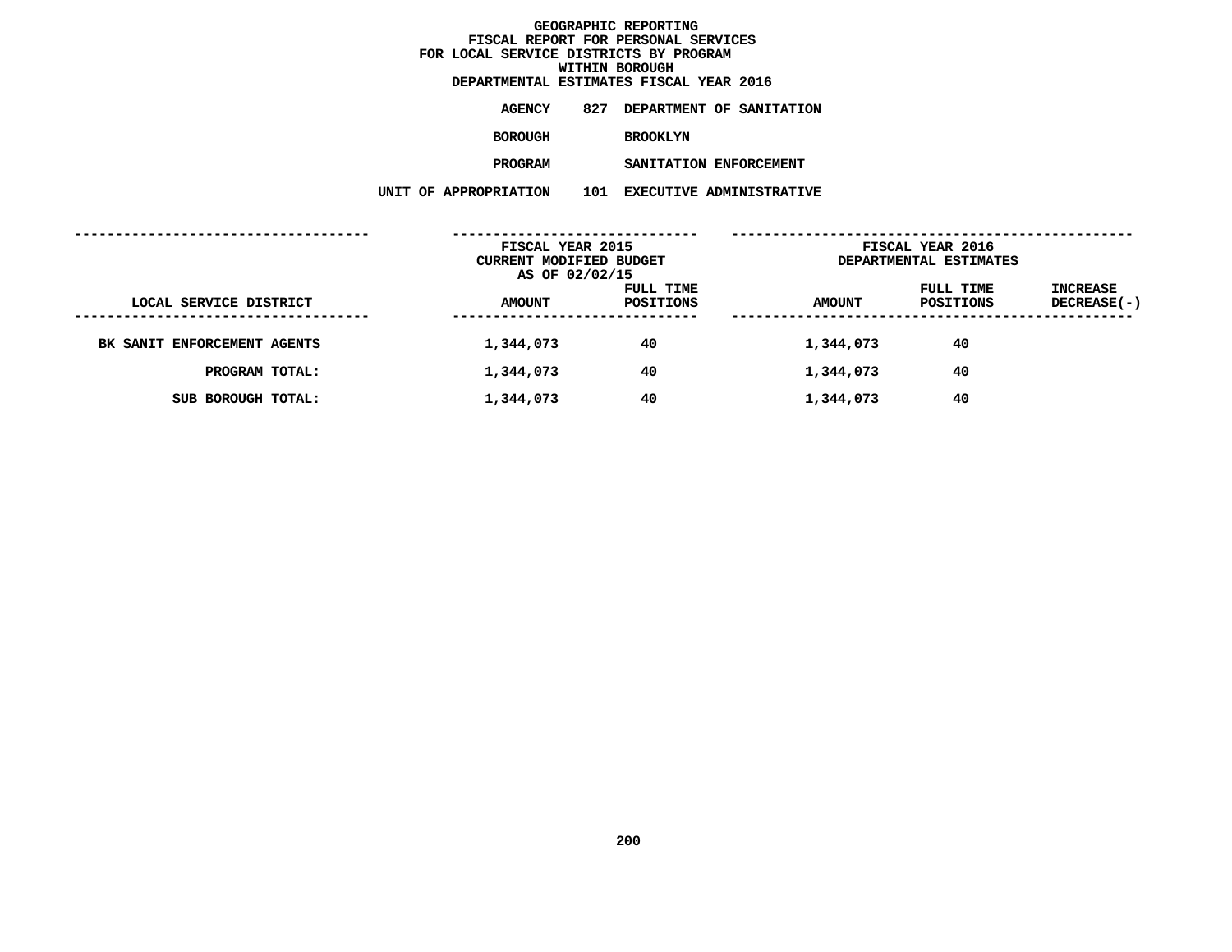# GEOGRAPHIC REPORTING
## FISCAL REPORT FOR PERSONAL SERVICES
## FOR LOCAL SERVICE DISTRICTS BY PROGRAM
## WITHIN BOROUGH
## DEPARTMENTAL ESTIMATES FISCAL YEAR 2016

**AGENCY** 827 DEPARTMENT OF SANITATION

**BOROUGH** BROOKLYN

**PROGRAM** SANITATION ENFORCEMENT

**UNIT OF APPROPRIATION** 101 EXECUTIVE ADMINISTRATIVE

| | FISCAL YEAR 2015 CURRENT MODIFIED BUDGET AS OF 02/02/15 | | FISCAL YEAR 2016 DEPARTMENTAL ESTIMATES | | |
|---|---|---|---|---|---|
| LOCAL SERVICE DISTRICT | AMOUNT | FULL TIME POSITIONS | AMOUNT | FULL TIME POSITIONS | INCREASE DECREASE(-) |
| BK SANIT ENFORCEMENT AGENTS | 1,344,073 | 40 | 1,344,073 | 40 | |
| PROGRAM TOTAL: | 1,344,073 | 40 | 1,344,073 | 40 | |
| SUB BOROUGH TOTAL: | 1,344,073 | 40 | 1,344,073 | 40 | |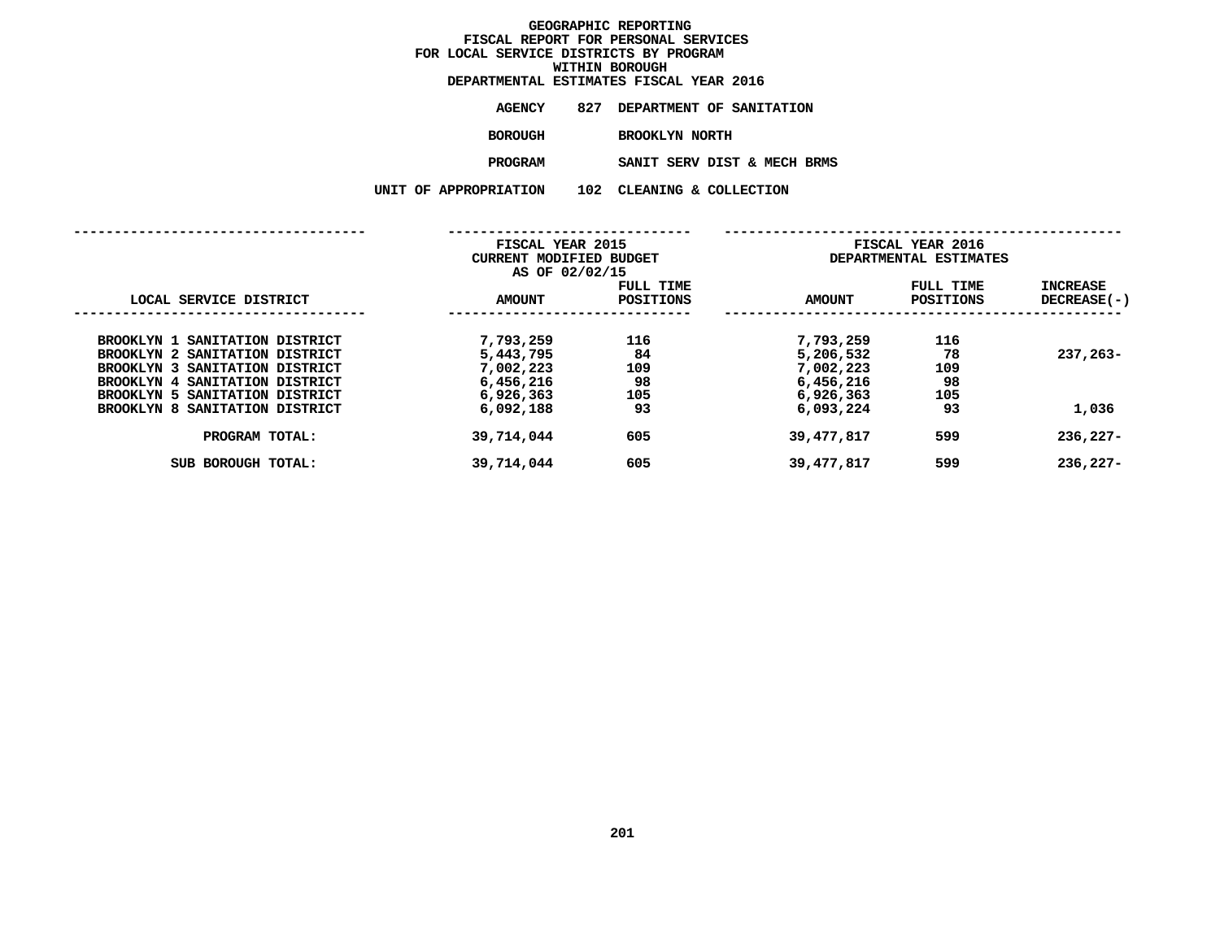# GEOGRAPHIC REPORTING
## FISCAL REPORT FOR PERSONAL SERVICES
## FOR LOCAL SERVICE DISTRICTS BY PROGRAM
## WITHIN BOROUGH
## DEPARTMENTAL ESTIMATES FISCAL YEAR 2016

**AGENCY** 827 DEPARTMENT OF SANITATION

**BOROUGH** BROOKLYN NORTH

**PROGRAM** SANIT SERV DIST & MECH BRMS

**UNIT OF APPROPRIATION** 102 CLEANING & COLLECTION

| LOCAL SERVICE DISTRICT | FISCAL YEAR 2015 CURRENT MODIFIED BUDGET AS OF 02/02/15 AMOUNT | FULL TIME POSITIONS | FISCAL YEAR 2016 DEPARTMENTAL ESTIMATES AMOUNT | FULL TIME POSITIONS | INCREASE DECREASE(-) |
|---|---|---|---|---|---|
| BROOKLYN 1 SANITATION DISTRICT | 7,793,259 | 116 | 7,793,259 | 116 | |
| BROOKLYN 2 SANITATION DISTRICT | 5,443,795 | 84 | 5,206,532 | 78 | 237,263- |
| BROOKLYN 3 SANITATION DISTRICT | 7,002,223 | 109 | 7,002,223 | 109 | |
| BROOKLYN 4 SANITATION DISTRICT | 6,456,216 | 98 | 6,456,216 | 98 | |
| BROOKLYN 5 SANITATION DISTRICT | 6,926,363 | 105 | 6,926,363 | 105 | |
| BROOKLYN 8 SANITATION DISTRICT | 6,092,188 | 93 | 6,093,224 | 93 | 1,036 |
| PROGRAM TOTAL: | 39,714,044 | 605 | 39,477,817 | 599 | 236,227- |
| SUB BOROUGH TOTAL: | 39,714,044 | 605 | 39,477,817 | 599 | 236,227- |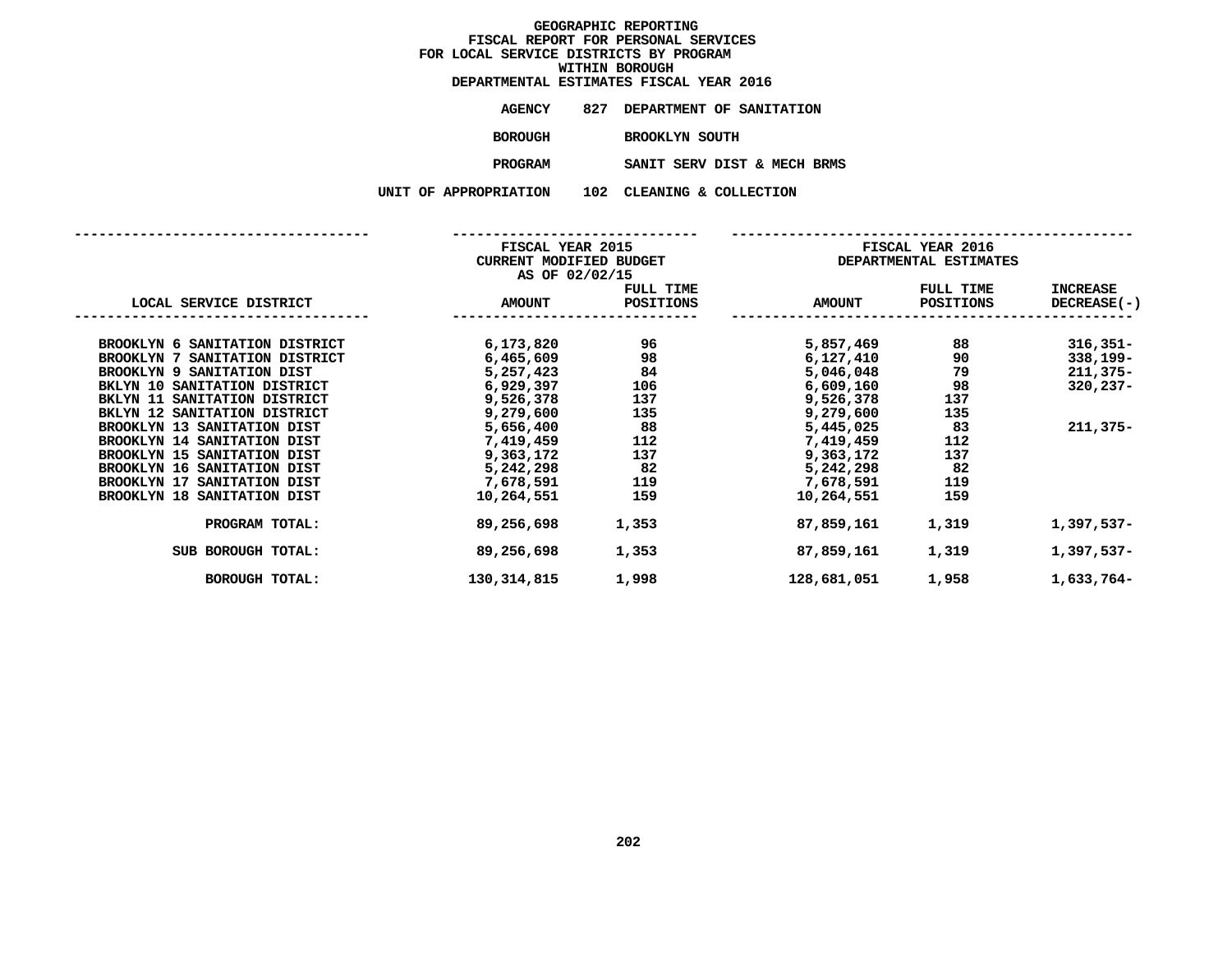# GEOGRAPHIC REPORTING
## FISCAL REPORT FOR PERSONAL SERVICES
## FOR LOCAL SERVICE DISTRICTS BY PROGRAM
## WITHIN BOROUGH
## DEPARTMENTAL ESTIMATES FISCAL YEAR 2016

**AGENCY** 827 DEPARTMENT OF SANITATION

**BOROUGH** BROOKLYN SOUTH

**PROGRAM** SANIT SERV DIST & MECH BRMS

**UNIT OF APPROPRIATION** 102 CLEANING & COLLECTION

| LOCAL SERVICE DISTRICT | FISCAL YEAR 2015 CURRENT MODIFIED BUDGET AS OF 02/02/15 AMOUNT | FULL TIME POSITIONS | FISCAL YEAR 2016 DEPARTMENTAL ESTIMATES AMOUNT | FULL TIME POSITIONS | INCREASE DECREASE(-) |
|---|---|---|---|---|---|
| BROOKLYN 6 SANITATION DISTRICT | 6,173,820 | 96 | 5,857,469 | 88 | 316,351- |
| BROOKLYN 7 SANITATION DISTRICT | 6,465,609 | 98 | 6,127,410 | 90 | 338,199- |
| BROOKLYN 9 SANITATION DIST | 5,257,423 | 84 | 5,046,048 | 79 | 211,375- |
| BKLYN 10 SANITATION DISTRICT | 6,929,397 | 106 | 6,609,160 | 98 | 320,237- |
| BKLYN 11 SANITATION DISTRICT | 9,526,378 | 137 | 9,526,378 | 137 | |
| BKLYN 12 SANITATION DISTRICT | 9,279,600 | 135 | 9,279,600 | 135 | |
| BROOKLYN 13 SANITATION DIST | 5,656,400 | 88 | 5,445,025 | 83 | 211,375- |
| BROOKLYN 14 SANITATION DIST | 7,419,459 | 112 | 7,419,459 | 112 | |
| BROOKLYN 15 SANITATION DIST | 9,363,172 | 137 | 9,363,172 | 137 | |
| BROOKLYN 16 SANITATION DIST | 5,242,298 | 82 | 5,242,298 | 82 | |
| BROOKLYN 17 SANITATION DIST | 7,678,591 | 119 | 7,678,591 | 119 | |
| BROOKLYN 18 SANITATION DIST | 10,264,551 | 159 | 10,264,551 | 159 | |
| PROGRAM TOTAL: | 89,256,698 | 1,353 | 87,859,161 | 1,319 | 1,397,537- |
| SUB BOROUGH TOTAL: | 89,256,698 | 1,353 | 87,859,161 | 1,319 | 1,397,537- |
| BOROUGH TOTAL: | 130,314,815 | 1,998 | 128,681,051 | 1,958 | 1,633,764- |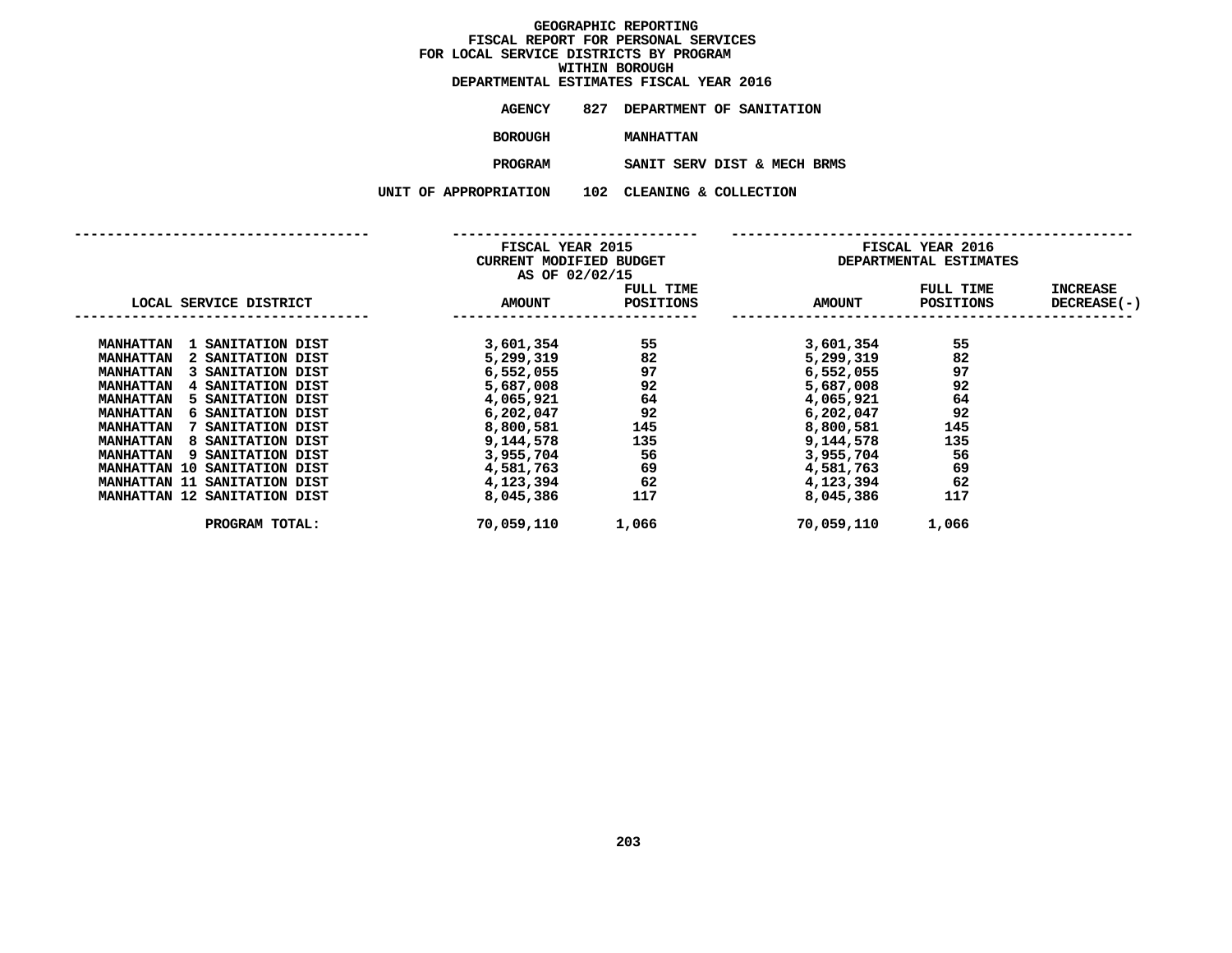# GEOGRAPHIC REPORTING
## FISCAL REPORT FOR PERSONAL SERVICES
## FOR LOCAL SERVICE DISTRICTS BY PROGRAM
## WITHIN BOROUGH
## DEPARTMENTAL ESTIMATES FISCAL YEAR 2016

**AGENCY** 827 DEPARTMENT OF SANITATION

**BOROUGH** MANHATTAN

**PROGRAM** SANIT SERV DIST & MECH BRMS

**UNIT OF APPROPRIATION** 102 CLEANING & COLLECTION

| LOCAL SERVICE DISTRICT | FISCAL YEAR 2015 CURRENT MODIFIED BUDGET AS OF 02/02/15 AMOUNT | FULL TIME POSITIONS | FISCAL YEAR 2016 DEPARTMENTAL ESTIMATES AMOUNT | FULL TIME POSITIONS | INCREASE DECREASE(-) |
|---|---|---|---|---|---|
| MANHATTAN 1 SANITATION DIST | 3,601,354 | 55 | 3,601,354 | 55 | |
| MANHATTAN 2 SANITATION DIST | 5,299,319 | 82 | 5,299,319 | 82 | |
| MANHATTAN 3 SANITATION DIST | 6,552,055 | 97 | 6,552,055 | 97 | |
| MANHATTAN 4 SANITATION DIST | 5,687,008 | 92 | 5,687,008 | 92 | |
| MANHATTAN 5 SANITATION DIST | 4,065,921 | 64 | 4,065,921 | 64 | |
| MANHATTAN 6 SANITATION DIST | 6,202,047 | 92 | 6,202,047 | 92 | |
| MANHATTAN 7 SANITATION DIST | 8,800,581 | 145 | 8,800,581 | 145 | |
| MANHATTAN 8 SANITATION DIST | 9,144,578 | 135 | 9,144,578 | 135 | |
| MANHATTAN 9 SANITATION DIST | 3,955,704 | 56 | 3,955,704 | 56 | |
| MANHATTAN 10 SANITATION DIST | 4,581,763 | 69 | 4,581,763 | 69 | |
| MANHATTAN 11 SANITATION DIST | 4,123,394 | 62 | 4,123,394 | 62 | |
| MANHATTAN 12 SANITATION DIST | 8,045,386 | 117 | 8,045,386 | 117 | |
| PROGRAM TOTAL: | 70,059,110 | 1,066 | 70,059,110 | 1,066 | |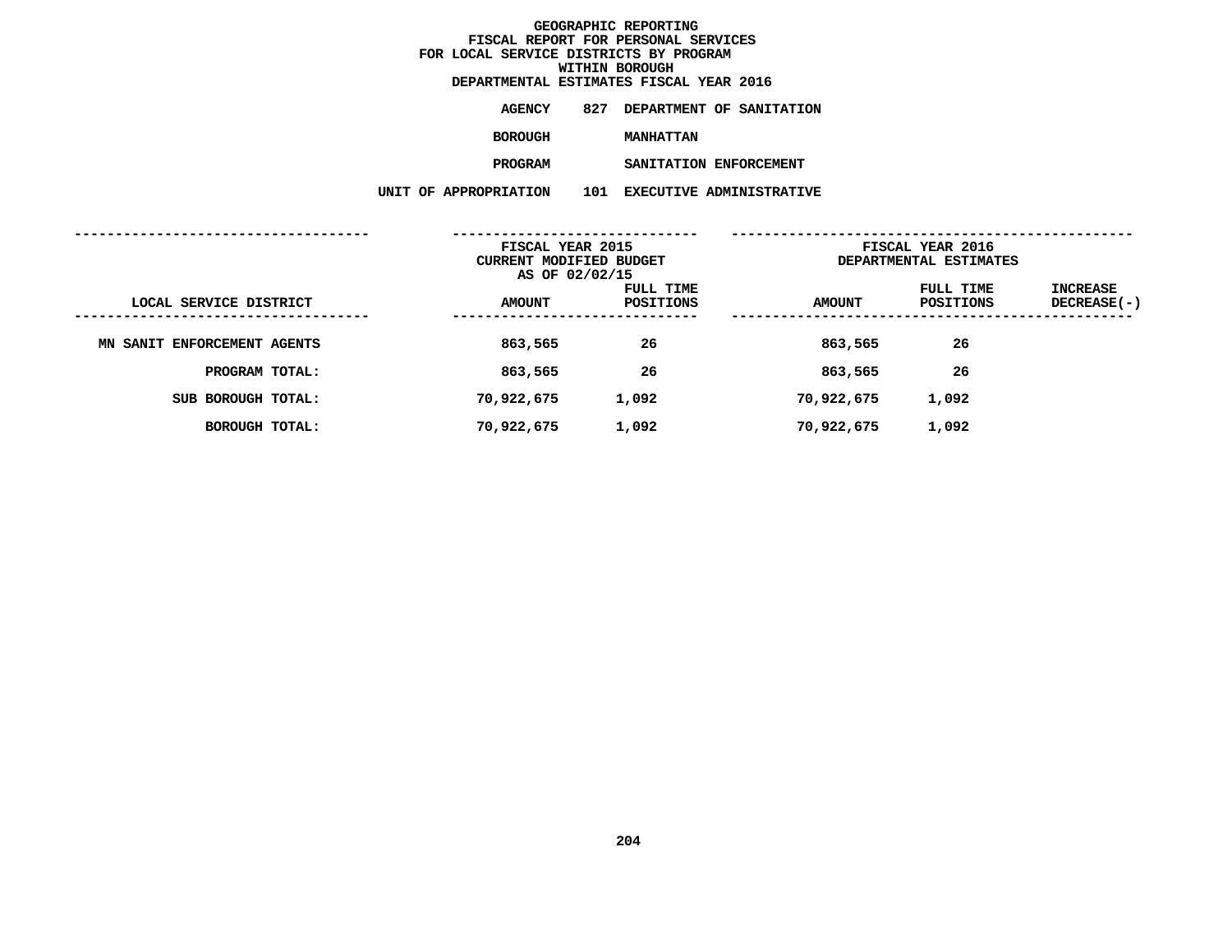# GEOGRAPHIC REPORTING
## FISCAL REPORT FOR PERSONAL SERVICES
## FOR LOCAL SERVICE DISTRICTS BY PROGRAM
## WITHIN BOROUGH
## DEPARTMENTAL ESTIMATES FISCAL YEAR 2016

**AGENCY** 827 DEPARTMENT OF SANITATION

**BOROUGH** MANHATTAN

**PROGRAM** SANITATION ENFORCEMENT

**UNIT OF APPROPRIATION** 101 EXECUTIVE ADMINISTRATIVE

| | FISCAL YEAR 2015 CURRENT MODIFIED BUDGET AS OF 02/02/15 | | FISCAL YEAR 2016 DEPARTMENTAL ESTIMATES | | |
|---|---|---|---|---|---|
| LOCAL SERVICE DISTRICT | AMOUNT | FULL TIME POSITIONS | AMOUNT | FULL TIME POSITIONS | INCREASE DECREASE(-) |
| MN SANIT ENFORCEMENT AGENTS | 863,565 | 26 | 863,565 | 26 | |
| PROGRAM TOTAL: | 863,565 | 26 | 863,565 | 26 | |
| SUB BOROUGH TOTAL: | 70,922,675 | 1,092 | 70,922,675 | 1,092 | |
| BOROUGH TOTAL: | 70,922,675 | 1,092 | 70,922,675 | 1,092 | |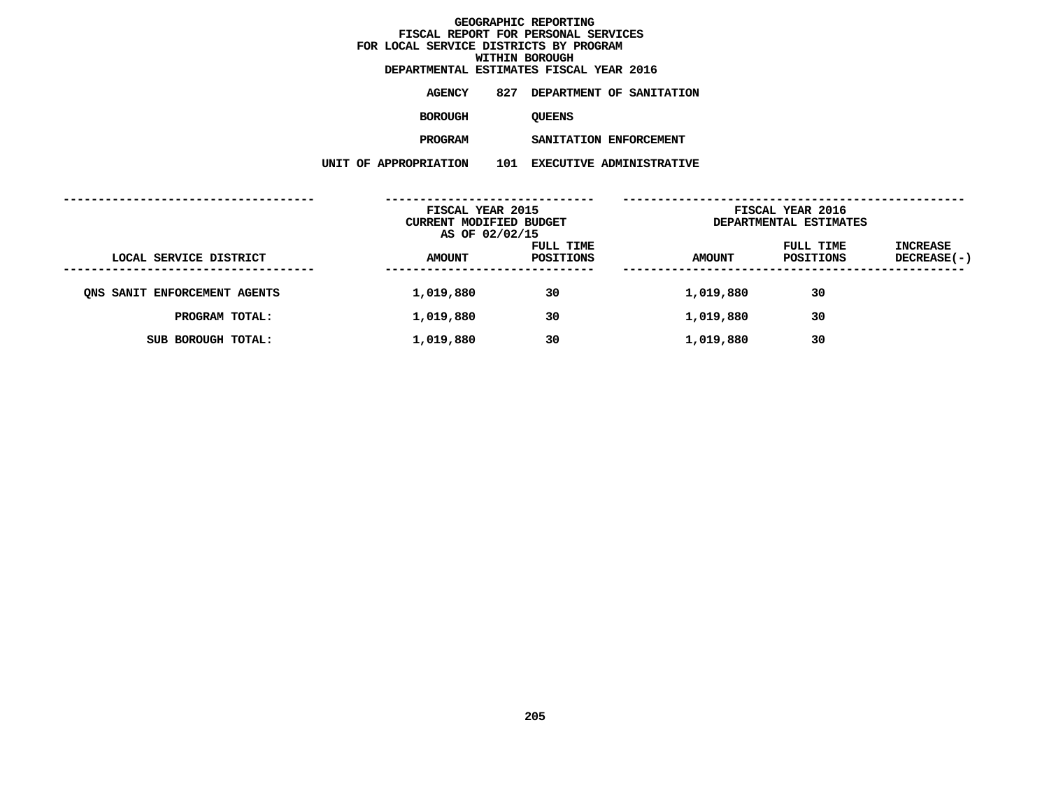**GEOGRAPHIC REPORTING**
**FISCAL REPORT FOR PERSONAL SERVICES**
**FOR LOCAL SERVICE DISTRICTS BY PROGRAM**
**WITHIN BOROUGH**
**DEPARTMENTAL ESTIMATES FISCAL YEAR 2016**

**AGENCY** 827 DEPARTMENT OF SANITATION

**BOROUGH** QUEENS

**PROGRAM** SANITATION ENFORCEMENT

**UNIT OF APPROPRIATION** 101 EXECUTIVE ADMINISTRATIVE

| | FISCAL YEAR 2015 CURRENT MODIFIED BUDGET AS OF 02/02/15 | | FISCAL YEAR 2016 DEPARTMENTAL ESTIMATES | | |
|---|---|---|---|---|---|
| LOCAL SERVICE DISTRICT | AMOUNT | FULL TIME POSITIONS | AMOUNT | FULL TIME POSITIONS | INCREASE DECREASE(-) |
| QNS SANIT ENFORCEMENT AGENTS | 1,019,880 | 30 | 1,019,880 | 30 | |
| PROGRAM TOTAL: | 1,019,880 | 30 | 1,019,880 | 30 | |
| SUB BOROUGH TOTAL: | 1,019,880 | 30 | 1,019,880 | 30 | |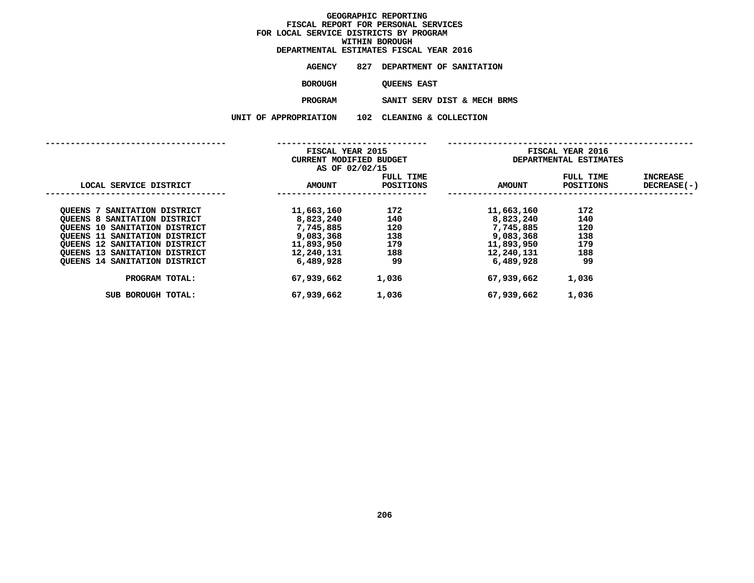# GEOGRAPHIC REPORTING
## FISCAL REPORT FOR PERSONAL SERVICES
## FOR LOCAL SERVICE DISTRICTS BY PROGRAM
## WITHIN BOROUGH
## DEPARTMENTAL ESTIMATES FISCAL YEAR 2016

**AGENCY** 827 DEPARTMENT OF SANITATION

**BOROUGH** QUEENS EAST

**PROGRAM** SANIT SERV DIST & MECH BRMS

**UNIT OF APPROPRIATION** 102 CLEANING & COLLECTION

| LOCAL SERVICE DISTRICT | FISCAL YEAR 2015 CURRENT MODIFIED BUDGET AS OF 02/02/15 AMOUNT | FULL TIME POSITIONS | FISCAL YEAR 2016 DEPARTMENTAL ESTIMATES AMOUNT | FULL TIME POSITIONS | INCREASE DECREASE(-) |
|---|---|---|---|---|---|
| QUEENS 7 SANITATION DISTRICT | 11,663,160 | 172 | 11,663,160 | 172 | |
| QUEENS 8 SANITATION DISTRICT | 8,823,240 | 140 | 8,823,240 | 140 | |
| QUEENS 10 SANITATION DISTRICT | 7,745,885 | 120 | 7,745,885 | 120 | |
| QUEENS 11 SANITATION DISTRICT | 9,083,368 | 138 | 9,083,368 | 138 | |
| QUEENS 12 SANITATION DISTRICT | 11,893,950 | 179 | 11,893,950 | 179 | |
| QUEENS 13 SANITATION DISTRICT | 12,240,131 | 188 | 12,240,131 | 188 | |
| QUEENS 14 SANITATION DISTRICT | 6,489,928 | 99 | 6,489,928 | 99 | |
| PROGRAM TOTAL: | 67,939,662 | 1,036 | 67,939,662 | 1,036 | |
| SUB BOROUGH TOTAL: | 67,939,662 | 1,036 | 67,939,662 | 1,036 | |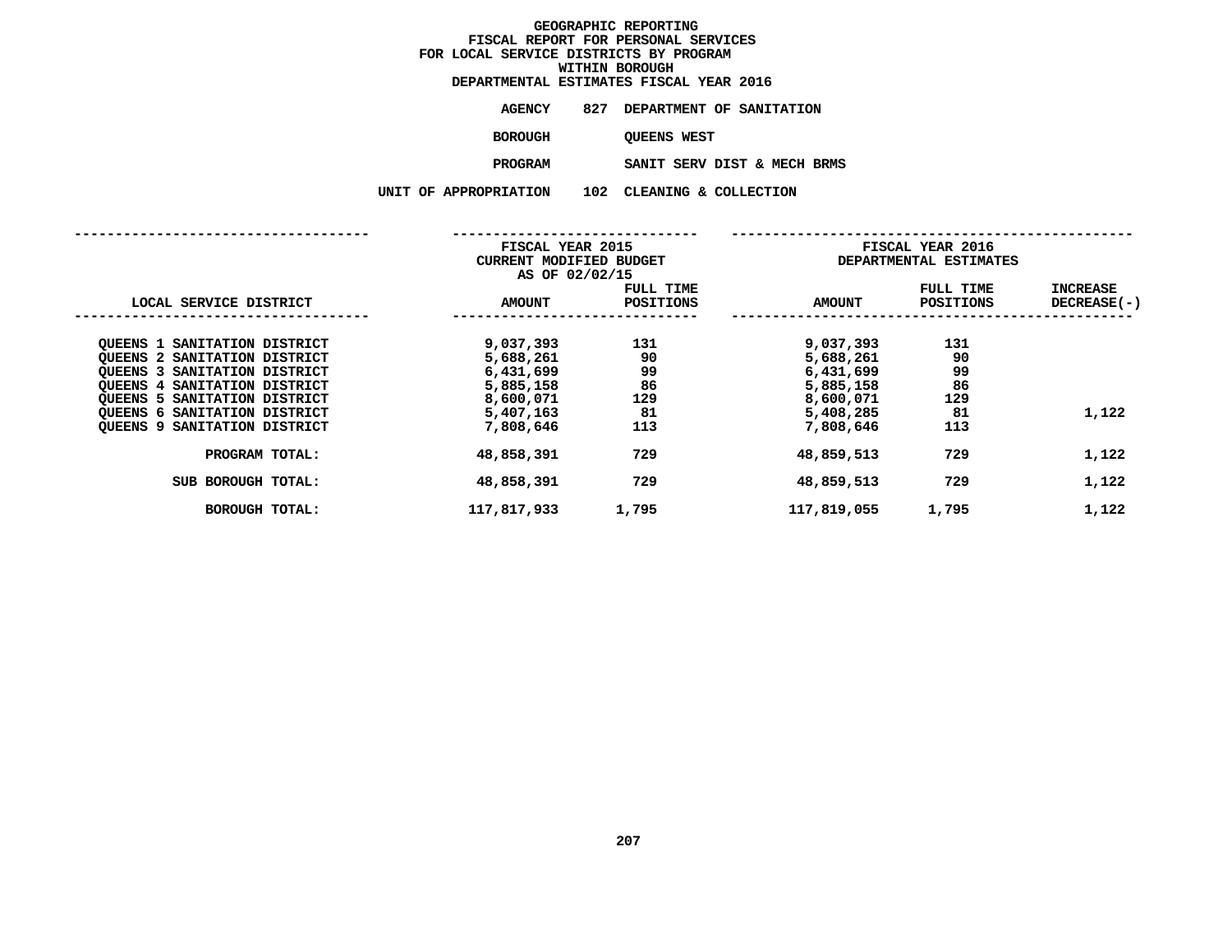# GEOGRAPHIC REPORTING
## FISCAL REPORT FOR PERSONAL SERVICES
## FOR LOCAL SERVICE DISTRICTS BY PROGRAM
## WITHIN BOROUGH
## DEPARTMENTAL ESTIMATES FISCAL YEAR 2016

**AGENCY** 827 DEPARTMENT OF SANITATION

**BOROUGH** QUEENS WEST

**PROGRAM** SANIT SERV DIST & MECH BRMS

**UNIT OF APPROPRIATION** 102 CLEANING & COLLECTION

| LOCAL SERVICE DISTRICT | FISCAL YEAR 2015 CURRENT MODIFIED BUDGET AS OF 02/02/15 AMOUNT | FULL TIME POSITIONS | FISCAL YEAR 2016 DEPARTMENTAL ESTIMATES AMOUNT | FULL TIME POSITIONS | INCREASE DECREASE(-) |
|---|---|---|---|---|---|
| QUEENS 1 SANITATION DISTRICT | 9,037,393 | 131 | 9,037,393 | 131 | |
| QUEENS 2 SANITATION DISTRICT | 5,688,261 | 90 | 5,688,261 | 90 | |
| QUEENS 3 SANITATION DISTRICT | 6,431,699 | 99 | 6,431,699 | 99 | |
| QUEENS 4 SANITATION DISTRICT | 5,885,158 | 86 | 5,885,158 | 86 | |
| QUEENS 5 SANITATION DISTRICT | 8,600,071 | 129 | 8,600,071 | 129 | |
| QUEENS 6 SANITATION DISTRICT | 5,407,163 | 81 | 5,408,285 | 81 | 1,122 |
| QUEENS 9 SANITATION DISTRICT | 7,808,646 | 113 | 7,808,646 | 113 | |
| PROGRAM TOTAL: | 48,858,391 | 729 | 48,859,513 | 729 | 1,122 |
| SUB BOROUGH TOTAL: | 48,858,391 | 729 | 48,859,513 | 729 | 1,122 |
| BOROUGH TOTAL: | 117,817,933 | 1,795 | 117,819,055 | 1,795 | 1,122 |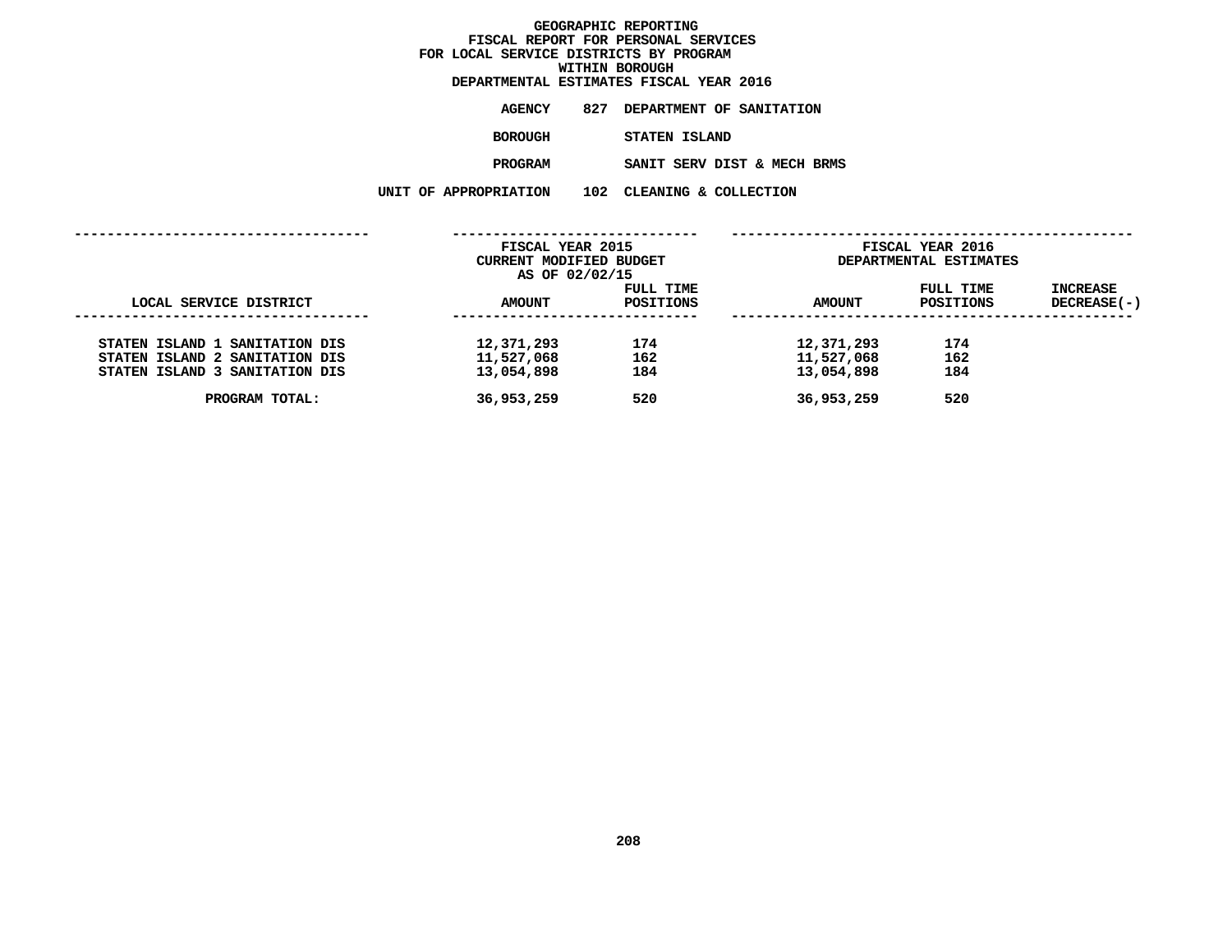**GEOGRAPHIC REPORTING**
**FISCAL REPORT FOR PERSONAL SERVICES**
**FOR LOCAL SERVICE DISTRICTS BY PROGRAM**
**WITHIN BOROUGH**
**DEPARTMENTAL ESTIMATES FISCAL YEAR 2016**

**AGENCY** 827 DEPARTMENT OF SANITATION

**BOROUGH** STATEN ISLAND

**PROGRAM** SANIT SERV DIST & MECH BRMS

**UNIT OF APPROPRIATION** 102 CLEANING & COLLECTION

| LOCAL SERVICE DISTRICT | FISCAL YEAR 2015 CURRENT MODIFIED BUDGET AS OF 02/02/15 AMOUNT | FULL TIME POSITIONS | FISCAL YEAR 2016 DEPARTMENTAL ESTIMATES AMOUNT | FULL TIME POSITIONS | INCREASE DECREASE(-) |
|---|---|---|---|---|---|
| STATEN ISLAND 1 SANITATION DIS | 12,371,293 | 174 | 12,371,293 | 174 | |
| STATEN ISLAND 2 SANITATION DIS | 11,527,068 | 162 | 11,527,068 | 162 | |
| STATEN ISLAND 3 SANITATION DIS | 13,054,898 | 184 | 13,054,898 | 184 | |
| PROGRAM TOTAL: | 36,953,259 | 520 | 36,953,259 | 520 | |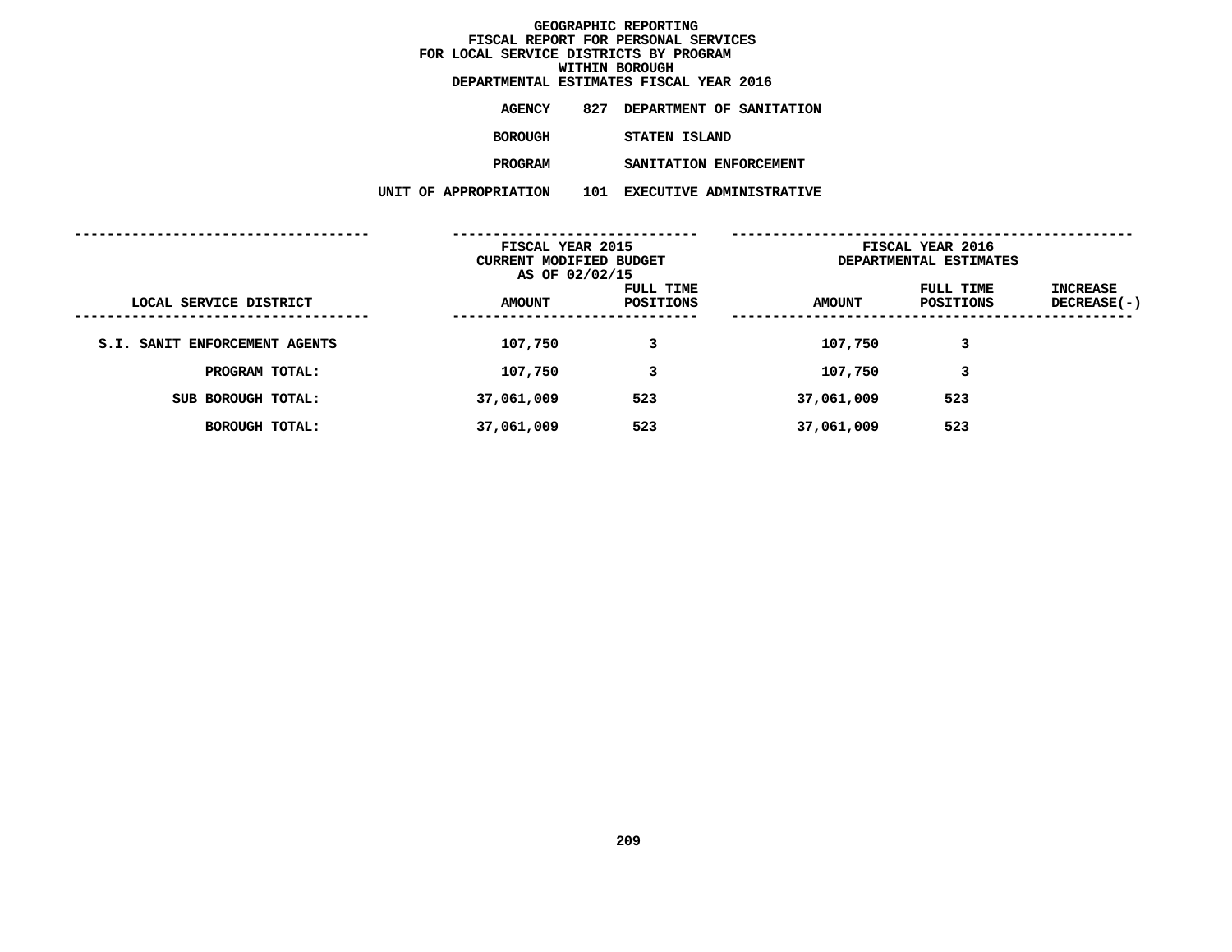# GEOGRAPHIC REPORTING
## FISCAL REPORT FOR PERSONAL SERVICES
## FOR LOCAL SERVICE DISTRICTS BY PROGRAM
## WITHIN BOROUGH
## DEPARTMENTAL ESTIMATES FISCAL YEAR 2016

**AGENCY** 827 DEPARTMENT OF SANITATION

**BOROUGH** STATEN ISLAND

**PROGRAM** SANITATION ENFORCEMENT

**UNIT OF APPROPRIATION** 101 EXECUTIVE ADMINISTRATIVE

| | FISCAL YEAR 2015 CURRENT MODIFIED BUDGET AS OF 02/02/15 | | FISCAL YEAR 2016 DEPARTMENTAL ESTIMATES | | |
|---|---|---|---|---|---|
| LOCAL SERVICE DISTRICT | AMOUNT | FULL TIME POSITIONS | AMOUNT | FULL TIME POSITIONS | INCREASE DECREASE(-) |
| S.I. SANIT ENFORCEMENT AGENTS | 107,750 | 3 | 107,750 | 3 | |
| PROGRAM TOTAL: | 107,750 | 3 | 107,750 | 3 | |
| SUB BOROUGH TOTAL: | 37,061,009 | 523 | 37,061,009 | 523 | |
| BOROUGH TOTAL: | 37,061,009 | 523 | 37,061,009 | 523 | |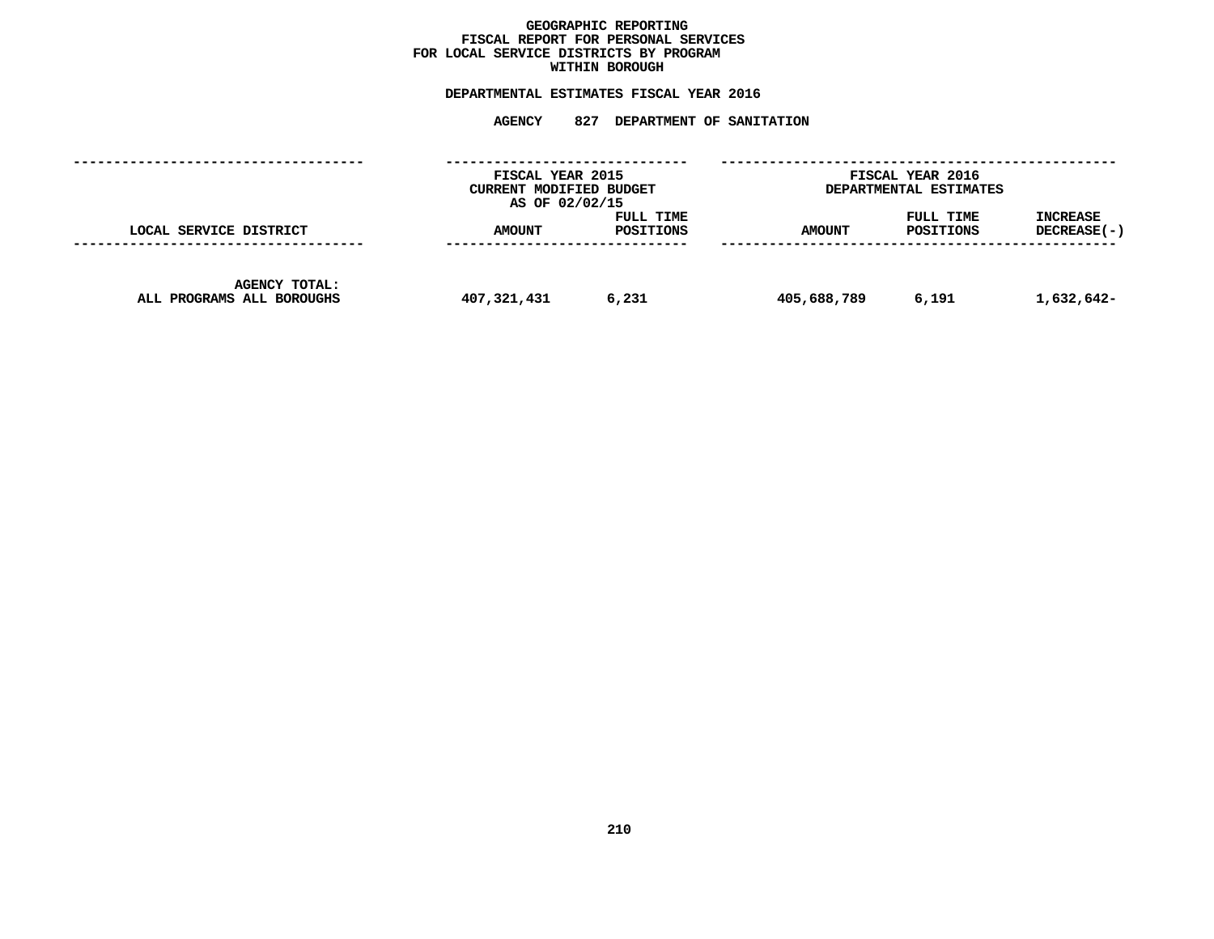**GEOGRAPHIC REPORTING**
**FISCAL REPORT FOR PERSONAL SERVICES**
**FOR LOCAL SERVICE DISTRICTS BY PROGRAM**
**WITHIN BOROUGH**

**DEPARTMENTAL ESTIMATES FISCAL YEAR 2016**

**AGENCY 827 DEPARTMENT OF SANITATION**

| | FISCAL YEAR 2015 CURRENT MODIFIED BUDGET AS OF 02/02/15 | | FISCAL YEAR 2016 DEPARTMENTAL ESTIMATES | | |
|---|---|---|---|---|---|
| LOCAL SERVICE DISTRICT | AMOUNT | FULL TIME POSITIONS | AMOUNT | FULL TIME POSITIONS | INCREASE DECREASE(-) |
| AGENCY TOTAL: ALL PROGRAMS ALL BOROUGHS | 407,321,431 | 6,231 | 405,688,789 | 6,191 | 1,632,642- |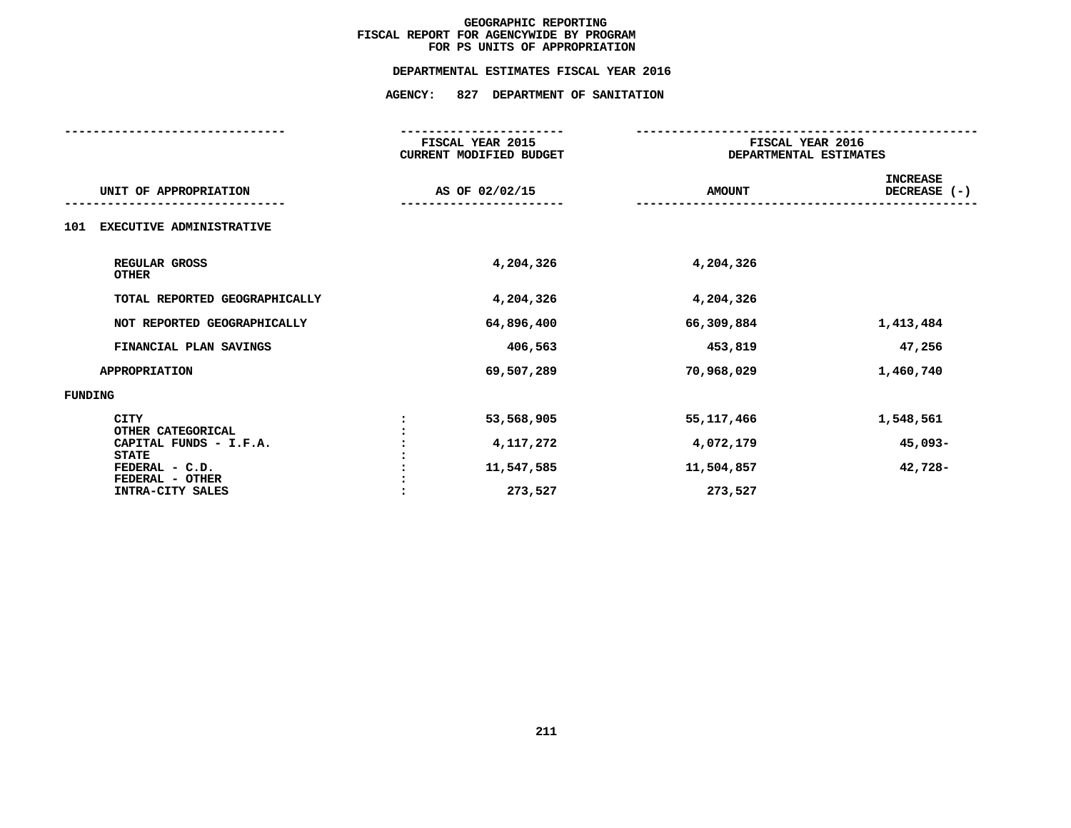# GEOGRAPHIC REPORTING
## FISCAL REPORT FOR AGENCYWIDE BY PROGRAM
## FOR PS UNITS OF APPROPRIATION

**DEPARTMENTAL ESTIMATES FISCAL YEAR 2016**

**AGENCY: 827 DEPARTMENT OF SANITATION**

| UNIT OF APPROPRIATION | | FISCAL YEAR 2015 CURRENT MODIFIED BUDGET AS OF 02/02/15 | FISCAL YEAR 2016 DEPARTMENTAL ESTIMATES AMOUNT | INCREASE DECREASE (-) |
|---|---|---|---|---|
| **101 EXECUTIVE ADMINISTRATIVE** | | | | |
| REGULAR GROSS | | 4,204,326 | 4,204,326 | |
| OTHER | | | | |
| TOTAL REPORTED GEOGRAPHICALLY | | 4,204,326 | 4,204,326 | |
| NOT REPORTED GEOGRAPHICALLY | | 64,896,400 | 66,309,884 | 1,413,484 |
| FINANCIAL PLAN SAVINGS | | 406,563 | 453,819 | 47,256 |
| APPROPRIATION | | 69,507,289 | 70,968,029 | 1,460,740 |
| **FUNDING** | | | | |
| CITY | : | 53,568,905 | 55,117,466 | 1,548,561 |
| OTHER CATEGORICAL | : | | | |
| CAPITAL FUNDS - I.F.A. | : | 4,117,272 | 4,072,179 | 45,093- |
| STATE | : | | | |
| FEDERAL - C.D. | : | 11,547,585 | 11,504,857 | 42,728- |
| FEDERAL - OTHER | : | | | |
| INTRA-CITY SALES | : | 273,527 | 273,527 | |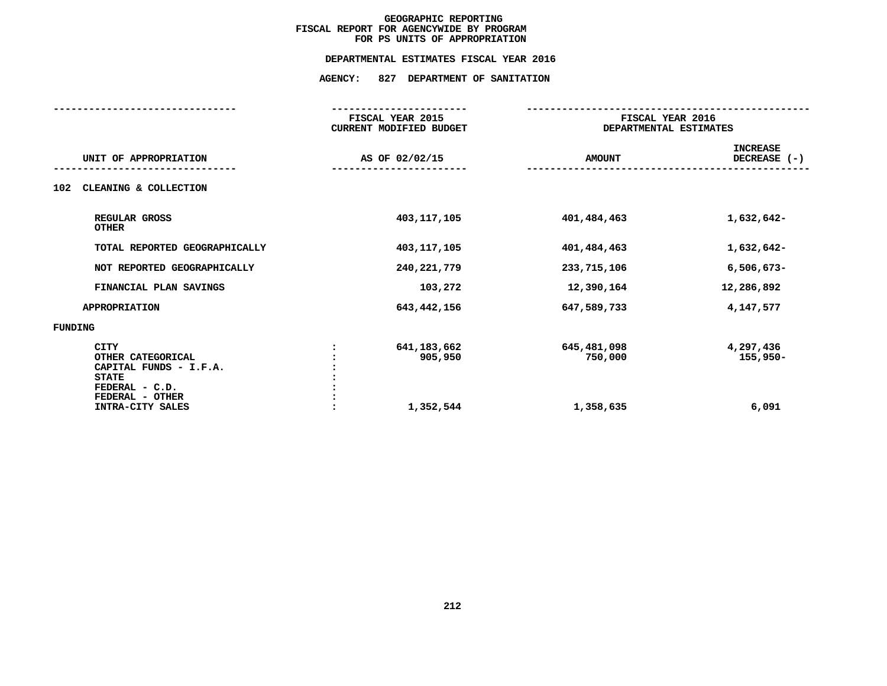# GEOGRAPHIC REPORTING
## FISCAL REPORT FOR AGENCYWIDE BY PROGRAM
## FOR PS UNITS OF APPROPRIATION

### DEPARTMENTAL ESTIMATES FISCAL YEAR 2016

### AGENCY: 827 DEPARTMENT OF SANITATION

| UNIT OF APPROPRIATION | | FISCAL YEAR 2015 CURRENT MODIFIED BUDGET AS OF 02/02/15 | FISCAL YEAR 2016 DEPARTMENTAL ESTIMATES AMOUNT | INCREASE DECREASE (-) |
|---|---|---|---|---|
| **102 CLEANING & COLLECTION** | | | | |
| REGULAR GROSS | | 403,117,105 | 401,484,463 | 1,632,642- |
| OTHER | | | | |
| TOTAL REPORTED GEOGRAPHICALLY | | 403,117,105 | 401,484,463 | 1,632,642- |
| NOT REPORTED GEOGRAPHICALLY | | 240,221,779 | 233,715,106 | 6,506,673- |
| FINANCIAL PLAN SAVINGS | | 103,272 | 12,390,164 | 12,286,892 |
| APPROPRIATION | | 643,442,156 | 647,589,733 | 4,147,577 |
| **FUNDING** | | | | |
| CITY | : | 641,183,662 | 645,481,098 | 4,297,436 |
| OTHER CATEGORICAL | : | 905,950 | 750,000 | 155,950- |
| CAPITAL FUNDS - I.F.A. | : | | | |
| STATE | : | | | |
| FEDERAL - C.D. | : | | | |
| FEDERAL - OTHER | : | | | |
| INTRA-CITY SALES | : | 1,352,544 | 1,358,635 | 6,091 |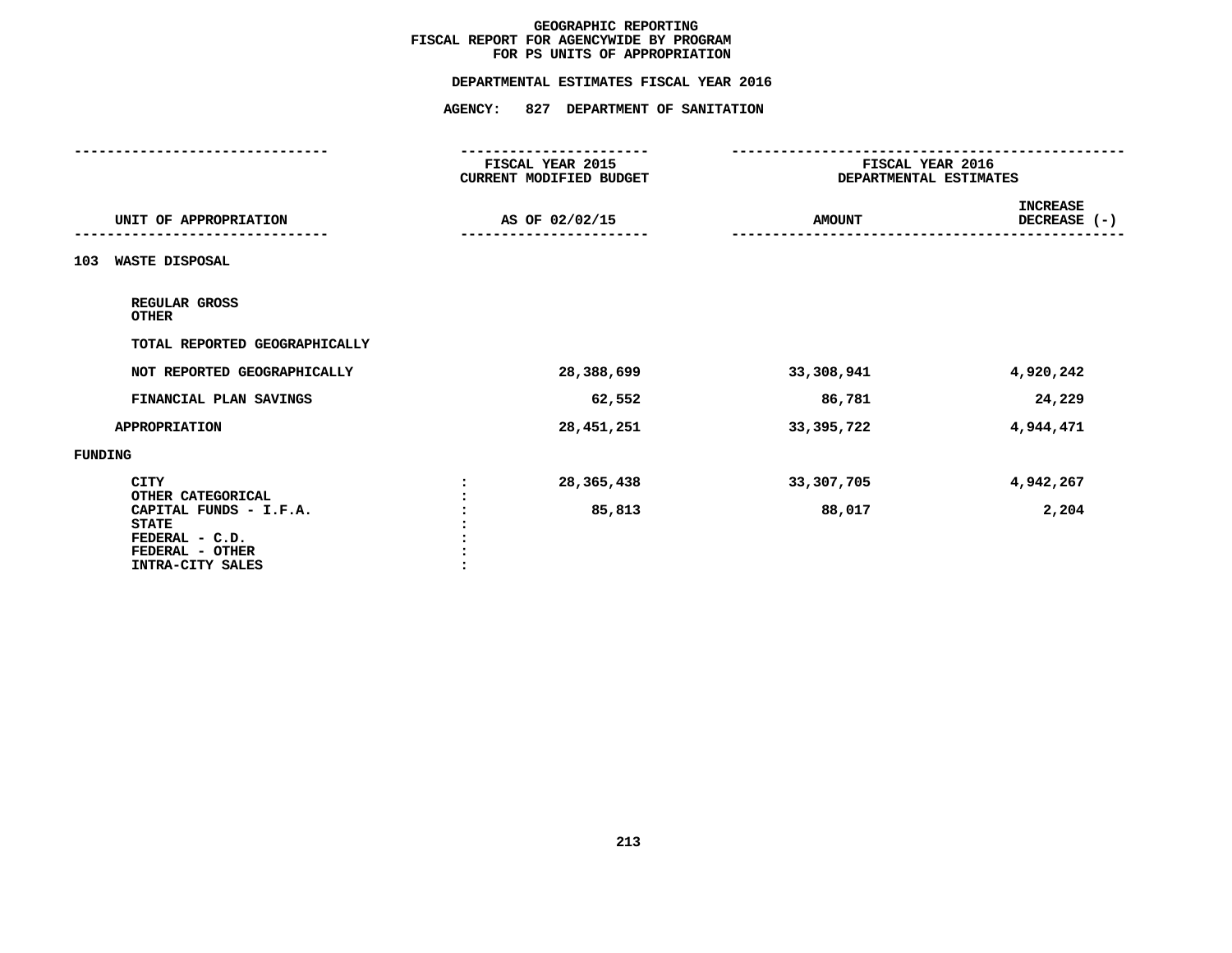# GEOGRAPHIC REPORTING
## FISCAL REPORT FOR AGENCYWIDE BY PROGRAM
## FOR PS UNITS OF APPROPRIATION

### DEPARTMENTAL ESTIMATES FISCAL YEAR 2016

### AGENCY: 827 DEPARTMENT OF SANITATION

| UNIT OF APPROPRIATION | FISCAL YEAR 2015 CURRENT MODIFIED BUDGET AS OF 02/02/15 | FISCAL YEAR 2016 DEPARTMENTAL ESTIMATES AMOUNT | INCREASE DECREASE (-) |
|---|---|---|---|
| **103 WASTE DISPOSAL** | | | |
| REGULAR GROSS | | | |
| OTHER | | | |
| TOTAL REPORTED GEOGRAPHICALLY | | | |
| NOT REPORTED GEOGRAPHICALLY | 28,388,699 | 33,308,941 | 4,920,242 |
| FINANCIAL PLAN SAVINGS | 62,552 | 86,781 | 24,229 |
| APPROPRIATION | 28,451,251 | 33,395,722 | 4,944,471 |
| **FUNDING** | | | |
| CITY | 28,365,438 | 33,307,705 | 4,942,267 |
| OTHER CATEGORICAL | | | |
| CAPITAL FUNDS - I.F.A. | 85,813 | 88,017 | 2,204 |
| STATE | | | |
| FEDERAL - C.D. | | | |
| FEDERAL - OTHER | | | |
| INTRA-CITY SALES | | | |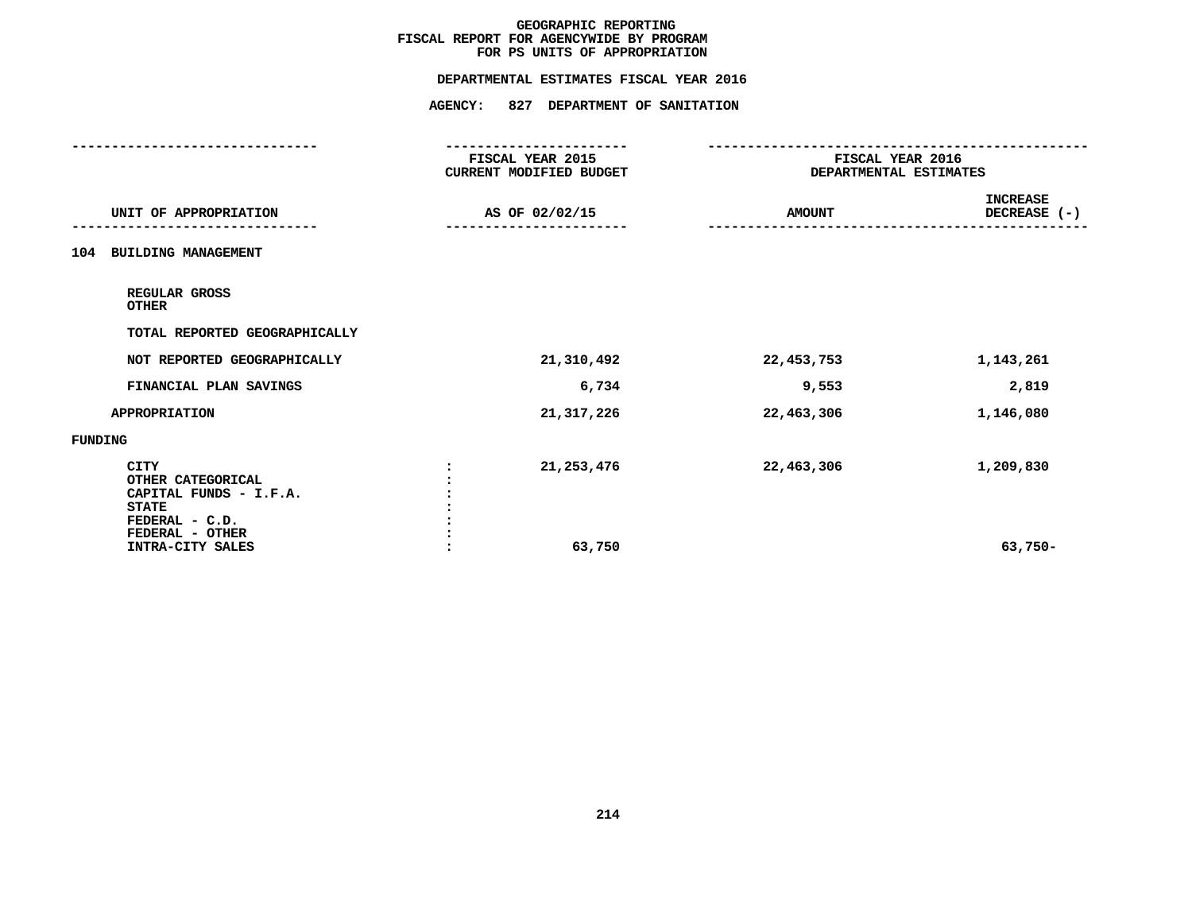**GEOGRAPHIC REPORTING**
**FISCAL REPORT FOR AGENCYWIDE BY PROGRAM**
**FOR PS UNITS OF APPROPRIATION**

**DEPARTMENTAL ESTIMATES FISCAL YEAR 2016**

**AGENCY: 827 DEPARTMENT OF SANITATION**

| UNIT OF APPROPRIATION | | FISCAL YEAR 2015 CURRENT MODIFIED BUDGET AS OF 02/02/15 | FISCAL YEAR 2016 DEPARTMENTAL ESTIMATES AMOUNT | INCREASE DECREASE (-) |
|---|---|---|---|---|
| **104 BUILDING MANAGEMENT** | | | | |
| REGULAR GROSS | | | | |
| OTHER | | | | |
| TOTAL REPORTED GEOGRAPHICALLY | | | | |
| NOT REPORTED GEOGRAPHICALLY | | 21,310,492 | 22,453,753 | 1,143,261 |
| FINANCIAL PLAN SAVINGS | | 6,734 | 9,553 | 2,819 |
| APPROPRIATION | | 21,317,226 | 22,463,306 | 1,146,080 |
| **FUNDING** | | | | |
| CITY | : | 21,253,476 | 22,463,306 | 1,209,830 |
| OTHER CATEGORICAL | : | | | |
| CAPITAL FUNDS - I.F.A. | : | | | |
| STATE | : | | | |
| FEDERAL - C.D. | : | | | |
| FEDERAL - OTHER | : | | | |
| INTRA-CITY SALES | : | 63,750 | | 63,750- |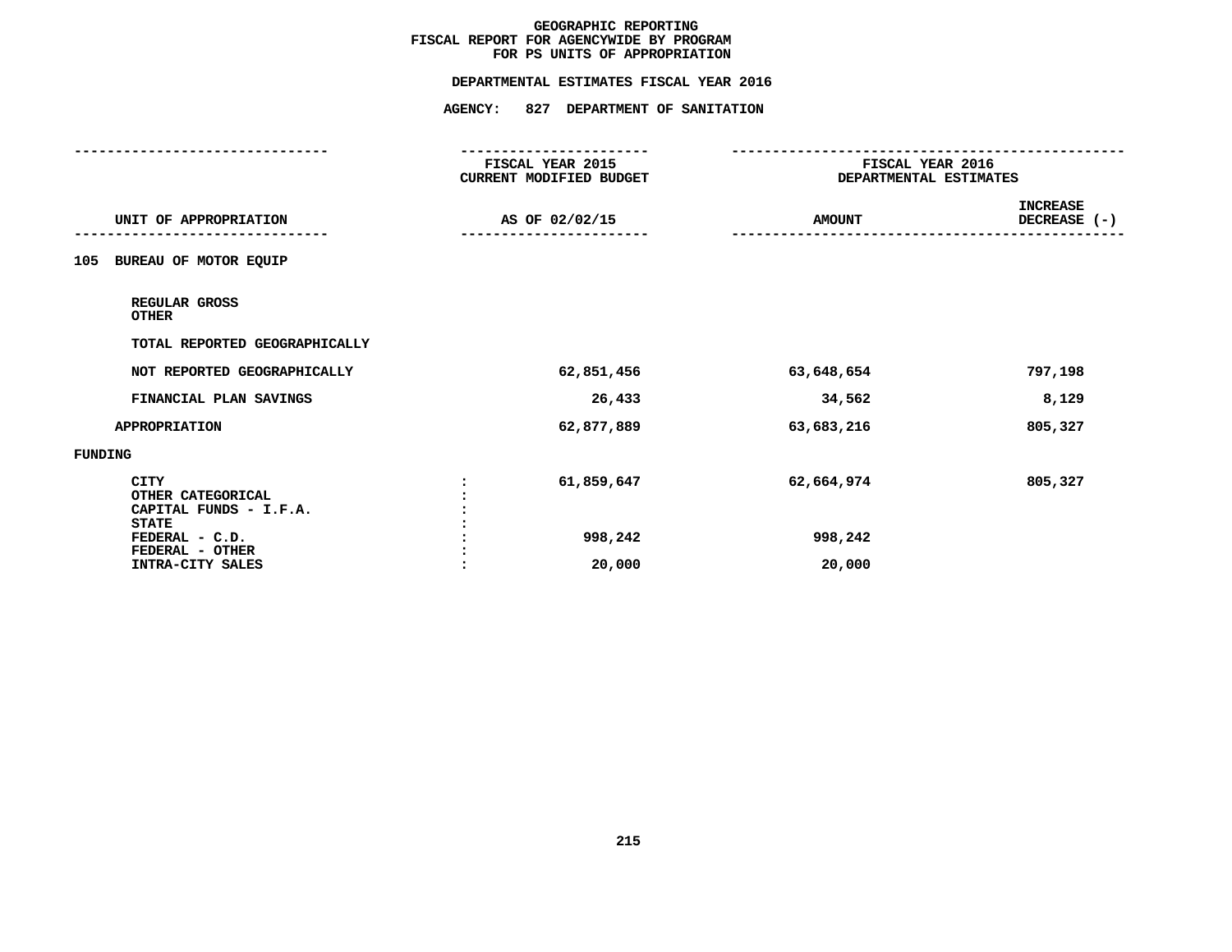# GEOGRAPHIC REPORTING
## FISCAL REPORT FOR AGENCYWIDE BY PROGRAM
## FOR PS UNITS OF APPROPRIATION

### DEPARTMENTAL ESTIMATES FISCAL YEAR 2016

### AGENCY: 827 DEPARTMENT OF SANITATION

| UNIT OF APPROPRIATION | | FISCAL YEAR 2015 CURRENT MODIFIED BUDGET AS OF 02/02/15 | FISCAL YEAR 2016 DEPARTMENTAL ESTIMATES AMOUNT | INCREASE DECREASE (-) |
|---|---|---|---|---|
| **105 BUREAU OF MOTOR EQUIP** | | | | |
| REGULAR GROSS | | | | |
| OTHER | | | | |
| TOTAL REPORTED GEOGRAPHICALLY | | | | |
| NOT REPORTED GEOGRAPHICALLY | | 62,851,456 | 63,648,654 | 797,198 |
| FINANCIAL PLAN SAVINGS | | 26,433 | 34,562 | 8,129 |
| APPROPRIATION | | 62,877,889 | 63,683,216 | 805,327 |
| **FUNDING** | | | | |
| CITY | : | 61,859,647 | 62,664,974 | 805,327 |
| OTHER CATEGORICAL | : | | | |
| CAPITAL FUNDS - I.F.A. | : | | | |
| STATE | : | | | |
| FEDERAL - C.D. | : | 998,242 | 998,242 | |
| FEDERAL - OTHER | : | | | |
| INTRA-CITY SALES | : | 20,000 | 20,000 | |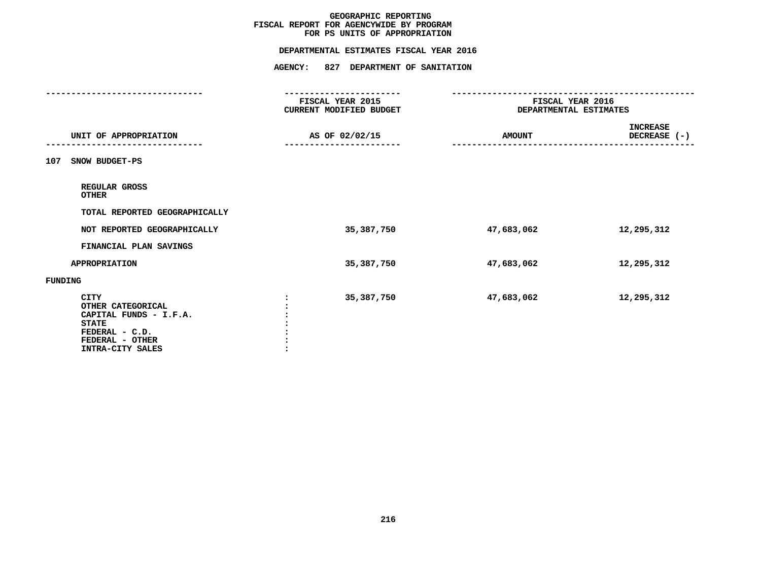# GEOGRAPHIC REPORTING
## FISCAL REPORT FOR AGENCYWIDE BY PROGRAM
## FOR PS UNITS OF APPROPRIATION

**DEPARTMENTAL ESTIMATES FISCAL YEAR 2016**

**AGENCY: 827 DEPARTMENT OF SANITATION**

| UNIT OF APPROPRIATION | FISCAL YEAR 2015 CURRENT MODIFIED BUDGET AS OF 02/02/15 | FISCAL YEAR 2016 DEPARTMENTAL ESTIMATES AMOUNT | INCREASE DECREASE (-) |
|---|---|---|---|
| **107 SNOW BUDGET-PS** | | | |
| REGULAR GROSS | | | |
| OTHER | | | |
| TOTAL REPORTED GEOGRAPHICALLY | | | |
| NOT REPORTED GEOGRAPHICALLY | 35,387,750 | 47,683,062 | 12,295,312 |
| FINANCIAL PLAN SAVINGS | | | |
| APPROPRIATION | 35,387,750 | 47,683,062 | 12,295,312 |
| **FUNDING** | | | |
| CITY : | 35,387,750 | 47,683,062 | 12,295,312 |
| OTHER CATEGORICAL : | | | |
| CAPITAL FUNDS - I.F.A. : | | | |
| STATE : | | | |
| FEDERAL - C.D. : | | | |
| FEDERAL - OTHER : | | | |
| INTRA-CITY SALES : | | | |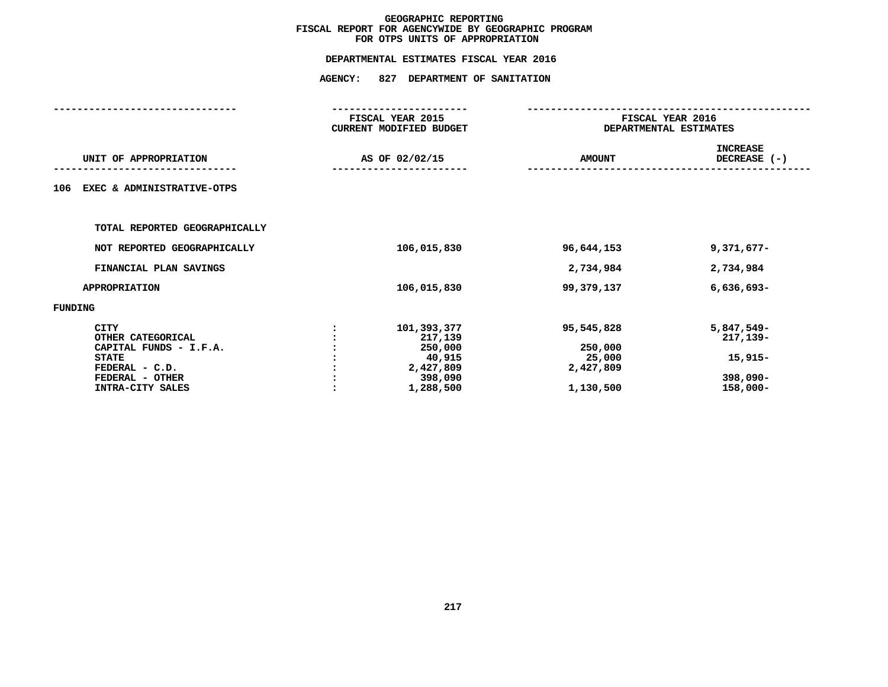# GEOGRAPHIC REPORTING
## FISCAL REPORT FOR AGENCYWIDE BY GEOGRAPHIC PROGRAM
## FOR OTPS UNITS OF APPROPRIATION

### DEPARTMENTAL ESTIMATES FISCAL YEAR 2016

### AGENCY: 827 DEPARTMENT OF SANITATION

| UNIT OF APPROPRIATION | | FISCAL YEAR 2015 CURRENT MODIFIED BUDGET AS OF 02/02/15 | FISCAL YEAR 2016 DEPARTMENTAL ESTIMATES AMOUNT | FISCAL YEAR 2016 DEPARTMENTAL ESTIMATES INCREASE DECREASE (-) |
|---|---|---|---|---|
| **106 EXEC & ADMINISTRATIVE-OTPS** | | | | |
| TOTAL REPORTED GEOGRAPHICALLY | | | | |
| NOT REPORTED GEOGRAPHICALLY | | 106,015,830 | 96,644,153 | 9,371,677- |
| FINANCIAL PLAN SAVINGS | | | 2,734,984 | 2,734,984 |
| APPROPRIATION | | 106,015,830 | 99,379,137 | 6,636,693- |
| **FUNDING** | | | | |
| CITY | : | 101,393,377 | 95,545,828 | 5,847,549- |
| OTHER CATEGORICAL | : | 217,139 | | 217,139- |
| CAPITAL FUNDS - I.F.A. | : | 250,000 | 250,000 | |
| STATE | : | 40,915 | 25,000 | 15,915- |
| FEDERAL - C.D. | : | 2,427,809 | 2,427,809 | |
| FEDERAL - OTHER | : | 398,090 | | 398,090- |
| INTRA-CITY SALES | : | 1,288,500 | 1,130,500 | 158,000- |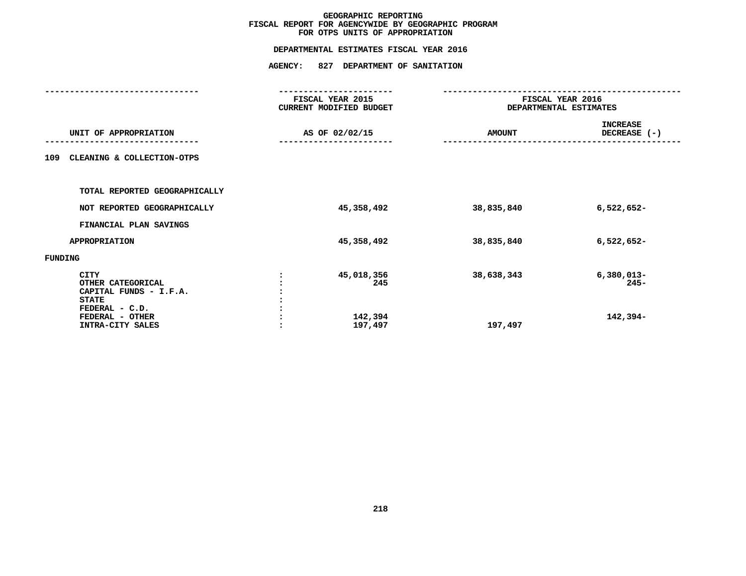# GEOGRAPHIC REPORTING
## FISCAL REPORT FOR AGENCYWIDE BY GEOGRAPHIC PROGRAM
## FOR OTPS UNITS OF APPROPRIATION

### DEPARTMENTAL ESTIMATES FISCAL YEAR 2016

### AGENCY: 827 DEPARTMENT OF SANITATION

| UNIT OF APPROPRIATION | | FISCAL YEAR 2015 CURRENT MODIFIED BUDGET AS OF 02/02/15 | FISCAL YEAR 2016 DEPARTMENTAL ESTIMATES AMOUNT | INCREASE DECREASE (-) |
|---|---|---|---|---|
| 109 CLEANING & COLLECTION-OTPS | | | | |
| TOTAL REPORTED GEOGRAPHICALLY | | | | |
| NOT REPORTED GEOGRAPHICALLY | | 45,358,492 | 38,835,840 | 6,522,652- |
| FINANCIAL PLAN SAVINGS | | | | |
| APPROPRIATION | | 45,358,492 | 38,835,840 | 6,522,652- |
| FUNDING | | | | |
| CITY | : | 45,018,356 | 38,638,343 | 6,380,013- |
| OTHER CATEGORICAL | : | 245 | | 245- |
| CAPITAL FUNDS - I.F.A. | : | | | |
| STATE | : | | | |
| FEDERAL - C.D. | : | | | |
| FEDERAL - OTHER | : | 142,394 | | 142,394- |
| INTRA-CITY SALES | : | 197,497 | 197,497 | |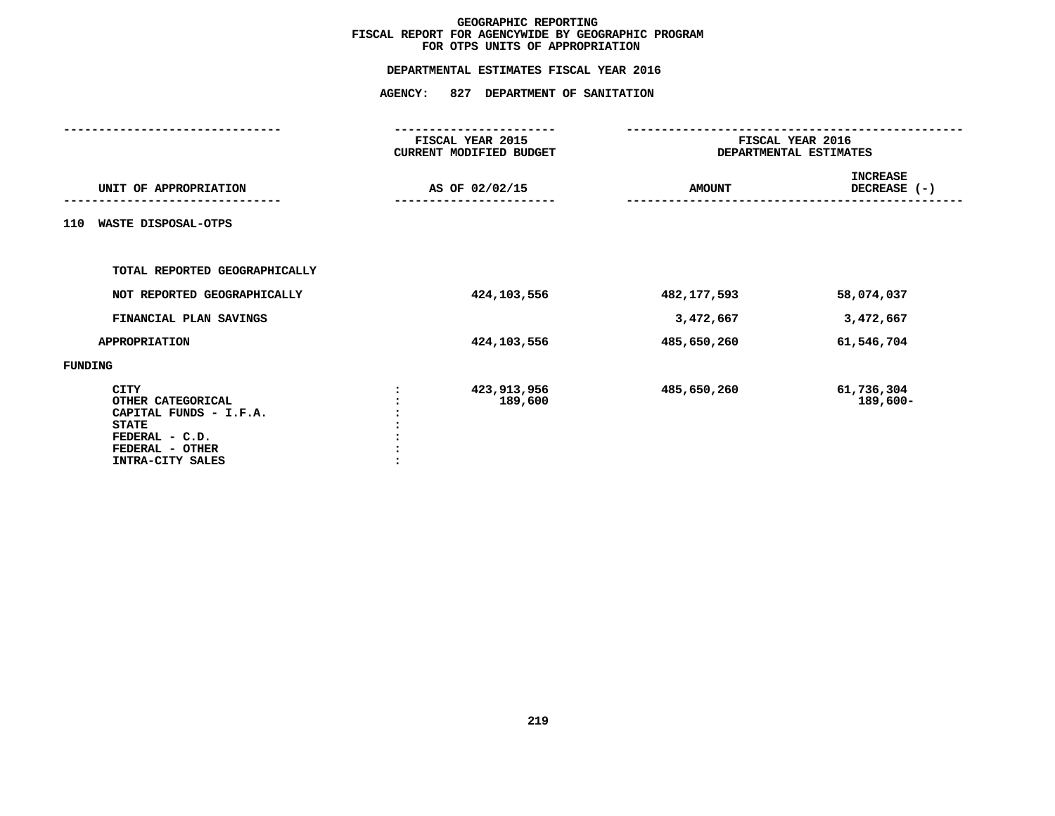# GEOGRAPHIC REPORTING
## FISCAL REPORT FOR AGENCYWIDE BY GEOGRAPHIC PROGRAM
## FOR OTPS UNITS OF APPROPRIATION

### DEPARTMENTAL ESTIMATES FISCAL YEAR 2016

### AGENCY: 827 DEPARTMENT OF SANITATION

| UNIT OF APPROPRIATION | FISCAL YEAR 2015 CURRENT MODIFIED BUDGET AS OF 02/02/15 | FISCAL YEAR 2016 DEPARTMENTAL ESTIMATES AMOUNT | FISCAL YEAR 2016 DEPARTMENTAL ESTIMATES INCREASE DECREASE (-) |
|---|---|---|---|
| **110 WASTE DISPOSAL-OTPS** | | | |
| TOTAL REPORTED GEOGRAPHICALLY | | | |
| NOT REPORTED GEOGRAPHICALLY | 424,103,556 | 482,177,593 | 58,074,037 |
| FINANCIAL PLAN SAVINGS | | 3,472,667 | 3,472,667 |
| APPROPRIATION | 424,103,556 | 485,650,260 | 61,546,704 |
| **FUNDING** | | | |
| CITY | 423,913,956 | 485,650,260 | 61,736,304 |
| OTHER CATEGORICAL | 189,600 | | 189,600- |
| CAPITAL FUNDS - I.F.A. | | | |
| STATE | | | |
| FEDERAL - C.D. | | | |
| FEDERAL - OTHER | | | |
| INTRA-CITY SALES | | | |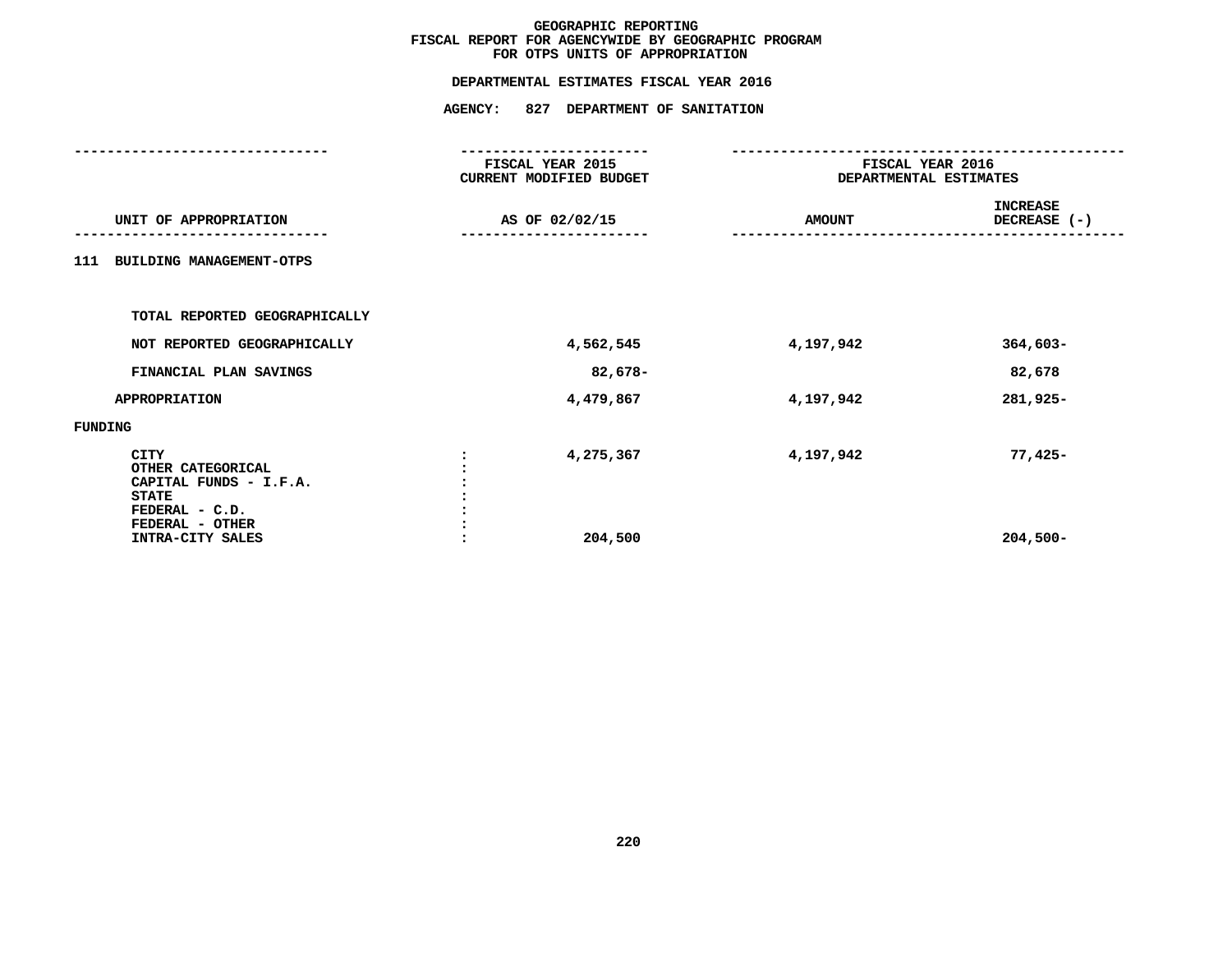**GEOGRAPHIC REPORTING**
**FISCAL REPORT FOR AGENCYWIDE BY GEOGRAPHIC PROGRAM**
**FOR OTPS UNITS OF APPROPRIATION**

**DEPARTMENTAL ESTIMATES FISCAL YEAR 2016**

**AGENCY: 827 DEPARTMENT OF SANITATION**

| UNIT OF APPROPRIATION | FISCAL YEAR 2015 CURRENT MODIFIED BUDGET AS OF 02/02/15 | FISCAL YEAR 2016 DEPARTMENTAL ESTIMATES AMOUNT | INCREASE DECREASE (-) |
|---|---|---|---|
| 111 BUILDING MANAGEMENT-OTPS | | | |
| TOTAL REPORTED GEOGRAPHICALLY | | | |
| NOT REPORTED GEOGRAPHICALLY | 4,562,545 | 4,197,942 | 364,603- |
| FINANCIAL PLAN SAVINGS | 82,678- | | 82,678 |
| APPROPRIATION | 4,479,867 | 4,197,942 | 281,925- |
| FUNDING | | | |
| CITY | 4,275,367 | 4,197,942 | 77,425- |
| OTHER CATEGORICAL | | | |
| CAPITAL FUNDS - I.F.A. | | | |
| STATE | | | |
| FEDERAL - C.D. | | | |
| FEDERAL - OTHER | | | |
| INTRA-CITY SALES | 204,500 | | 204,500- |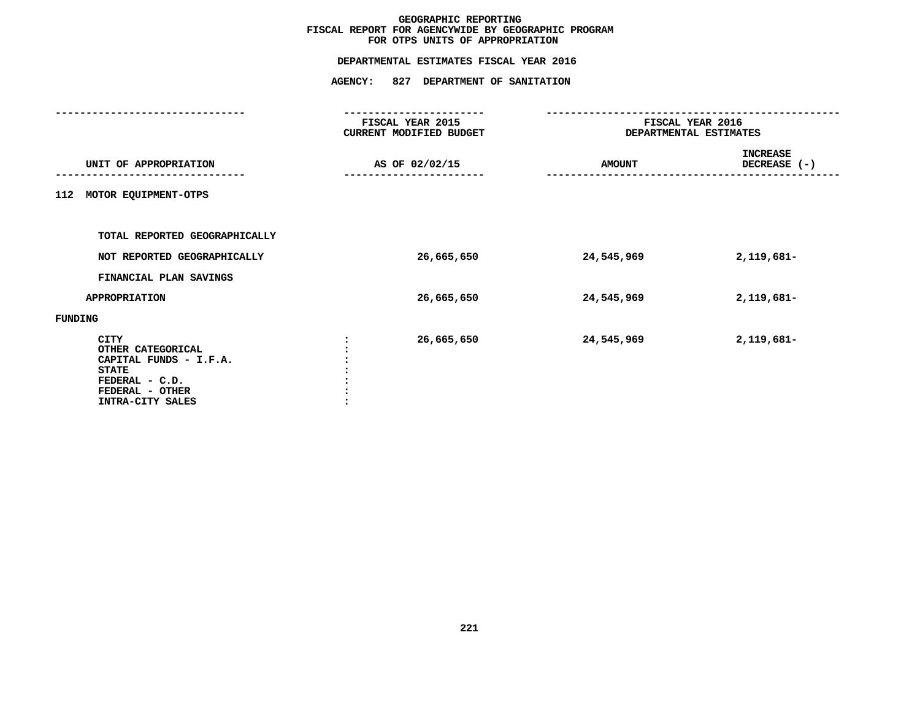# GEOGRAPHIC REPORTING
## FISCAL REPORT FOR AGENCYWIDE BY GEOGRAPHIC PROGRAM
## FOR OTPS UNITS OF APPROPRIATION

### DEPARTMENTAL ESTIMATES FISCAL YEAR 2016

### AGENCY: 827 DEPARTMENT OF SANITATION

| UNIT OF APPROPRIATION | FISCAL YEAR 2015 CURRENT MODIFIED BUDGET AS OF 02/02/15 | FISCAL YEAR 2016 DEPARTMENTAL ESTIMATES AMOUNT | INCREASE DECREASE (-) |
|---|---|---|---|
| **112 MOTOR EQUIPMENT-OTPS** | | | |
| TOTAL REPORTED GEOGRAPHICALLY | | | |
| NOT REPORTED GEOGRAPHICALLY | 26,665,650 | 24,545,969 | 2,119,681- |
| FINANCIAL PLAN SAVINGS | | | |
| APPROPRIATION | 26,665,650 | 24,545,969 | 2,119,681- |
| **FUNDING** | | | |
| CITY | 26,665,650 | 24,545,969 | 2,119,681- |
| OTHER CATEGORICAL | | | |
| CAPITAL FUNDS - I.F.A. | | | |
| STATE | | | |
| FEDERAL - C.D. | | | |
| FEDERAL - OTHER | | | |
| INTRA-CITY SALES | | | |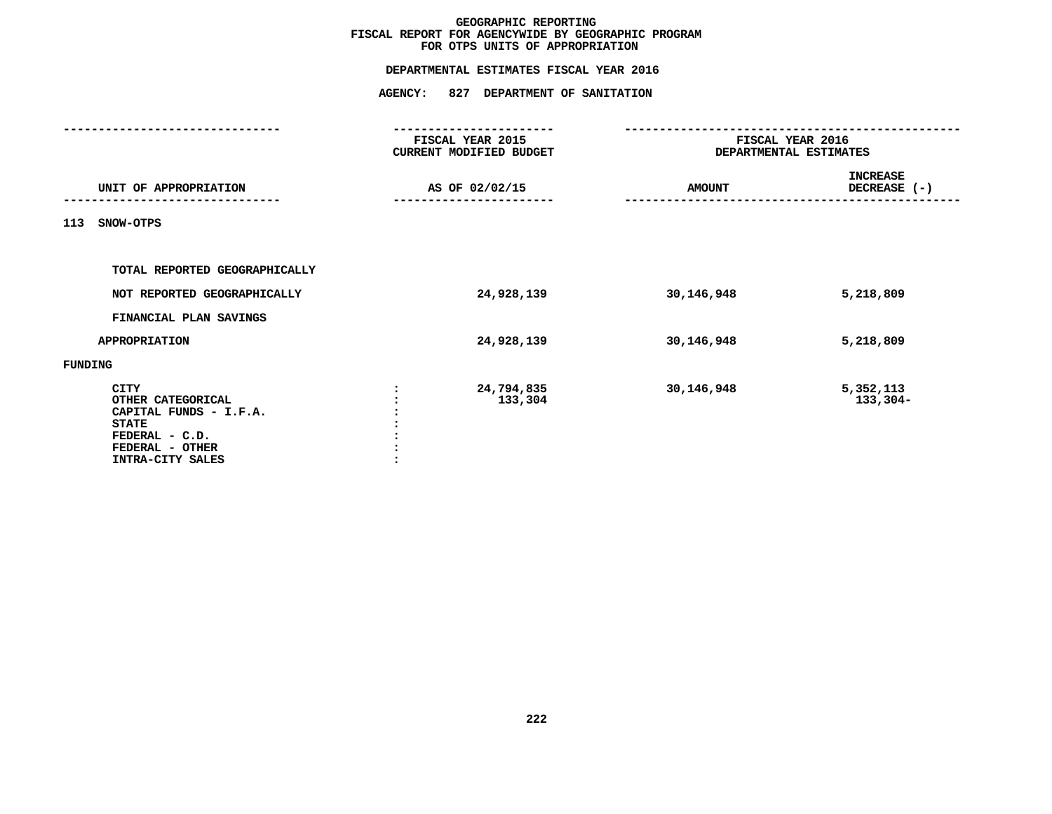**GEOGRAPHIC REPORTING**
**FISCAL REPORT FOR AGENCYWIDE BY GEOGRAPHIC PROGRAM**
**FOR OTPS UNITS OF APPROPRIATION**

**DEPARTMENTAL ESTIMATES FISCAL YEAR 2016**

**AGENCY: 827 DEPARTMENT OF SANITATION**

| UNIT OF APPROPRIATION | FISCAL YEAR 2015 CURRENT MODIFIED BUDGET AS OF 02/02/15 | FISCAL YEAR 2016 DEPARTMENTAL ESTIMATES AMOUNT | INCREASE DECREASE (-) |
|---|---|---|---|
| 113 SNOW-OTPS | | | |
| TOTAL REPORTED GEOGRAPHICALLY | | | |
| NOT REPORTED GEOGRAPHICALLY | 24,928,139 | 30,146,948 | 5,218,809 |
| FINANCIAL PLAN SAVINGS | | | |
| APPROPRIATION | 24,928,139 | 30,146,948 | 5,218,809 |
| FUNDING | | | |
| CITY | 24,794,835 | 30,146,948 | 5,352,113 |
| OTHER CATEGORICAL | 133,304 | | 133,304- |
| CAPITAL FUNDS - I.F.A. | | | |
| STATE | | | |
| FEDERAL - C.D. | | | |
| FEDERAL - OTHER | | | |
| INTRA-CITY SALES | | | |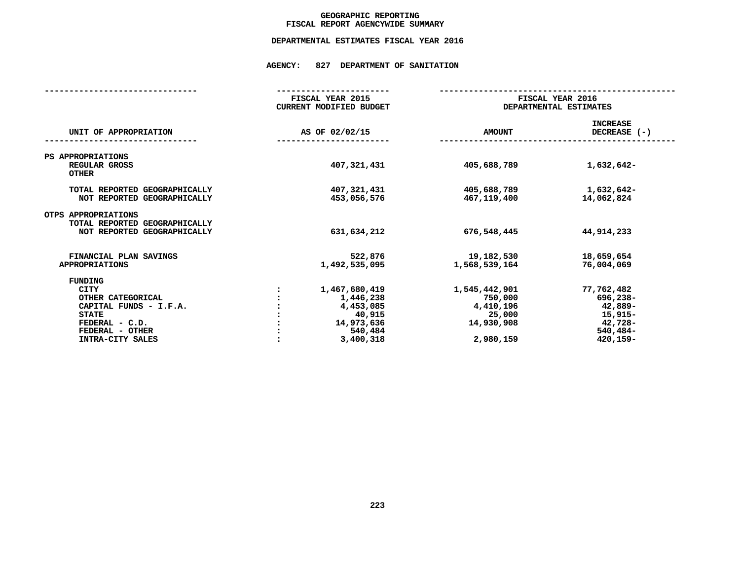# GEOGRAPHIC REPORTING
## FISCAL REPORT AGENCYWIDE SUMMARY

### DEPARTMENTAL ESTIMATES FISCAL YEAR 2016

### AGENCY: 827 DEPARTMENT OF SANITATION

| UNIT OF APPROPRIATION | | FISCAL YEAR 2015 CURRENT MODIFIED BUDGET AS OF 02/02/15 | FISCAL YEAR 2016 DEPARTMENTAL ESTIMATES AMOUNT | FISCAL YEAR 2016 DEPARTMENTAL ESTIMATES INCREASE DECREASE (-) |
|---|---|---|---|---|
| PS APPROPRIATIONS | | | | |
| REGULAR GROSS | | 407,321,431 | 405,688,789 | 1,632,642- |
| OTHER | | | | |
| TOTAL REPORTED GEOGRAPHICALLY | | 407,321,431 | 405,688,789 | 1,632,642- |
| NOT REPORTED GEOGRAPHICALLY | | 453,056,576 | 467,119,400 | 14,062,824 |
| OTPS APPROPRIATIONS | | | | |
| TOTAL REPORTED GEOGRAPHICALLY | | | | |
| NOT REPORTED GEOGRAPHICALLY | | 631,634,212 | 676,548,445 | 44,914,233 |
| FINANCIAL PLAN SAVINGS | | 522,876 | 19,182,530 | 18,659,654 |
| APPROPRIATIONS | | 1,492,535,095 | 1,568,539,164 | 76,004,069 |
| FUNDING | | | | |
| CITY | : | 1,467,680,419 | 1,545,442,901 | 77,762,482 |
| OTHER CATEGORICAL | : | 1,446,238 | 750,000 | 696,238- |
| CAPITAL FUNDS - I.F.A. | : | 4,453,085 | 4,410,196 | 42,889- |
| STATE | : | 40,915 | 25,000 | 15,915- |
| FEDERAL - C.D. | : | 14,973,636 | 14,930,908 | 42,728- |
| FEDERAL - OTHER | : | 540,484 | | 540,484- |
| INTRA-CITY SALES | : | 3,400,318 | 2,980,159 | 420,159- |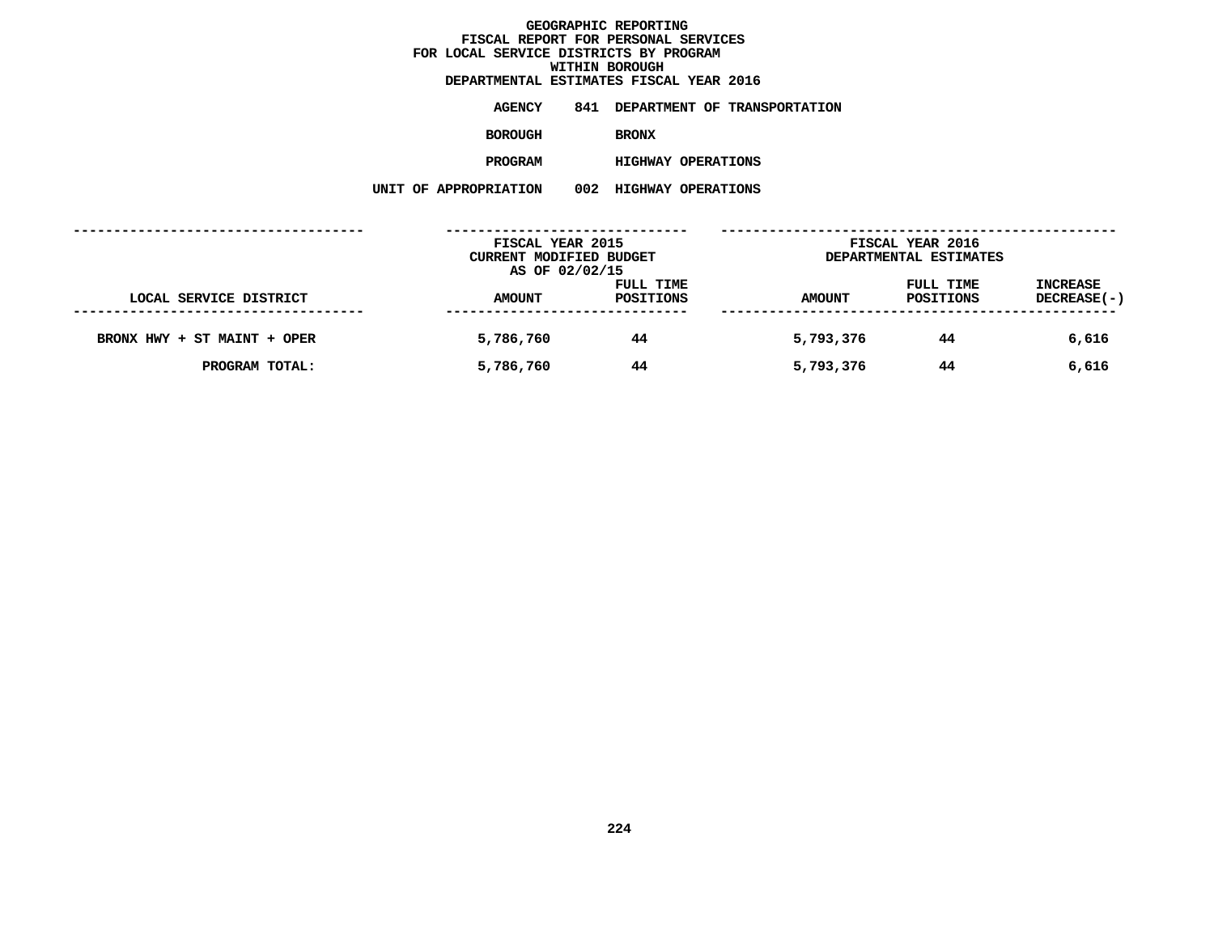# GEOGRAPHIC REPORTING
## FISCAL REPORT FOR PERSONAL SERVICES
## FOR LOCAL SERVICE DISTRICTS BY PROGRAM
## WITHIN BOROUGH
## DEPARTMENTAL ESTIMATES FISCAL YEAR 2016

**AGENCY** 841 DEPARTMENT OF TRANSPORTATION

**BOROUGH** BRONX

**PROGRAM** HIGHWAY OPERATIONS

**UNIT OF APPROPRIATION** 002 HIGHWAY OPERATIONS

| | FISCAL YEAR 2015 CURRENT MODIFIED BUDGET AS OF 02/02/15 | | FISCAL YEAR 2016 DEPARTMENTAL ESTIMATES | | |
|---|---|---|---|---|---|
| LOCAL SERVICE DISTRICT | AMOUNT | FULL TIME POSITIONS | AMOUNT | FULL TIME POSITIONS | INCREASE DECREASE(-) |
| BRONX HWY + ST MAINT + OPER | 5,786,760 | 44 | 5,793,376 | 44 | 6,616 |
| PROGRAM TOTAL: | 5,786,760 | 44 | 5,793,376 | 44 | 6,616 |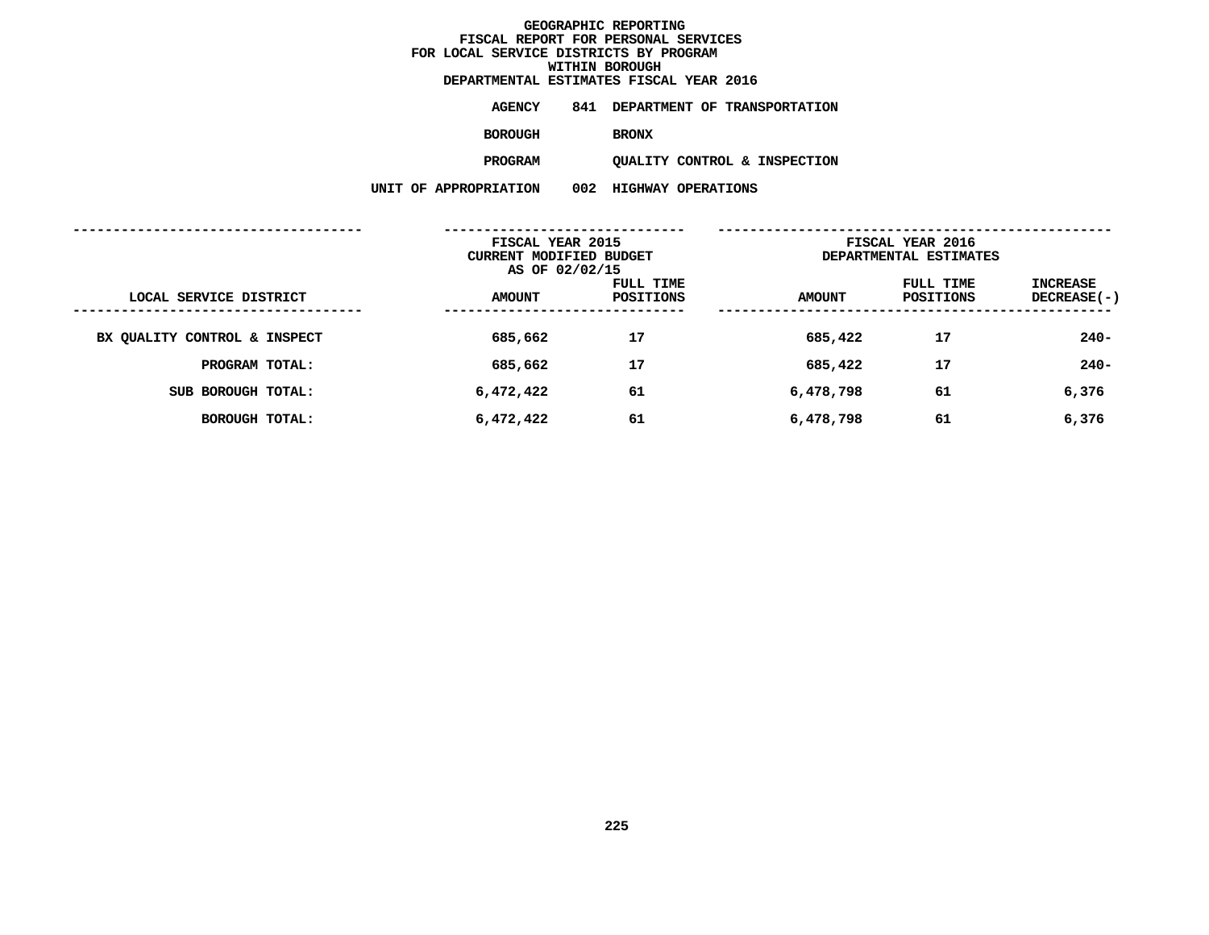# GEOGRAPHIC REPORTING
## FISCAL REPORT FOR PERSONAL SERVICES
## FOR LOCAL SERVICE DISTRICTS BY PROGRAM
## WITHIN BOROUGH
## DEPARTMENTAL ESTIMATES FISCAL YEAR 2016

**AGENCY** 841 DEPARTMENT OF TRANSPORTATION

**BOROUGH** BRONX

**PROGRAM** QUALITY CONTROL & INSPECTION

**UNIT OF APPROPRIATION** 002 HIGHWAY OPERATIONS

| | FISCAL YEAR 2015 CURRENT MODIFIED BUDGET AS OF 02/02/15 | | FISCAL YEAR 2016 DEPARTMENTAL ESTIMATES | | |
|---|---|---|---|---|---|
| LOCAL SERVICE DISTRICT | AMOUNT | FULL TIME POSITIONS | AMOUNT | FULL TIME POSITIONS | INCREASE DECREASE(-) |
| BX QUALITY CONTROL & INSPECT | 685,662 | 17 | 685,422 | 17 | 240- |
| PROGRAM TOTAL: | 685,662 | 17 | 685,422 | 17 | 240- |
| SUB BOROUGH TOTAL: | 6,472,422 | 61 | 6,478,798 | 61 | 6,376 |
| BOROUGH TOTAL: | 6,472,422 | 61 | 6,478,798 | 61 | 6,376 |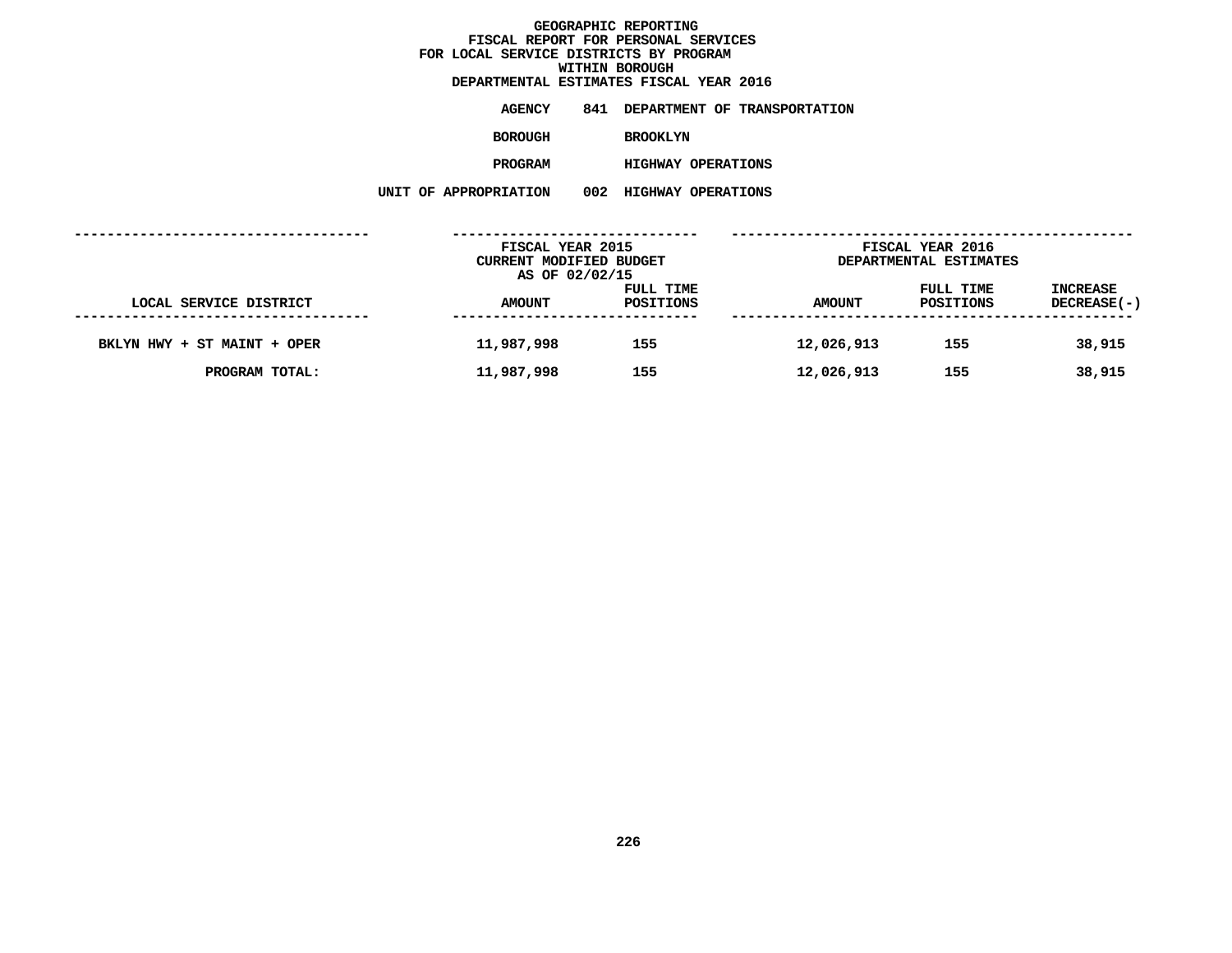# GEOGRAPHIC REPORTING
## FISCAL REPORT FOR PERSONAL SERVICES
## FOR LOCAL SERVICE DISTRICTS BY PROGRAM
## WITHIN BOROUGH
## DEPARTMENTAL ESTIMATES FISCAL YEAR 2016

**AGENCY** 841 DEPARTMENT OF TRANSPORTATION

**BOROUGH** BROOKLYN

**PROGRAM** HIGHWAY OPERATIONS

**UNIT OF APPROPRIATION** 002 HIGHWAY OPERATIONS

| | FISCAL YEAR 2015 CURRENT MODIFIED BUDGET AS OF 02/02/15 | | FISCAL YEAR 2016 DEPARTMENTAL ESTIMATES | | |
|---|---|---|---|---|---|
| LOCAL SERVICE DISTRICT | AMOUNT | FULL TIME POSITIONS | AMOUNT | FULL TIME POSITIONS | INCREASE DECREASE(-) |
| BKLYN HWY + ST MAINT + OPER | 11,987,998 | 155 | 12,026,913 | 155 | 38,915 |
| PROGRAM TOTAL: | 11,987,998 | 155 | 12,026,913 | 155 | 38,915 |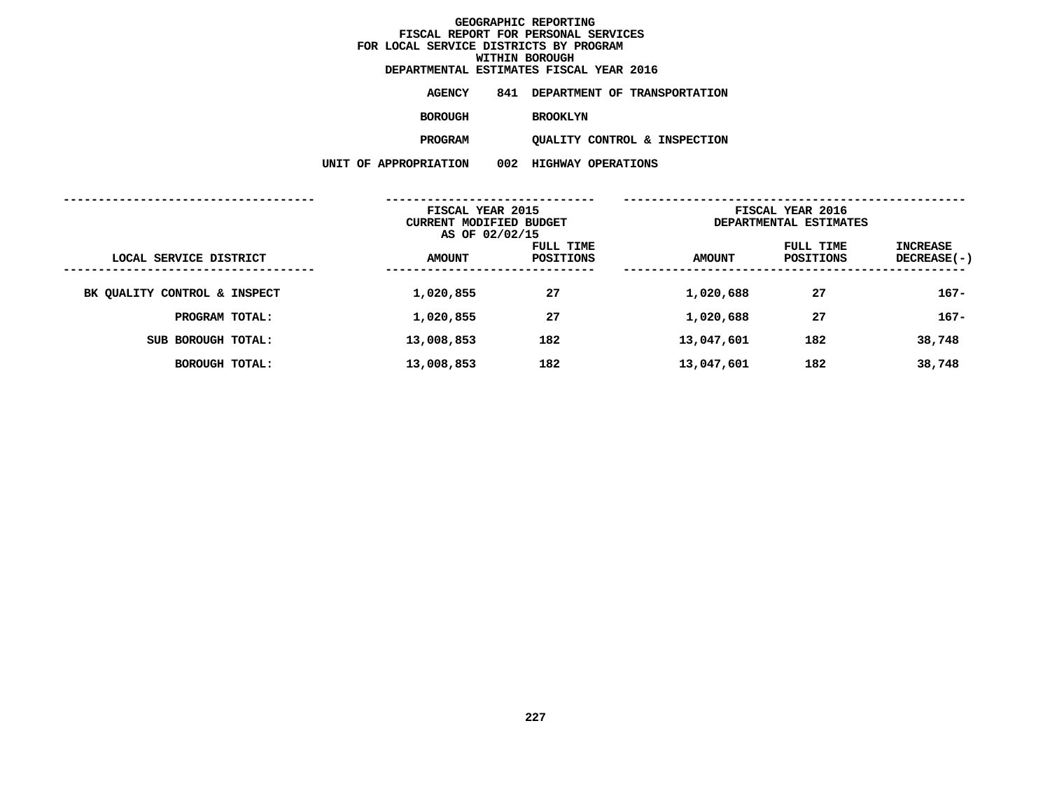# GEOGRAPHIC REPORTING
## FISCAL REPORT FOR PERSONAL SERVICES
## FOR LOCAL SERVICE DISTRICTS BY PROGRAM
## WITHIN BOROUGH
## DEPARTMENTAL ESTIMATES FISCAL YEAR 2016

**AGENCY** 841 DEPARTMENT OF TRANSPORTATION

**BOROUGH** BROOKLYN

**PROGRAM** QUALITY CONTROL & INSPECTION

**UNIT OF APPROPRIATION** 002 HIGHWAY OPERATIONS

| LOCAL SERVICE DISTRICT | FISCAL YEAR 2015 CURRENT MODIFIED BUDGET AS OF 02/02/15 AMOUNT | FULL TIME POSITIONS | FISCAL YEAR 2016 DEPARTMENTAL ESTIMATES AMOUNT | FULL TIME POSITIONS | INCREASE DECREASE(-) |
|---|---|---|---|---|---|
| BK QUALITY CONTROL & INSPECT | 1,020,855 | 27 | 1,020,688 | 27 | 167- |
| PROGRAM TOTAL: | 1,020,855 | 27 | 1,020,688 | 27 | 167- |
| SUB BOROUGH TOTAL: | 13,008,853 | 182 | 13,047,601 | 182 | 38,748 |
| BOROUGH TOTAL: | 13,008,853 | 182 | 13,047,601 | 182 | 38,748 |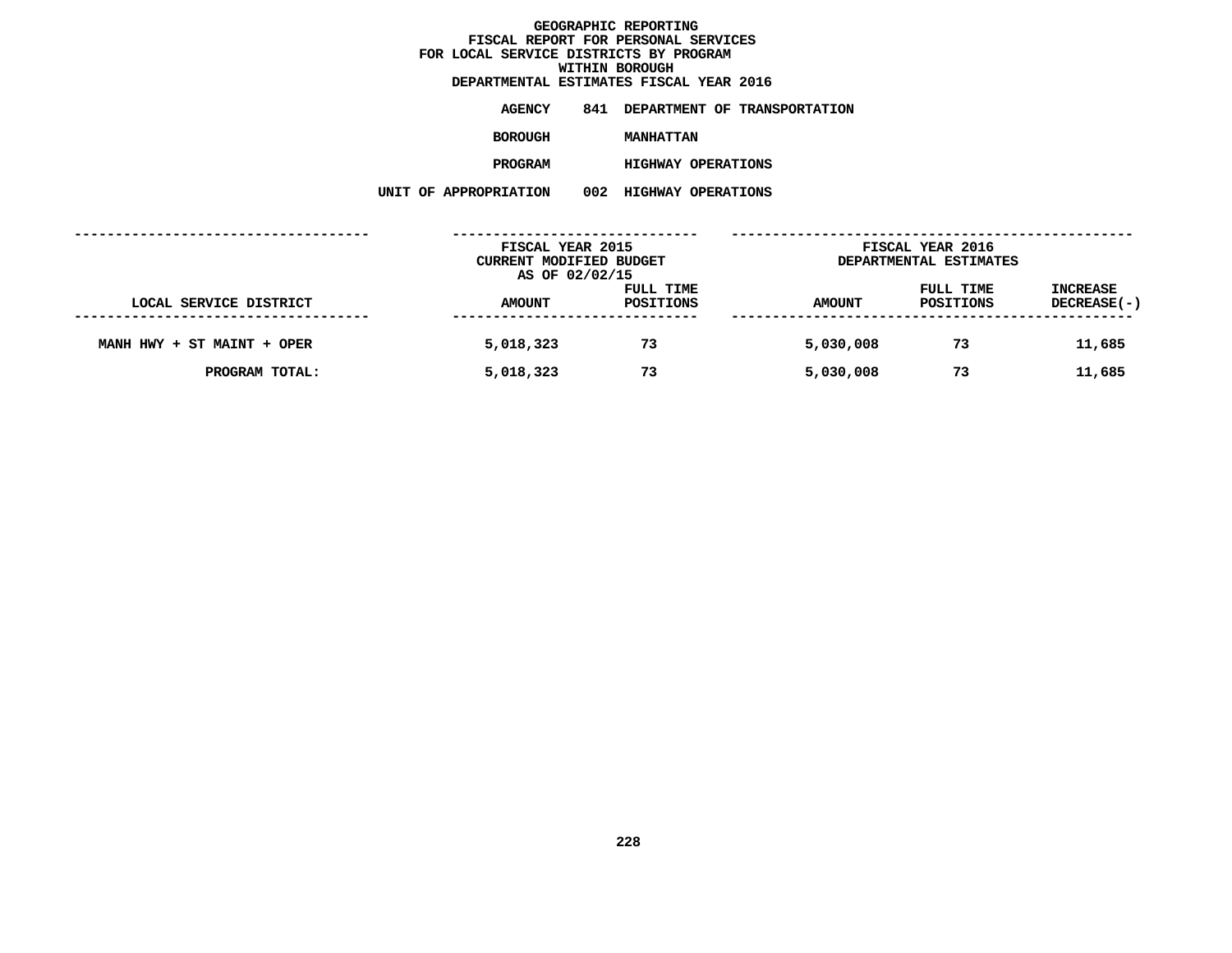**GEOGRAPHIC REPORTING**
**FISCAL REPORT FOR PERSONAL SERVICES**
**FOR LOCAL SERVICE DISTRICTS BY PROGRAM**
**WITHIN BOROUGH**
**DEPARTMENTAL ESTIMATES FISCAL YEAR 2016**

**AGENCY** 841 DEPARTMENT OF TRANSPORTATION

**BOROUGH** MANHATTAN

**PROGRAM** HIGHWAY OPERATIONS

**UNIT OF APPROPRIATION** 002 HIGHWAY OPERATIONS

| | FISCAL YEAR 2015 CURRENT MODIFIED BUDGET AS OF 02/02/15 | | FISCAL YEAR 2016 DEPARTMENTAL ESTIMATES | | |
|---|---|---|---|---|---|
| LOCAL SERVICE DISTRICT | AMOUNT | FULL TIME POSITIONS | AMOUNT | FULL TIME POSITIONS | INCREASE DECREASE(-) |
| MANH HWY + ST MAINT + OPER | 5,018,323 | 73 | 5,030,008 | 73 | 11,685 |
| PROGRAM TOTAL: | 5,018,323 | 73 | 5,030,008 | 73 | 11,685 |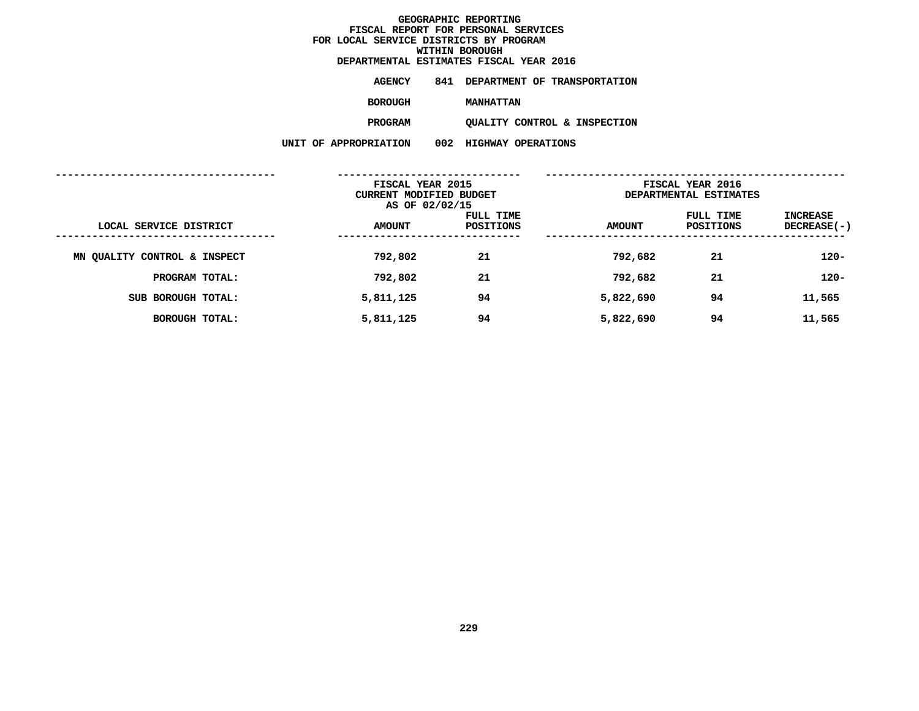# GEOGRAPHIC REPORTING
## FISCAL REPORT FOR PERSONAL SERVICES
## FOR LOCAL SERVICE DISTRICTS BY PROGRAM
## WITHIN BOROUGH
## DEPARTMENTAL ESTIMATES FISCAL YEAR 2016

**AGENCY** 841 DEPARTMENT OF TRANSPORTATION

**BOROUGH** MANHATTAN

**PROGRAM** QUALITY CONTROL & INSPECTION

**UNIT OF APPROPRIATION** 002 HIGHWAY OPERATIONS

| | FISCAL YEAR 2015 CURRENT MODIFIED BUDGET AS OF 02/02/15 | | FISCAL YEAR 2016 DEPARTMENTAL ESTIMATES | | |
|---|---|---|---|---|---|
| LOCAL SERVICE DISTRICT | AMOUNT | FULL TIME POSITIONS | AMOUNT | FULL TIME POSITIONS | INCREASE DECREASE(-) |
| MN QUALITY CONTROL & INSPECT | 792,802 | 21 | 792,682 | 21 | 120- |
| PROGRAM TOTAL: | 792,802 | 21 | 792,682 | 21 | 120- |
| SUB BOROUGH TOTAL: | 5,811,125 | 94 | 5,822,690 | 94 | 11,565 |
| BOROUGH TOTAL: | 5,811,125 | 94 | 5,822,690 | 94 | 11,565 |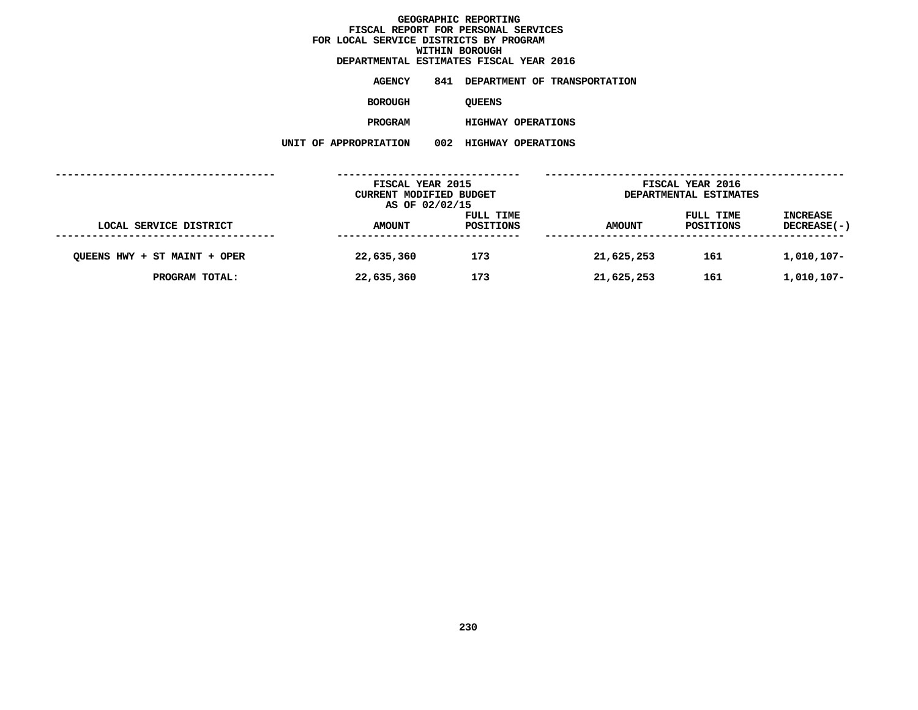# GEOGRAPHIC REPORTING
## FISCAL REPORT FOR PERSONAL SERVICES
## FOR LOCAL SERVICE DISTRICTS BY PROGRAM
## WITHIN BOROUGH
## DEPARTMENTAL ESTIMATES FISCAL YEAR 2016

**AGENCY** 841 DEPARTMENT OF TRANSPORTATION

**BOROUGH** QUEENS

**PROGRAM** HIGHWAY OPERATIONS

**UNIT OF APPROPRIATION** 002 HIGHWAY OPERATIONS

| LOCAL SERVICE DISTRICT | FISCAL YEAR 2015 CURRENT MODIFIED BUDGET AS OF 02/02/15 AMOUNT | FULL TIME POSITIONS | FISCAL YEAR 2016 DEPARTMENTAL ESTIMATES AMOUNT | FULL TIME POSITIONS | INCREASE DECREASE(-) |
|---|---|---|---|---|---|
| QUEENS HWY + ST MAINT + OPER | 22,635,360 | 173 | 21,625,253 | 161 | 1,010,107- |
| PROGRAM TOTAL: | 22,635,360 | 173 | 21,625,253 | 161 | 1,010,107- |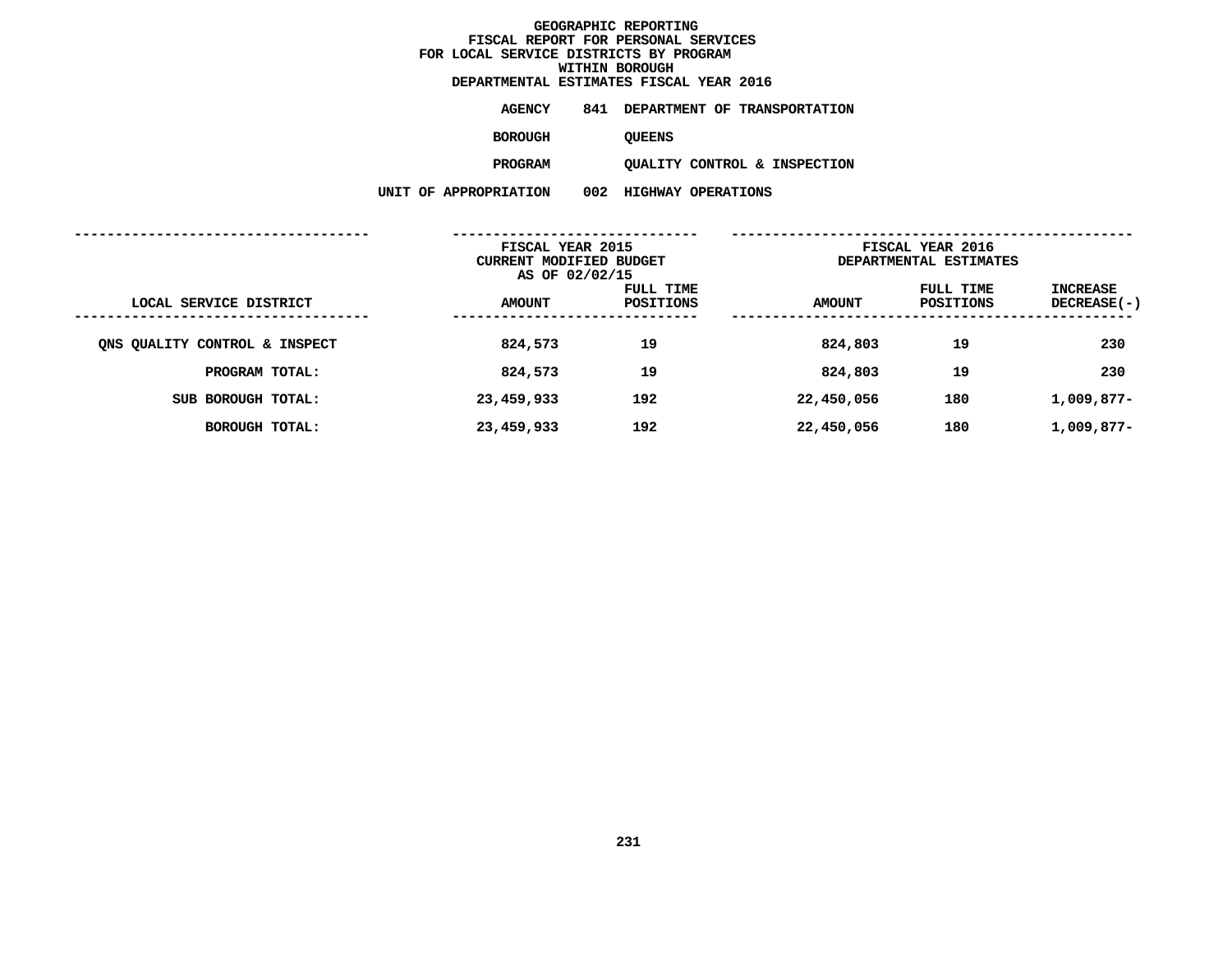**GEOGRAPHIC REPORTING**
**FISCAL REPORT FOR PERSONAL SERVICES**
**FOR LOCAL SERVICE DISTRICTS BY PROGRAM**
**WITHIN BOROUGH**
**DEPARTMENTAL ESTIMATES FISCAL YEAR 2016**

**AGENCY** 841 DEPARTMENT OF TRANSPORTATION

**BOROUGH** QUEENS

**PROGRAM** QUALITY CONTROL & INSPECTION

**UNIT OF APPROPRIATION** 002 HIGHWAY OPERATIONS

| LOCAL SERVICE DISTRICT | FISCAL YEAR 2015 CURRENT MODIFIED BUDGET AS OF 02/02/15 AMOUNT | FULL TIME POSITIONS | FISCAL YEAR 2016 DEPARTMENTAL ESTIMATES AMOUNT | FULL TIME POSITIONS | INCREASE DECREASE(-) |
|---|---|---|---|---|---|
| QNS QUALITY CONTROL & INSPECT | 824,573 | 19 | 824,803 | 19 | 230 |
| PROGRAM TOTAL: | 824,573 | 19 | 824,803 | 19 | 230 |
| SUB BOROUGH TOTAL: | 23,459,933 | 192 | 22,450,056 | 180 | 1,009,877- |
| BOROUGH TOTAL: | 23,459,933 | 192 | 22,450,056 | 180 | 1,009,877- |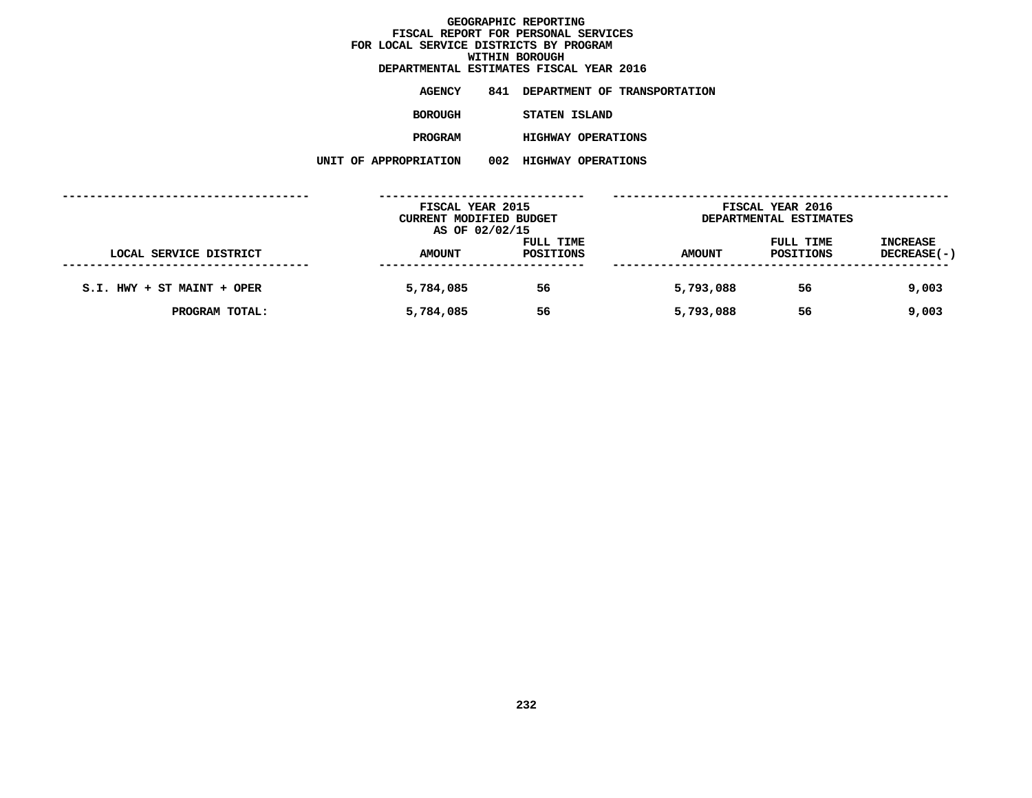# GEOGRAPHIC REPORTING
## FISCAL REPORT FOR PERSONAL SERVICES FOR LOCAL SERVICE DISTRICTS BY PROGRAM WITHIN BOROUGH
## DEPARTMENTAL ESTIMATES FISCAL YEAR 2016

**AGENCY** 841 DEPARTMENT OF TRANSPORTATION

**BOROUGH** STATEN ISLAND

**PROGRAM** HIGHWAY OPERATIONS

**UNIT OF APPROPRIATION** 002 HIGHWAY OPERATIONS

| | FISCAL YEAR 2015 CURRENT MODIFIED BUDGET AS OF 02/02/15 | | FISCAL YEAR 2016 DEPARTMENTAL ESTIMATES | | |
|---|---|---|---|---|---|
| LOCAL SERVICE DISTRICT | AMOUNT | FULL TIME POSITIONS | AMOUNT | FULL TIME POSITIONS | INCREASE DECREASE(-) |
| S.I. HWY + ST MAINT + OPER | 5,784,085 | 56 | 5,793,088 | 56 | 9,003 |
| PROGRAM TOTAL: | 5,784,085 | 56 | 5,793,088 | 56 | 9,003 |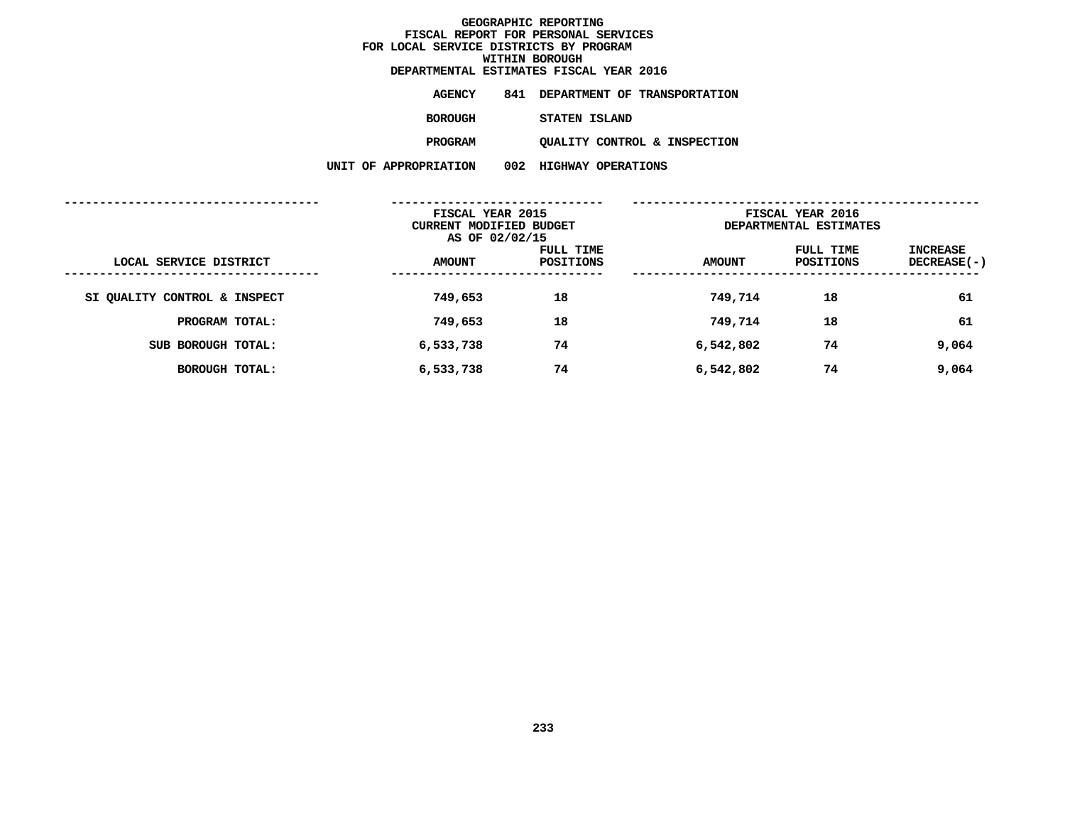**GEOGRAPHIC REPORTING**
**FISCAL REPORT FOR PERSONAL SERVICES**
**FOR LOCAL SERVICE DISTRICTS BY PROGRAM**
**WITHIN BOROUGH**
**DEPARTMENTAL ESTIMATES FISCAL YEAR 2016**

**AGENCY** 841 DEPARTMENT OF TRANSPORTATION

**BOROUGH** STATEN ISLAND

**PROGRAM** QUALITY CONTROL & INSPECTION

**UNIT OF APPROPRIATION** 002 HIGHWAY OPERATIONS

| | FISCAL YEAR 2015 CURRENT MODIFIED BUDGET AS OF 02/02/15 | | FISCAL YEAR 2016 DEPARTMENTAL ESTIMATES | | |
|---|---|---|---|---|---|
| LOCAL SERVICE DISTRICT | AMOUNT | FULL TIME POSITIONS | AMOUNT | FULL TIME POSITIONS | INCREASE DECREASE(-) |
| SI QUALITY CONTROL & INSPECT | 749,653 | 18 | 749,714 | 18 | 61 |
| PROGRAM TOTAL: | 749,653 | 18 | 749,714 | 18 | 61 |
| SUB BOROUGH TOTAL: | 6,533,738 | 74 | 6,542,802 | 74 | 9,064 |
| BOROUGH TOTAL: | 6,533,738 | 74 | 6,542,802 | 74 | 9,064 |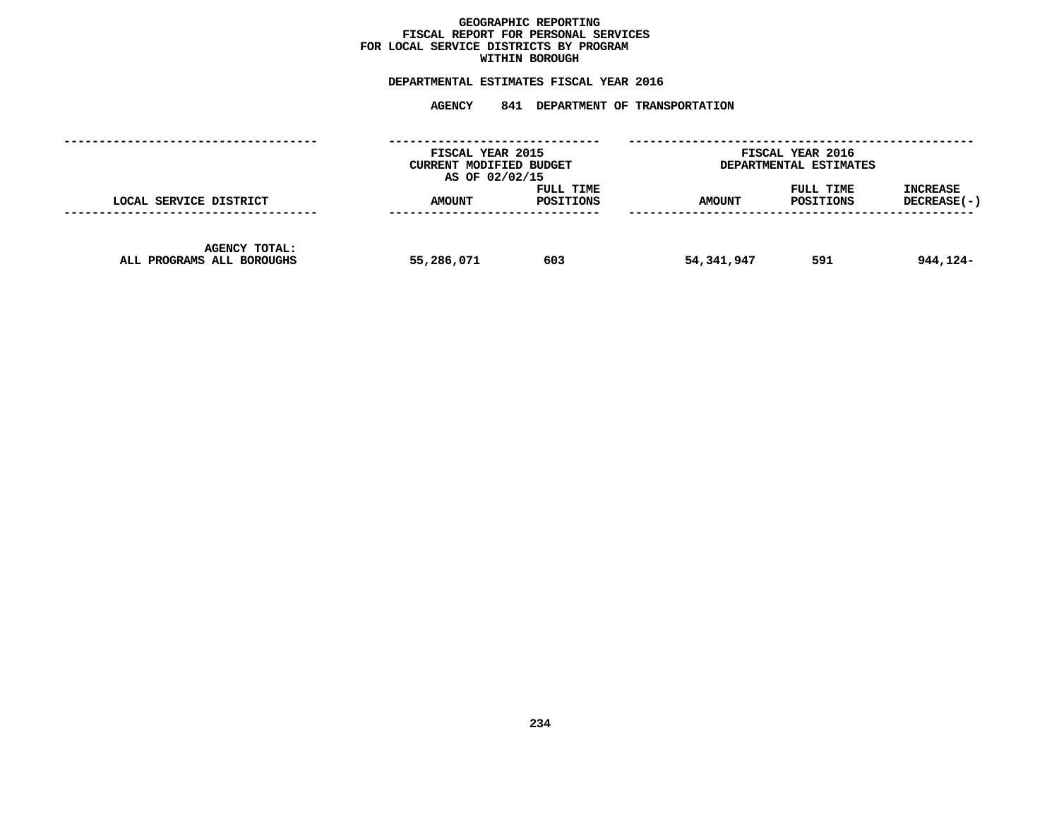# GEOGRAPHIC REPORTING
## FISCAL REPORT FOR PERSONAL SERVICES
## FOR LOCAL SERVICE DISTRICTS BY PROGRAM
## WITHIN BOROUGH

### DEPARTMENTAL ESTIMATES FISCAL YEAR 2016

**AGENCY 841 DEPARTMENT OF TRANSPORTATION**

| | FISCAL YEAR 2015 CURRENT MODIFIED BUDGET AS OF 02/02/15 | | FISCAL YEAR 2016 DEPARTMENTAL ESTIMATES | | |
|---|---|---|---|---|---|
| LOCAL SERVICE DISTRICT | AMOUNT | FULL TIME POSITIONS | AMOUNT | FULL TIME POSITIONS | INCREASE DECREASE(-) |
| AGENCY TOTAL: ALL PROGRAMS ALL BOROUGHS | 55,286,071 | 603 | 54,341,947 | 591 | 944,124- |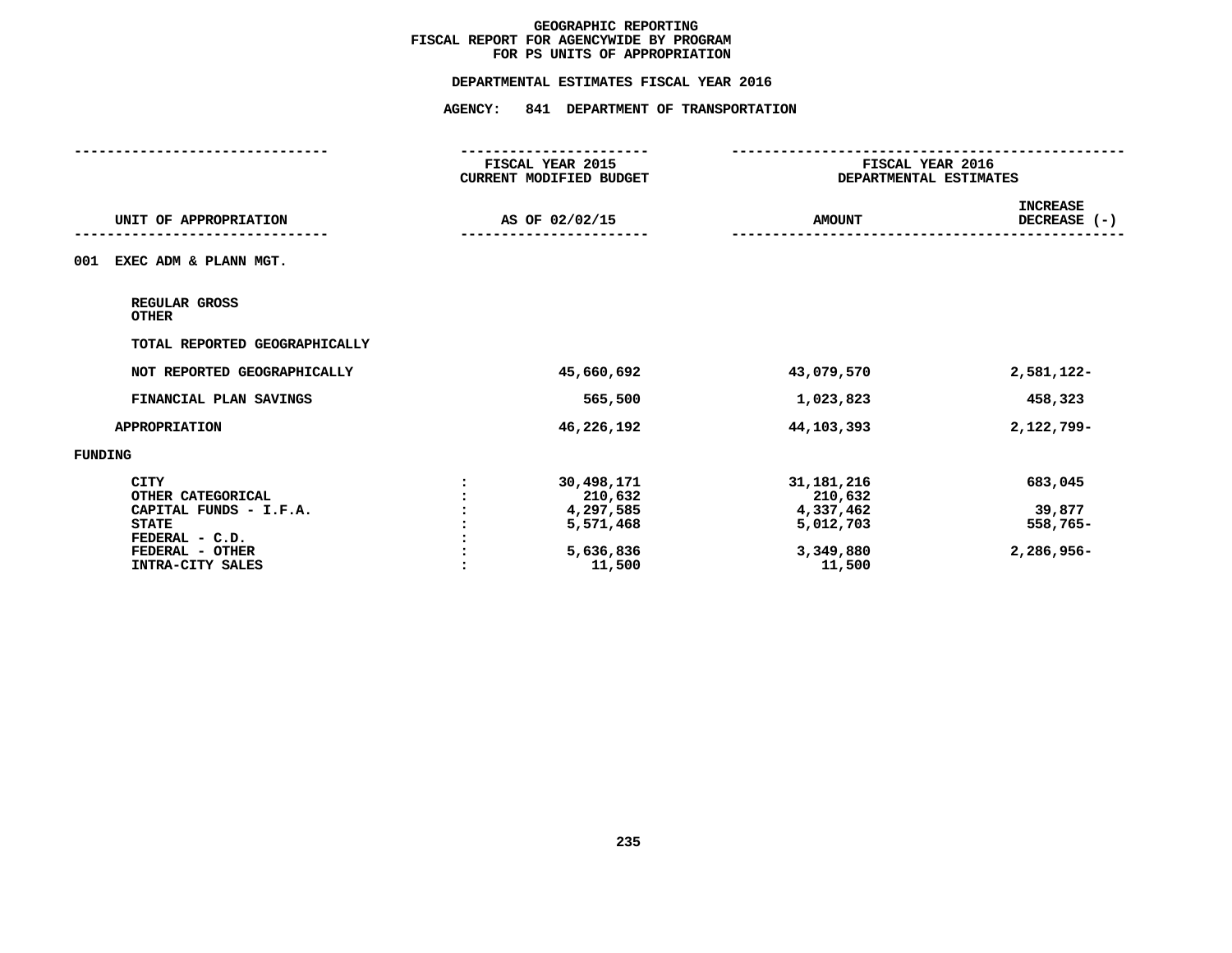# GEOGRAPHIC REPORTING
## FISCAL REPORT FOR AGENCYWIDE BY PROGRAM
## FOR PS UNITS OF APPROPRIATION

### DEPARTMENTAL ESTIMATES FISCAL YEAR 2016

### AGENCY: 841 DEPARTMENT OF TRANSPORTATION

| UNIT OF APPROPRIATION | | FISCAL YEAR 2015 CURRENT MODIFIED BUDGET AS OF 02/02/15 | FISCAL YEAR 2016 DEPARTMENTAL ESTIMATES AMOUNT | INCREASE DECREASE (-) |
|---|---|---|---|---|
| 001 EXEC ADM & PLANN MGT. | | | | |
| REGULAR GROSS | | | | |
| OTHER | | | | |
| TOTAL REPORTED GEOGRAPHICALLY | | | | |
| NOT REPORTED GEOGRAPHICALLY | | 45,660,692 | 43,079,570 | 2,581,122- |
| FINANCIAL PLAN SAVINGS | | 565,500 | 1,023,823 | 458,323 |
| APPROPRIATION | | 46,226,192 | 44,103,393 | 2,122,799- |
| FUNDING | | | | |
| CITY | : | 30,498,171 | 31,181,216 | 683,045 |
| OTHER CATEGORICAL | : | 210,632 | 210,632 | |
| CAPITAL FUNDS - I.F.A. | : | 4,297,585 | 4,337,462 | 39,877 |
| STATE | : | 5,571,468 | 5,012,703 | 558,765- |
| FEDERAL - C.D. | : | | | |
| FEDERAL - OTHER | : | 5,636,836 | 3,349,880 | 2,286,956- |
| INTRA-CITY SALES | : | 11,500 | 11,500 | |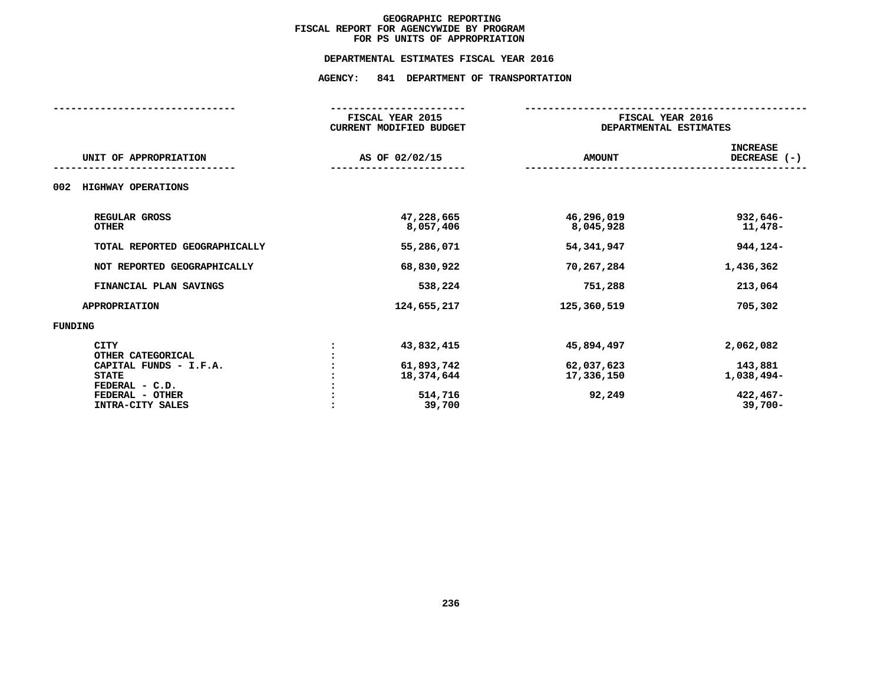# GEOGRAPHIC REPORTING
## FISCAL REPORT FOR AGENCYWIDE BY PROGRAM
## FOR PS UNITS OF APPROPRIATION

### DEPARTMENTAL ESTIMATES FISCAL YEAR 2016

### AGENCY: 841 DEPARTMENT OF TRANSPORTATION

| UNIT OF APPROPRIATION | | FISCAL YEAR 2015 CURRENT MODIFIED BUDGET AS OF 02/02/15 | FISCAL YEAR 2016 DEPARTMENTAL ESTIMATES AMOUNT | INCREASE DECREASE (-) |
|---|---|---|---|---|
| **002 HIGHWAY OPERATIONS** | | | | |
| REGULAR GROSS | | 47,228,665 | 46,296,019 | 932,646- |
| OTHER | | 8,057,406 | 8,045,928 | 11,478- |
| TOTAL REPORTED GEOGRAPHICALLY | | 55,286,071 | 54,341,947 | 944,124- |
| NOT REPORTED GEOGRAPHICALLY | | 68,830,922 | 70,267,284 | 1,436,362 |
| FINANCIAL PLAN SAVINGS | | 538,224 | 751,288 | 213,064 |
| APPROPRIATION | | 124,655,217 | 125,360,519 | 705,302 |
| **FUNDING** | | | | |
| CITY | : | 43,832,415 | 45,894,497 | 2,062,082 |
| OTHER CATEGORICAL | : | | | |
| CAPITAL FUNDS - I.F.A. | : | 61,893,742 | 62,037,623 | 143,881 |
| STATE | : | 18,374,644 | 17,336,150 | 1,038,494- |
| FEDERAL - C.D. | : | | | |
| FEDERAL - OTHER | : | 514,716 | 92,249 | 422,467- |
| INTRA-CITY SALES | : | 39,700 | | 39,700- |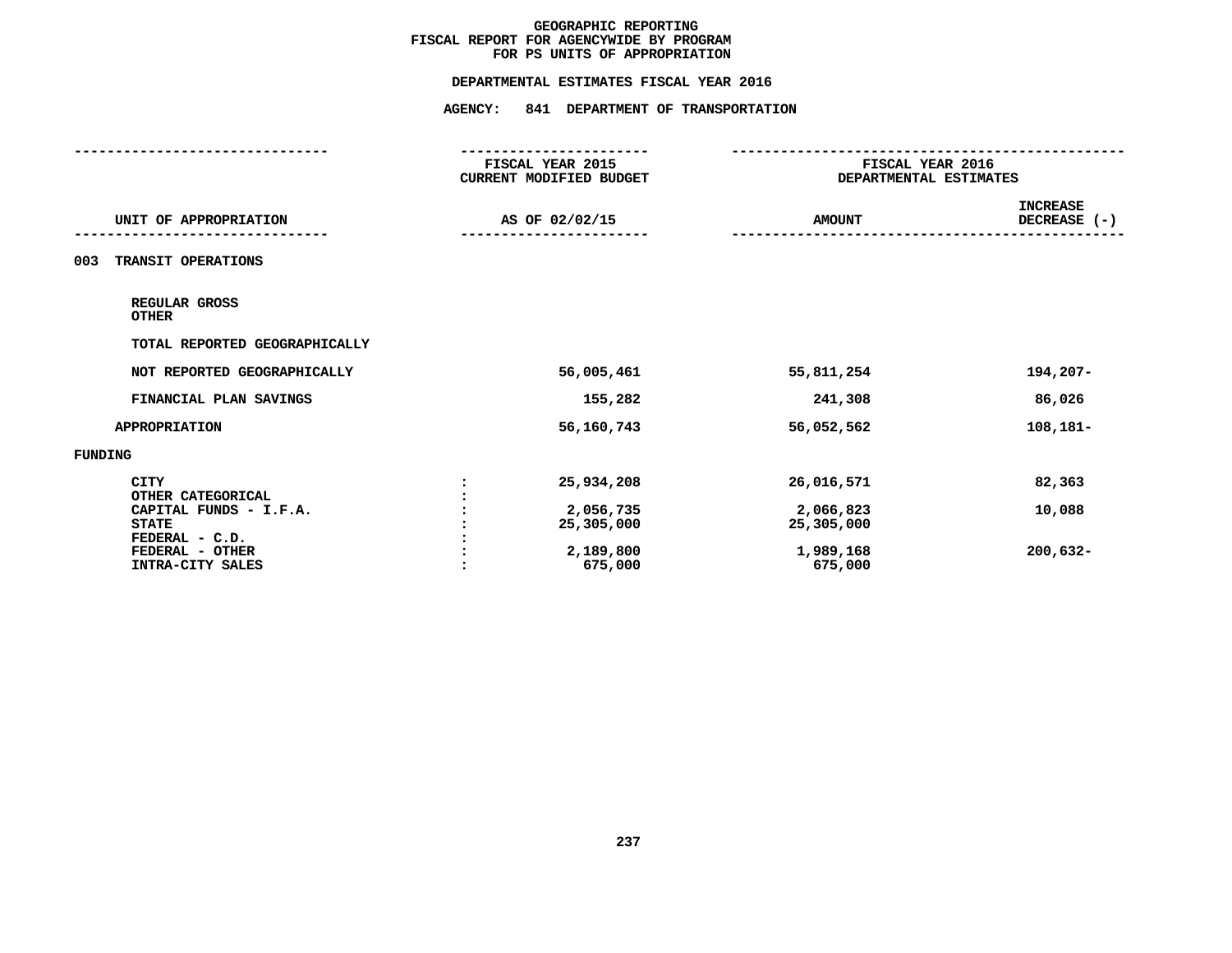# GEOGRAPHIC REPORTING
## FISCAL REPORT FOR AGENCYWIDE BY PROGRAM
## FOR PS UNITS OF APPROPRIATION

### DEPARTMENTAL ESTIMATES FISCAL YEAR 2016

### AGENCY: 841 DEPARTMENT OF TRANSPORTATION

| UNIT OF APPROPRIATION | | FISCAL YEAR 2015 CURRENT MODIFIED BUDGET AS OF 02/02/15 | FISCAL YEAR 2016 DEPARTMENTAL ESTIMATES AMOUNT | INCREASE DECREASE (-) |
|---|---|---|---|---|
| **003 TRANSIT OPERATIONS** | | | | |
| REGULAR GROSS | | | | |
| OTHER | | | | |
| TOTAL REPORTED GEOGRAPHICALLY | | | | |
| NOT REPORTED GEOGRAPHICALLY | | 56,005,461 | 55,811,254 | 194,207- |
| FINANCIAL PLAN SAVINGS | | 155,282 | 241,308 | 86,026 |
| APPROPRIATION | | 56,160,743 | 56,052,562 | 108,181- |
| **FUNDING** | | | | |
| CITY | : | 25,934,208 | 26,016,571 | 82,363 |
| OTHER CATEGORICAL | : | | | |
| CAPITAL FUNDS - I.F.A. | : | 2,056,735 | 2,066,823 | 10,088 |
| STATE | : | 25,305,000 | 25,305,000 | |
| FEDERAL - C.D. | : | | | |
| FEDERAL - OTHER | : | 2,189,800 | 1,989,168 | 200,632- |
| INTRA-CITY SALES | : | 675,000 | 675,000 | |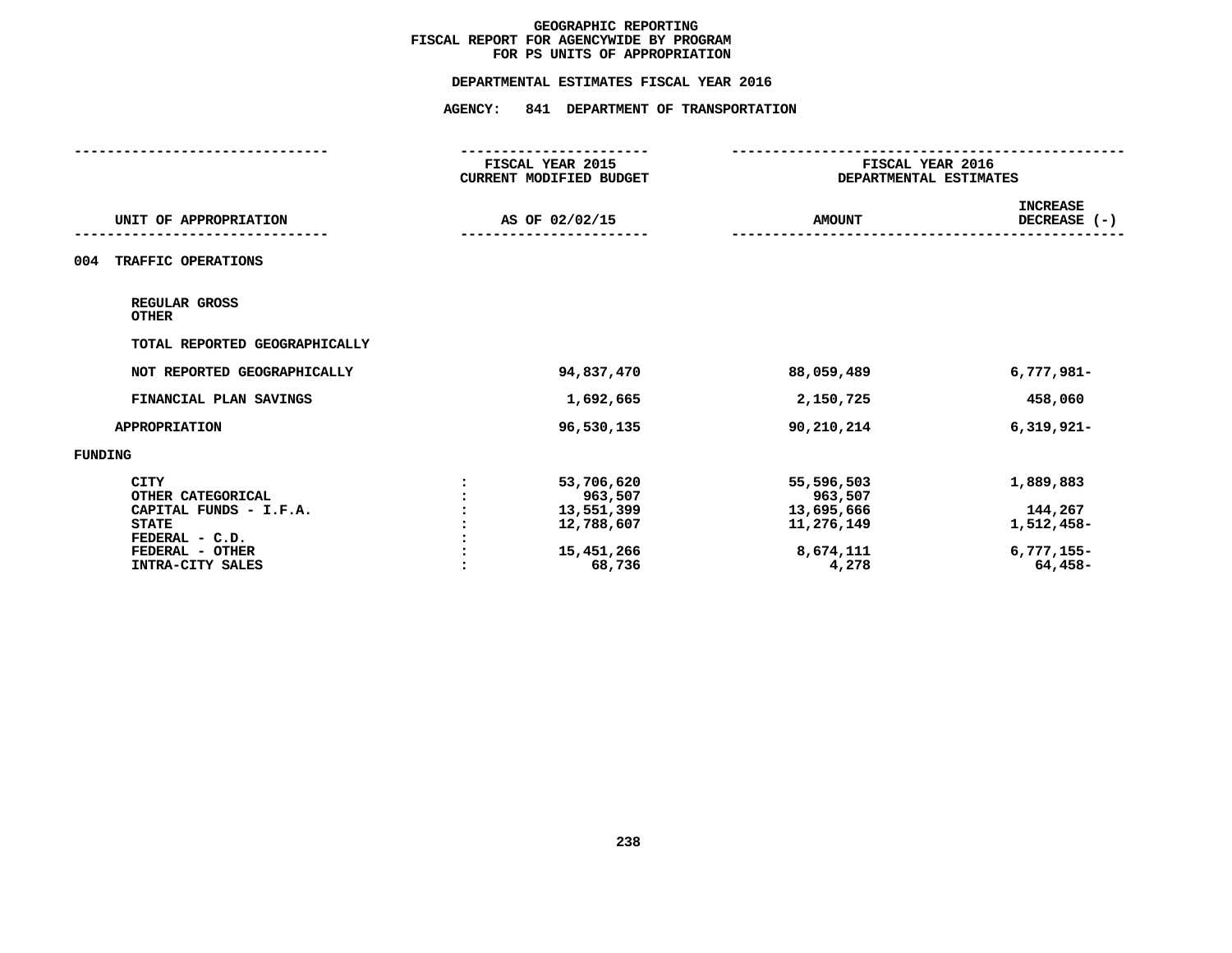# GEOGRAPHIC REPORTING
## FISCAL REPORT FOR AGENCYWIDE BY PROGRAM
## FOR PS UNITS OF APPROPRIATION

**DEPARTMENTAL ESTIMATES FISCAL YEAR 2016**

**AGENCY: 841 DEPARTMENT OF TRANSPORTATION**

| UNIT OF APPROPRIATION | | FISCAL YEAR 2015 CURRENT MODIFIED BUDGET AS OF 02/02/15 | FISCAL YEAR 2016 DEPARTMENTAL ESTIMATES AMOUNT | INCREASE DECREASE (-) |
|---|---|---|---|---|
| **004 TRAFFIC OPERATIONS** | | | | |
| REGULAR GROSS | | | | |
| OTHER | | | | |
| TOTAL REPORTED GEOGRAPHICALLY | | | | |
| NOT REPORTED GEOGRAPHICALLY | | 94,837,470 | 88,059,489 | 6,777,981- |
| FINANCIAL PLAN SAVINGS | | 1,692,665 | 2,150,725 | 458,060 |
| APPROPRIATION | | 96,530,135 | 90,210,214 | 6,319,921- |
| **FUNDING** | | | | |
| CITY | : | 53,706,620 | 55,596,503 | 1,889,883 |
| OTHER CATEGORICAL | : | 963,507 | 963,507 | |
| CAPITAL FUNDS - I.F.A. | : | 13,551,399 | 13,695,666 | 144,267 |
| STATE | : | 12,788,607 | 11,276,149 | 1,512,458- |
| FEDERAL - C.D. | : | | | |
| FEDERAL - OTHER | : | 15,451,266 | 8,674,111 | 6,777,155- |
| INTRA-CITY SALES | : | 68,736 | 4,278 | 64,458- |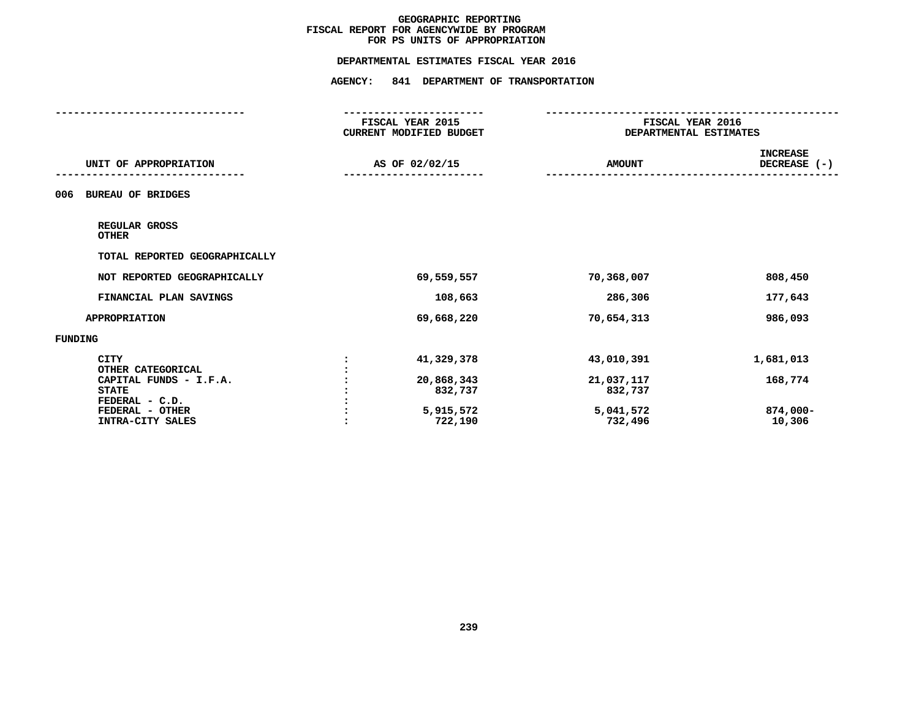# GEOGRAPHIC REPORTING
## FISCAL REPORT FOR AGENCYWIDE BY PROGRAM
## FOR PS UNITS OF APPROPRIATION

### DEPARTMENTAL ESTIMATES FISCAL YEAR 2016

### AGENCY: 841 DEPARTMENT OF TRANSPORTATION

| UNIT OF APPROPRIATION | | FISCAL YEAR 2015 CURRENT MODIFIED BUDGET AS OF 02/02/15 | FISCAL YEAR 2016 DEPARTMENTAL ESTIMATES AMOUNT | INCREASE DECREASE (-) |
|---|---|---|---|---|
| **006 BUREAU OF BRIDGES** | | | | |
| REGULAR GROSS | | | | |
| OTHER | | | | |
| TOTAL REPORTED GEOGRAPHICALLY | | | | |
| NOT REPORTED GEOGRAPHICALLY | | 69,559,557 | 70,368,007 | 808,450 |
| FINANCIAL PLAN SAVINGS | | 108,663 | 286,306 | 177,643 |
| APPROPRIATION | | 69,668,220 | 70,654,313 | 986,093 |
| **FUNDING** | | | | |
| CITY | : | 41,329,378 | 43,010,391 | 1,681,013 |
| OTHER CATEGORICAL | : | | | |
| CAPITAL FUNDS - I.F.A. | : | 20,868,343 | 21,037,117 | 168,774 |
| STATE | : | 832,737 | 832,737 | |
| FEDERAL - C.D. | : | | | |
| FEDERAL - OTHER | : | 5,915,572 | 5,041,572 | 874,000- |
| INTRA-CITY SALES | : | 722,190 | 732,496 | 10,306 |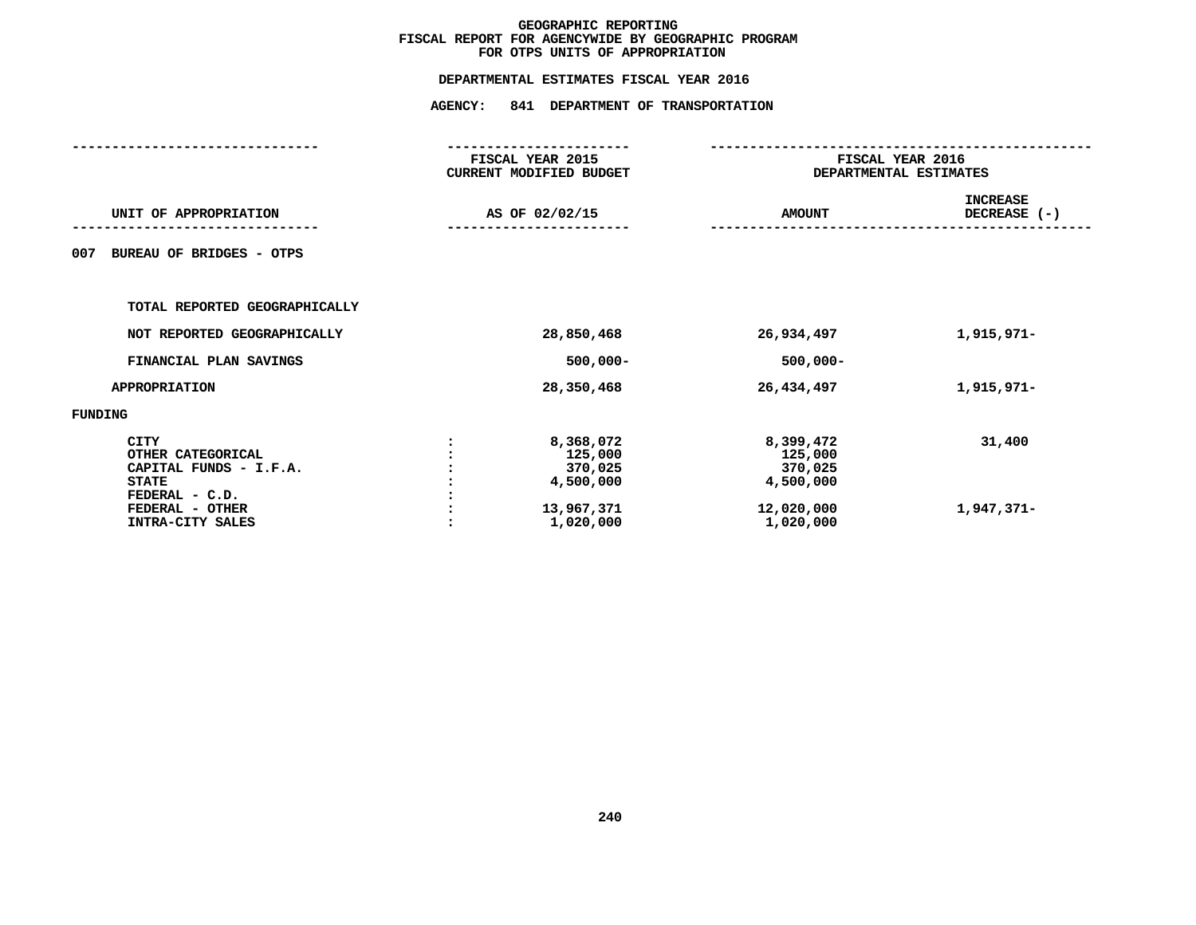# GEOGRAPHIC REPORTING
## FISCAL REPORT FOR AGENCYWIDE BY GEOGRAPHIC PROGRAM
## FOR OTPS UNITS OF APPROPRIATION

### DEPARTMENTAL ESTIMATES FISCAL YEAR 2016

### AGENCY: 841 DEPARTMENT OF TRANSPORTATION

| UNIT OF APPROPRIATION | | FISCAL YEAR 2015 CURRENT MODIFIED BUDGET AS OF 02/02/15 | FISCAL YEAR 2016 DEPARTMENTAL ESTIMATES AMOUNT | INCREASE DECREASE (-) |
|---|---|---|---|---|
| **007 BUREAU OF BRIDGES - OTPS** | | | | |
| TOTAL REPORTED GEOGRAPHICALLY | | | | |
| NOT REPORTED GEOGRAPHICALLY | | 28,850,468 | 26,934,497 | 1,915,971- |
| FINANCIAL PLAN SAVINGS | | 500,000- | 500,000- | |
| APPROPRIATION | | 28,350,468 | 26,434,497 | 1,915,971- |
| **FUNDING** | | | | |
| CITY | : | 8,368,072 | 8,399,472 | 31,400 |
| OTHER CATEGORICAL | : | 125,000 | 125,000 | |
| CAPITAL FUNDS - I.F.A. | : | 370,025 | 370,025 | |
| STATE | : | 4,500,000 | 4,500,000 | |
| FEDERAL - C.D. | : | | | |
| FEDERAL - OTHER | : | 13,967,371 | 12,020,000 | 1,947,371- |
| INTRA-CITY SALES | : | 1,020,000 | 1,020,000 | |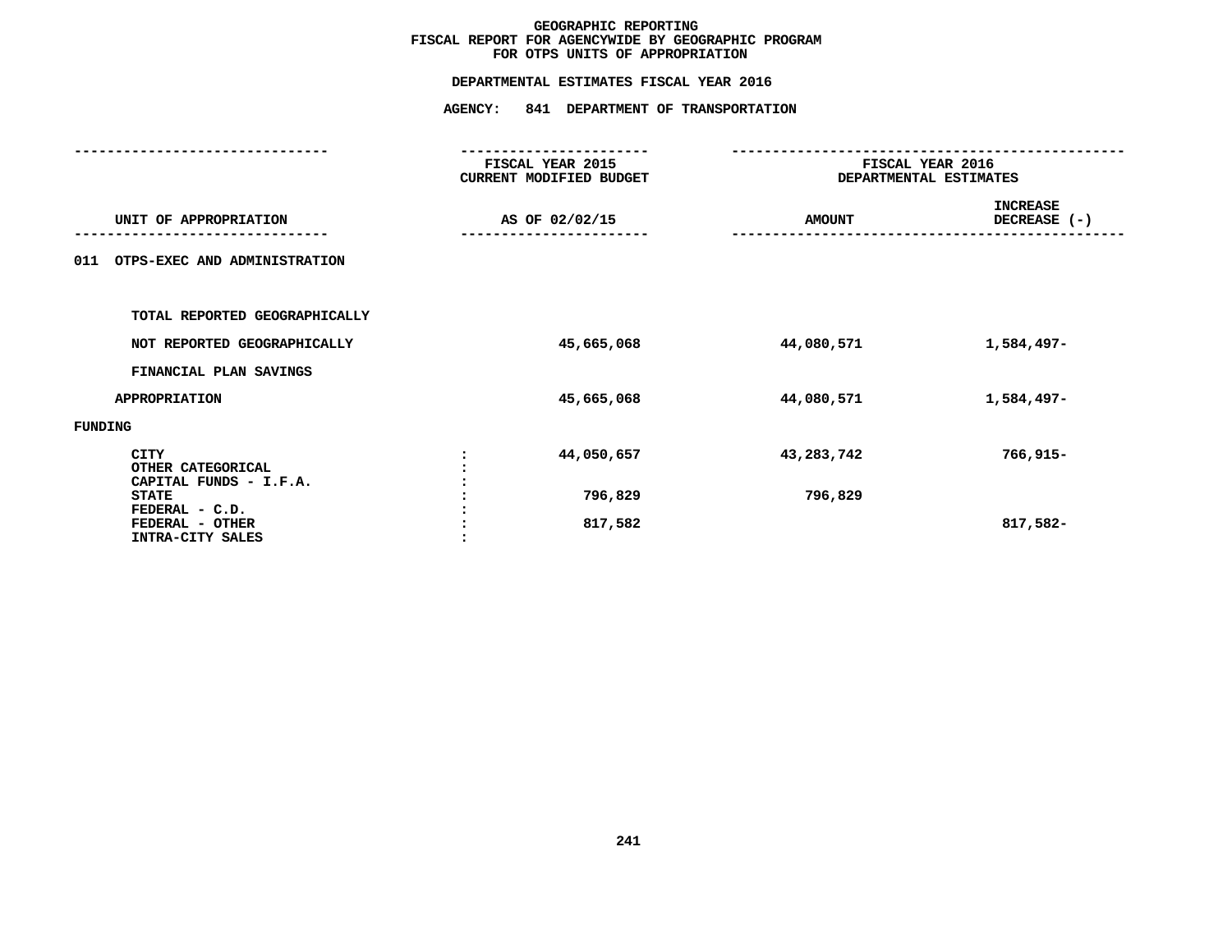# GEOGRAPHIC REPORTING
## FISCAL REPORT FOR AGENCYWIDE BY GEOGRAPHIC PROGRAM
## FOR OTPS UNITS OF APPROPRIATION

### DEPARTMENTAL ESTIMATES FISCAL YEAR 2016

### AGENCY: 841 DEPARTMENT OF TRANSPORTATION

| UNIT OF APPROPRIATION | | FISCAL YEAR 2015 CURRENT MODIFIED BUDGET AS OF 02/02/15 | FISCAL YEAR 2016 DEPARTMENTAL ESTIMATES AMOUNT | INCREASE DECREASE (-) |
|---|---|---|---|---|
| 011 OTPS-EXEC AND ADMINISTRATION | | | | |
| TOTAL REPORTED GEOGRAPHICALLY | | | | |
| NOT REPORTED GEOGRAPHICALLY | | 45,665,068 | 44,080,571 | 1,584,497- |
| FINANCIAL PLAN SAVINGS | | | | |
| APPROPRIATION | | 45,665,068 | 44,080,571 | 1,584,497- |
| FUNDING | | | | |
| CITY | : | 44,050,657 | 43,283,742 | 766,915- |
| OTHER CATEGORICAL | : | | | |
| CAPITAL FUNDS - I.F.A. | : | | | |
| STATE | : | 796,829 | 796,829 | |
| FEDERAL - C.D. | : | | | |
| FEDERAL - OTHER | : | 817,582 | | 817,582- |
| INTRA-CITY SALES | : | | | |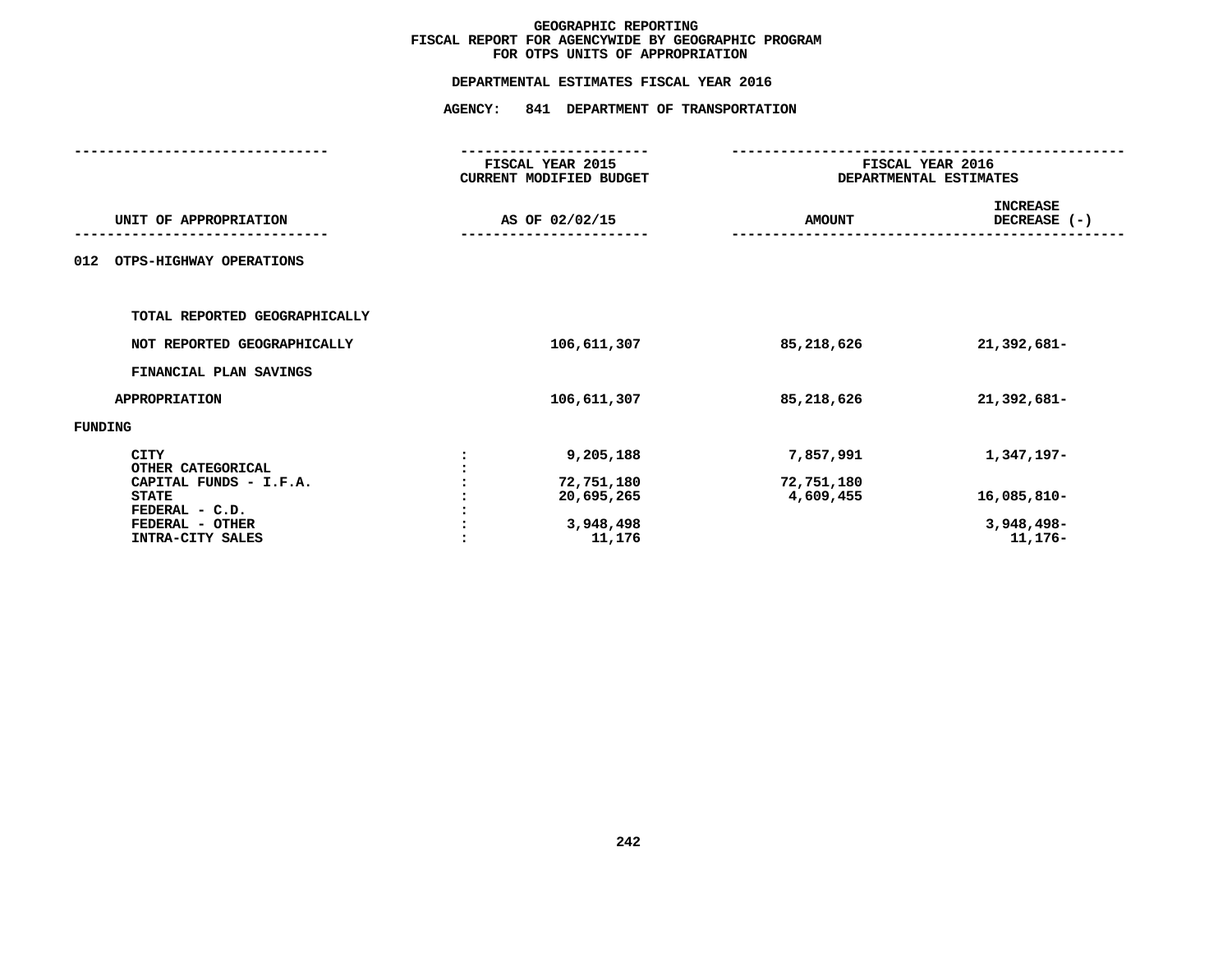# GEOGRAPHIC REPORTING
## FISCAL REPORT FOR AGENCYWIDE BY GEOGRAPHIC PROGRAM
## FOR OTPS UNITS OF APPROPRIATION

### DEPARTMENTAL ESTIMATES FISCAL YEAR 2016

### AGENCY: 841 DEPARTMENT OF TRANSPORTATION

| UNIT OF APPROPRIATION | | FISCAL YEAR 2015 CURRENT MODIFIED BUDGET AS OF 02/02/15 | FISCAL YEAR 2016 DEPARTMENTAL ESTIMATES AMOUNT | INCREASE DECREASE (-) |
|---|---|---|---|---|
| 012 OTPS-HIGHWAY OPERATIONS | | | | |
| TOTAL REPORTED GEOGRAPHICALLY | | | | |
| NOT REPORTED GEOGRAPHICALLY | | 106,611,307 | 85,218,626 | 21,392,681- |
| FINANCIAL PLAN SAVINGS | | | | |
| APPROPRIATION | | 106,611,307 | 85,218,626 | 21,392,681- |
| FUNDING | | | | |
| CITY | : | 9,205,188 | 7,857,991 | 1,347,197- |
| OTHER CATEGORICAL | : | | | |
| CAPITAL FUNDS - I.F.A. | : | 72,751,180 | 72,751,180 | |
| STATE | : | 20,695,265 | 4,609,455 | 16,085,810- |
| FEDERAL - C.D. | : | | | |
| FEDERAL - OTHER | : | 3,948,498 | | 3,948,498- |
| INTRA-CITY SALES | : | 11,176 | | 11,176- |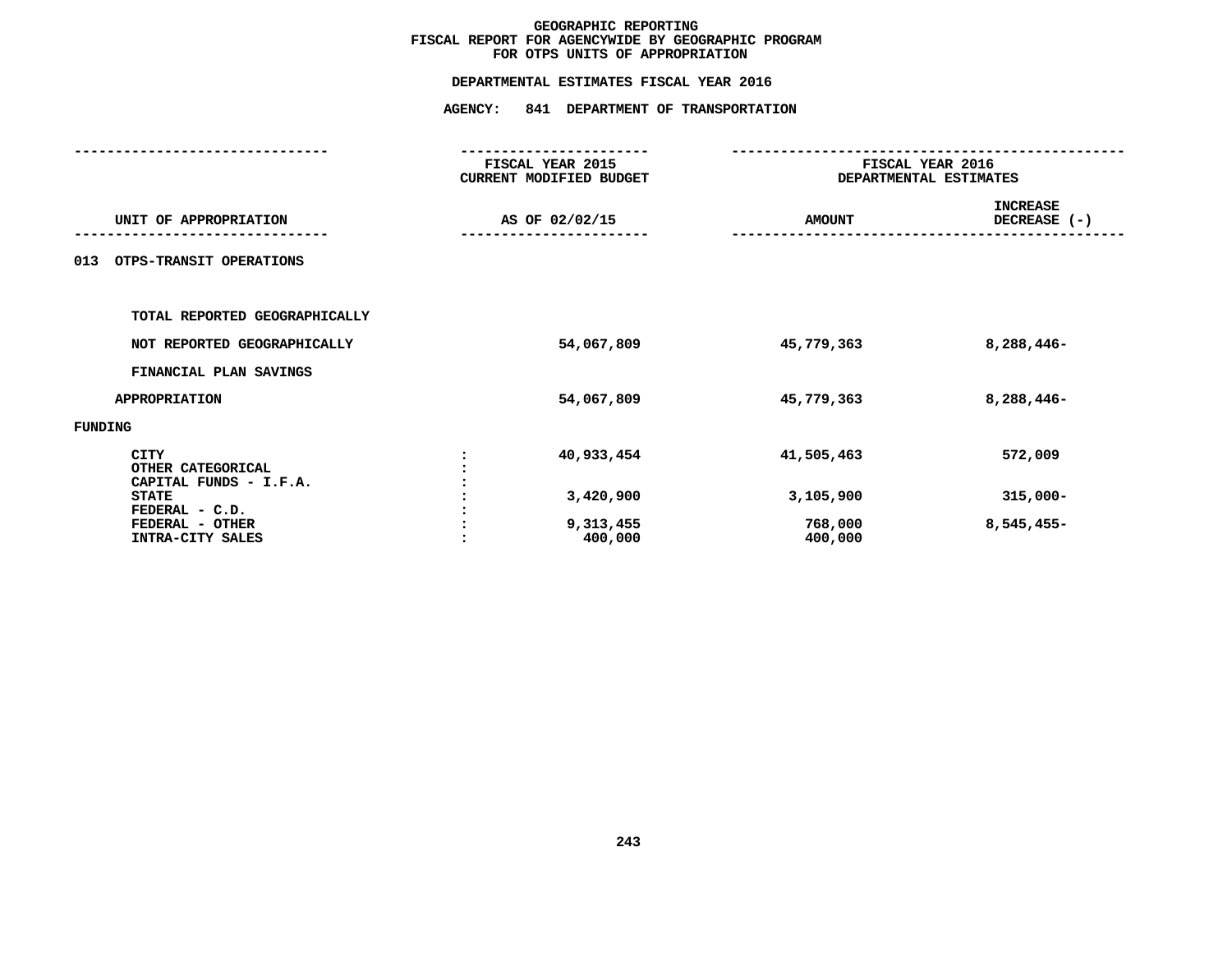# GEOGRAPHIC REPORTING
## FISCAL REPORT FOR AGENCYWIDE BY GEOGRAPHIC PROGRAM
## FOR OTPS UNITS OF APPROPRIATION

### DEPARTMENTAL ESTIMATES FISCAL YEAR 2016

### AGENCY: 841 DEPARTMENT OF TRANSPORTATION

| UNIT OF APPROPRIATION | | FISCAL YEAR 2015 CURRENT MODIFIED BUDGET AS OF 02/02/15 | FISCAL YEAR 2016 DEPARTMENTAL ESTIMATES AMOUNT | INCREASE DECREASE (-) |
|---|---|---|---|---|
| 013 OTPS-TRANSIT OPERATIONS | | | | |
| TOTAL REPORTED GEOGRAPHICALLY | | | | |
| NOT REPORTED GEOGRAPHICALLY | | 54,067,809 | 45,779,363 | 8,288,446- |
| FINANCIAL PLAN SAVINGS | | | | |
| APPROPRIATION | | 54,067,809 | 45,779,363 | 8,288,446- |
| FUNDING | | | | |
| CITY | : | 40,933,454 | 41,505,463 | 572,009 |
| OTHER CATEGORICAL | : | | | |
| CAPITAL FUNDS - I.F.A. | : | | | |
| STATE | : | 3,420,900 | 3,105,900 | 315,000- |
| FEDERAL - C.D. | : | | | |
| FEDERAL - OTHER | : | 9,313,455 | 768,000 | 8,545,455- |
| INTRA-CITY SALES | : | 400,000 | 400,000 | |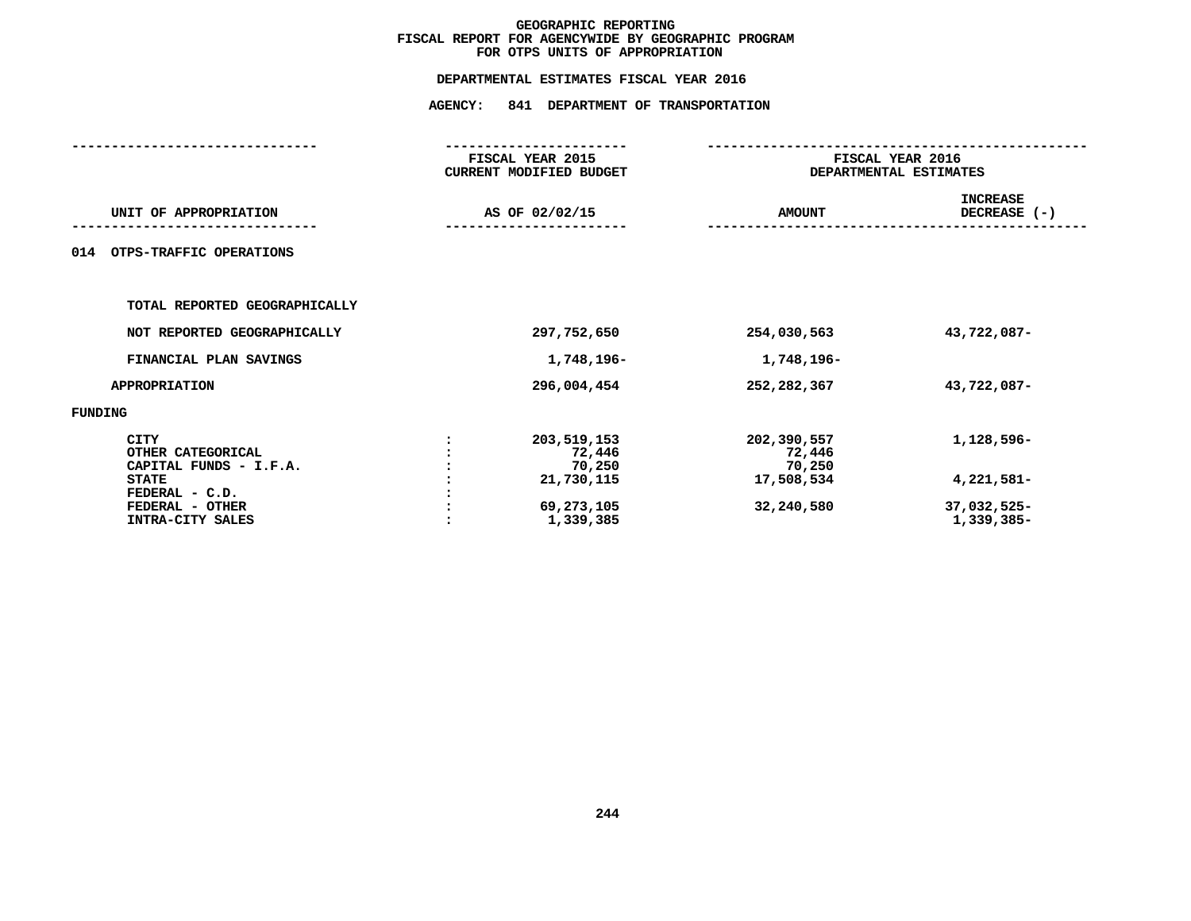# GEOGRAPHIC REPORTING
## FISCAL REPORT FOR AGENCYWIDE BY GEOGRAPHIC PROGRAM
## FOR OTPS UNITS OF APPROPRIATION

### DEPARTMENTAL ESTIMATES FISCAL YEAR 2016

### AGENCY: 841 DEPARTMENT OF TRANSPORTATION

| UNIT OF APPROPRIATION | | FISCAL YEAR 2015 CURRENT MODIFIED BUDGET AS OF 02/02/15 | FISCAL YEAR 2016 DEPARTMENTAL ESTIMATES AMOUNT | INCREASE DECREASE (-) |
|---|---|---|---|---|
| 014 OTPS-TRAFFIC OPERATIONS | | | | |
| TOTAL REPORTED GEOGRAPHICALLY | | | | |
| NOT REPORTED GEOGRAPHICALLY | | 297,752,650 | 254,030,563 | 43,722,087- |
| FINANCIAL PLAN SAVINGS | | 1,748,196- | 1,748,196- | |
| APPROPRIATION | | 296,004,454 | 252,282,367 | 43,722,087- |
| FUNDING | | | | |
| CITY | : | 203,519,153 | 202,390,557 | 1,128,596- |
| OTHER CATEGORICAL | : | 72,446 | 72,446 | |
| CAPITAL FUNDS - I.F.A. | : | 70,250 | 70,250 | |
| STATE | : | 21,730,115 | 17,508,534 | 4,221,581- |
| FEDERAL - C.D. | : | | | |
| FEDERAL - OTHER | : | 69,273,105 | 32,240,580 | 37,032,525- |
| INTRA-CITY SALES | : | 1,339,385 | | 1,339,385- |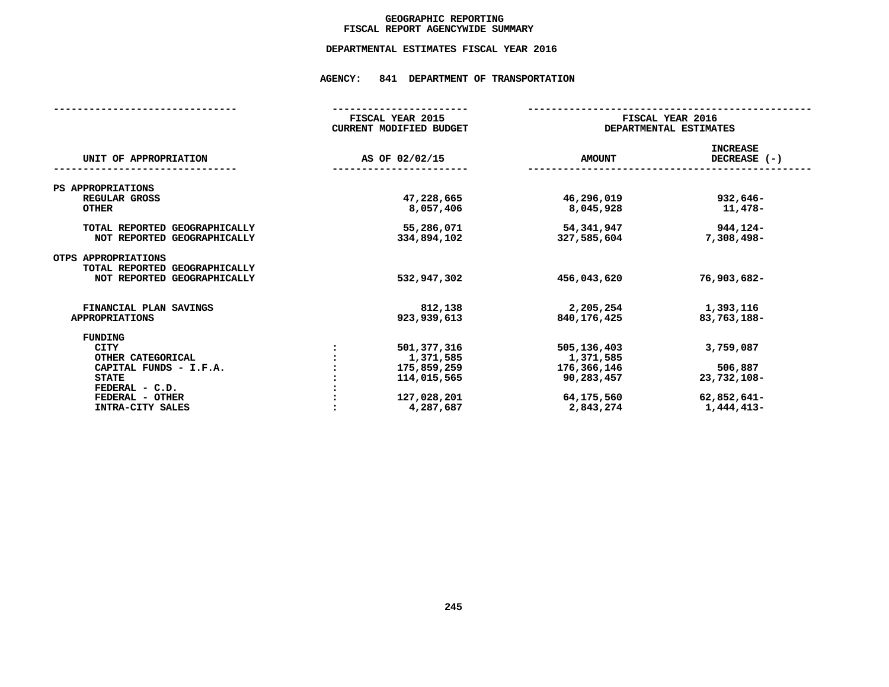# GEOGRAPHIC REPORTING
## FISCAL REPORT AGENCYWIDE SUMMARY

### DEPARTMENTAL ESTIMATES FISCAL YEAR 2016

### AGENCY: 841 DEPARTMENT OF TRANSPORTATION

| UNIT OF APPROPRIATION | | FISCAL YEAR 2015 CURRENT MODIFIED BUDGET AS OF 02/02/15 | FISCAL YEAR 2016 DEPARTMENTAL ESTIMATES AMOUNT | INCREASE DECREASE (-) |
|---|---|---|---|---|
| PS APPROPRIATIONS | | | | |
| REGULAR GROSS | | 47,228,665 | 46,296,019 | 932,646- |
| OTHER | | 8,057,406 | 8,045,928 | 11,478- |
| TOTAL REPORTED GEOGRAPHICALLY | | 55,286,071 | 54,341,947 | 944,124- |
| NOT REPORTED GEOGRAPHICALLY | | 334,894,102 | 327,585,604 | 7,308,498- |
| OTPS APPROPRIATIONS | | | | |
| TOTAL REPORTED GEOGRAPHICALLY | | | | |
| NOT REPORTED GEOGRAPHICALLY | | 532,947,302 | 456,043,620 | 76,903,682- |
| FINANCIAL PLAN SAVINGS | | 812,138 | 2,205,254 | 1,393,116 |
| APPROPRIATIONS | | 923,939,613 | 840,176,425 | 83,763,188- |
| FUNDING | | | | |
| CITY | : | 501,377,316 | 505,136,403 | 3,759,087 |
| OTHER CATEGORICAL | : | 1,371,585 | 1,371,585 | |
| CAPITAL FUNDS - I.F.A. | : | 175,859,259 | 176,366,146 | 506,887 |
| STATE | : | 114,015,565 | 90,283,457 | 23,732,108- |
| FEDERAL - C.D. | : | | | |
| FEDERAL - OTHER | : | 127,028,201 | 64,175,560 | 62,852,641- |
| INTRA-CITY SALES | : | 4,287,687 | 2,843,274 | 1,444,413- |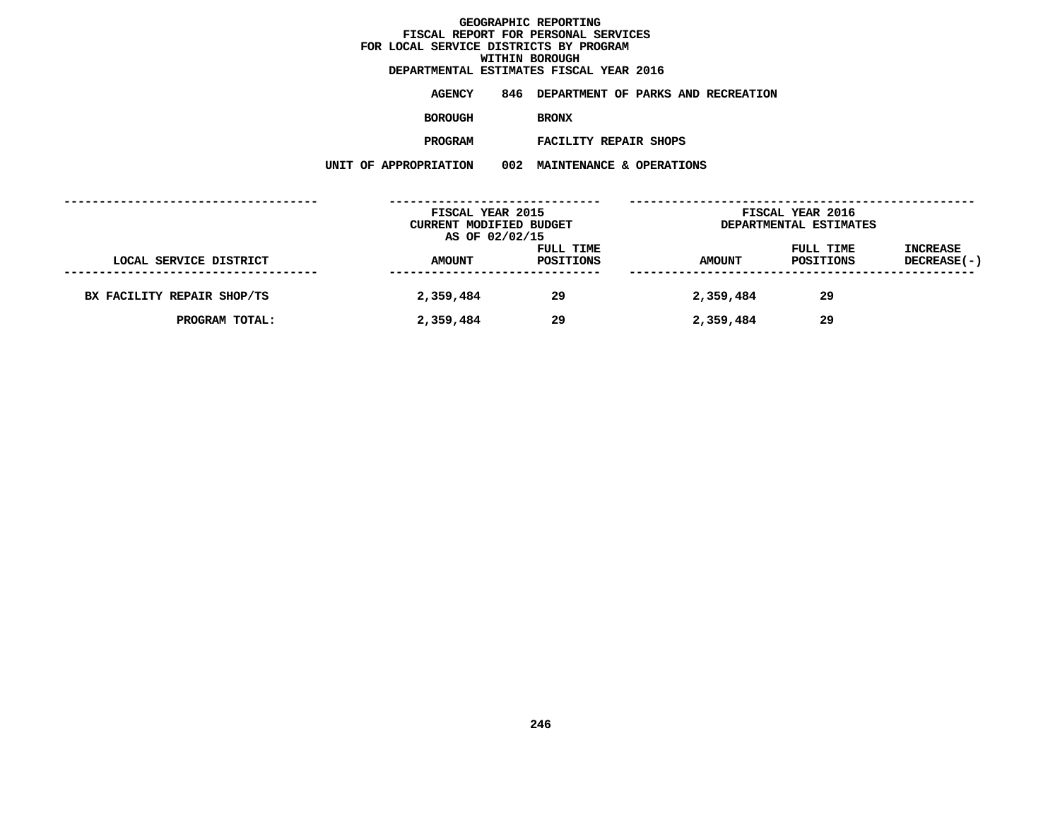# GEOGRAPHIC REPORTING
## FISCAL REPORT FOR PERSONAL SERVICES
## FOR LOCAL SERVICE DISTRICTS BY PROGRAM
## WITHIN BOROUGH
## DEPARTMENTAL ESTIMATES FISCAL YEAR 2016

**AGENCY** 846 DEPARTMENT OF PARKS AND RECREATION

**BOROUGH** BRONX

**PROGRAM** FACILITY REPAIR SHOPS

**UNIT OF APPROPRIATION** 002 MAINTENANCE & OPERATIONS

| | FISCAL YEAR 2015 CURRENT MODIFIED BUDGET AS OF 02/02/15 | | FISCAL YEAR 2016 DEPARTMENTAL ESTIMATES | | |
|---|---|---|---|---|---|
| LOCAL SERVICE DISTRICT | AMOUNT | FULL TIME POSITIONS | AMOUNT | FULL TIME POSITIONS | INCREASE DECREASE(-) |
| BX FACILITY REPAIR SHOP/TS | 2,359,484 | 29 | 2,359,484 | 29 | |
| PROGRAM TOTAL: | 2,359,484 | 29 | 2,359,484 | 29 | |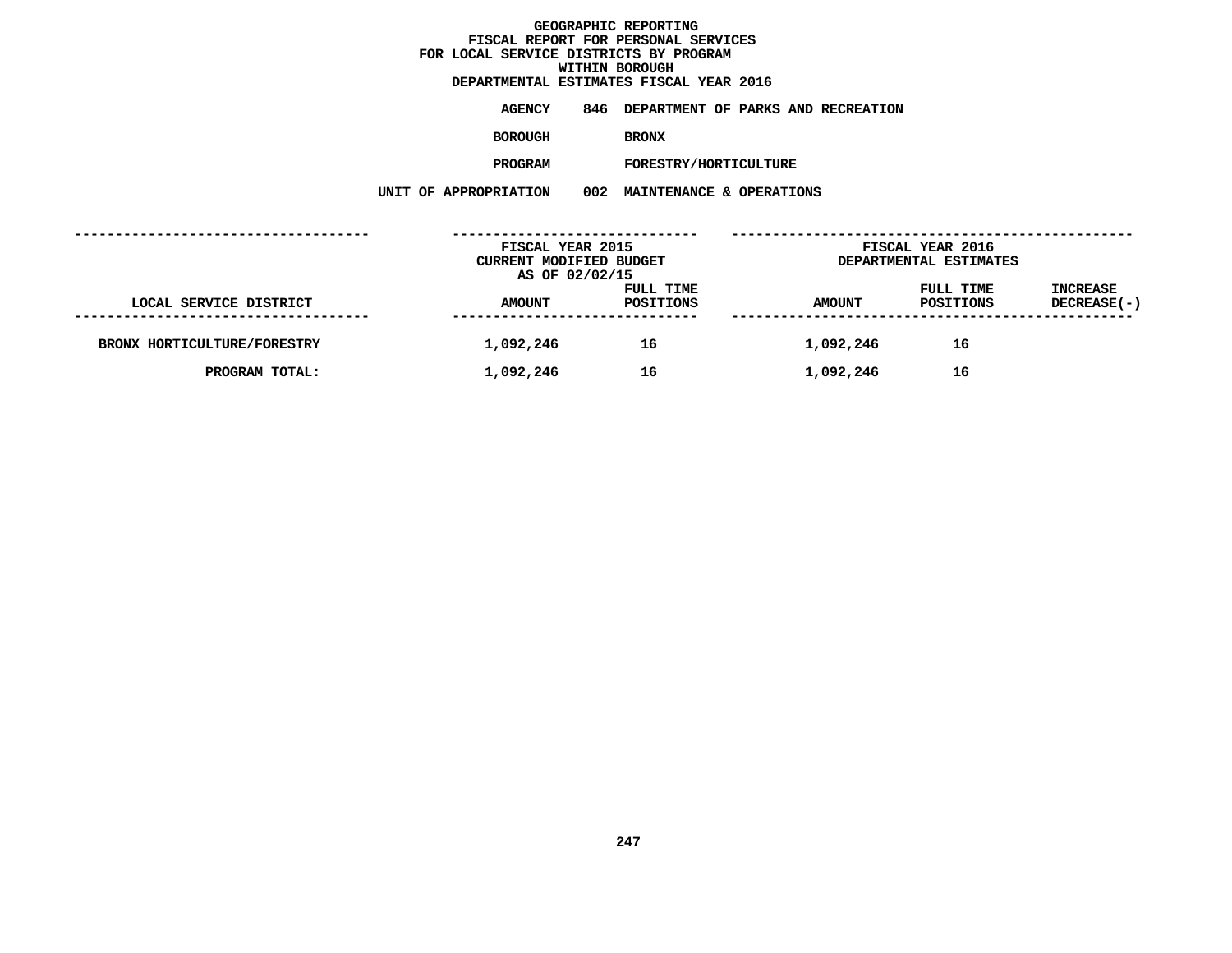# GEOGRAPHIC REPORTING
## FISCAL REPORT FOR PERSONAL SERVICES
## FOR LOCAL SERVICE DISTRICTS BY PROGRAM
## WITHIN BOROUGH
## DEPARTMENTAL ESTIMATES FISCAL YEAR 2016

**AGENCY** 846 DEPARTMENT OF PARKS AND RECREATION

**BOROUGH** BRONX

**PROGRAM** FORESTRY/HORTICULTURE

**UNIT OF APPROPRIATION** 002 MAINTENANCE & OPERATIONS

| LOCAL SERVICE DISTRICT | FISCAL YEAR 2015 CURRENT MODIFIED BUDGET AS OF 02/02/15 AMOUNT | FULL TIME POSITIONS | FISCAL YEAR 2016 DEPARTMENTAL ESTIMATES AMOUNT | FULL TIME POSITIONS | INCREASE DECREASE(-) |
|---|---|---|---|---|---|
| BRONX HORTICULTURE/FORESTRY | 1,092,246 | 16 | 1,092,246 | 16 | |
| PROGRAM TOTAL: | 1,092,246 | 16 | 1,092,246 | 16 | |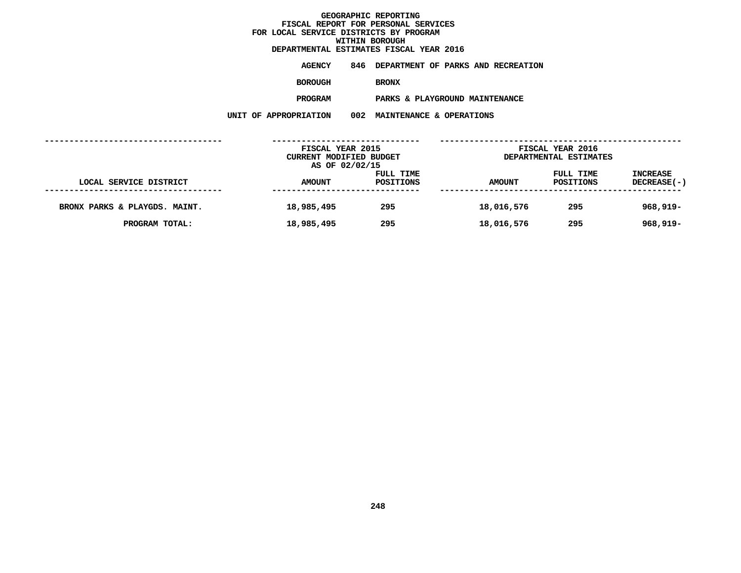# GEOGRAPHIC REPORTING
## FISCAL REPORT FOR PERSONAL SERVICES
## FOR LOCAL SERVICE DISTRICTS BY PROGRAM
## WITHIN BOROUGH
## DEPARTMENTAL ESTIMATES FISCAL YEAR 2016

**AGENCY** 846 DEPARTMENT OF PARKS AND RECREATION

**BOROUGH** BRONX

**PROGRAM** PARKS & PLAYGROUND MAINTENANCE

**UNIT OF APPROPRIATION** 002 MAINTENANCE & OPERATIONS

| | FISCAL YEAR 2015 CURRENT MODIFIED BUDGET AS OF 02/02/15 | | FISCAL YEAR 2016 DEPARTMENTAL ESTIMATES | | |
|---|---|---|---|---|---|
| LOCAL SERVICE DISTRICT | AMOUNT | FULL TIME POSITIONS | AMOUNT | FULL TIME POSITIONS | INCREASE DECREASE(-) |
| BRONX PARKS & PLAYGDS. MAINT. | 18,985,495 | 295 | 18,016,576 | 295 | 968,919- |
| PROGRAM TOTAL: | 18,985,495 | 295 | 18,016,576 | 295 | 968,919- |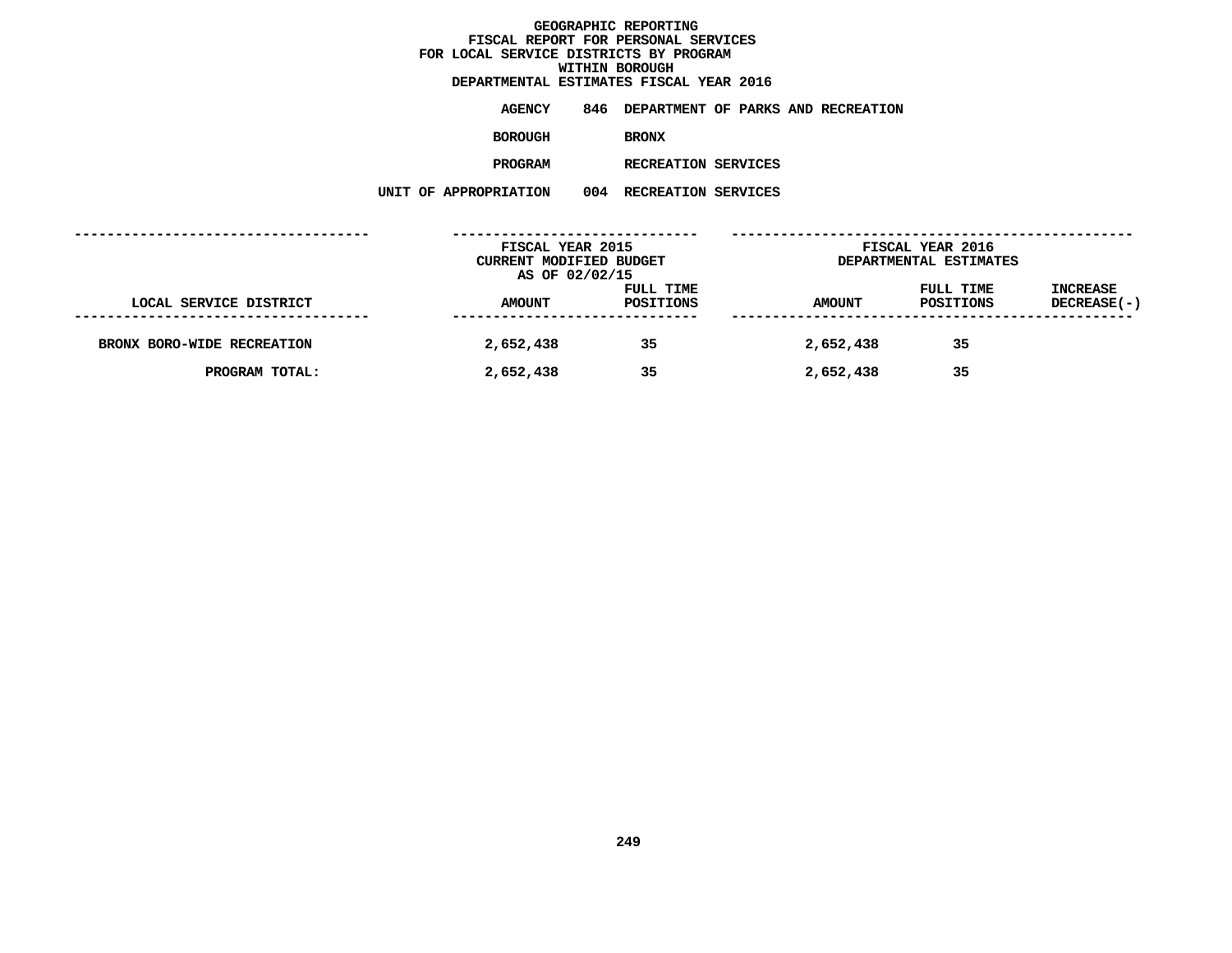# GEOGRAPHIC REPORTING
## FISCAL REPORT FOR PERSONAL SERVICES
## FOR LOCAL SERVICE DISTRICTS BY PROGRAM
## WITHIN BOROUGH
## DEPARTMENTAL ESTIMATES FISCAL YEAR 2016

**AGENCY** 846 DEPARTMENT OF PARKS AND RECREATION

**BOROUGH** BRONX

**PROGRAM** RECREATION SERVICES

**UNIT OF APPROPRIATION** 004 RECREATION SERVICES

| LOCAL SERVICE DISTRICT | FISCAL YEAR 2015 CURRENT MODIFIED BUDGET AS OF 02/02/15 AMOUNT | FULL TIME POSITIONS | FISCAL YEAR 2016 DEPARTMENTAL ESTIMATES AMOUNT | FULL TIME POSITIONS | INCREASE DECREASE(-) |
|---|---|---|---|---|---|
| BRONX BORO-WIDE RECREATION | 2,652,438 | 35 | 2,652,438 | 35 | |
| PROGRAM TOTAL: | 2,652,438 | 35 | 2,652,438 | 35 | |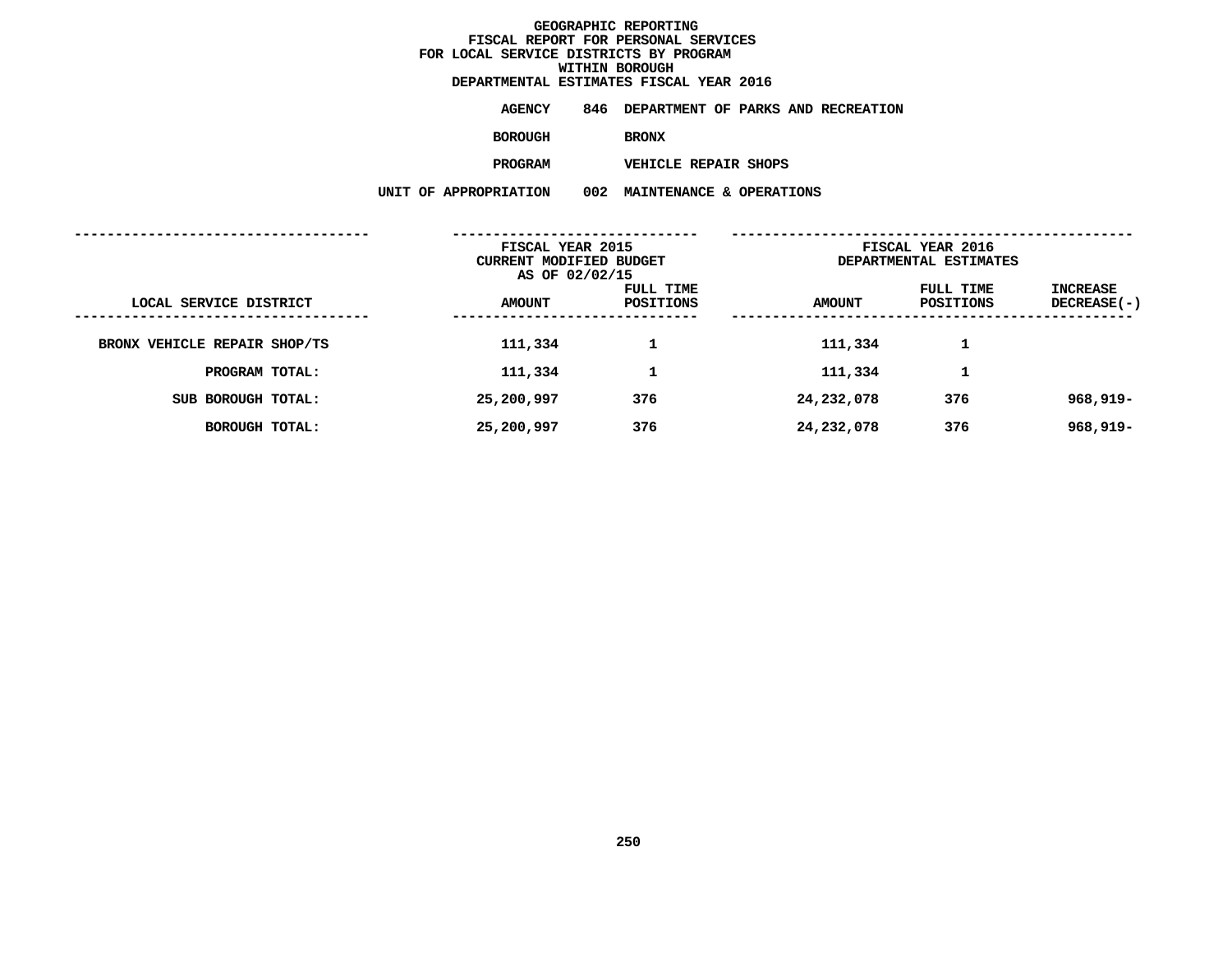# GEOGRAPHIC REPORTING
## FISCAL REPORT FOR PERSONAL SERVICES
## FOR LOCAL SERVICE DISTRICTS BY PROGRAM
## WITHIN BOROUGH
## DEPARTMENTAL ESTIMATES FISCAL YEAR 2016

**AGENCY** 846 DEPARTMENT OF PARKS AND RECREATION

**BOROUGH** BRONX

**PROGRAM** VEHICLE REPAIR SHOPS

**UNIT OF APPROPRIATION** 002 MAINTENANCE & OPERATIONS

| | FISCAL YEAR 2015 CURRENT MODIFIED BUDGET AS OF 02/02/15 | | FISCAL YEAR 2016 DEPARTMENTAL ESTIMATES | | |
|---|---|---|---|---|---|
| LOCAL SERVICE DISTRICT | AMOUNT | FULL TIME POSITIONS | AMOUNT | FULL TIME POSITIONS | INCREASE DECREASE(-) |
| BRONX VEHICLE REPAIR SHOP/TS | 111,334 | 1 | 111,334 | 1 | |
| PROGRAM TOTAL: | 111,334 | 1 | 111,334 | 1 | |
| SUB BOROUGH TOTAL: | 25,200,997 | 376 | 24,232,078 | 376 | 968,919- |
| BOROUGH TOTAL: | 25,200,997 | 376 | 24,232,078 | 376 | 968,919- |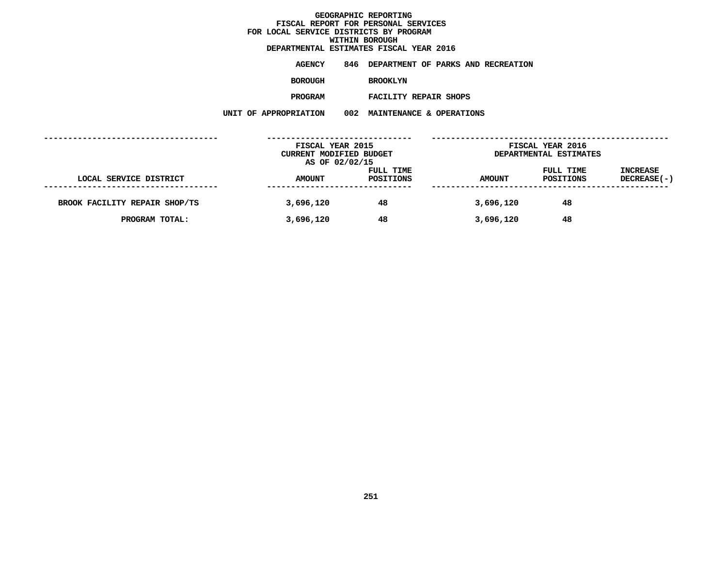# GEOGRAPHIC REPORTING
## FISCAL REPORT FOR PERSONAL SERVICES
## FOR LOCAL SERVICE DISTRICTS BY PROGRAM
## WITHIN BOROUGH
## DEPARTMENTAL ESTIMATES FISCAL YEAR 2016

**AGENCY** 846 DEPARTMENT OF PARKS AND RECREATION

**BOROUGH** BROOKLYN

**PROGRAM** FACILITY REPAIR SHOPS

**UNIT OF APPROPRIATION** 002 MAINTENANCE & OPERATIONS

| | FISCAL YEAR 2015 CURRENT MODIFIED BUDGET AS OF 02/02/15 | | FISCAL YEAR 2016 DEPARTMENTAL ESTIMATES | | |
|---|---|---|---|---|---|
| LOCAL SERVICE DISTRICT | AMOUNT | FULL TIME POSITIONS | AMOUNT | FULL TIME POSITIONS | INCREASE DECREASE(-) |
| BROOK FACILITY REPAIR SHOP/TS | 3,696,120 | 48 | 3,696,120 | 48 | |
| PROGRAM TOTAL: | 3,696,120 | 48 | 3,696,120 | 48 | |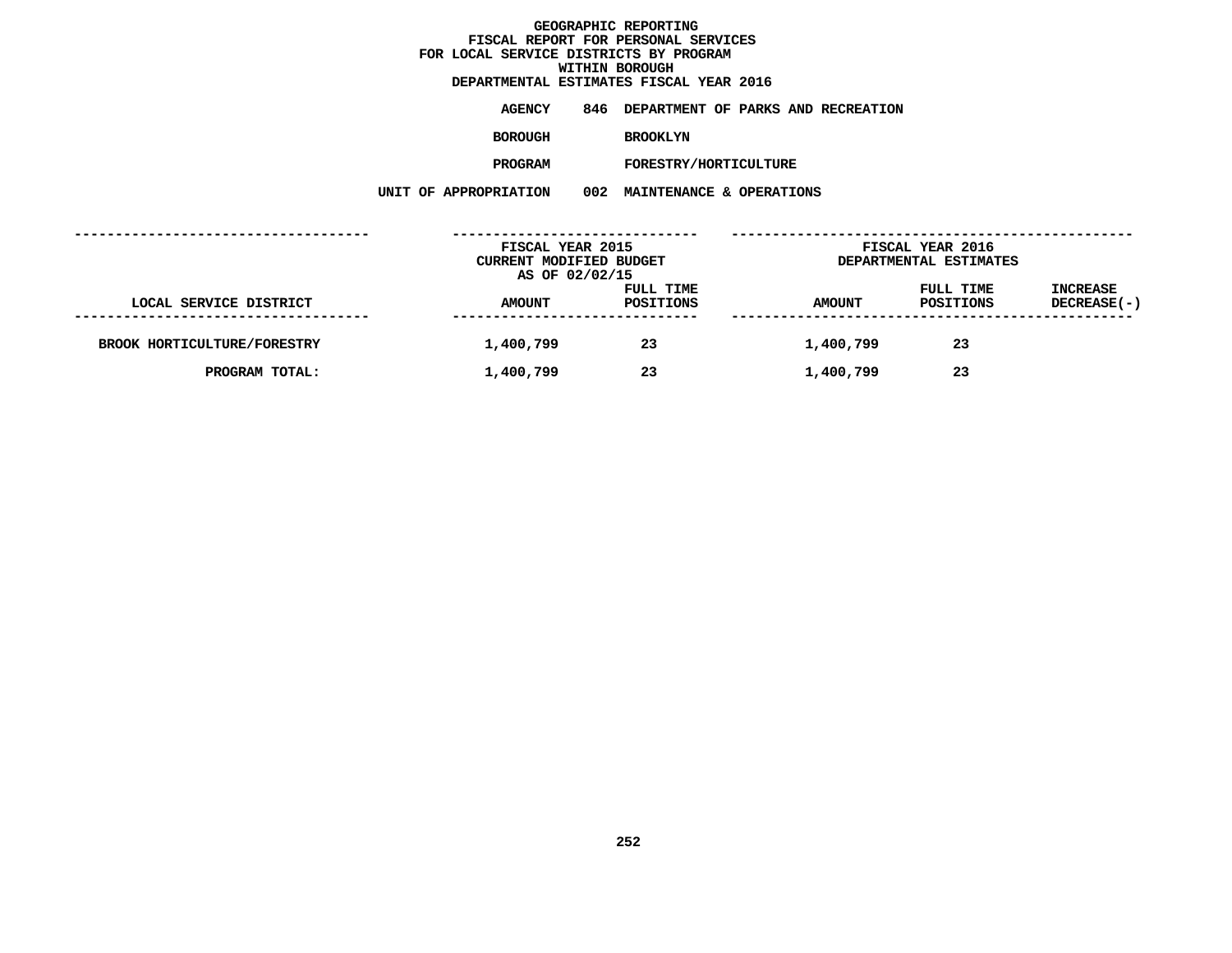# GEOGRAPHIC REPORTING
## FISCAL REPORT FOR PERSONAL SERVICES
## FOR LOCAL SERVICE DISTRICTS BY PROGRAM
## WITHIN BOROUGH
## DEPARTMENTAL ESTIMATES FISCAL YEAR 2016

**AGENCY** 846 DEPARTMENT OF PARKS AND RECREATION

**BOROUGH** BROOKLYN

**PROGRAM** FORESTRY/HORTICULTURE

**UNIT OF APPROPRIATION** 002 MAINTENANCE & OPERATIONS

| | FISCAL YEAR 2015 CURRENT MODIFIED BUDGET AS OF 02/02/15 | | FISCAL YEAR 2016 DEPARTMENTAL ESTIMATES | | |
|---|---|---|---|---|---|
| LOCAL SERVICE DISTRICT | AMOUNT | FULL TIME POSITIONS | AMOUNT | FULL TIME POSITIONS | INCREASE DECREASE(-) |
| BROOK HORTICULTURE/FORESTRY | 1,400,799 | 23 | 1,400,799 | 23 | |
| PROGRAM TOTAL: | 1,400,799 | 23 | 1,400,799 | 23 | |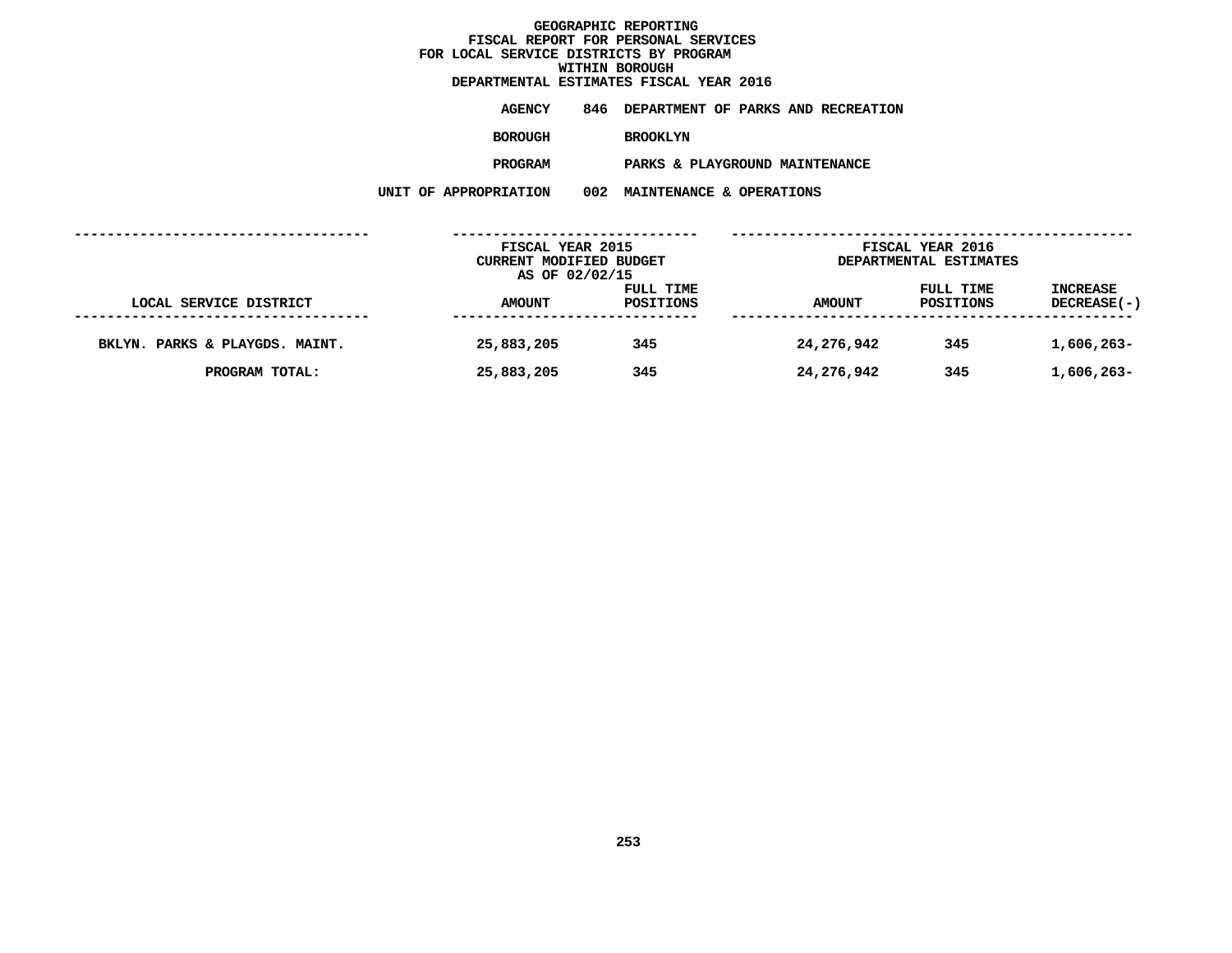# GEOGRAPHIC REPORTING
## FISCAL REPORT FOR PERSONAL SERVICES
## FOR LOCAL SERVICE DISTRICTS BY PROGRAM
## WITHIN BOROUGH
## DEPARTMENTAL ESTIMATES FISCAL YEAR 2016

**AGENCY** 846 DEPARTMENT OF PARKS AND RECREATION

**BOROUGH** BROOKLYN

**PROGRAM** PARKS & PLAYGROUND MAINTENANCE

**UNIT OF APPROPRIATION** 002 MAINTENANCE & OPERATIONS

| | FISCAL YEAR 2015 CURRENT MODIFIED BUDGET AS OF 02/02/15 | | FISCAL YEAR 2016 DEPARTMENTAL ESTIMATES | | |
|---|---|---|---|---|---|
| LOCAL SERVICE DISTRICT | AMOUNT | FULL TIME POSITIONS | AMOUNT | FULL TIME POSITIONS | INCREASE DECREASE(-) |
| BKLYN. PARKS & PLAYGDS. MAINT. | 25,883,205 | 345 | 24,276,942 | 345 | 1,606,263- |
| PROGRAM TOTAL: | 25,883,205 | 345 | 24,276,942 | 345 | 1,606,263- |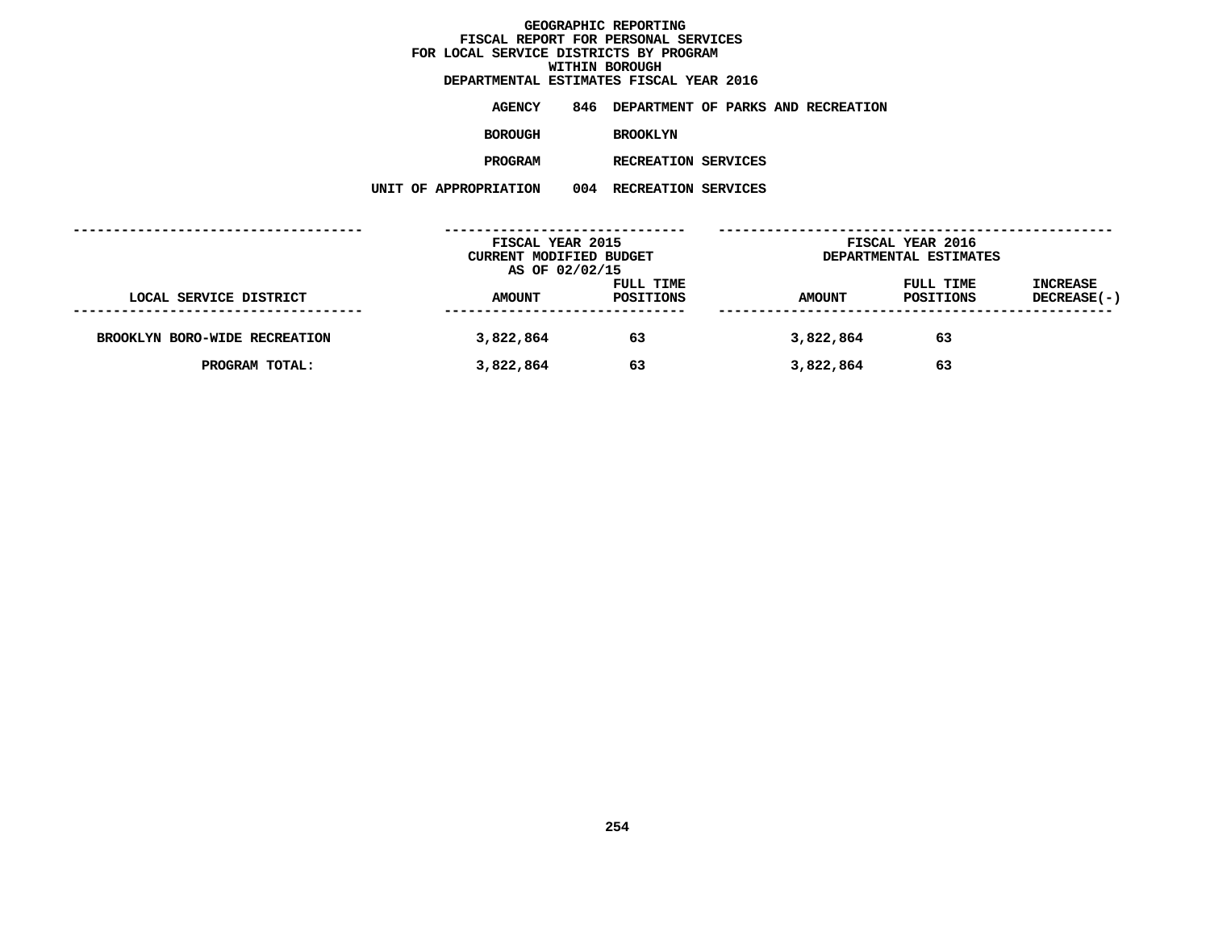# GEOGRAPHIC REPORTING
## FISCAL REPORT FOR PERSONAL SERVICES
## FOR LOCAL SERVICE DISTRICTS BY PROGRAM
## WITHIN BOROUGH
## DEPARTMENTAL ESTIMATES FISCAL YEAR 2016

**AGENCY** 846 DEPARTMENT OF PARKS AND RECREATION

**BOROUGH** BROOKLYN

**PROGRAM** RECREATION SERVICES

**UNIT OF APPROPRIATION** 004 RECREATION SERVICES

| LOCAL SERVICE DISTRICT | FISCAL YEAR 2015 CURRENT MODIFIED BUDGET AS OF 02/02/15 AMOUNT | FULL TIME POSITIONS | FISCAL YEAR 2016 DEPARTMENTAL ESTIMATES AMOUNT | FULL TIME POSITIONS | INCREASE DECREASE(-) |
|---|---|---|---|---|---|
| BROOKLYN BORO-WIDE RECREATION | 3,822,864 | 63 | 3,822,864 | 63 | |
| PROGRAM TOTAL: | 3,822,864 | 63 | 3,822,864 | 63 | |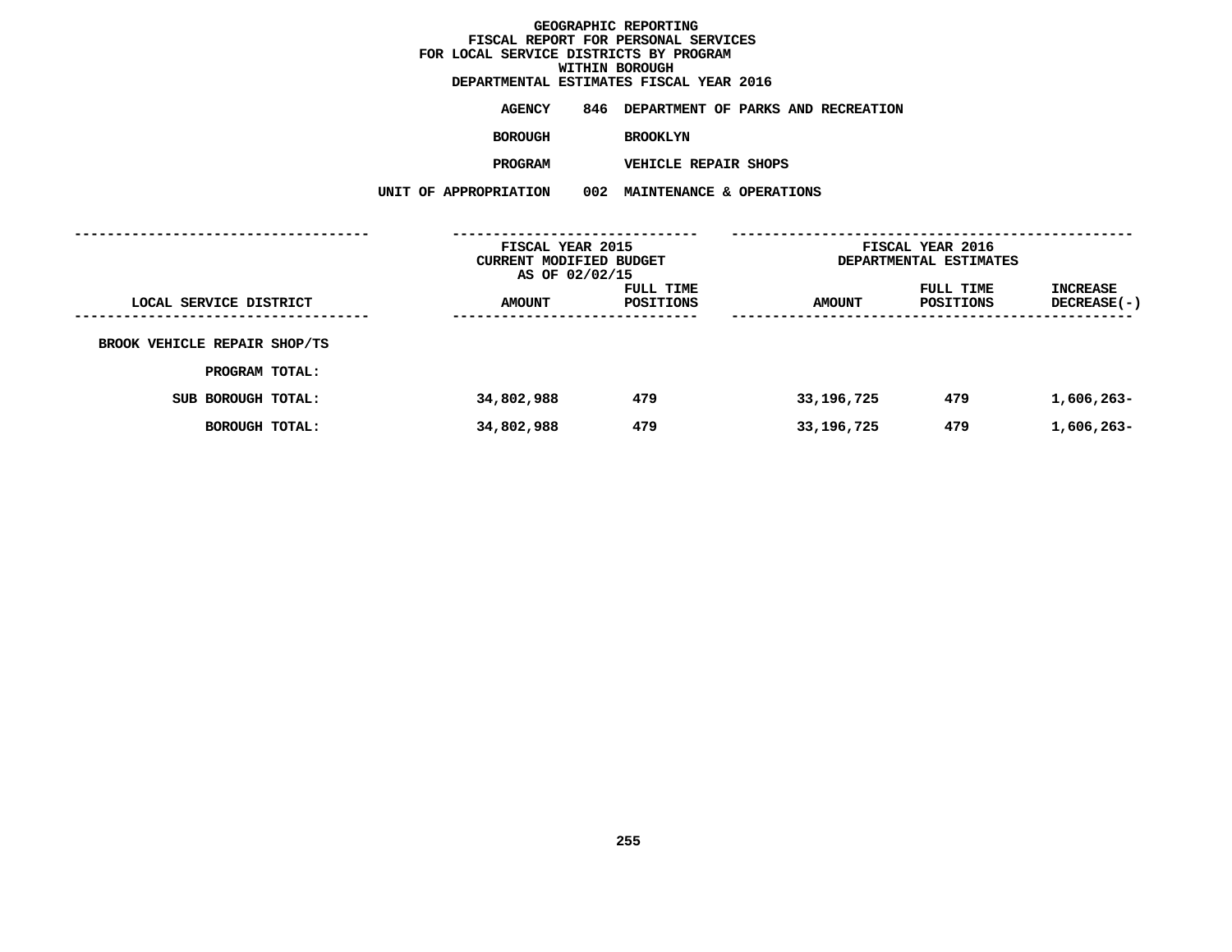# GEOGRAPHIC REPORTING
## FISCAL REPORT FOR PERSONAL SERVICES
## FOR LOCAL SERVICE DISTRICTS BY PROGRAM
## WITHIN BOROUGH
## DEPARTMENTAL ESTIMATES FISCAL YEAR 2016

**AGENCY** 846 DEPARTMENT OF PARKS AND RECREATION

**BOROUGH** BROOKLYN

**PROGRAM** VEHICLE REPAIR SHOPS

**UNIT OF APPROPRIATION** 002 MAINTENANCE & OPERATIONS

| | FISCAL YEAR 2015 CURRENT MODIFIED BUDGET AS OF 02/02/15 | | FISCAL YEAR 2016 DEPARTMENTAL ESTIMATES | | |
|---|---|---|---|---|---|
| LOCAL SERVICE DISTRICT | AMOUNT | FULL TIME POSITIONS | AMOUNT | FULL TIME POSITIONS | INCREASE DECREASE(-) |
| BROOK VEHICLE REPAIR SHOP/TS | | | | | |
| PROGRAM TOTAL: | | | | | |
| SUB BOROUGH TOTAL: | 34,802,988 | 479 | 33,196,725 | 479 | 1,606,263- |
| BOROUGH TOTAL: | 34,802,988 | 479 | 33,196,725 | 479 | 1,606,263- |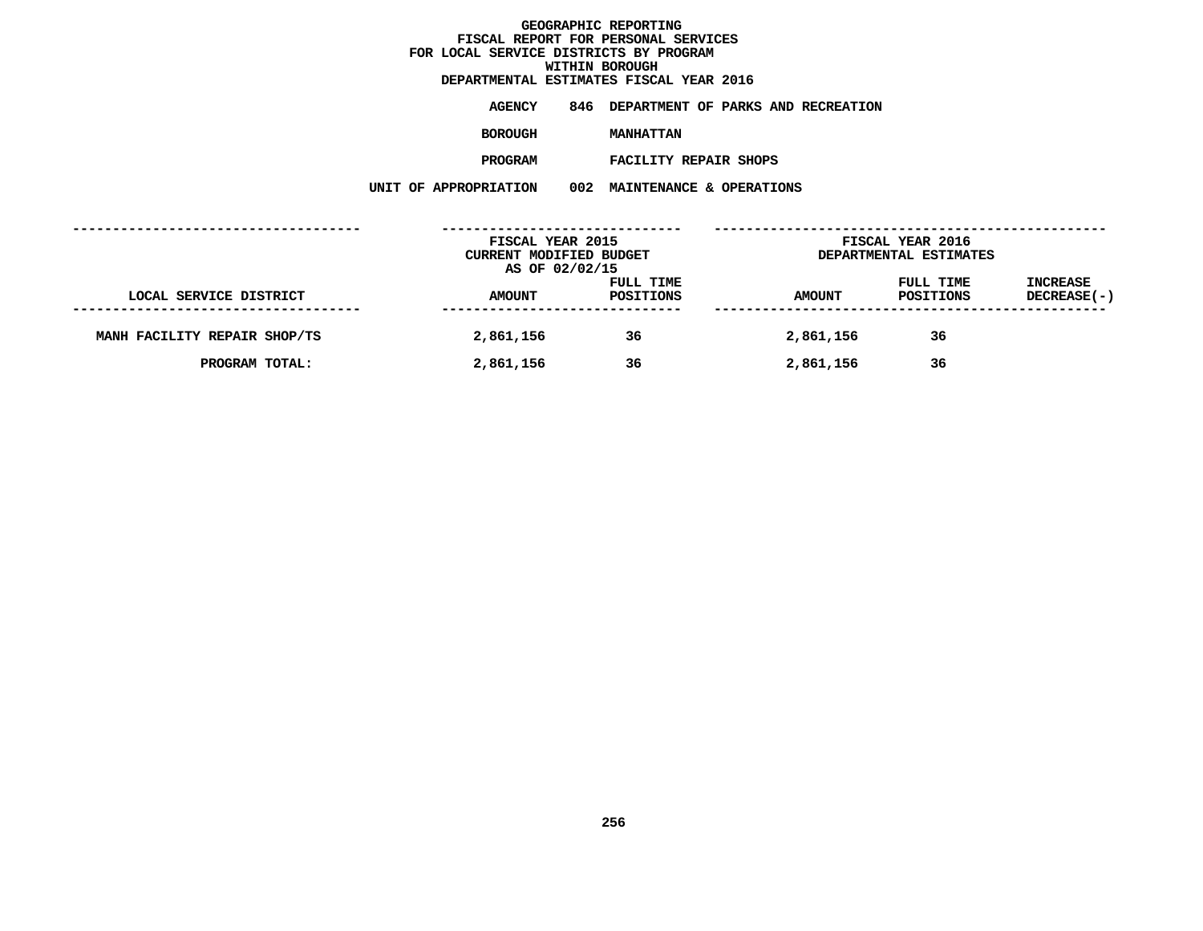# GEOGRAPHIC REPORTING
## FISCAL REPORT FOR PERSONAL SERVICES
## FOR LOCAL SERVICE DISTRICTS BY PROGRAM
## WITHIN BOROUGH
## DEPARTMENTAL ESTIMATES FISCAL YEAR 2016

**AGENCY** 846 DEPARTMENT OF PARKS AND RECREATION

**BOROUGH** MANHATTAN

**PROGRAM** FACILITY REPAIR SHOPS

**UNIT OF APPROPRIATION** 002 MAINTENANCE & OPERATIONS

| LOCAL SERVICE DISTRICT | FISCAL YEAR 2015 CURRENT MODIFIED BUDGET AS OF 02/02/15 AMOUNT | FULL TIME POSITIONS | FISCAL YEAR 2016 DEPARTMENTAL ESTIMATES AMOUNT | FULL TIME POSITIONS | INCREASE DECREASE(-) |
|---|---|---|---|---|---|
| MANH FACILITY REPAIR SHOP/TS | 2,861,156 | 36 | 2,861,156 | 36 | |
| PROGRAM TOTAL: | 2,861,156 | 36 | 2,861,156 | 36 | |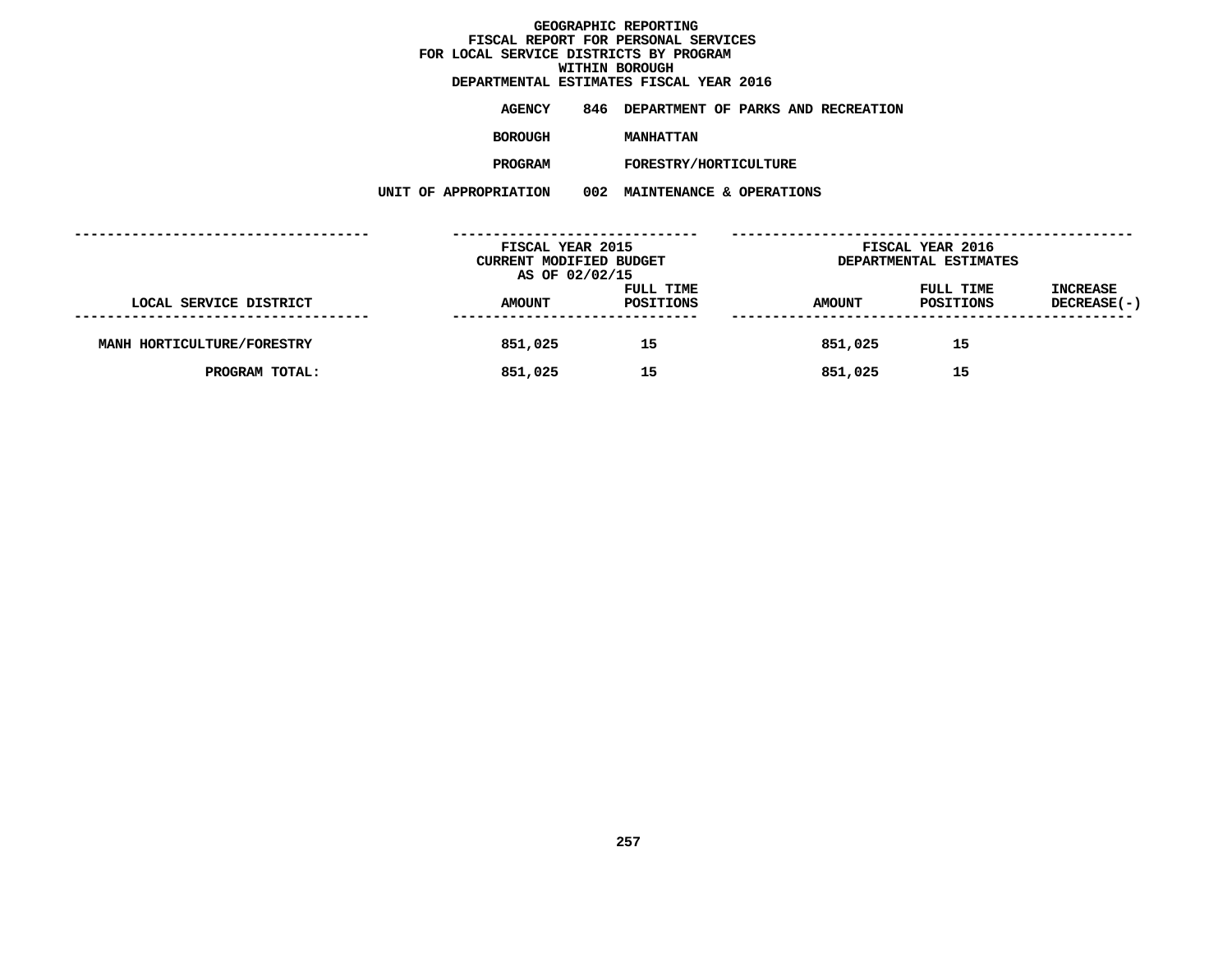# GEOGRAPHIC REPORTING
## FISCAL REPORT FOR PERSONAL SERVICES
## FOR LOCAL SERVICE DISTRICTS BY PROGRAM
## WITHIN BOROUGH
## DEPARTMENTAL ESTIMATES FISCAL YEAR 2016

**AGENCY** 846 DEPARTMENT OF PARKS AND RECREATION

**BOROUGH** MANHATTAN

**PROGRAM** FORESTRY/HORTICULTURE

**UNIT OF APPROPRIATION** 002 MAINTENANCE & OPERATIONS

| LOCAL SERVICE DISTRICT | FISCAL YEAR 2015 CURRENT MODIFIED BUDGET AS OF 02/02/15 AMOUNT | FULL TIME POSITIONS | FISCAL YEAR 2016 DEPARTMENTAL ESTIMATES AMOUNT | FULL TIME POSITIONS | INCREASE DECREASE(-) |
|---|---|---|---|---|---|
| MANH HORTICULTURE/FORESTRY | 851,025 | 15 | 851,025 | 15 | |
| PROGRAM TOTAL: | 851,025 | 15 | 851,025 | 15 | |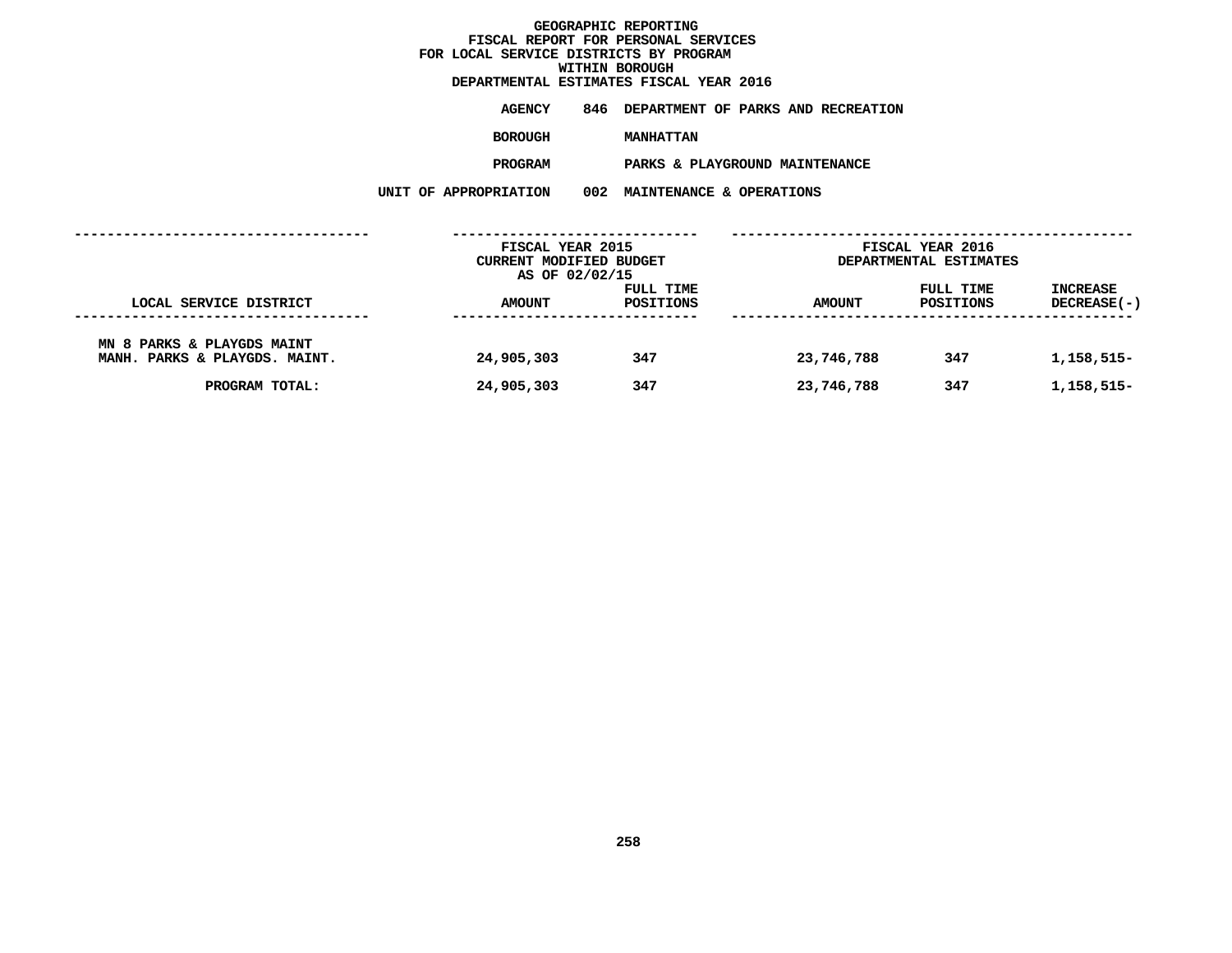# GEOGRAPHIC REPORTING
## FISCAL REPORT FOR PERSONAL SERVICES
## FOR LOCAL SERVICE DISTRICTS BY PROGRAM
## WITHIN BOROUGH
## DEPARTMENTAL ESTIMATES FISCAL YEAR 2016

**AGENCY** 846 DEPARTMENT OF PARKS AND RECREATION

**BOROUGH** MANHATTAN

**PROGRAM** PARKS & PLAYGROUND MAINTENANCE

**UNIT OF APPROPRIATION** 002 MAINTENANCE & OPERATIONS

| LOCAL SERVICE DISTRICT | FISCAL YEAR 2015 CURRENT MODIFIED BUDGET AS OF 02/02/15 AMOUNT | FULL TIME POSITIONS | FISCAL YEAR 2016 DEPARTMENTAL ESTIMATES AMOUNT | FULL TIME POSITIONS | INCREASE DECREASE(-) |
|---|---|---|---|---|---|
| MN 8 PARKS & PLAYGDS MAINT | | | | | |
| MANH. PARKS & PLAYGDS. MAINT. | 24,905,303 | 347 | 23,746,788 | 347 | 1,158,515- |
| PROGRAM TOTAL: | 24,905,303 | 347 | 23,746,788 | 347 | 1,158,515- |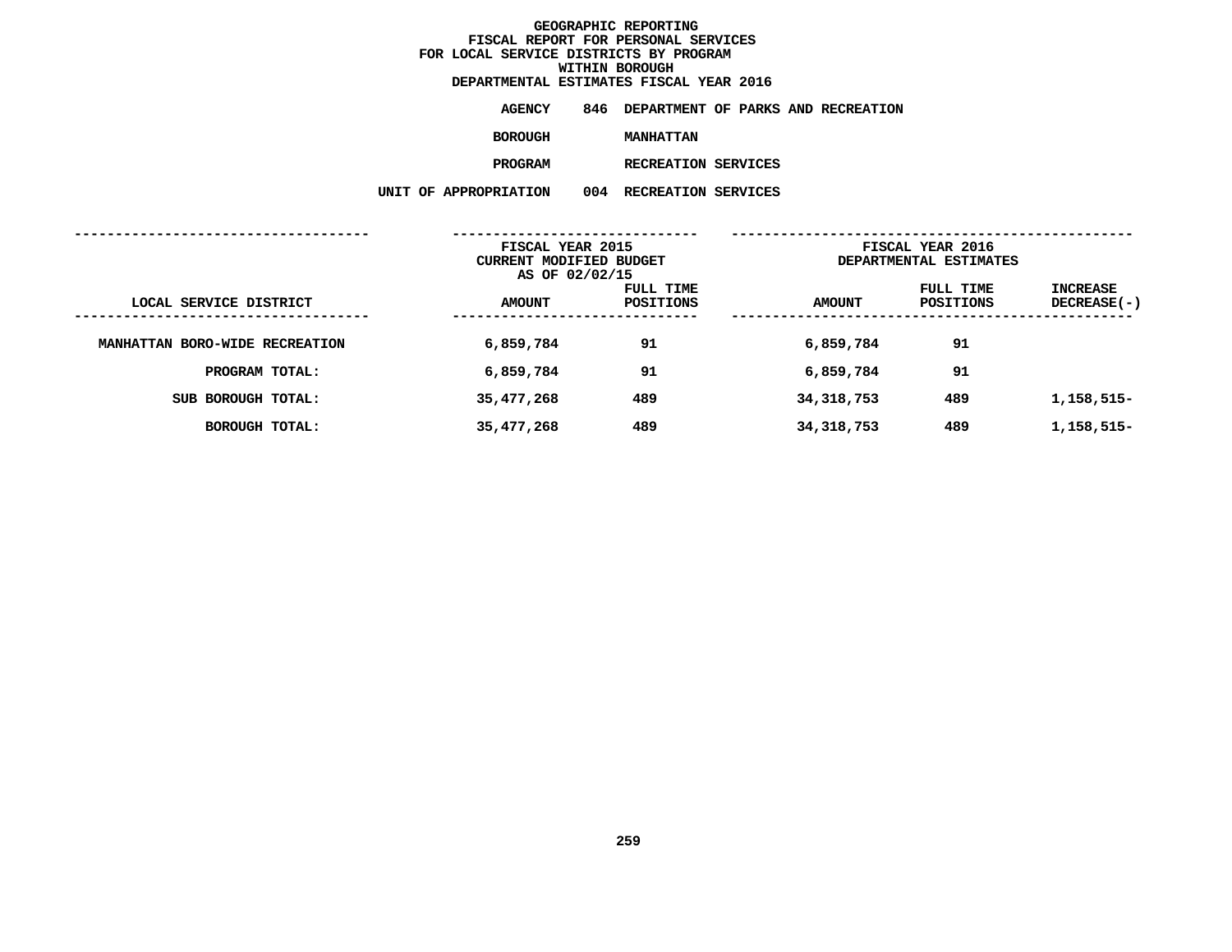# GEOGRAPHIC REPORTING
## FISCAL REPORT FOR PERSONAL SERVICES
## FOR LOCAL SERVICE DISTRICTS BY PROGRAM
## WITHIN BOROUGH
## DEPARTMENTAL ESTIMATES FISCAL YEAR 2016

**AGENCY** 846 DEPARTMENT OF PARKS AND RECREATION

**BOROUGH** MANHATTAN

**PROGRAM** RECREATION SERVICES

**UNIT OF APPROPRIATION** 004 RECREATION SERVICES

| LOCAL SERVICE DISTRICT | FISCAL YEAR 2015 CURRENT MODIFIED BUDGET AS OF 02/02/15 AMOUNT | FULL TIME POSITIONS | FISCAL YEAR 2016 DEPARTMENTAL ESTIMATES AMOUNT | FULL TIME POSITIONS | INCREASE DECREASE(-) |
|---|---|---|---|---|---|
| MANHATTAN BORO-WIDE RECREATION | 6,859,784 | 91 | 6,859,784 | 91 | |
| PROGRAM TOTAL: | 6,859,784 | 91 | 6,859,784 | 91 | |
| SUB BOROUGH TOTAL: | 35,477,268 | 489 | 34,318,753 | 489 | 1,158,515- |
| BOROUGH TOTAL: | 35,477,268 | 489 | 34,318,753 | 489 | 1,158,515- |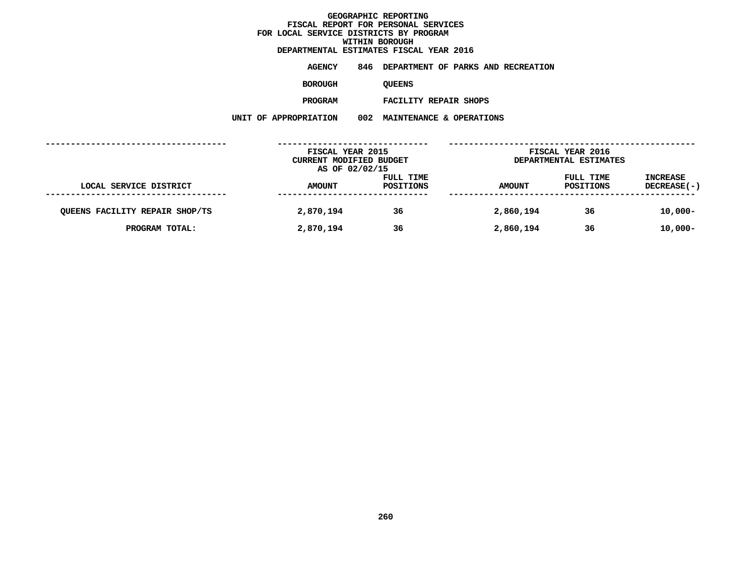# GEOGRAPHIC REPORTING
## FISCAL REPORT FOR PERSONAL SERVICES
## FOR LOCAL SERVICE DISTRICTS BY PROGRAM
## WITHIN BOROUGH
## DEPARTMENTAL ESTIMATES FISCAL YEAR 2016

**AGENCY** 846 DEPARTMENT OF PARKS AND RECREATION

**BOROUGH** QUEENS

**PROGRAM** FACILITY REPAIR SHOPS

**UNIT OF APPROPRIATION** 002 MAINTENANCE & OPERATIONS

| | FISCAL YEAR 2015 CURRENT MODIFIED BUDGET AS OF 02/02/15 | | FISCAL YEAR 2016 DEPARTMENTAL ESTIMATES | | |
|---|---|---|---|---|---|
| LOCAL SERVICE DISTRICT | AMOUNT | FULL TIME POSITIONS | AMOUNT | FULL TIME POSITIONS | INCREASE DECREASE(-) |
| QUEENS FACILITY REPAIR SHOP/TS | 2,870,194 | 36 | 2,860,194 | 36 | 10,000- |
| PROGRAM TOTAL: | 2,870,194 | 36 | 2,860,194 | 36 | 10,000- |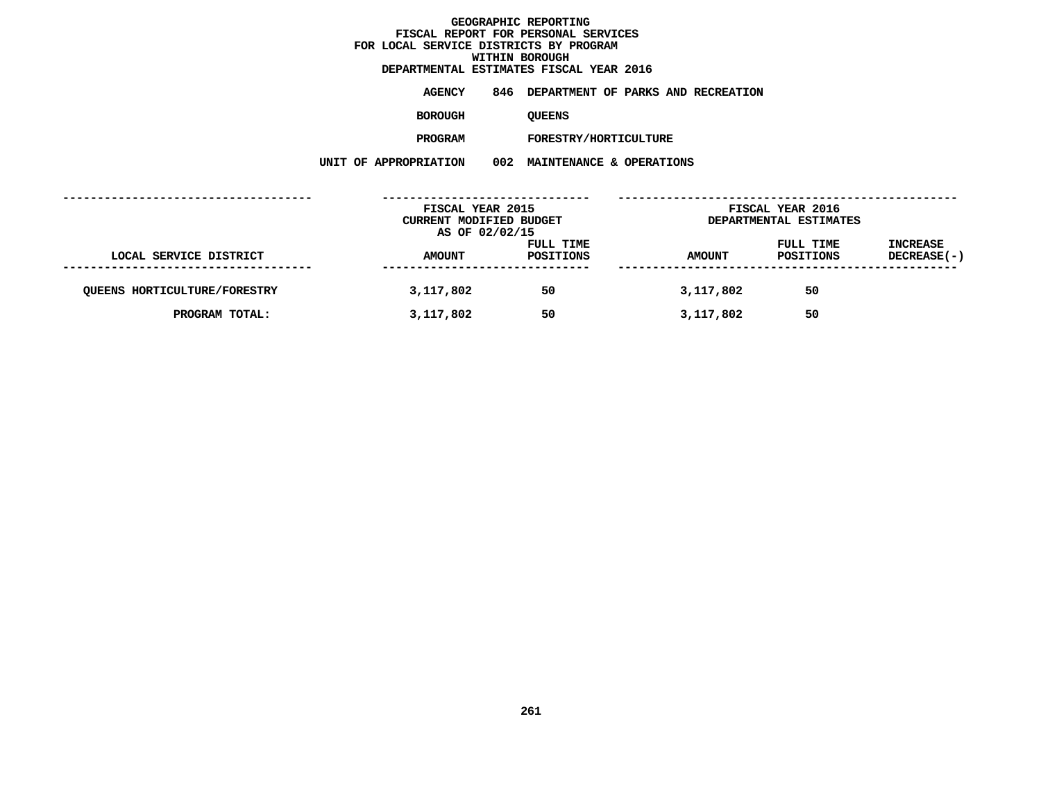# GEOGRAPHIC REPORTING
## FISCAL REPORT FOR PERSONAL SERVICES
## FOR LOCAL SERVICE DISTRICTS BY PROGRAM
## WITHIN BOROUGH
## DEPARTMENTAL ESTIMATES FISCAL YEAR 2016

**AGENCY** 846 DEPARTMENT OF PARKS AND RECREATION

**BOROUGH** QUEENS

**PROGRAM** FORESTRY/HORTICULTURE

**UNIT OF APPROPRIATION** 002 MAINTENANCE & OPERATIONS

| LOCAL SERVICE DISTRICT | FISCAL YEAR 2015 CURRENT MODIFIED BUDGET AS OF 02/02/15 AMOUNT | FULL TIME POSITIONS | FISCAL YEAR 2016 DEPARTMENTAL ESTIMATES AMOUNT | FULL TIME POSITIONS | INCREASE DECREASE(-) |
|---|---|---|---|---|---|
| QUEENS HORTICULTURE/FORESTRY | 3,117,802 | 50 | 3,117,802 | 50 | |
| PROGRAM TOTAL: | 3,117,802 | 50 | 3,117,802 | 50 | |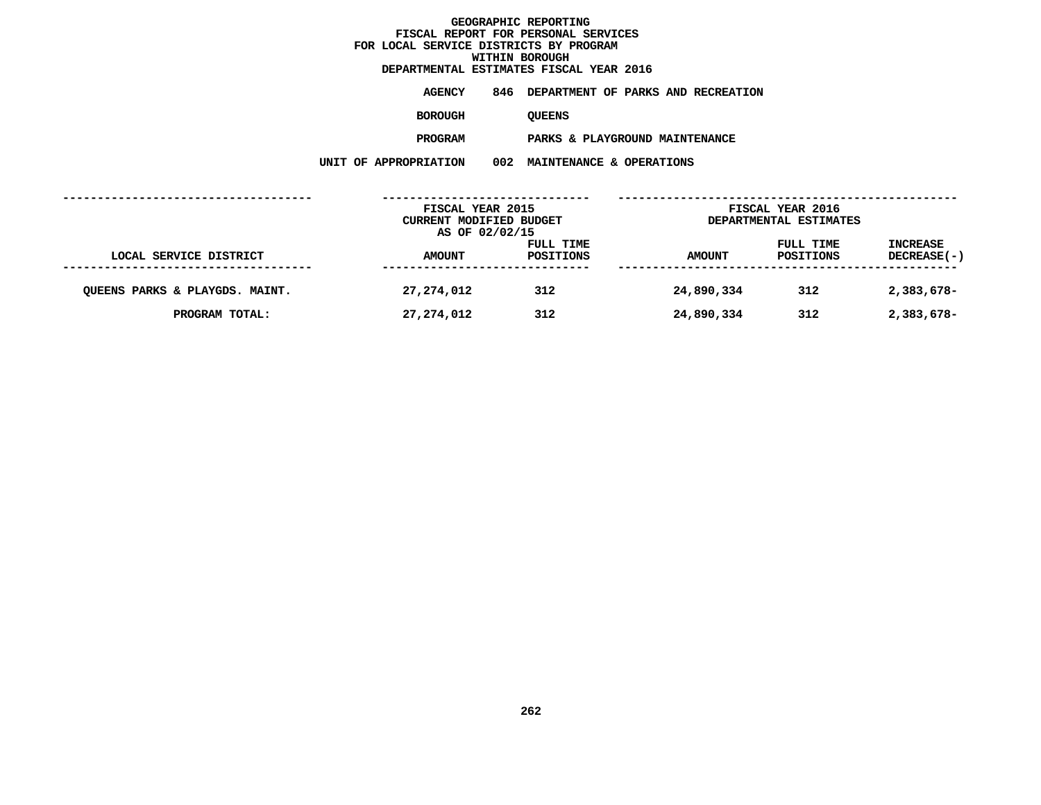# GEOGRAPHIC REPORTING
## FISCAL REPORT FOR PERSONAL SERVICES
## FOR LOCAL SERVICE DISTRICTS BY PROGRAM
## WITHIN BOROUGH
## DEPARTMENTAL ESTIMATES FISCAL YEAR 2016

**AGENCY** 846 DEPARTMENT OF PARKS AND RECREATION

**BOROUGH** QUEENS

**PROGRAM** PARKS & PLAYGROUND MAINTENANCE

**UNIT OF APPROPRIATION** 002 MAINTENANCE & OPERATIONS

| | FISCAL YEAR 2015 CURRENT MODIFIED BUDGET AS OF 02/02/15 | | FISCAL YEAR 2016 DEPARTMENTAL ESTIMATES | | |
|---|---|---|---|---|---|
| LOCAL SERVICE DISTRICT | AMOUNT | FULL TIME POSITIONS | AMOUNT | FULL TIME POSITIONS | INCREASE DECREASE(-) |
| QUEENS PARKS & PLAYGDS. MAINT. | 27,274,012 | 312 | 24,890,334 | 312 | 2,383,678- |
| PROGRAM TOTAL: | 27,274,012 | 312 | 24,890,334 | 312 | 2,383,678- |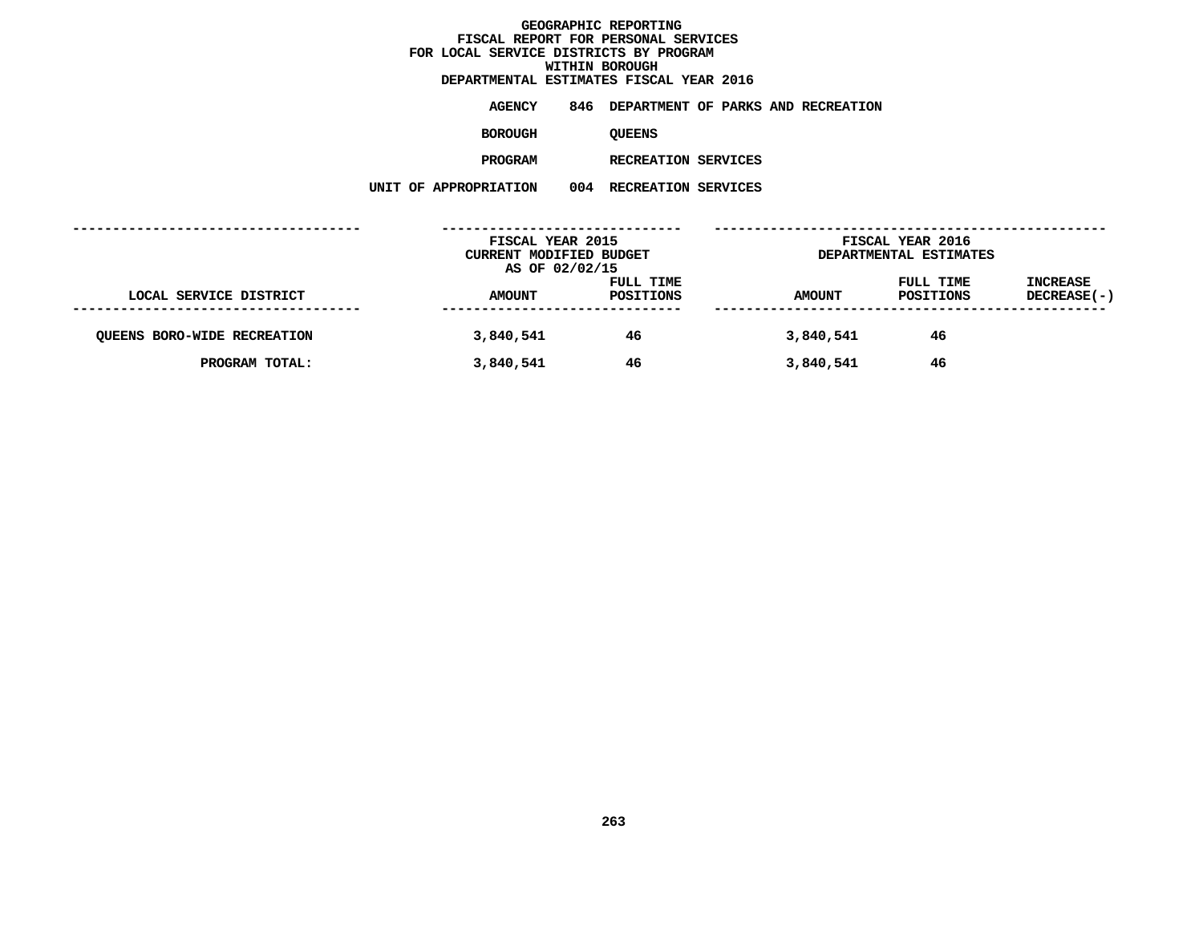# GEOGRAPHIC REPORTING
## FISCAL REPORT FOR PERSONAL SERVICES
## FOR LOCAL SERVICE DISTRICTS BY PROGRAM
## WITHIN BOROUGH
## DEPARTMENTAL ESTIMATES FISCAL YEAR 2016

**AGENCY** 846 DEPARTMENT OF PARKS AND RECREATION

**BOROUGH** QUEENS

**PROGRAM** RECREATION SERVICES

**UNIT OF APPROPRIATION** 004 RECREATION SERVICES

| LOCAL SERVICE DISTRICT | FISCAL YEAR 2015 CURRENT MODIFIED BUDGET AS OF 02/02/15 AMOUNT | FULL TIME POSITIONS | FISCAL YEAR 2016 DEPARTMENTAL ESTIMATES AMOUNT | FULL TIME POSITIONS | INCREASE DECREASE(-) |
|---|---|---|---|---|---|
| QUEENS BORO-WIDE RECREATION | 3,840,541 | 46 | 3,840,541 | 46 | |
| PROGRAM TOTAL: | 3,840,541 | 46 | 3,840,541 | 46 | |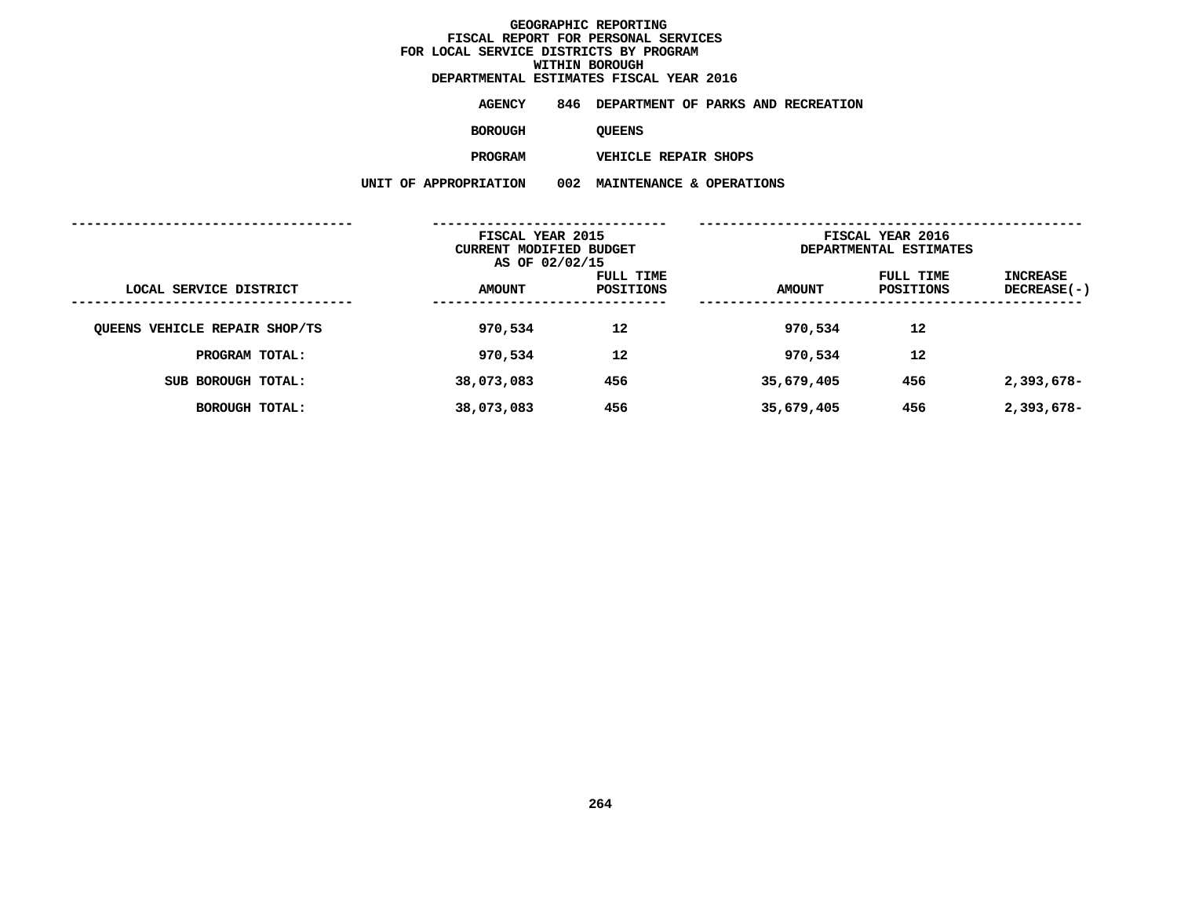# GEOGRAPHIC REPORTING
## FISCAL REPORT FOR PERSONAL SERVICES
## FOR LOCAL SERVICE DISTRICTS BY PROGRAM
## WITHIN BOROUGH
## DEPARTMENTAL ESTIMATES FISCAL YEAR 2016

**AGENCY** 846 DEPARTMENT OF PARKS AND RECREATION

**BOROUGH** QUEENS

**PROGRAM** VEHICLE REPAIR SHOPS

**UNIT OF APPROPRIATION** 002 MAINTENANCE & OPERATIONS

| | FISCAL YEAR 2015 CURRENT MODIFIED BUDGET AS OF 02/02/15 | | FISCAL YEAR 2016 DEPARTMENTAL ESTIMATES | | |
|---|---|---|---|---|---|
| LOCAL SERVICE DISTRICT | AMOUNT | FULL TIME POSITIONS | AMOUNT | FULL TIME POSITIONS | INCREASE DECREASE(-) |
| QUEENS VEHICLE REPAIR SHOP/TS | 970,534 | 12 | 970,534 | 12 | |
| PROGRAM TOTAL: | 970,534 | 12 | 970,534 | 12 | |
| SUB BOROUGH TOTAL: | 38,073,083 | 456 | 35,679,405 | 456 | 2,393,678- |
| BOROUGH TOTAL: | 38,073,083 | 456 | 35,679,405 | 456 | 2,393,678- |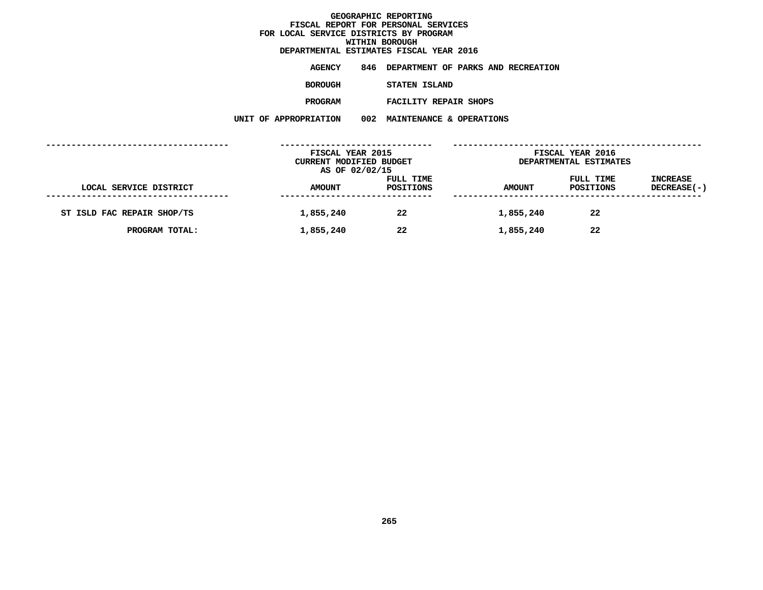# GEOGRAPHIC REPORTING
## FISCAL REPORT FOR PERSONAL SERVICES
## FOR LOCAL SERVICE DISTRICTS BY PROGRAM
## WITHIN BOROUGH
## DEPARTMENTAL ESTIMATES FISCAL YEAR 2016

**AGENCY** 846 DEPARTMENT OF PARKS AND RECREATION

**BOROUGH** STATEN ISLAND

**PROGRAM** FACILITY REPAIR SHOPS

**UNIT OF APPROPRIATION** 002 MAINTENANCE & OPERATIONS

| LOCAL SERVICE DISTRICT | FISCAL YEAR 2015 CURRENT MODIFIED BUDGET AS OF 02/02/15 AMOUNT | FULL TIME POSITIONS | FISCAL YEAR 2016 DEPARTMENTAL ESTIMATES AMOUNT | FULL TIME POSITIONS | INCREASE DECREASE(-) |
|---|---|---|---|---|---|
| ST ISLD FAC REPAIR SHOP/TS | 1,855,240 | 22 | 1,855,240 | 22 | |
| PROGRAM TOTAL: | 1,855,240 | 22 | 1,855,240 | 22 | |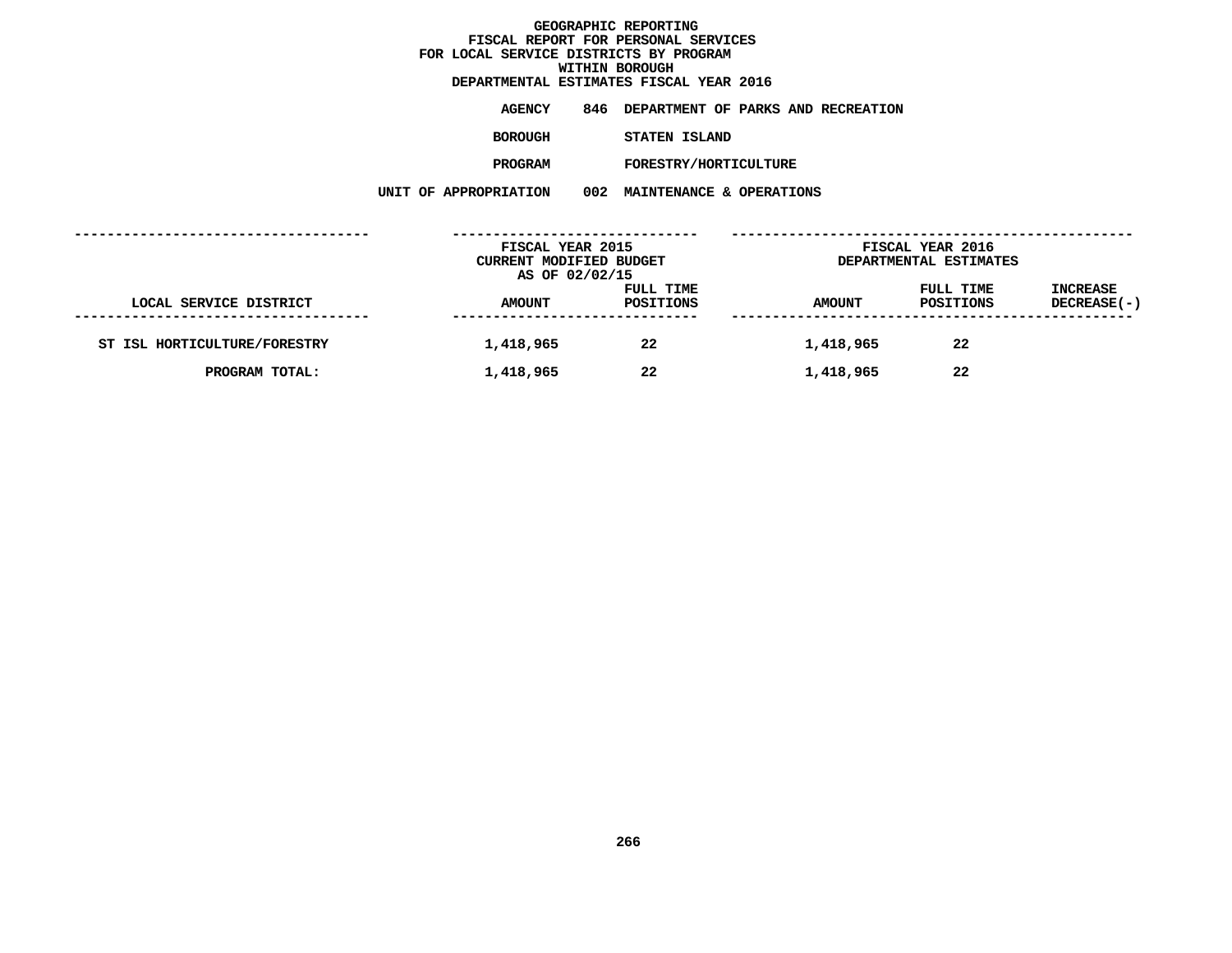# GEOGRAPHIC REPORTING
## FISCAL REPORT FOR PERSONAL SERVICES
## FOR LOCAL SERVICE DISTRICTS BY PROGRAM
## WITHIN BOROUGH
## DEPARTMENTAL ESTIMATES FISCAL YEAR 2016

**AGENCY** 846 DEPARTMENT OF PARKS AND RECREATION

**BOROUGH** STATEN ISLAND

**PROGRAM** FORESTRY/HORTICULTURE

**UNIT OF APPROPRIATION** 002 MAINTENANCE & OPERATIONS

| | FISCAL YEAR 2015 CURRENT MODIFIED BUDGET AS OF 02/02/15 | | FISCAL YEAR 2016 DEPARTMENTAL ESTIMATES | | |
|---|---|---|---|---|---|
| LOCAL SERVICE DISTRICT | AMOUNT | FULL TIME POSITIONS | AMOUNT | FULL TIME POSITIONS | INCREASE DECREASE(-) |
| ST ISL HORTICULTURE/FORESTRY | 1,418,965 | 22 | 1,418,965 | 22 | |
| PROGRAM TOTAL: | 1,418,965 | 22 | 1,418,965 | 22 | |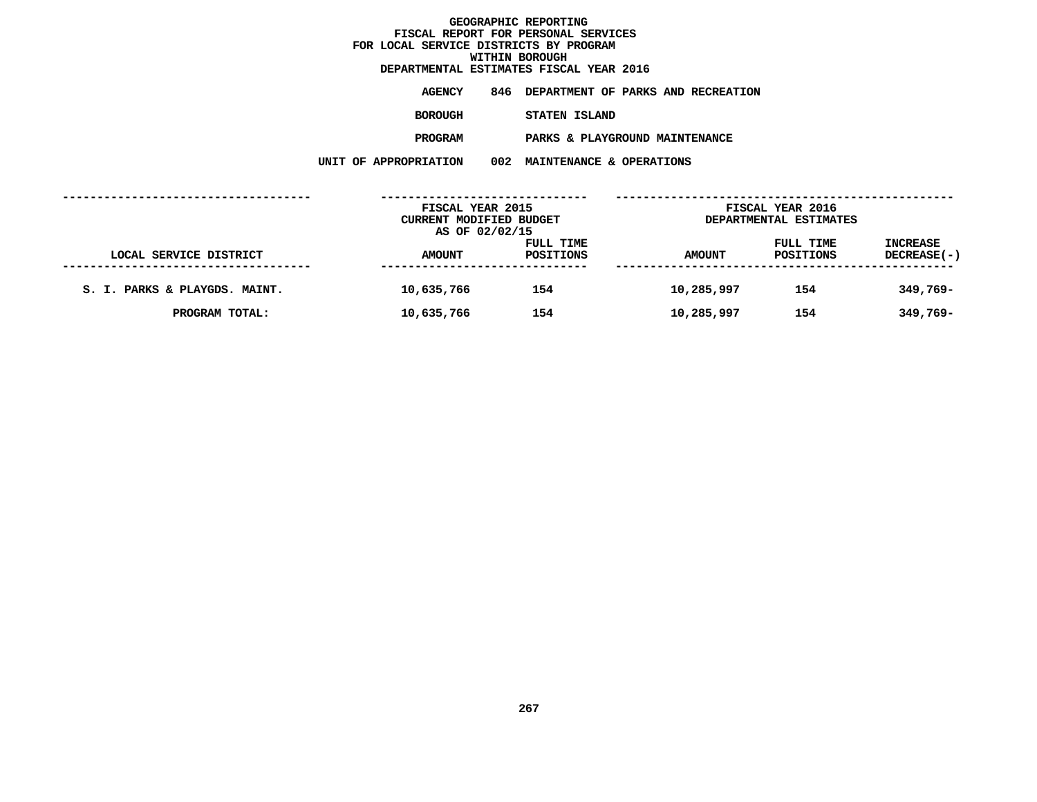# GEOGRAPHIC REPORTING
## FISCAL REPORT FOR PERSONAL SERVICES
## FOR LOCAL SERVICE DISTRICTS BY PROGRAM
## WITHIN BOROUGH
## DEPARTMENTAL ESTIMATES FISCAL YEAR 2016

**AGENCY** 846 DEPARTMENT OF PARKS AND RECREATION

**BOROUGH** STATEN ISLAND

**PROGRAM** PARKS & PLAYGROUND MAINTENANCE

**UNIT OF APPROPRIATION** 002 MAINTENANCE & OPERATIONS

| | FISCAL YEAR 2015 CURRENT MODIFIED BUDGET AS OF 02/02/15 | | FISCAL YEAR 2016 DEPARTMENTAL ESTIMATES | | |
|---|---|---|---|---|---|
| LOCAL SERVICE DISTRICT | AMOUNT | FULL TIME POSITIONS | AMOUNT | FULL TIME POSITIONS | INCREASE DECREASE(-) |
| S. I. PARKS & PLAYGDS. MAINT. | 10,635,766 | 154 | 10,285,997 | 154 | 349,769- |
| PROGRAM TOTAL: | 10,635,766 | 154 | 10,285,997 | 154 | 349,769- |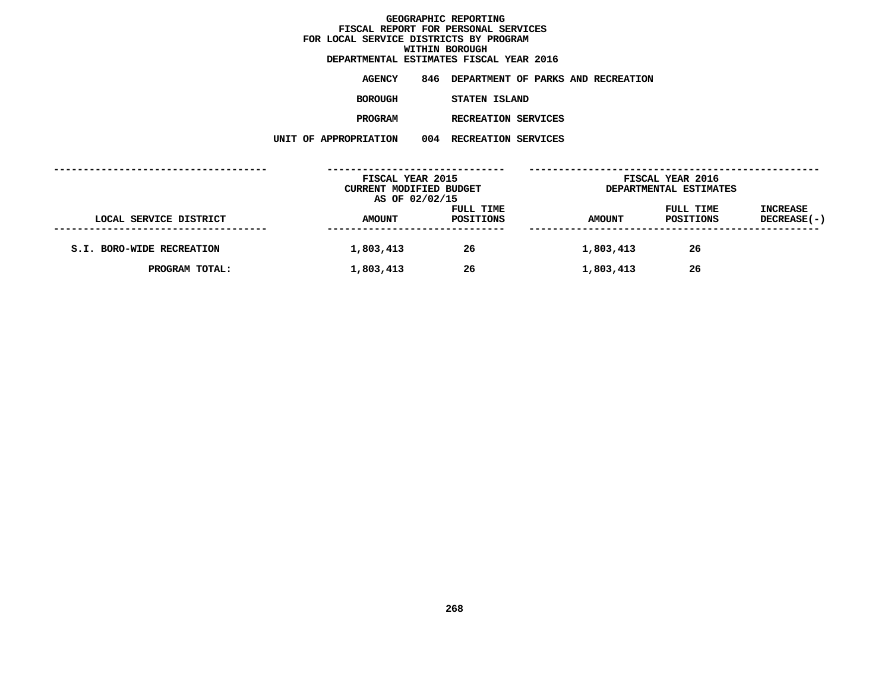# GEOGRAPHIC REPORTING
## FISCAL REPORT FOR PERSONAL SERVICES
## FOR LOCAL SERVICE DISTRICTS BY PROGRAM
## WITHIN BOROUGH
## DEPARTMENTAL ESTIMATES FISCAL YEAR 2016

**AGENCY** 846 DEPARTMENT OF PARKS AND RECREATION

**BOROUGH** STATEN ISLAND

**PROGRAM** RECREATION SERVICES

**UNIT OF APPROPRIATION** 004 RECREATION SERVICES

| | FISCAL YEAR 2015 CURRENT MODIFIED BUDGET AS OF 02/02/15 | | FISCAL YEAR 2016 DEPARTMENTAL ESTIMATES | | |
|---|---|---|---|---|---|
| LOCAL SERVICE DISTRICT | AMOUNT | FULL TIME POSITIONS | AMOUNT | FULL TIME POSITIONS | INCREASE DECREASE(-) |
| S.I. BORO-WIDE RECREATION | 1,803,413 | 26 | 1,803,413 | 26 | |
| PROGRAM TOTAL: | 1,803,413 | 26 | 1,803,413 | 26 | |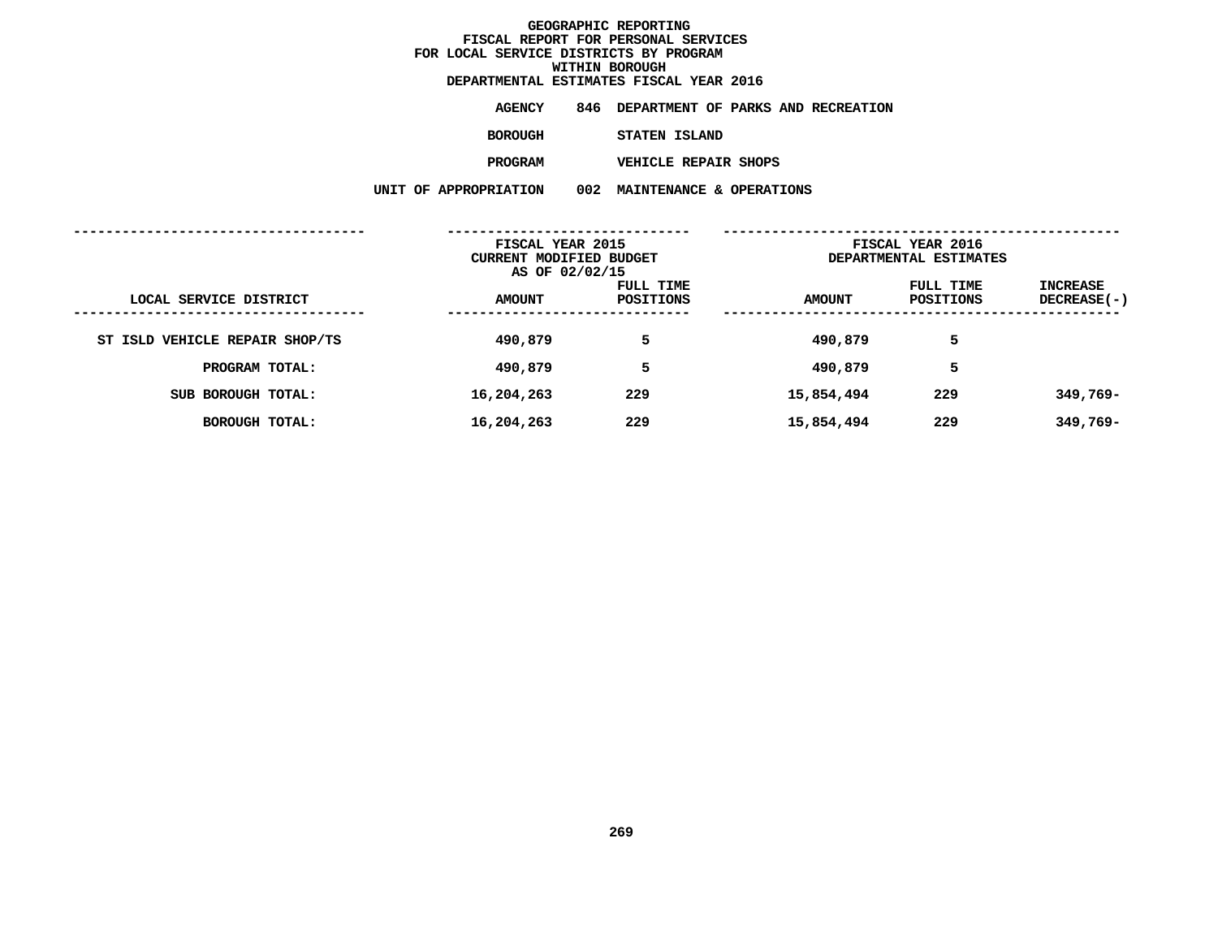# GEOGRAPHIC REPORTING
## FISCAL REPORT FOR PERSONAL SERVICES
## FOR LOCAL SERVICE DISTRICTS BY PROGRAM
## WITHIN BOROUGH
## DEPARTMENTAL ESTIMATES FISCAL YEAR 2016

**AGENCY** 846 DEPARTMENT OF PARKS AND RECREATION

**BOROUGH** STATEN ISLAND

**PROGRAM** VEHICLE REPAIR SHOPS

**UNIT OF APPROPRIATION** 002 MAINTENANCE & OPERATIONS

| | FISCAL YEAR 2015 CURRENT MODIFIED BUDGET AS OF 02/02/15 | | FISCAL YEAR 2016 DEPARTMENTAL ESTIMATES | | |
|---|---|---|---|---|---|
| LOCAL SERVICE DISTRICT | AMOUNT | FULL TIME POSITIONS | AMOUNT | FULL TIME POSITIONS | INCREASE DECREASE(-) |
| ST ISLD VEHICLE REPAIR SHOP/TS | 490,879 | 5 | 490,879 | 5 | |
| PROGRAM TOTAL: | 490,879 | 5 | 490,879 | 5 | |
| SUB BOROUGH TOTAL: | 16,204,263 | 229 | 15,854,494 | 229 | 349,769- |
| BOROUGH TOTAL: | 16,204,263 | 229 | 15,854,494 | 229 | 349,769- |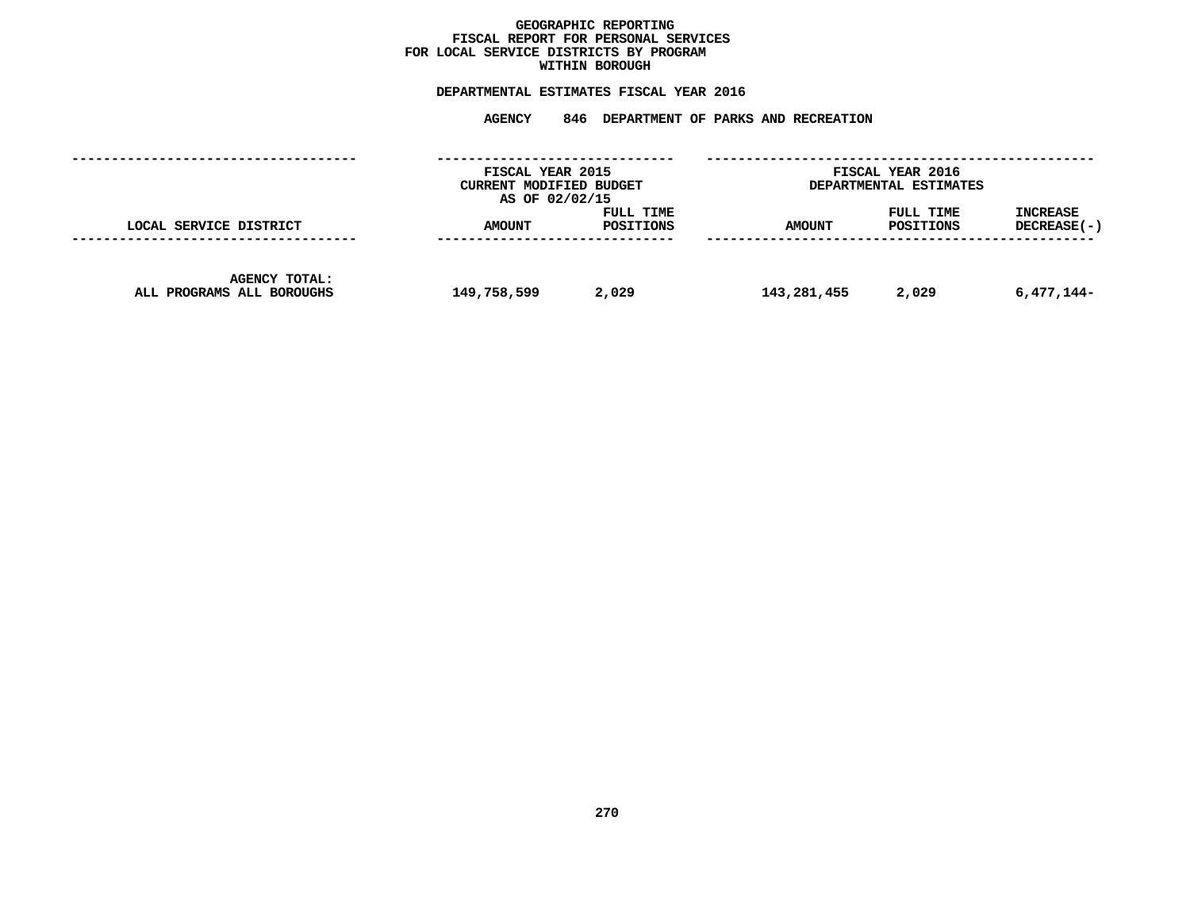# GEOGRAPHIC REPORTING
## FISCAL REPORT FOR PERSONAL SERVICES
## FOR LOCAL SERVICE DISTRICTS BY PROGRAM
## WITHIN BOROUGH

### DEPARTMENTAL ESTIMATES FISCAL YEAR 2016

**AGENCY 846 DEPARTMENT OF PARKS AND RECREATION**

| | FISCAL YEAR 2015 CURRENT MODIFIED BUDGET AS OF 02/02/15 | | FISCAL YEAR 2016 DEPARTMENTAL ESTIMATES | | |
|---|---|---|---|---|---|
| LOCAL SERVICE DISTRICT | AMOUNT | FULL TIME POSITIONS | AMOUNT | FULL TIME POSITIONS | INCREASE DECREASE(-) |
| AGENCY TOTAL: ALL PROGRAMS ALL BOROUGHS | 149,758,599 | 2,029 | 143,281,455 | 2,029 | 6,477,144- |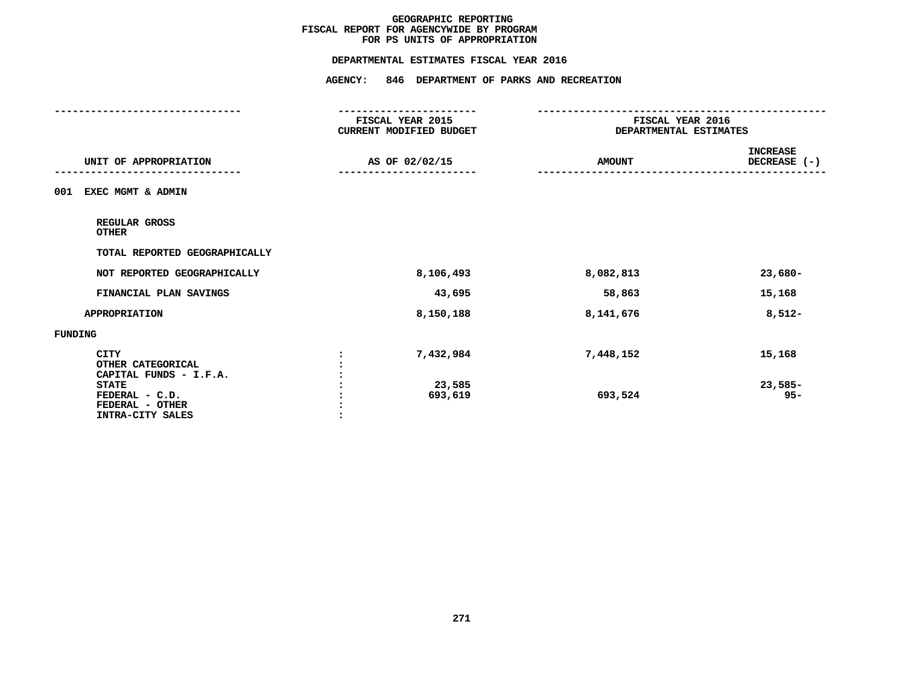# GEOGRAPHIC REPORTING
## FISCAL REPORT FOR AGENCYWIDE BY PROGRAM
## FOR PS UNITS OF APPROPRIATION

### DEPARTMENTAL ESTIMATES FISCAL YEAR 2016

### AGENCY: 846 DEPARTMENT OF PARKS AND RECREATION

| UNIT OF APPROPRIATION | FISCAL YEAR 2015 CURRENT MODIFIED BUDGET AS OF 02/02/15 | FISCAL YEAR 2016 DEPARTMENTAL ESTIMATES AMOUNT | INCREASE DECREASE (-) |
|---|---|---|---|
| **001 EXEC MGMT & ADMIN** | | | |
| REGULAR GROSS | | | |
| OTHER | | | |
| TOTAL REPORTED GEOGRAPHICALLY | | | |
| NOT REPORTED GEOGRAPHICALLY | 8,106,493 | 8,082,813 | 23,680- |
| FINANCIAL PLAN SAVINGS | 43,695 | 58,863 | 15,168 |
| APPROPRIATION | 8,150,188 | 8,141,676 | 8,512- |
| **FUNDING** | | | |
| CITY | 7,432,984 | 7,448,152 | 15,168 |
| OTHER CATEGORICAL | | | |
| CAPITAL FUNDS - I.F.A. | | | |
| STATE | 23,585 | | 23,585- |
| FEDERAL - C.D. | 693,619 | 693,524 | 95- |
| FEDERAL - OTHER | | | |
| INTRA-CITY SALES | | | |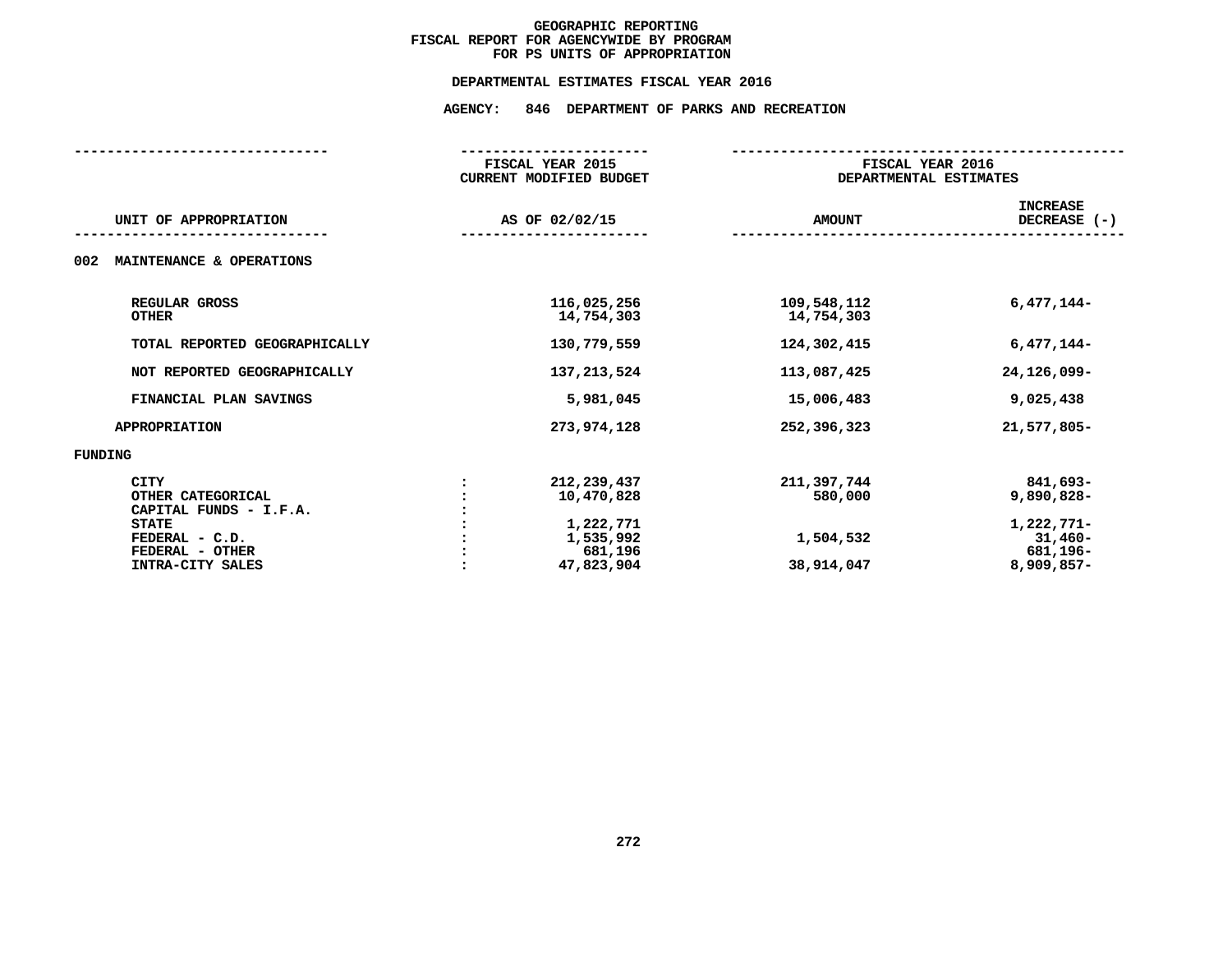# GEOGRAPHIC REPORTING
## FISCAL REPORT FOR AGENCYWIDE BY PROGRAM
## FOR PS UNITS OF APPROPRIATION

### DEPARTMENTAL ESTIMATES FISCAL YEAR 2016

### AGENCY: 846 DEPARTMENT OF PARKS AND RECREATION

| UNIT OF APPROPRIATION | FISCAL YEAR 2015 CURRENT MODIFIED BUDGET AS OF 02/02/15 | FISCAL YEAR 2016 DEPARTMENTAL ESTIMATES AMOUNT | INCREASE DECREASE (-) |
|---|---|---|---|
| **002 MAINTENANCE & OPERATIONS** | | | |
| REGULAR GROSS | 116,025,256 | 109,548,112 | 6,477,144- |
| OTHER | 14,754,303 | 14,754,303 | |
| TOTAL REPORTED GEOGRAPHICALLY | 130,779,559 | 124,302,415 | 6,477,144- |
| NOT REPORTED GEOGRAPHICALLY | 137,213,524 | 113,087,425 | 24,126,099- |
| FINANCIAL PLAN SAVINGS | 5,981,045 | 15,006,483 | 9,025,438 |
| APPROPRIATION | 273,974,128 | 252,396,323 | 21,577,805- |
| **FUNDING** | | | |
| CITY | 212,239,437 | 211,397,744 | 841,693- |
| OTHER CATEGORICAL | 10,470,828 | 580,000 | 9,890,828- |
| CAPITAL FUNDS - I.F.A. | | | |
| STATE | 1,222,771 | | 1,222,771- |
| FEDERAL - C.D. | 1,535,992 | 1,504,532 | 31,460- |
| FEDERAL - OTHER | 681,196 | | 681,196- |
| INTRA-CITY SALES | 47,823,904 | 38,914,047 | 8,909,857- |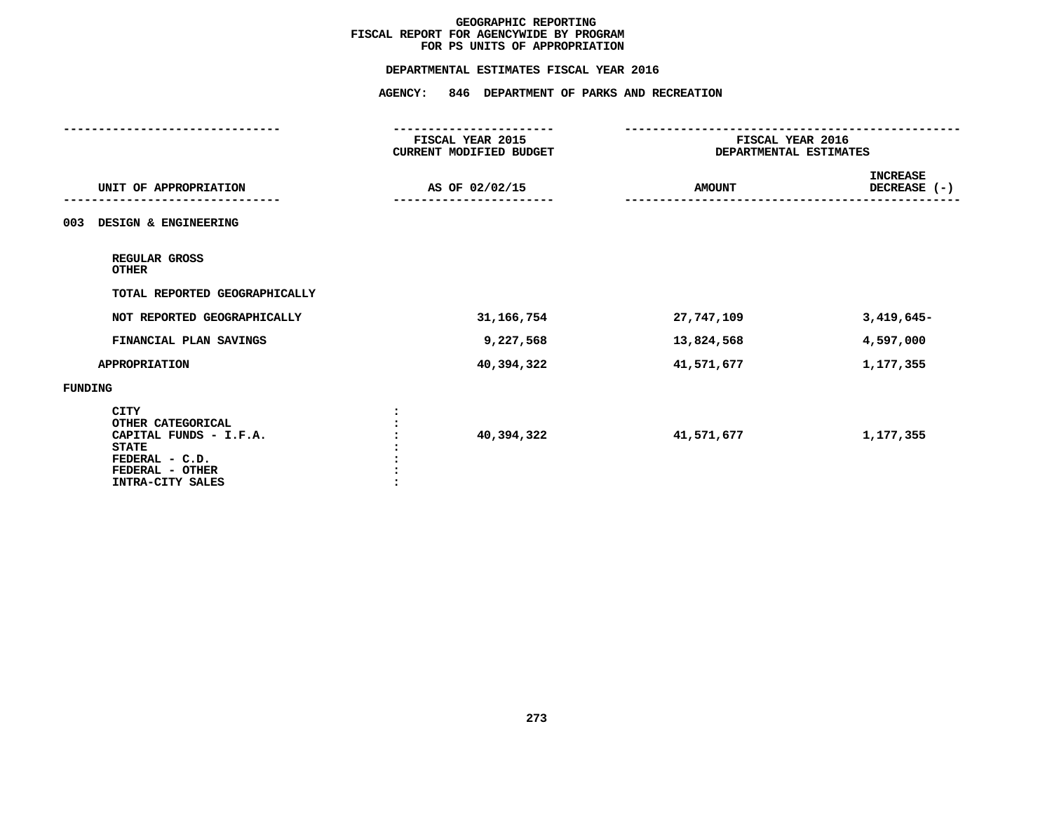# GEOGRAPHIC REPORTING
## FISCAL REPORT FOR AGENCYWIDE BY PROGRAM
## FOR PS UNITS OF APPROPRIATION

**DEPARTMENTAL ESTIMATES FISCAL YEAR 2016**

**AGENCY: 846 DEPARTMENT OF PARKS AND RECREATION**

| UNIT OF APPROPRIATION | FISCAL YEAR 2015 CURRENT MODIFIED BUDGET AS OF 02/02/15 | FISCAL YEAR 2016 DEPARTMENTAL ESTIMATES AMOUNT | INCREASE DECREASE (-) |
|---|---|---|---|
| 003 DESIGN & ENGINEERING | | | |
| REGULAR GROSS | | | |
| OTHER | | | |
| TOTAL REPORTED GEOGRAPHICALLY | | | |
| NOT REPORTED GEOGRAPHICALLY | 31,166,754 | 27,747,109 | 3,419,645- |
| FINANCIAL PLAN SAVINGS | 9,227,568 | 13,824,568 | 4,597,000 |
| APPROPRIATION | 40,394,322 | 41,571,677 | 1,177,355 |
| FUNDING | | | |
| CITY | | | |
| OTHER CATEGORICAL | | | |
| CAPITAL FUNDS - I.F.A. | 40,394,322 | 41,571,677 | 1,177,355 |
| STATE | | | |
| FEDERAL - C.D. | | | |
| FEDERAL - OTHER | | | |
| INTRA-CITY SALES | | | |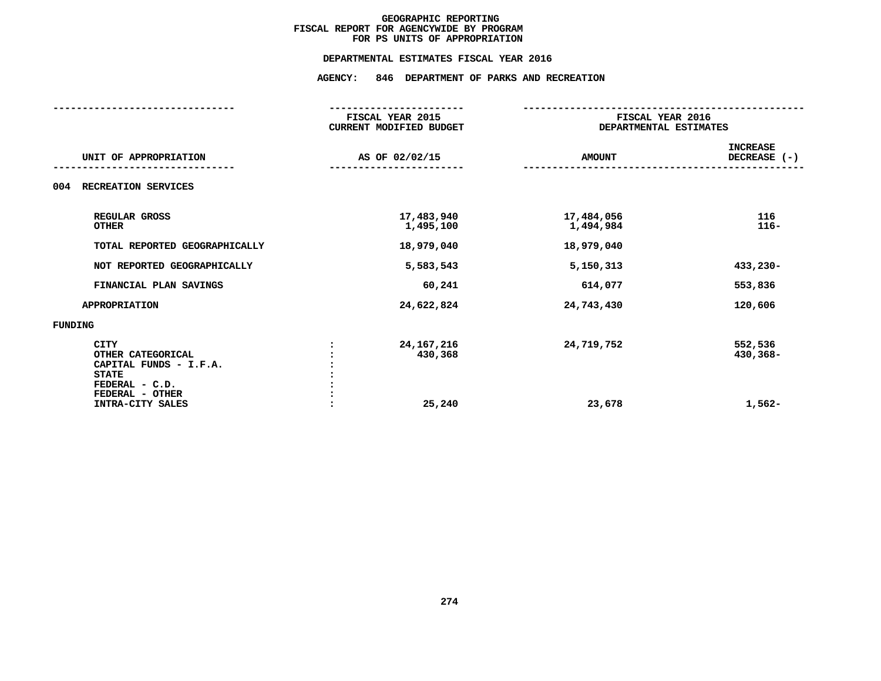# GEOGRAPHIC REPORTING
## FISCAL REPORT FOR AGENCYWIDE BY PROGRAM
## FOR PS UNITS OF APPROPRIATION

**DEPARTMENTAL ESTIMATES FISCAL YEAR 2016**

**AGENCY: 846 DEPARTMENT OF PARKS AND RECREATION**

| UNIT OF APPROPRIATION | | FISCAL YEAR 2015 CURRENT MODIFIED BUDGET AS OF 02/02/15 | FISCAL YEAR 2016 DEPARTMENTAL ESTIMATES AMOUNT | INCREASE DECREASE (-) |
|---|---|---|---|---|
| 004 RECREATION SERVICES | | | | |
| REGULAR GROSS | | 17,483,940 | 17,484,056 | 116 |
| OTHER | | 1,495,100 | 1,494,984 | 116- |
| TOTAL REPORTED GEOGRAPHICALLY | | 18,979,040 | 18,979,040 | |
| NOT REPORTED GEOGRAPHICALLY | | 5,583,543 | 5,150,313 | 433,230- |
| FINANCIAL PLAN SAVINGS | | 60,241 | 614,077 | 553,836 |
| APPROPRIATION | | 24,622,824 | 24,743,430 | 120,606 |
| FUNDING | | | | |
| CITY | : | 24,167,216 | 24,719,752 | 552,536 |
| OTHER CATEGORICAL | : | 430,368 | | 430,368- |
| CAPITAL FUNDS - I.F.A. | : | | | |
| STATE | : | | | |
| FEDERAL - C.D. | : | | | |
| FEDERAL - OTHER | : | | | |
| INTRA-CITY SALES | : | 25,240 | 23,678 | 1,562- |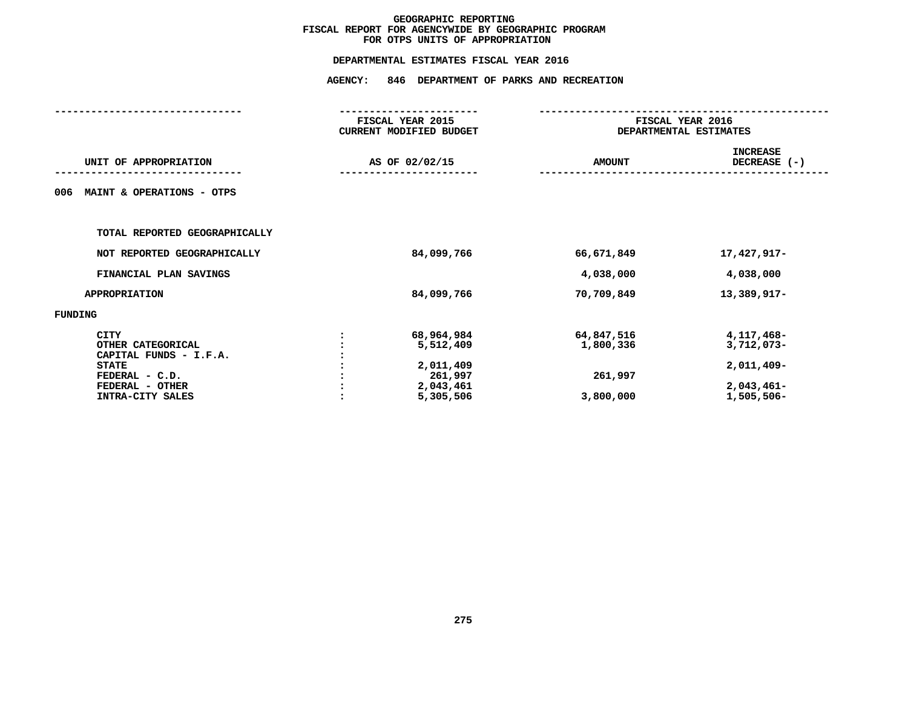# GEOGRAPHIC REPORTING
## FISCAL REPORT FOR AGENCYWIDE BY GEOGRAPHIC PROGRAM
## FOR OTPS UNITS OF APPROPRIATION

### DEPARTMENTAL ESTIMATES FISCAL YEAR 2016

### AGENCY: 846 DEPARTMENT OF PARKS AND RECREATION

| UNIT OF APPROPRIATION | | FISCAL YEAR 2015 CURRENT MODIFIED BUDGET AS OF 02/02/15 | FISCAL YEAR 2016 DEPARTMENTAL ESTIMATES AMOUNT | INCREASE DECREASE (-) |
|---|---|---|---|---|
| **006 MAINT & OPERATIONS - OTPS** | | | | |
| TOTAL REPORTED GEOGRAPHICALLY | | | | |
| NOT REPORTED GEOGRAPHICALLY | | 84,099,766 | 66,671,849 | 17,427,917- |
| FINANCIAL PLAN SAVINGS | | | 4,038,000 | 4,038,000 |
| APPROPRIATION | | 84,099,766 | 70,709,849 | 13,389,917- |
| **FUNDING** | | | | |
| CITY | : | 68,964,984 | 64,847,516 | 4,117,468- |
| OTHER CATEGORICAL | : | 5,512,409 | 1,800,336 | 3,712,073- |
| CAPITAL FUNDS - I.F.A. | : | | | |
| STATE | : | 2,011,409 | | 2,011,409- |
| FEDERAL - C.D. | : | 261,997 | 261,997 | |
| FEDERAL - OTHER | : | 2,043,461 | | 2,043,461- |
| INTRA-CITY SALES | : | 5,305,506 | 3,800,000 | 1,505,506- |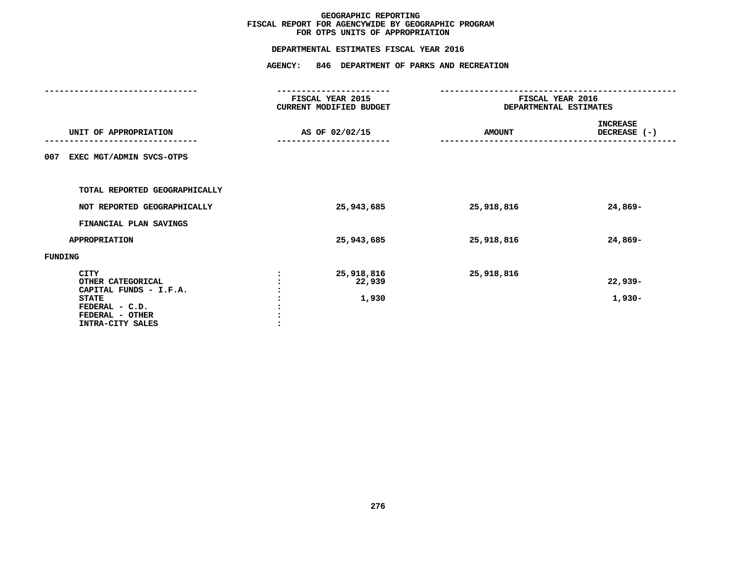# GEOGRAPHIC REPORTING
## FISCAL REPORT FOR AGENCYWIDE BY GEOGRAPHIC PROGRAM
## FOR OTPS UNITS OF APPROPRIATION

### DEPARTMENTAL ESTIMATES FISCAL YEAR 2016

### AGENCY: 846 DEPARTMENT OF PARKS AND RECREATION

| UNIT OF APPROPRIATION | FISCAL YEAR 2015 CURRENT MODIFIED BUDGET AS OF 02/02/15 | FISCAL YEAR 2016 DEPARTMENTAL ESTIMATES AMOUNT | INCREASE DECREASE (-) |
|---|---|---|---|
| **007 EXEC MGT/ADMIN SVCS-OTPS** | | | |
| TOTAL REPORTED GEOGRAPHICALLY | | | |
| NOT REPORTED GEOGRAPHICALLY | 25,943,685 | 25,918,816 | 24,869- |
| FINANCIAL PLAN SAVINGS | | | |
| APPROPRIATION | 25,943,685 | 25,918,816 | 24,869- |
| **FUNDING** | | | |
| CITY | 25,918,816 | 25,918,816 | |
| OTHER CATEGORICAL | 22,939 | | 22,939- |
| CAPITAL FUNDS - I.F.A. | | | |
| STATE | 1,930 | | 1,930- |
| FEDERAL - C.D. | | | |
| FEDERAL - OTHER | | | |
| INTRA-CITY SALES | | | |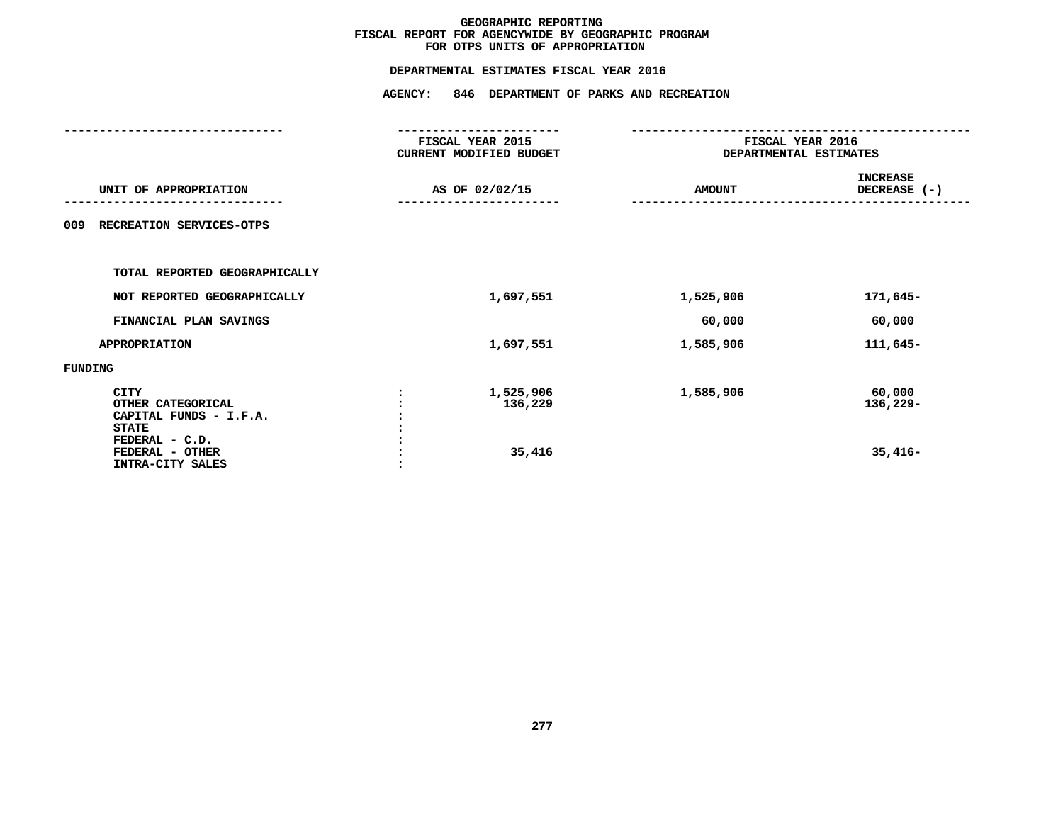# GEOGRAPHIC REPORTING
## FISCAL REPORT FOR AGENCYWIDE BY GEOGRAPHIC PROGRAM
## FOR OTPS UNITS OF APPROPRIATION

### DEPARTMENTAL ESTIMATES FISCAL YEAR 2016

### AGENCY: 846 DEPARTMENT OF PARKS AND RECREATION

| UNIT OF APPROPRIATION | | FISCAL YEAR 2015 CURRENT MODIFIED BUDGET AS OF 02/02/15 | FISCAL YEAR 2016 DEPARTMENTAL ESTIMATES AMOUNT | INCREASE DECREASE (-) |
|---|---|---|---|---|
| 009 RECREATION SERVICES-OTPS | | | | |
| TOTAL REPORTED GEOGRAPHICALLY | | | | |
| NOT REPORTED GEOGRAPHICALLY | | 1,697,551 | 1,525,906 | 171,645- |
| FINANCIAL PLAN SAVINGS | | | 60,000 | 60,000 |
| APPROPRIATION | | 1,697,551 | 1,585,906 | 111,645- |
| FUNDING | | | | |
| CITY | : | 1,525,906 | 1,585,906 | 60,000 |
| OTHER CATEGORICAL | : | 136,229 | | 136,229- |
| CAPITAL FUNDS - I.F.A. | : | | | |
| STATE | : | | | |
| FEDERAL - C.D. | : | | | |
| FEDERAL - OTHER | : | 35,416 | | 35,416- |
| INTRA-CITY SALES | : | | | |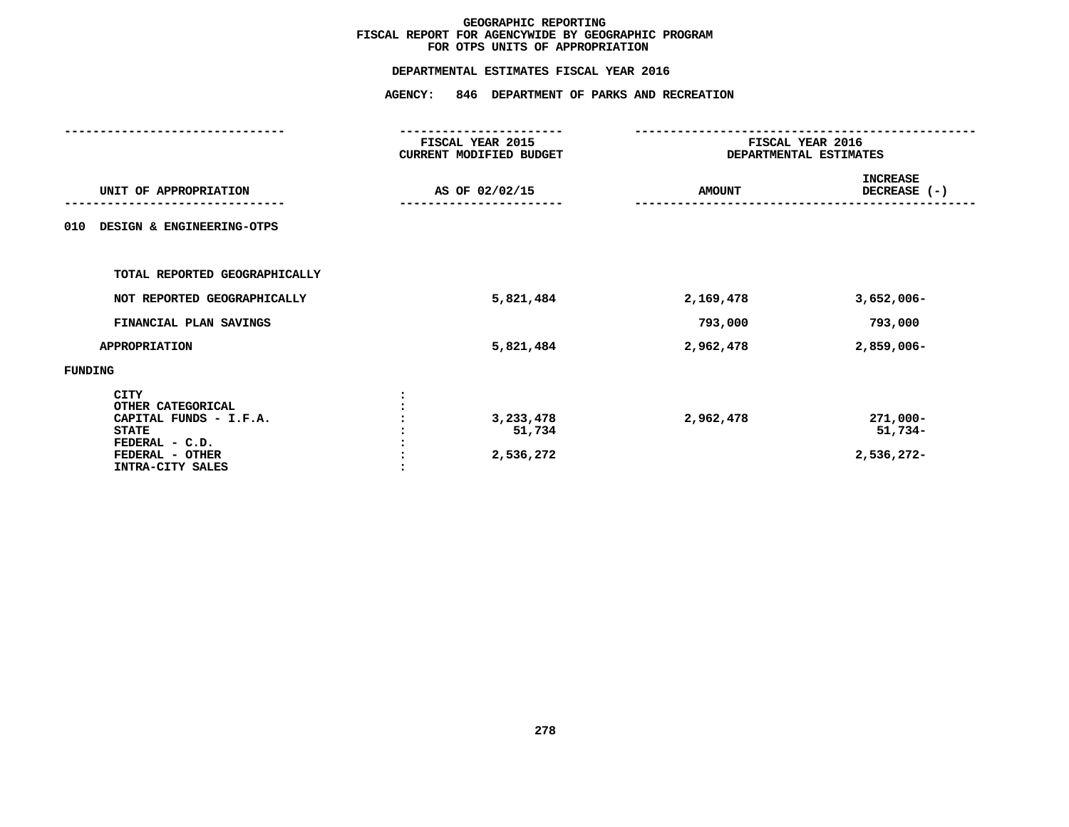**GEOGRAPHIC REPORTING**
**FISCAL REPORT FOR AGENCYWIDE BY GEOGRAPHIC PROGRAM**
**FOR OTPS UNITS OF APPROPRIATION**

**DEPARTMENTAL ESTIMATES FISCAL YEAR 2016**

**AGENCY: 846 DEPARTMENT OF PARKS AND RECREATION**

| UNIT OF APPROPRIATION | FISCAL YEAR 2015 CURRENT MODIFIED BUDGET AS OF 02/02/15 | FISCAL YEAR 2016 DEPARTMENTAL ESTIMATES AMOUNT | INCREASE DECREASE (-) |
|---|---|---|---|
| 010 DESIGN & ENGINEERING-OTPS | | | |
| TOTAL REPORTED GEOGRAPHICALLY | | | |
| NOT REPORTED GEOGRAPHICALLY | 5,821,484 | 2,169,478 | 3,652,006- |
| FINANCIAL PLAN SAVINGS | | 793,000 | 793,000 |
| APPROPRIATION | 5,821,484 | 2,962,478 | 2,859,006- |
| FUNDING | | | |
| CITY | | | |
| OTHER CATEGORICAL | | | |
| CAPITAL FUNDS - I.F.A. | 3,233,478 | 2,962,478 | 271,000- |
| STATE | 51,734 | | 51,734- |
| FEDERAL - C.D. | | | |
| FEDERAL - OTHER | 2,536,272 | | 2,536,272- |
| INTRA-CITY SALES | | | |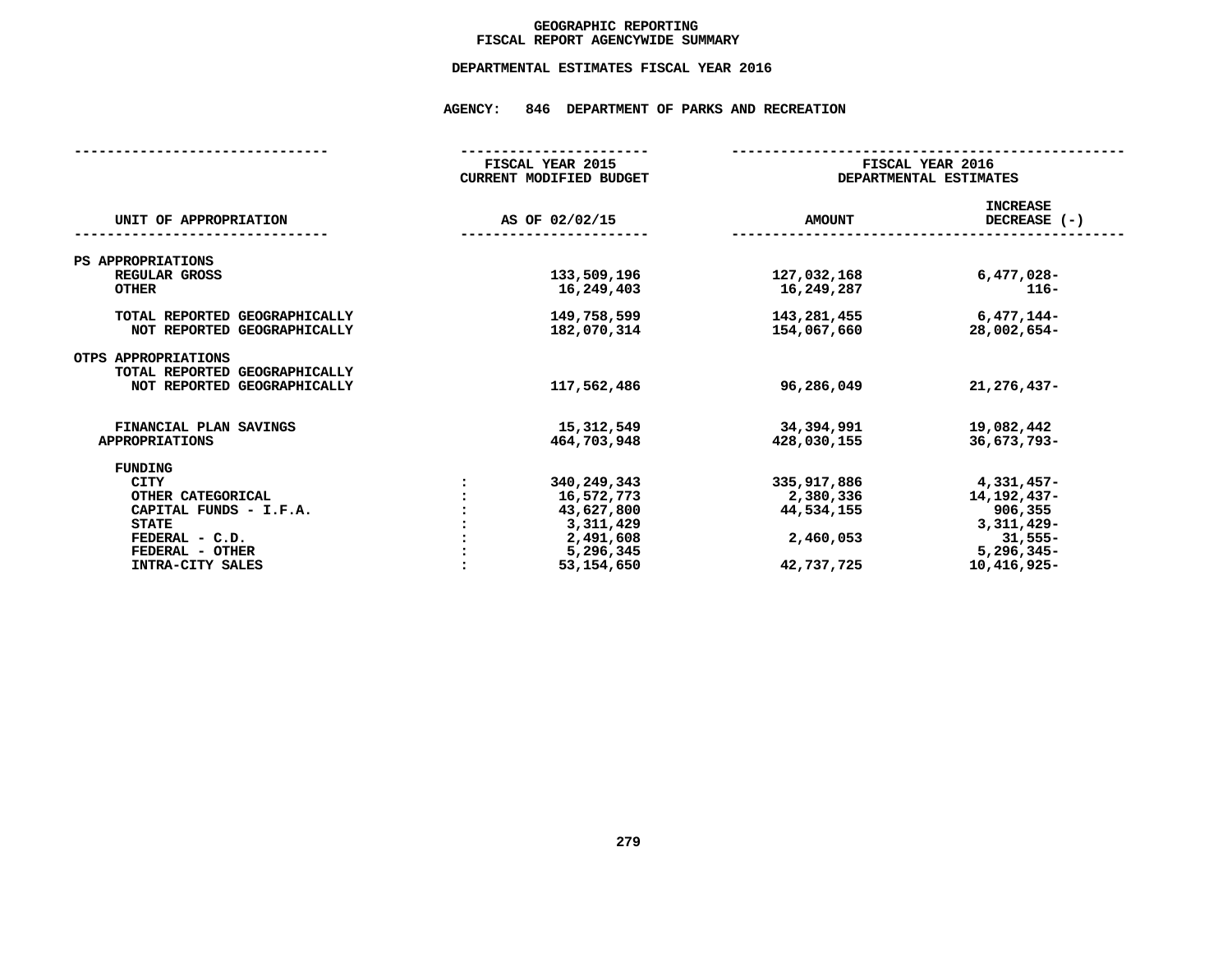# GEOGRAPHIC REPORTING
## FISCAL REPORT AGENCYWIDE SUMMARY

### DEPARTMENTAL ESTIMATES FISCAL YEAR 2016

### AGENCY: 846 DEPARTMENT OF PARKS AND RECREATION

| UNIT OF APPROPRIATION | | FISCAL YEAR 2015 CURRENT MODIFIED BUDGET AS OF 02/02/15 | FISCAL YEAR 2016 DEPARTMENTAL ESTIMATES AMOUNT | INCREASE DECREASE (-) |
|---|---|---|---|---|
| PS APPROPRIATIONS | | | | |
| REGULAR GROSS | | 133,509,196 | 127,032,168 | 6,477,028- |
| OTHER | | 16,249,403 | 16,249,287 | 116- |
| TOTAL REPORTED GEOGRAPHICALLY | | 149,758,599 | 143,281,455 | 6,477,144- |
| NOT REPORTED GEOGRAPHICALLY | | 182,070,314 | 154,067,660 | 28,002,654- |
| OTPS APPROPRIATIONS | | | | |
| TOTAL REPORTED GEOGRAPHICALLY | | | | |
| NOT REPORTED GEOGRAPHICALLY | | 117,562,486 | 96,286,049 | 21,276,437- |
| FINANCIAL PLAN SAVINGS | | 15,312,549 | 34,394,991 | 19,082,442 |
| APPROPRIATIONS | | 464,703,948 | 428,030,155 | 36,673,793- |
| FUNDING | | | | |
| CITY | : | 340,249,343 | 335,917,886 | 4,331,457- |
| OTHER CATEGORICAL | : | 16,572,773 | 2,380,336 | 14,192,437- |
| CAPITAL FUNDS - I.F.A. | : | 43,627,800 | 44,534,155 | 906,355 |
| STATE | : | 3,311,429 | | 3,311,429- |
| FEDERAL - C.D. | : | 2,491,608 | 2,460,053 | 31,555- |
| FEDERAL - OTHER | : | 5,296,345 | | 5,296,345- |
| INTRA-CITY SALES | : | 53,154,650 | 42,737,725 | 10,416,925- |